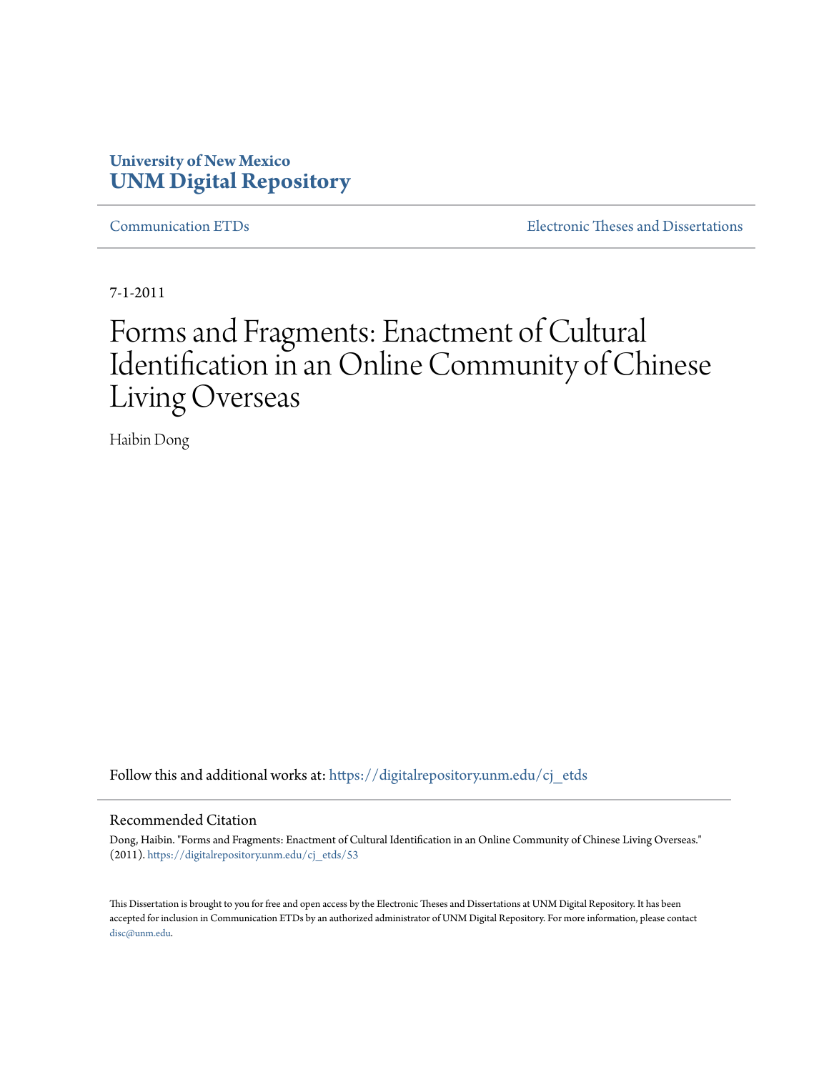University of New Mexico
**UNM Digital Repository**

Communication ETDs

Electronic Theses and Dissertations

7-1-2011

# Forms and Fragments: Enactment of Cultural Identification in an Online Community of Chinese Living Overseas

Haibin Dong

Follow this and additional works at: https://digitalrepository.unm.edu/cj_etds

## Recommended Citation

Dong, Haibin. "Forms and Fragments: Enactment of Cultural Identification in an Online Community of Chinese Living Overseas." (2011). https://digitalrepository.unm.edu/cj_etds/53

This Dissertation is brought to you for free and open access by the Electronic Theses and Dissertations at UNM Digital Repository. It has been accepted for inclusion in Communication ETDs by an authorized administrator of UNM Digital Repository. For more information, please contact disc@unm.edu.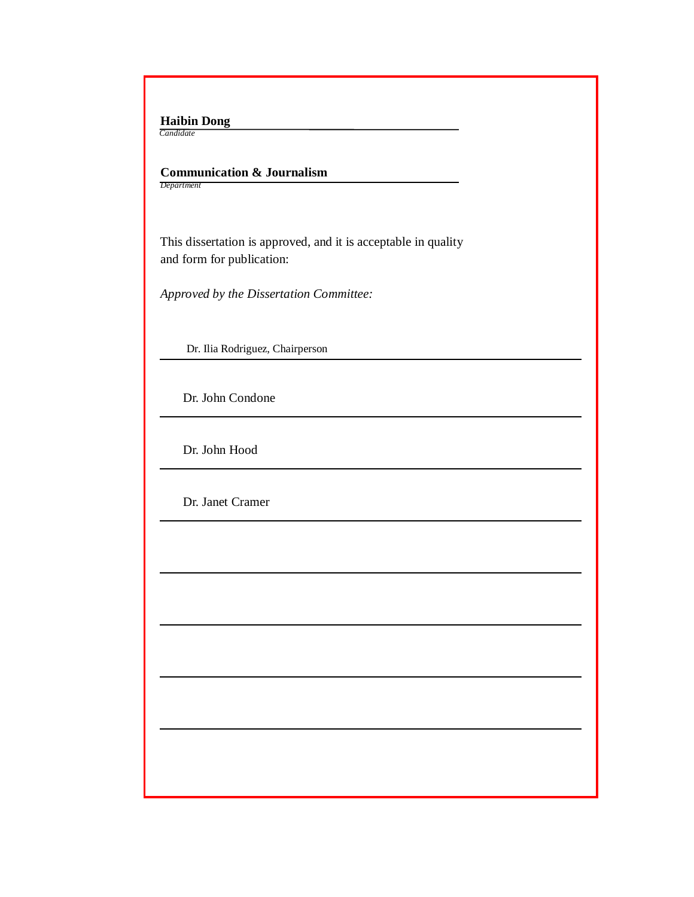**Haibin Dong**
*Candidate*

**Communication & Journalism**
*Department*

This dissertation is approved, and it is acceptable in quality and form for publication:

*Approved by the Dissertation Committee:*

Dr. Ilia Rodriguez, Chairperson

Dr. John Condone

Dr. John Hood

Dr. Janet Cramer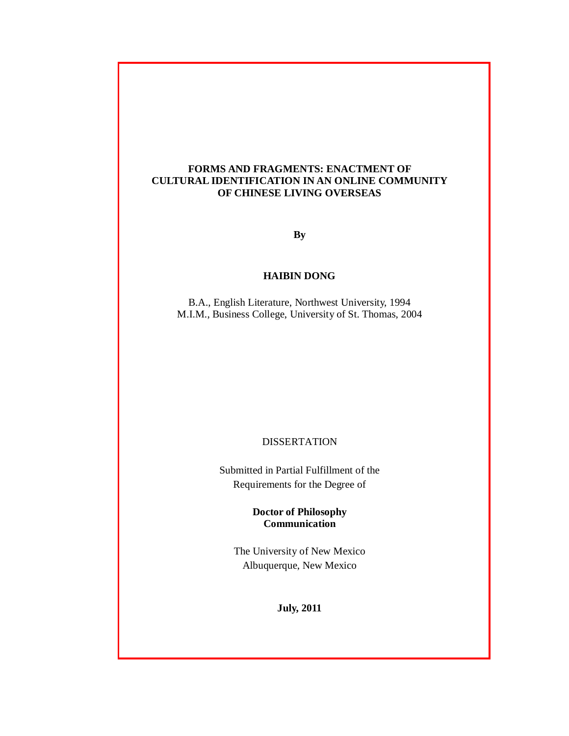# FORMS AND FRAGMENTS: ENACTMENT OF CULTURAL IDENTIFICATION IN AN ONLINE COMMUNITY OF CHINESE LIVING OVERSEAS

**By**

**HAIBIN DONG**

B.A., English Literature, Northwest University, 1994
M.I.M., Business College, University of St. Thomas, 2004

DISSERTATION

Submitted in Partial Fulfillment of the
Requirements for the Degree of

**Doctor of Philosophy**
**Communication**

The University of New Mexico
Albuquerque, New Mexico

**July, 2011**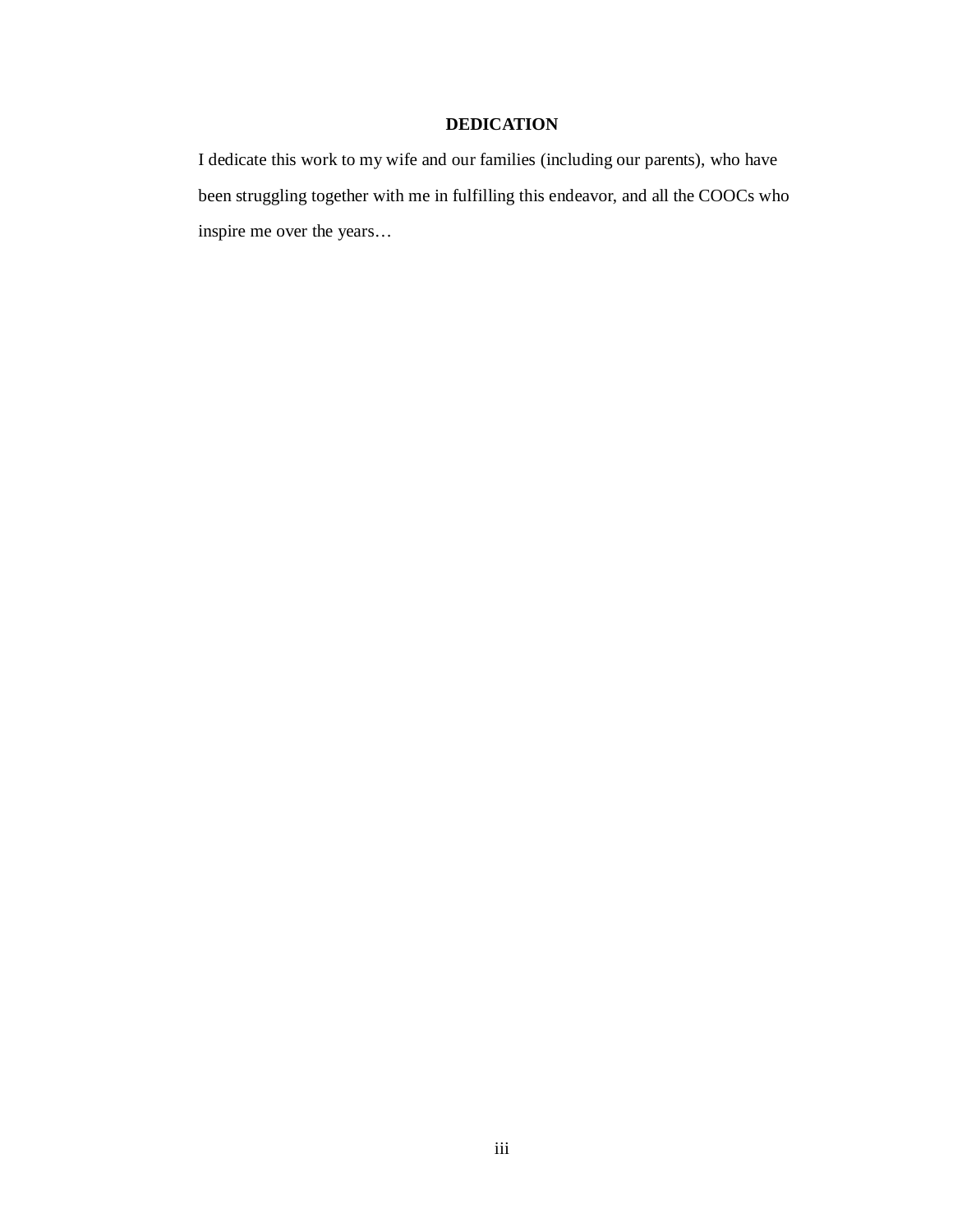# DEDICATION

I dedicate this work to my wife and our families (including our parents), who have been struggling together with me in fulfilling this endeavor, and all the COOCs who inspire me over the years…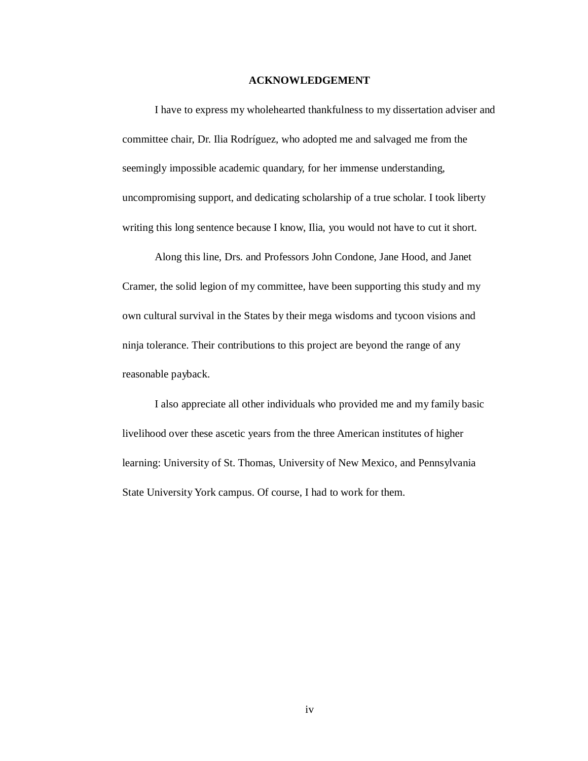# ACKNOWLEDGEMENT

I have to express my wholehearted thankfulness to my dissertation adviser and committee chair, Dr. Ilia Rodríguez, who adopted me and salvaged me from the seemingly impossible academic quandary, for her immense understanding, uncompromising support, and dedicating scholarship of a true scholar. I took liberty writing this long sentence because I know, Ilia, you would not have to cut it short.

Along this line, Drs. and Professors John Condone, Jane Hood, and Janet Cramer, the solid legion of my committee, have been supporting this study and my own cultural survival in the States by their mega wisdoms and tycoon visions and ninja tolerance. Their contributions to this project are beyond the range of any reasonable payback.

I also appreciate all other individuals who provided me and my family basic livelihood over these ascetic years from the three American institutes of higher learning: University of St. Thomas, University of New Mexico, and Pennsylvania State University York campus. Of course, I had to work for them.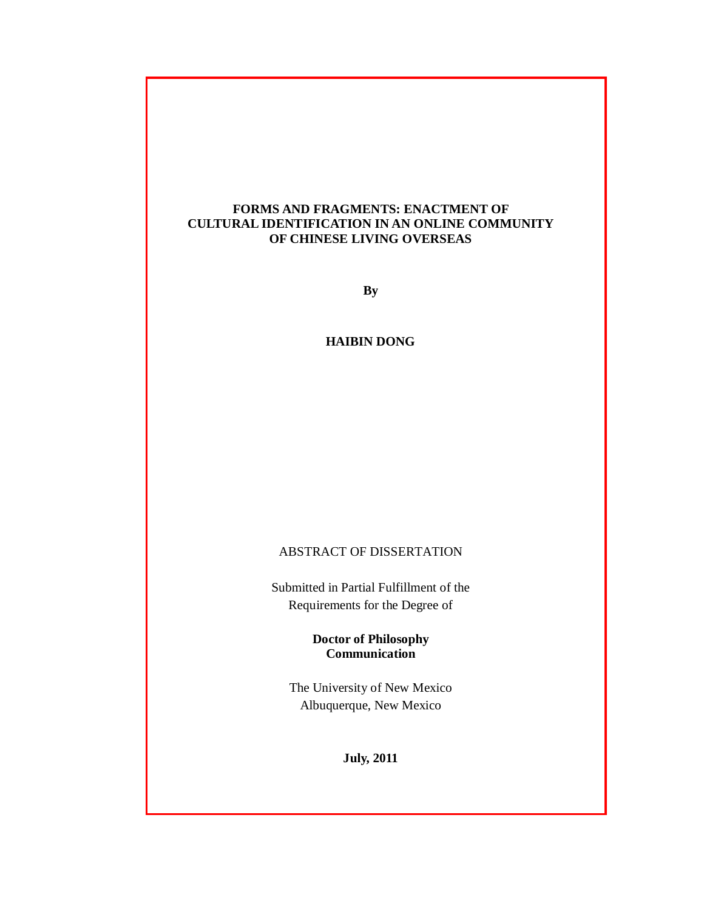**FORMS AND FRAGMENTS: ENACTMENT OF CULTURAL IDENTIFICATION IN AN ONLINE COMMUNITY OF CHINESE LIVING OVERSEAS**

**By**

**HAIBIN DONG**

ABSTRACT OF DISSERTATION

Submitted in Partial Fulfillment of the Requirements for the Degree of

**Doctor of Philosophy**
**Communication**

The University of New Mexico
Albuquerque, New Mexico

**July, 2011**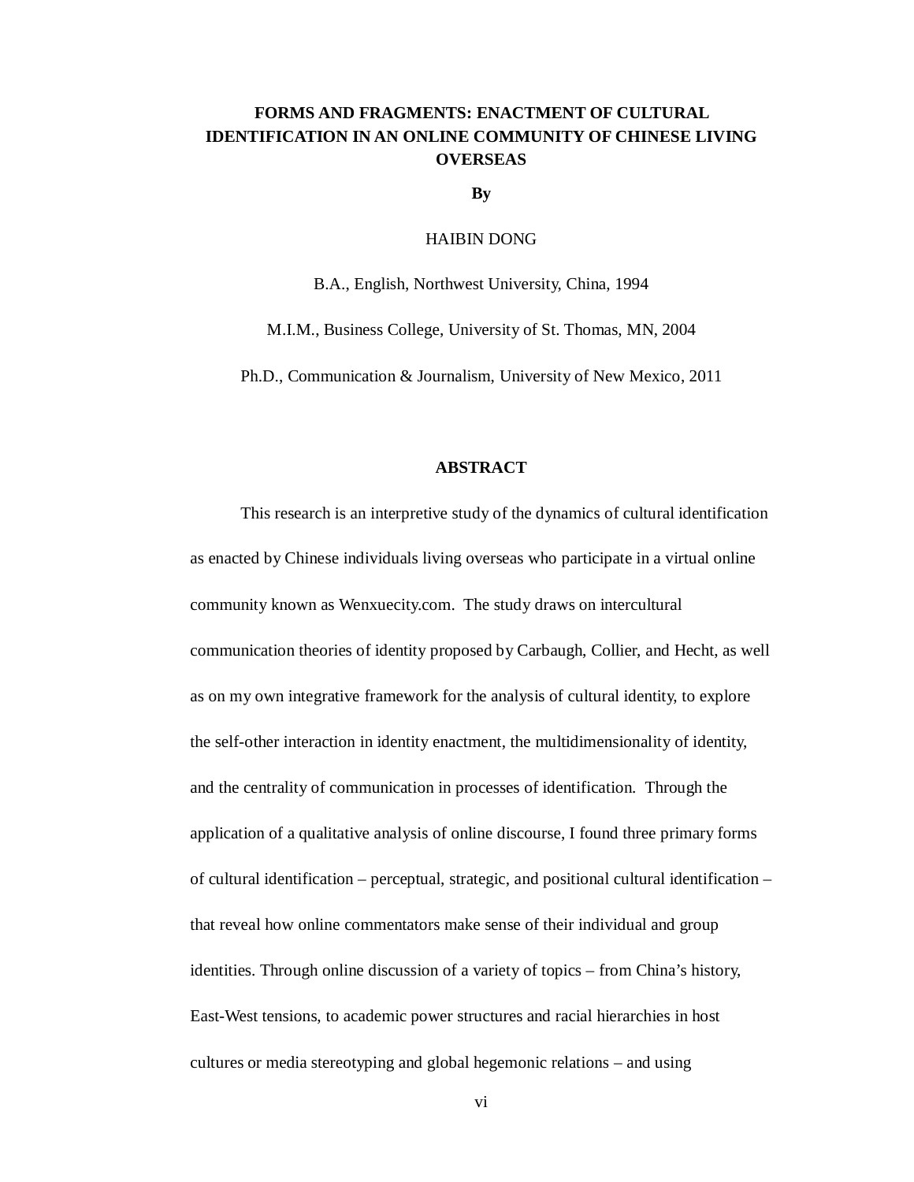**FORMS AND FRAGMENTS: ENACTMENT OF CULTURAL IDENTIFICATION IN AN ONLINE COMMUNITY OF CHINESE LIVING OVERSEAS**

**By**

HAIBIN DONG

B.A., English, Northwest University, China, 1994

M.I.M., Business College, University of St. Thomas, MN, 2004

Ph.D., Communication & Journalism, University of New Mexico, 2011

## ABSTRACT

This research is an interpretive study of the dynamics of cultural identification as enacted by Chinese individuals living overseas who participate in a virtual online community known as Wenxuecity.com. The study draws on intercultural communication theories of identity proposed by Carbaugh, Collier, and Hecht, as well as on my own integrative framework for the analysis of cultural identity, to explore the self-other interaction in identity enactment, the multidimensionality of identity, and the centrality of communication in processes of identification. Through the application of a qualitative analysis of online discourse, I found three primary forms of cultural identification – perceptual, strategic, and positional cultural identification – that reveal how online commentators make sense of their individual and group identities. Through online discussion of a variety of topics – from China's history, East-West tensions, to academic power structures and racial hierarchies in host cultures or media stereotyping and global hegemonic relations – and using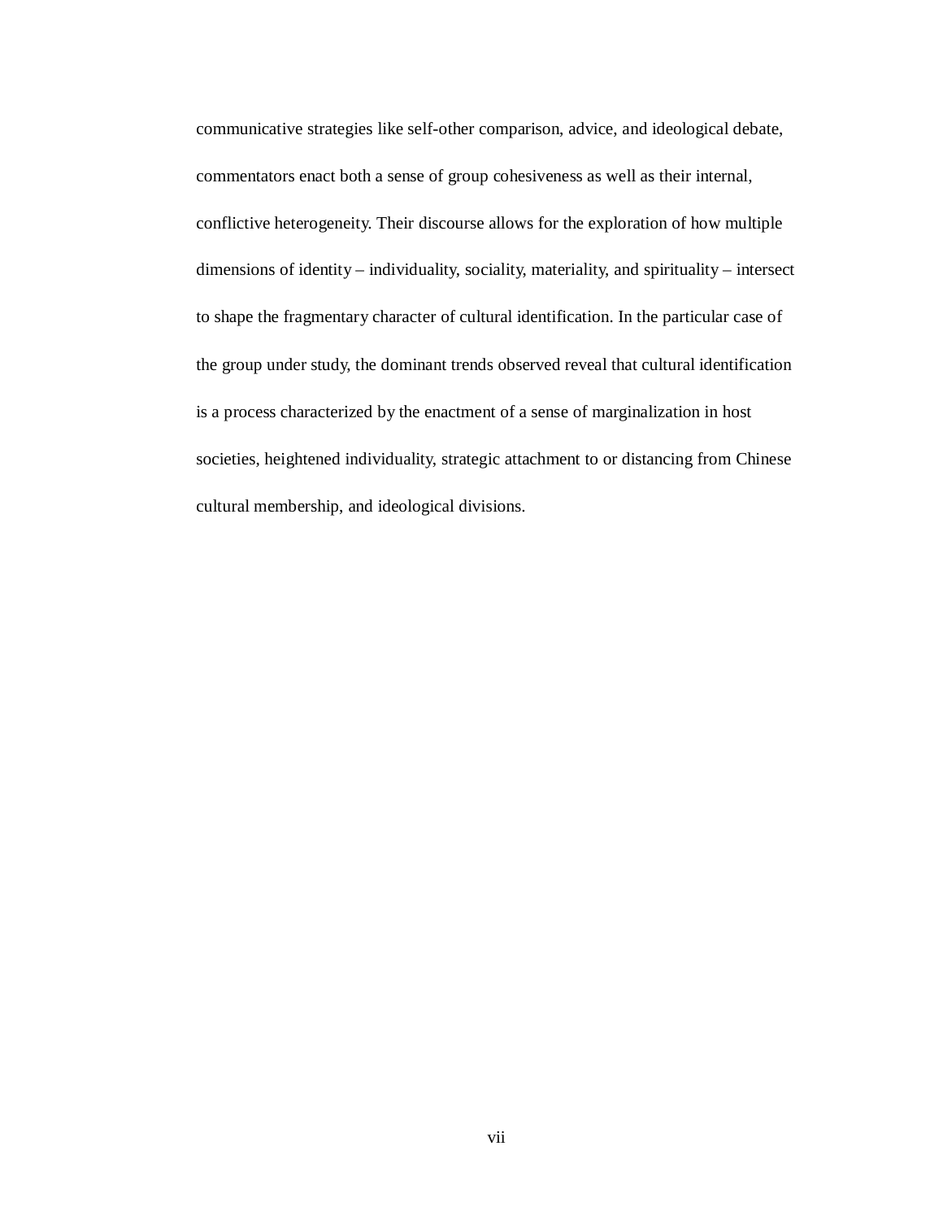communicative strategies like self-other comparison, advice, and ideological debate, commentators enact both a sense of group cohesiveness as well as their internal, conflictive heterogeneity. Their discourse allows for the exploration of how multiple dimensions of identity – individuality, sociality, materiality, and spirituality – intersect to shape the fragmentary character of cultural identification. In the particular case of the group under study, the dominant trends observed reveal that cultural identification is a process characterized by the enactment of a sense of marginalization in host societies, heightened individuality, strategic attachment to or distancing from Chinese cultural membership, and ideological divisions.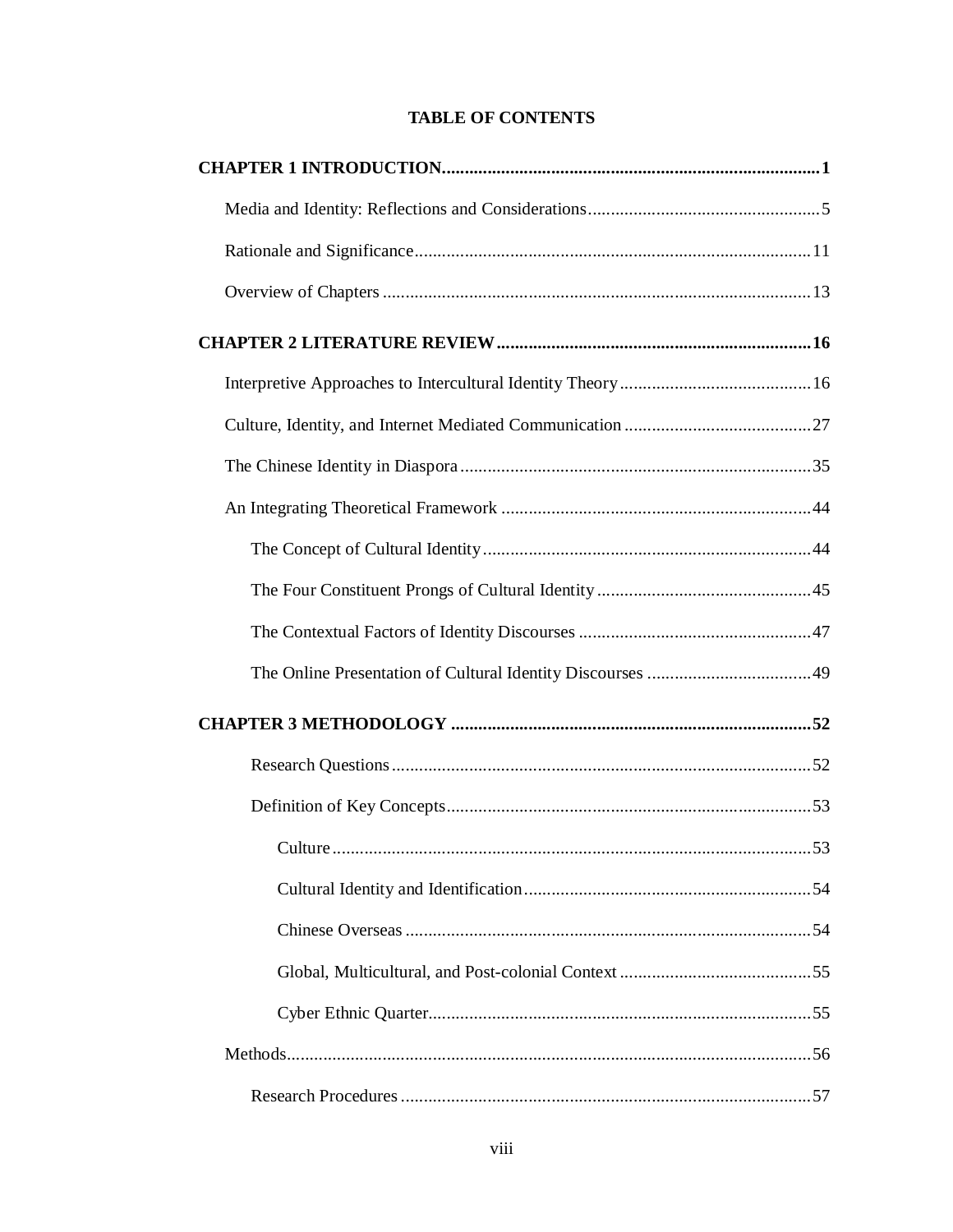# TABLE OF CONTENTS

**CHAPTER 1 INTRODUCTION....................................................................................1**

Media and Identity: Reflections and Considerations..................................................5

Rationale and Significance......................................................................................11

Overview of Chapters .............................................................................................13

**CHAPTER 2 LITERATURE REVIEW....................................................................16**

Interpretive Approaches to Intercultural Identity Theory..........................................16

Culture, Identity, and Internet Mediated Communication .........................................27

The Chinese Identity in Diaspora.............................................................................35

An Integrating Theoretical Framework ....................................................................44

The Concept of Cultural Identity.......................................................................44

The Four Constituent Prongs of Cultural Identity..............................................45

The Contextual Factors of Identity Discourses ..................................................47

The Online Presentation of Cultural Identity Discourses ...................................49

**CHAPTER 3 METHODOLOGY ..............................................................................52**

Research Questions...........................................................................................52

Definition of Key Concepts...............................................................................53

Culture.........................................................................................................53

Cultural Identity and Identification..............................................................54

Chinese Overseas ........................................................................................54

Global, Multicultural, and Post-colonial Context..........................................55

Cyber Ethnic Quarter...................................................................................55

Methods...................................................................................................................56

Research Procedures .........................................................................................57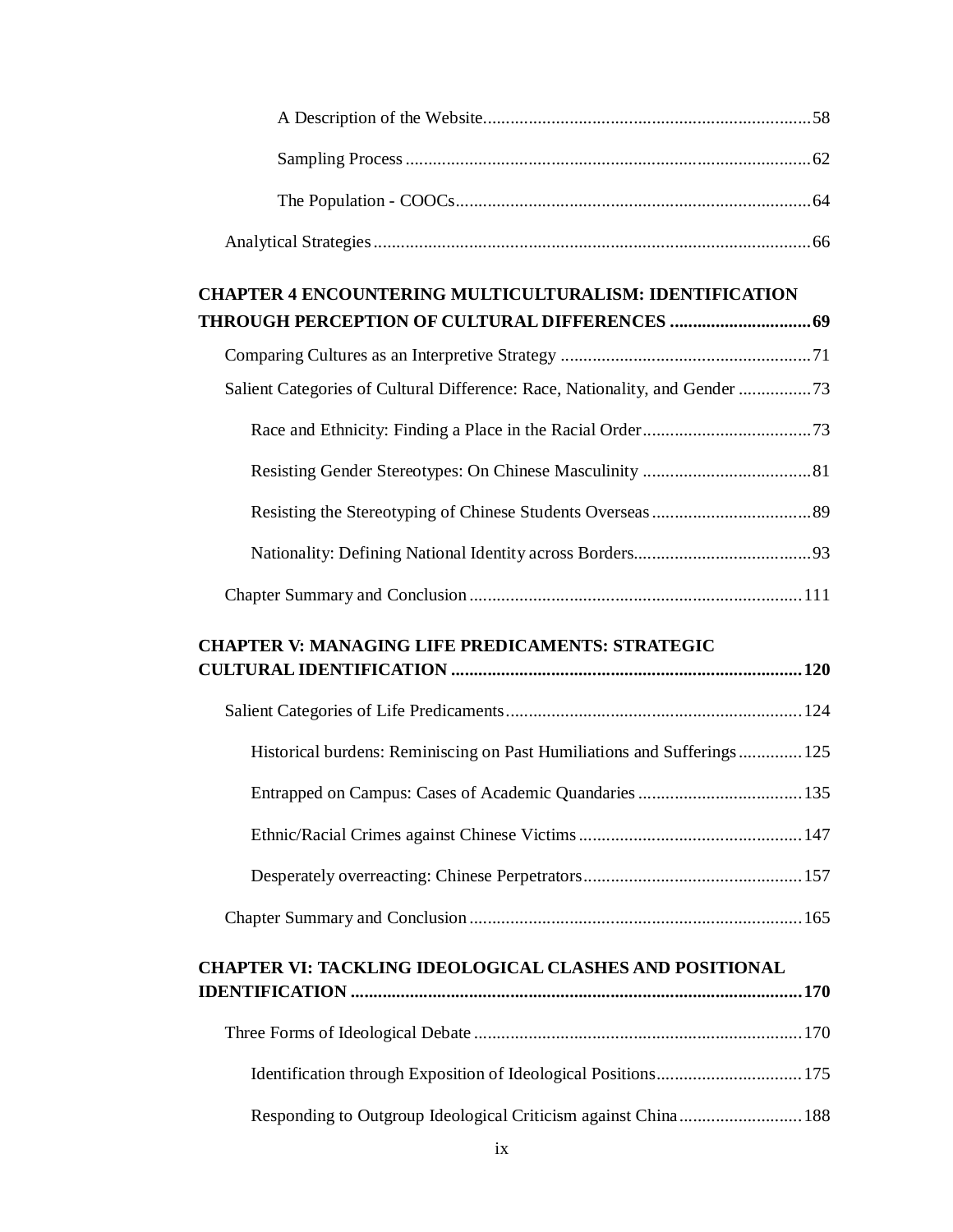A Description of the Website ........................................................................ 58

Sampling Process ........................................................................................ 62

The Population - COOCs ............................................................................. 64

Analytical Strategies ............................................................................................. 66

**CHAPTER 4 ENCOUNTERING MULTICULTURALISM: IDENTIFICATION THROUGH PERCEPTION OF CULTURAL DIFFERENCES ............................. 69**

Comparing Cultures as an Interpretive Strategy ...................................................... 71

Salient Categories of Cultural Difference: Race, Nationality, and Gender ................ 73

Race and Ethnicity: Finding a Place in the Racial Order .................................... 73

Resisting Gender Stereotypes: On Chinese Masculinity ..................................... 81

Resisting the Stereotyping of Chinese Students Overseas .................................. 89

Nationality: Defining National Identity across Borders ...................................... 93

Chapter Summary and Conclusion ........................................................................ 111

**CHAPTER V: MANAGING LIFE PREDICAMENTS: STRATEGIC CULTURAL IDENTIFICATION ........................................................................... 120**

Salient Categories of Life Predicaments ................................................................ 124

Historical burdens: Reminiscing on Past Humiliations and Sufferings ............. 125

Entrapped on Campus: Cases of Academic Quandaries .................................... 135

Ethnic/Racial Crimes against Chinese Victims ................................................. 147

Desperately overreacting: Chinese Perpetrators ................................................ 157

Chapter Summary and Conclusion ........................................................................ 165

**CHAPTER VI: TACKLING IDEOLOGICAL CLASHES AND POSITIONAL IDENTIFICATION ................................................................................................... 170**

Three Forms of Ideological Debate ....................................................................... 170

Identification through Exposition of Ideological Positions ................................ 175

Responding to Outgroup Ideological Criticism against China ........................... 188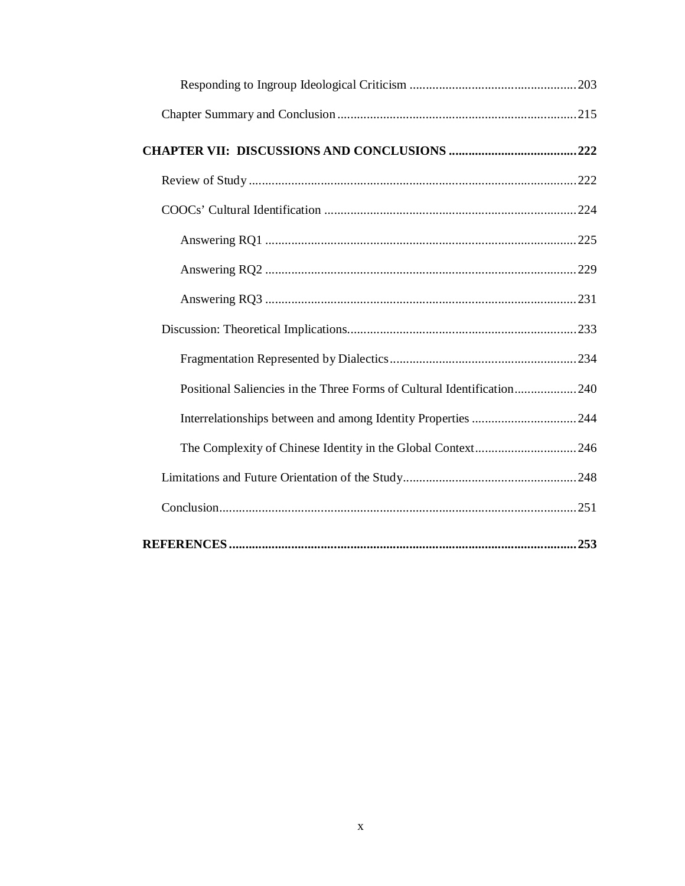Responding to Ingroup Ideological Criticism ....................................................203

Chapter Summary and Conclusion ..........................................................................215

**CHAPTER VII: DISCUSSIONS AND CONCLUSIONS .......................................222**

Review of Study .....................................................................................................222

COOCs' Cultural Identification .............................................................................224

Answering RQ1 ...............................................................................................225

Answering RQ2 ...............................................................................................229

Answering RQ3 ...............................................................................................231

Discussion: Theoretical Implications......................................................................233

Fragmentation Represented by Dialectics..........................................................234

Positional Saliencies in the Three Forms of Cultural Identification...................240

Interrelationships between and among Identity Properties ................................244

The Complexity of Chinese Identity in the Global Context...............................246

Limitations and Future Orientation of the Study.....................................................248

Conclusion..............................................................................................................251

**REFERENCES ..........................................................................................................253**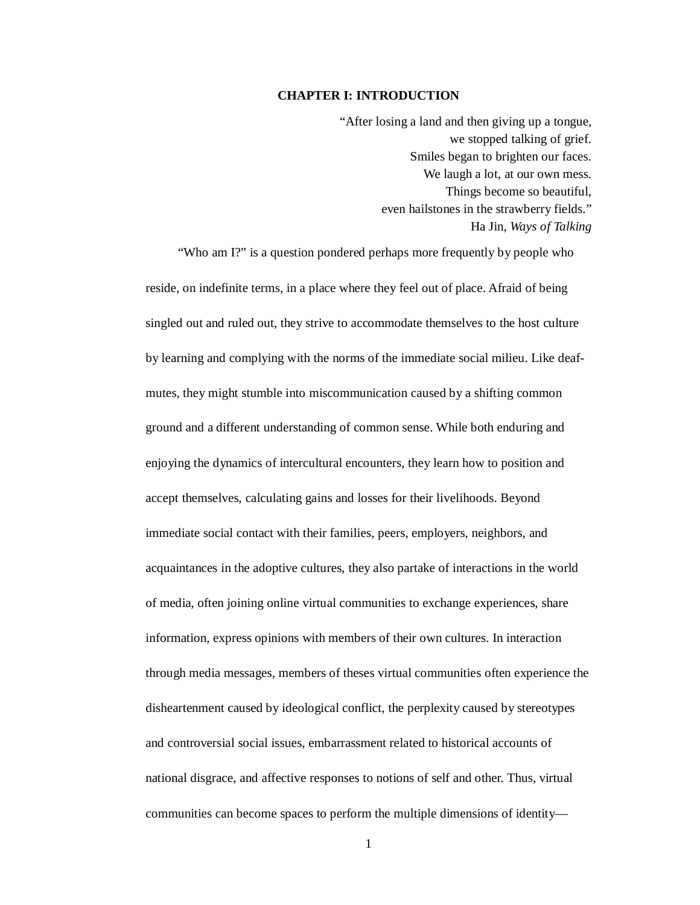# CHAPTER I: INTRODUCTION

> "After losing a land and then giving up a tongue,
> we stopped talking of grief.
> Smiles began to brighten our faces.
> We laugh a lot, at our own mess.
> Things become so beautiful,
> even hailstones in the strawberry fields."
> Ha Jin, *Ways of Talking*

"Who am I?" is a question pondered perhaps more frequently by people who reside, on indefinite terms, in a place where they feel out of place. Afraid of being singled out and ruled out, they strive to accommodate themselves to the host culture by learning and complying with the norms of the immediate social milieu. Like deaf-mutes, they might stumble into miscommunication caused by a shifting common ground and a different understanding of common sense. While both enduring and enjoying the dynamics of intercultural encounters, they learn how to position and accept themselves, calculating gains and losses for their livelihoods. Beyond immediate social contact with their families, peers, employers, neighbors, and acquaintances in the adoptive cultures, they also partake of interactions in the world of media, often joining online virtual communities to exchange experiences, share information, express opinions with members of their own cultures. In interaction through media messages, members of theses virtual communities often experience the disheartenment caused by ideological conflict, the perplexity caused by stereotypes and controversial social issues, embarrassment related to historical accounts of national disgrace, and affective responses to notions of self and other. Thus, virtual communities can become spaces to perform the multiple dimensions of identity—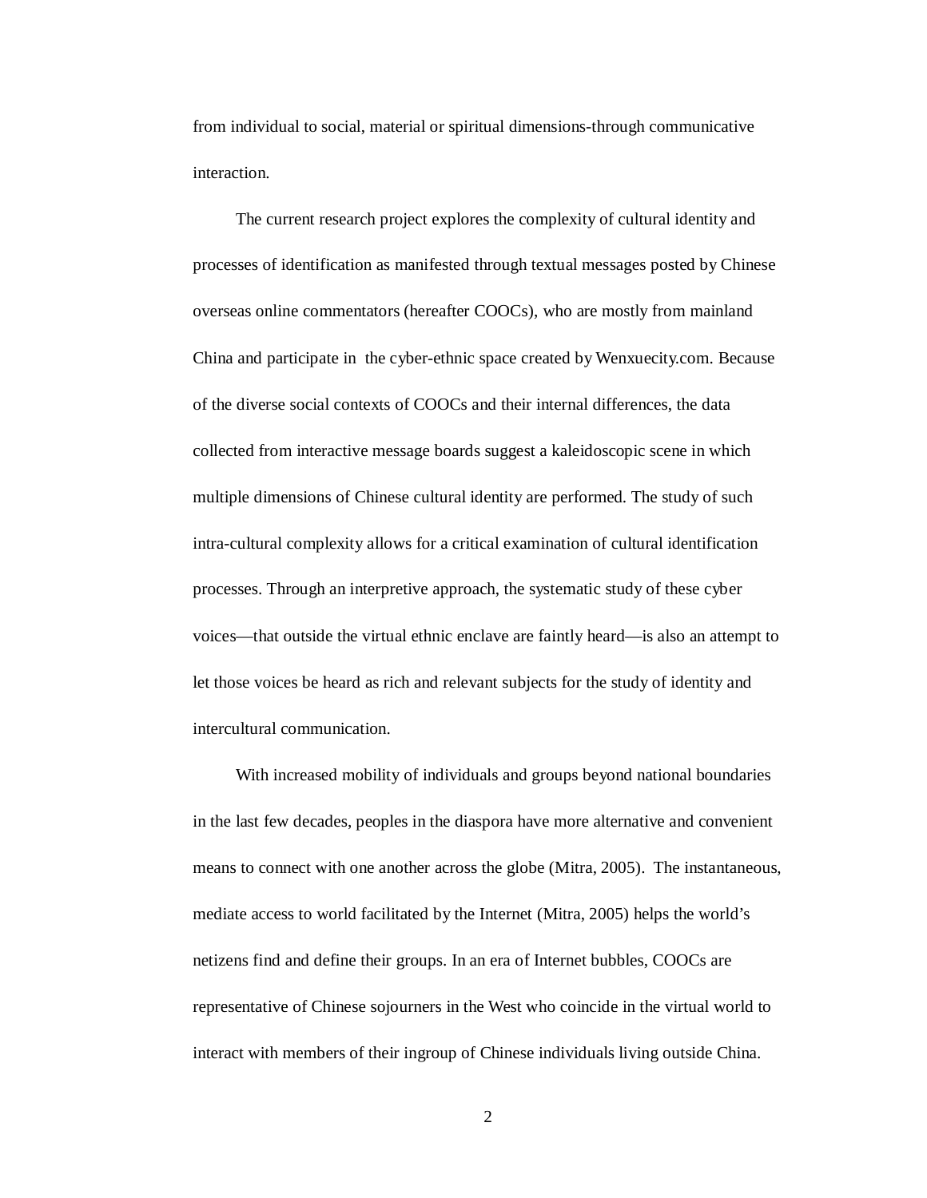from individual to social, material or spiritual dimensions-through communicative interaction.

The current research project explores the complexity of cultural identity and processes of identification as manifested through textual messages posted by Chinese overseas online commentators (hereafter COOCs), who are mostly from mainland China and participate in  the cyber-ethnic space created by Wenxuecity.com. Because of the diverse social contexts of COOCs and their internal differences, the data collected from interactive message boards suggest a kaleidoscopic scene in which multiple dimensions of Chinese cultural identity are performed. The study of such intra-cultural complexity allows for a critical examination of cultural identification processes. Through an interpretive approach, the systematic study of these cyber voices—that outside the virtual ethnic enclave are faintly heard—is also an attempt to let those voices be heard as rich and relevant subjects for the study of identity and intercultural communication.

With increased mobility of individuals and groups beyond national boundaries in the last few decades, peoples in the diaspora have more alternative and convenient means to connect with one another across the globe (Mitra, 2005).  The instantaneous, mediate access to world facilitated by the Internet (Mitra, 2005) helps the world's netizens find and define their groups. In an era of Internet bubbles, COOCs are representative of Chinese sojourners in the West who coincide in the virtual world to interact with members of their ingroup of Chinese individuals living outside China.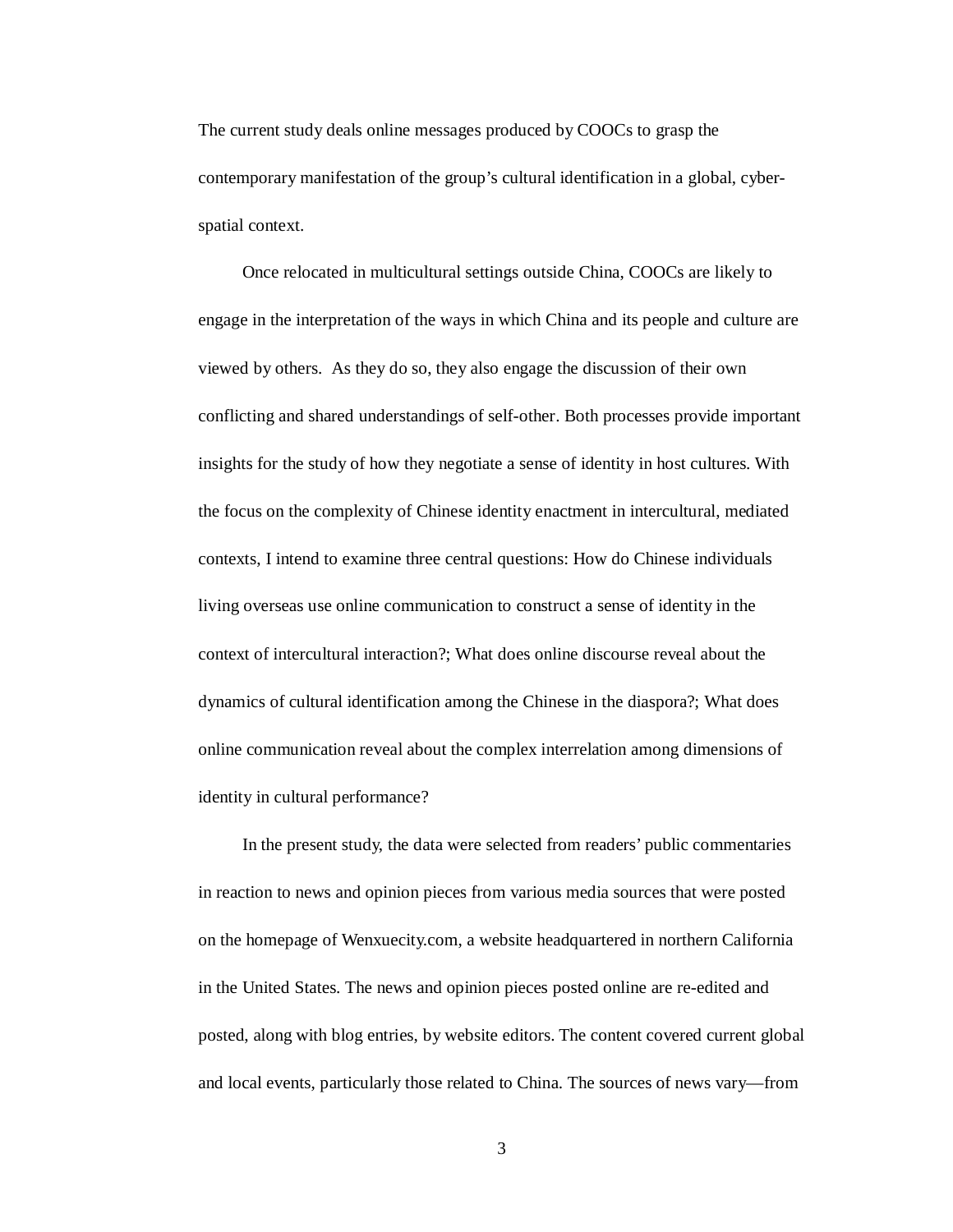The current study deals online messages produced by COOCs to grasp the contemporary manifestation of the group's cultural identification in a global, cyber-spatial context.

Once relocated in multicultural settings outside China, COOCs are likely to engage in the interpretation of the ways in which China and its people and culture are viewed by others.  As they do so, they also engage the discussion of their own conflicting and shared understandings of self-other. Both processes provide important insights for the study of how they negotiate a sense of identity in host cultures. With the focus on the complexity of Chinese identity enactment in intercultural, mediated contexts, I intend to examine three central questions: How do Chinese individuals living overseas use online communication to construct a sense of identity in the context of intercultural interaction?; What does online discourse reveal about the dynamics of cultural identification among the Chinese in the diaspora?; What does online communication reveal about the complex interrelation among dimensions of identity in cultural performance?

In the present study, the data were selected from readers' public commentaries in reaction to news and opinion pieces from various media sources that were posted on the homepage of Wenxuecity.com, a website headquartered in northern California in the United States. The news and opinion pieces posted online are re-edited and posted, along with blog entries, by website editors. The content covered current global and local events, particularly those related to China. The sources of news vary—from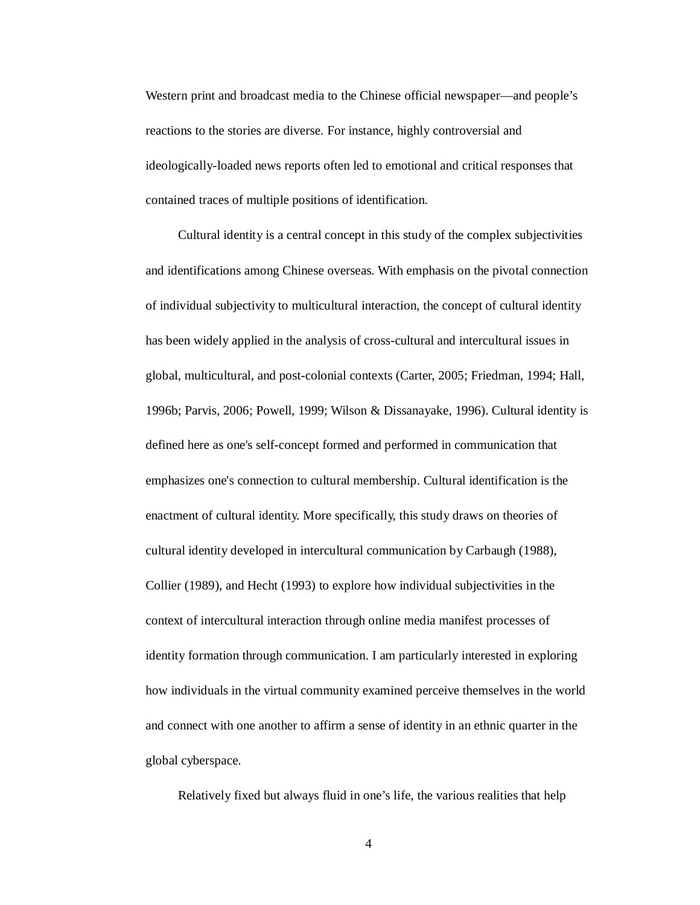Western print and broadcast media to the Chinese official newspaper—and people's reactions to the stories are diverse. For instance, highly controversial and ideologically-loaded news reports often led to emotional and critical responses that contained traces of multiple positions of identification.

Cultural identity is a central concept in this study of the complex subjectivities and identifications among Chinese overseas. With emphasis on the pivotal connection of individual subjectivity to multicultural interaction, the concept of cultural identity has been widely applied in the analysis of cross-cultural and intercultural issues in global, multicultural, and post-colonial contexts (Carter, 2005; Friedman, 1994; Hall, 1996b; Parvis, 2006; Powell, 1999; Wilson & Dissanayake, 1996). Cultural identity is defined here as one's self-concept formed and performed in communication that emphasizes one's connection to cultural membership. Cultural identification is the enactment of cultural identity. More specifically, this study draws on theories of cultural identity developed in intercultural communication by Carbaugh (1988), Collier (1989), and Hecht (1993) to explore how individual subjectivities in the context of intercultural interaction through online media manifest processes of identity formation through communication. I am particularly interested in exploring how individuals in the virtual community examined perceive themselves in the world and connect with one another to affirm a sense of identity in an ethnic quarter in the global cyberspace.

Relatively fixed but always fluid in one's life, the various realities that help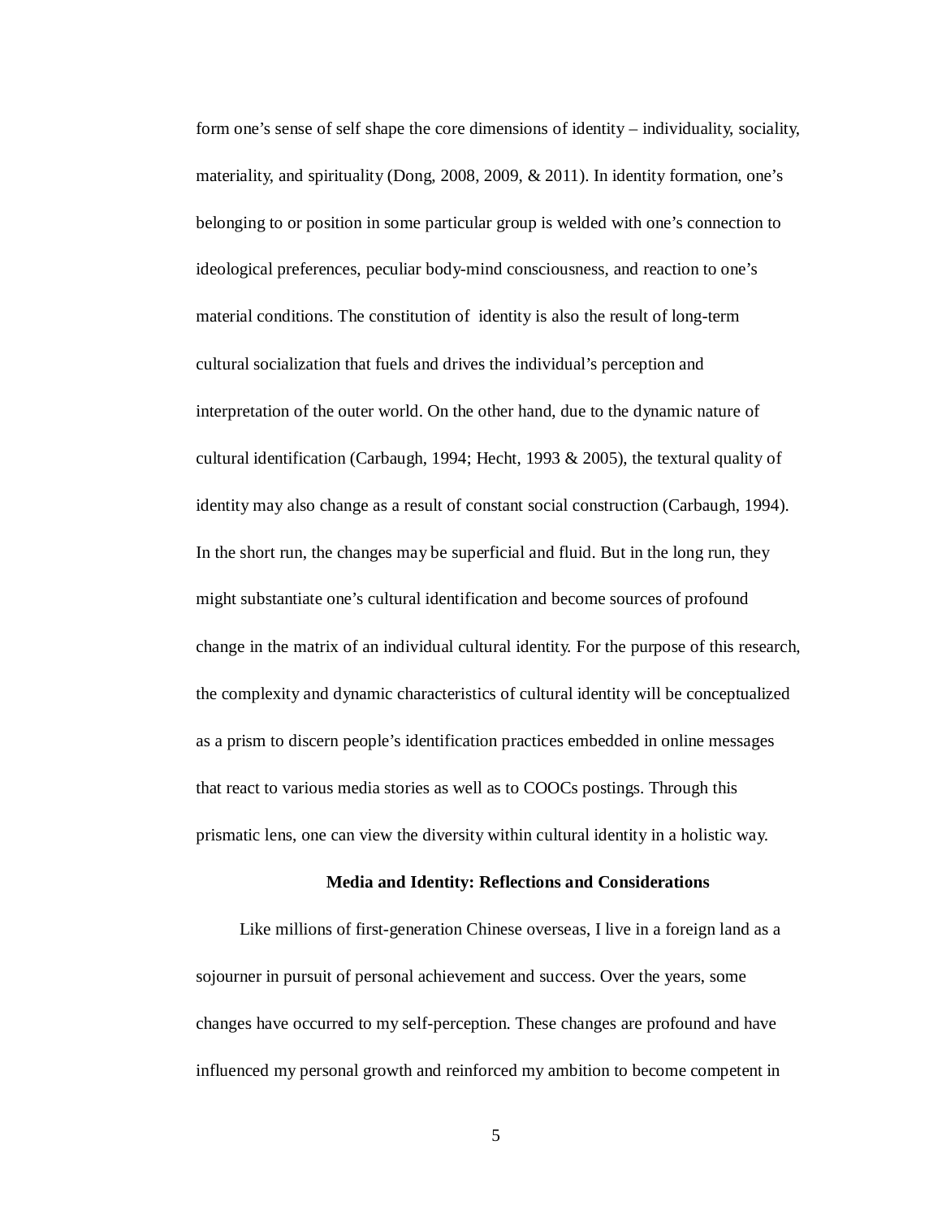form one's sense of self shape the core dimensions of identity – individuality, sociality, materiality, and spirituality (Dong, 2008, 2009, & 2011). In identity formation, one's belonging to or position in some particular group is welded with one's connection to ideological preferences, peculiar body-mind consciousness, and reaction to one's material conditions. The constitution of identity is also the result of long-term cultural socialization that fuels and drives the individual's perception and interpretation of the outer world. On the other hand, due to the dynamic nature of cultural identification (Carbaugh, 1994; Hecht, 1993 & 2005), the textural quality of identity may also change as a result of constant social construction (Carbaugh, 1994). In the short run, the changes may be superficial and fluid. But in the long run, they might substantiate one's cultural identification and become sources of profound change in the matrix of an individual cultural identity. For the purpose of this research, the complexity and dynamic characteristics of cultural identity will be conceptualized as a prism to discern people's identification practices embedded in online messages that react to various media stories as well as to COOCs postings. Through this prismatic lens, one can view the diversity within cultural identity in a holistic way.

## Media and Identity: Reflections and Considerations

Like millions of first-generation Chinese overseas, I live in a foreign land as a sojourner in pursuit of personal achievement and success. Over the years, some changes have occurred to my self-perception. These changes are profound and have influenced my personal growth and reinforced my ambition to become competent in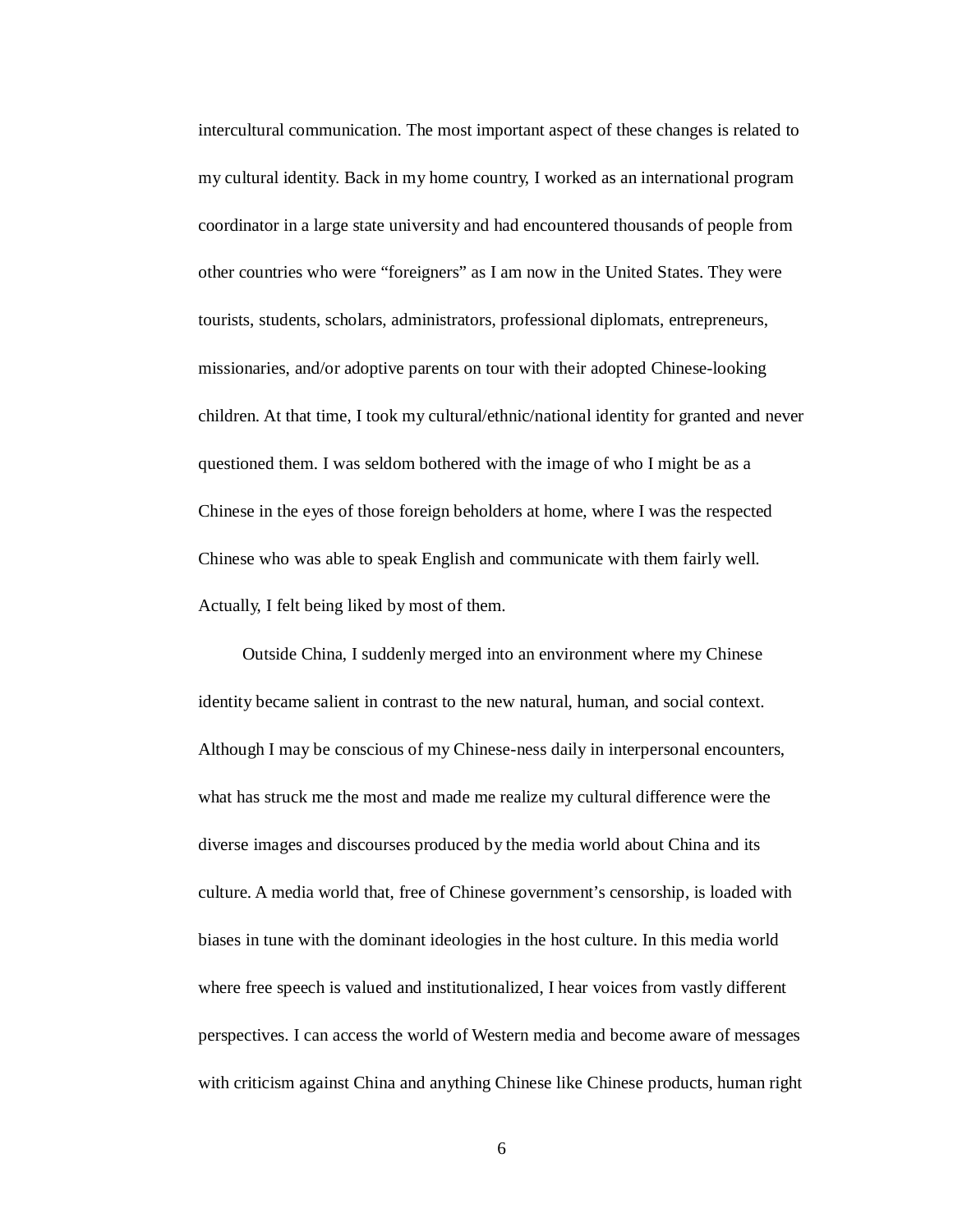intercultural communication. The most important aspect of these changes is related to my cultural identity. Back in my home country, I worked as an international program coordinator in a large state university and had encountered thousands of people from other countries who were “foreigners” as I am now in the United States. They were tourists, students, scholars, administrators, professional diplomats, entrepreneurs, missionaries, and/or adoptive parents on tour with their adopted Chinese-looking children. At that time, I took my cultural/ethnic/national identity for granted and never questioned them. I was seldom bothered with the image of who I might be as a Chinese in the eyes of those foreign beholders at home, where I was the respected Chinese who was able to speak English and communicate with them fairly well. Actually, I felt being liked by most of them.

Outside China, I suddenly merged into an environment where my Chinese identity became salient in contrast to the new natural, human, and social context. Although I may be conscious of my Chinese-ness daily in interpersonal encounters, what has struck me the most and made me realize my cultural difference were the diverse images and discourses produced by the media world about China and its culture. A media world that, free of Chinese government’s censorship, is loaded with biases in tune with the dominant ideologies in the host culture. In this media world where free speech is valued and institutionalized, I hear voices from vastly different perspectives. I can access the world of Western media and become aware of messages with criticism against China and anything Chinese like Chinese products, human right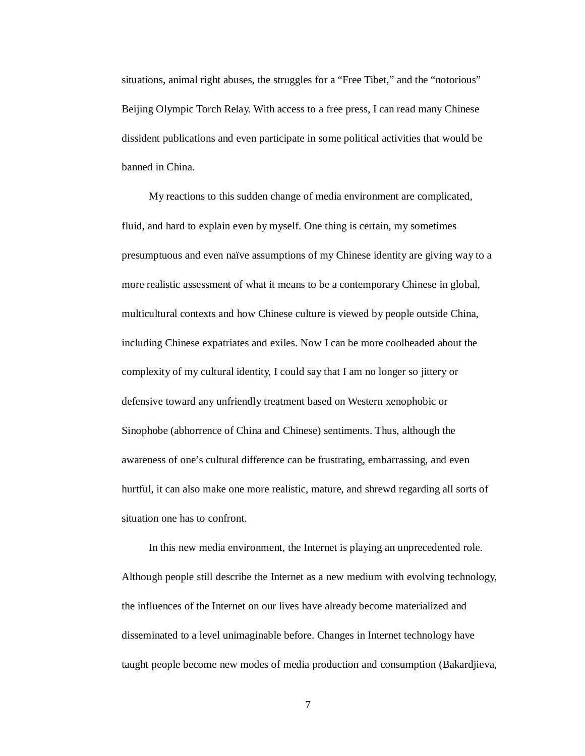situations, animal right abuses, the struggles for a “Free Tibet,” and the “notorious” Beijing Olympic Torch Relay. With access to a free press, I can read many Chinese dissident publications and even participate in some political activities that would be banned in China.

My reactions to this sudden change of media environment are complicated, fluid, and hard to explain even by myself. One thing is certain, my sometimes presumptuous and even naïve assumptions of my Chinese identity are giving way to a more realistic assessment of what it means to be a contemporary Chinese in global, multicultural contexts and how Chinese culture is viewed by people outside China, including Chinese expatriates and exiles. Now I can be more coolheaded about the complexity of my cultural identity, I could say that I am no longer so jittery or defensive toward any unfriendly treatment based on Western xenophobic or Sinophobe (abhorrence of China and Chinese) sentiments. Thus, although the awareness of one’s cultural difference can be frustrating, embarrassing, and even hurtful, it can also make one more realistic, mature, and shrewd regarding all sorts of situation one has to confront.

In this new media environment, the Internet is playing an unprecedented role. Although people still describe the Internet as a new medium with evolving technology, the influences of the Internet on our lives have already become materialized and disseminated to a level unimaginable before. Changes in Internet technology have taught people become new modes of media production and consumption (Bakardjieva,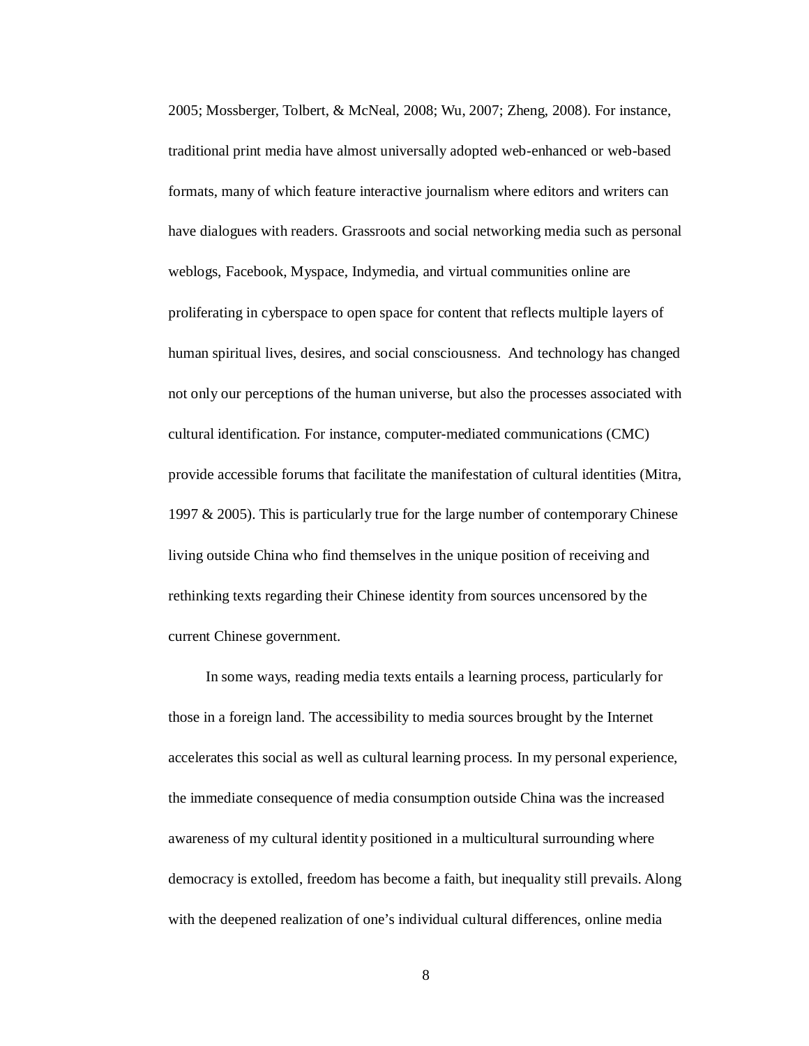2005; Mossberger, Tolbert, & McNeal, 2008; Wu, 2007; Zheng, 2008). For instance, traditional print media have almost universally adopted web-enhanced or web-based formats, many of which feature interactive journalism where editors and writers can have dialogues with readers. Grassroots and social networking media such as personal weblogs, Facebook, Myspace, Indymedia, and virtual communities online are proliferating in cyberspace to open space for content that reflects multiple layers of human spiritual lives, desires, and social consciousness. And technology has changed not only our perceptions of the human universe, but also the processes associated with cultural identification. For instance, computer-mediated communications (CMC) provide accessible forums that facilitate the manifestation of cultural identities (Mitra, 1997 & 2005). This is particularly true for the large number of contemporary Chinese living outside China who find themselves in the unique position of receiving and rethinking texts regarding their Chinese identity from sources uncensored by the current Chinese government.

In some ways, reading media texts entails a learning process, particularly for those in a foreign land. The accessibility to media sources brought by the Internet accelerates this social as well as cultural learning process. In my personal experience, the immediate consequence of media consumption outside China was the increased awareness of my cultural identity positioned in a multicultural surrounding where democracy is extolled, freedom has become a faith, but inequality still prevails. Along with the deepened realization of one's individual cultural differences, online media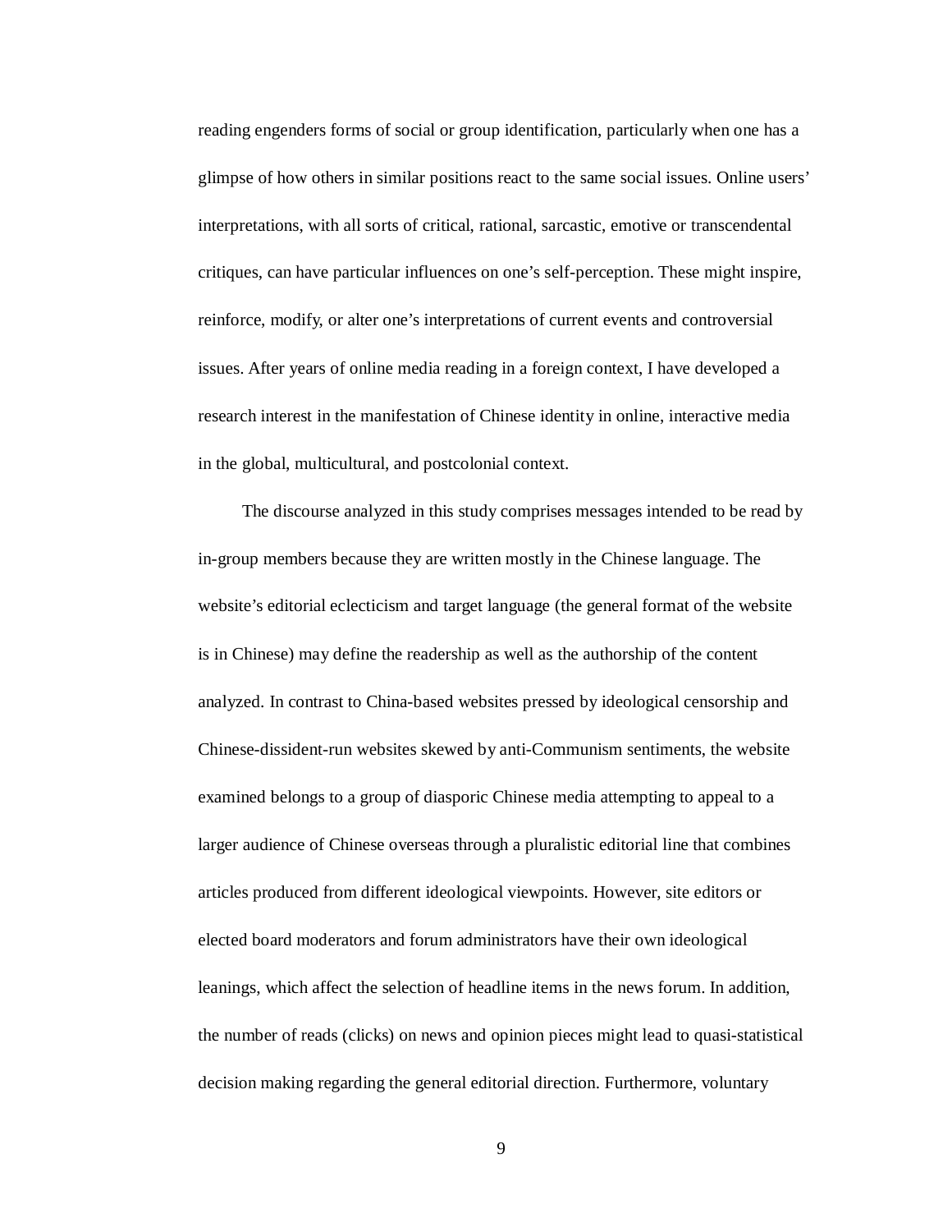reading engenders forms of social or group identification, particularly when one has a glimpse of how others in similar positions react to the same social issues. Online users' interpretations, with all sorts of critical, rational, sarcastic, emotive or transcendental critiques, can have particular influences on one's self-perception. These might inspire, reinforce, modify, or alter one's interpretations of current events and controversial issues. After years of online media reading in a foreign context, I have developed a research interest in the manifestation of Chinese identity in online, interactive media in the global, multicultural, and postcolonial context.

The discourse analyzed in this study comprises messages intended to be read by in-group members because they are written mostly in the Chinese language. The website's editorial eclecticism and target language (the general format of the website is in Chinese) may define the readership as well as the authorship of the content analyzed. In contrast to China-based websites pressed by ideological censorship and Chinese-dissident-run websites skewed by anti-Communism sentiments, the website examined belongs to a group of diasporic Chinese media attempting to appeal to a larger audience of Chinese overseas through a pluralistic editorial line that combines articles produced from different ideological viewpoints. However, site editors or elected board moderators and forum administrators have their own ideological leanings, which affect the selection of headline items in the news forum. In addition, the number of reads (clicks) on news and opinion pieces might lead to quasi-statistical decision making regarding the general editorial direction. Furthermore, voluntary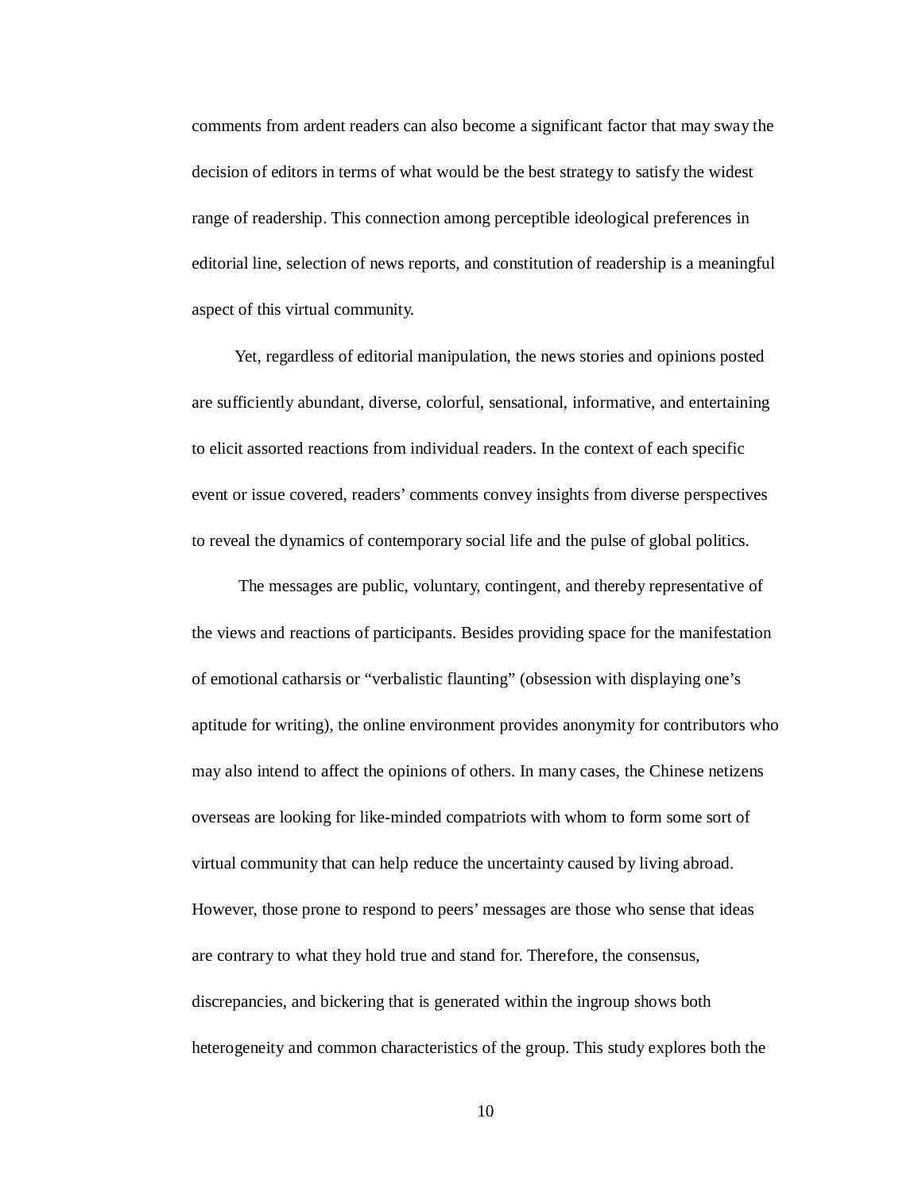comments from ardent readers can also become a significant factor that may sway the decision of editors in terms of what would be the best strategy to satisfy the widest range of readership. This connection among perceptible ideological preferences in editorial line, selection of news reports, and constitution of readership is a meaningful aspect of this virtual community.

Yet, regardless of editorial manipulation, the news stories and opinions posted are sufficiently abundant, diverse, colorful, sensational, informative, and entertaining to elicit assorted reactions from individual readers. In the context of each specific event or issue covered, readers' comments convey insights from diverse perspectives to reveal the dynamics of contemporary social life and the pulse of global politics.

The messages are public, voluntary, contingent, and thereby representative of the views and reactions of participants. Besides providing space for the manifestation of emotional catharsis or "verbalistic flaunting" (obsession with displaying one's aptitude for writing), the online environment provides anonymity for contributors who may also intend to affect the opinions of others. In many cases, the Chinese netizens overseas are looking for like-minded compatriots with whom to form some sort of virtual community that can help reduce the uncertainty caused by living abroad. However, those prone to respond to peers' messages are those who sense that ideas are contrary to what they hold true and stand for. Therefore, the consensus, discrepancies, and bickering that is generated within the ingroup shows both heterogeneity and common characteristics of the group. This study explores both the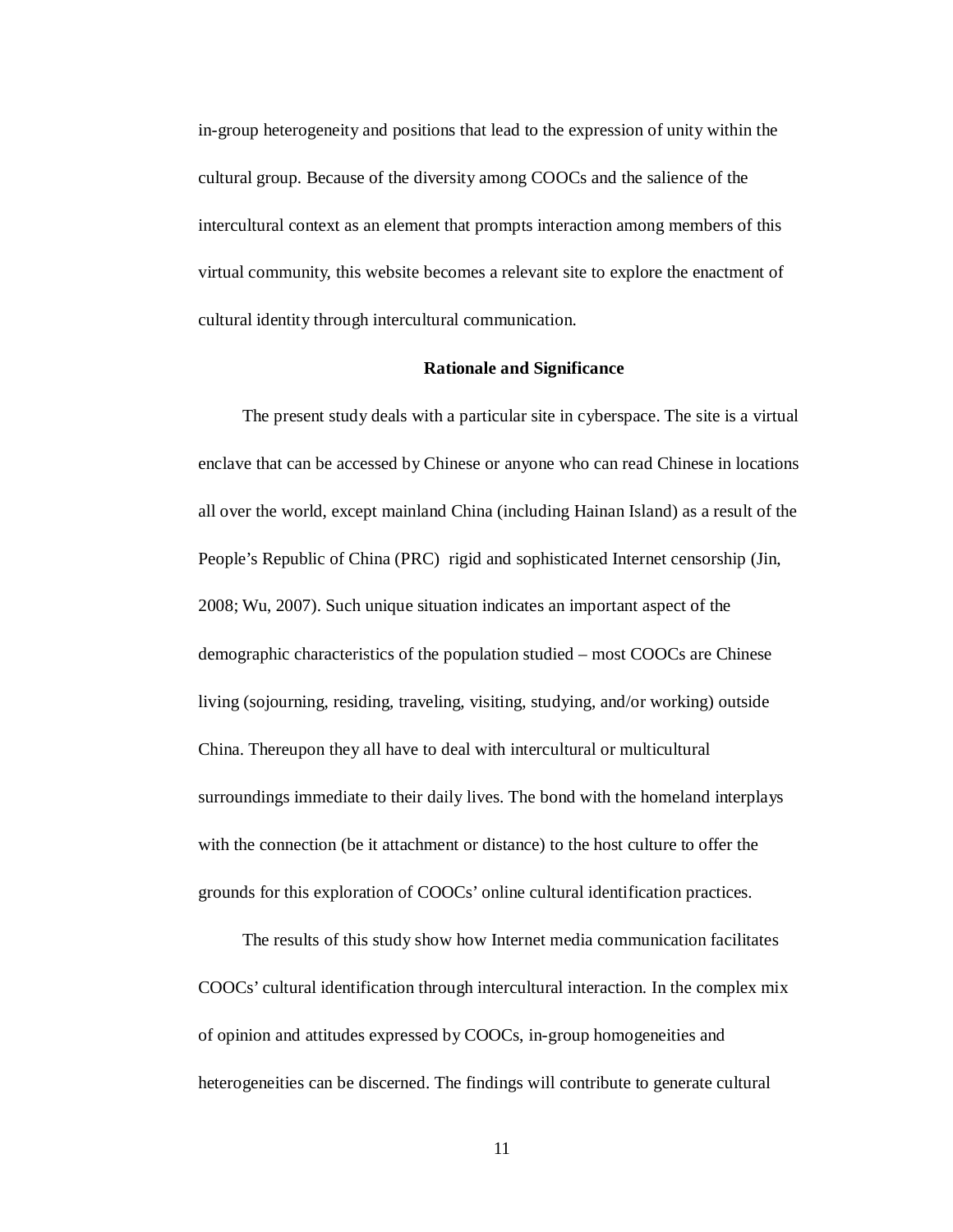in-group heterogeneity and positions that lead to the expression of unity within the cultural group. Because of the diversity among COOCs and the salience of the intercultural context as an element that prompts interaction among members of this virtual community, this website becomes a relevant site to explore the enactment of cultural identity through intercultural communication.

## Rationale and Significance

The present study deals with a particular site in cyberspace. The site is a virtual enclave that can be accessed by Chinese or anyone who can read Chinese in locations all over the world, except mainland China (including Hainan Island) as a result of the People's Republic of China (PRC)  rigid and sophisticated Internet censorship (Jin, 2008; Wu, 2007). Such unique situation indicates an important aspect of the demographic characteristics of the population studied – most COOCs are Chinese living (sojourning, residing, traveling, visiting, studying, and/or working) outside China. Thereupon they all have to deal with intercultural or multicultural surroundings immediate to their daily lives. The bond with the homeland interplays with the connection (be it attachment or distance) to the host culture to offer the grounds for this exploration of COOCs' online cultural identification practices.

The results of this study show how Internet media communication facilitates COOCs' cultural identification through intercultural interaction. In the complex mix of opinion and attitudes expressed by COOCs, in-group homogeneities and heterogeneities can be discerned. The findings will contribute to generate cultural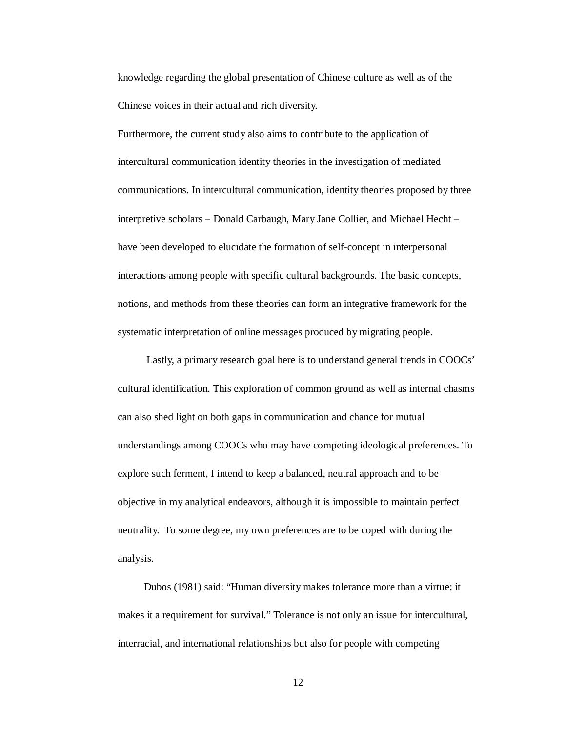knowledge regarding the global presentation of Chinese culture as well as of the Chinese voices in their actual and rich diversity.

Furthermore, the current study also aims to contribute to the application of intercultural communication identity theories in the investigation of mediated communications. In intercultural communication, identity theories proposed by three interpretive scholars – Donald Carbaugh, Mary Jane Collier, and Michael Hecht – have been developed to elucidate the formation of self-concept in interpersonal interactions among people with specific cultural backgrounds. The basic concepts, notions, and methods from these theories can form an integrative framework for the systematic interpretation of online messages produced by migrating people.

Lastly, a primary research goal here is to understand general trends in COOCs' cultural identification. This exploration of common ground as well as internal chasms can also shed light on both gaps in communication and chance for mutual understandings among COOCs who may have competing ideological preferences. To explore such ferment, I intend to keep a balanced, neutral approach and to be objective in my analytical endeavors, although it is impossible to maintain perfect neutrality. To some degree, my own preferences are to be coped with during the analysis.

Dubos (1981) said: "Human diversity makes tolerance more than a virtue; it makes it a requirement for survival." Tolerance is not only an issue for intercultural, interracial, and international relationships but also for people with competing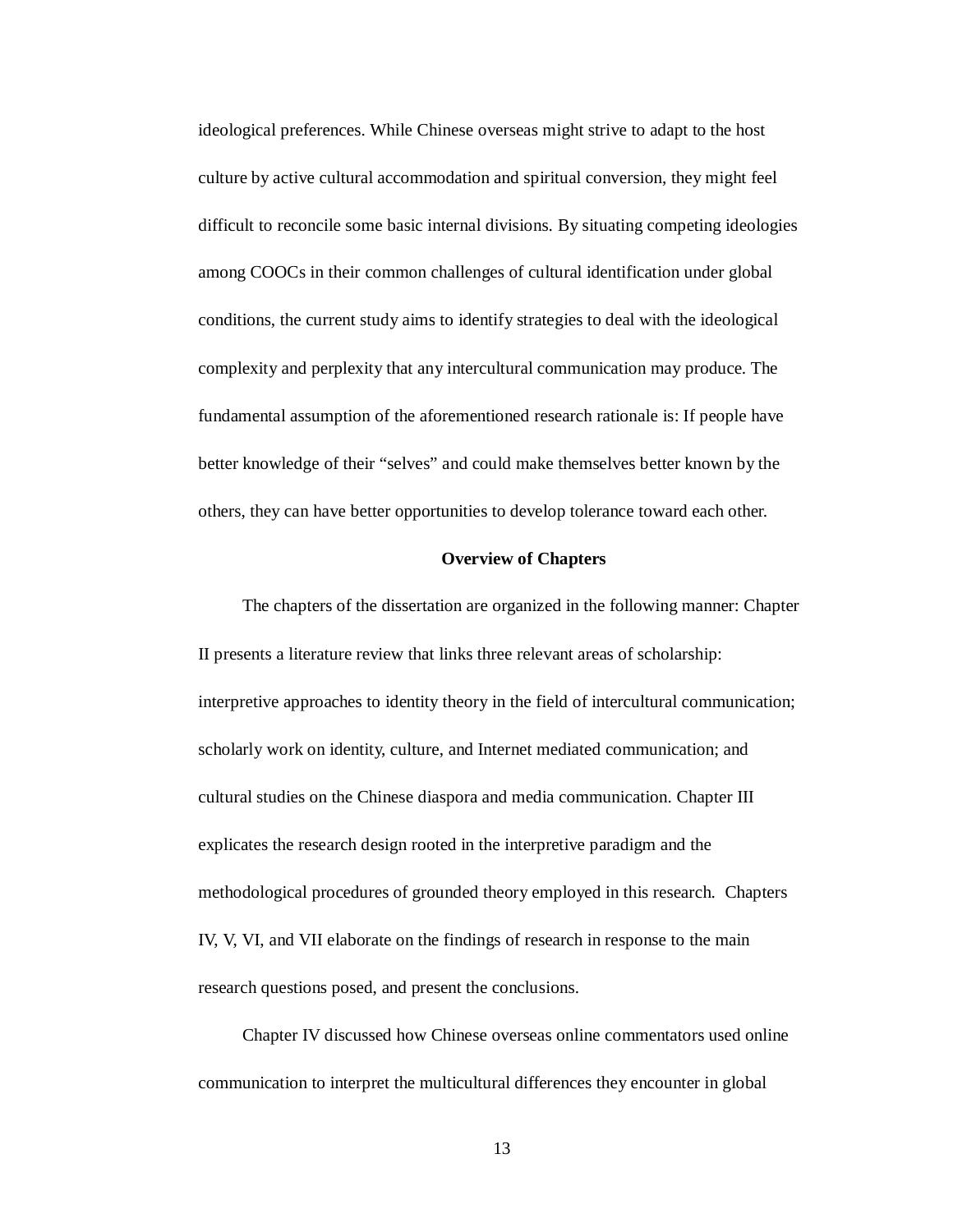ideological preferences. While Chinese overseas might strive to adapt to the host culture by active cultural accommodation and spiritual conversion, they might feel difficult to reconcile some basic internal divisions. By situating competing ideologies among COOCs in their common challenges of cultural identification under global conditions, the current study aims to identify strategies to deal with the ideological complexity and perplexity that any intercultural communication may produce. The fundamental assumption of the aforementioned research rationale is: If people have better knowledge of their "selves" and could make themselves better known by the others, they can have better opportunities to develop tolerance toward each other.

## Overview of Chapters

The chapters of the dissertation are organized in the following manner: Chapter II presents a literature review that links three relevant areas of scholarship: interpretive approaches to identity theory in the field of intercultural communication; scholarly work on identity, culture, and Internet mediated communication; and cultural studies on the Chinese diaspora and media communication. Chapter III explicates the research design rooted in the interpretive paradigm and the methodological procedures of grounded theory employed in this research. Chapters IV, V, VI, and VII elaborate on the findings of research in response to the main research questions posed, and present the conclusions.

Chapter IV discussed how Chinese overseas online commentators used online communication to interpret the multicultural differences they encounter in global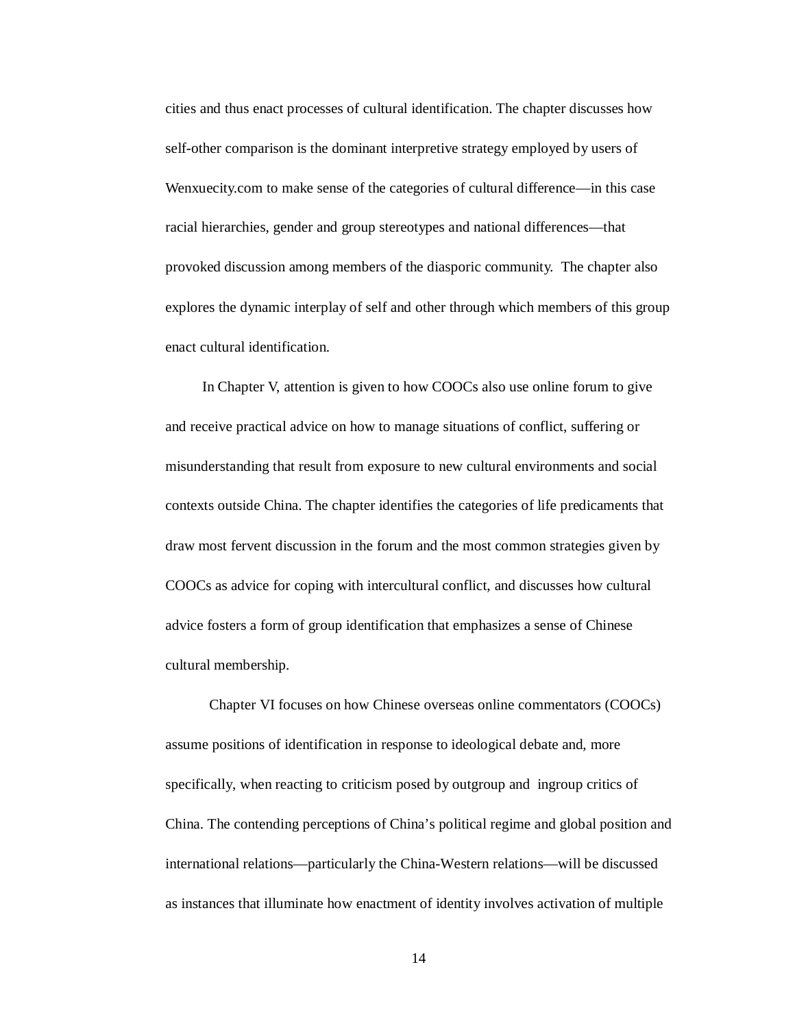cities and thus enact processes of cultural identification. The chapter discusses how self-other comparison is the dominant interpretive strategy employed by users of Wenxuecity.com to make sense of the categories of cultural difference—in this case racial hierarchies, gender and group stereotypes and national differences—that provoked discussion among members of the diasporic community.  The chapter also explores the dynamic interplay of self and other through which members of this group enact cultural identification.

In Chapter V, attention is given to how COOCs also use online forum to give and receive practical advice on how to manage situations of conflict, suffering or misunderstanding that result from exposure to new cultural environments and social contexts outside China. The chapter identifies the categories of life predicaments that draw most fervent discussion in the forum and the most common strategies given by COOCs as advice for coping with intercultural conflict, and discusses how cultural advice fosters a form of group identification that emphasizes a sense of Chinese cultural membership.

Chapter VI focuses on how Chinese overseas online commentators (COOCs) assume positions of identification in response to ideological debate and, more specifically, when reacting to criticism posed by outgroup and  ingroup critics of China. The contending perceptions of China's political regime and global position and international relations—particularly the China-Western relations—will be discussed as instances that illuminate how enactment of identity involves activation of multiple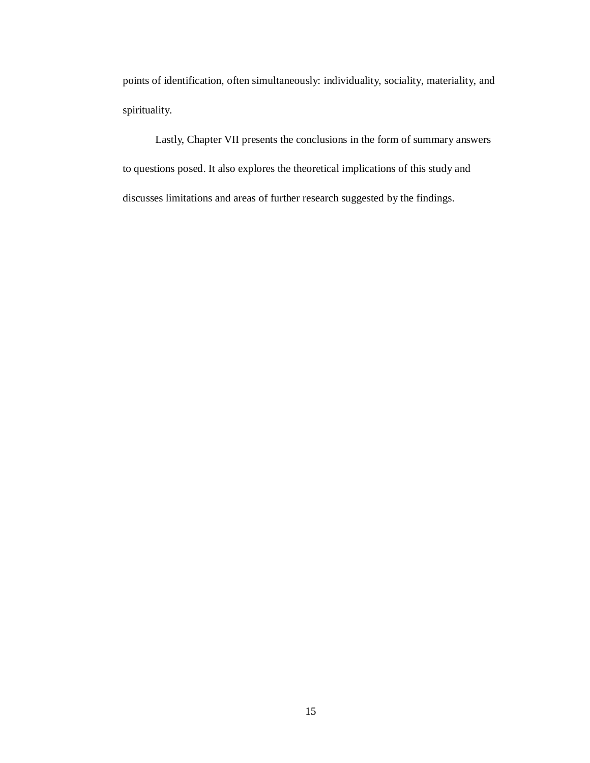points of identification, often simultaneously: individuality, sociality, materiality, and spirituality.

Lastly, Chapter VII presents the conclusions in the form of summary answers to questions posed. It also explores the theoretical implications of this study and discusses limitations and areas of further research suggested by the findings.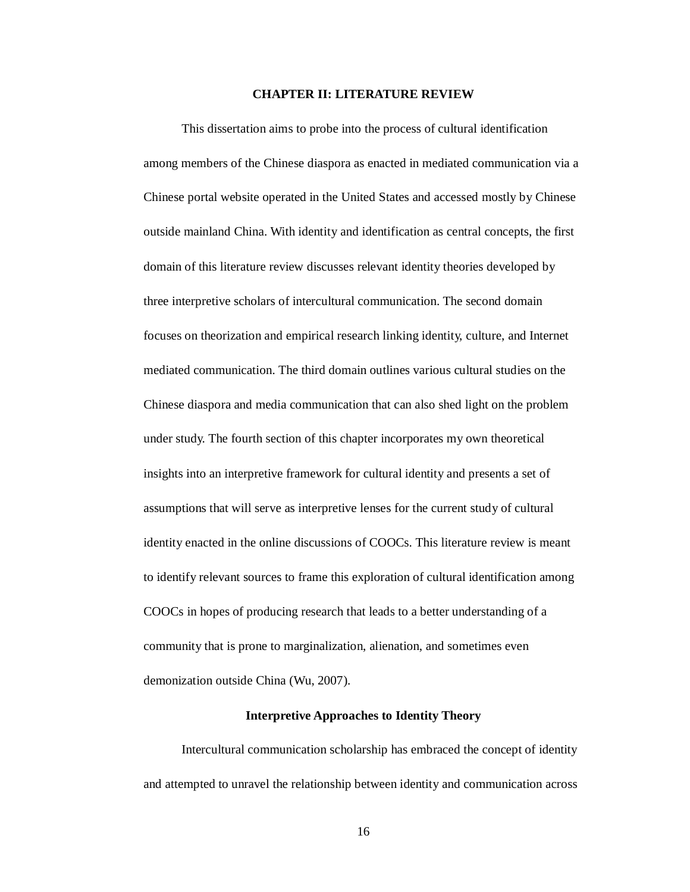# CHAPTER II: LITERATURE REVIEW

This dissertation aims to probe into the process of cultural identification among members of the Chinese diaspora as enacted in mediated communication via a Chinese portal website operated in the United States and accessed mostly by Chinese outside mainland China. With identity and identification as central concepts, the first domain of this literature review discusses relevant identity theories developed by three interpretive scholars of intercultural communication. The second domain focuses on theorization and empirical research linking identity, culture, and Internet mediated communication. The third domain outlines various cultural studies on the Chinese diaspora and media communication that can also shed light on the problem under study. The fourth section of this chapter incorporates my own theoretical insights into an interpretive framework for cultural identity and presents a set of assumptions that will serve as interpretive lenses for the current study of cultural identity enacted in the online discussions of COOCs. This literature review is meant to identify relevant sources to frame this exploration of cultural identification among COOCs in hopes of producing research that leads to a better understanding of a community that is prone to marginalization, alienation, and sometimes even demonization outside China (Wu, 2007).

## Interpretive Approaches to Identity Theory

Intercultural communication scholarship has embraced the concept of identity and attempted to unravel the relationship between identity and communication across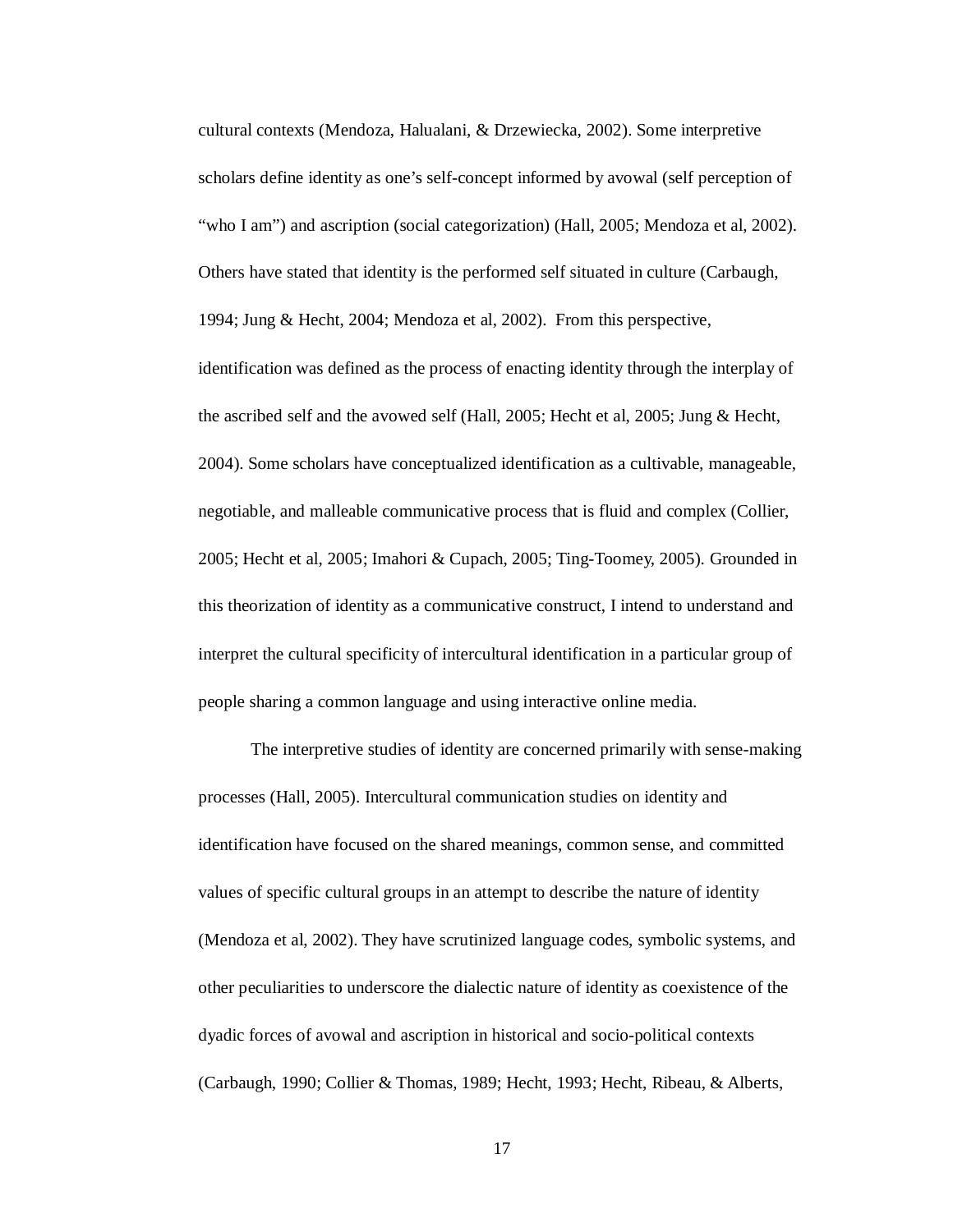cultural contexts (Mendoza, Halualani, & Drzewiecka, 2002). Some interpretive scholars define identity as one's self-concept informed by avowal (self perception of "who I am") and ascription (social categorization) (Hall, 2005; Mendoza et al, 2002). Others have stated that identity is the performed self situated in culture (Carbaugh, 1994; Jung & Hecht, 2004; Mendoza et al, 2002). From this perspective, identification was defined as the process of enacting identity through the interplay of the ascribed self and the avowed self (Hall, 2005; Hecht et al, 2005; Jung & Hecht, 2004). Some scholars have conceptualized identification as a cultivable, manageable, negotiable, and malleable communicative process that is fluid and complex (Collier, 2005; Hecht et al, 2005; Imahori & Cupach, 2005; Ting-Toomey, 2005). Grounded in this theorization of identity as a communicative construct, I intend to understand and interpret the cultural specificity of intercultural identification in a particular group of people sharing a common language and using interactive online media.

The interpretive studies of identity are concerned primarily with sense-making processes (Hall, 2005). Intercultural communication studies on identity and identification have focused on the shared meanings, common sense, and committed values of specific cultural groups in an attempt to describe the nature of identity (Mendoza et al, 2002). They have scrutinized language codes, symbolic systems, and other peculiarities to underscore the dialectic nature of identity as coexistence of the dyadic forces of avowal and ascription in historical and socio-political contexts (Carbaugh, 1990; Collier & Thomas, 1989; Hecht, 1993; Hecht, Ribeau, & Alberts,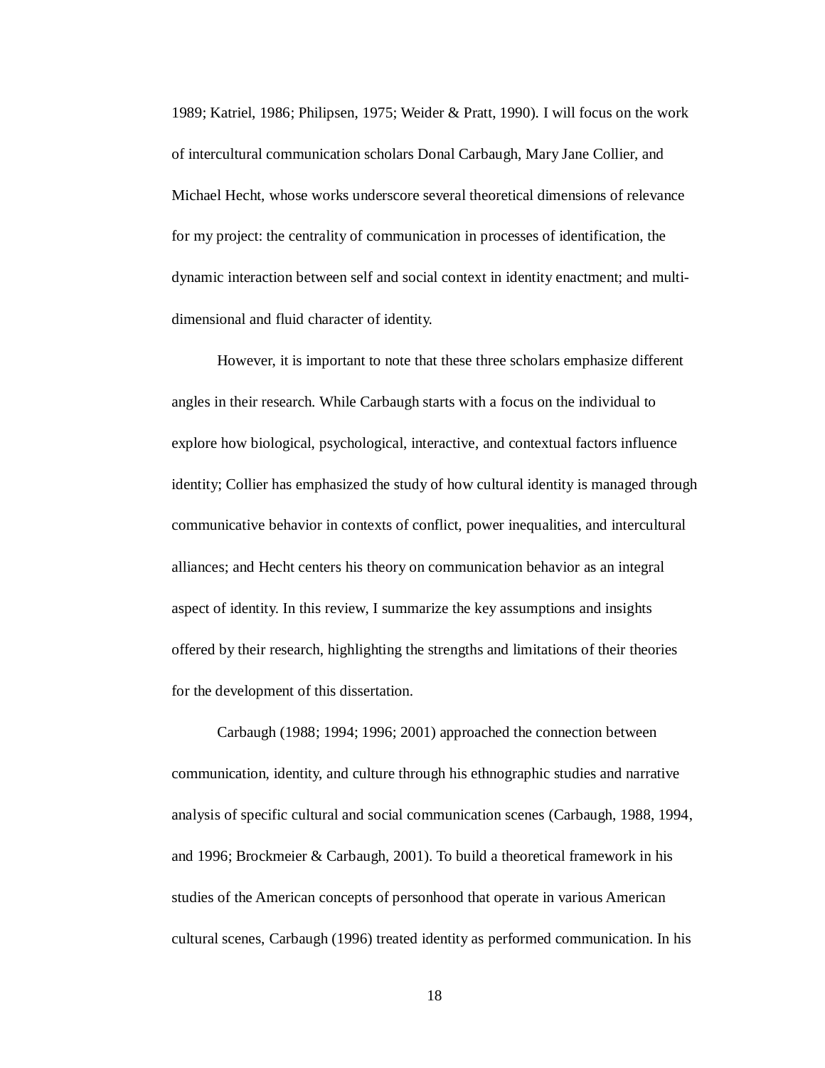1989; Katriel, 1986; Philipsen, 1975; Weider & Pratt, 1990). I will focus on the work of intercultural communication scholars Donal Carbaugh, Mary Jane Collier, and Michael Hecht, whose works underscore several theoretical dimensions of relevance for my project: the centrality of communication in processes of identification, the dynamic interaction between self and social context in identity enactment; and multi-dimensional and fluid character of identity.

However, it is important to note that these three scholars emphasize different angles in their research. While Carbaugh starts with a focus on the individual to explore how biological, psychological, interactive, and contextual factors influence identity; Collier has emphasized the study of how cultural identity is managed through communicative behavior in contexts of conflict, power inequalities, and intercultural alliances; and Hecht centers his theory on communication behavior as an integral aspect of identity. In this review, I summarize the key assumptions and insights offered by their research, highlighting the strengths and limitations of their theories for the development of this dissertation.

Carbaugh (1988; 1994; 1996; 2001) approached the connection between communication, identity, and culture through his ethnographic studies and narrative analysis of specific cultural and social communication scenes (Carbaugh, 1988, 1994, and 1996; Brockmeier & Carbaugh, 2001). To build a theoretical framework in his studies of the American concepts of personhood that operate in various American cultural scenes, Carbaugh (1996) treated identity as performed communication. In his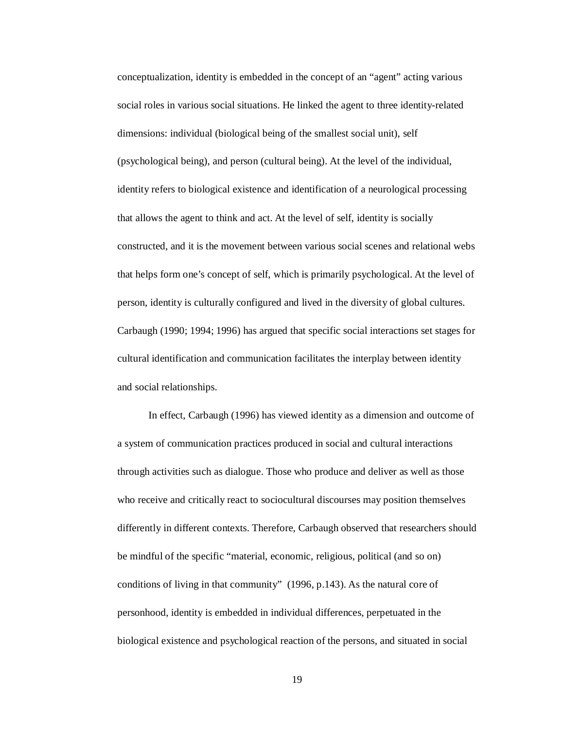conceptualization, identity is embedded in the concept of an "agent" acting various social roles in various social situations. He linked the agent to three identity-related dimensions: individual (biological being of the smallest social unit), self (psychological being), and person (cultural being). At the level of the individual, identity refers to biological existence and identification of a neurological processing that allows the agent to think and act. At the level of self, identity is socially constructed, and it is the movement between various social scenes and relational webs that helps form one's concept of self, which is primarily psychological. At the level of person, identity is culturally configured and lived in the diversity of global cultures. Carbaugh (1990; 1994; 1996) has argued that specific social interactions set stages for cultural identification and communication facilitates the interplay between identity and social relationships.

In effect, Carbaugh (1996) has viewed identity as a dimension and outcome of a system of communication practices produced in social and cultural interactions through activities such as dialogue. Those who produce and deliver as well as those who receive and critically react to sociocultural discourses may position themselves differently in different contexts. Therefore, Carbaugh observed that researchers should be mindful of the specific "material, economic, religious, political (and so on) conditions of living in that community" (1996, p.143). As the natural core of personhood, identity is embedded in individual differences, perpetuated in the biological existence and psychological reaction of the persons, and situated in social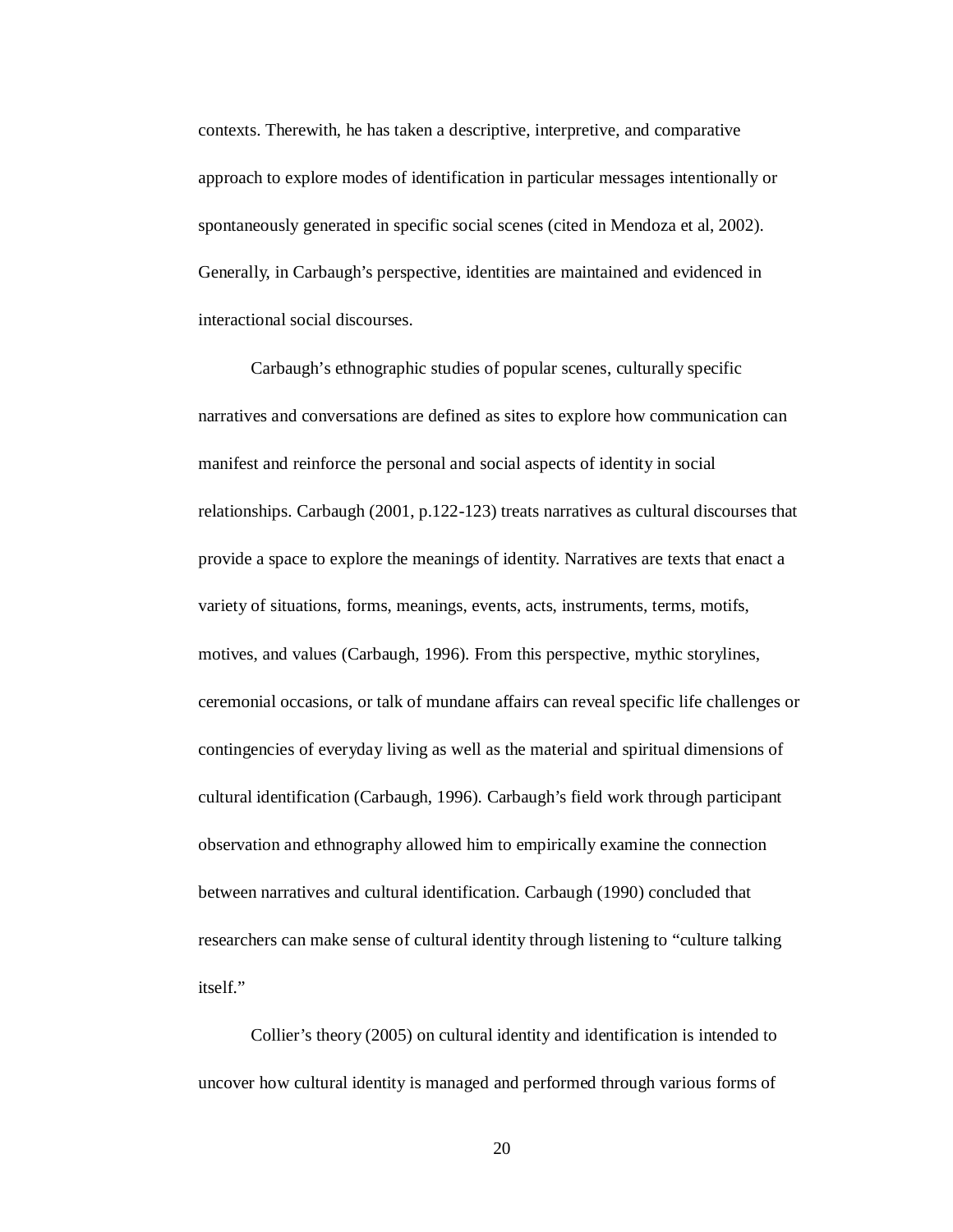contexts. Therewith, he has taken a descriptive, interpretive, and comparative approach to explore modes of identification in particular messages intentionally or spontaneously generated in specific social scenes (cited in Mendoza et al, 2002). Generally, in Carbaugh's perspective, identities are maintained and evidenced in interactional social discourses.

Carbaugh's ethnographic studies of popular scenes, culturally specific narratives and conversations are defined as sites to explore how communication can manifest and reinforce the personal and social aspects of identity in social relationships. Carbaugh (2001, p.122-123) treats narratives as cultural discourses that provide a space to explore the meanings of identity. Narratives are texts that enact a variety of situations, forms, meanings, events, acts, instruments, terms, motifs, motives, and values (Carbaugh, 1996). From this perspective, mythic storylines, ceremonial occasions, or talk of mundane affairs can reveal specific life challenges or contingencies of everyday living as well as the material and spiritual dimensions of cultural identification (Carbaugh, 1996). Carbaugh's field work through participant observation and ethnography allowed him to empirically examine the connection between narratives and cultural identification. Carbaugh (1990) concluded that researchers can make sense of cultural identity through listening to "culture talking itself."

Collier's theory (2005) on cultural identity and identification is intended to uncover how cultural identity is managed and performed through various forms of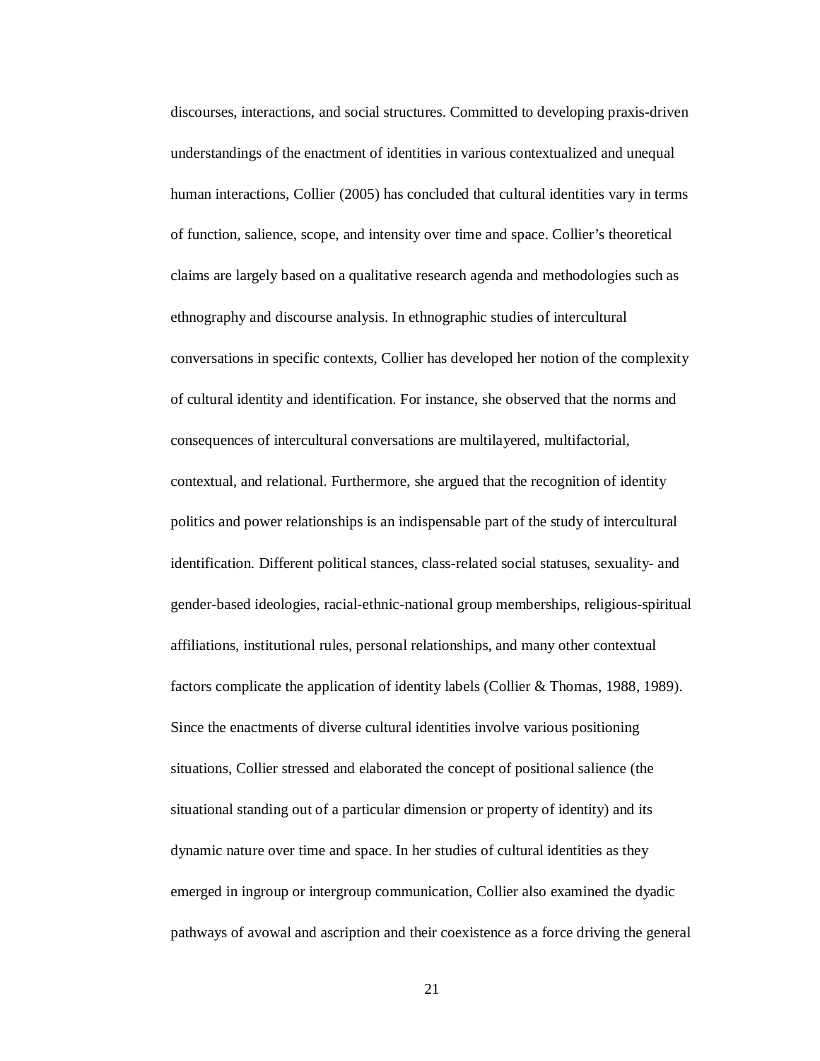discourses, interactions, and social structures. Committed to developing praxis-driven understandings of the enactment of identities in various contextualized and unequal human interactions, Collier (2005) has concluded that cultural identities vary in terms of function, salience, scope, and intensity over time and space. Collier's theoretical claims are largely based on a qualitative research agenda and methodologies such as ethnography and discourse analysis. In ethnographic studies of intercultural conversations in specific contexts, Collier has developed her notion of the complexity of cultural identity and identification. For instance, she observed that the norms and consequences of intercultural conversations are multilayered, multifactorial, contextual, and relational. Furthermore, she argued that the recognition of identity politics and power relationships is an indispensable part of the study of intercultural identification. Different political stances, class-related social statuses, sexuality- and gender-based ideologies, racial-ethnic-national group memberships, religious-spiritual affiliations, institutional rules, personal relationships, and many other contextual factors complicate the application of identity labels (Collier & Thomas, 1988, 1989). Since the enactments of diverse cultural identities involve various positioning situations, Collier stressed and elaborated the concept of positional salience (the situational standing out of a particular dimension or property of identity) and its dynamic nature over time and space. In her studies of cultural identities as they emerged in ingroup or intergroup communication, Collier also examined the dyadic pathways of avowal and ascription and their coexistence as a force driving the general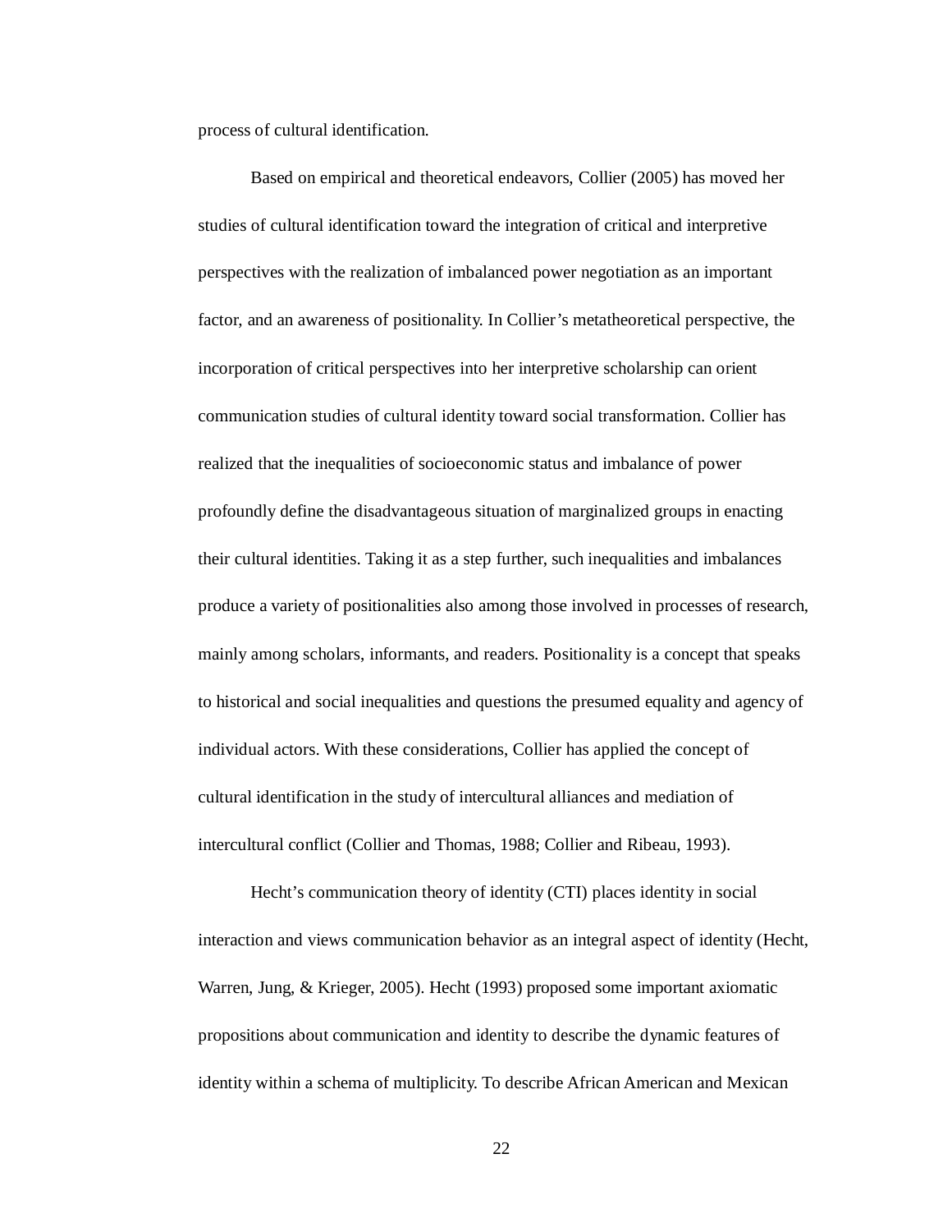process of cultural identification.

Based on empirical and theoretical endeavors, Collier (2005) has moved her studies of cultural identification toward the integration of critical and interpretive perspectives with the realization of imbalanced power negotiation as an important factor, and an awareness of positionality. In Collier's metatheoretical perspective, the incorporation of critical perspectives into her interpretive scholarship can orient communication studies of cultural identity toward social transformation. Collier has realized that the inequalities of socioeconomic status and imbalance of power profoundly define the disadvantageous situation of marginalized groups in enacting their cultural identities. Taking it as a step further, such inequalities and imbalances produce a variety of positionalities also among those involved in processes of research, mainly among scholars, informants, and readers. Positionality is a concept that speaks to historical and social inequalities and questions the presumed equality and agency of individual actors. With these considerations, Collier has applied the concept of cultural identification in the study of intercultural alliances and mediation of intercultural conflict (Collier and Thomas, 1988; Collier and Ribeau, 1993).

Hecht's communication theory of identity (CTI) places identity in social interaction and views communication behavior as an integral aspect of identity (Hecht, Warren, Jung, & Krieger, 2005). Hecht (1993) proposed some important axiomatic propositions about communication and identity to describe the dynamic features of identity within a schema of multiplicity. To describe African American and Mexican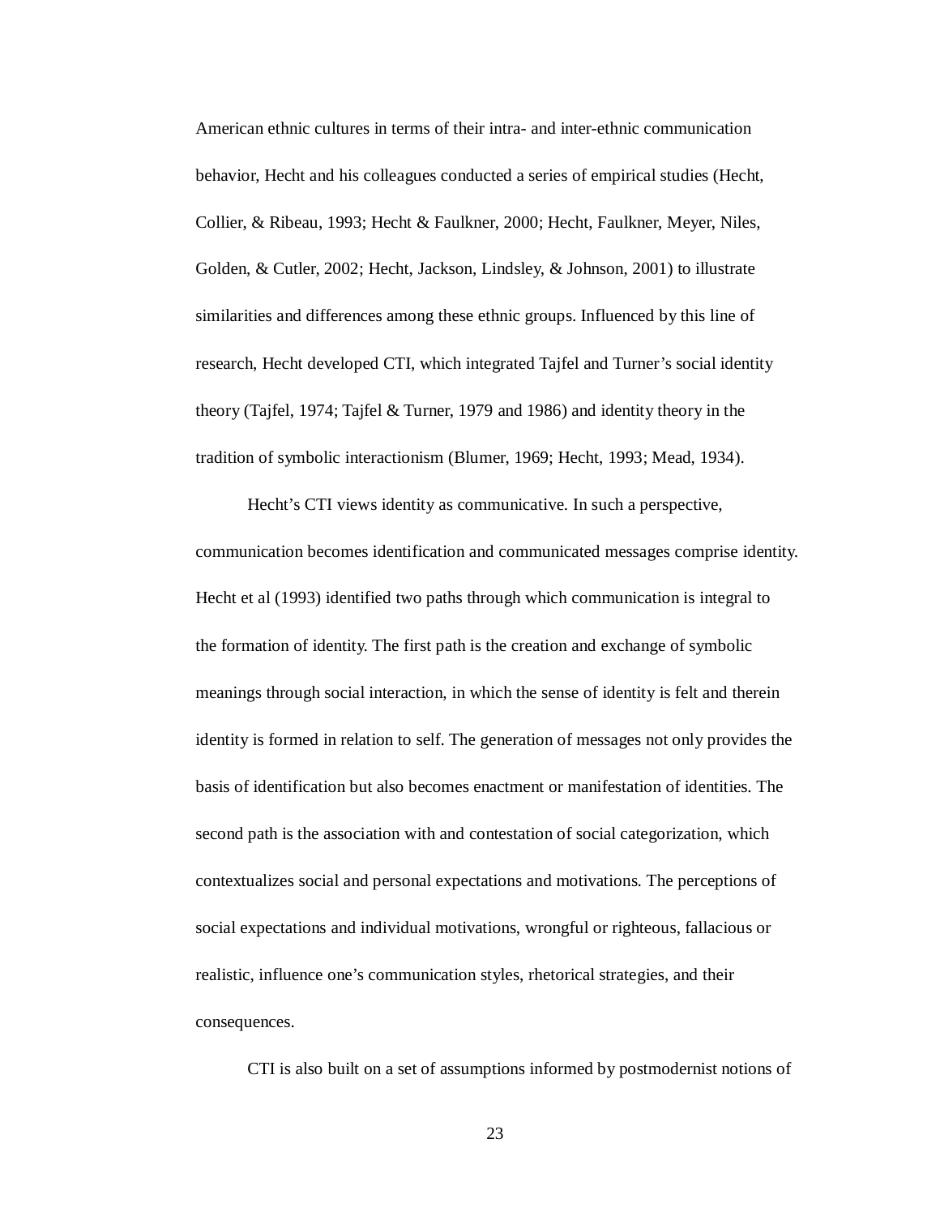American ethnic cultures in terms of their intra- and inter-ethnic communication behavior, Hecht and his colleagues conducted a series of empirical studies (Hecht, Collier, & Ribeau, 1993; Hecht & Faulkner, 2000; Hecht, Faulkner, Meyer, Niles, Golden, & Cutler, 2002; Hecht, Jackson, Lindsley, & Johnson, 2001) to illustrate similarities and differences among these ethnic groups. Influenced by this line of research, Hecht developed CTI, which integrated Tajfel and Turner's social identity theory (Tajfel, 1974; Tajfel & Turner, 1979 and 1986) and identity theory in the tradition of symbolic interactionism (Blumer, 1969; Hecht, 1993; Mead, 1934).

Hecht's CTI views identity as communicative. In such a perspective, communication becomes identification and communicated messages comprise identity. Hecht et al (1993) identified two paths through which communication is integral to the formation of identity. The first path is the creation and exchange of symbolic meanings through social interaction, in which the sense of identity is felt and therein identity is formed in relation to self. The generation of messages not only provides the basis of identification but also becomes enactment or manifestation of identities. The second path is the association with and contestation of social categorization, which contextualizes social and personal expectations and motivations. The perceptions of social expectations and individual motivations, wrongful or righteous, fallacious or realistic, influence one's communication styles, rhetorical strategies, and their consequences.

CTI is also built on a set of assumptions informed by postmodernist notions of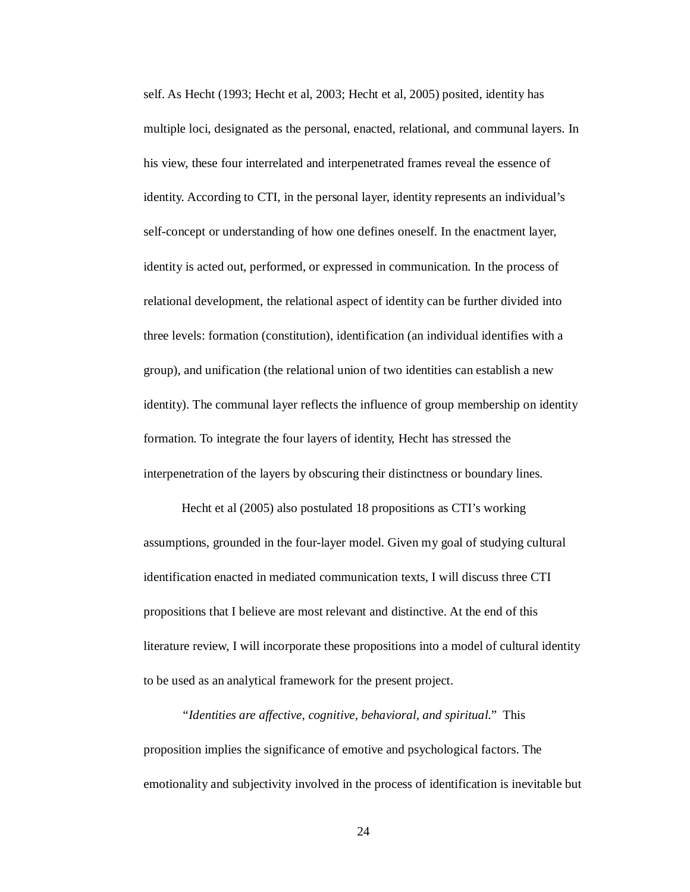self. As Hecht (1993; Hecht et al, 2003; Hecht et al, 2005) posited, identity has multiple loci, designated as the personal, enacted, relational, and communal layers. In his view, these four interrelated and interpenetrated frames reveal the essence of identity. According to CTI, in the personal layer, identity represents an individual's self-concept or understanding of how one defines oneself. In the enactment layer, identity is acted out, performed, or expressed in communication. In the process of relational development, the relational aspect of identity can be further divided into three levels: formation (constitution), identification (an individual identifies with a group), and unification (the relational union of two identities can establish a new identity). The communal layer reflects the influence of group membership on identity formation. To integrate the four layers of identity, Hecht has stressed the interpenetration of the layers by obscuring their distinctness or boundary lines.

Hecht et al (2005) also postulated 18 propositions as CTI's working assumptions, grounded in the four-layer model. Given my goal of studying cultural identification enacted in mediated communication texts, I will discuss three CTI propositions that I believe are most relevant and distinctive. At the end of this literature review, I will incorporate these propositions into a model of cultural identity to be used as an analytical framework for the present project.

*"Identities are affective, cognitive, behavioral, and spiritual."* This proposition implies the significance of emotive and psychological factors. The emotionality and subjectivity involved in the process of identification is inevitable but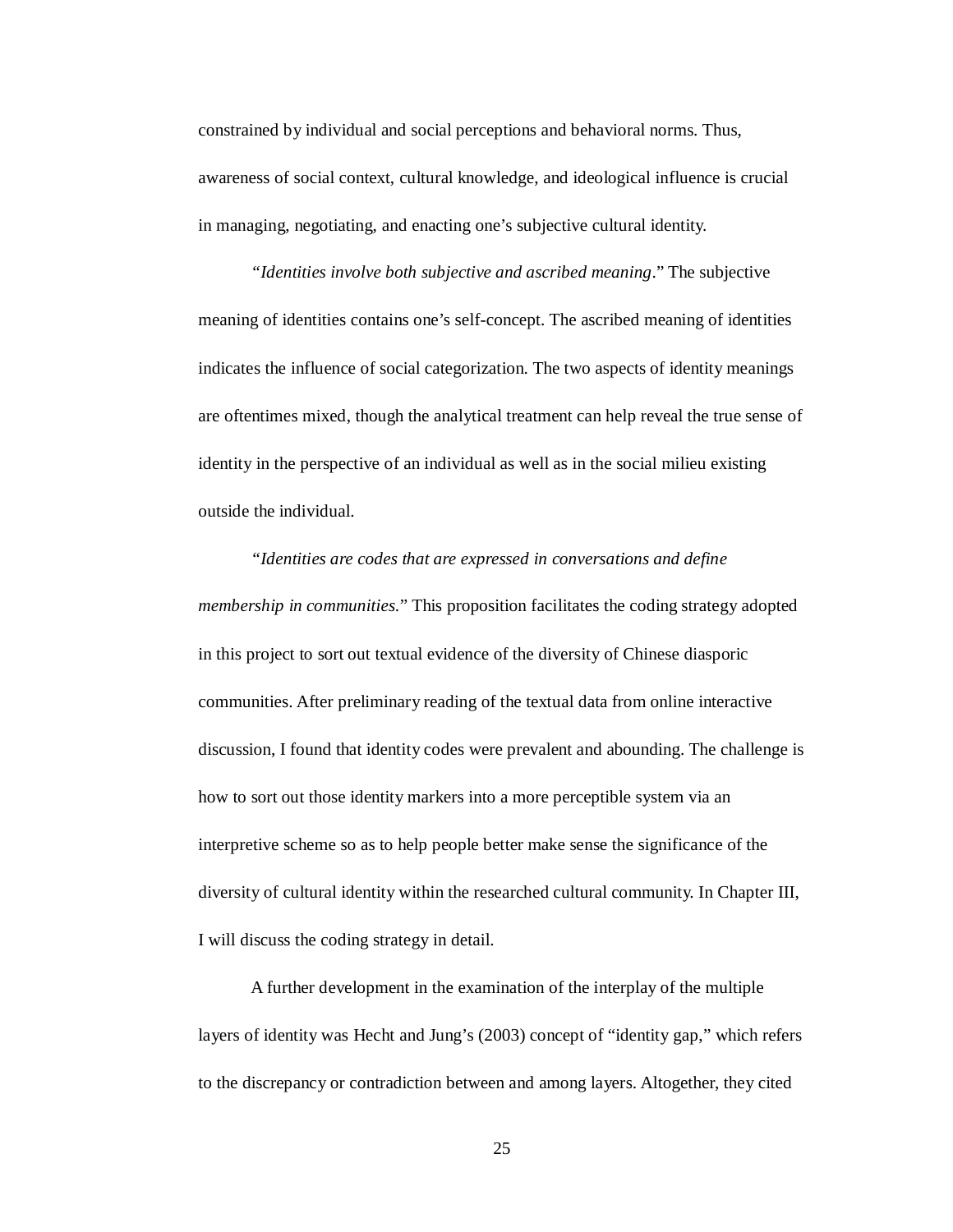constrained by individual and social perceptions and behavioral norms. Thus, awareness of social context, cultural knowledge, and ideological influence is crucial in managing, negotiating, and enacting one's subjective cultural identity.

"*Identities involve both subjective and ascribed meaning*." The subjective meaning of identities contains one's self-concept. The ascribed meaning of identities indicates the influence of social categorization. The two aspects of identity meanings are oftentimes mixed, though the analytical treatment can help reveal the true sense of identity in the perspective of an individual as well as in the social milieu existing outside the individual.

"*Identities are codes that are expressed in conversations and define membership in communities.*" This proposition facilitates the coding strategy adopted in this project to sort out textual evidence of the diversity of Chinese diasporic communities. After preliminary reading of the textual data from online interactive discussion, I found that identity codes were prevalent and abounding. The challenge is how to sort out those identity markers into a more perceptible system via an interpretive scheme so as to help people better make sense the significance of the diversity of cultural identity within the researched cultural community. In Chapter III, I will discuss the coding strategy in detail.

A further development in the examination of the interplay of the multiple layers of identity was Hecht and Jung's (2003) concept of "identity gap," which refers to the discrepancy or contradiction between and among layers. Altogether, they cited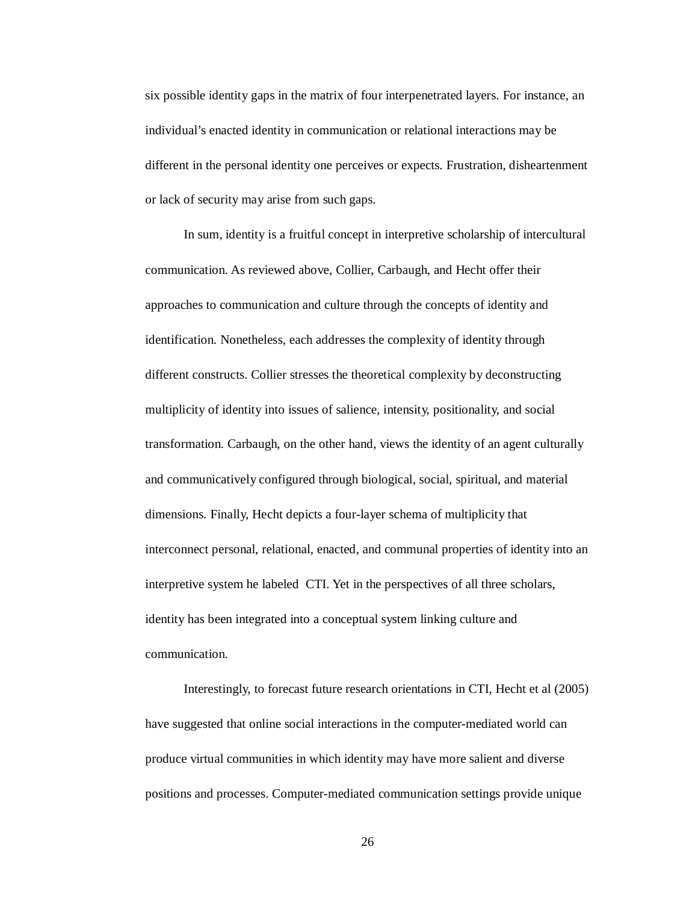six possible identity gaps in the matrix of four interpenetrated layers. For instance, an individual's enacted identity in communication or relational interactions may be different in the personal identity one perceives or expects. Frustration, disheartenment or lack of security may arise from such gaps.

In sum, identity is a fruitful concept in interpretive scholarship of intercultural communication. As reviewed above, Collier, Carbaugh, and Hecht offer their approaches to communication and culture through the concepts of identity and identification. Nonetheless, each addresses the complexity of identity through different constructs. Collier stresses the theoretical complexity by deconstructing multiplicity of identity into issues of salience, intensity, positionality, and social transformation. Carbaugh, on the other hand, views the identity of an agent culturally and communicatively configured through biological, social, spiritual, and material dimensions. Finally, Hecht depicts a four-layer schema of multiplicity that interconnect personal, relational, enacted, and communal properties of identity into an interpretive system he labeled CTI. Yet in the perspectives of all three scholars, identity has been integrated into a conceptual system linking culture and communication.

Interestingly, to forecast future research orientations in CTI, Hecht et al (2005) have suggested that online social interactions in the computer-mediated world can produce virtual communities in which identity may have more salient and diverse positions and processes. Computer-mediated communication settings provide unique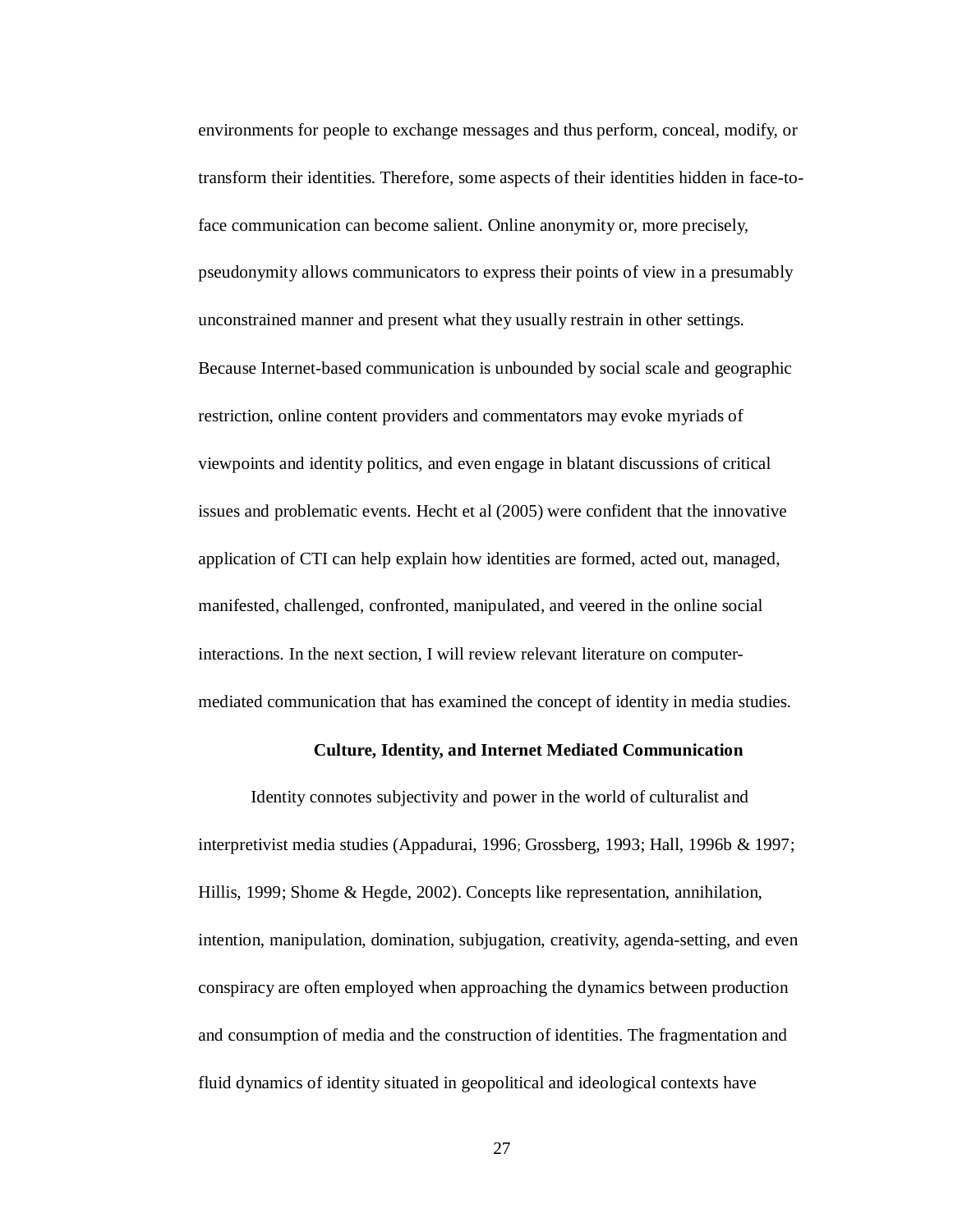environments for people to exchange messages and thus perform, conceal, modify, or transform their identities. Therefore, some aspects of their identities hidden in face-to-face communication can become salient. Online anonymity or, more precisely, pseudonymity allows communicators to express their points of view in a presumably unconstrained manner and present what they usually restrain in other settings. Because Internet-based communication is unbounded by social scale and geographic restriction, online content providers and commentators may evoke myriads of viewpoints and identity politics, and even engage in blatant discussions of critical issues and problematic events. Hecht et al (2005) were confident that the innovative application of CTI can help explain how identities are formed, acted out, managed, manifested, challenged, confronted, manipulated, and veered in the online social interactions. In the next section, I will review relevant literature on computer-mediated communication that has examined the concept of identity in media studies.

## Culture, Identity, and Internet Mediated Communication

Identity connotes subjectivity and power in the world of culturalist and interpretivist media studies (Appadurai, 1996; Grossberg, 1993; Hall, 1996b & 1997; Hillis, 1999; Shome & Hegde, 2002). Concepts like representation, annihilation, intention, manipulation, domination, subjugation, creativity, agenda-setting, and even conspiracy are often employed when approaching the dynamics between production and consumption of media and the construction of identities. The fragmentation and fluid dynamics of identity situated in geopolitical and ideological contexts have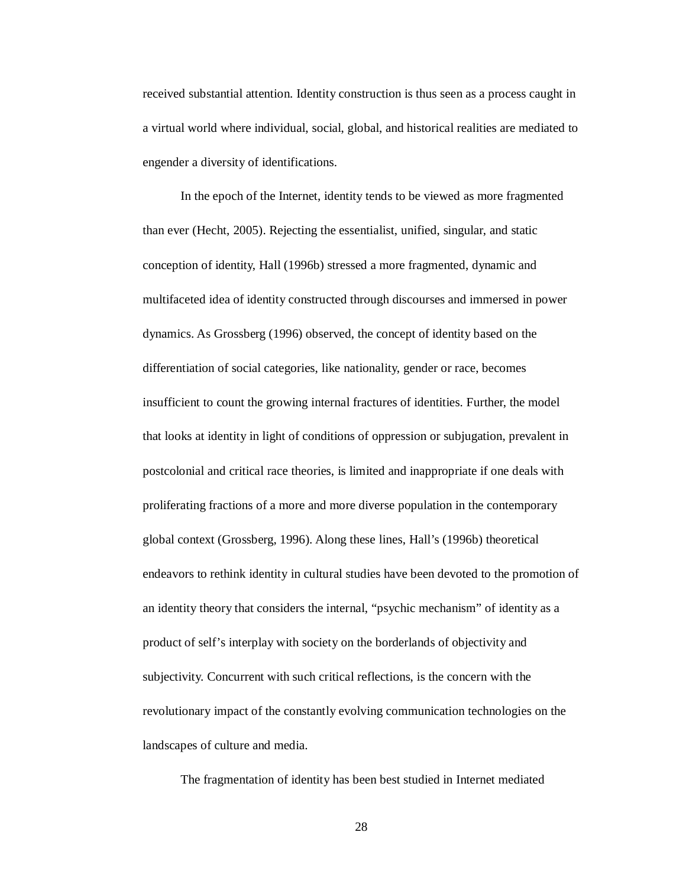received substantial attention. Identity construction is thus seen as a process caught in a virtual world where individual, social, global, and historical realities are mediated to engender a diversity of identifications.

In the epoch of the Internet, identity tends to be viewed as more fragmented than ever (Hecht, 2005). Rejecting the essentialist, unified, singular, and static conception of identity, Hall (1996b) stressed a more fragmented, dynamic and multifaceted idea of identity constructed through discourses and immersed in power dynamics. As Grossberg (1996) observed, the concept of identity based on the differentiation of social categories, like nationality, gender or race, becomes insufficient to count the growing internal fractures of identities. Further, the model that looks at identity in light of conditions of oppression or subjugation, prevalent in postcolonial and critical race theories, is limited and inappropriate if one deals with proliferating fractions of a more and more diverse population in the contemporary global context (Grossberg, 1996). Along these lines, Hall's (1996b) theoretical endeavors to rethink identity in cultural studies have been devoted to the promotion of an identity theory that considers the internal, "psychic mechanism" of identity as a product of self's interplay with society on the borderlands of objectivity and subjectivity. Concurrent with such critical reflections, is the concern with the revolutionary impact of the constantly evolving communication technologies on the landscapes of culture and media.

The fragmentation of identity has been best studied in Internet mediated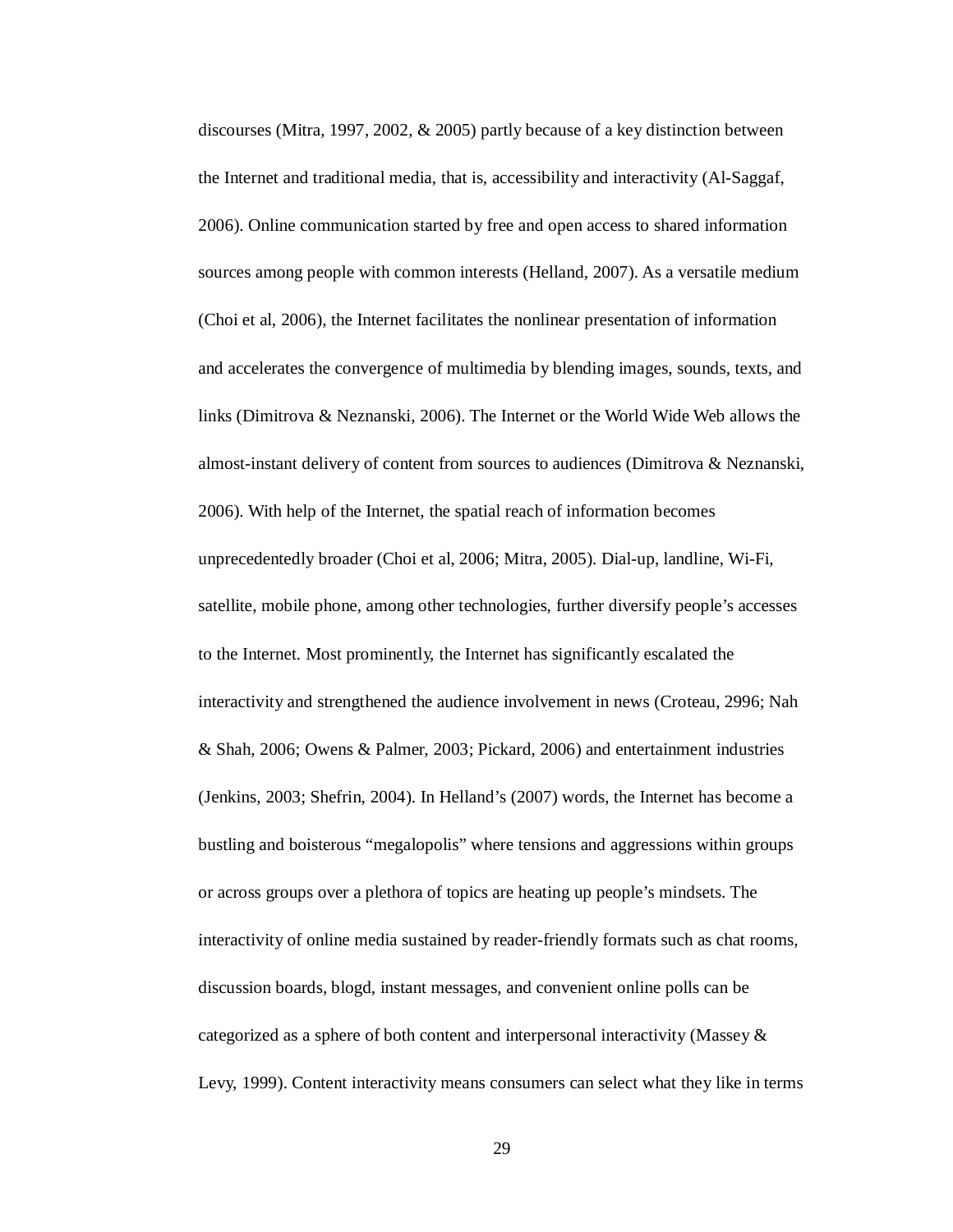discourses (Mitra, 1997, 2002, & 2005) partly because of a key distinction between the Internet and traditional media, that is, accessibility and interactivity (Al-Saggaf, 2006). Online communication started by free and open access to shared information sources among people with common interests (Helland, 2007). As a versatile medium (Choi et al, 2006), the Internet facilitates the nonlinear presentation of information and accelerates the convergence of multimedia by blending images, sounds, texts, and links (Dimitrova & Neznanski, 2006). The Internet or the World Wide Web allows the almost-instant delivery of content from sources to audiences (Dimitrova & Neznanski, 2006). With help of the Internet, the spatial reach of information becomes unprecedentedly broader (Choi et al, 2006; Mitra, 2005). Dial-up, landline, Wi-Fi, satellite, mobile phone, among other technologies, further diversify people's accesses to the Internet. Most prominently, the Internet has significantly escalated the interactivity and strengthened the audience involvement in news (Croteau, 2996; Nah & Shah, 2006; Owens & Palmer, 2003; Pickard, 2006) and entertainment industries (Jenkins, 2003; Shefrin, 2004). In Helland's (2007) words, the Internet has become a bustling and boisterous "megalopolis" where tensions and aggressions within groups or across groups over a plethora of topics are heating up people's mindsets. The interactivity of online media sustained by reader-friendly formats such as chat rooms, discussion boards, blogd, instant messages, and convenient online polls can be categorized as a sphere of both content and interpersonal interactivity (Massey & Levy, 1999). Content interactivity means consumers can select what they like in terms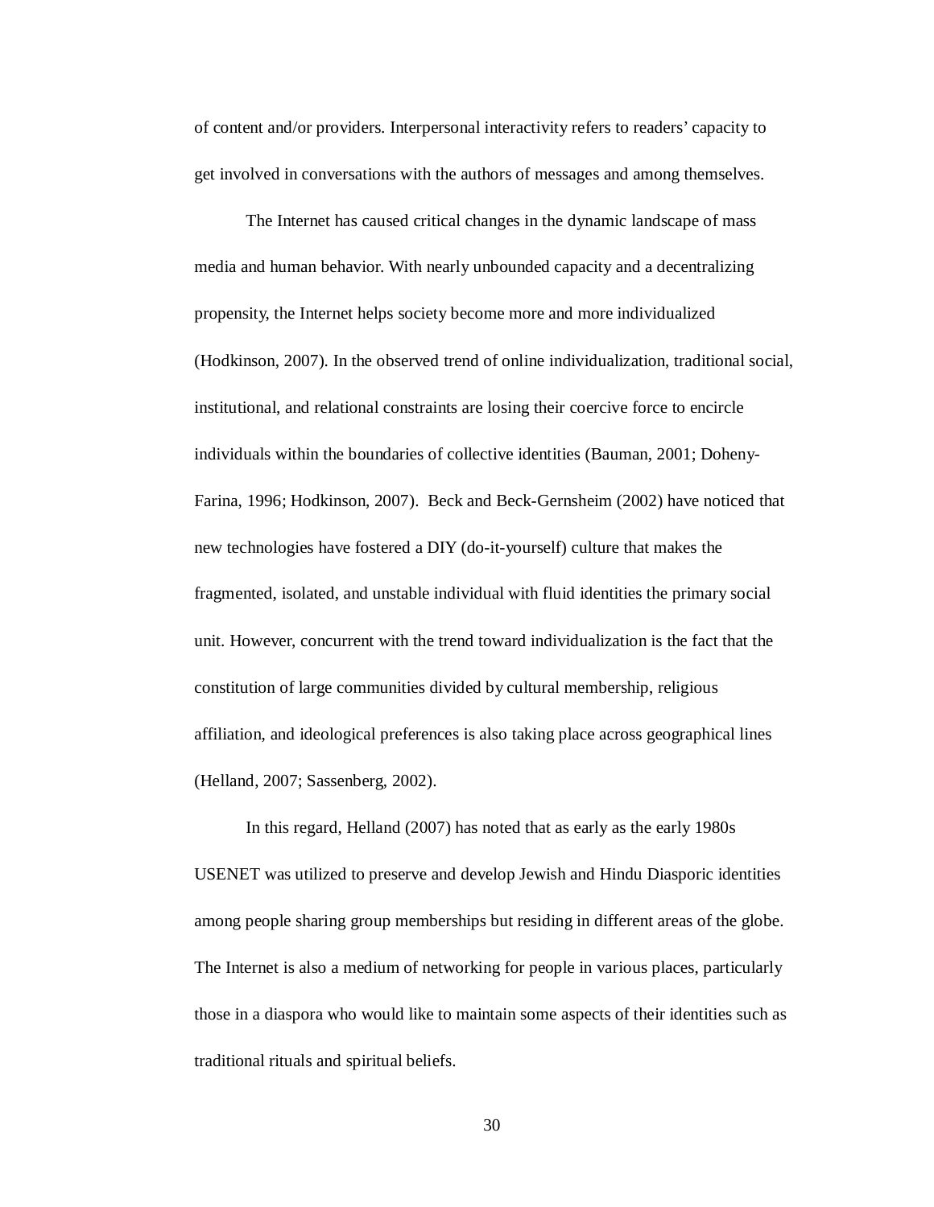of content and/or providers. Interpersonal interactivity refers to readers' capacity to get involved in conversations with the authors of messages and among themselves.

The Internet has caused critical changes in the dynamic landscape of mass media and human behavior. With nearly unbounded capacity and a decentralizing propensity, the Internet helps society become more and more individualized (Hodkinson, 2007). In the observed trend of online individualization, traditional social, institutional, and relational constraints are losing their coercive force to encircle individuals within the boundaries of collective identities (Bauman, 2001; Doheny-Farina, 1996; Hodkinson, 2007). Beck and Beck-Gernsheim (2002) have noticed that new technologies have fostered a DIY (do-it-yourself) culture that makes the fragmented, isolated, and unstable individual with fluid identities the primary social unit. However, concurrent with the trend toward individualization is the fact that the constitution of large communities divided by cultural membership, religious affiliation, and ideological preferences is also taking place across geographical lines (Helland, 2007; Sassenberg, 2002).

In this regard, Helland (2007) has noted that as early as the early 1980s USENET was utilized to preserve and develop Jewish and Hindu Diasporic identities among people sharing group memberships but residing in different areas of the globe. The Internet is also a medium of networking for people in various places, particularly those in a diaspora who would like to maintain some aspects of their identities such as traditional rituals and spiritual beliefs.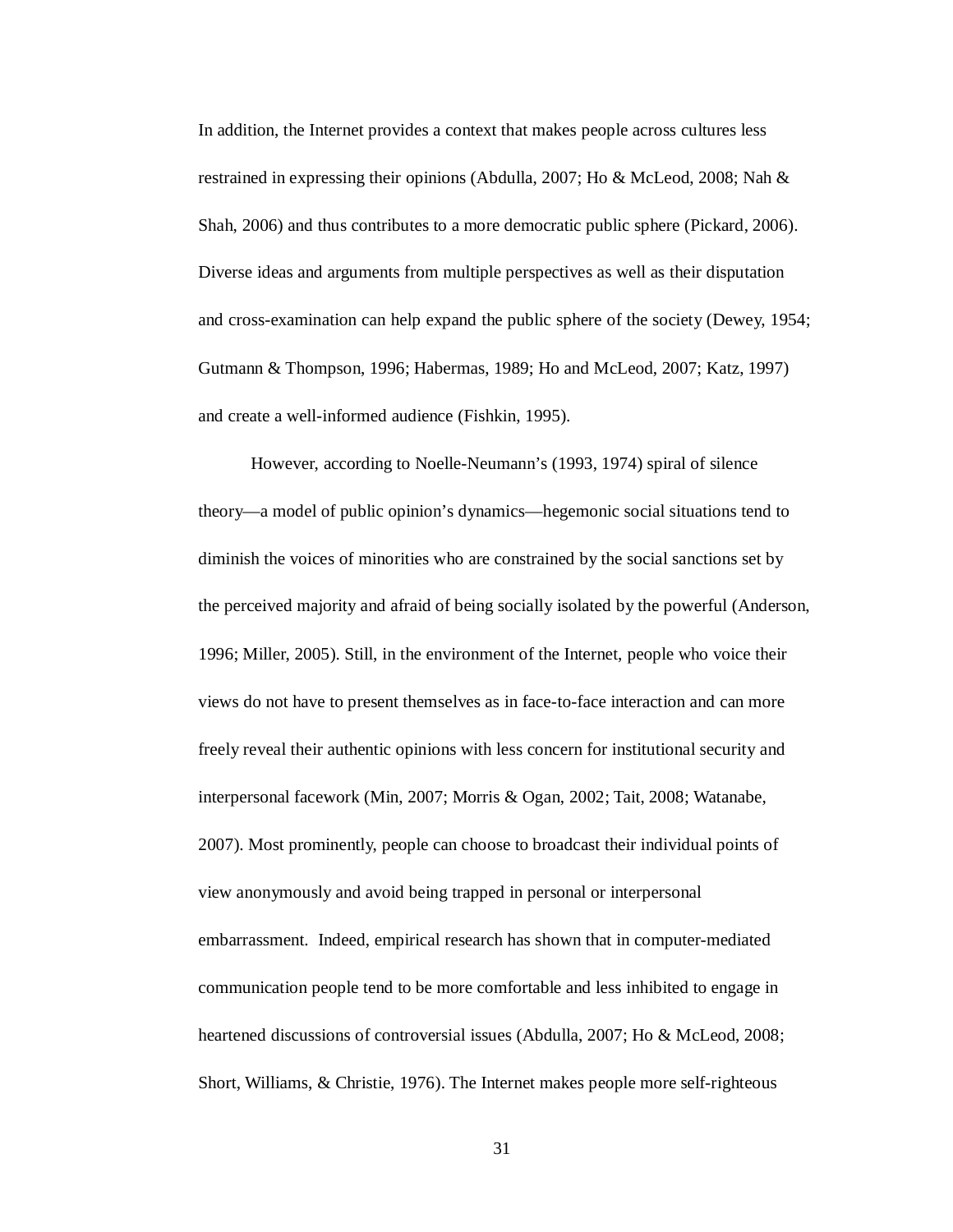In addition, the Internet provides a context that makes people across cultures less restrained in expressing their opinions (Abdulla, 2007; Ho & McLeod, 2008; Nah & Shah, 2006) and thus contributes to a more democratic public sphere (Pickard, 2006). Diverse ideas and arguments from multiple perspectives as well as their disputation and cross-examination can help expand the public sphere of the society (Dewey, 1954; Gutmann & Thompson, 1996; Habermas, 1989; Ho and McLeod, 2007; Katz, 1997) and create a well-informed audience (Fishkin, 1995).

However, according to Noelle-Neumann's (1993, 1974) spiral of silence theory—a model of public opinion's dynamics—hegemonic social situations tend to diminish the voices of minorities who are constrained by the social sanctions set by the perceived majority and afraid of being socially isolated by the powerful (Anderson, 1996; Miller, 2005). Still, in the environment of the Internet, people who voice their views do not have to present themselves as in face-to-face interaction and can more freely reveal their authentic opinions with less concern for institutional security and interpersonal facework (Min, 2007; Morris & Ogan, 2002; Tait, 2008; Watanabe, 2007). Most prominently, people can choose to broadcast their individual points of view anonymously and avoid being trapped in personal or interpersonal embarrassment. Indeed, empirical research has shown that in computer-mediated communication people tend to be more comfortable and less inhibited to engage in heartened discussions of controversial issues (Abdulla, 2007; Ho & McLeod, 2008; Short, Williams, & Christie, 1976). The Internet makes people more self-righteous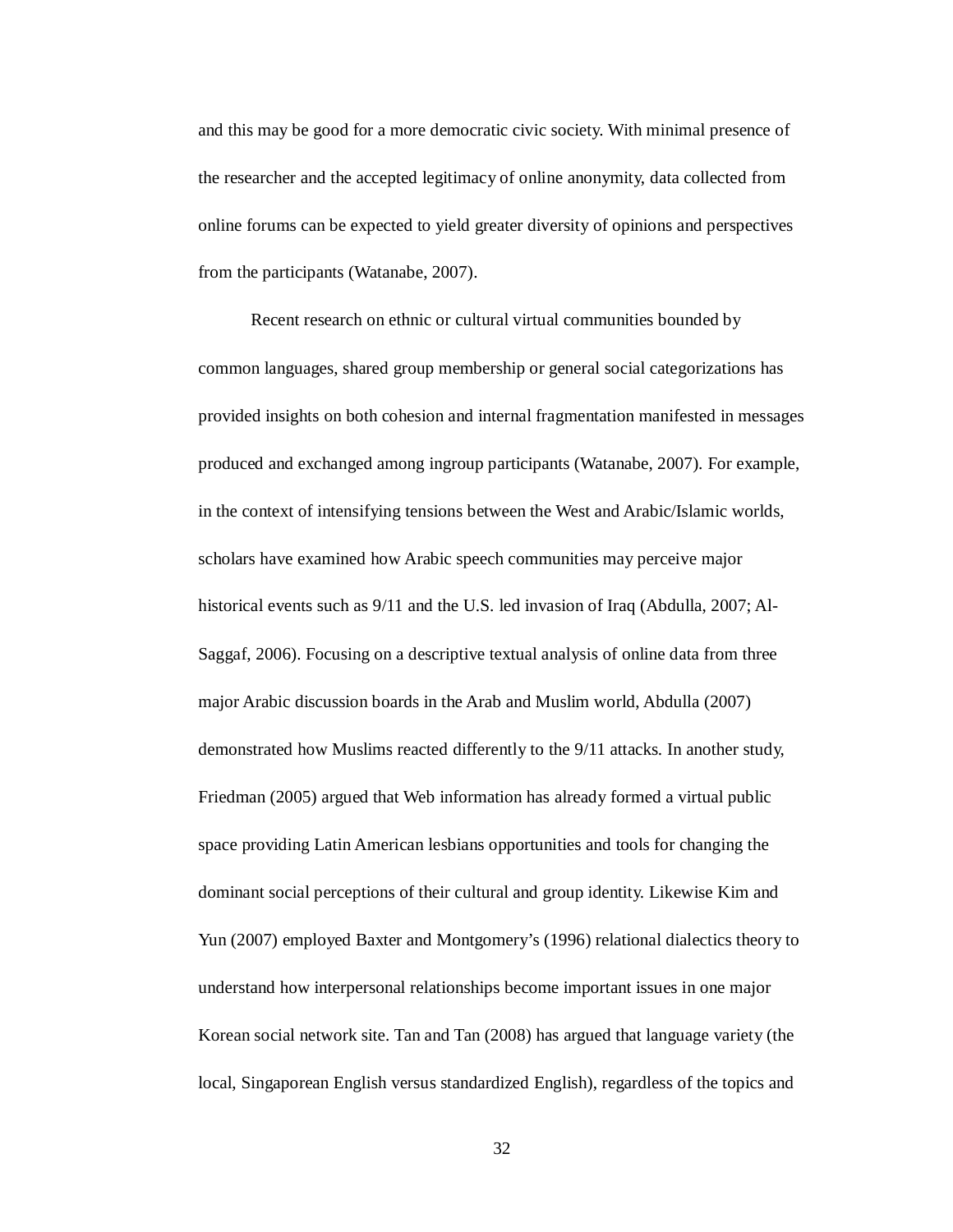and this may be good for a more democratic civic society. With minimal presence of the researcher and the accepted legitimacy of online anonymity, data collected from online forums can be expected to yield greater diversity of opinions and perspectives from the participants (Watanabe, 2007).

Recent research on ethnic or cultural virtual communities bounded by common languages, shared group membership or general social categorizations has provided insights on both cohesion and internal fragmentation manifested in messages produced and exchanged among ingroup participants (Watanabe, 2007). For example, in the context of intensifying tensions between the West and Arabic/Islamic worlds, scholars have examined how Arabic speech communities may perceive major historical events such as 9/11 and the U.S. led invasion of Iraq (Abdulla, 2007; Al-Saggaf, 2006). Focusing on a descriptive textual analysis of online data from three major Arabic discussion boards in the Arab and Muslim world, Abdulla (2007) demonstrated how Muslims reacted differently to the 9/11 attacks. In another study, Friedman (2005) argued that Web information has already formed a virtual public space providing Latin American lesbians opportunities and tools for changing the dominant social perceptions of their cultural and group identity. Likewise Kim and Yun (2007) employed Baxter and Montgomery's (1996) relational dialectics theory to understand how interpersonal relationships become important issues in one major Korean social network site. Tan and Tan (2008) has argued that language variety (the local, Singaporean English versus standardized English), regardless of the topics and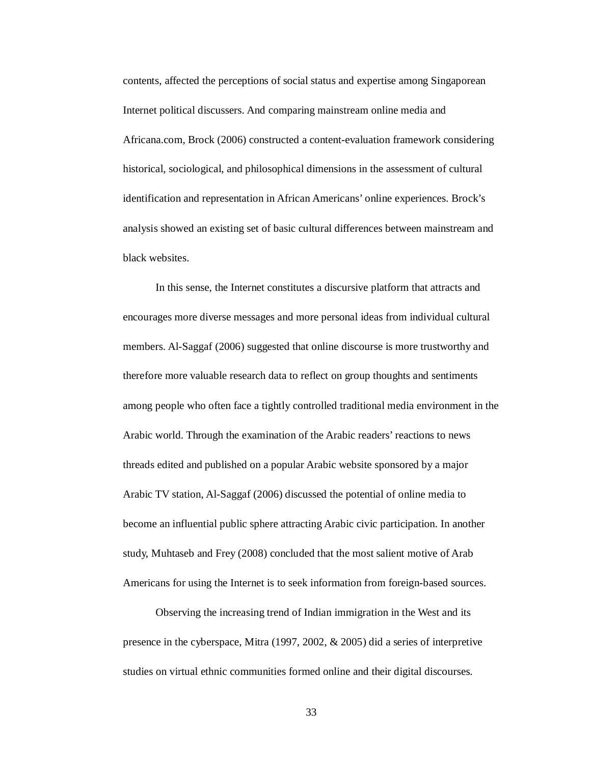contents, affected the perceptions of social status and expertise among Singaporean Internet political discussers. And comparing mainstream online media and Africana.com, Brock (2006) constructed a content-evaluation framework considering historical, sociological, and philosophical dimensions in the assessment of cultural identification and representation in African Americans' online experiences. Brock's analysis showed an existing set of basic cultural differences between mainstream and black websites.

In this sense, the Internet constitutes a discursive platform that attracts and encourages more diverse messages and more personal ideas from individual cultural members. Al-Saggaf (2006) suggested that online discourse is more trustworthy and therefore more valuable research data to reflect on group thoughts and sentiments among people who often face a tightly controlled traditional media environment in the Arabic world. Through the examination of the Arabic readers' reactions to news threads edited and published on a popular Arabic website sponsored by a major Arabic TV station, Al-Saggaf (2006) discussed the potential of online media to become an influential public sphere attracting Arabic civic participation. In another study, Muhtaseb and Frey (2008) concluded that the most salient motive of Arab Americans for using the Internet is to seek information from foreign-based sources.

Observing the increasing trend of Indian immigration in the West and its presence in the cyberspace, Mitra (1997, 2002, & 2005) did a series of interpretive studies on virtual ethnic communities formed online and their digital discourses.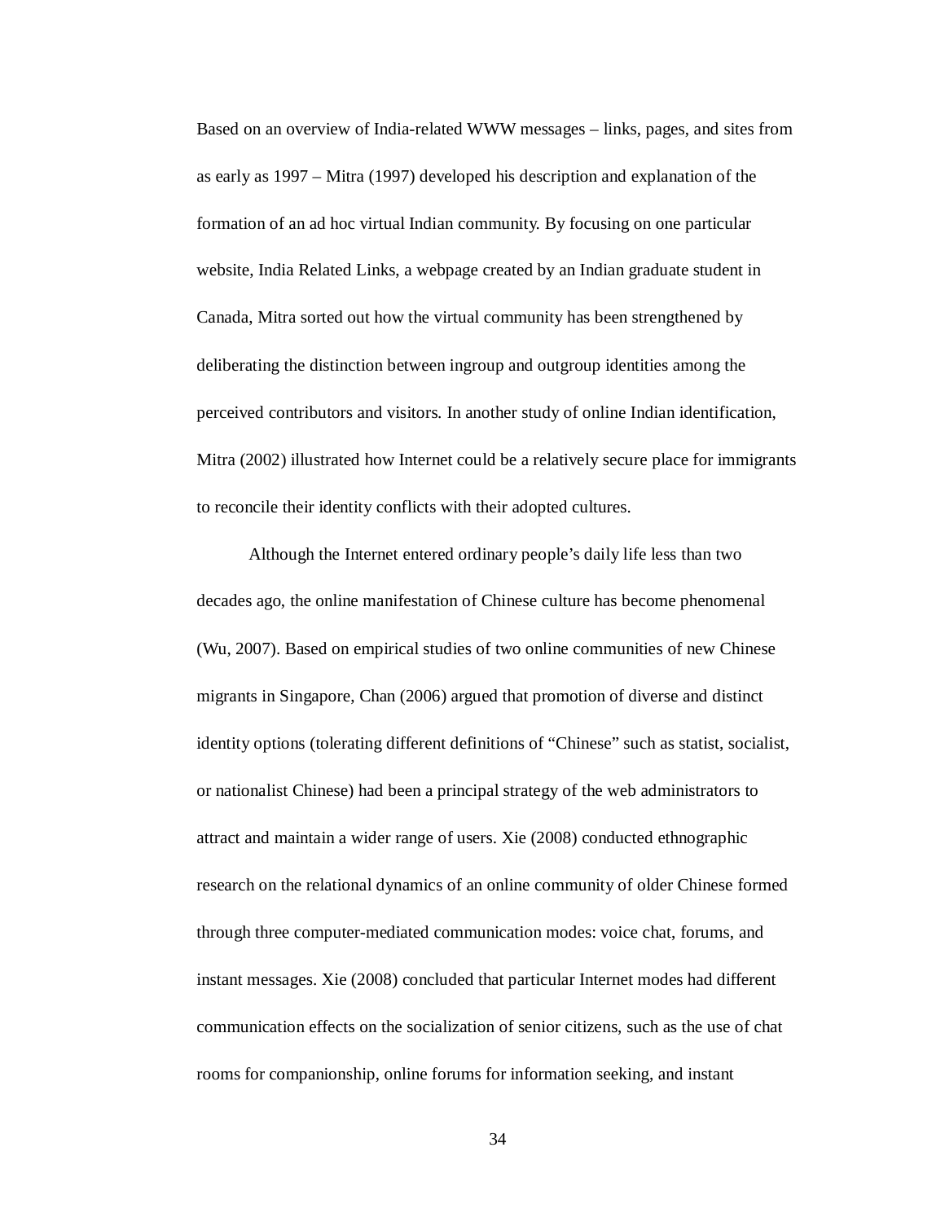Based on an overview of India-related WWW messages – links, pages, and sites from as early as 1997 – Mitra (1997) developed his description and explanation of the formation of an ad hoc virtual Indian community. By focusing on one particular website, India Related Links, a webpage created by an Indian graduate student in Canada, Mitra sorted out how the virtual community has been strengthened by deliberating the distinction between ingroup and outgroup identities among the perceived contributors and visitors. In another study of online Indian identification, Mitra (2002) illustrated how Internet could be a relatively secure place for immigrants to reconcile their identity conflicts with their adopted cultures.

Although the Internet entered ordinary people's daily life less than two decades ago, the online manifestation of Chinese culture has become phenomenal (Wu, 2007). Based on empirical studies of two online communities of new Chinese migrants in Singapore, Chan (2006) argued that promotion of diverse and distinct identity options (tolerating different definitions of "Chinese" such as statist, socialist, or nationalist Chinese) had been a principal strategy of the web administrators to attract and maintain a wider range of users. Xie (2008) conducted ethnographic research on the relational dynamics of an online community of older Chinese formed through three computer-mediated communication modes: voice chat, forums, and instant messages. Xie (2008) concluded that particular Internet modes had different communication effects on the socialization of senior citizens, such as the use of chat rooms for companionship, online forums for information seeking, and instant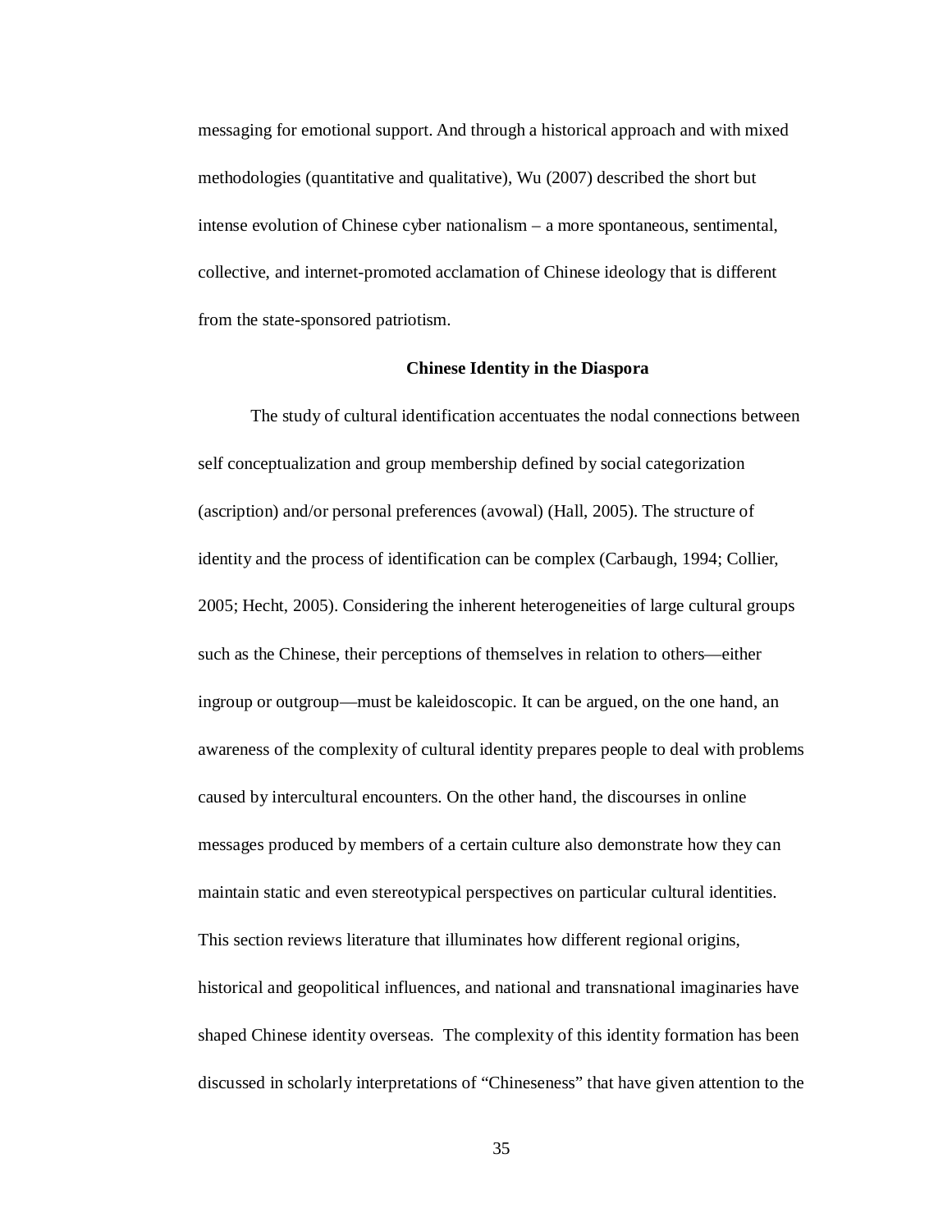messaging for emotional support. And through a historical approach and with mixed methodologies (quantitative and qualitative), Wu (2007) described the short but intense evolution of Chinese cyber nationalism – a more spontaneous, sentimental, collective, and internet-promoted acclamation of Chinese ideology that is different from the state-sponsored patriotism.

### Chinese Identity in the Diaspora

The study of cultural identification accentuates the nodal connections between self conceptualization and group membership defined by social categorization (ascription) and/or personal preferences (avowal) (Hall, 2005). The structure of identity and the process of identification can be complex (Carbaugh, 1994; Collier, 2005; Hecht, 2005). Considering the inherent heterogeneities of large cultural groups such as the Chinese, their perceptions of themselves in relation to others—either ingroup or outgroup—must be kaleidoscopic. It can be argued, on the one hand, an awareness of the complexity of cultural identity prepares people to deal with problems caused by intercultural encounters. On the other hand, the discourses in online messages produced by members of a certain culture also demonstrate how they can maintain static and even stereotypical perspectives on particular cultural identities. This section reviews literature that illuminates how different regional origins, historical and geopolitical influences, and national and transnational imaginaries have shaped Chinese identity overseas. The complexity of this identity formation has been discussed in scholarly interpretations of "Chineseness" that have given attention to the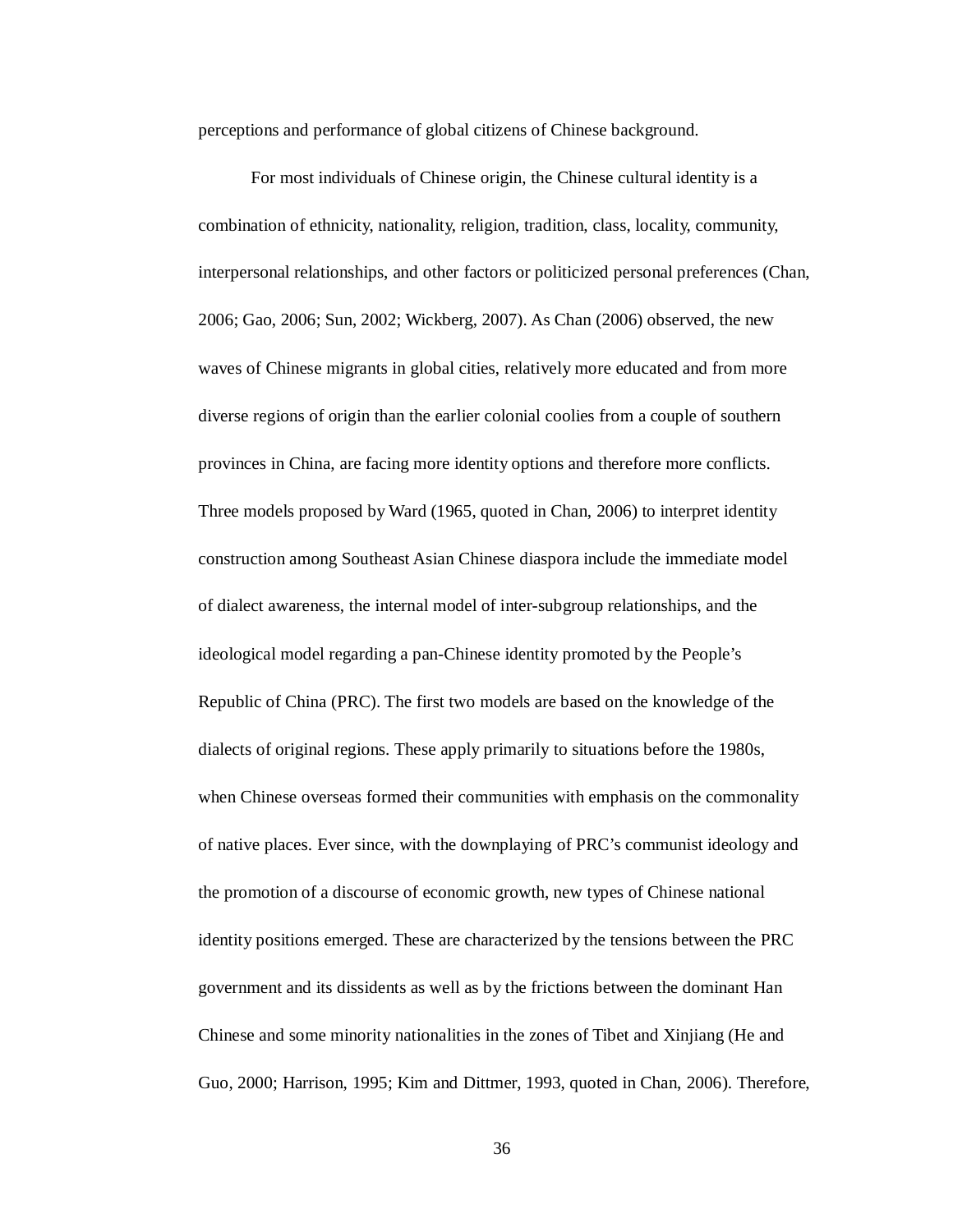perceptions and performance of global citizens of Chinese background.

For most individuals of Chinese origin, the Chinese cultural identity is a combination of ethnicity, nationality, religion, tradition, class, locality, community, interpersonal relationships, and other factors or politicized personal preferences (Chan, 2006; Gao, 2006; Sun, 2002; Wickberg, 2007). As Chan (2006) observed, the new waves of Chinese migrants in global cities, relatively more educated and from more diverse regions of origin than the earlier colonial coolies from a couple of southern provinces in China, are facing more identity options and therefore more conflicts. Three models proposed by Ward (1965, quoted in Chan, 2006) to interpret identity construction among Southeast Asian Chinese diaspora include the immediate model of dialect awareness, the internal model of inter-subgroup relationships, and the ideological model regarding a pan-Chinese identity promoted by the People's Republic of China (PRC). The first two models are based on the knowledge of the dialects of original regions. These apply primarily to situations before the 1980s, when Chinese overseas formed their communities with emphasis on the commonality of native places. Ever since, with the downplaying of PRC's communist ideology and the promotion of a discourse of economic growth, new types of Chinese national identity positions emerged. These are characterized by the tensions between the PRC government and its dissidents as well as by the frictions between the dominant Han Chinese and some minority nationalities in the zones of Tibet and Xinjiang (He and Guo, 2000; Harrison, 1995; Kim and Dittmer, 1993, quoted in Chan, 2006). Therefore,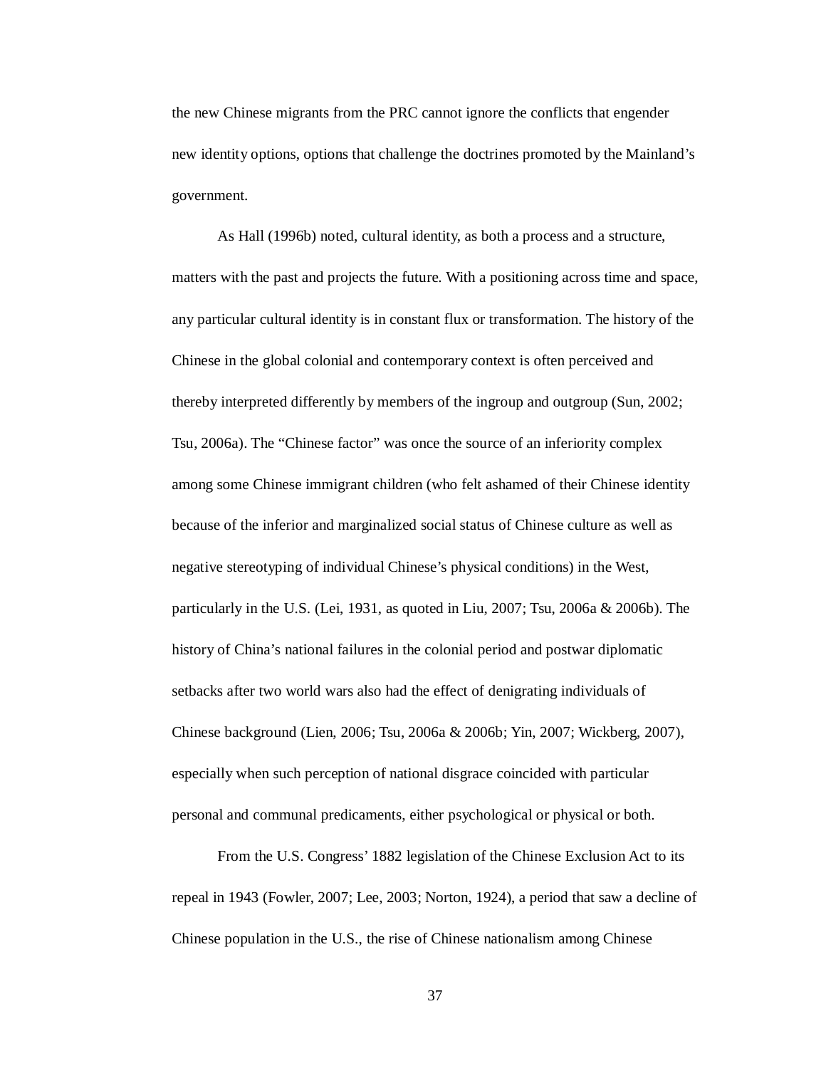the new Chinese migrants from the PRC cannot ignore the conflicts that engender new identity options, options that challenge the doctrines promoted by the Mainland's government.

As Hall (1996b) noted, cultural identity, as both a process and a structure, matters with the past and projects the future. With a positioning across time and space, any particular cultural identity is in constant flux or transformation. The history of the Chinese in the global colonial and contemporary context is often perceived and thereby interpreted differently by members of the ingroup and outgroup (Sun, 2002; Tsu, 2006a). The "Chinese factor" was once the source of an inferiority complex among some Chinese immigrant children (who felt ashamed of their Chinese identity because of the inferior and marginalized social status of Chinese culture as well as negative stereotyping of individual Chinese's physical conditions) in the West, particularly in the U.S. (Lei, 1931, as quoted in Liu, 2007; Tsu, 2006a & 2006b). The history of China's national failures in the colonial period and postwar diplomatic setbacks after two world wars also had the effect of denigrating individuals of Chinese background (Lien, 2006; Tsu, 2006a & 2006b; Yin, 2007; Wickberg, 2007), especially when such perception of national disgrace coincided with particular personal and communal predicaments, either psychological or physical or both.

From the U.S. Congress' 1882 legislation of the Chinese Exclusion Act to its repeal in 1943 (Fowler, 2007; Lee, 2003; Norton, 1924), a period that saw a decline of Chinese population in the U.S., the rise of Chinese nationalism among Chinese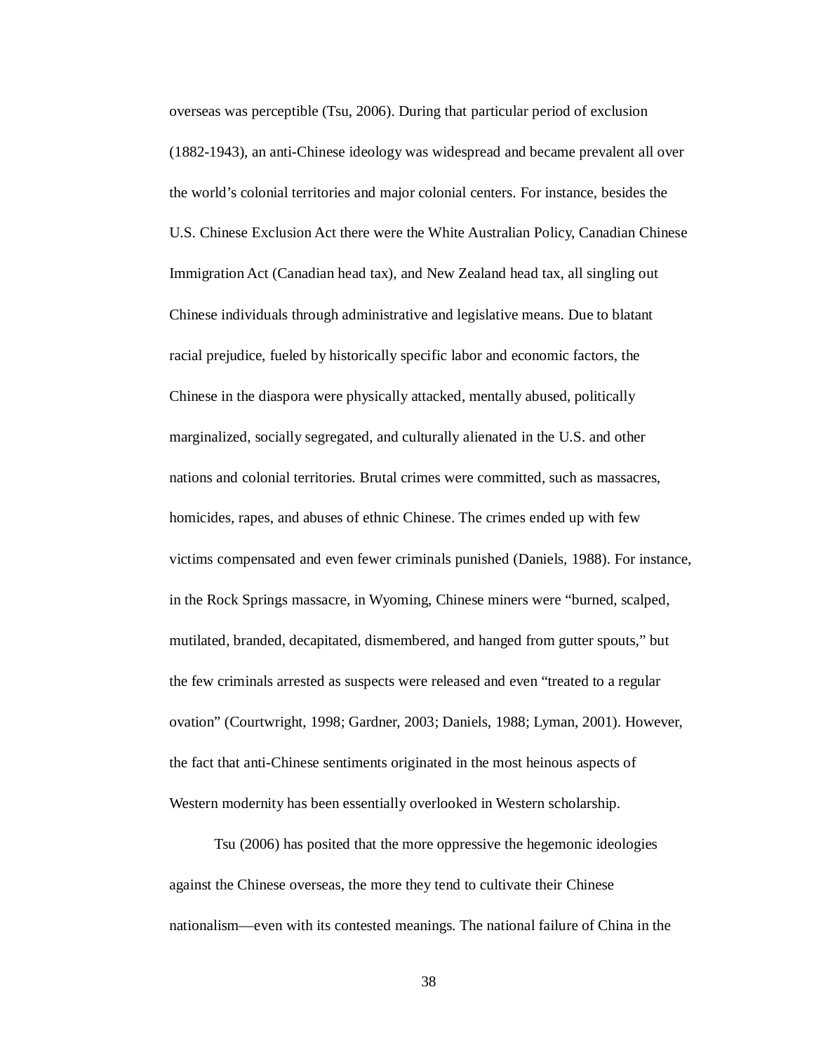overseas was perceptible (Tsu, 2006). During that particular period of exclusion (1882-1943), an anti-Chinese ideology was widespread and became prevalent all over the world's colonial territories and major colonial centers. For instance, besides the U.S. Chinese Exclusion Act there were the White Australian Policy, Canadian Chinese Immigration Act (Canadian head tax), and New Zealand head tax, all singling out Chinese individuals through administrative and legislative means. Due to blatant racial prejudice, fueled by historically specific labor and economic factors, the Chinese in the diaspora were physically attacked, mentally abused, politically marginalized, socially segregated, and culturally alienated in the U.S. and other nations and colonial territories. Brutal crimes were committed, such as massacres, homicides, rapes, and abuses of ethnic Chinese. The crimes ended up with few victims compensated and even fewer criminals punished (Daniels, 1988). For instance, in the Rock Springs massacre, in Wyoming, Chinese miners were "burned, scalped, mutilated, branded, decapitated, dismembered, and hanged from gutter spouts," but the few criminals arrested as suspects were released and even "treated to a regular ovation" (Courtwright, 1998; Gardner, 2003; Daniels, 1988; Lyman, 2001). However, the fact that anti-Chinese sentiments originated in the most heinous aspects of Western modernity has been essentially overlooked in Western scholarship.

Tsu (2006) has posited that the more oppressive the hegemonic ideologies against the Chinese overseas, the more they tend to cultivate their Chinese nationalism—even with its contested meanings. The national failure of China in the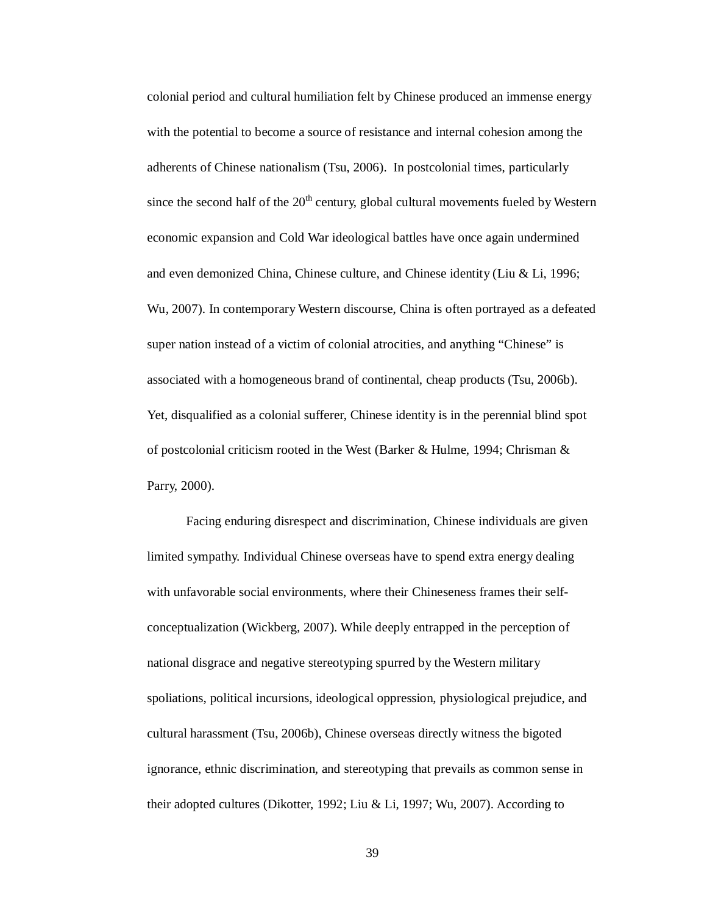colonial period and cultural humiliation felt by Chinese produced an immense energy with the potential to become a source of resistance and internal cohesion among the adherents of Chinese nationalism (Tsu, 2006). In postcolonial times, particularly since the second half of the 20th century, global cultural movements fueled by Western economic expansion and Cold War ideological battles have once again undermined and even demonized China, Chinese culture, and Chinese identity (Liu & Li, 1996; Wu, 2007). In contemporary Western discourse, China is often portrayed as a defeated super nation instead of a victim of colonial atrocities, and anything "Chinese" is associated with a homogeneous brand of continental, cheap products (Tsu, 2006b). Yet, disqualified as a colonial sufferer, Chinese identity is in the perennial blind spot of postcolonial criticism rooted in the West (Barker & Hulme, 1994; Chrisman & Parry, 2000).

Facing enduring disrespect and discrimination, Chinese individuals are given limited sympathy. Individual Chinese overseas have to spend extra energy dealing with unfavorable social environments, where their Chineseness frames their self-conceptualization (Wickberg, 2007). While deeply entrapped in the perception of national disgrace and negative stereotyping spurred by the Western military spoliations, political incursions, ideological oppression, physiological prejudice, and cultural harassment (Tsu, 2006b), Chinese overseas directly witness the bigoted ignorance, ethnic discrimination, and stereotyping that prevails as common sense in their adopted cultures (Dikotter, 1992; Liu & Li, 1997; Wu, 2007). According to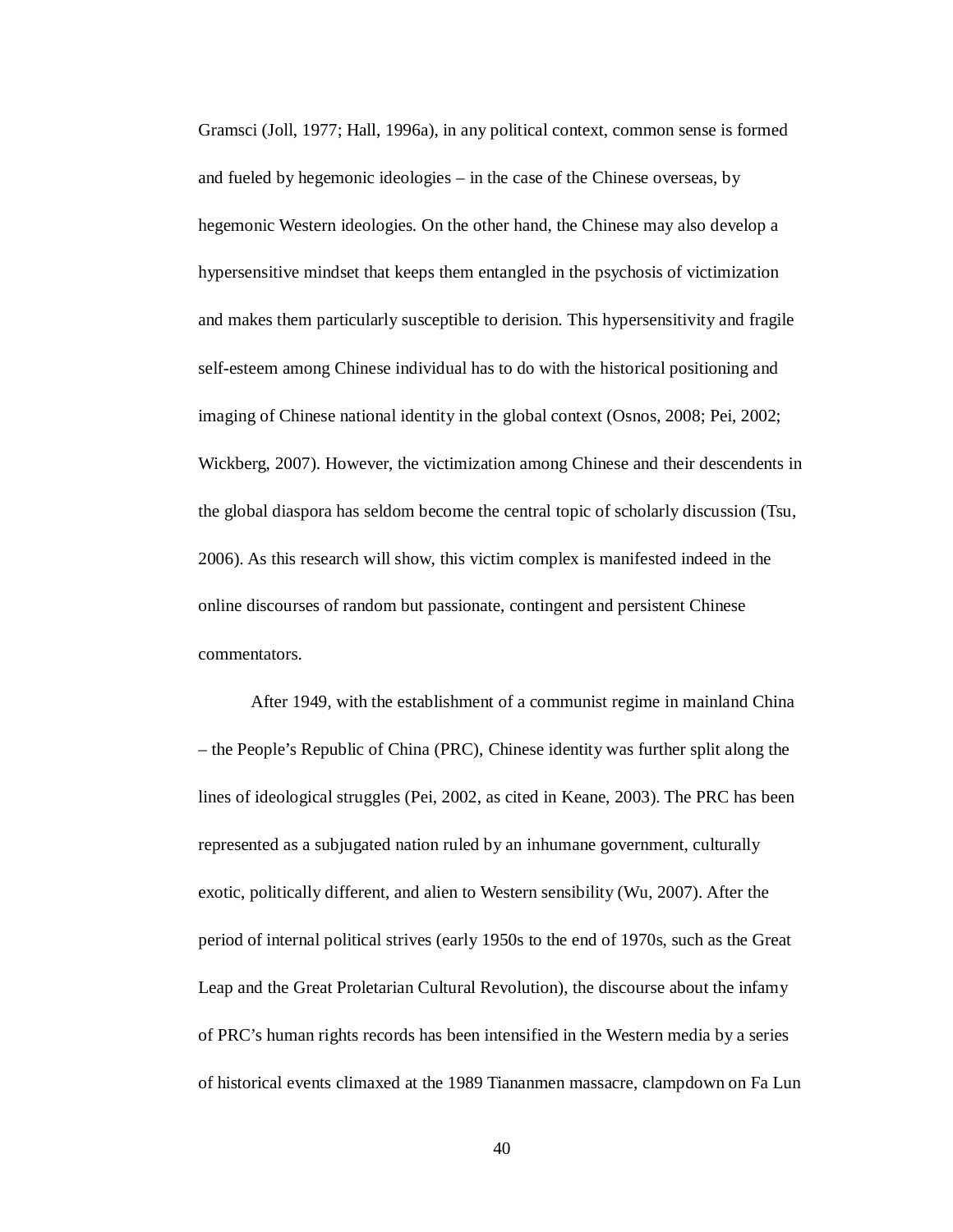Gramsci (Joll, 1977; Hall, 1996a), in any political context, common sense is formed and fueled by hegemonic ideologies – in the case of the Chinese overseas, by hegemonic Western ideologies. On the other hand, the Chinese may also develop a hypersensitive mindset that keeps them entangled in the psychosis of victimization and makes them particularly susceptible to derision. This hypersensitivity and fragile self-esteem among Chinese individual has to do with the historical positioning and imaging of Chinese national identity in the global context (Osnos, 2008; Pei, 2002; Wickberg, 2007). However, the victimization among Chinese and their descendents in the global diaspora has seldom become the central topic of scholarly discussion (Tsu, 2006). As this research will show, this victim complex is manifested indeed in the online discourses of random but passionate, contingent and persistent Chinese commentators.

After 1949, with the establishment of a communist regime in mainland China – the People's Republic of China (PRC), Chinese identity was further split along the lines of ideological struggles (Pei, 2002, as cited in Keane, 2003). The PRC has been represented as a subjugated nation ruled by an inhumane government, culturally exotic, politically different, and alien to Western sensibility (Wu, 2007). After the period of internal political strives (early 1950s to the end of 1970s, such as the Great Leap and the Great Proletarian Cultural Revolution), the discourse about the infamy of PRC's human rights records has been intensified in the Western media by a series of historical events climaxed at the 1989 Tiananmen massacre, clampdown on Fa Lun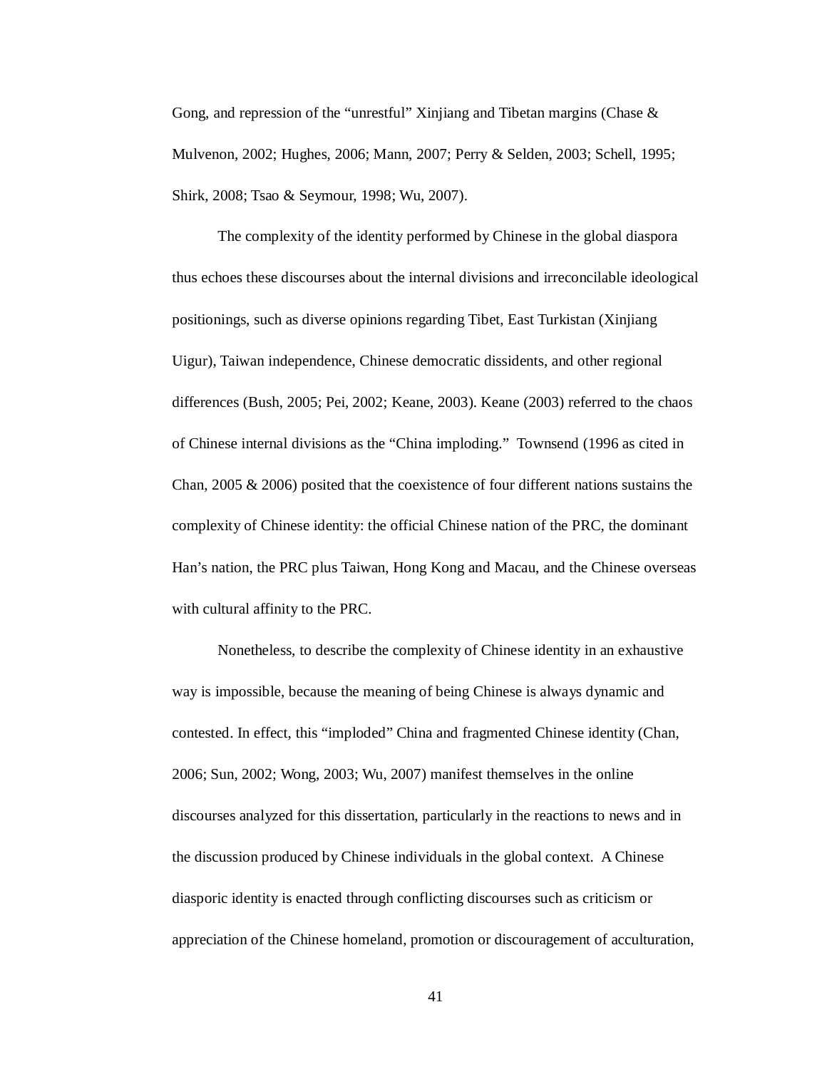Gong, and repression of the "unrestful" Xinjiang and Tibetan margins (Chase & Mulvenon, 2002; Hughes, 2006; Mann, 2007; Perry & Selden, 2003; Schell, 1995; Shirk, 2008; Tsao & Seymour, 1998; Wu, 2007).

The complexity of the identity performed by Chinese in the global diaspora thus echoes these discourses about the internal divisions and irreconcilable ideological positionings, such as diverse opinions regarding Tibet, East Turkistan (Xinjiang Uigur), Taiwan independence, Chinese democratic dissidents, and other regional differences (Bush, 2005; Pei, 2002; Keane, 2003). Keane (2003) referred to the chaos of Chinese internal divisions as the "China imploding." Townsend (1996 as cited in Chan, 2005 & 2006) posited that the coexistence of four different nations sustains the complexity of Chinese identity: the official Chinese nation of the PRC, the dominant Han's nation, the PRC plus Taiwan, Hong Kong and Macau, and the Chinese overseas with cultural affinity to the PRC.

Nonetheless, to describe the complexity of Chinese identity in an exhaustive way is impossible, because the meaning of being Chinese is always dynamic and contested. In effect, this "imploded" China and fragmented Chinese identity (Chan, 2006; Sun, 2002; Wong, 2003; Wu, 2007) manifest themselves in the online discourses analyzed for this dissertation, particularly in the reactions to news and in the discussion produced by Chinese individuals in the global context. A Chinese diasporic identity is enacted through conflicting discourses such as criticism or appreciation of the Chinese homeland, promotion or discouragement of acculturation,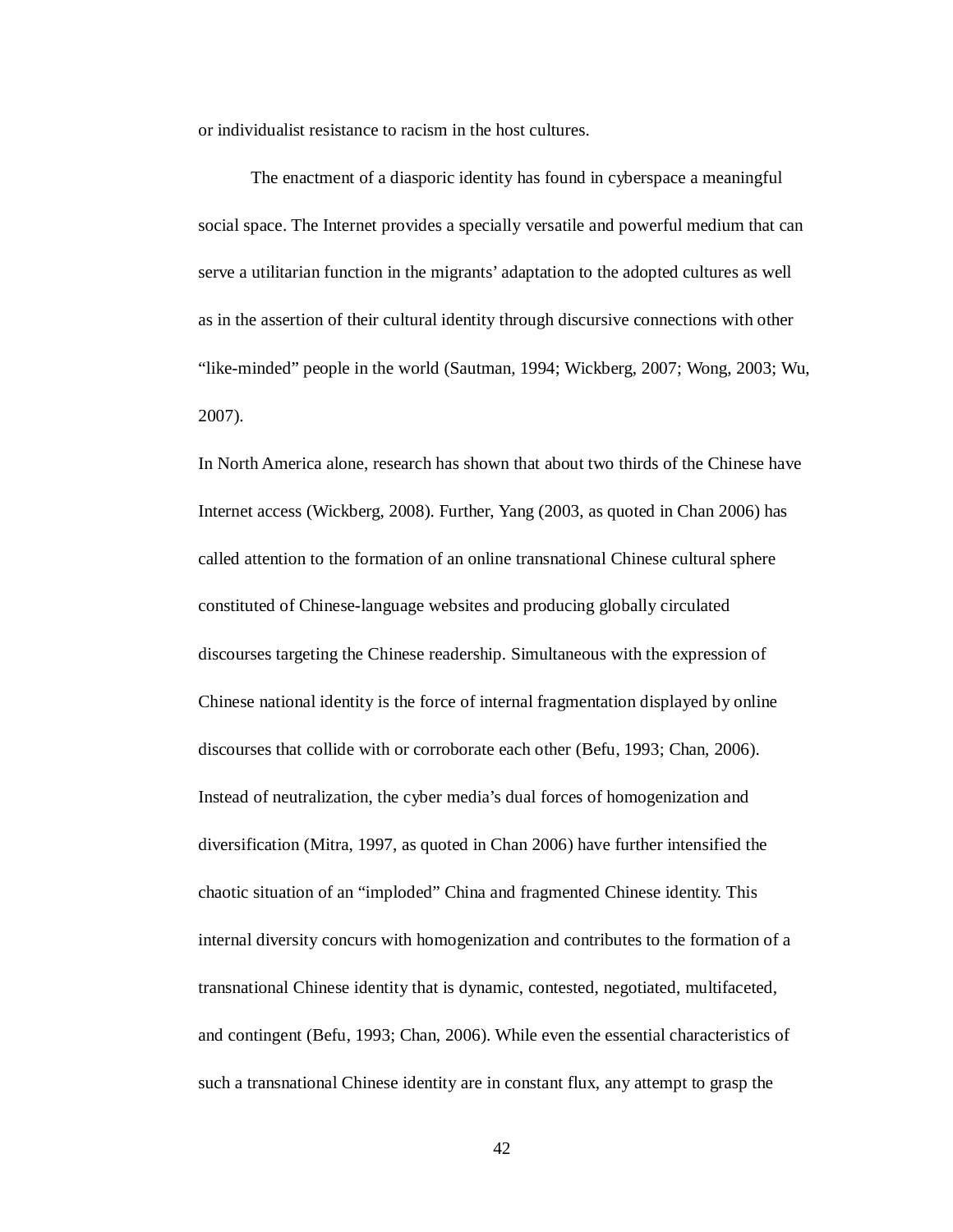or individualist resistance to racism in the host cultures.

The enactment of a diasporic identity has found in cyberspace a meaningful social space. The Internet provides a specially versatile and powerful medium that can serve a utilitarian function in the migrants' adaptation to the adopted cultures as well as in the assertion of their cultural identity through discursive connections with other "like-minded" people in the world (Sautman, 1994; Wickberg, 2007; Wong, 2003; Wu, 2007).

In North America alone, research has shown that about two thirds of the Chinese have Internet access (Wickberg, 2008). Further, Yang (2003, as quoted in Chan 2006) has called attention to the formation of an online transnational Chinese cultural sphere constituted of Chinese-language websites and producing globally circulated discourses targeting the Chinese readership. Simultaneous with the expression of Chinese national identity is the force of internal fragmentation displayed by online discourses that collide with or corroborate each other (Befu, 1993; Chan, 2006). Instead of neutralization, the cyber media's dual forces of homogenization and diversification (Mitra, 1997, as quoted in Chan 2006) have further intensified the chaotic situation of an "imploded" China and fragmented Chinese identity. This internal diversity concurs with homogenization and contributes to the formation of a transnational Chinese identity that is dynamic, contested, negotiated, multifaceted, and contingent (Befu, 1993; Chan, 2006). While even the essential characteristics of such a transnational Chinese identity are in constant flux, any attempt to grasp the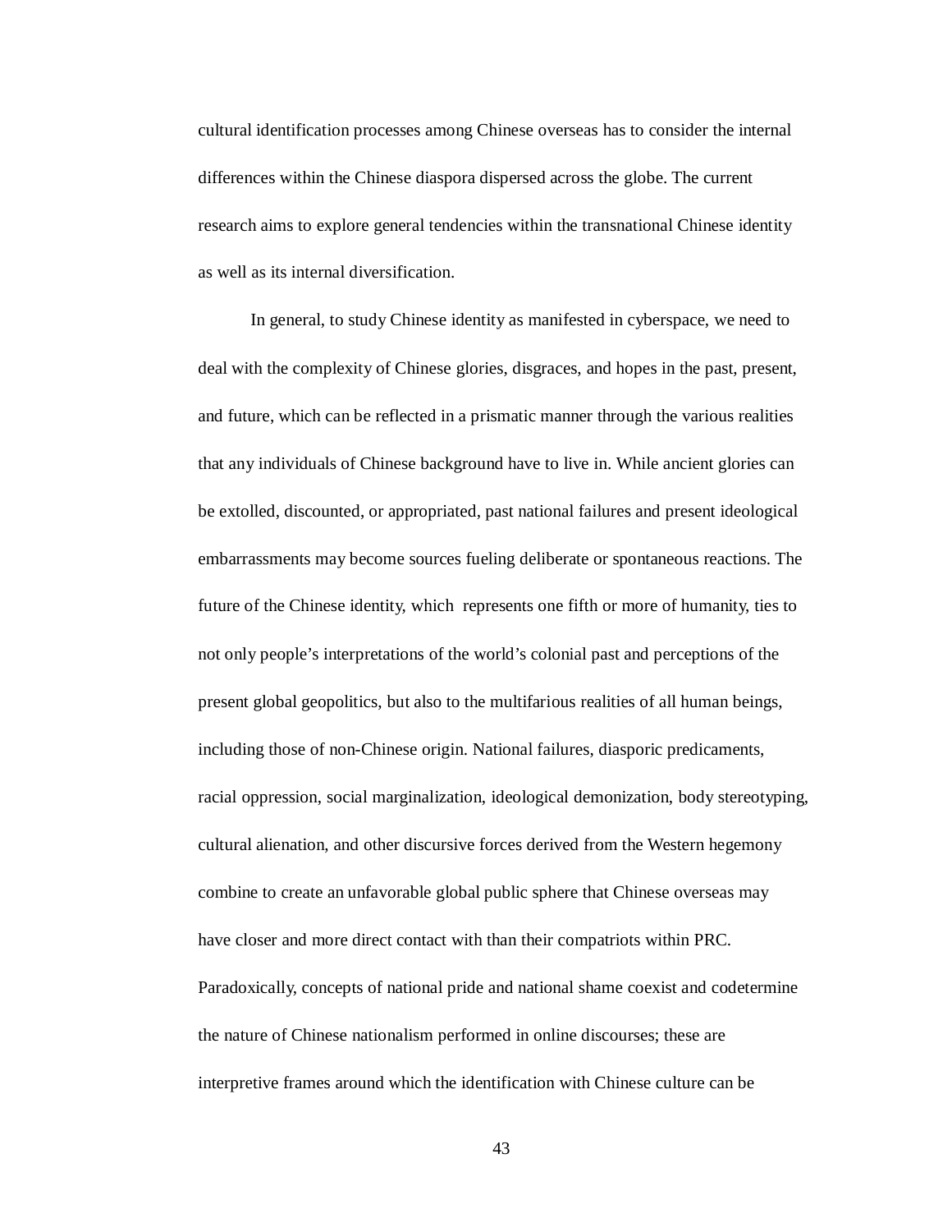cultural identification processes among Chinese overseas has to consider the internal differences within the Chinese diaspora dispersed across the globe. The current research aims to explore general tendencies within the transnational Chinese identity as well as its internal diversification.

In general, to study Chinese identity as manifested in cyberspace, we need to deal with the complexity of Chinese glories, disgraces, and hopes in the past, present, and future, which can be reflected in a prismatic manner through the various realities that any individuals of Chinese background have to live in. While ancient glories can be extolled, discounted, or appropriated, past national failures and present ideological embarrassments may become sources fueling deliberate or spontaneous reactions. The future of the Chinese identity, which represents one fifth or more of humanity, ties to not only people's interpretations of the world's colonial past and perceptions of the present global geopolitics, but also to the multifarious realities of all human beings, including those of non-Chinese origin. National failures, diasporic predicaments, racial oppression, social marginalization, ideological demonization, body stereotyping, cultural alienation, and other discursive forces derived from the Western hegemony combine to create an unfavorable global public sphere that Chinese overseas may have closer and more direct contact with than their compatriots within PRC. Paradoxically, concepts of national pride and national shame coexist and codetermine the nature of Chinese nationalism performed in online discourses; these are interpretive frames around which the identification with Chinese culture can be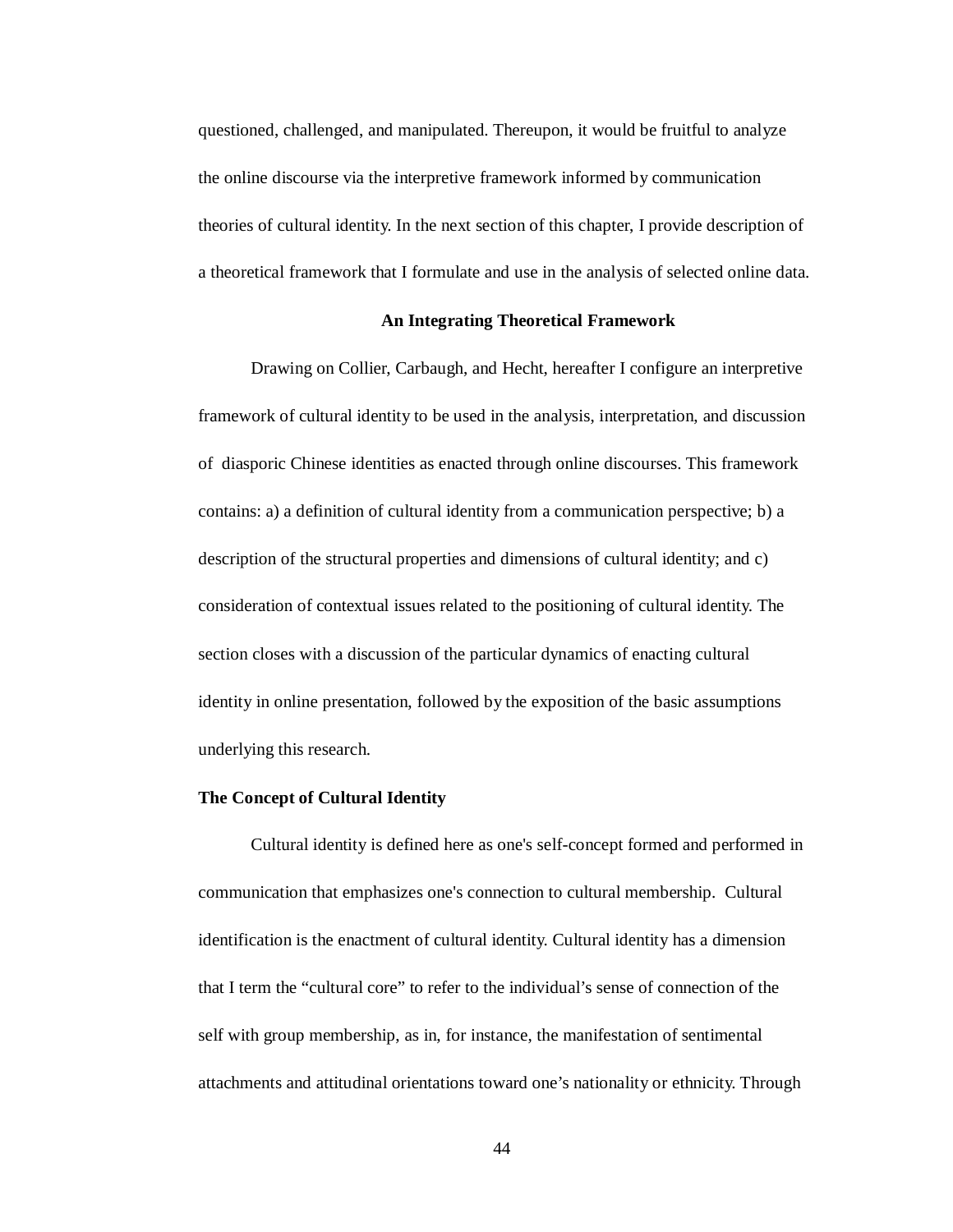questioned, challenged, and manipulated. Thereupon, it would be fruitful to analyze the online discourse via the interpretive framework informed by communication theories of cultural identity. In the next section of this chapter, I provide description of a theoretical framework that I formulate and use in the analysis of selected online data.

## An Integrating Theoretical Framework

Drawing on Collier, Carbaugh, and Hecht, hereafter I configure an interpretive framework of cultural identity to be used in the analysis, interpretation, and discussion of diasporic Chinese identities as enacted through online discourses. This framework contains: a) a definition of cultural identity from a communication perspective; b) a description of the structural properties and dimensions of cultural identity; and c) consideration of contextual issues related to the positioning of cultural identity. The section closes with a discussion of the particular dynamics of enacting cultural identity in online presentation, followed by the exposition of the basic assumptions underlying this research.

### The Concept of Cultural Identity

Cultural identity is defined here as one's self-concept formed and performed in communication that emphasizes one's connection to cultural membership. Cultural identification is the enactment of cultural identity. Cultural identity has a dimension that I term the "cultural core" to refer to the individual's sense of connection of the self with group membership, as in, for instance, the manifestation of sentimental attachments and attitudinal orientations toward one's nationality or ethnicity. Through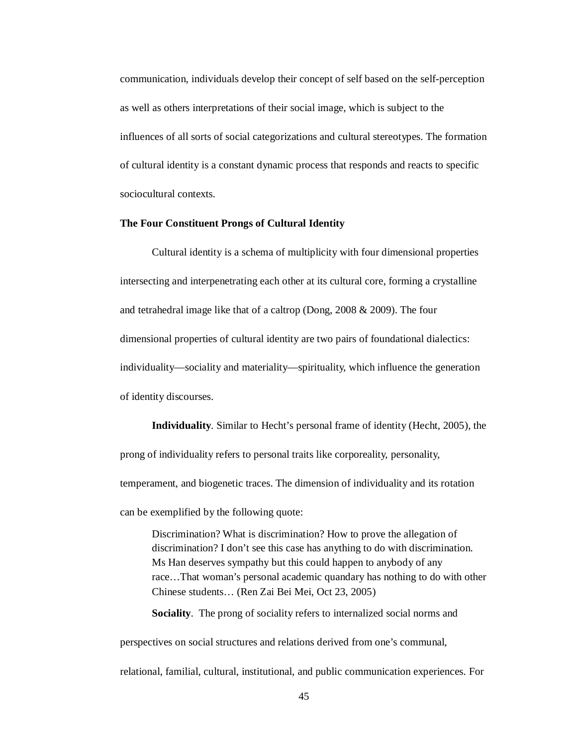communication, individuals develop their concept of self based on the self-perception as well as others interpretations of their social image, which is subject to the influences of all sorts of social categorizations and cultural stereotypes. The formation of cultural identity is a constant dynamic process that responds and reacts to specific sociocultural contexts.

**The Four Constituent Prongs of Cultural Identity**

Cultural identity is a schema of multiplicity with four dimensional properties intersecting and interpenetrating each other at its cultural core, forming a crystalline and tetrahedral image like that of a caltrop (Dong, 2008 & 2009). The four dimensional properties of cultural identity are two pairs of foundational dialectics: individuality—sociality and materiality—spirituality, which influence the generation of identity discourses.

**Individuality**. Similar to Hecht's personal frame of identity (Hecht, 2005), the prong of individuality refers to personal traits like corporeality, personality, temperament, and biogenetic traces. The dimension of individuality and its rotation can be exemplified by the following quote:

> Discrimination? What is discrimination? How to prove the allegation of discrimination? I don't see this case has anything to do with discrimination. Ms Han deserves sympathy but this could happen to anybody of any race…That woman's personal academic quandary has nothing to do with other Chinese students… (Ren Zai Bei Mei, Oct 23, 2005)

**Sociality**. The prong of sociality refers to internalized social norms and perspectives on social structures and relations derived from one's communal, relational, familial, cultural, institutional, and public communication experiences. For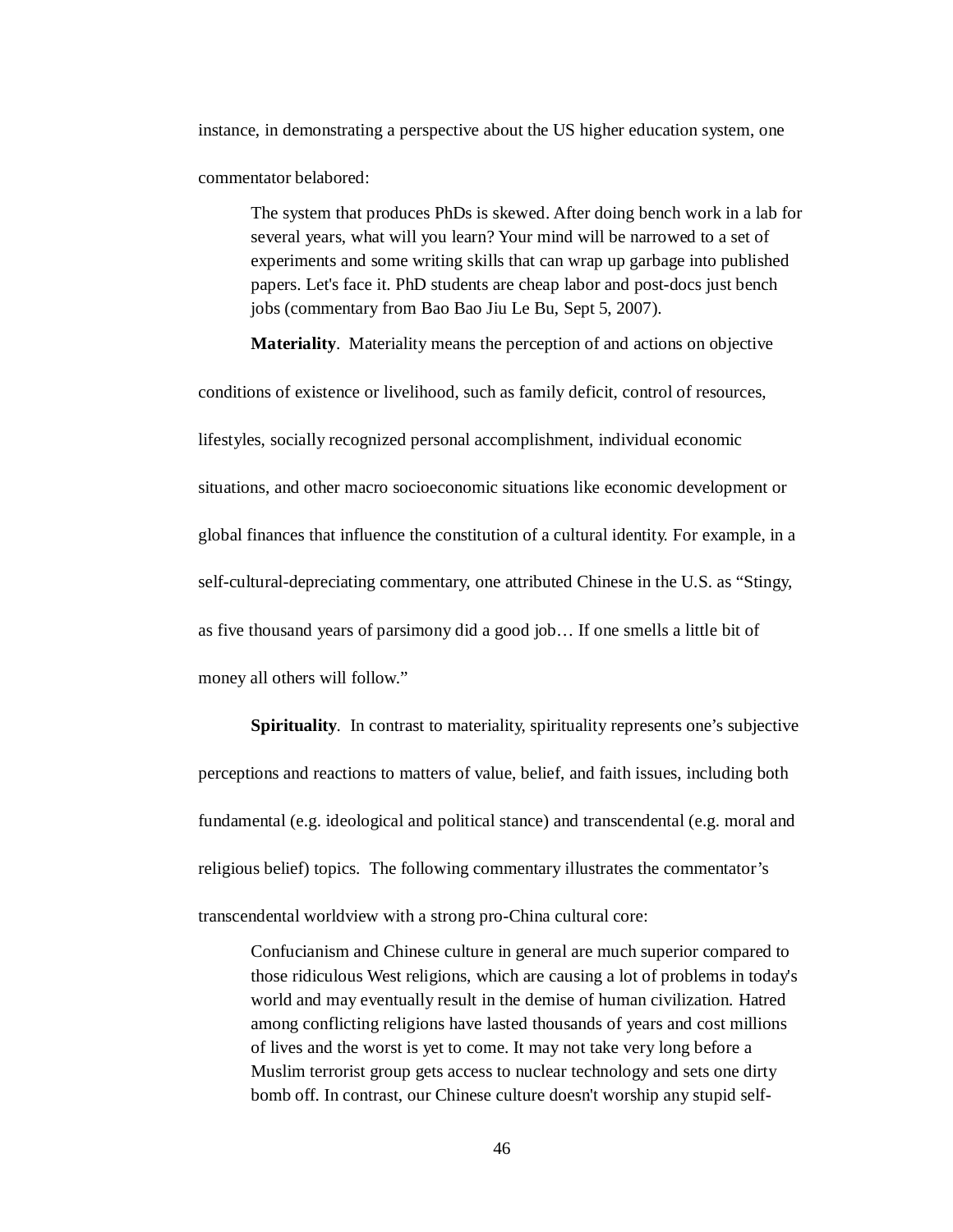instance, in demonstrating a perspective about the US higher education system, one commentator belabored:

> The system that produces PhDs is skewed. After doing bench work in a lab for several years, what will you learn? Your mind will be narrowed to a set of experiments and some writing skills that can wrap up garbage into published papers. Let's face it. PhD students are cheap labor and post-docs just bench jobs (commentary from Bao Bao Jiu Le Bu, Sept 5, 2007).

**Materiality**. Materiality means the perception of and actions on objective conditions of existence or livelihood, such as family deficit, control of resources, lifestyles, socially recognized personal accomplishment, individual economic situations, and other macro socioeconomic situations like economic development or global finances that influence the constitution of a cultural identity. For example, in a self-cultural-depreciating commentary, one attributed Chinese in the U.S. as "Stingy, as five thousand years of parsimony did a good job… If one smells a little bit of money all others will follow."

**Spirituality**. In contrast to materiality, spirituality represents one's subjective perceptions and reactions to matters of value, belief, and faith issues, including both fundamental (e.g. ideological and political stance) and transcendental (e.g. moral and religious belief) topics. The following commentary illustrates the commentator's transcendental worldview with a strong pro-China cultural core:

> Confucianism and Chinese culture in general are much superior compared to those ridiculous West religions, which are causing a lot of problems in today's world and may eventually result in the demise of human civilization. Hatred among conflicting religions have lasted thousands of years and cost millions of lives and the worst is yet to come. It may not take very long before a Muslim terrorist group gets access to nuclear technology and sets one dirty bomb off. In contrast, our Chinese culture doesn't worship any stupid self-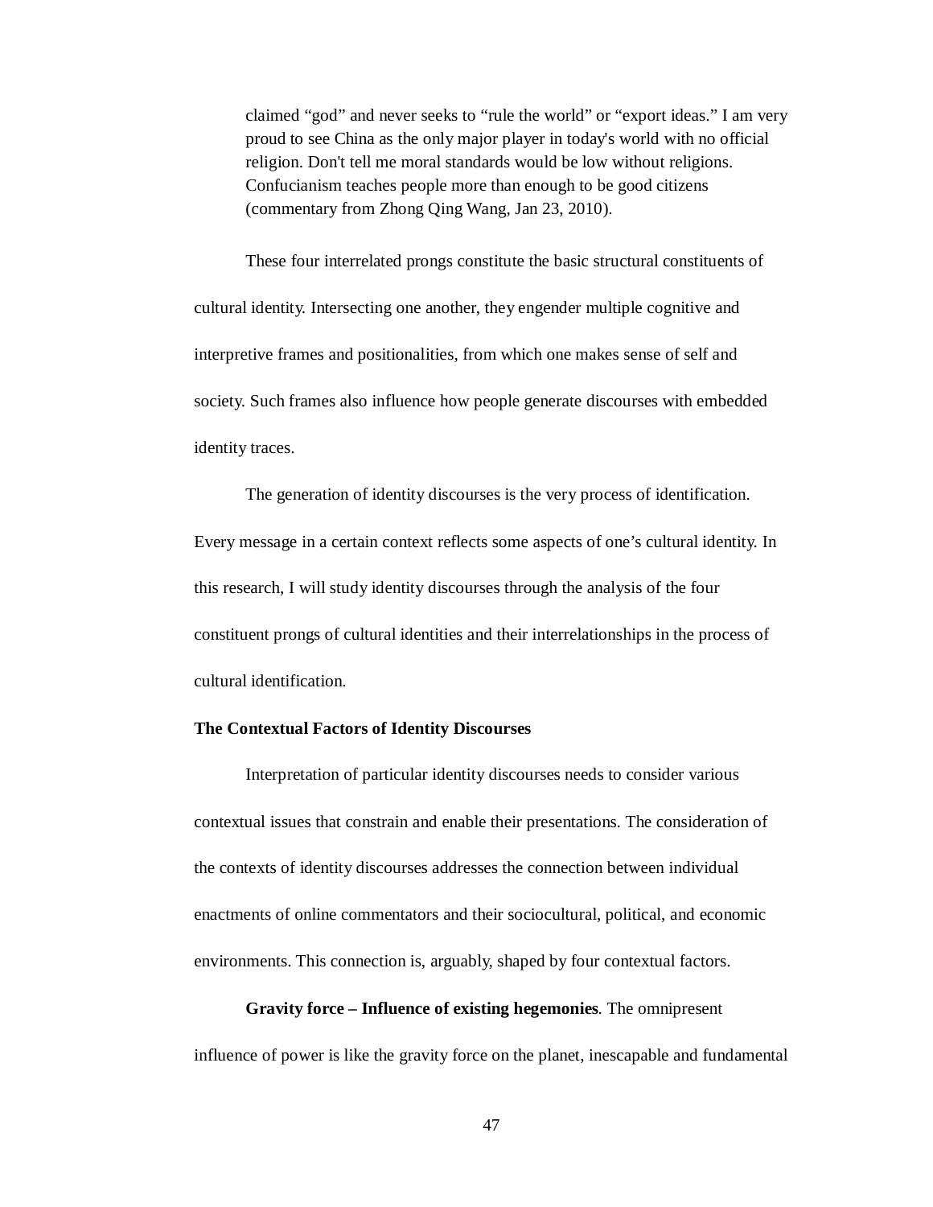> claimed "god" and never seeks to "rule the world" or "export ideas." I am very proud to see China as the only major player in today's world with no official religion. Don't tell me moral standards would be low without religions. Confucianism teaches people more than enough to be good citizens (commentary from Zhong Qing Wang, Jan 23, 2010).

These four interrelated prongs constitute the basic structural constituents of cultural identity. Intersecting one another, they engender multiple cognitive and interpretive frames and positionalities, from which one makes sense of self and society. Such frames also influence how people generate discourses with embedded identity traces.

The generation of identity discourses is the very process of identification. Every message in a certain context reflects some aspects of one's cultural identity. In this research, I will study identity discourses through the analysis of the four constituent prongs of cultural identities and their interrelationships in the process of cultural identification.

**The Contextual Factors of Identity Discourses**

Interpretation of particular identity discourses needs to consider various contextual issues that constrain and enable their presentations. The consideration of the contexts of identity discourses addresses the connection between individual enactments of online commentators and their sociocultural, political, and economic environments. This connection is, arguably, shaped by four contextual factors.

**Gravity force – Influence of existing hegemonies**. The omnipresent influence of power is like the gravity force on the planet, inescapable and fundamental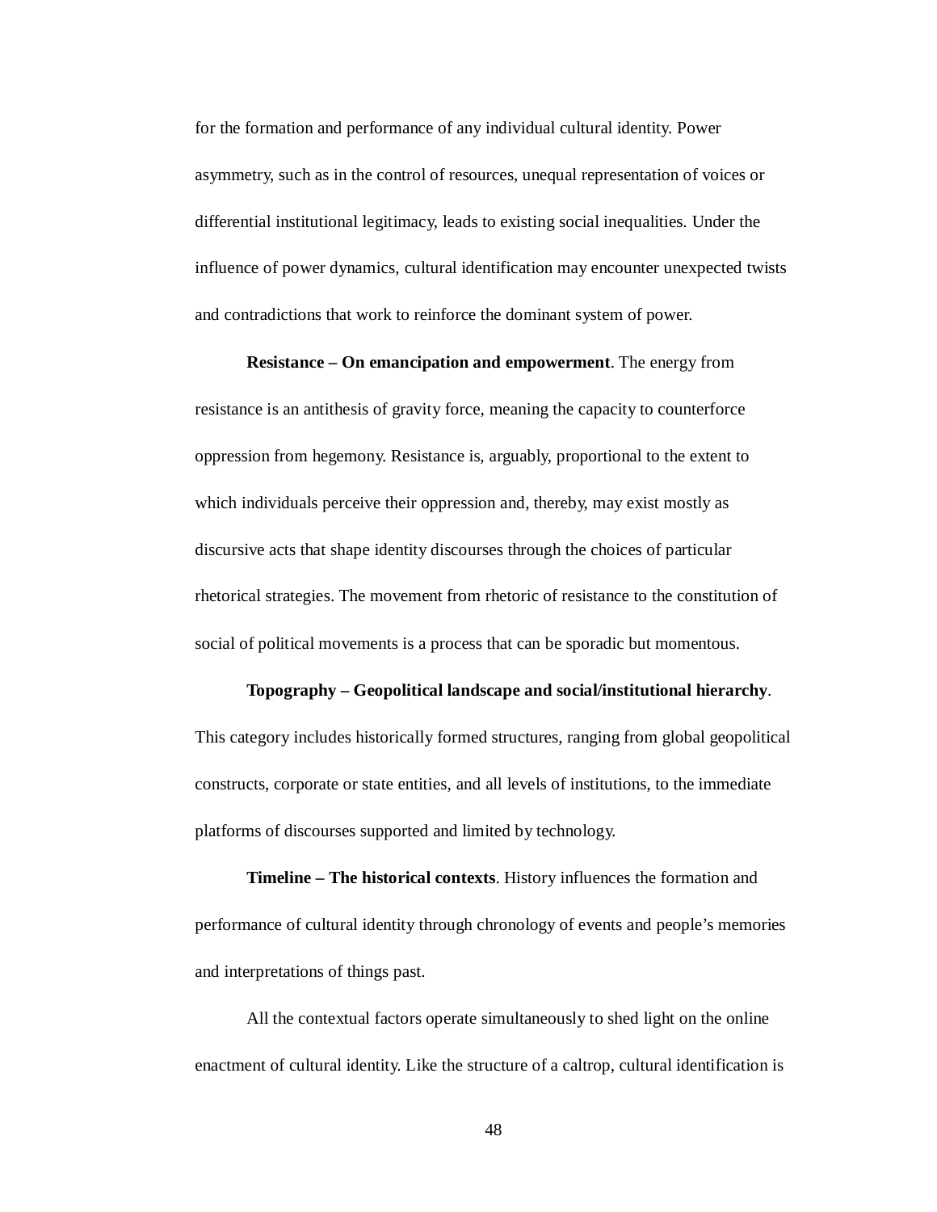for the formation and performance of any individual cultural identity. Power asymmetry, such as in the control of resources, unequal representation of voices or differential institutional legitimacy, leads to existing social inequalities. Under the influence of power dynamics, cultural identification may encounter unexpected twists and contradictions that work to reinforce the dominant system of power.

**Resistance – On emancipation and empowerment**. The energy from resistance is an antithesis of gravity force, meaning the capacity to counterforce oppression from hegemony. Resistance is, arguably, proportional to the extent to which individuals perceive their oppression and, thereby, may exist mostly as discursive acts that shape identity discourses through the choices of particular rhetorical strategies. The movement from rhetoric of resistance to the constitution of social of political movements is a process that can be sporadic but momentous.

**Topography – Geopolitical landscape and social/institutional hierarchy**. This category includes historically formed structures, ranging from global geopolitical constructs, corporate or state entities, and all levels of institutions, to the immediate platforms of discourses supported and limited by technology.

**Timeline – The historical contexts**. History influences the formation and performance of cultural identity through chronology of events and people's memories and interpretations of things past.

All the contextual factors operate simultaneously to shed light on the online enactment of cultural identity. Like the structure of a caltrop, cultural identification is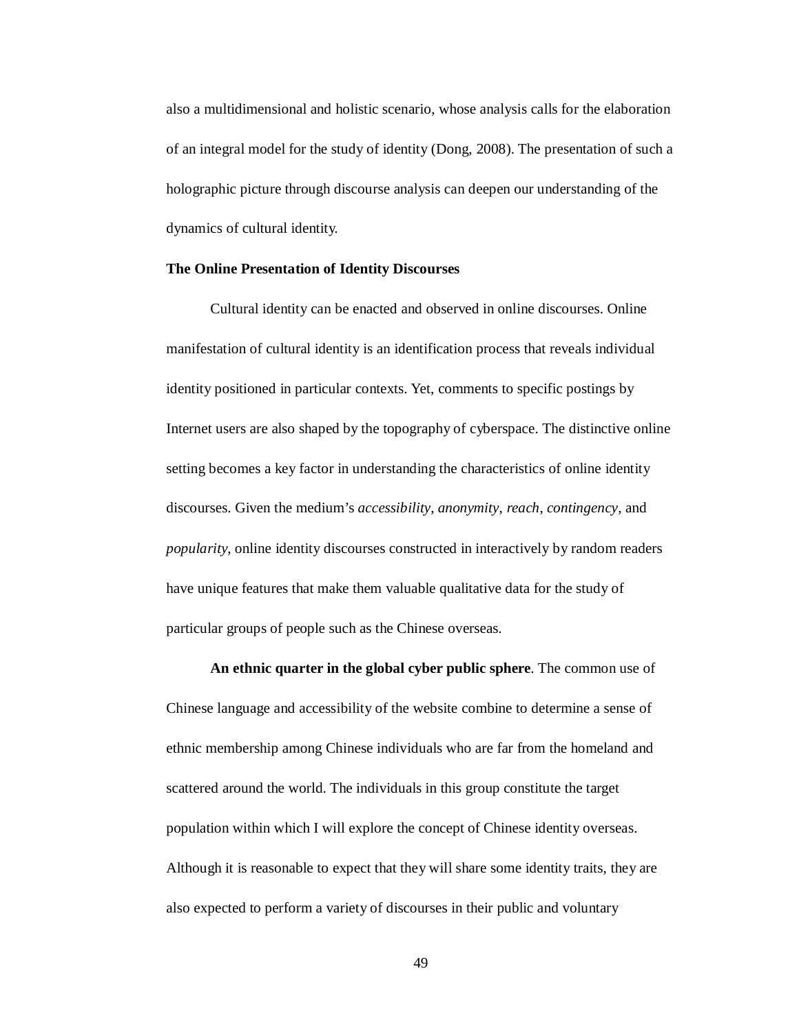also a multidimensional and holistic scenario, whose analysis calls for the elaboration of an integral model for the study of identity (Dong, 2008). The presentation of such a holographic picture through discourse analysis can deepen our understanding of the dynamics of cultural identity.

### The Online Presentation of Identity Discourses

Cultural identity can be enacted and observed in online discourses. Online manifestation of cultural identity is an identification process that reveals individual identity positioned in particular contexts. Yet, comments to specific postings by Internet users are also shaped by the topography of cyberspace. The distinctive online setting becomes a key factor in understanding the characteristics of online identity discourses. Given the medium's *accessibility*, *anonymity*, *reach*, *contingency*, and *popularity*, online identity discourses constructed in interactively by random readers have unique features that make them valuable qualitative data for the study of particular groups of people such as the Chinese overseas.

**An ethnic quarter in the global cyber public sphere**. The common use of Chinese language and accessibility of the website combine to determine a sense of ethnic membership among Chinese individuals who are far from the homeland and scattered around the world. The individuals in this group constitute the target population within which I will explore the concept of Chinese identity overseas. Although it is reasonable to expect that they will share some identity traits, they are also expected to perform a variety of discourses in their public and voluntary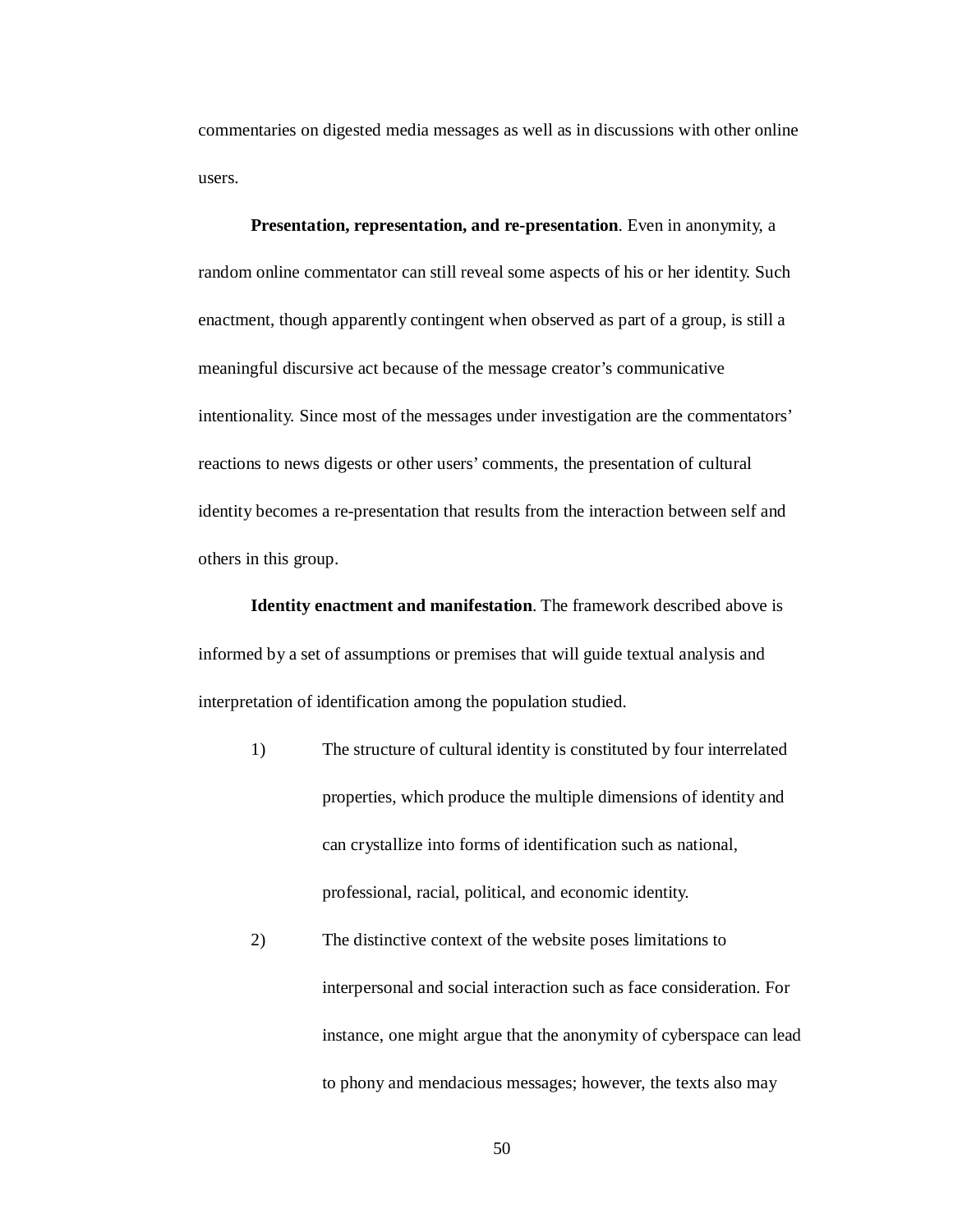commentaries on digested media messages as well as in discussions with other online users.

**Presentation, representation, and re-presentation**. Even in anonymity, a random online commentator can still reveal some aspects of his or her identity. Such enactment, though apparently contingent when observed as part of a group, is still a meaningful discursive act because of the message creator's communicative intentionality. Since most of the messages under investigation are the commentators' reactions to news digests or other users' comments, the presentation of cultural identity becomes a re-presentation that results from the interaction between self and others in this group.

**Identity enactment and manifestation**. The framework described above is informed by a set of assumptions or premises that will guide textual analysis and interpretation of identification among the population studied.

1) The structure of cultural identity is constituted by four interrelated properties, which produce the multiple dimensions of identity and can crystallize into forms of identification such as national, professional, racial, political, and economic identity.

2) The distinctive context of the website poses limitations to interpersonal and social interaction such as face consideration. For instance, one might argue that the anonymity of cyberspace can lead to phony and mendacious messages; however, the texts also may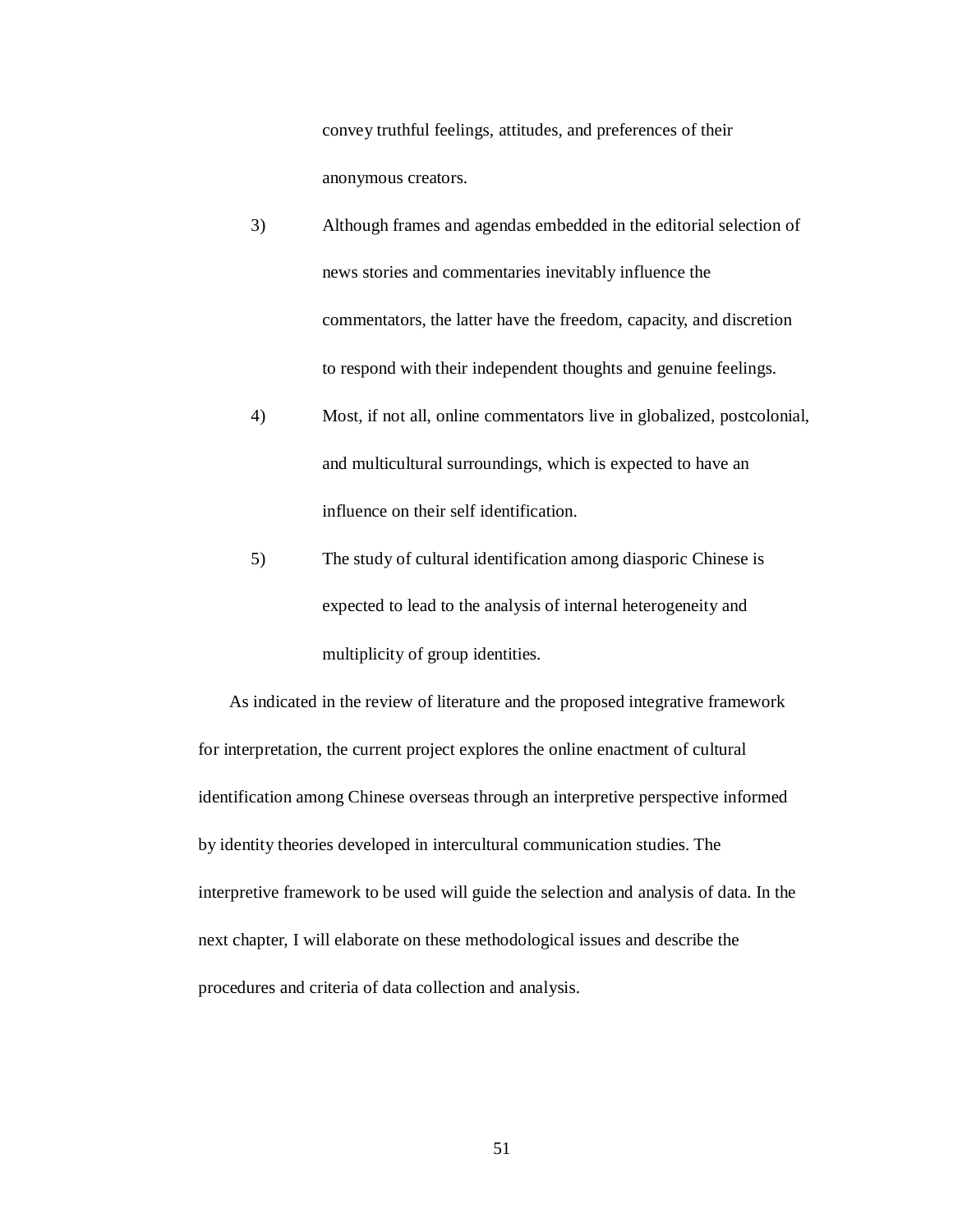convey truthful feelings, attitudes, and preferences of their anonymous creators.

3) Although frames and agendas embedded in the editorial selection of news stories and commentaries inevitably influence the commentators, the latter have the freedom, capacity, and discretion to respond with their independent thoughts and genuine feelings.

4) Most, if not all, online commentators live in globalized, postcolonial, and multicultural surroundings, which is expected to have an influence on their self identification.

5) The study of cultural identification among diasporic Chinese is expected to lead to the analysis of internal heterogeneity and multiplicity of group identities.

As indicated in the review of literature and the proposed integrative framework for interpretation, the current project explores the online enactment of cultural identification among Chinese overseas through an interpretive perspective informed by identity theories developed in intercultural communication studies. The interpretive framework to be used will guide the selection and analysis of data. In the next chapter, I will elaborate on these methodological issues and describe the procedures and criteria of data collection and analysis.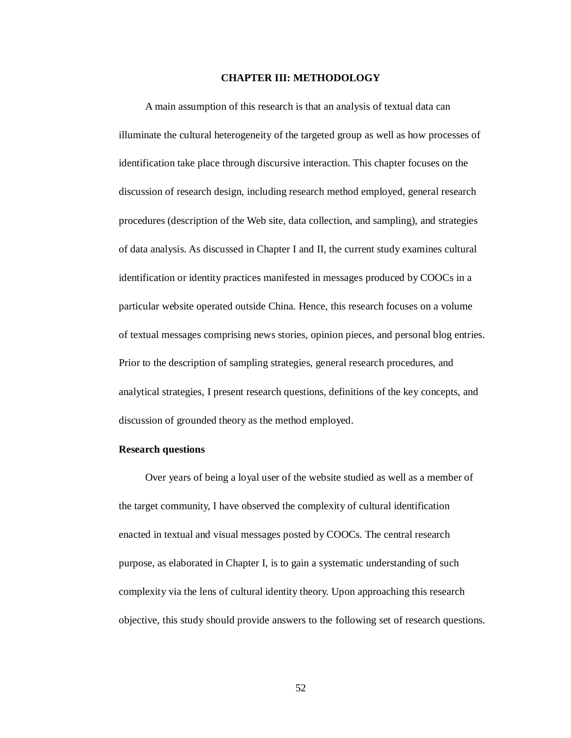# CHAPTER III: METHODOLOGY

A main assumption of this research is that an analysis of textual data can illuminate the cultural heterogeneity of the targeted group as well as how processes of identification take place through discursive interaction. This chapter focuses on the discussion of research design, including research method employed, general research procedures (description of the Web site, data collection, and sampling), and strategies of data analysis. As discussed in Chapter I and II, the current study examines cultural identification or identity practices manifested in messages produced by COOCs in a particular website operated outside China. Hence, this research focuses on a volume of textual messages comprising news stories, opinion pieces, and personal blog entries. Prior to the description of sampling strategies, general research procedures, and analytical strategies, I present research questions, definitions of the key concepts, and discussion of grounded theory as the method employed.

## Research questions

Over years of being a loyal user of the website studied as well as a member of the target community, I have observed the complexity of cultural identification enacted in textual and visual messages posted by COOCs. The central research purpose, as elaborated in Chapter I, is to gain a systematic understanding of such complexity via the lens of cultural identity theory. Upon approaching this research objective, this study should provide answers to the following set of research questions.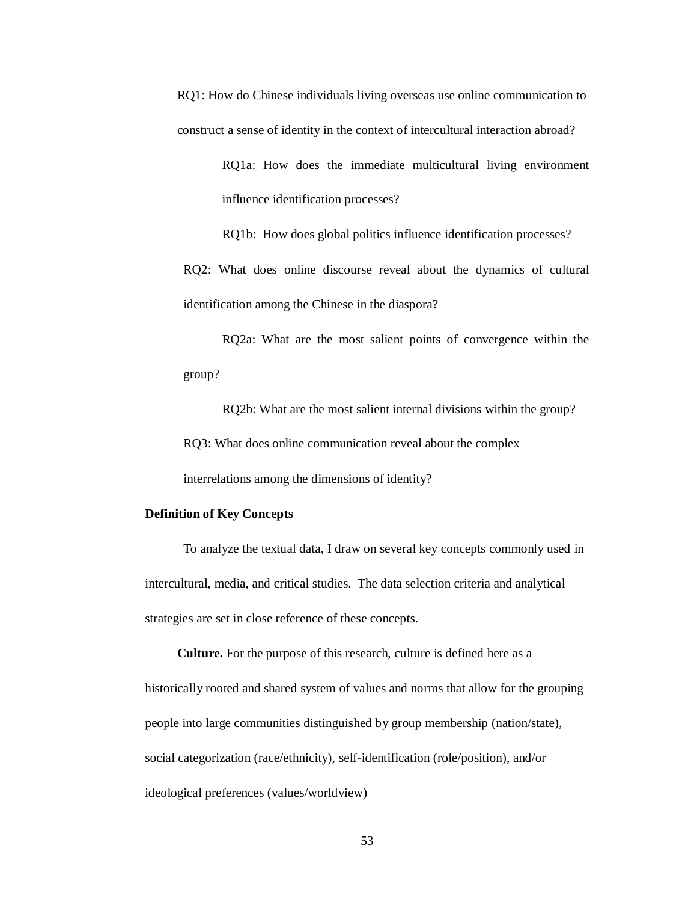RQ1: How do Chinese individuals living overseas use online communication to construct a sense of identity in the context of intercultural interaction abroad?

RQ1a: How does the immediate multicultural living environment influence identification processes?

RQ1b: How does global politics influence identification processes?

RQ2: What does online discourse reveal about the dynamics of cultural identification among the Chinese in the diaspora?

RQ2a: What are the most salient points of convergence within the group?

RQ2b: What are the most salient internal divisions within the group?

RQ3: What does online communication reveal about the complex interrelations among the dimensions of identity?

**Definition of Key Concepts**

To analyze the textual data, I draw on several key concepts commonly used in intercultural, media, and critical studies. The data selection criteria and analytical strategies are set in close reference of these concepts.

**Culture.** For the purpose of this research, culture is defined here as a historically rooted and shared system of values and norms that allow for the grouping people into large communities distinguished by group membership (nation/state), social categorization (race/ethnicity), self-identification (role/position), and/or ideological preferences (values/worldview)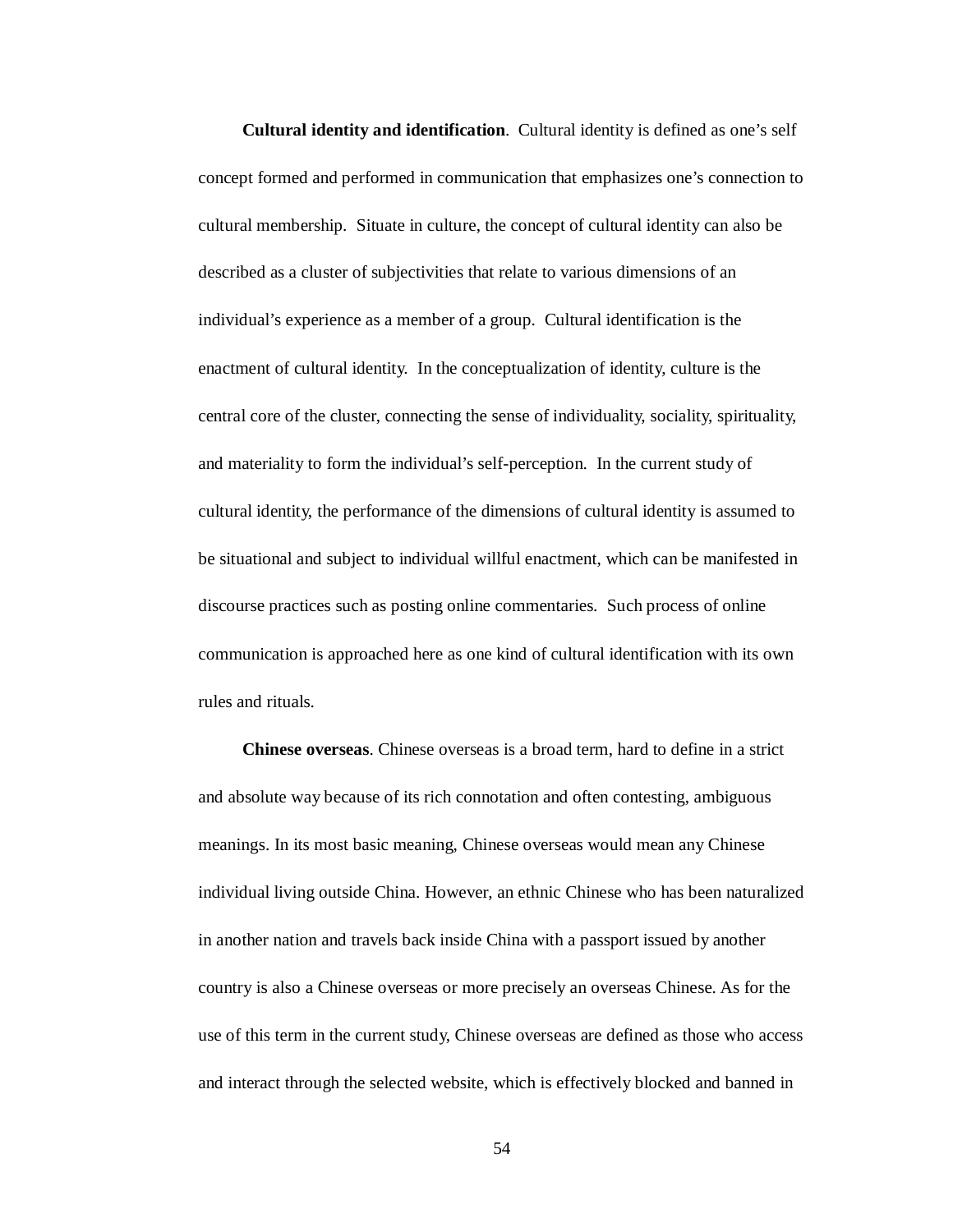**Cultural identity and identification**. Cultural identity is defined as one's self concept formed and performed in communication that emphasizes one's connection to cultural membership. Situate in culture, the concept of cultural identity can also be described as a cluster of subjectivities that relate to various dimensions of an individual's experience as a member of a group. Cultural identification is the enactment of cultural identity. In the conceptualization of identity, culture is the central core of the cluster, connecting the sense of individuality, sociality, spirituality, and materiality to form the individual's self-perception. In the current study of cultural identity, the performance of the dimensions of cultural identity is assumed to be situational and subject to individual willful enactment, which can be manifested in discourse practices such as posting online commentaries. Such process of online communication is approached here as one kind of cultural identification with its own rules and rituals.

**Chinese overseas**. Chinese overseas is a broad term, hard to define in a strict and absolute way because of its rich connotation and often contesting, ambiguous meanings. In its most basic meaning, Chinese overseas would mean any Chinese individual living outside China. However, an ethnic Chinese who has been naturalized in another nation and travels back inside China with a passport issued by another country is also a Chinese overseas or more precisely an overseas Chinese. As for the use of this term in the current study, Chinese overseas are defined as those who access and interact through the selected website, which is effectively blocked and banned in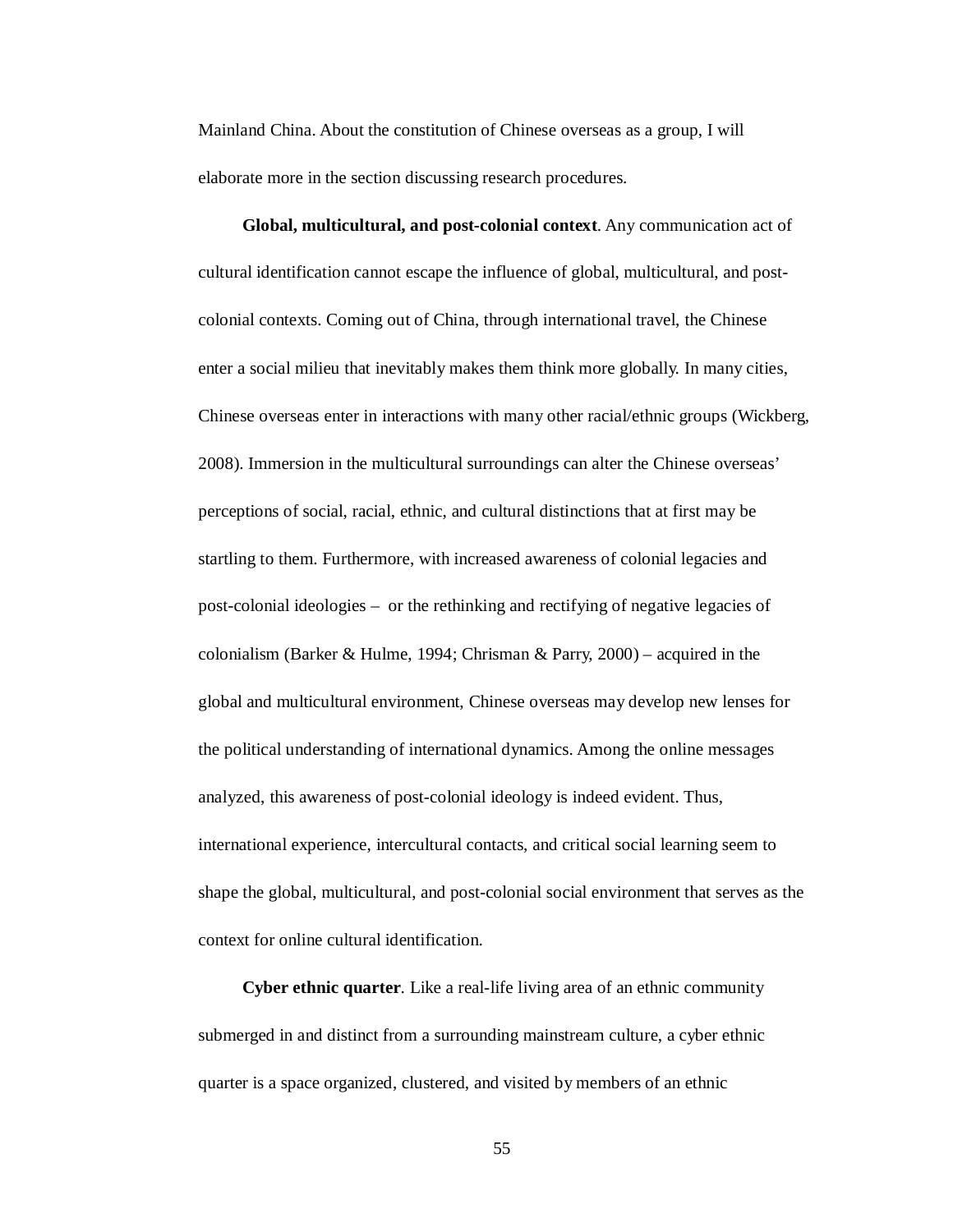Mainland China. About the constitution of Chinese overseas as a group, I will elaborate more in the section discussing research procedures.

**Global, multicultural, and post-colonial context**. Any communication act of cultural identification cannot escape the influence of global, multicultural, and post-colonial contexts. Coming out of China, through international travel, the Chinese enter a social milieu that inevitably makes them think more globally. In many cities, Chinese overseas enter in interactions with many other racial/ethnic groups (Wickberg, 2008). Immersion in the multicultural surroundings can alter the Chinese overseas' perceptions of social, racial, ethnic, and cultural distinctions that at first may be startling to them. Furthermore, with increased awareness of colonial legacies and post-colonial ideologies – or the rethinking and rectifying of negative legacies of colonialism (Barker & Hulme, 1994; Chrisman & Parry, 2000) – acquired in the global and multicultural environment, Chinese overseas may develop new lenses for the political understanding of international dynamics. Among the online messages analyzed, this awareness of post-colonial ideology is indeed evident. Thus, international experience, intercultural contacts, and critical social learning seem to shape the global, multicultural, and post-colonial social environment that serves as the context for online cultural identification.

**Cyber ethnic quarter**. Like a real-life living area of an ethnic community submerged in and distinct from a surrounding mainstream culture, a cyber ethnic quarter is a space organized, clustered, and visited by members of an ethnic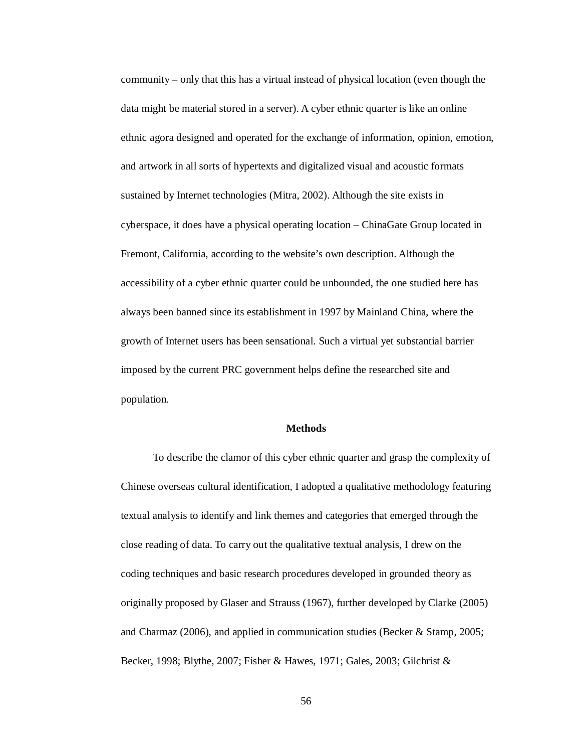community – only that this has a virtual instead of physical location (even though the data might be material stored in a server). A cyber ethnic quarter is like an online ethnic agora designed and operated for the exchange of information, opinion, emotion, and artwork in all sorts of hypertexts and digitalized visual and acoustic formats sustained by Internet technologies (Mitra, 2002). Although the site exists in cyberspace, it does have a physical operating location – ChinaGate Group located in Fremont, California, according to the website's own description. Although the accessibility of a cyber ethnic quarter could be unbounded, the one studied here has always been banned since its establishment in 1997 by Mainland China, where the growth of Internet users has been sensational. Such a virtual yet substantial barrier imposed by the current PRC government helps define the researched site and population.

## Methods

To describe the clamor of this cyber ethnic quarter and grasp the complexity of Chinese overseas cultural identification, I adopted a qualitative methodology featuring textual analysis to identify and link themes and categories that emerged through the close reading of data. To carry out the qualitative textual analysis, I drew on the coding techniques and basic research procedures developed in grounded theory as originally proposed by Glaser and Strauss (1967), further developed by Clarke (2005) and Charmaz (2006), and applied in communication studies (Becker & Stamp, 2005; Becker, 1998; Blythe, 2007; Fisher & Hawes, 1971; Gales, 2003; Gilchrist &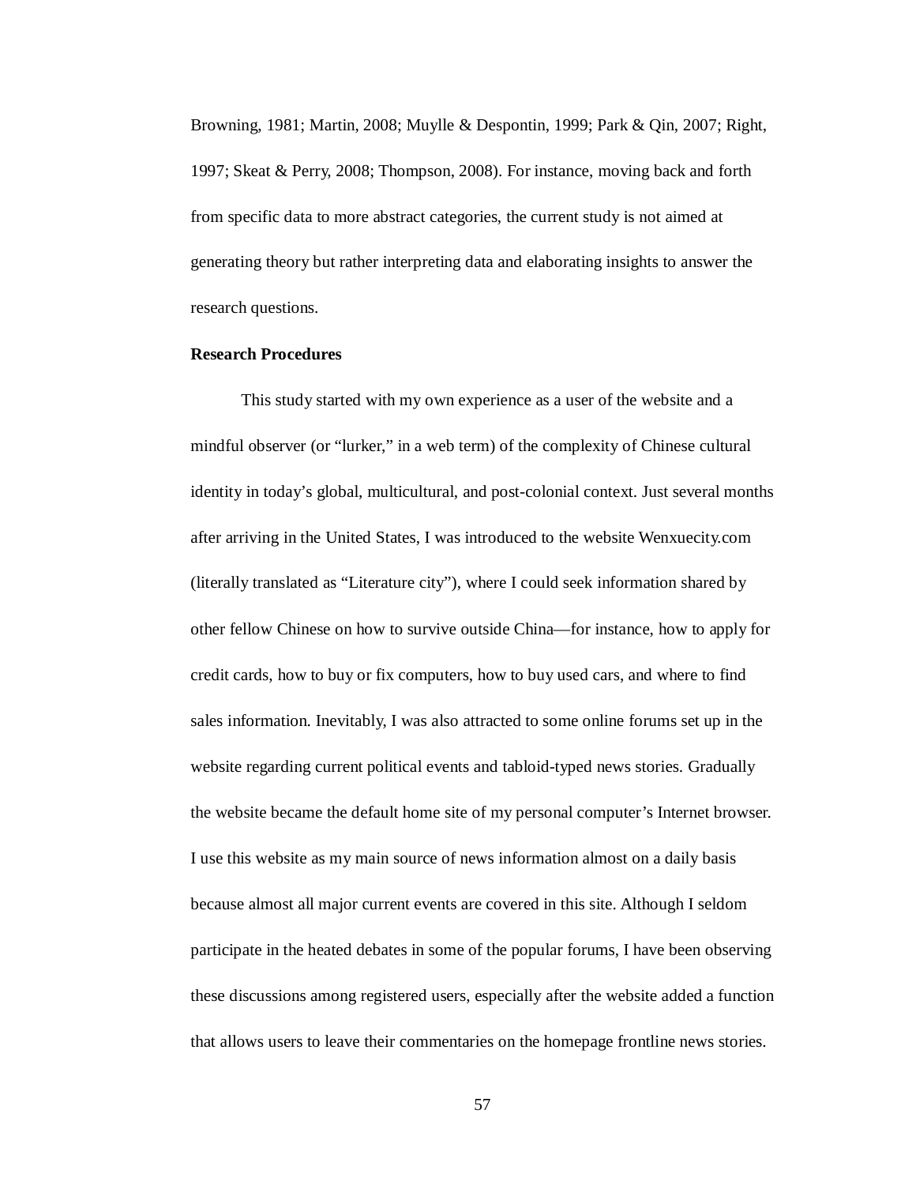Browning, 1981; Martin, 2008; Muylle & Despontin, 1999; Park & Qin, 2007; Right, 1997; Skeat & Perry, 2008; Thompson, 2008). For instance, moving back and forth from specific data to more abstract categories, the current study is not aimed at generating theory but rather interpreting data and elaborating insights to answer the research questions.

**Research Procedures**

This study started with my own experience as a user of the website and a mindful observer (or "lurker," in a web term) of the complexity of Chinese cultural identity in today's global, multicultural, and post-colonial context. Just several months after arriving in the United States, I was introduced to the website Wenxuecity.com (literally translated as "Literature city"), where I could seek information shared by other fellow Chinese on how to survive outside China—for instance, how to apply for credit cards, how to buy or fix computers, how to buy used cars, and where to find sales information. Inevitably, I was also attracted to some online forums set up in the website regarding current political events and tabloid-typed news stories. Gradually the website became the default home site of my personal computer's Internet browser. I use this website as my main source of news information almost on a daily basis because almost all major current events are covered in this site. Although I seldom participate in the heated debates in some of the popular forums, I have been observing these discussions among registered users, especially after the website added a function that allows users to leave their commentaries on the homepage frontline news stories.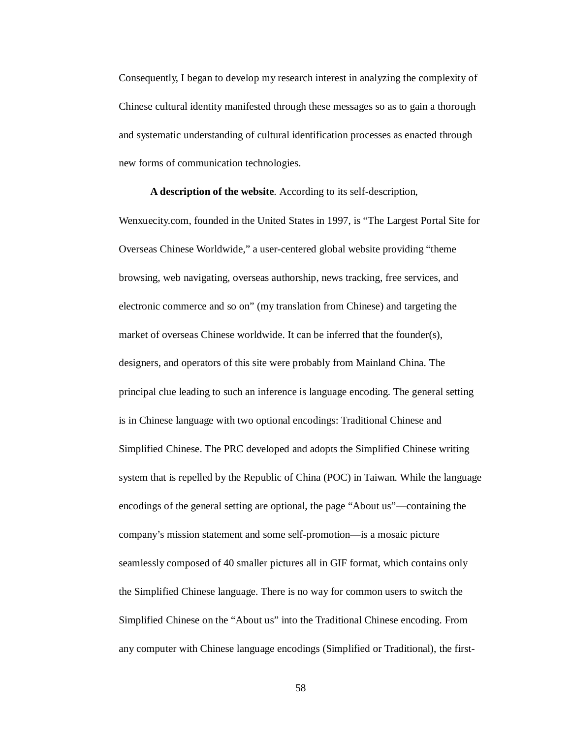Consequently, I began to develop my research interest in analyzing the complexity of Chinese cultural identity manifested through these messages so as to gain a thorough and systematic understanding of cultural identification processes as enacted through new forms of communication technologies.

**A description of the website**. According to its self-description, Wenxuecity.com, founded in the United States in 1997, is "The Largest Portal Site for Overseas Chinese Worldwide," a user-centered global website providing "theme browsing, web navigating, overseas authorship, news tracking, free services, and electronic commerce and so on" (my translation from Chinese) and targeting the market of overseas Chinese worldwide. It can be inferred that the founder(s), designers, and operators of this site were probably from Mainland China. The principal clue leading to such an inference is language encoding. The general setting is in Chinese language with two optional encodings: Traditional Chinese and Simplified Chinese. The PRC developed and adopts the Simplified Chinese writing system that is repelled by the Republic of China (POC) in Taiwan. While the language encodings of the general setting are optional, the page "About us"—containing the company's mission statement and some self-promotion—is a mosaic picture seamlessly composed of 40 smaller pictures all in GIF format, which contains only the Simplified Chinese language. There is no way for common users to switch the Simplified Chinese on the "About us" into the Traditional Chinese encoding. From any computer with Chinese language encodings (Simplified or Traditional), the first-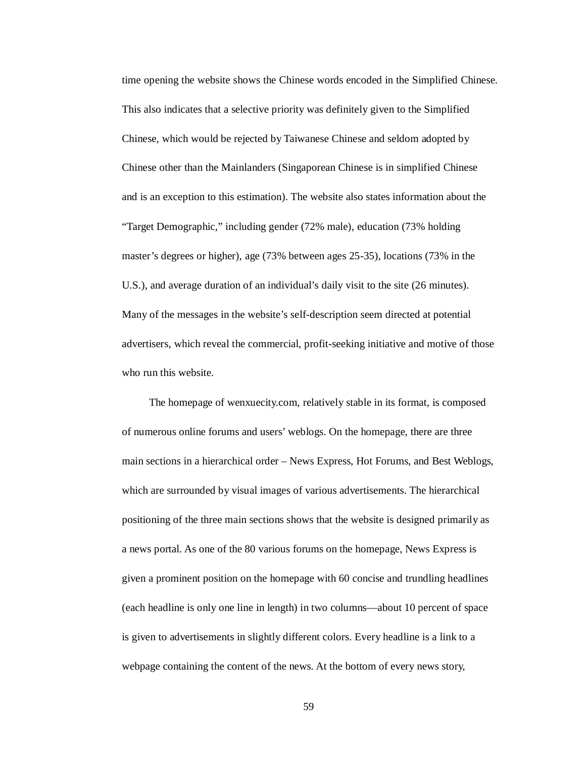time opening the website shows the Chinese words encoded in the Simplified Chinese. This also indicates that a selective priority was definitely given to the Simplified Chinese, which would be rejected by Taiwanese Chinese and seldom adopted by Chinese other than the Mainlanders (Singaporean Chinese is in simplified Chinese and is an exception to this estimation). The website also states information about the "Target Demographic," including gender (72% male), education (73% holding master's degrees or higher), age (73% between ages 25-35), locations (73% in the U.S.), and average duration of an individual's daily visit to the site (26 minutes). Many of the messages in the website's self-description seem directed at potential advertisers, which reveal the commercial, profit-seeking initiative and motive of those who run this website.

The homepage of wenxuecity.com, relatively stable in its format, is composed of numerous online forums and users' weblogs. On the homepage, there are three main sections in a hierarchical order – News Express, Hot Forums, and Best Weblogs, which are surrounded by visual images of various advertisements. The hierarchical positioning of the three main sections shows that the website is designed primarily as a news portal. As one of the 80 various forums on the homepage, News Express is given a prominent position on the homepage with 60 concise and trundling headlines (each headline is only one line in length) in two columns—about 10 percent of space is given to advertisements in slightly different colors. Every headline is a link to a webpage containing the content of the news. At the bottom of every news story,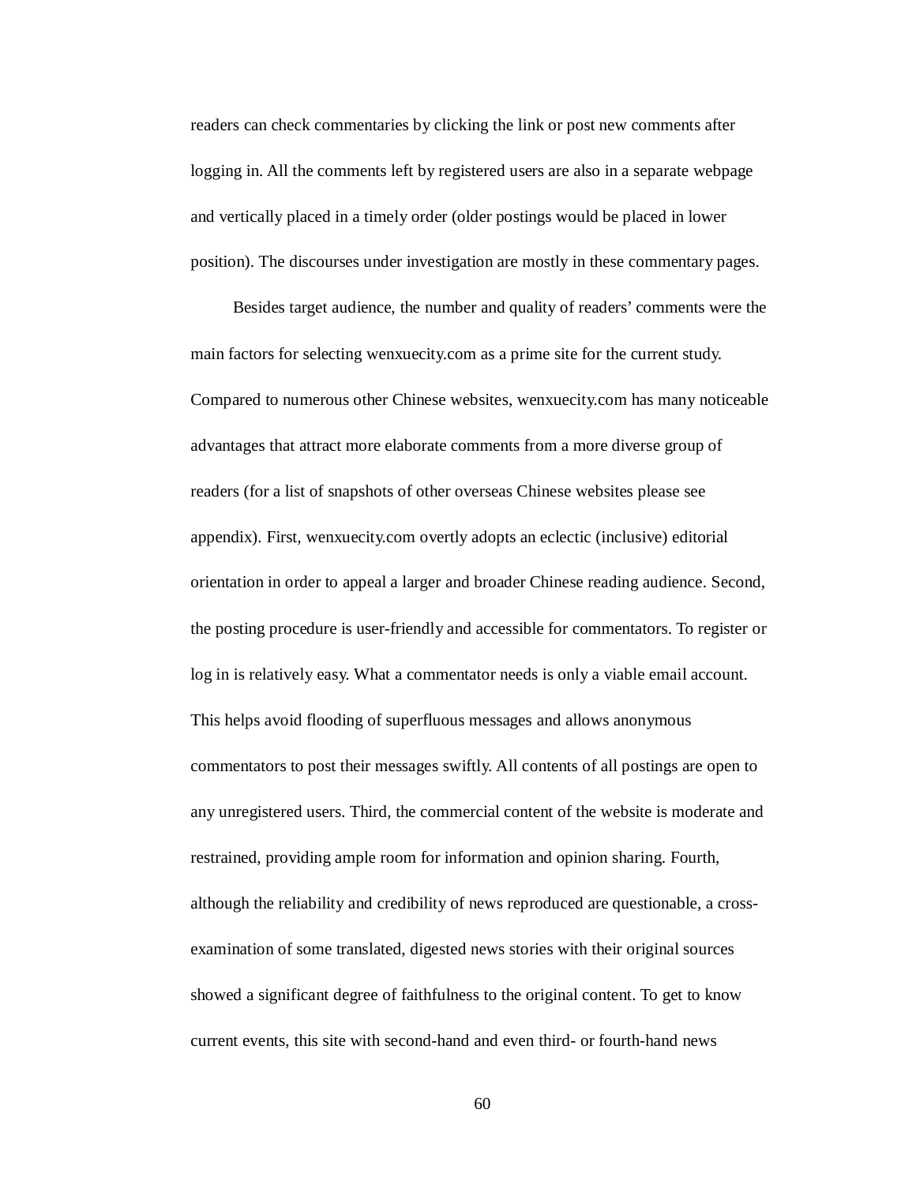readers can check commentaries by clicking the link or post new comments after logging in. All the comments left by registered users are also in a separate webpage and vertically placed in a timely order (older postings would be placed in lower position). The discourses under investigation are mostly in these commentary pages.

Besides target audience, the number and quality of readers' comments were the main factors for selecting wenxuecity.com as a prime site for the current study. Compared to numerous other Chinese websites, wenxuecity.com has many noticeable advantages that attract more elaborate comments from a more diverse group of readers (for a list of snapshots of other overseas Chinese websites please see appendix). First, wenxuecity.com overtly adopts an eclectic (inclusive) editorial orientation in order to appeal a larger and broader Chinese reading audience. Second, the posting procedure is user-friendly and accessible for commentators. To register or log in is relatively easy. What a commentator needs is only a viable email account. This helps avoid flooding of superfluous messages and allows anonymous commentators to post their messages swiftly. All contents of all postings are open to any unregistered users. Third, the commercial content of the website is moderate and restrained, providing ample room for information and opinion sharing. Fourth, although the reliability and credibility of news reproduced are questionable, a cross-examination of some translated, digested news stories with their original sources showed a significant degree of faithfulness to the original content. To get to know current events, this site with second-hand and even third- or fourth-hand news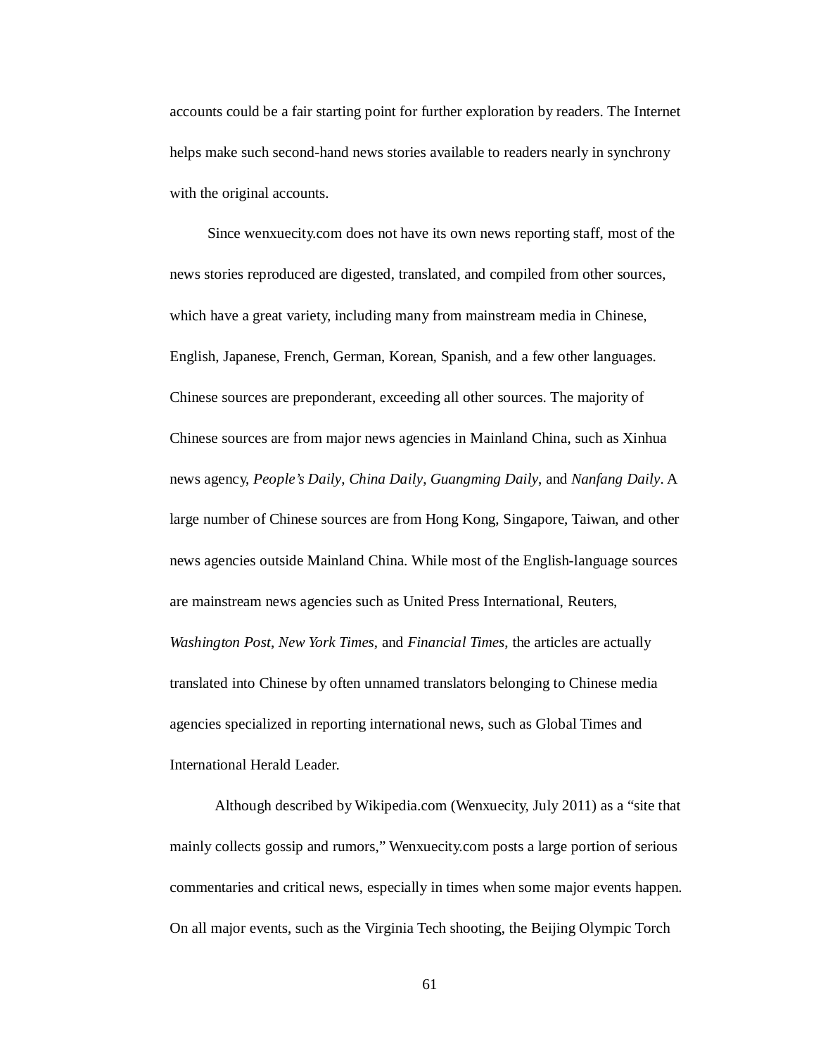accounts could be a fair starting point for further exploration by readers. The Internet helps make such second-hand news stories available to readers nearly in synchrony with the original accounts.

Since wenxuecity.com does not have its own news reporting staff, most of the news stories reproduced are digested, translated, and compiled from other sources, which have a great variety, including many from mainstream media in Chinese, English, Japanese, French, German, Korean, Spanish, and a few other languages. Chinese sources are preponderant, exceeding all other sources. The majority of Chinese sources are from major news agencies in Mainland China, such as Xinhua news agency, *People's Daily*, *China Daily*, *Guangming Daily*, and *Nanfang Daily*. A large number of Chinese sources are from Hong Kong, Singapore, Taiwan, and other news agencies outside Mainland China. While most of the English-language sources are mainstream news agencies such as United Press International, Reuters, *Washington Post*, *New York Times*, and *Financial Times*, the articles are actually translated into Chinese by often unnamed translators belonging to Chinese media agencies specialized in reporting international news, such as Global Times and International Herald Leader.

Although described by Wikipedia.com (Wenxuecity, July 2011) as a "site that mainly collects gossip and rumors," Wenxuecity.com posts a large portion of serious commentaries and critical news, especially in times when some major events happen. On all major events, such as the Virginia Tech shooting, the Beijing Olympic Torch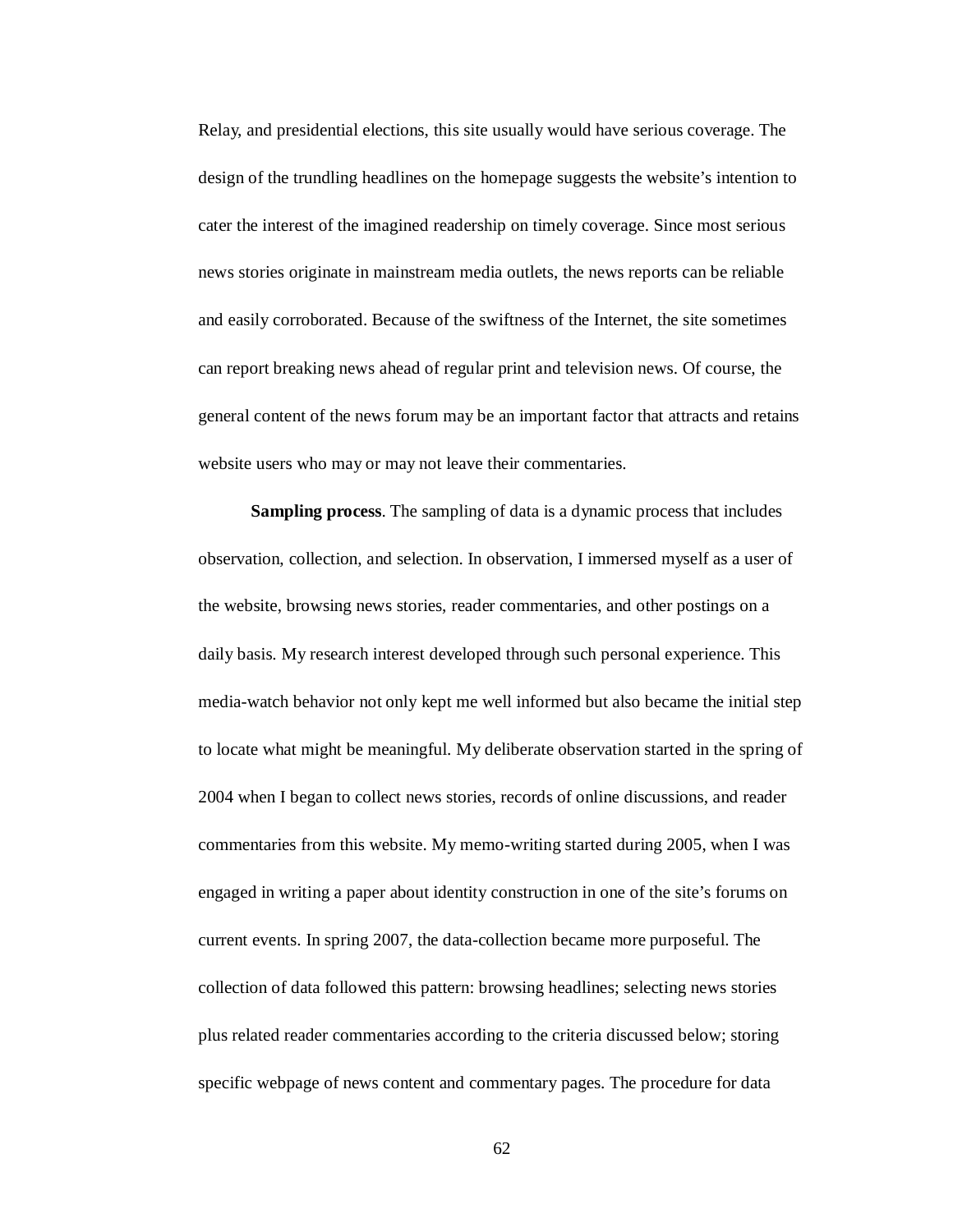Relay, and presidential elections, this site usually would have serious coverage. The design of the trundling headlines on the homepage suggests the website's intention to cater the interest of the imagined readership on timely coverage. Since most serious news stories originate in mainstream media outlets, the news reports can be reliable and easily corroborated. Because of the swiftness of the Internet, the site sometimes can report breaking news ahead of regular print and television news. Of course, the general content of the news forum may be an important factor that attracts and retains website users who may or may not leave their commentaries.

**Sampling process**. The sampling of data is a dynamic process that includes observation, collection, and selection. In observation, I immersed myself as a user of the website, browsing news stories, reader commentaries, and other postings on a daily basis. My research interest developed through such personal experience. This media-watch behavior not only kept me well informed but also became the initial step to locate what might be meaningful. My deliberate observation started in the spring of 2004 when I began to collect news stories, records of online discussions, and reader commentaries from this website. My memo-writing started during 2005, when I was engaged in writing a paper about identity construction in one of the site's forums on current events. In spring 2007, the data-collection became more purposeful. The collection of data followed this pattern: browsing headlines; selecting news stories plus related reader commentaries according to the criteria discussed below; storing specific webpage of news content and commentary pages. The procedure for data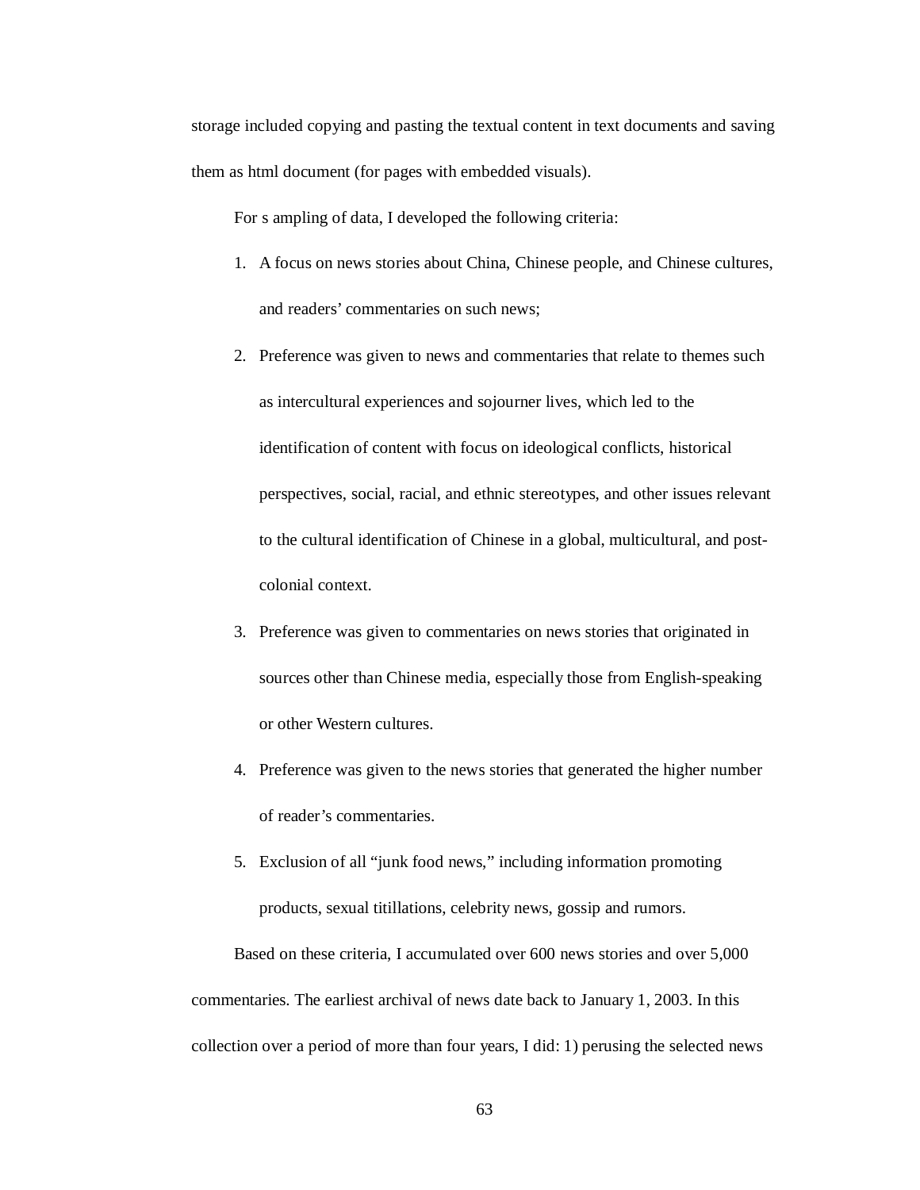storage included copying and pasting the textual content in text documents and saving them as html document (for pages with embedded visuals).

For s ampling of data, I developed the following criteria:

1. A focus on news stories about China, Chinese people, and Chinese cultures, and readers' commentaries on such news;
2. Preference was given to news and commentaries that relate to themes such as intercultural experiences and sojourner lives, which led to the identification of content with focus on ideological conflicts, historical perspectives, social, racial, and ethnic stereotypes, and other issues relevant to the cultural identification of Chinese in a global, multicultural, and post-colonial context.
3. Preference was given to commentaries on news stories that originated in sources other than Chinese media, especially those from English-speaking or other Western cultures.
4. Preference was given to the news stories that generated the higher number of reader's commentaries.
5. Exclusion of all "junk food news," including information promoting products, sexual titillations, celebrity news, gossip and rumors.

Based on these criteria, I accumulated over 600 news stories and over 5,000 commentaries. The earliest archival of news date back to January 1, 2003. In this collection over a period of more than four years, I did: 1) perusing the selected news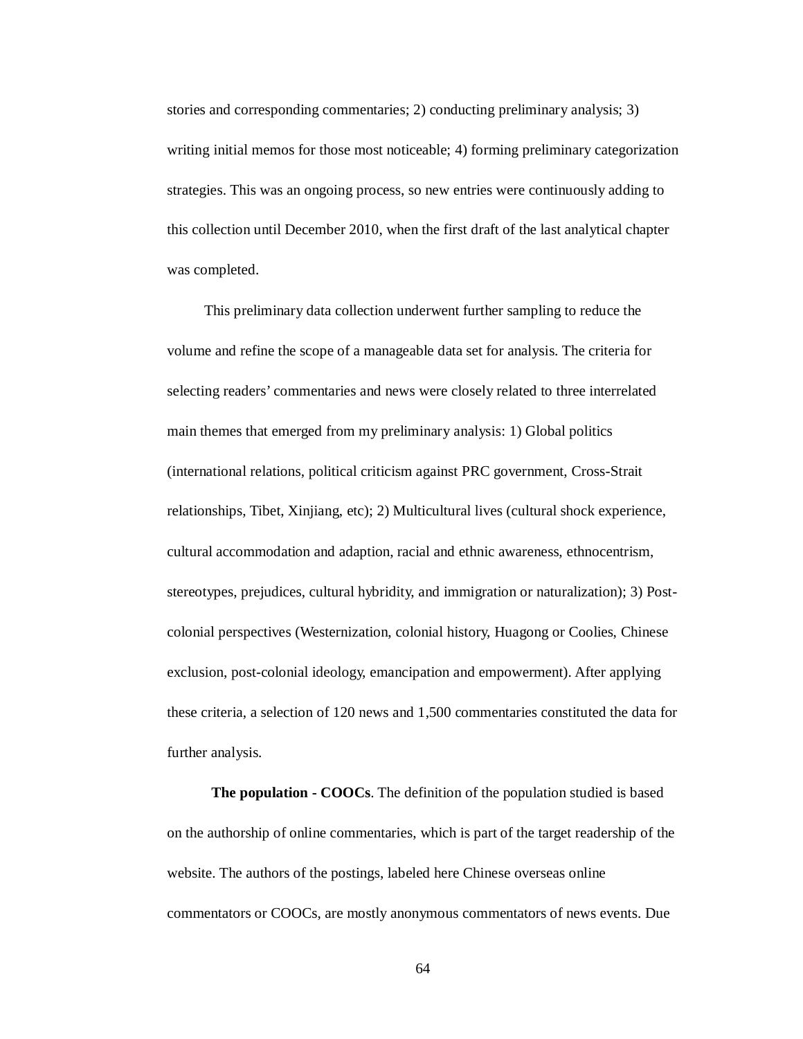stories and corresponding commentaries; 2) conducting preliminary analysis; 3) writing initial memos for those most noticeable; 4) forming preliminary categorization strategies. This was an ongoing process, so new entries were continuously adding to this collection until December 2010, when the first draft of the last analytical chapter was completed.

This preliminary data collection underwent further sampling to reduce the volume and refine the scope of a manageable data set for analysis. The criteria for selecting readers' commentaries and news were closely related to three interrelated main themes that emerged from my preliminary analysis: 1) Global politics (international relations, political criticism against PRC government, Cross-Strait relationships, Tibet, Xinjiang, etc); 2) Multicultural lives (cultural shock experience, cultural accommodation and adaption, racial and ethnic awareness, ethnocentrism, stereotypes, prejudices, cultural hybridity, and immigration or naturalization); 3) Post-colonial perspectives (Westernization, colonial history, Huagong or Coolies, Chinese exclusion, post-colonial ideology, emancipation and empowerment). After applying these criteria, a selection of 120 news and 1,500 commentaries constituted the data for further analysis.

**The population - COOCs**. The definition of the population studied is based on the authorship of online commentaries, which is part of the target readership of the website. The authors of the postings, labeled here Chinese overseas online commentators or COOCs, are mostly anonymous commentators of news events. Due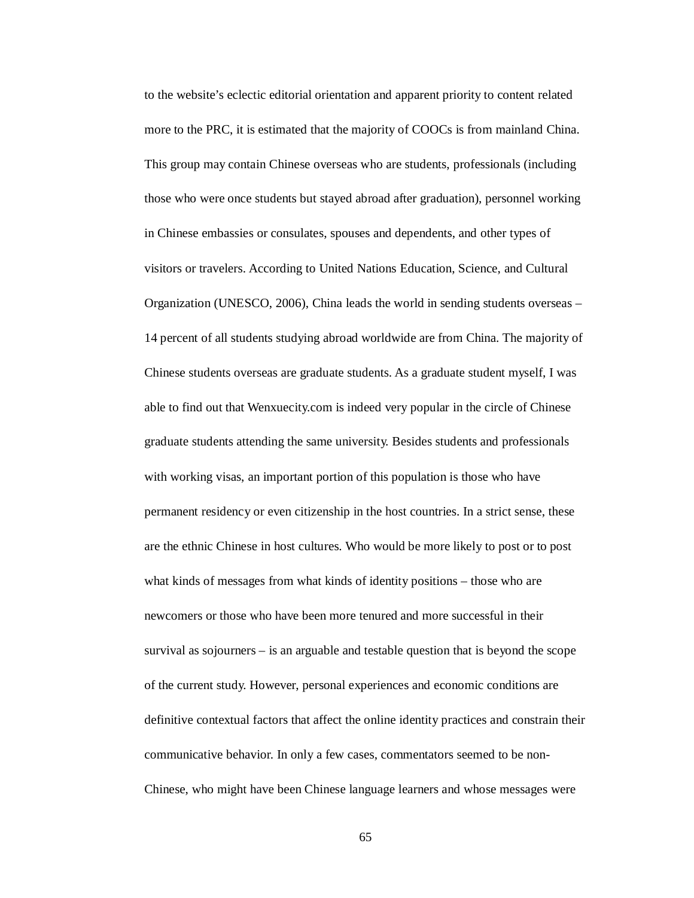to the website's eclectic editorial orientation and apparent priority to content related more to the PRC, it is estimated that the majority of COOCs is from mainland China. This group may contain Chinese overseas who are students, professionals (including those who were once students but stayed abroad after graduation), personnel working in Chinese embassies or consulates, spouses and dependents, and other types of visitors or travelers. According to United Nations Education, Science, and Cultural Organization (UNESCO, 2006), China leads the world in sending students overseas – 14 percent of all students studying abroad worldwide are from China. The majority of Chinese students overseas are graduate students. As a graduate student myself, I was able to find out that Wenxuecity.com is indeed very popular in the circle of Chinese graduate students attending the same university. Besides students and professionals with working visas, an important portion of this population is those who have permanent residency or even citizenship in the host countries. In a strict sense, these are the ethnic Chinese in host cultures. Who would be more likely to post or to post what kinds of messages from what kinds of identity positions – those who are newcomers or those who have been more tenured and more successful in their survival as sojourners – is an arguable and testable question that is beyond the scope of the current study. However, personal experiences and economic conditions are definitive contextual factors that affect the online identity practices and constrain their communicative behavior. In only a few cases, commentators seemed to be non-Chinese, who might have been Chinese language learners and whose messages were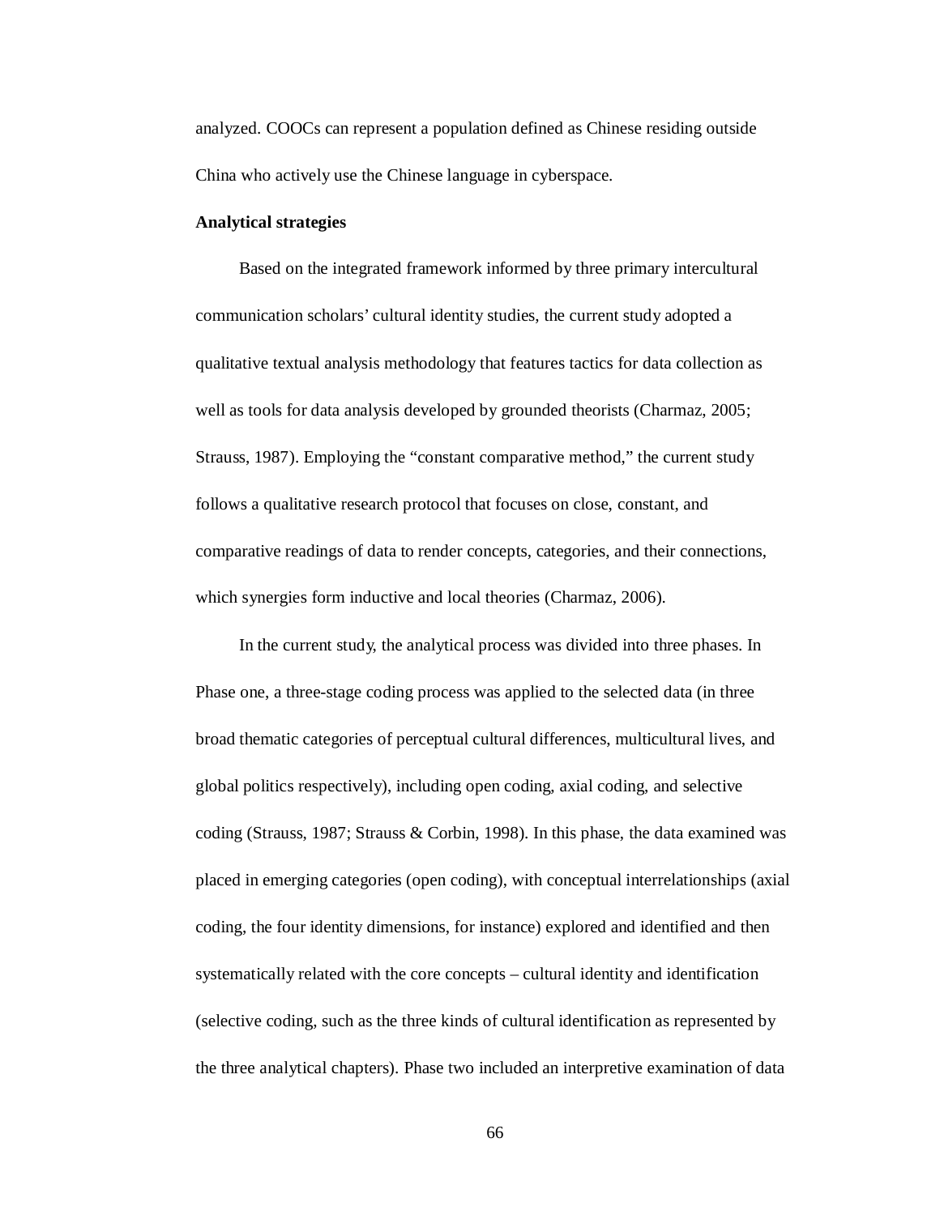analyzed. COOCs can represent a population defined as Chinese residing outside China who actively use the Chinese language in cyberspace.

**Analytical strategies**

Based on the integrated framework informed by three primary intercultural communication scholars' cultural identity studies, the current study adopted a qualitative textual analysis methodology that features tactics for data collection as well as tools for data analysis developed by grounded theorists (Charmaz, 2005; Strauss, 1987). Employing the "constant comparative method," the current study follows a qualitative research protocol that focuses on close, constant, and comparative readings of data to render concepts, categories, and their connections, which synergies form inductive and local theories (Charmaz, 2006).

In the current study, the analytical process was divided into three phases. In Phase one, a three-stage coding process was applied to the selected data (in three broad thematic categories of perceptual cultural differences, multicultural lives, and global politics respectively), including open coding, axial coding, and selective coding (Strauss, 1987; Strauss & Corbin, 1998). In this phase, the data examined was placed in emerging categories (open coding), with conceptual interrelationships (axial coding, the four identity dimensions, for instance) explored and identified and then systematically related with the core concepts – cultural identity and identification (selective coding, such as the three kinds of cultural identification as represented by the three analytical chapters). Phase two included an interpretive examination of data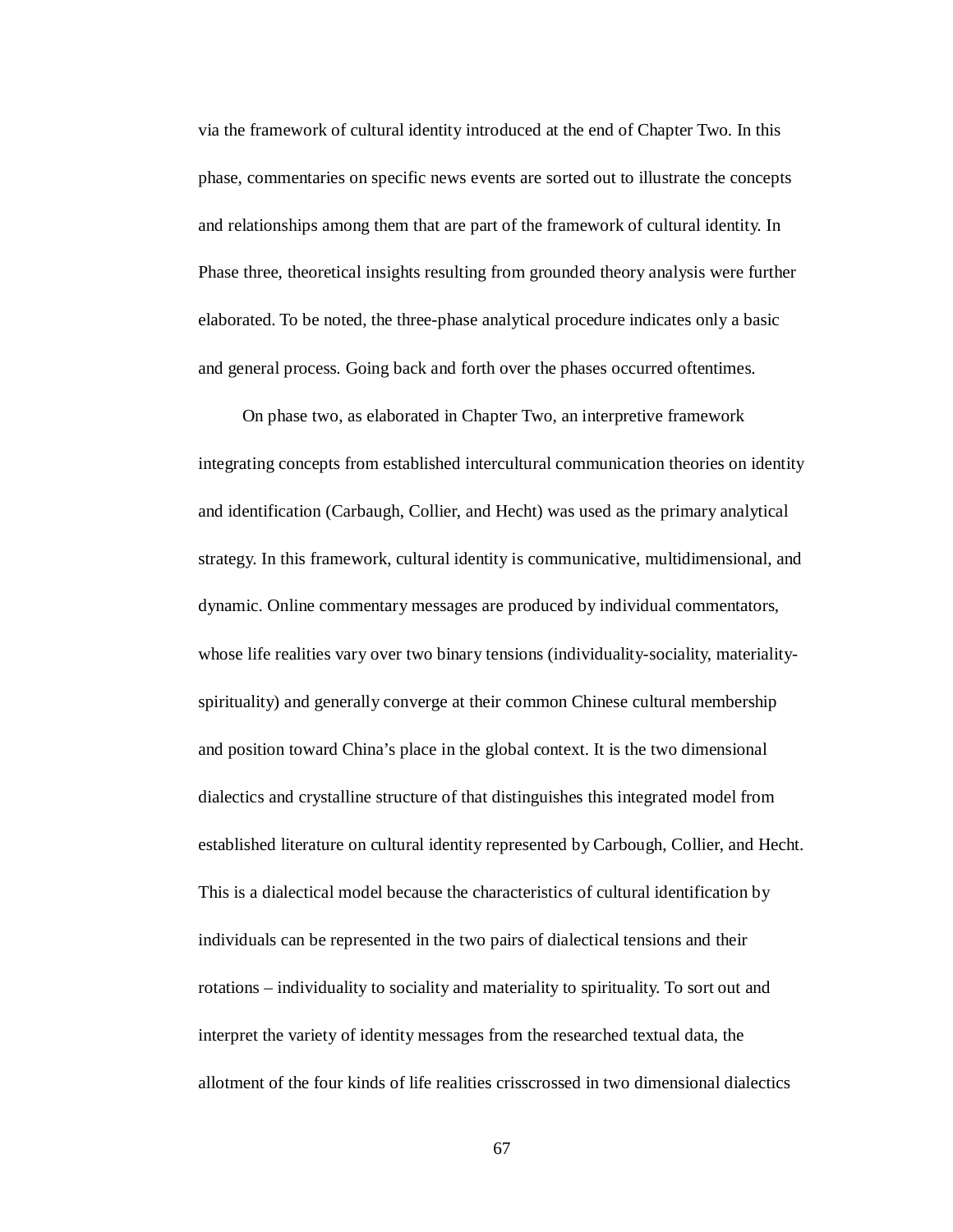via the framework of cultural identity introduced at the end of Chapter Two. In this phase, commentaries on specific news events are sorted out to illustrate the concepts and relationships among them that are part of the framework of cultural identity. In Phase three, theoretical insights resulting from grounded theory analysis were further elaborated. To be noted, the three-phase analytical procedure indicates only a basic and general process. Going back and forth over the phases occurred oftentimes.

On phase two, as elaborated in Chapter Two, an interpretive framework integrating concepts from established intercultural communication theories on identity and identification (Carbaugh, Collier, and Hecht) was used as the primary analytical strategy. In this framework, cultural identity is communicative, multidimensional, and dynamic. Online commentary messages are produced by individual commentators, whose life realities vary over two binary tensions (individuality-sociality, materiality-spirituality) and generally converge at their common Chinese cultural membership and position toward China's place in the global context. It is the two dimensional dialectics and crystalline structure of that distinguishes this integrated model from established literature on cultural identity represented by Carbough, Collier, and Hecht. This is a dialectical model because the characteristics of cultural identification by individuals can be represented in the two pairs of dialectical tensions and their rotations – individuality to sociality and materiality to spirituality. To sort out and interpret the variety of identity messages from the researched textual data, the allotment of the four kinds of life realities crisscrossed in two dimensional dialectics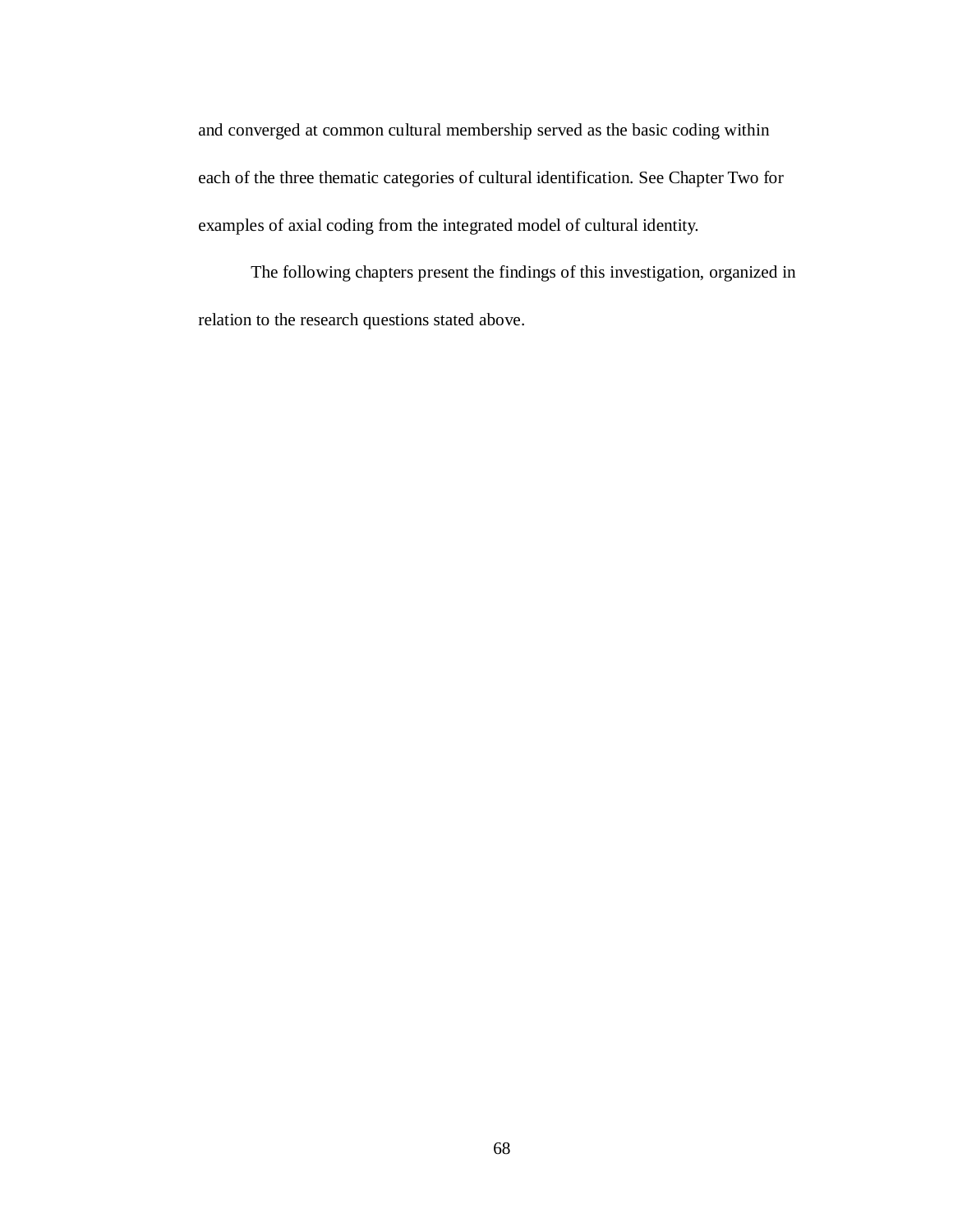and converged at common cultural membership served as the basic coding within each of the three thematic categories of cultural identification. See Chapter Two for examples of axial coding from the integrated model of cultural identity.

The following chapters present the findings of this investigation, organized in relation to the research questions stated above.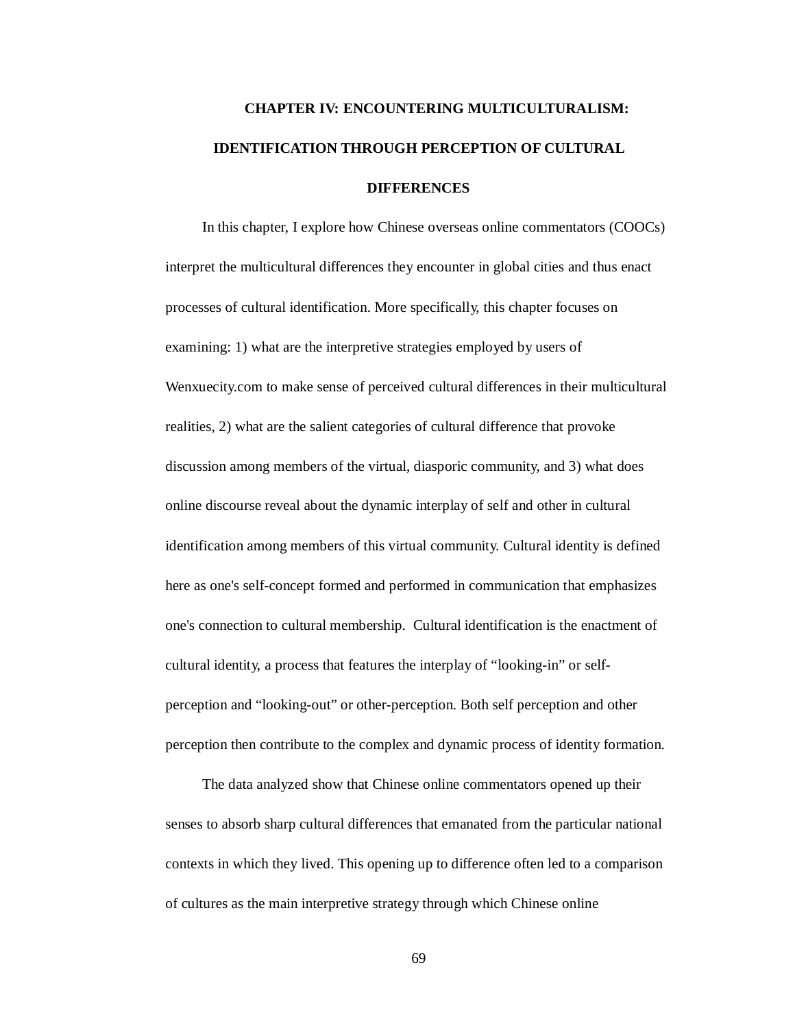# CHAPTER IV: ENCOUNTERING MULTICULTURALISM: IDENTIFICATION THROUGH PERCEPTION OF CULTURAL DIFFERENCES

In this chapter, I explore how Chinese overseas online commentators (COOCs) interpret the multicultural differences they encounter in global cities and thus enact processes of cultural identification. More specifically, this chapter focuses on examining: 1) what are the interpretive strategies employed by users of Wenxuecity.com to make sense of perceived cultural differences in their multicultural realities, 2) what are the salient categories of cultural difference that provoke discussion among members of the virtual, diasporic community, and 3) what does online discourse reveal about the dynamic interplay of self and other in cultural identification among members of this virtual community. Cultural identity is defined here as one's self-concept formed and performed in communication that emphasizes one's connection to cultural membership.  Cultural identification is the enactment of cultural identity, a process that features the interplay of "looking-in" or self-perception and "looking-out" or other-perception. Both self perception and other perception then contribute to the complex and dynamic process of identity formation.

The data analyzed show that Chinese online commentators opened up their senses to absorb sharp cultural differences that emanated from the particular national contexts in which they lived. This opening up to difference often led to a comparison of cultures as the main interpretive strategy through which Chinese online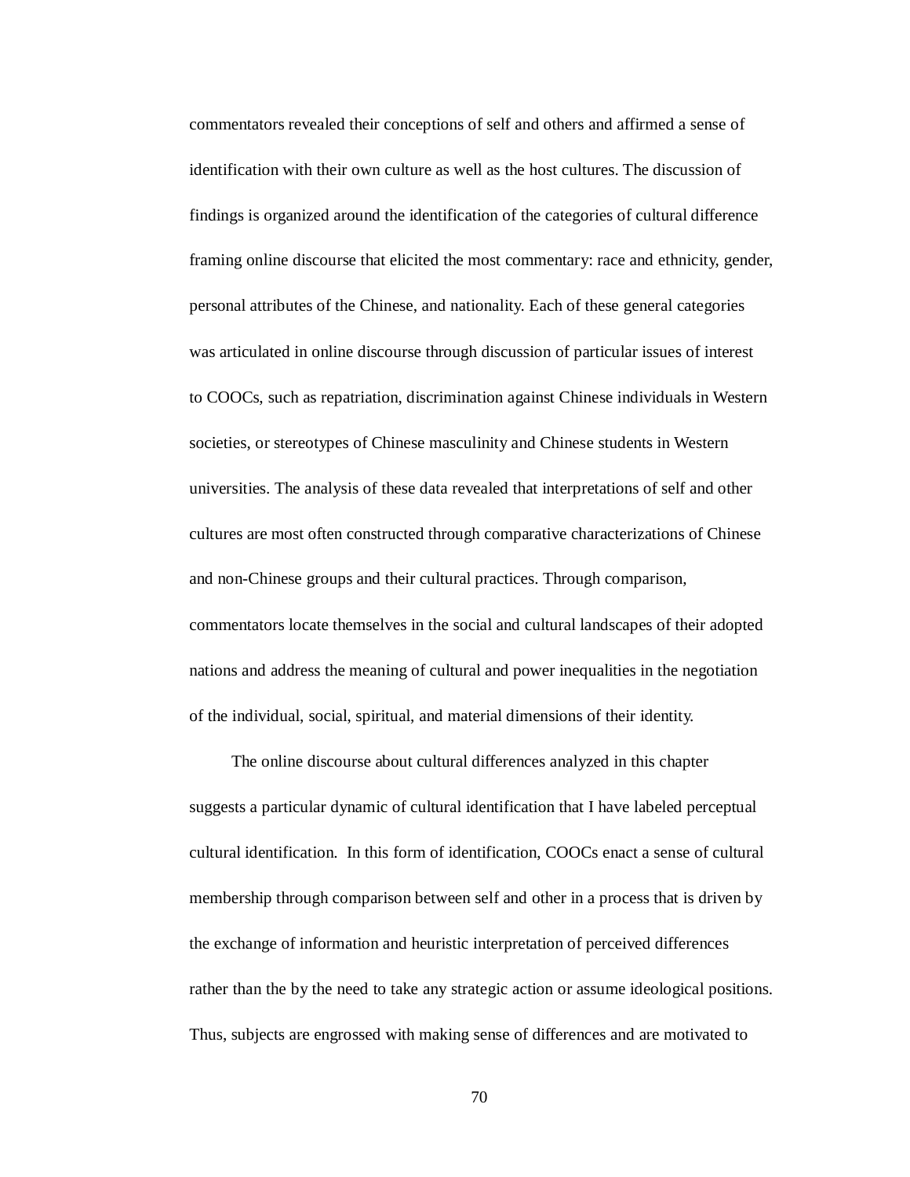commentators revealed their conceptions of self and others and affirmed a sense of identification with their own culture as well as the host cultures. The discussion of findings is organized around the identification of the categories of cultural difference framing online discourse that elicited the most commentary: race and ethnicity, gender, personal attributes of the Chinese, and nationality. Each of these general categories was articulated in online discourse through discussion of particular issues of interest to COOCs, such as repatriation, discrimination against Chinese individuals in Western societies, or stereotypes of Chinese masculinity and Chinese students in Western universities. The analysis of these data revealed that interpretations of self and other cultures are most often constructed through comparative characterizations of Chinese and non-Chinese groups and their cultural practices. Through comparison, commentators locate themselves in the social and cultural landscapes of their adopted nations and address the meaning of cultural and power inequalities in the negotiation of the individual, social, spiritual, and material dimensions of their identity.

The online discourse about cultural differences analyzed in this chapter suggests a particular dynamic of cultural identification that I have labeled perceptual cultural identification. In this form of identification, COOCs enact a sense of cultural membership through comparison between self and other in a process that is driven by the exchange of information and heuristic interpretation of perceived differences rather than the by the need to take any strategic action or assume ideological positions. Thus, subjects are engrossed with making sense of differences and are motivated to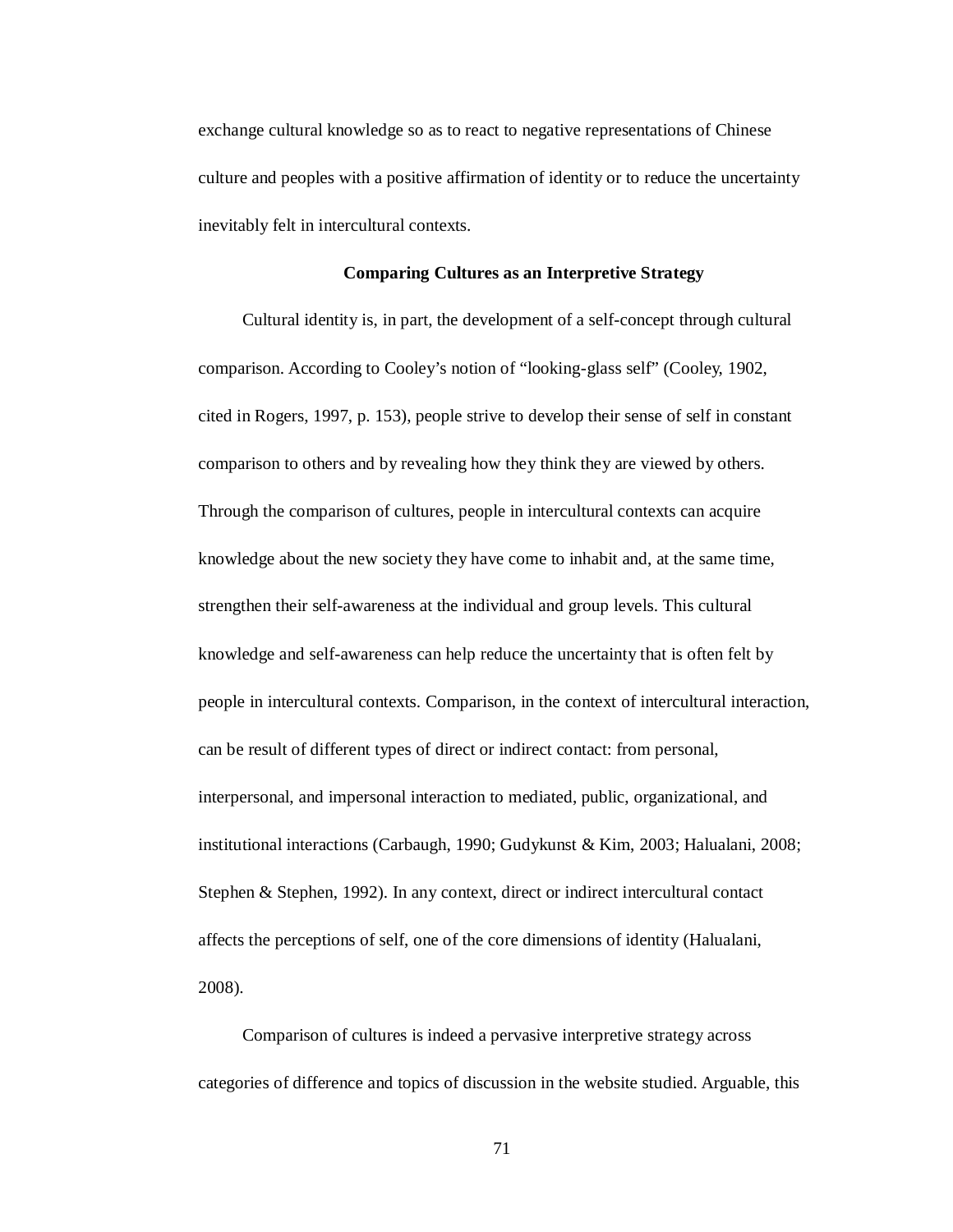exchange cultural knowledge so as to react to negative representations of Chinese culture and peoples with a positive affirmation of identity or to reduce the uncertainty inevitably felt in intercultural contexts.

### Comparing Cultures as an Interpretive Strategy

Cultural identity is, in part, the development of a self-concept through cultural comparison. According to Cooley's notion of "looking-glass self" (Cooley, 1902, cited in Rogers, 1997, p. 153), people strive to develop their sense of self in constant comparison to others and by revealing how they think they are viewed by others. Through the comparison of cultures, people in intercultural contexts can acquire knowledge about the new society they have come to inhabit and, at the same time, strengthen their self-awareness at the individual and group levels. This cultural knowledge and self-awareness can help reduce the uncertainty that is often felt by people in intercultural contexts. Comparison, in the context of intercultural interaction, can be result of different types of direct or indirect contact: from personal, interpersonal, and impersonal interaction to mediated, public, organizational, and institutional interactions (Carbaugh, 1990; Gudykunst & Kim, 2003; Halualani, 2008; Stephen & Stephen, 1992). In any context, direct or indirect intercultural contact affects the perceptions of self, one of the core dimensions of identity (Halualani, 2008).

Comparison of cultures is indeed a pervasive interpretive strategy across categories of difference and topics of discussion in the website studied. Arguable, this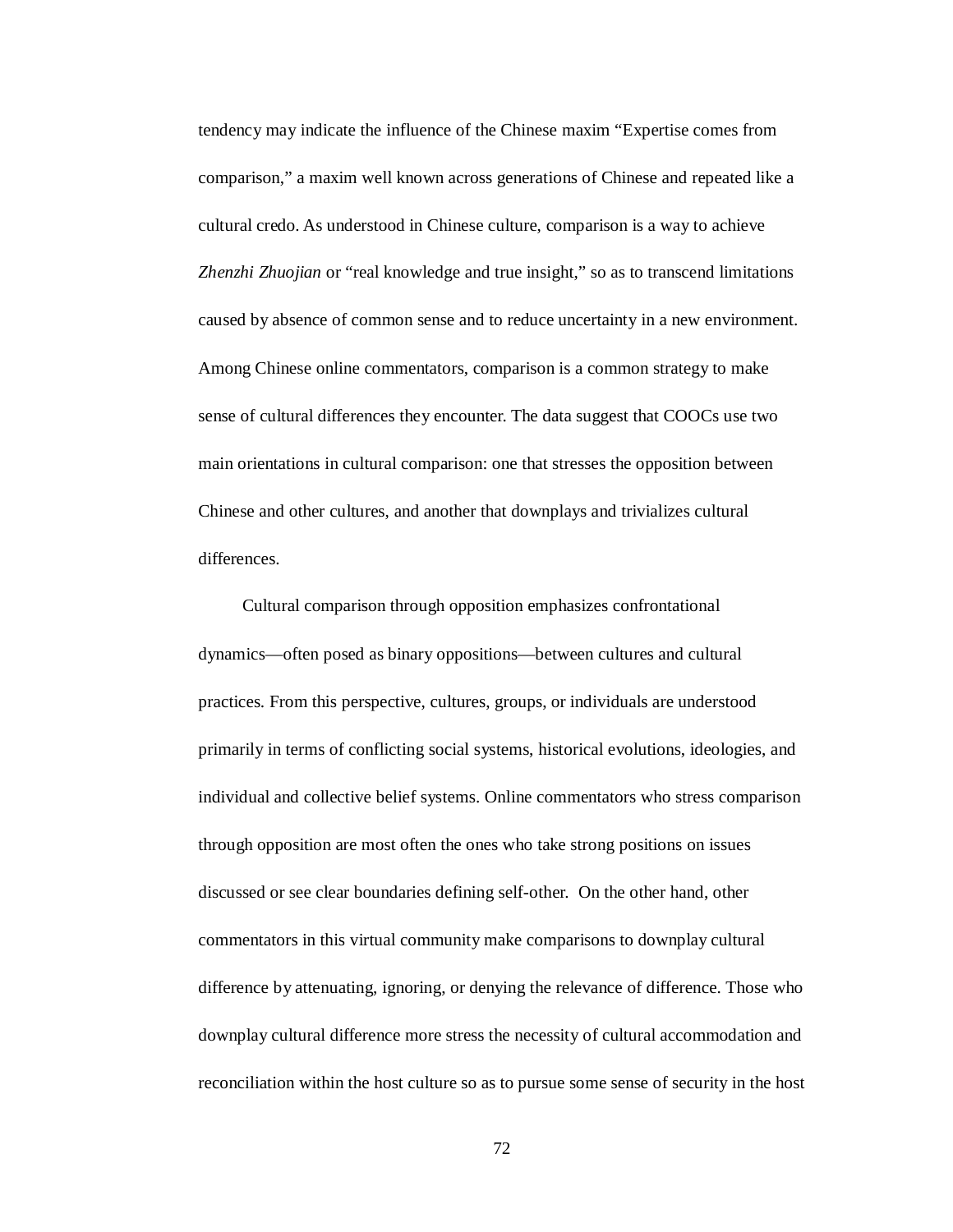tendency may indicate the influence of the Chinese maxim "Expertise comes from comparison," a maxim well known across generations of Chinese and repeated like a cultural credo. As understood in Chinese culture, comparison is a way to achieve *Zhenzhi Zhuojian* or "real knowledge and true insight," so as to transcend limitations caused by absence of common sense and to reduce uncertainty in a new environment. Among Chinese online commentators, comparison is a common strategy to make sense of cultural differences they encounter. The data suggest that COOCs use two main orientations in cultural comparison: one that stresses the opposition between Chinese and other cultures, and another that downplays and trivializes cultural differences.

Cultural comparison through opposition emphasizes confrontational dynamics—often posed as binary oppositions—between cultures and cultural practices. From this perspective, cultures, groups, or individuals are understood primarily in terms of conflicting social systems, historical evolutions, ideologies, and individual and collective belief systems. Online commentators who stress comparison through opposition are most often the ones who take strong positions on issues discussed or see clear boundaries defining self-other. On the other hand, other commentators in this virtual community make comparisons to downplay cultural difference by attenuating, ignoring, or denying the relevance of difference. Those who downplay cultural difference more stress the necessity of cultural accommodation and reconciliation within the host culture so as to pursue some sense of security in the host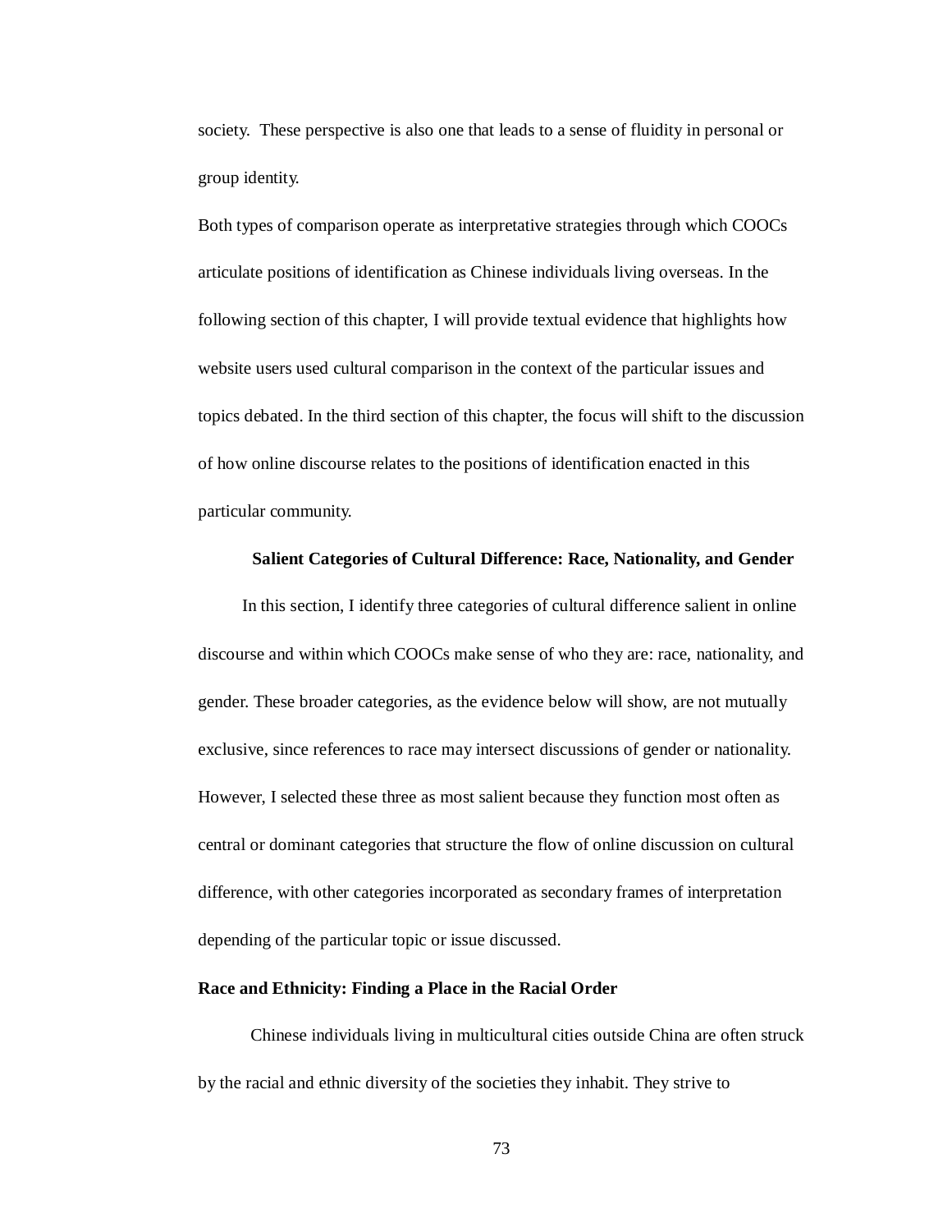society. These perspective is also one that leads to a sense of fluidity in personal or group identity.

Both types of comparison operate as interpretative strategies through which COOCs articulate positions of identification as Chinese individuals living overseas. In the following section of this chapter, I will provide textual evidence that highlights how website users used cultural comparison in the context of the particular issues and topics debated. In the third section of this chapter, the focus will shift to the discussion of how online discourse relates to the positions of identification enacted in this particular community.

## Salient Categories of Cultural Difference: Race, Nationality, and Gender

In this section, I identify three categories of cultural difference salient in online discourse and within which COOCs make sense of who they are: race, nationality, and gender. These broader categories, as the evidence below will show, are not mutually exclusive, since references to race may intersect discussions of gender or nationality. However, I selected these three as most salient because they function most often as central or dominant categories that structure the flow of online discussion on cultural difference, with other categories incorporated as secondary frames of interpretation depending of the particular topic or issue discussed.

### Race and Ethnicity: Finding a Place in the Racial Order

Chinese individuals living in multicultural cities outside China are often struck by the racial and ethnic diversity of the societies they inhabit. They strive to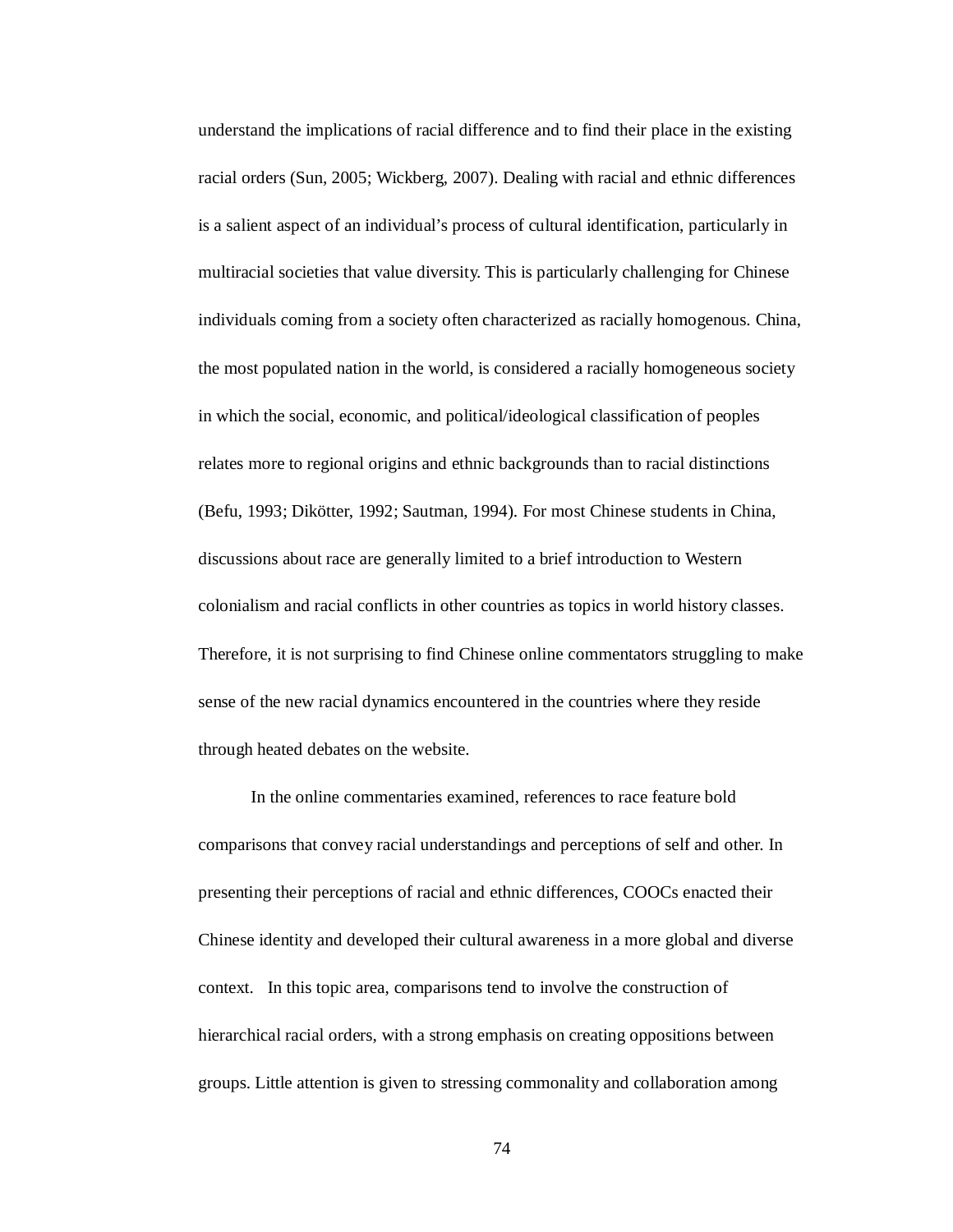understand the implications of racial difference and to find their place in the existing racial orders (Sun, 2005; Wickberg, 2007). Dealing with racial and ethnic differences is a salient aspect of an individual's process of cultural identification, particularly in multiracial societies that value diversity. This is particularly challenging for Chinese individuals coming from a society often characterized as racially homogenous. China, the most populated nation in the world, is considered a racially homogeneous society in which the social, economic, and political/ideological classification of peoples relates more to regional origins and ethnic backgrounds than to racial distinctions (Befu, 1993; Dikötter, 1992; Sautman, 1994). For most Chinese students in China, discussions about race are generally limited to a brief introduction to Western colonialism and racial conflicts in other countries as topics in world history classes. Therefore, it is not surprising to find Chinese online commentators struggling to make sense of the new racial dynamics encountered in the countries where they reside through heated debates on the website.

In the online commentaries examined, references to race feature bold comparisons that convey racial understandings and perceptions of self and other. In presenting their perceptions of racial and ethnic differences, COOCs enacted their Chinese identity and developed their cultural awareness in a more global and diverse context. In this topic area, comparisons tend to involve the construction of hierarchical racial orders, with a strong emphasis on creating oppositions between groups. Little attention is given to stressing commonality and collaboration among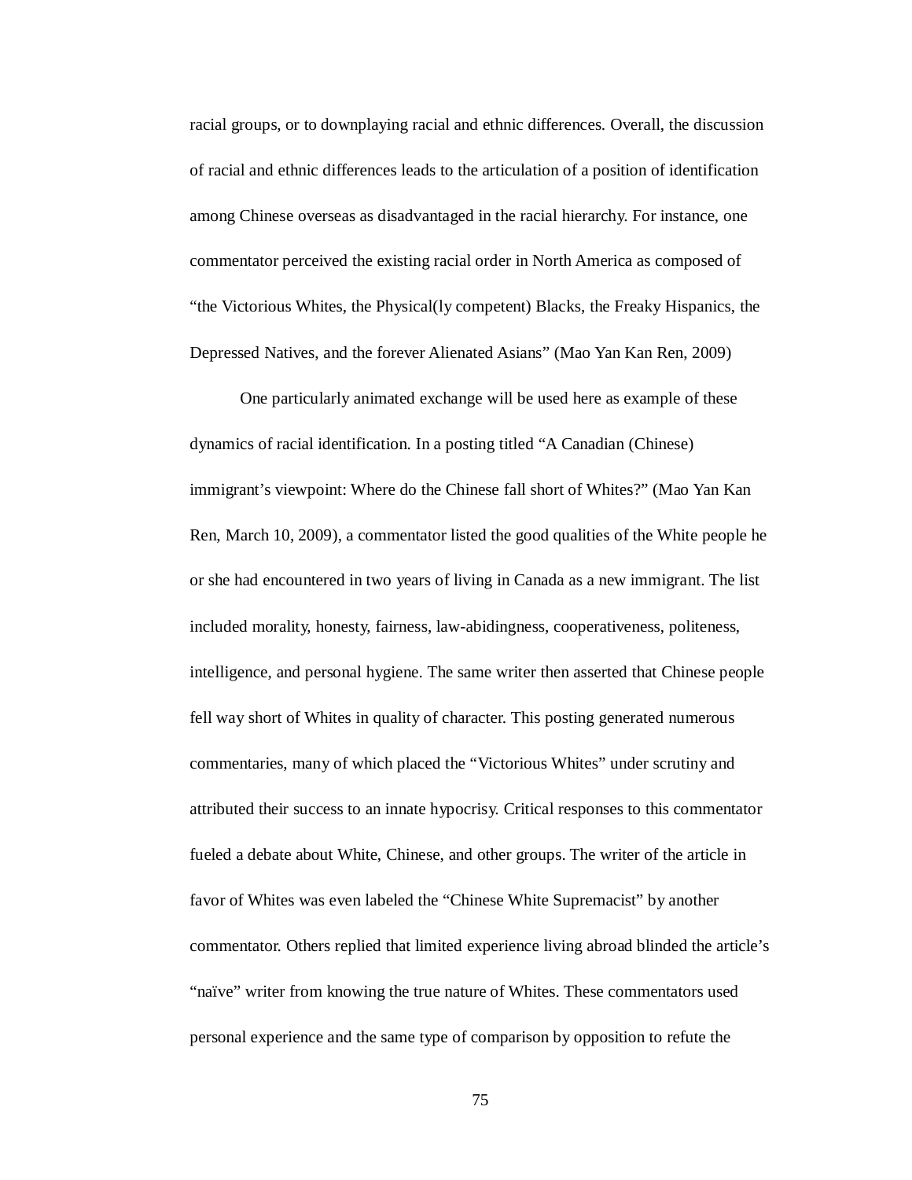racial groups, or to downplaying racial and ethnic differences. Overall, the discussion of racial and ethnic differences leads to the articulation of a position of identification among Chinese overseas as disadvantaged in the racial hierarchy. For instance, one commentator perceived the existing racial order in North America as composed of "the Victorious Whites, the Physical(ly competent) Blacks, the Freaky Hispanics, the Depressed Natives, and the forever Alienated Asians" (Mao Yan Kan Ren, 2009)

One particularly animated exchange will be used here as example of these dynamics of racial identification. In a posting titled "A Canadian (Chinese) immigrant's viewpoint: Where do the Chinese fall short of Whites?" (Mao Yan Kan Ren, March 10, 2009), a commentator listed the good qualities of the White people he or she had encountered in two years of living in Canada as a new immigrant. The list included morality, honesty, fairness, law-abidingness, cooperativeness, politeness, intelligence, and personal hygiene. The same writer then asserted that Chinese people fell way short of Whites in quality of character. This posting generated numerous commentaries, many of which placed the "Victorious Whites" under scrutiny and attributed their success to an innate hypocrisy. Critical responses to this commentator fueled a debate about White, Chinese, and other groups. The writer of the article in favor of Whites was even labeled the "Chinese White Supremacist" by another commentator. Others replied that limited experience living abroad blinded the article's "naïve" writer from knowing the true nature of Whites. These commentators used personal experience and the same type of comparison by opposition to refute the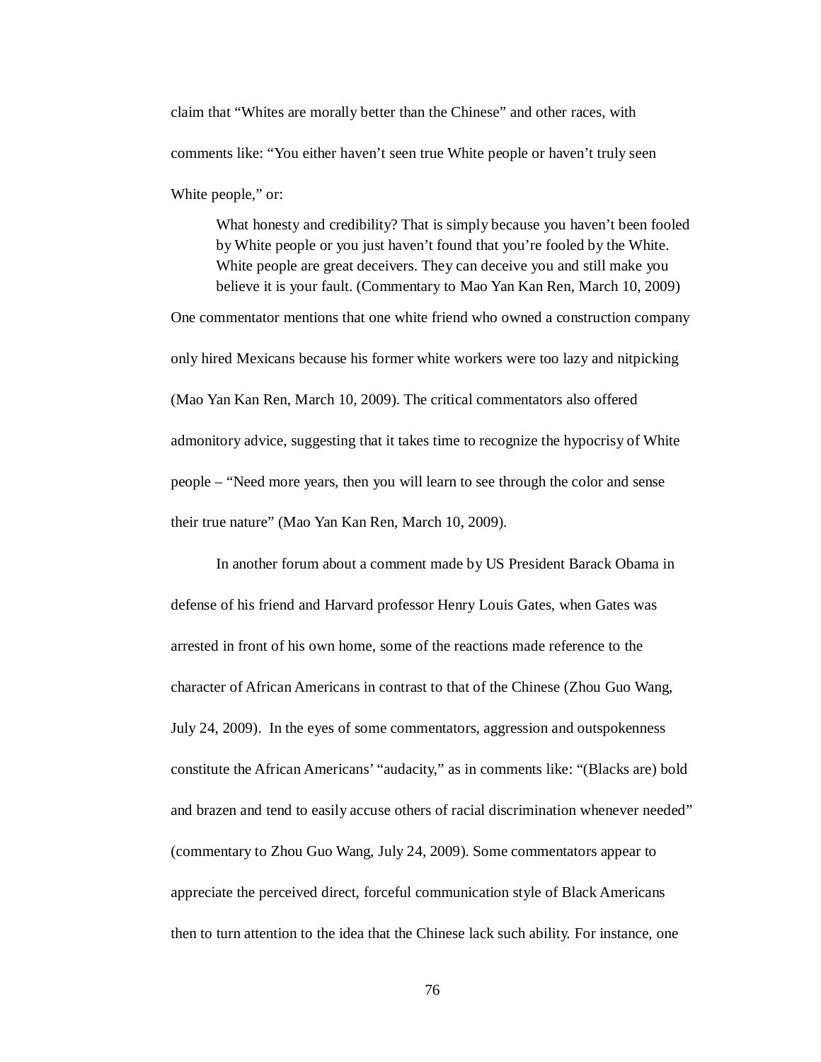claim that "Whites are morally better than the Chinese" and other races, with comments like: "You either haven't seen true White people or haven't truly seen White people," or:

> What honesty and credibility? That is simply because you haven't been fooled by White people or you just haven't found that you're fooled by the White. White people are great deceivers. They can deceive you and still make you believe it is your fault. (Commentary to Mao Yan Kan Ren, March 10, 2009)

One commentator mentions that one white friend who owned a construction company only hired Mexicans because his former white workers were too lazy and nitpicking (Mao Yan Kan Ren, March 10, 2009). The critical commentators also offered admonitory advice, suggesting that it takes time to recognize the hypocrisy of White people – "Need more years, then you will learn to see through the color and sense their true nature" (Mao Yan Kan Ren, March 10, 2009).

In another forum about a comment made by US President Barack Obama in defense of his friend and Harvard professor Henry Louis Gates, when Gates was arrested in front of his own home, some of the reactions made reference to the character of African Americans in contrast to that of the Chinese (Zhou Guo Wang, July 24, 2009). In the eyes of some commentators, aggression and outspokenness constitute the African Americans' "audacity," as in comments like: "(Blacks are) bold and brazen and tend to easily accuse others of racial discrimination whenever needed" (commentary to Zhou Guo Wang, July 24, 2009). Some commentators appear to appreciate the perceived direct, forceful communication style of Black Americans then to turn attention to the idea that the Chinese lack such ability. For instance, one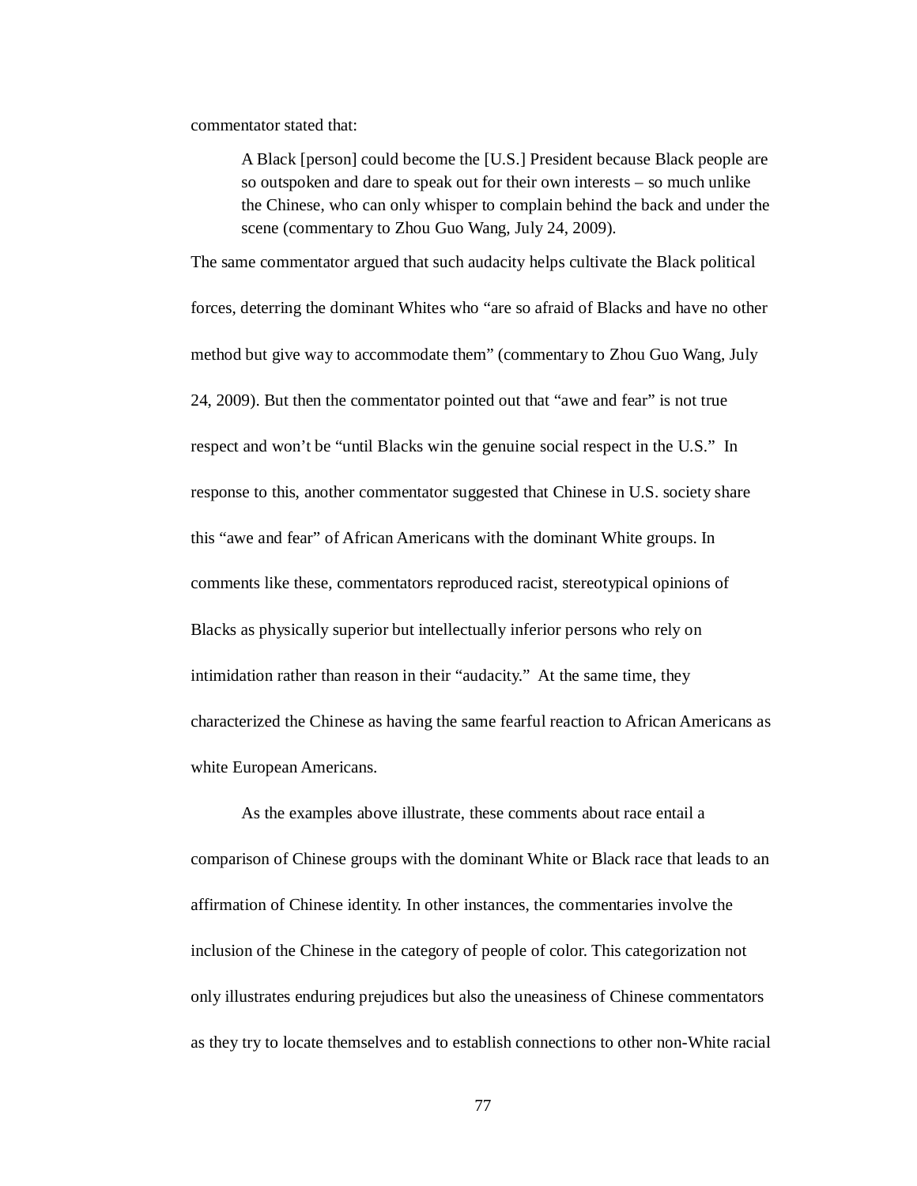commentator stated that:

> A Black [person] could become the [U.S.] President because Black people are so outspoken and dare to speak out for their own interests – so much unlike the Chinese, who can only whisper to complain behind the back and under the scene (commentary to Zhou Guo Wang, July 24, 2009).

The same commentator argued that such audacity helps cultivate the Black political forces, deterring the dominant Whites who "are so afraid of Blacks and have no other method but give way to accommodate them" (commentary to Zhou Guo Wang, July 24, 2009). But then the commentator pointed out that "awe and fear" is not true respect and won't be "until Blacks win the genuine social respect in the U.S." In response to this, another commentator suggested that Chinese in U.S. society share this "awe and fear" of African Americans with the dominant White groups. In comments like these, commentators reproduced racist, stereotypical opinions of Blacks as physically superior but intellectually inferior persons who rely on intimidation rather than reason in their "audacity." At the same time, they characterized the Chinese as having the same fearful reaction to African Americans as white European Americans.

As the examples above illustrate, these comments about race entail a comparison of Chinese groups with the dominant White or Black race that leads to an affirmation of Chinese identity. In other instances, the commentaries involve the inclusion of the Chinese in the category of people of color. This categorization not only illustrates enduring prejudices but also the uneasiness of Chinese commentators as they try to locate themselves and to establish connections to other non-White racial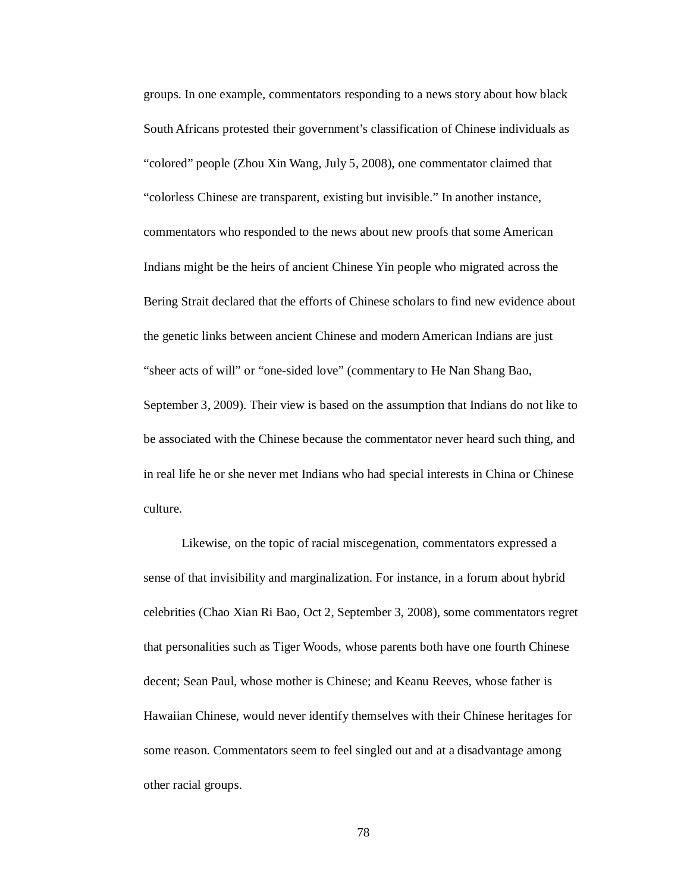groups. In one example, commentators responding to a news story about how black South Africans protested their government's classification of Chinese individuals as "colored" people (Zhou Xin Wang, July 5, 2008), one commentator claimed that "colorless Chinese are transparent, existing but invisible." In another instance, commentators who responded to the news about new proofs that some American Indians might be the heirs of ancient Chinese Yin people who migrated across the Bering Strait declared that the efforts of Chinese scholars to find new evidence about the genetic links between ancient Chinese and modern American Indians are just "sheer acts of will" or "one-sided love" (commentary to He Nan Shang Bao, September 3, 2009). Their view is based on the assumption that Indians do not like to be associated with the Chinese because the commentator never heard such thing, and in real life he or she never met Indians who had special interests in China or Chinese culture.

Likewise, on the topic of racial miscegenation, commentators expressed a sense of that invisibility and marginalization. For instance, in a forum about hybrid celebrities (Chao Xian Ri Bao, Oct 2, September 3, 2008), some commentators regret that personalities such as Tiger Woods, whose parents both have one fourth Chinese decent; Sean Paul, whose mother is Chinese; and Keanu Reeves, whose father is Hawaiian Chinese, would never identify themselves with their Chinese heritages for some reason. Commentators seem to feel singled out and at a disadvantage among other racial groups.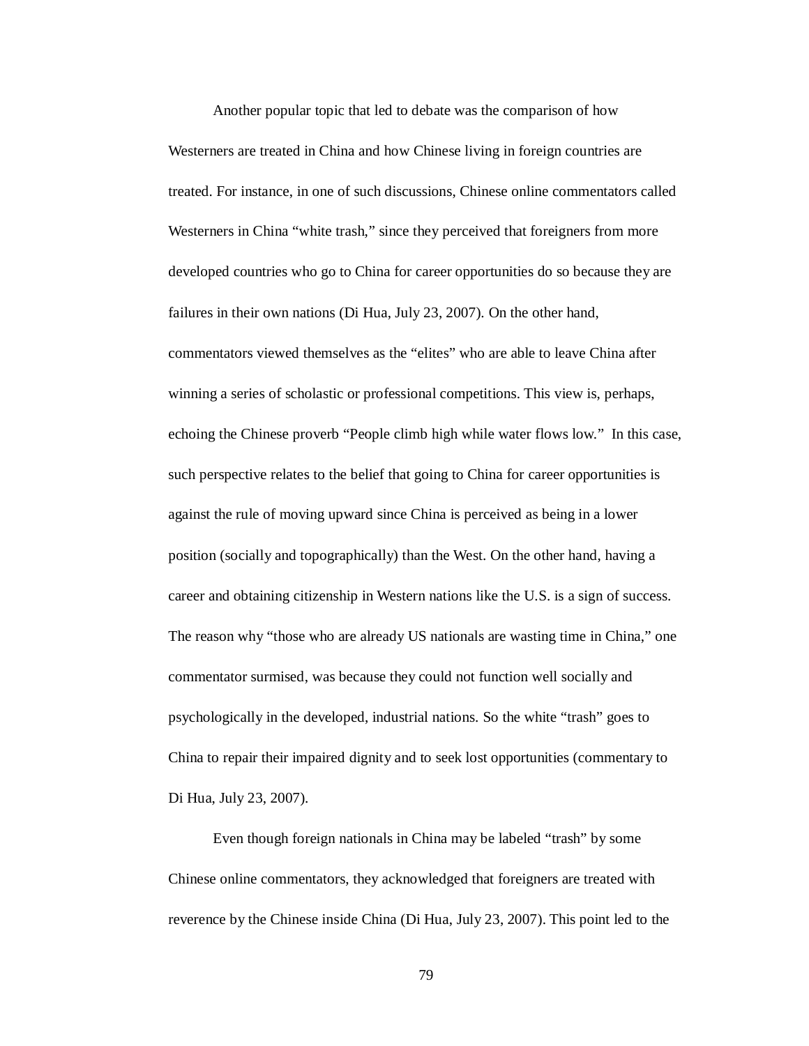Another popular topic that led to debate was the comparison of how Westerners are treated in China and how Chinese living in foreign countries are treated. For instance, in one of such discussions, Chinese online commentators called Westerners in China "white trash," since they perceived that foreigners from more developed countries who go to China for career opportunities do so because they are failures in their own nations (Di Hua, July 23, 2007). On the other hand, commentators viewed themselves as the "elites" who are able to leave China after winning a series of scholastic or professional competitions. This view is, perhaps, echoing the Chinese proverb "People climb high while water flows low." In this case, such perspective relates to the belief that going to China for career opportunities is against the rule of moving upward since China is perceived as being in a lower position (socially and topographically) than the West. On the other hand, having a career and obtaining citizenship in Western nations like the U.S. is a sign of success. The reason why "those who are already US nationals are wasting time in China," one commentator surmised, was because they could not function well socially and psychologically in the developed, industrial nations. So the white "trash" goes to China to repair their impaired dignity and to seek lost opportunities (commentary to Di Hua, July 23, 2007).

Even though foreign nationals in China may be labeled "trash" by some Chinese online commentators, they acknowledged that foreigners are treated with reverence by the Chinese inside China (Di Hua, July 23, 2007). This point led to the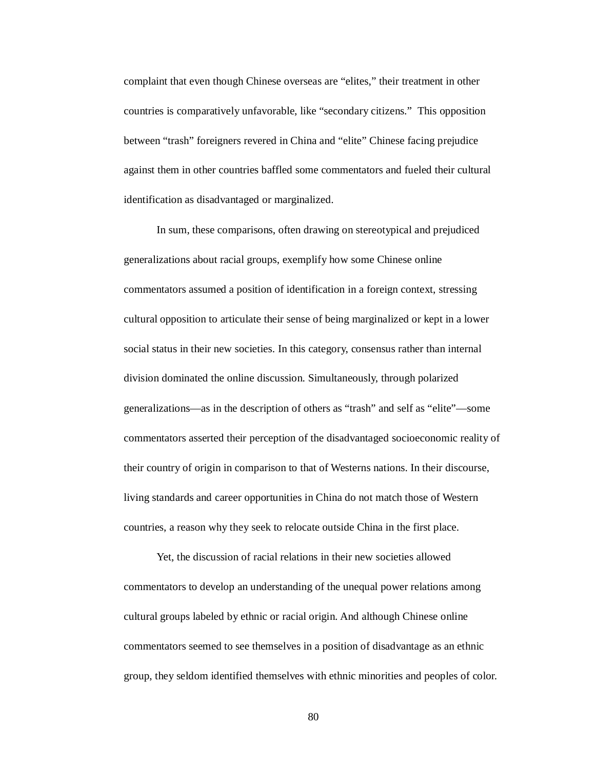complaint that even though Chinese overseas are "elites," their treatment in other countries is comparatively unfavorable, like "secondary citizens." This opposition between "trash" foreigners revered in China and "elite" Chinese facing prejudice against them in other countries baffled some commentators and fueled their cultural identification as disadvantaged or marginalized.

In sum, these comparisons, often drawing on stereotypical and prejudiced generalizations about racial groups, exemplify how some Chinese online commentators assumed a position of identification in a foreign context, stressing cultural opposition to articulate their sense of being marginalized or kept in a lower social status in their new societies. In this category, consensus rather than internal division dominated the online discussion. Simultaneously, through polarized generalizations—as in the description of others as "trash" and self as "elite"—some commentators asserted their perception of the disadvantaged socioeconomic reality of their country of origin in comparison to that of Westerns nations. In their discourse, living standards and career opportunities in China do not match those of Western countries, a reason why they seek to relocate outside China in the first place.

Yet, the discussion of racial relations in their new societies allowed commentators to develop an understanding of the unequal power relations among cultural groups labeled by ethnic or racial origin. And although Chinese online commentators seemed to see themselves in a position of disadvantage as an ethnic group, they seldom identified themselves with ethnic minorities and peoples of color.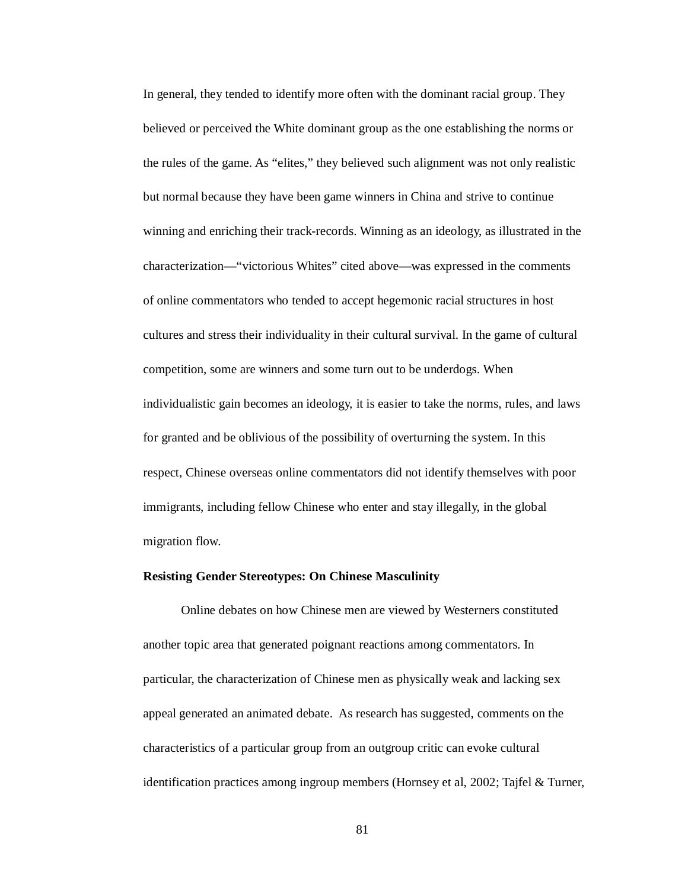In general, they tended to identify more often with the dominant racial group. They believed or perceived the White dominant group as the one establishing the norms or the rules of the game. As "elites," they believed such alignment was not only realistic but normal because they have been game winners in China and strive to continue winning and enriching their track-records. Winning as an ideology, as illustrated in the characterization—"victorious Whites" cited above—was expressed in the comments of online commentators who tended to accept hegemonic racial structures in host cultures and stress their individuality in their cultural survival. In the game of cultural competition, some are winners and some turn out to be underdogs. When individualistic gain becomes an ideology, it is easier to take the norms, rules, and laws for granted and be oblivious of the possibility of overturning the system. In this respect, Chinese overseas online commentators did not identify themselves with poor immigrants, including fellow Chinese who enter and stay illegally, in the global migration flow.

**Resisting Gender Stereotypes: On Chinese Masculinity**

Online debates on how Chinese men are viewed by Westerners constituted another topic area that generated poignant reactions among commentators. In particular, the characterization of Chinese men as physically weak and lacking sex appeal generated an animated debate. As research has suggested, comments on the characteristics of a particular group from an outgroup critic can evoke cultural identification practices among ingroup members (Hornsey et al, 2002; Tajfel & Turner,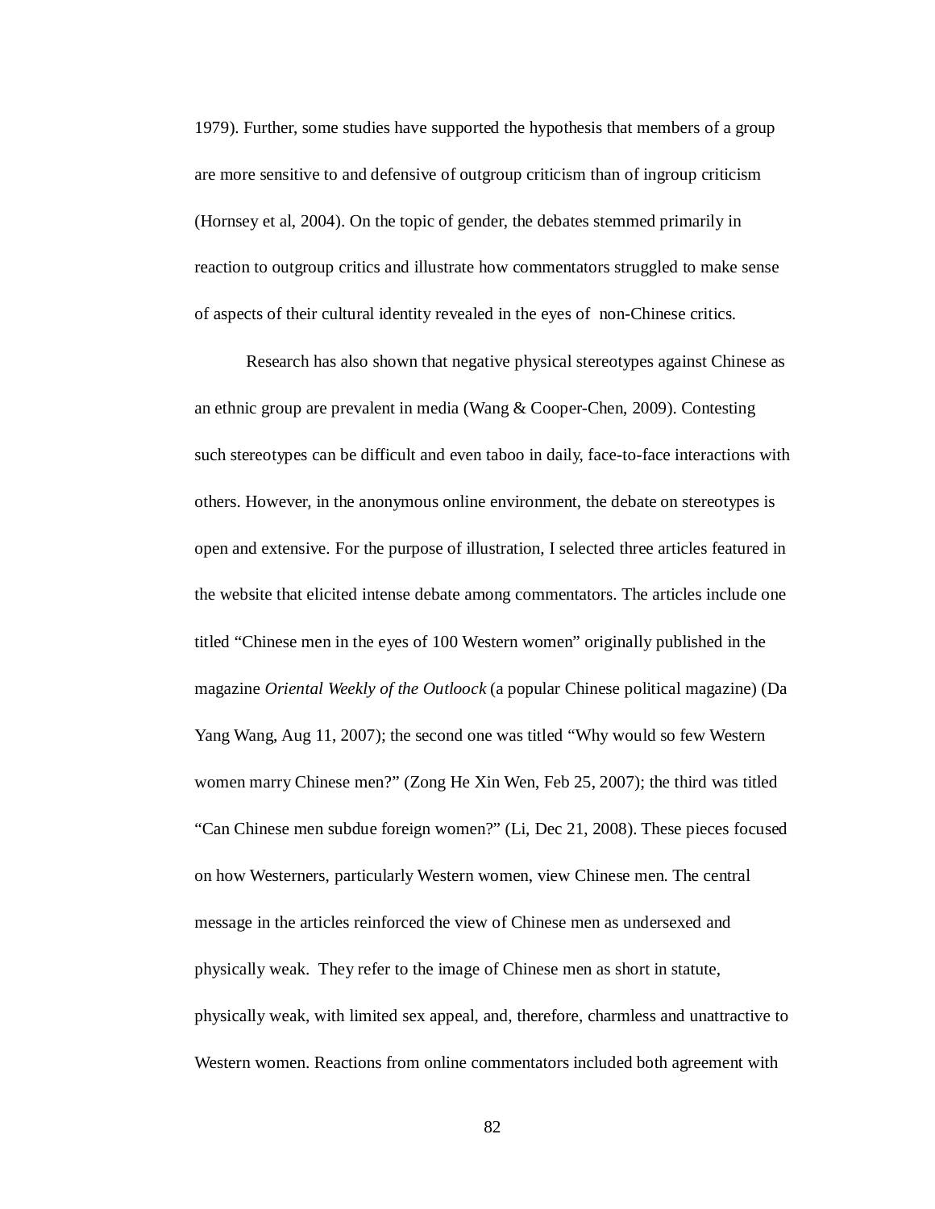1979). Further, some studies have supported the hypothesis that members of a group are more sensitive to and defensive of outgroup criticism than of ingroup criticism (Hornsey et al, 2004). On the topic of gender, the debates stemmed primarily in reaction to outgroup critics and illustrate how commentators struggled to make sense of aspects of their cultural identity revealed in the eyes of non-Chinese critics.

Research has also shown that negative physical stereotypes against Chinese as an ethnic group are prevalent in media (Wang & Cooper-Chen, 2009). Contesting such stereotypes can be difficult and even taboo in daily, face-to-face interactions with others. However, in the anonymous online environment, the debate on stereotypes is open and extensive. For the purpose of illustration, I selected three articles featured in the website that elicited intense debate among commentators. The articles include one titled "Chinese men in the eyes of 100 Western women" originally published in the magazine *Oriental Weekly of the Outloock* (a popular Chinese political magazine) (Da Yang Wang, Aug 11, 2007); the second one was titled "Why would so few Western women marry Chinese men?" (Zong He Xin Wen, Feb 25, 2007); the third was titled "Can Chinese men subdue foreign women?" (Li, Dec 21, 2008). These pieces focused on how Westerners, particularly Western women, view Chinese men. The central message in the articles reinforced the view of Chinese men as undersexed and physically weak. They refer to the image of Chinese men as short in statute, physically weak, with limited sex appeal, and, therefore, charmless and unattractive to Western women. Reactions from online commentators included both agreement with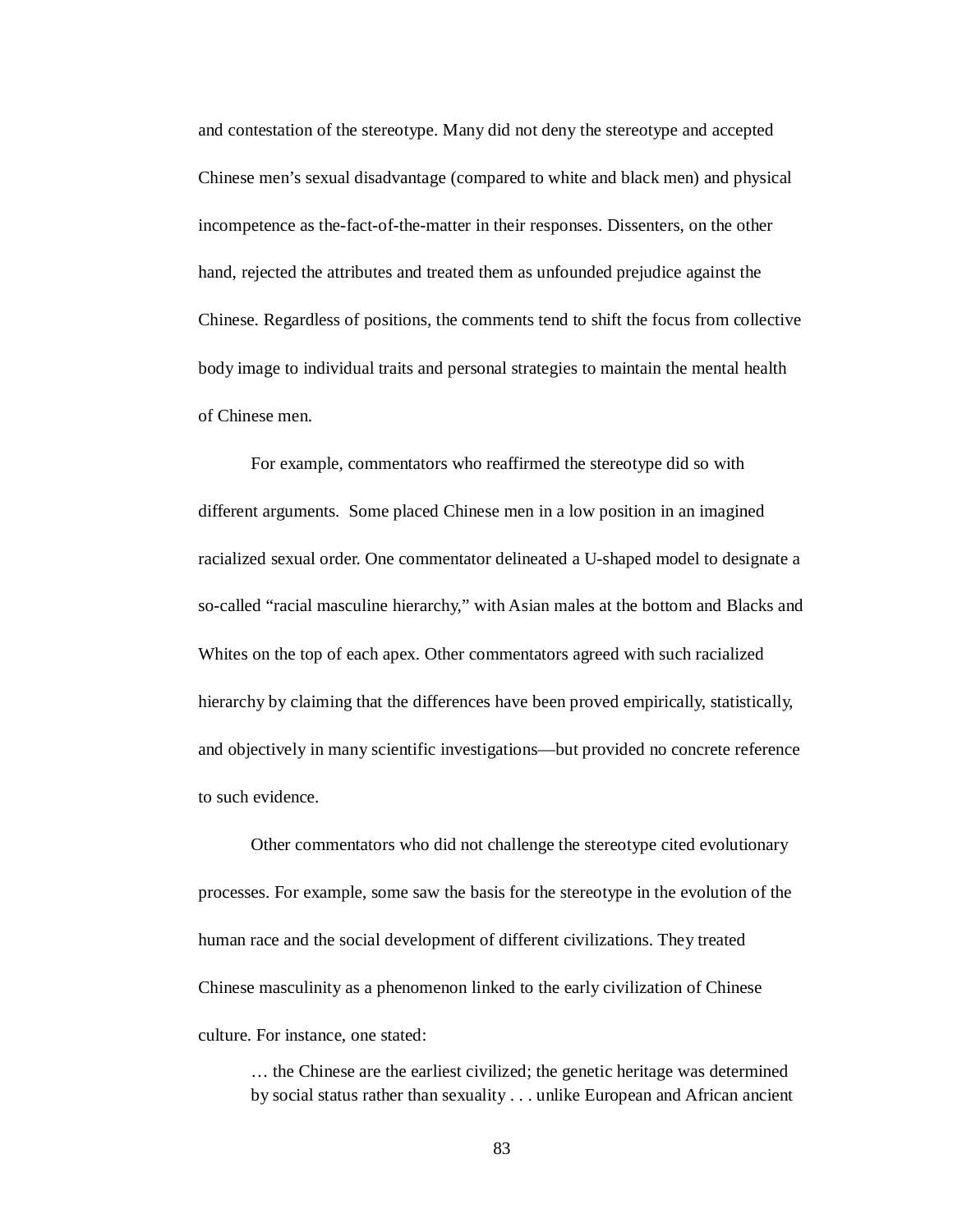and contestation of the stereotype. Many did not deny the stereotype and accepted Chinese men's sexual disadvantage (compared to white and black men) and physical incompetence as the-fact-of-the-matter in their responses. Dissenters, on the other hand, rejected the attributes and treated them as unfounded prejudice against the Chinese. Regardless of positions, the comments tend to shift the focus from collective body image to individual traits and personal strategies to maintain the mental health of Chinese men.

For example, commentators who reaffirmed the stereotype did so with different arguments. Some placed Chinese men in a low position in an imagined racialized sexual order. One commentator delineated a U-shaped model to designate a so-called "racial masculine hierarchy," with Asian males at the bottom and Blacks and Whites on the top of each apex. Other commentators agreed with such racialized hierarchy by claiming that the differences have been proved empirically, statistically, and objectively in many scientific investigations—but provided no concrete reference to such evidence.

Other commentators who did not challenge the stereotype cited evolutionary processes. For example, some saw the basis for the stereotype in the evolution of the human race and the social development of different civilizations. They treated Chinese masculinity as a phenomenon linked to the early civilization of Chinese culture. For instance, one stated:

> … the Chinese are the earliest civilized; the genetic heritage was determined by social status rather than sexuality . . . unlike European and African ancient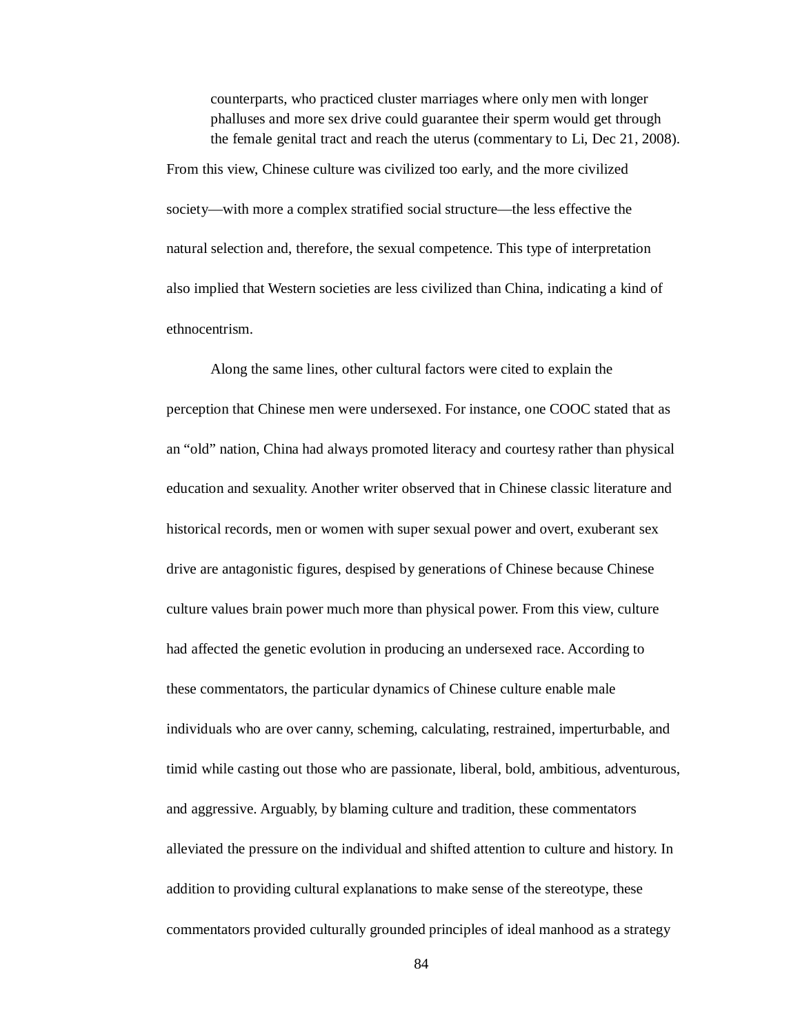> counterparts, who practiced cluster marriages where only men with longer phalluses and more sex drive could guarantee their sperm would get through the female genital tract and reach the uterus (commentary to Li, Dec 21, 2008).

From this view, Chinese culture was civilized too early, and the more civilized society—with more a complex stratified social structure—the less effective the natural selection and, therefore, the sexual competence. This type of interpretation also implied that Western societies are less civilized than China, indicating a kind of ethnocentrism.

Along the same lines, other cultural factors were cited to explain the perception that Chinese men were undersexed. For instance, one COOC stated that as an "old" nation, China had always promoted literacy and courtesy rather than physical education and sexuality. Another writer observed that in Chinese classic literature and historical records, men or women with super sexual power and overt, exuberant sex drive are antagonistic figures, despised by generations of Chinese because Chinese culture values brain power much more than physical power. From this view, culture had affected the genetic evolution in producing an undersexed race. According to these commentators, the particular dynamics of Chinese culture enable male individuals who are over canny, scheming, calculating, restrained, imperturbable, and timid while casting out those who are passionate, liberal, bold, ambitious, adventurous, and aggressive. Arguably, by blaming culture and tradition, these commentators alleviated the pressure on the individual and shifted attention to culture and history. In addition to providing cultural explanations to make sense of the stereotype, these commentators provided culturally grounded principles of ideal manhood as a strategy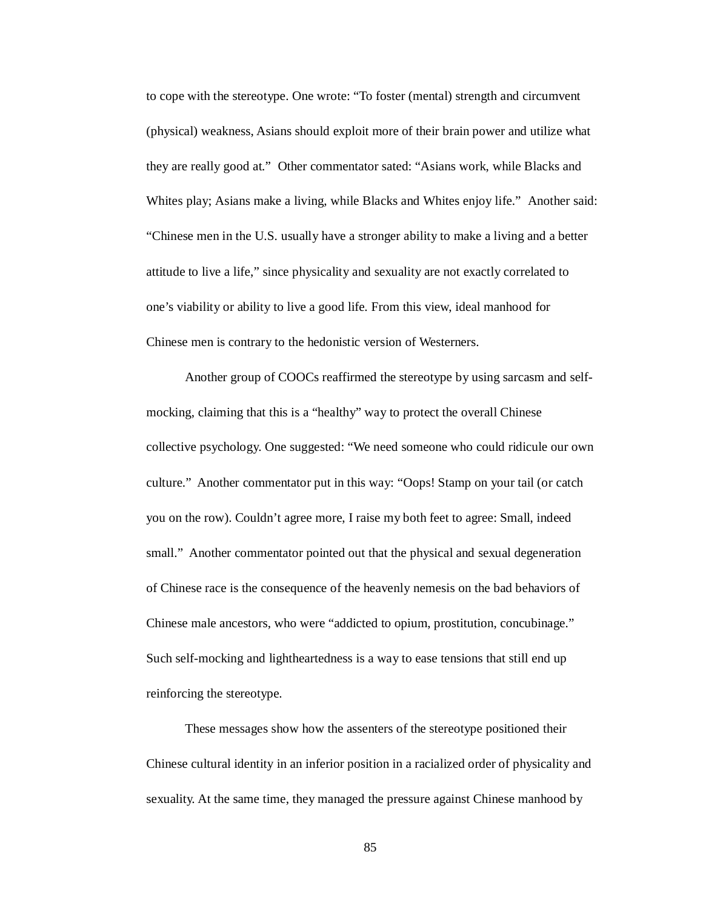to cope with the stereotype. One wrote: "To foster (mental) strength and circumvent (physical) weakness, Asians should exploit more of their brain power and utilize what they are really good at." Other commentator sated: "Asians work, while Blacks and Whites play; Asians make a living, while Blacks and Whites enjoy life." Another said: "Chinese men in the U.S. usually have a stronger ability to make a living and a better attitude to live a life," since physicality and sexuality are not exactly correlated to one's viability or ability to live a good life. From this view, ideal manhood for Chinese men is contrary to the hedonistic version of Westerners.

Another group of COOCs reaffirmed the stereotype by using sarcasm and self-mocking, claiming that this is a "healthy" way to protect the overall Chinese collective psychology. One suggested: "We need someone who could ridicule our own culture." Another commentator put in this way: "Oops! Stamp on your tail (or catch you on the row). Couldn't agree more, I raise my both feet to agree: Small, indeed small." Another commentator pointed out that the physical and sexual degeneration of Chinese race is the consequence of the heavenly nemesis on the bad behaviors of Chinese male ancestors, who were "addicted to opium, prostitution, concubinage." Such self-mocking and lightheartedness is a way to ease tensions that still end up reinforcing the stereotype.

These messages show how the assenters of the stereotype positioned their Chinese cultural identity in an inferior position in a racialized order of physicality and sexuality. At the same time, they managed the pressure against Chinese manhood by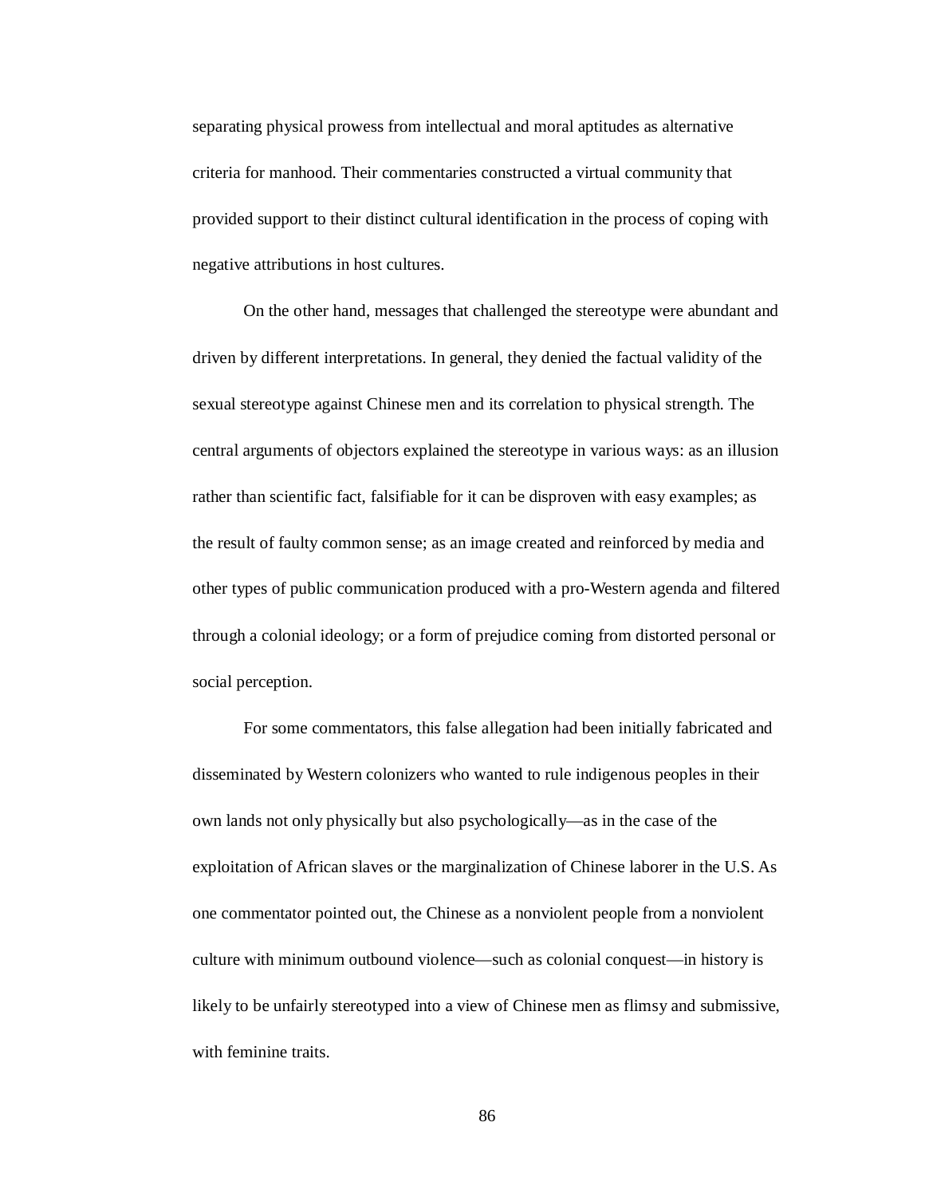separating physical prowess from intellectual and moral aptitudes as alternative criteria for manhood. Their commentaries constructed a virtual community that provided support to their distinct cultural identification in the process of coping with negative attributions in host cultures.

On the other hand, messages that challenged the stereotype were abundant and driven by different interpretations. In general, they denied the factual validity of the sexual stereotype against Chinese men and its correlation to physical strength. The central arguments of objectors explained the stereotype in various ways: as an illusion rather than scientific fact, falsifiable for it can be disproven with easy examples; as the result of faulty common sense; as an image created and reinforced by media and other types of public communication produced with a pro-Western agenda and filtered through a colonial ideology; or a form of prejudice coming from distorted personal or social perception.

For some commentators, this false allegation had been initially fabricated and disseminated by Western colonizers who wanted to rule indigenous peoples in their own lands not only physically but also psychologically—as in the case of the exploitation of African slaves or the marginalization of Chinese laborer in the U.S. As one commentator pointed out, the Chinese as a nonviolent people from a nonviolent culture with minimum outbound violence—such as colonial conquest—in history is likely to be unfairly stereotyped into a view of Chinese men as flimsy and submissive, with feminine traits.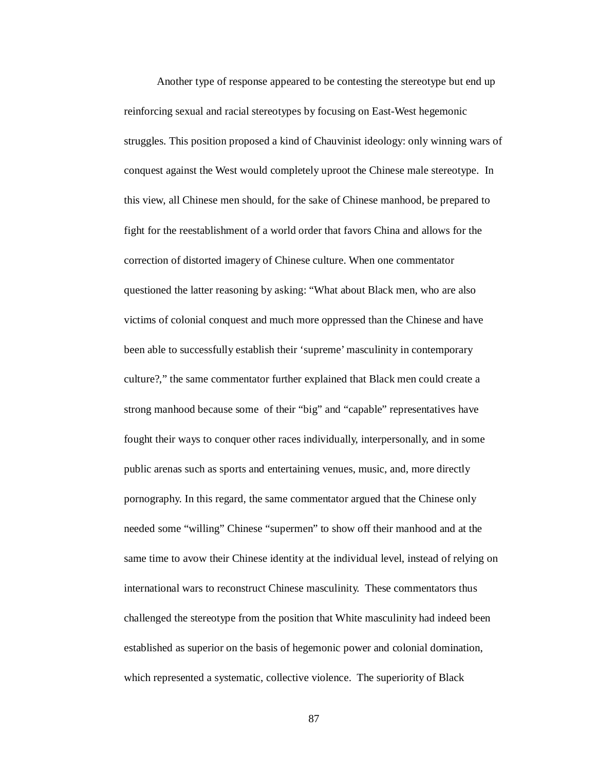Another type of response appeared to be contesting the stereotype but end up reinforcing sexual and racial stereotypes by focusing on East-West hegemonic struggles. This position proposed a kind of Chauvinist ideology: only winning wars of conquest against the West would completely uproot the Chinese male stereotype. In this view, all Chinese men should, for the sake of Chinese manhood, be prepared to fight for the reestablishment of a world order that favors China and allows for the correction of distorted imagery of Chinese culture. When one commentator questioned the latter reasoning by asking: "What about Black men, who are also victims of colonial conquest and much more oppressed than the Chinese and have been able to successfully establish their 'supreme' masculinity in contemporary culture?," the same commentator further explained that Black men could create a strong manhood because some of their "big" and "capable" representatives have fought their ways to conquer other races individually, interpersonally, and in some public arenas such as sports and entertaining venues, music, and, more directly pornography. In this regard, the same commentator argued that the Chinese only needed some "willing" Chinese "supermen" to show off their manhood and at the same time to avow their Chinese identity at the individual level, instead of relying on international wars to reconstruct Chinese masculinity. These commentators thus challenged the stereotype from the position that White masculinity had indeed been established as superior on the basis of hegemonic power and colonial domination, which represented a systematic, collective violence. The superiority of Black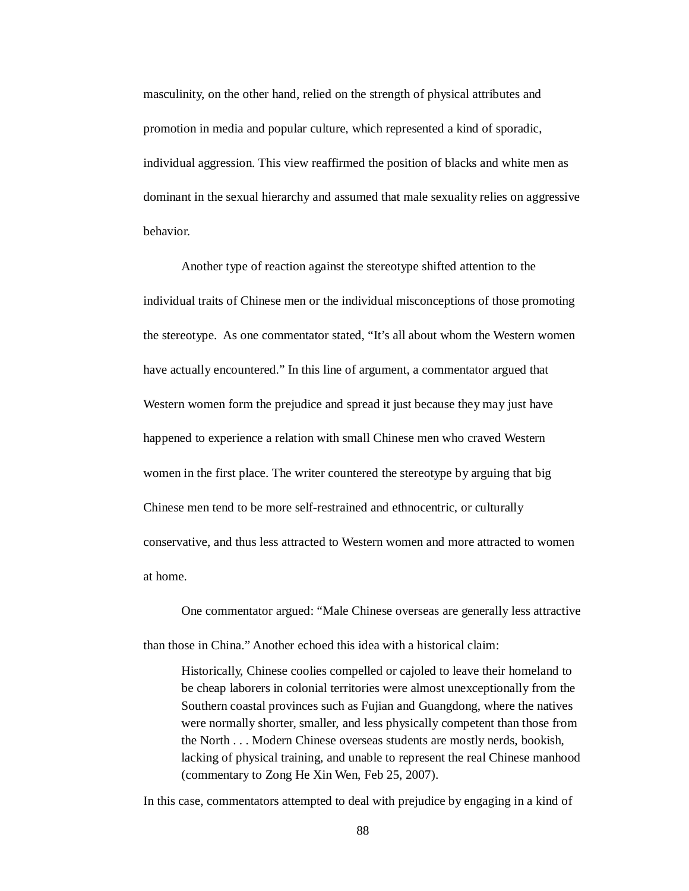masculinity, on the other hand, relied on the strength of physical attributes and promotion in media and popular culture, which represented a kind of sporadic, individual aggression. This view reaffirmed the position of blacks and white men as dominant in the sexual hierarchy and assumed that male sexuality relies on aggressive behavior.

Another type of reaction against the stereotype shifted attention to the individual traits of Chinese men or the individual misconceptions of those promoting the stereotype. As one commentator stated, “It’s all about whom the Western women have actually encountered.” In this line of argument, a commentator argued that Western women form the prejudice and spread it just because they may just have happened to experience a relation with small Chinese men who craved Western women in the first place. The writer countered the stereotype by arguing that big Chinese men tend to be more self-restrained and ethnocentric, or culturally conservative, and thus less attracted to Western women and more attracted to women at home.

One commentator argued: “Male Chinese overseas are generally less attractive than those in China.” Another echoed this idea with a historical claim:

> Historically, Chinese coolies compelled or cajoled to leave their homeland to be cheap laborers in colonial territories were almost unexceptionally from the Southern coastal provinces such as Fujian and Guangdong, where the natives were normally shorter, smaller, and less physically competent than those from the North . . . Modern Chinese overseas students are mostly nerds, bookish, lacking of physical training, and unable to represent the real Chinese manhood (commentary to Zong He Xin Wen, Feb 25, 2007).

In this case, commentators attempted to deal with prejudice by engaging in a kind of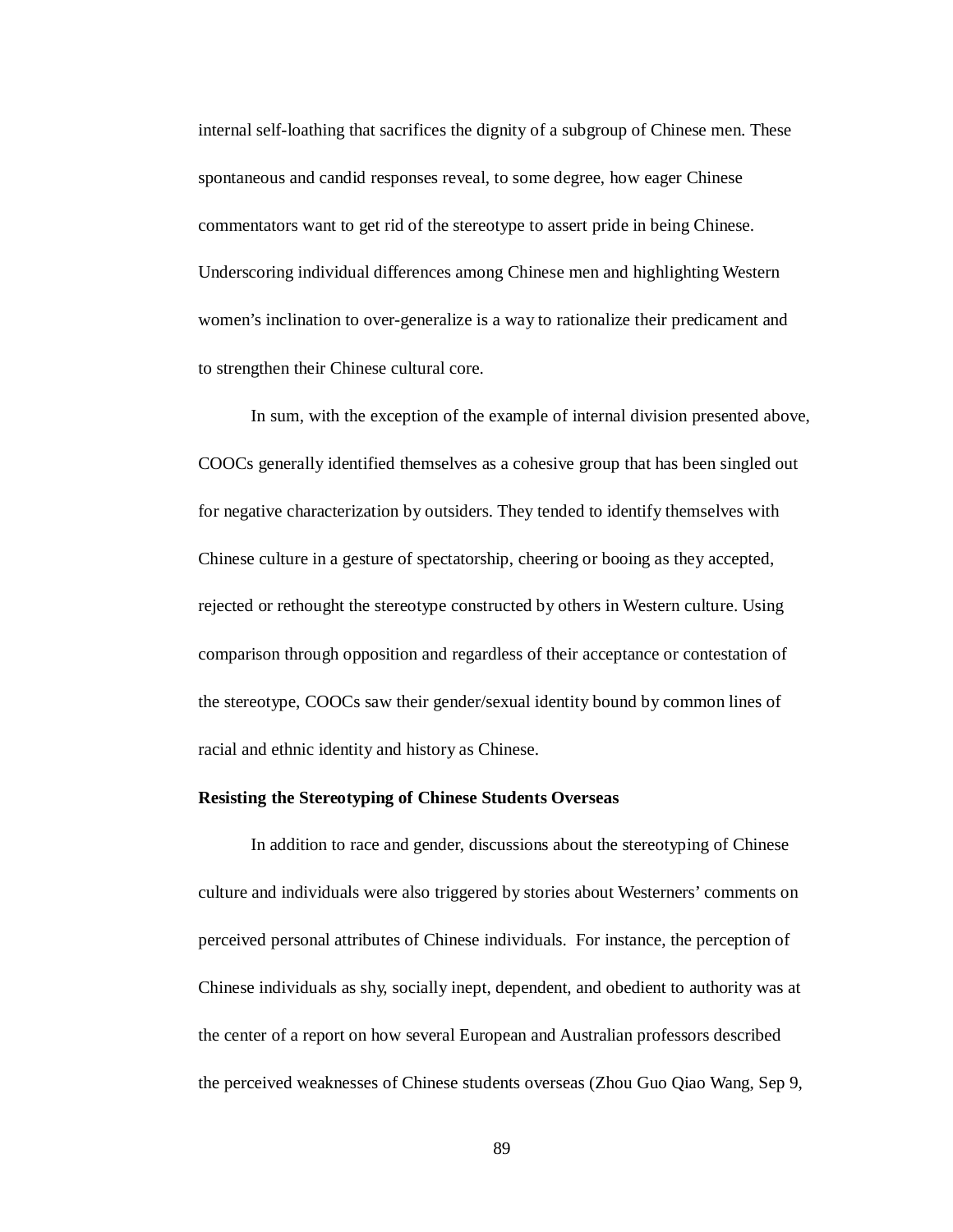internal self-loathing that sacrifices the dignity of a subgroup of Chinese men. These spontaneous and candid responses reveal, to some degree, how eager Chinese commentators want to get rid of the stereotype to assert pride in being Chinese. Underscoring individual differences among Chinese men and highlighting Western women's inclination to over-generalize is a way to rationalize their predicament and to strengthen their Chinese cultural core.

In sum, with the exception of the example of internal division presented above, COOCs generally identified themselves as a cohesive group that has been singled out for negative characterization by outsiders. They tended to identify themselves with Chinese culture in a gesture of spectatorship, cheering or booing as they accepted, rejected or rethought the stereotype constructed by others in Western culture. Using comparison through opposition and regardless of their acceptance or contestation of the stereotype, COOCs saw their gender/sexual identity bound by common lines of racial and ethnic identity and history as Chinese.

**Resisting the Stereotyping of Chinese Students Overseas**

In addition to race and gender, discussions about the stereotyping of Chinese culture and individuals were also triggered by stories about Westerners' comments on perceived personal attributes of Chinese individuals. For instance, the perception of Chinese individuals as shy, socially inept, dependent, and obedient to authority was at the center of a report on how several European and Australian professors described the perceived weaknesses of Chinese students overseas (Zhou Guo Qiao Wang, Sep 9,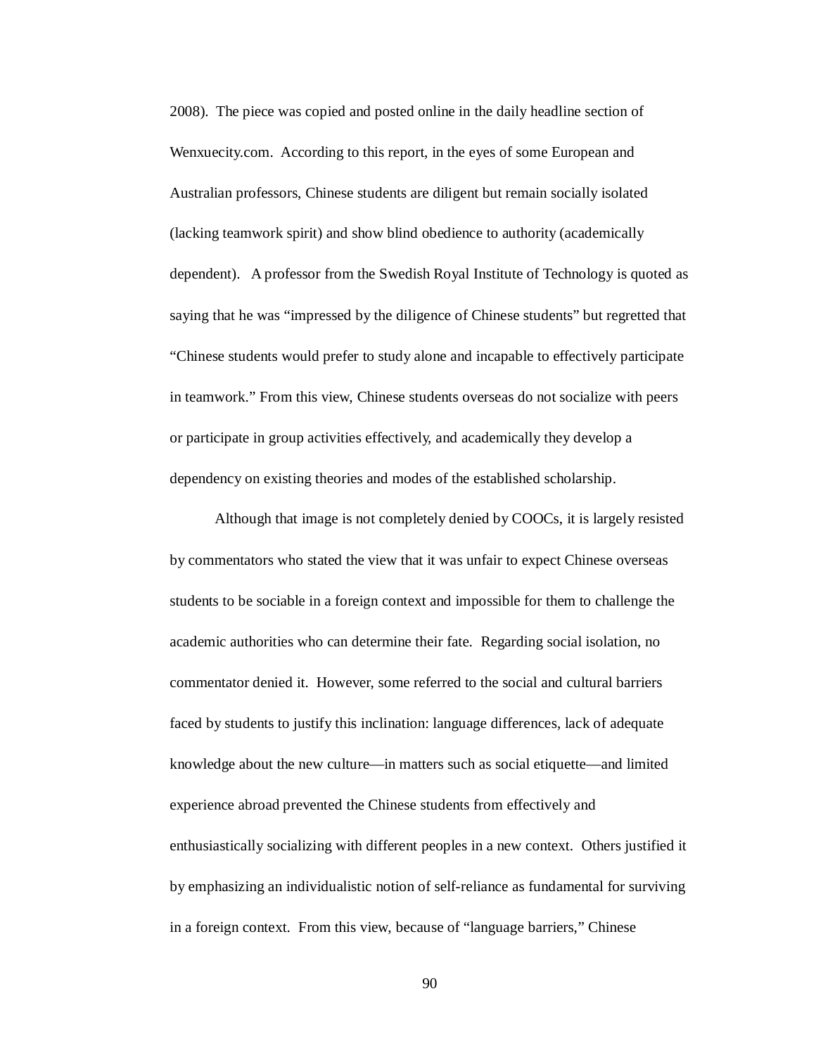2008). The piece was copied and posted online in the daily headline section of Wenxuecity.com. According to this report, in the eyes of some European and Australian professors, Chinese students are diligent but remain socially isolated (lacking teamwork spirit) and show blind obedience to authority (academically dependent). A professor from the Swedish Royal Institute of Technology is quoted as saying that he was "impressed by the diligence of Chinese students" but regretted that "Chinese students would prefer to study alone and incapable to effectively participate in teamwork." From this view, Chinese students overseas do not socialize with peers or participate in group activities effectively, and academically they develop a dependency on existing theories and modes of the established scholarship.

Although that image is not completely denied by COOCs, it is largely resisted by commentators who stated the view that it was unfair to expect Chinese overseas students to be sociable in a foreign context and impossible for them to challenge the academic authorities who can determine their fate. Regarding social isolation, no commentator denied it. However, some referred to the social and cultural barriers faced by students to justify this inclination: language differences, lack of adequate knowledge about the new culture—in matters such as social etiquette—and limited experience abroad prevented the Chinese students from effectively and enthusiastically socializing with different peoples in a new context. Others justified it by emphasizing an individualistic notion of self-reliance as fundamental for surviving in a foreign context. From this view, because of "language barriers," Chinese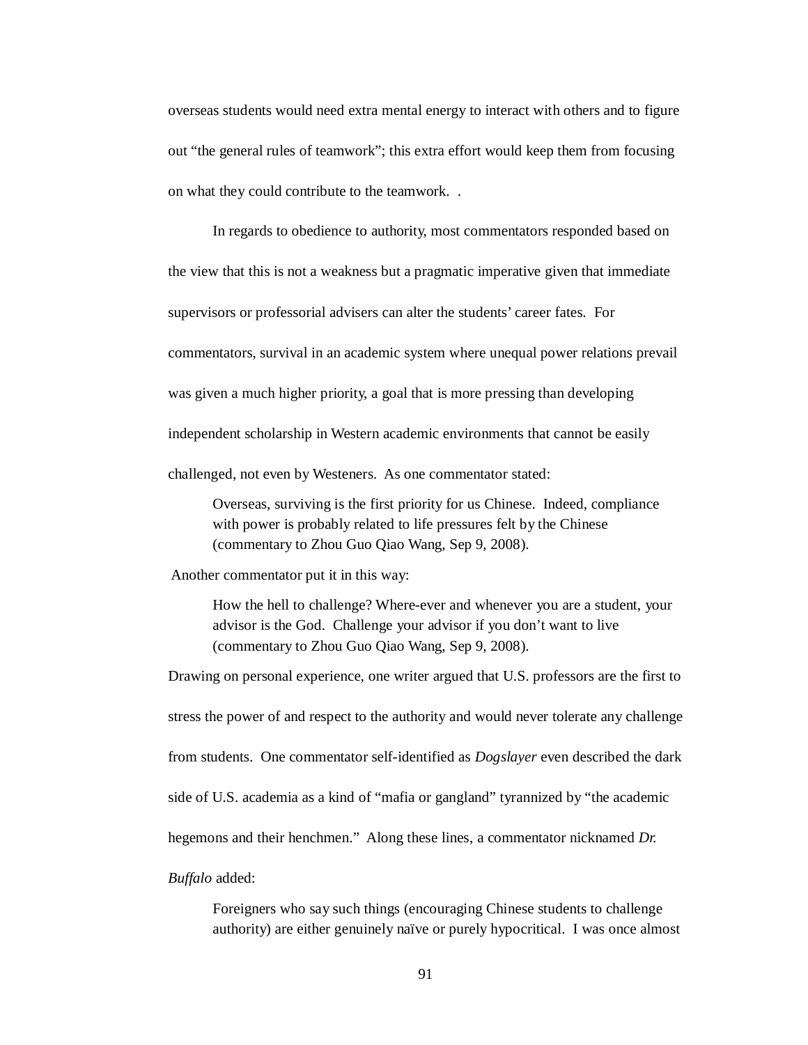overseas students would need extra mental energy to interact with others and to figure out "the general rules of teamwork"; this extra effort would keep them from focusing on what they could contribute to the teamwork. .

In regards to obedience to authority, most commentators responded based on the view that this is not a weakness but a pragmatic imperative given that immediate supervisors or professorial advisers can alter the students' career fates. For commentators, survival in an academic system where unequal power relations prevail was given a much higher priority, a goal that is more pressing than developing independent scholarship in Western academic environments that cannot be easily challenged, not even by Westeners. As one commentator stated:

> Overseas, surviving is the first priority for us Chinese. Indeed, compliance with power is probably related to life pressures felt by the Chinese (commentary to Zhou Guo Qiao Wang, Sep 9, 2008).

Another commentator put it in this way:

> How the hell to challenge? Where-ever and whenever you are a student, your advisor is the God. Challenge your advisor if you don't want to live (commentary to Zhou Guo Qiao Wang, Sep 9, 2008).

Drawing on personal experience, one writer argued that U.S. professors are the first to stress the power of and respect to the authority and would never tolerate any challenge from students. One commentator self-identified as *Dogslayer* even described the dark side of U.S. academia as a kind of "mafia or gangland" tyrannized by "the academic hegemons and their henchmen." Along these lines, a commentator nicknamed *Dr. Buffalo* added:

> Foreigners who say such things (encouraging Chinese students to challenge authority) are either genuinely naïve or purely hypocritical. I was once almost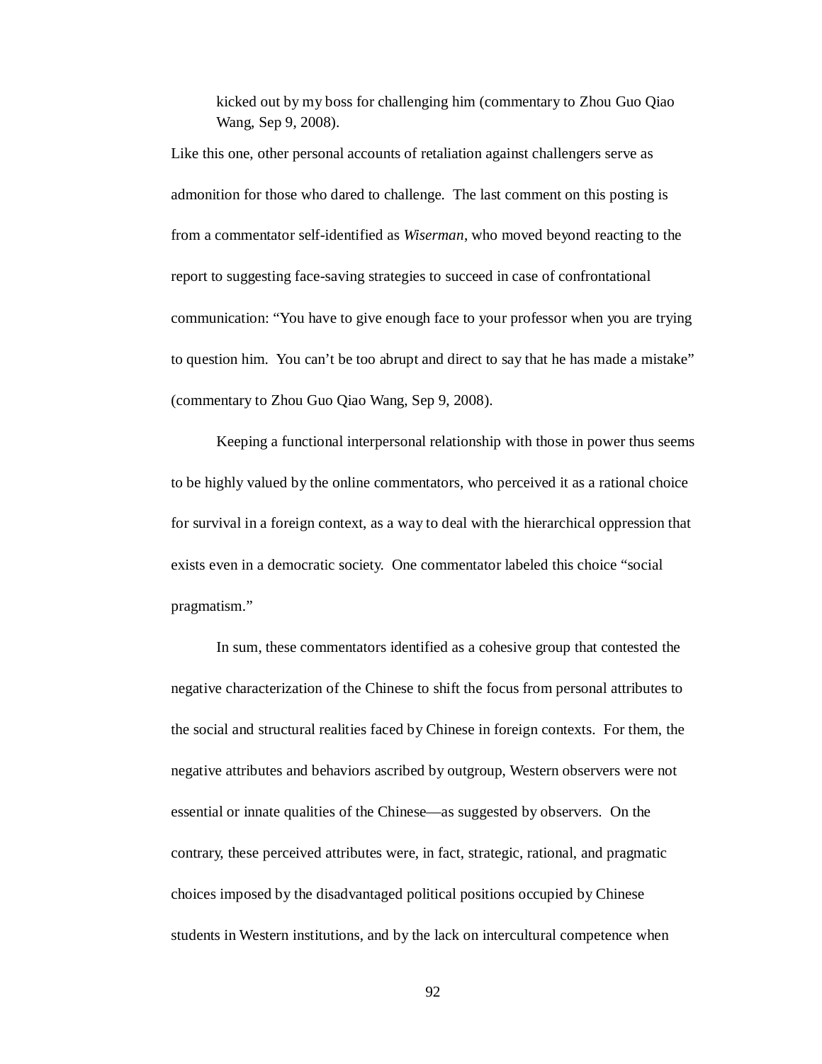> kicked out by my boss for challenging him (commentary to Zhou Guo Qiao Wang, Sep 9, 2008).

Like this one, other personal accounts of retaliation against challengers serve as admonition for those who dared to challenge. The last comment on this posting is from a commentator self-identified as *Wiserman*, who moved beyond reacting to the report to suggesting face-saving strategies to succeed in case of confrontational communication: "You have to give enough face to your professor when you are trying to question him. You can't be too abrupt and direct to say that he has made a mistake" (commentary to Zhou Guo Qiao Wang, Sep 9, 2008).

Keeping a functional interpersonal relationship with those in power thus seems to be highly valued by the online commentators, who perceived it as a rational choice for survival in a foreign context, as a way to deal with the hierarchical oppression that exists even in a democratic society. One commentator labeled this choice "social pragmatism."

In sum, these commentators identified as a cohesive group that contested the negative characterization of the Chinese to shift the focus from personal attributes to the social and structural realities faced by Chinese in foreign contexts. For them, the negative attributes and behaviors ascribed by outgroup, Western observers were not essential or innate qualities of the Chinese—as suggested by observers. On the contrary, these perceived attributes were, in fact, strategic, rational, and pragmatic choices imposed by the disadvantaged political positions occupied by Chinese students in Western institutions, and by the lack on intercultural competence when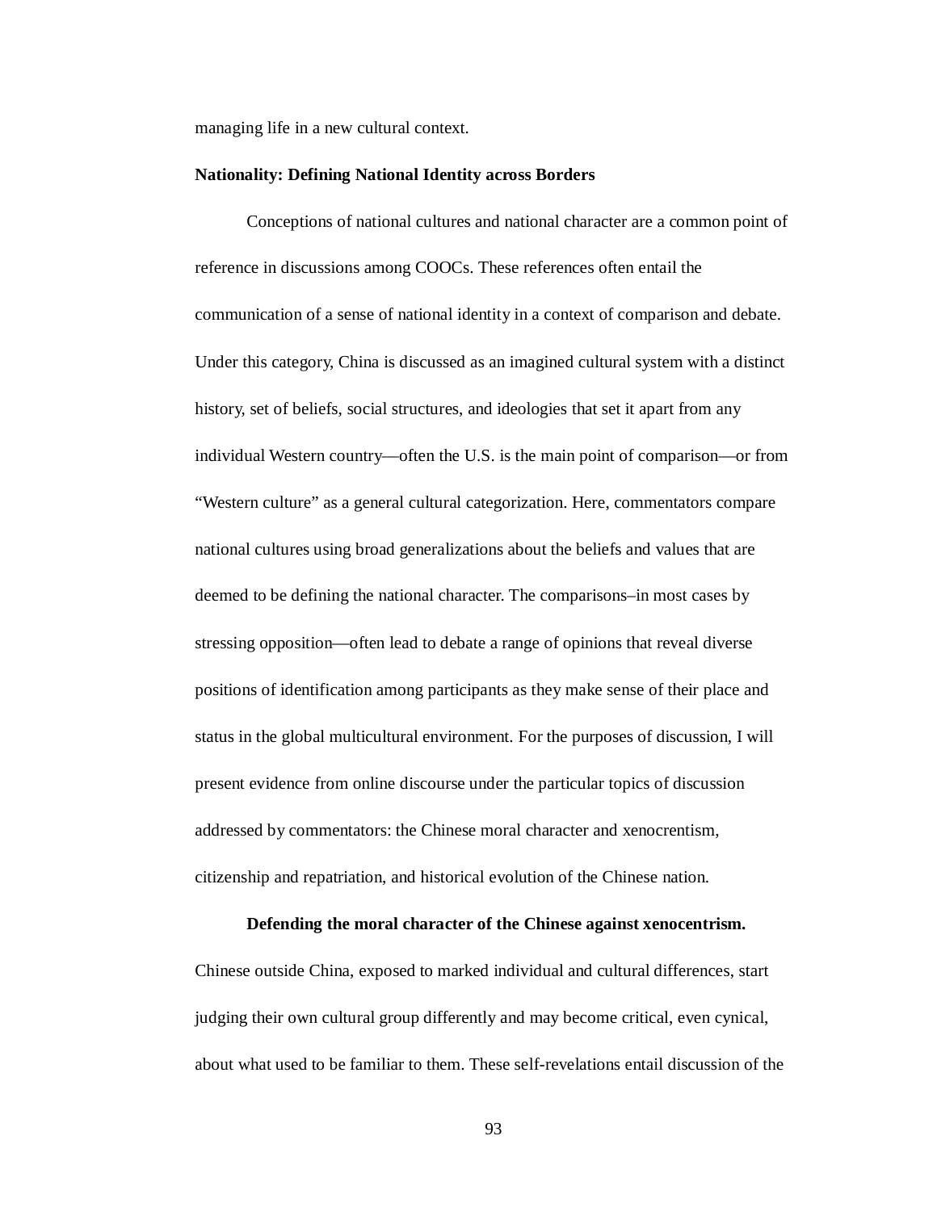managing life in a new cultural context.

**Nationality: Defining National Identity across Borders**

Conceptions of national cultures and national character are a common point of reference in discussions among COOCs. These references often entail the communication of a sense of national identity in a context of comparison and debate. Under this category, China is discussed as an imagined cultural system with a distinct history, set of beliefs, social structures, and ideologies that set it apart from any individual Western country—often the U.S. is the main point of comparison—or from "Western culture" as a general cultural categorization. Here, commentators compare national cultures using broad generalizations about the beliefs and values that are deemed to be defining the national character. The comparisons–in most cases by stressing opposition—often lead to debate a range of opinions that reveal diverse positions of identification among participants as they make sense of their place and status in the global multicultural environment. For the purposes of discussion, I will present evidence from online discourse under the particular topics of discussion addressed by commentators: the Chinese moral character and xenocrentism, citizenship and repatriation, and historical evolution of the Chinese nation.

**Defending the moral character of the Chinese against xenocentrism.** Chinese outside China, exposed to marked individual and cultural differences, start judging their own cultural group differently and may become critical, even cynical, about what used to be familiar to them. These self-revelations entail discussion of the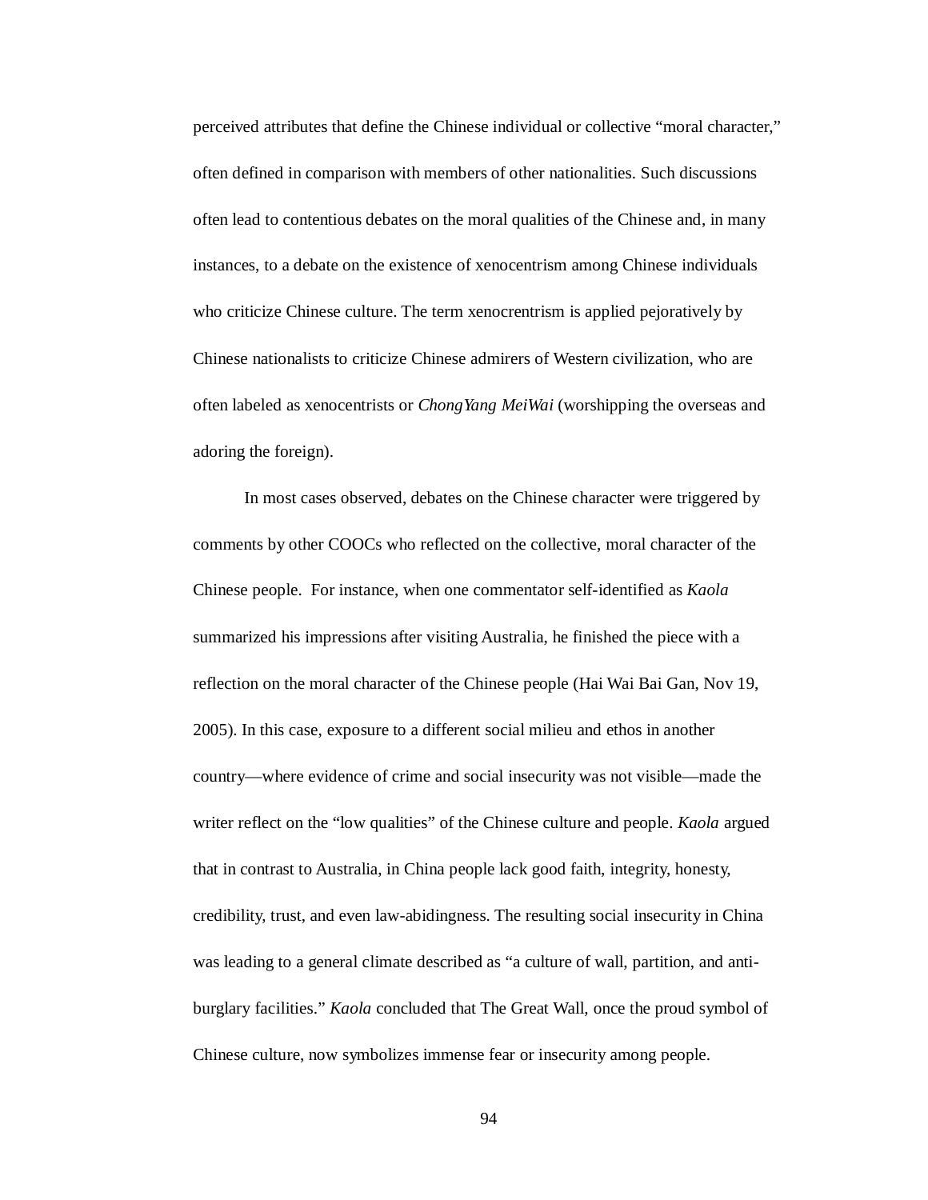perceived attributes that define the Chinese individual or collective "moral character," often defined in comparison with members of other nationalities. Such discussions often lead to contentious debates on the moral qualities of the Chinese and, in many instances, to a debate on the existence of xenocentrism among Chinese individuals who criticize Chinese culture. The term xenocrentrism is applied pejoratively by Chinese nationalists to criticize Chinese admirers of Western civilization, who are often labeled as xenocentrists or *ChongYang MeiWai* (worshipping the overseas and adoring the foreign).

In most cases observed, debates on the Chinese character were triggered by comments by other COOCs who reflected on the collective, moral character of the Chinese people. For instance, when one commentator self-identified as *Kaola* summarized his impressions after visiting Australia, he finished the piece with a reflection on the moral character of the Chinese people (Hai Wai Bai Gan, Nov 19, 2005). In this case, exposure to a different social milieu and ethos in another country—where evidence of crime and social insecurity was not visible—made the writer reflect on the "low qualities" of the Chinese culture and people. *Kaola* argued that in contrast to Australia, in China people lack good faith, integrity, honesty, credibility, trust, and even law-abidingness. The resulting social insecurity in China was leading to a general climate described as "a culture of wall, partition, and anti-burglary facilities." *Kaola* concluded that The Great Wall, once the proud symbol of Chinese culture, now symbolizes immense fear or insecurity among people.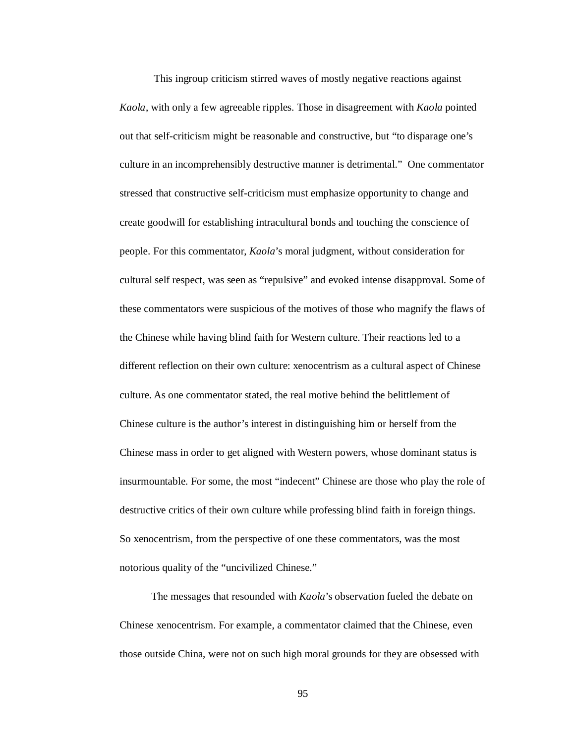This ingroup criticism stirred waves of mostly negative reactions against *Kaola*, with only a few agreeable ripples. Those in disagreement with *Kaola* pointed out that self-criticism might be reasonable and constructive, but "to disparage one's culture in an incomprehensibly destructive manner is detrimental." One commentator stressed that constructive self-criticism must emphasize opportunity to change and create goodwill for establishing intracultural bonds and touching the conscience of people. For this commentator, *Kaola*'s moral judgment, without consideration for cultural self respect, was seen as "repulsive" and evoked intense disapproval. Some of these commentators were suspicious of the motives of those who magnify the flaws of the Chinese while having blind faith for Western culture. Their reactions led to a different reflection on their own culture: xenocentrism as a cultural aspect of Chinese culture. As one commentator stated, the real motive behind the belittlement of Chinese culture is the author's interest in distinguishing him or herself from the Chinese mass in order to get aligned with Western powers, whose dominant status is insurmountable. For some, the most "indecent" Chinese are those who play the role of destructive critics of their own culture while professing blind faith in foreign things. So xenocentrism, from the perspective of one these commentators, was the most notorious quality of the "uncivilized Chinese."

The messages that resounded with *Kaola*'s observation fueled the debate on Chinese xenocentrism. For example, a commentator claimed that the Chinese, even those outside China, were not on such high moral grounds for they are obsessed with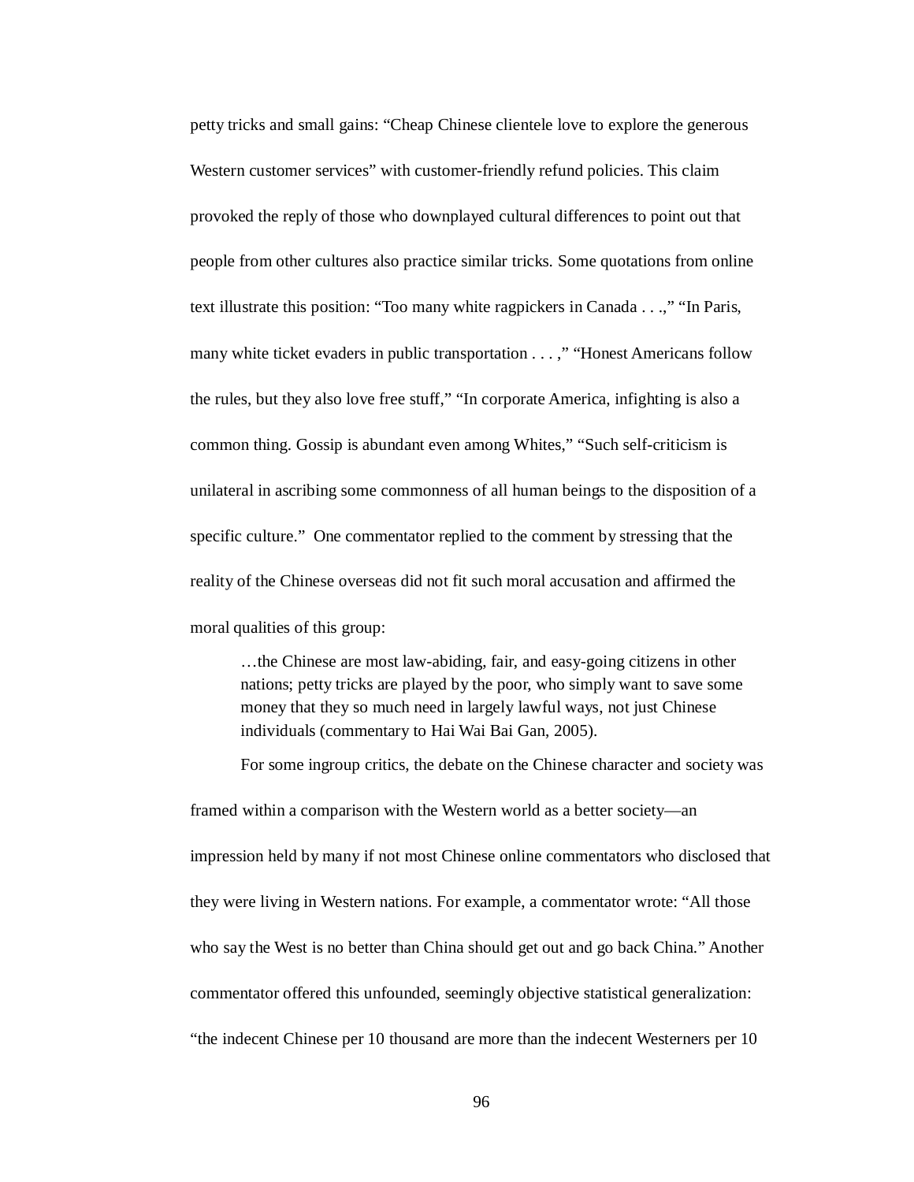petty tricks and small gains: “Cheap Chinese clientele love to explore the generous Western customer services” with customer-friendly refund policies. This claim provoked the reply of those who downplayed cultural differences to point out that people from other cultures also practice similar tricks. Some quotations from online text illustrate this position: “Too many white ragpickers in Canada . . .,” “In Paris, many white ticket evaders in public transportation . . . ,” “Honest Americans follow the rules, but they also love free stuff,” “In corporate America, infighting is also a common thing. Gossip is abundant even among Whites,” “Such self-criticism is unilateral in ascribing some commonness of all human beings to the disposition of a specific culture.” One commentator replied to the comment by stressing that the reality of the Chinese overseas did not fit such moral accusation and affirmed the moral qualities of this group:

> …the Chinese are most law-abiding, fair, and easy-going citizens in other nations; petty tricks are played by the poor, who simply want to save some money that they so much need in largely lawful ways, not just Chinese individuals (commentary to Hai Wai Bai Gan, 2005).

For some ingroup critics, the debate on the Chinese character and society was framed within a comparison with the Western world as a better society—an impression held by many if not most Chinese online commentators who disclosed that they were living in Western nations. For example, a commentator wrote: “All those who say the West is no better than China should get out and go back China.” Another commentator offered this unfounded, seemingly objective statistical generalization: “the indecent Chinese per 10 thousand are more than the indecent Westerners per 10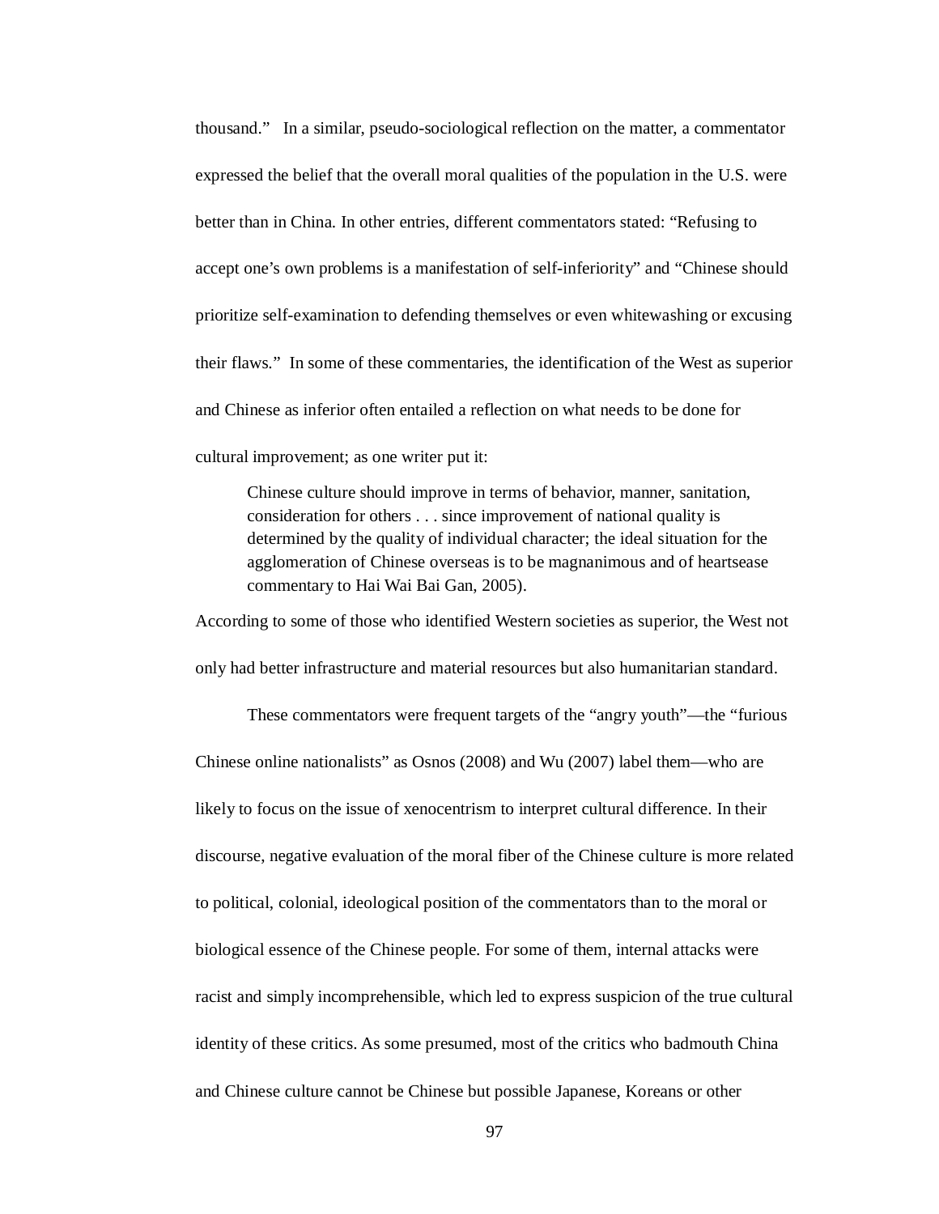thousand." In a similar, pseudo-sociological reflection on the matter, a commentator expressed the belief that the overall moral qualities of the population in the U.S. were better than in China. In other entries, different commentators stated: "Refusing to accept one's own problems is a manifestation of self-inferiority" and "Chinese should prioritize self-examination to defending themselves or even whitewashing or excusing their flaws." In some of these commentaries, the identification of the West as superior and Chinese as inferior often entailed a reflection on what needs to be done for cultural improvement; as one writer put it:

> Chinese culture should improve in terms of behavior, manner, sanitation, consideration for others . . . since improvement of national quality is determined by the quality of individual character; the ideal situation for the agglomeration of Chinese overseas is to be magnanimous and of heartsease commentary to Hai Wai Bai Gan, 2005).

According to some of those who identified Western societies as superior, the West not only had better infrastructure and material resources but also humanitarian standard.

These commentators were frequent targets of the "angry youth"—the "furious Chinese online nationalists" as Osnos (2008) and Wu (2007) label them—who are likely to focus on the issue of xenocentrism to interpret cultural difference. In their discourse, negative evaluation of the moral fiber of the Chinese culture is more related to political, colonial, ideological position of the commentators than to the moral or biological essence of the Chinese people. For some of them, internal attacks were racist and simply incomprehensible, which led to express suspicion of the true cultural identity of these critics. As some presumed, most of the critics who badmouth China and Chinese culture cannot be Chinese but possible Japanese, Koreans or other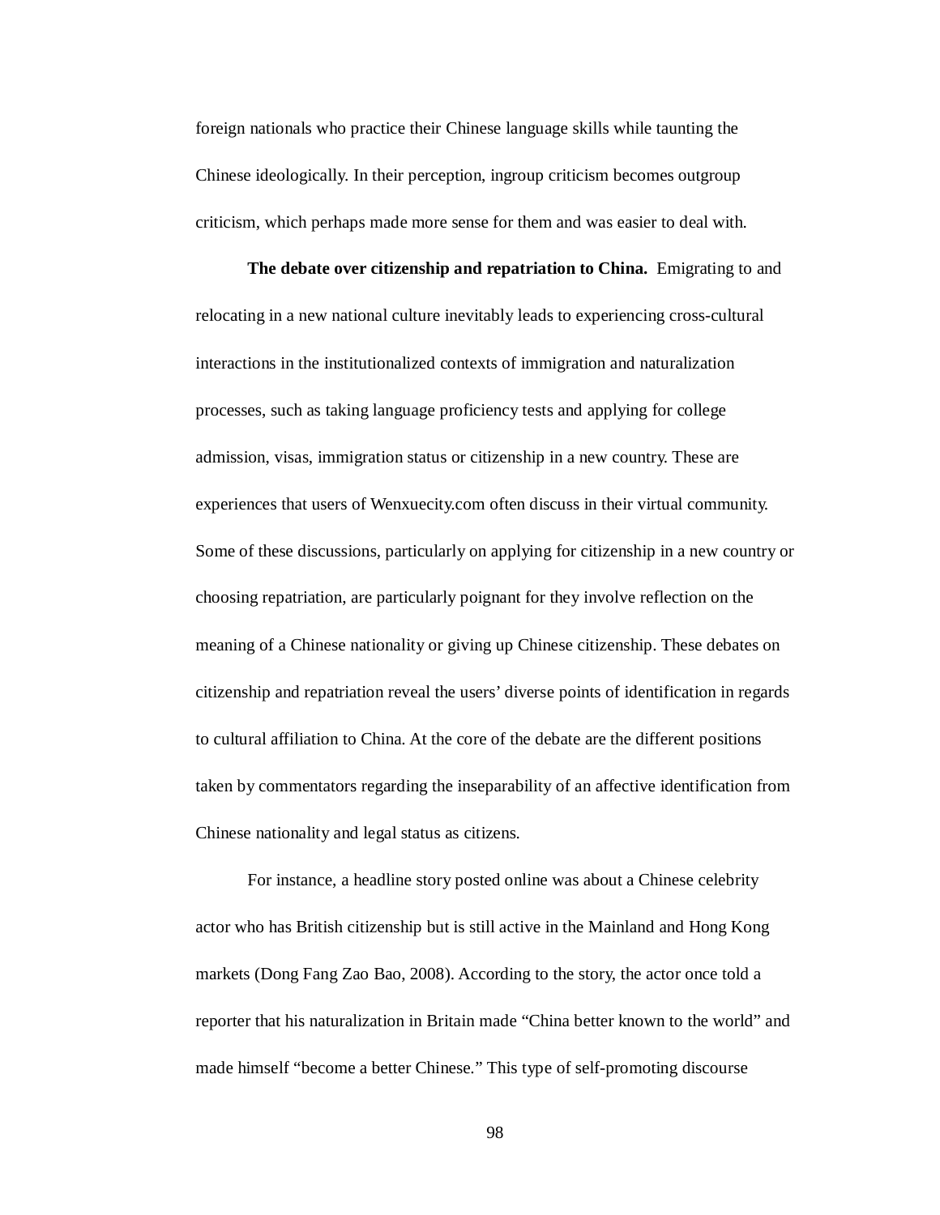foreign nationals who practice their Chinese language skills while taunting the Chinese ideologically. In their perception, ingroup criticism becomes outgroup criticism, which perhaps made more sense for them and was easier to deal with.

**The debate over citizenship and repatriation to China.** Emigrating to and relocating in a new national culture inevitably leads to experiencing cross-cultural interactions in the institutionalized contexts of immigration and naturalization processes, such as taking language proficiency tests and applying for college admission, visas, immigration status or citizenship in a new country. These are experiences that users of Wenxuecity.com often discuss in their virtual community. Some of these discussions, particularly on applying for citizenship in a new country or choosing repatriation, are particularly poignant for they involve reflection on the meaning of a Chinese nationality or giving up Chinese citizenship. These debates on citizenship and repatriation reveal the users' diverse points of identification in regards to cultural affiliation to China. At the core of the debate are the different positions taken by commentators regarding the inseparability of an affective identification from Chinese nationality and legal status as citizens.

For instance, a headline story posted online was about a Chinese celebrity actor who has British citizenship but is still active in the Mainland and Hong Kong markets (Dong Fang Zao Bao, 2008). According to the story, the actor once told a reporter that his naturalization in Britain made "China better known to the world" and made himself "become a better Chinese." This type of self-promoting discourse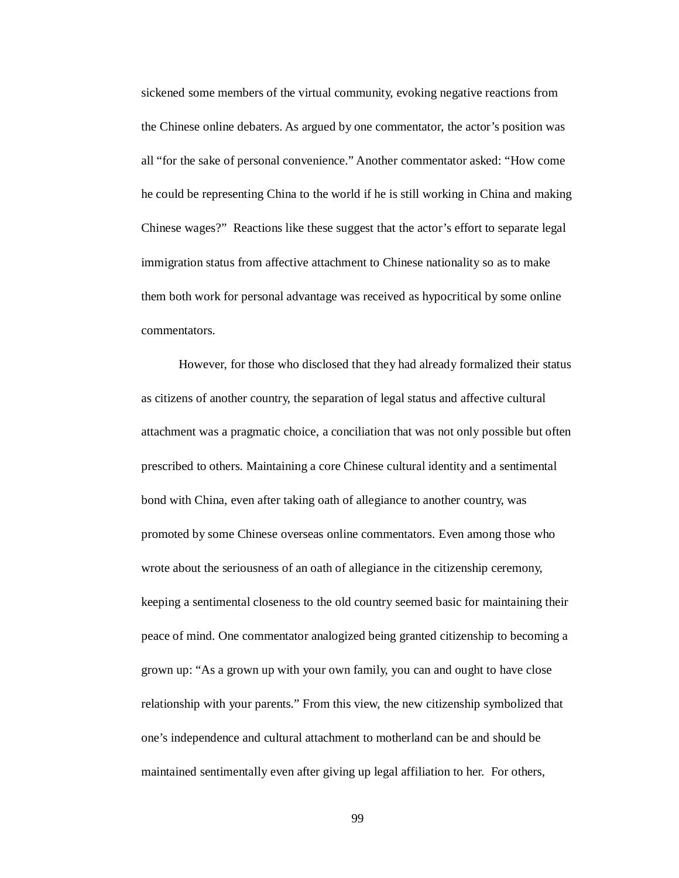sickened some members of the virtual community, evoking negative reactions from the Chinese online debaters. As argued by one commentator, the actor's position was all "for the sake of personal convenience." Another commentator asked: "How come he could be representing China to the world if he is still working in China and making Chinese wages?" Reactions like these suggest that the actor's effort to separate legal immigration status from affective attachment to Chinese nationality so as to make them both work for personal advantage was received as hypocritical by some online commentators.

However, for those who disclosed that they had already formalized their status as citizens of another country, the separation of legal status and affective cultural attachment was a pragmatic choice, a conciliation that was not only possible but often prescribed to others. Maintaining a core Chinese cultural identity and a sentimental bond with China, even after taking oath of allegiance to another country, was promoted by some Chinese overseas online commentators. Even among those who wrote about the seriousness of an oath of allegiance in the citizenship ceremony, keeping a sentimental closeness to the old country seemed basic for maintaining their peace of mind. One commentator analogized being granted citizenship to becoming a grown up: "As a grown up with your own family, you can and ought to have close relationship with your parents." From this view, the new citizenship symbolized that one's independence and cultural attachment to motherland can be and should be maintained sentimentally even after giving up legal affiliation to her. For others,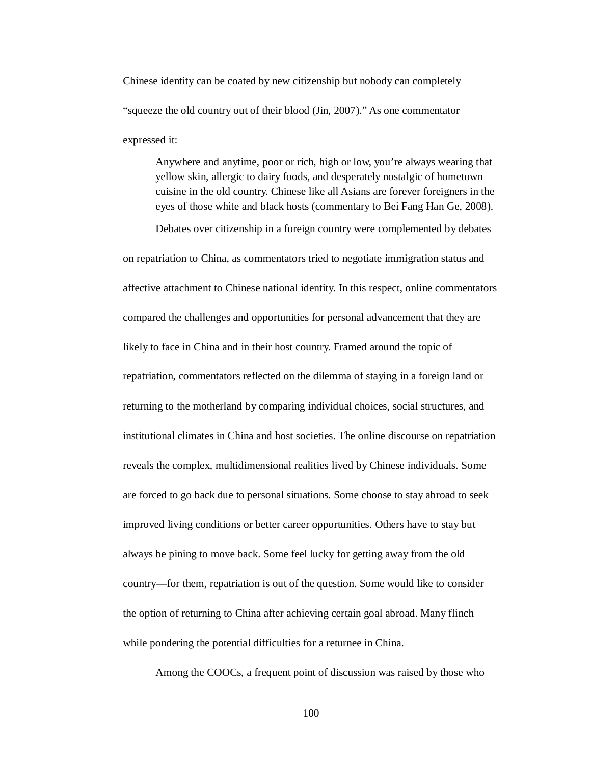Chinese identity can be coated by new citizenship but nobody can completely "squeeze the old country out of their blood (Jin, 2007)." As one commentator expressed it:

> Anywhere and anytime, poor or rich, high or low, you're always wearing that yellow skin, allergic to dairy foods, and desperately nostalgic of hometown cuisine in the old country. Chinese like all Asians are forever foreigners in the eyes of those white and black hosts (commentary to Bei Fang Han Ge, 2008).

Debates over citizenship in a foreign country were complemented by debates on repatriation to China, as commentators tried to negotiate immigration status and affective attachment to Chinese national identity. In this respect, online commentators compared the challenges and opportunities for personal advancement that they are likely to face in China and in their host country. Framed around the topic of repatriation, commentators reflected on the dilemma of staying in a foreign land or returning to the motherland by comparing individual choices, social structures, and institutional climates in China and host societies. The online discourse on repatriation reveals the complex, multidimensional realities lived by Chinese individuals. Some are forced to go back due to personal situations. Some choose to stay abroad to seek improved living conditions or better career opportunities. Others have to stay but always be pining to move back. Some feel lucky for getting away from the old country—for them, repatriation is out of the question. Some would like to consider the option of returning to China after achieving certain goal abroad. Many flinch while pondering the potential difficulties for a returnee in China.

Among the COOCs, a frequent point of discussion was raised by those who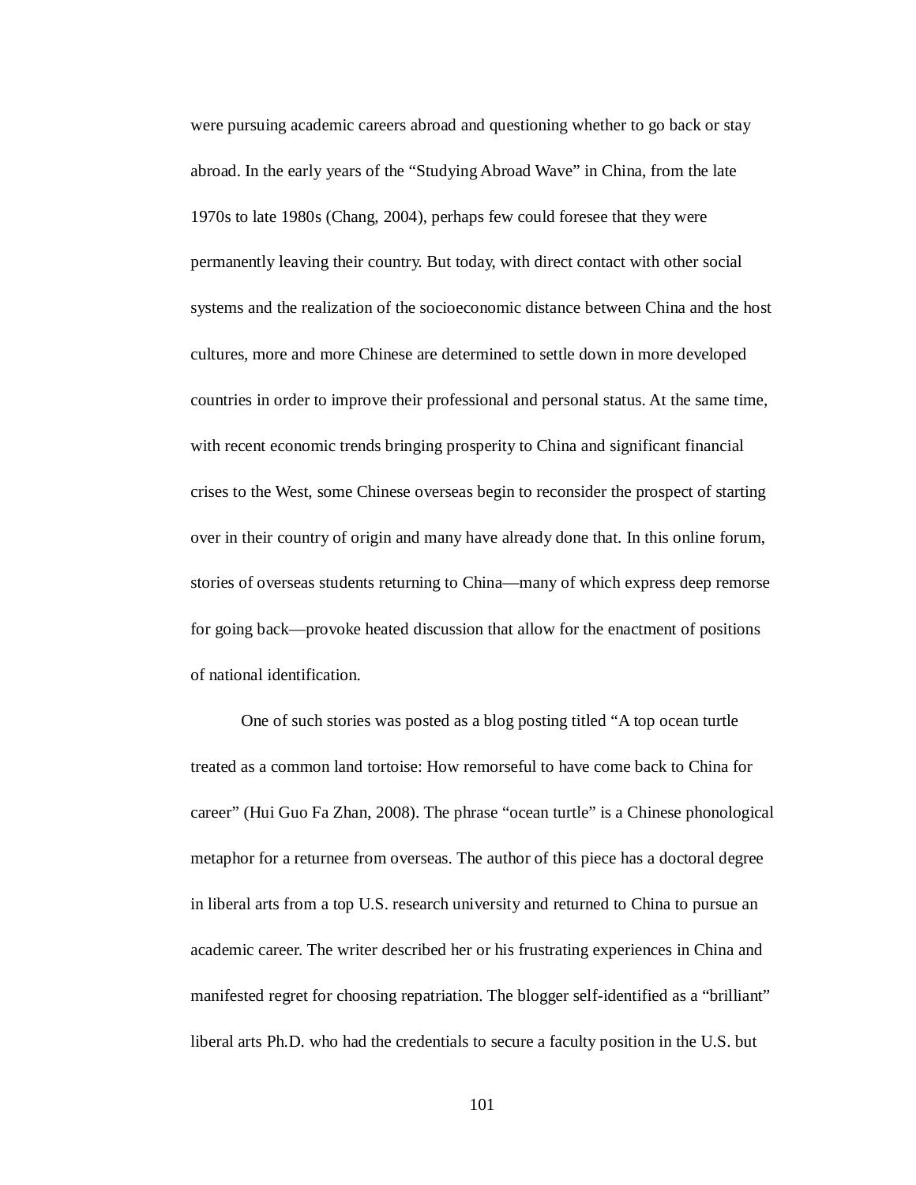were pursuing academic careers abroad and questioning whether to go back or stay abroad. In the early years of the "Studying Abroad Wave" in China, from the late 1970s to late 1980s (Chang, 2004), perhaps few could foresee that they were permanently leaving their country. But today, with direct contact with other social systems and the realization of the socioeconomic distance between China and the host cultures, more and more Chinese are determined to settle down in more developed countries in order to improve their professional and personal status. At the same time, with recent economic trends bringing prosperity to China and significant financial crises to the West, some Chinese overseas begin to reconsider the prospect of starting over in their country of origin and many have already done that. In this online forum, stories of overseas students returning to China—many of which express deep remorse for going back—provoke heated discussion that allow for the enactment of positions of national identification.

One of such stories was posted as a blog posting titled "A top ocean turtle treated as a common land tortoise: How remorseful to have come back to China for career" (Hui Guo Fa Zhan, 2008). The phrase "ocean turtle" is a Chinese phonological metaphor for a returnee from overseas. The author of this piece has a doctoral degree in liberal arts from a top U.S. research university and returned to China to pursue an academic career. The writer described her or his frustrating experiences in China and manifested regret for choosing repatriation. The blogger self-identified as a "brilliant" liberal arts Ph.D. who had the credentials to secure a faculty position in the U.S. but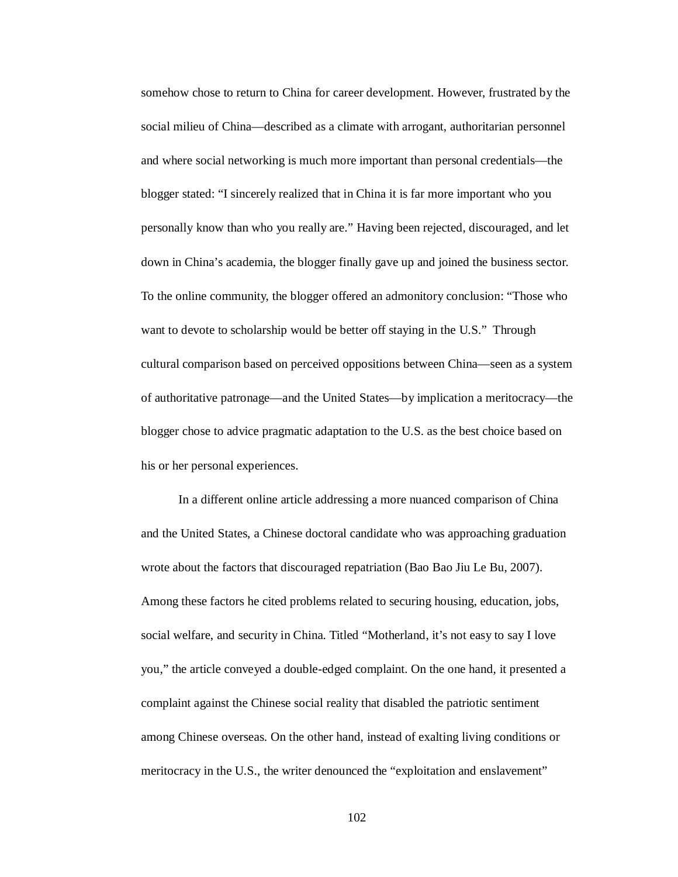somehow chose to return to China for career development. However, frustrated by the social milieu of China—described as a climate with arrogant, authoritarian personnel and where social networking is much more important than personal credentials—the blogger stated: "I sincerely realized that in China it is far more important who you personally know than who you really are." Having been rejected, discouraged, and let down in China's academia, the blogger finally gave up and joined the business sector. To the online community, the blogger offered an admonitory conclusion: "Those who want to devote to scholarship would be better off staying in the U.S." Through cultural comparison based on perceived oppositions between China—seen as a system of authoritative patronage—and the United States—by implication a meritocracy—the blogger chose to advice pragmatic adaptation to the U.S. as the best choice based on his or her personal experiences.

In a different online article addressing a more nuanced comparison of China and the United States, a Chinese doctoral candidate who was approaching graduation wrote about the factors that discouraged repatriation (Bao Bao Jiu Le Bu, 2007). Among these factors he cited problems related to securing housing, education, jobs, social welfare, and security in China. Titled "Motherland, it's not easy to say I love you," the article conveyed a double-edged complaint. On the one hand, it presented a complaint against the Chinese social reality that disabled the patriotic sentiment among Chinese overseas. On the other hand, instead of exalting living conditions or meritocracy in the U.S., the writer denounced the "exploitation and enslavement"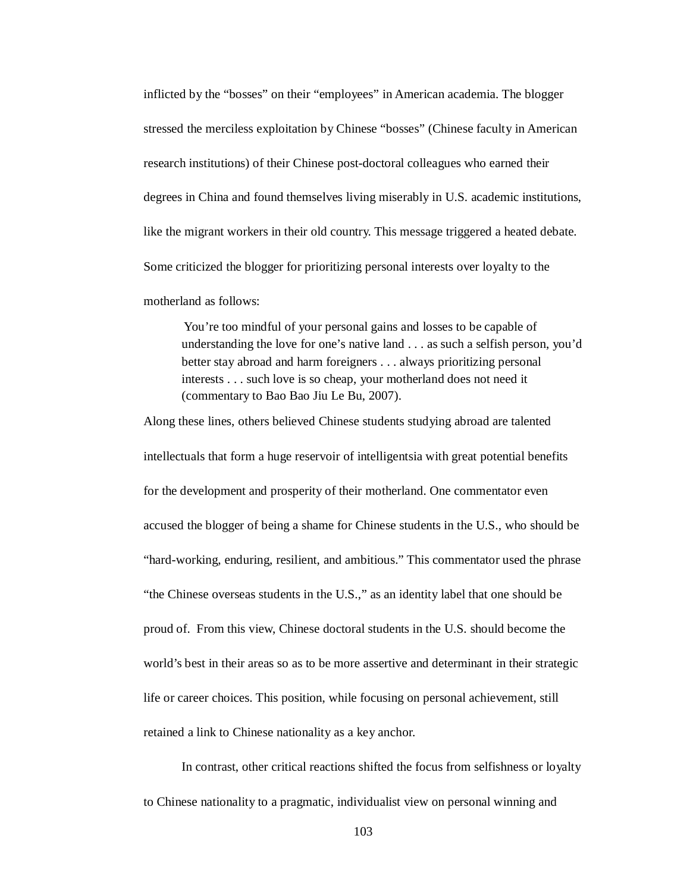inflicted by the “bosses” on their “employees” in American academia. The blogger stressed the merciless exploitation by Chinese “bosses” (Chinese faculty in American research institutions) of their Chinese post-doctoral colleagues who earned their degrees in China and found themselves living miserably in U.S. academic institutions, like the migrant workers in their old country. This message triggered a heated debate. Some criticized the blogger for prioritizing personal interests over loyalty to the motherland as follows:

> You’re too mindful of your personal gains and losses to be capable of understanding the love for one’s native land . . . as such a selfish person, you’d better stay abroad and harm foreigners . . . always prioritizing personal interests . . . such love is so cheap, your motherland does not need it (commentary to Bao Bao Jiu Le Bu, 2007).

Along these lines, others believed Chinese students studying abroad are talented intellectuals that form a huge reservoir of intelligentsia with great potential benefits for the development and prosperity of their motherland. One commentator even accused the blogger of being a shame for Chinese students in the U.S., who should be “hard-working, enduring, resilient, and ambitious.” This commentator used the phrase “the Chinese overseas students in the U.S.,” as an identity label that one should be proud of. From this view, Chinese doctoral students in the U.S. should become the world’s best in their areas so as to be more assertive and determinant in their strategic life or career choices. This position, while focusing on personal achievement, still retained a link to Chinese nationality as a key anchor.

In contrast, other critical reactions shifted the focus from selfishness or loyalty to Chinese nationality to a pragmatic, individualist view on personal winning and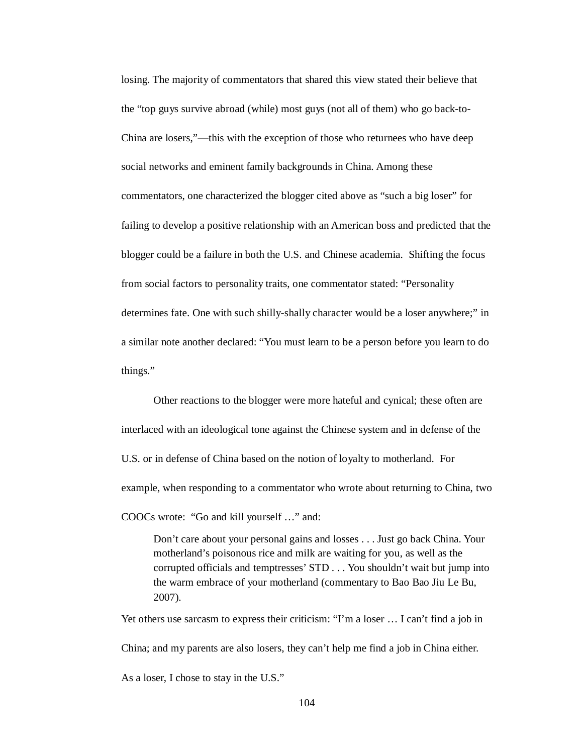losing. The majority of commentators that shared this view stated their believe that the "top guys survive abroad (while) most guys (not all of them) who go back-to-China are losers,"—this with the exception of those who returnees who have deep social networks and eminent family backgrounds in China. Among these commentators, one characterized the blogger cited above as "such a big loser" for failing to develop a positive relationship with an American boss and predicted that the blogger could be a failure in both the U.S. and Chinese academia. Shifting the focus from social factors to personality traits, one commentator stated: "Personality determines fate. One with such shilly-shally character would be a loser anywhere;" in a similar note another declared: "You must learn to be a person before you learn to do things."

Other reactions to the blogger were more hateful and cynical; these often are interlaced with an ideological tone against the Chinese system and in defense of the U.S. or in defense of China based on the notion of loyalty to motherland. For example, when responding to a commentator who wrote about returning to China, two COOCs wrote: "Go and kill yourself …" and:

> Don't care about your personal gains and losses . . . Just go back China. Your motherland's poisonous rice and milk are waiting for you, as well as the corrupted officials and temptresses' STD . . . You shouldn't wait but jump into the warm embrace of your motherland (commentary to Bao Bao Jiu Le Bu, 2007).

Yet others use sarcasm to express their criticism: "I'm a loser … I can't find a job in China; and my parents are also losers, they can't help me find a job in China either. As a loser, I chose to stay in the U.S."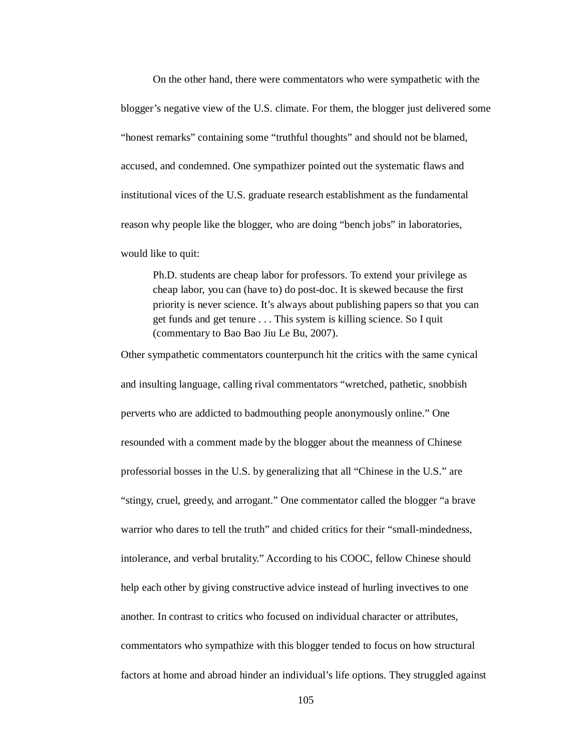On the other hand, there were commentators who were sympathetic with the blogger's negative view of the U.S. climate. For them, the blogger just delivered some "honest remarks" containing some "truthful thoughts" and should not be blamed, accused, and condemned. One sympathizer pointed out the systematic flaws and institutional vices of the U.S. graduate research establishment as the fundamental reason why people like the blogger, who are doing "bench jobs" in laboratories, would like to quit:

> Ph.D. students are cheap labor for professors. To extend your privilege as cheap labor, you can (have to) do post-doc. It is skewed because the first priority is never science. It's always about publishing papers so that you can get funds and get tenure . . . This system is killing science. So I quit (commentary to Bao Bao Jiu Le Bu, 2007).

Other sympathetic commentators counterpunch hit the critics with the same cynical and insulting language, calling rival commentators "wretched, pathetic, snobbish perverts who are addicted to badmouthing people anonymously online." One resounded with a comment made by the blogger about the meanness of Chinese professorial bosses in the U.S. by generalizing that all "Chinese in the U.S." are "stingy, cruel, greedy, and arrogant." One commentator called the blogger "a brave warrior who dares to tell the truth" and chided critics for their "small-mindedness, intolerance, and verbal brutality." According to his COOC, fellow Chinese should help each other by giving constructive advice instead of hurling invectives to one another. In contrast to critics who focused on individual character or attributes, commentators who sympathize with this blogger tended to focus on how structural factors at home and abroad hinder an individual's life options. They struggled against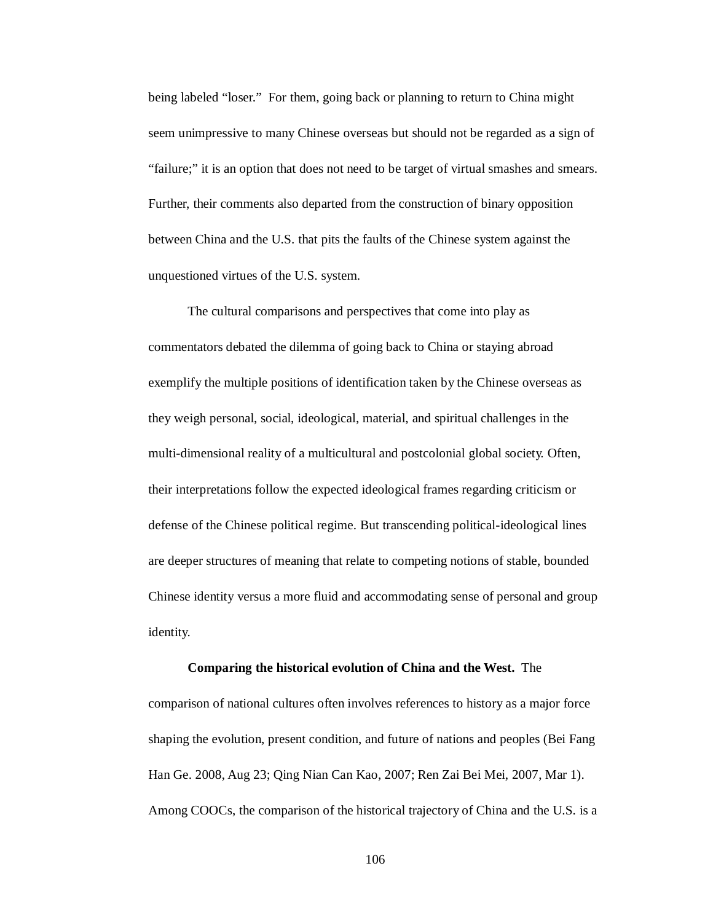being labeled "loser." For them, going back or planning to return to China might seem unimpressive to many Chinese overseas but should not be regarded as a sign of "failure;" it is an option that does not need to be target of virtual smashes and smears. Further, their comments also departed from the construction of binary opposition between China and the U.S. that pits the faults of the Chinese system against the unquestioned virtues of the U.S. system.

The cultural comparisons and perspectives that come into play as commentators debated the dilemma of going back to China or staying abroad exemplify the multiple positions of identification taken by the Chinese overseas as they weigh personal, social, ideological, material, and spiritual challenges in the multi-dimensional reality of a multicultural and postcolonial global society. Often, their interpretations follow the expected ideological frames regarding criticism or defense of the Chinese political regime. But transcending political-ideological lines are deeper structures of meaning that relate to competing notions of stable, bounded Chinese identity versus a more fluid and accommodating sense of personal and group identity.

**Comparing the historical evolution of China and the West.** The comparison of national cultures often involves references to history as a major force shaping the evolution, present condition, and future of nations and peoples (Bei Fang Han Ge. 2008, Aug 23; Qing Nian Can Kao, 2007; Ren Zai Bei Mei, 2007, Mar 1). Among COOCs, the comparison of the historical trajectory of China and the U.S. is a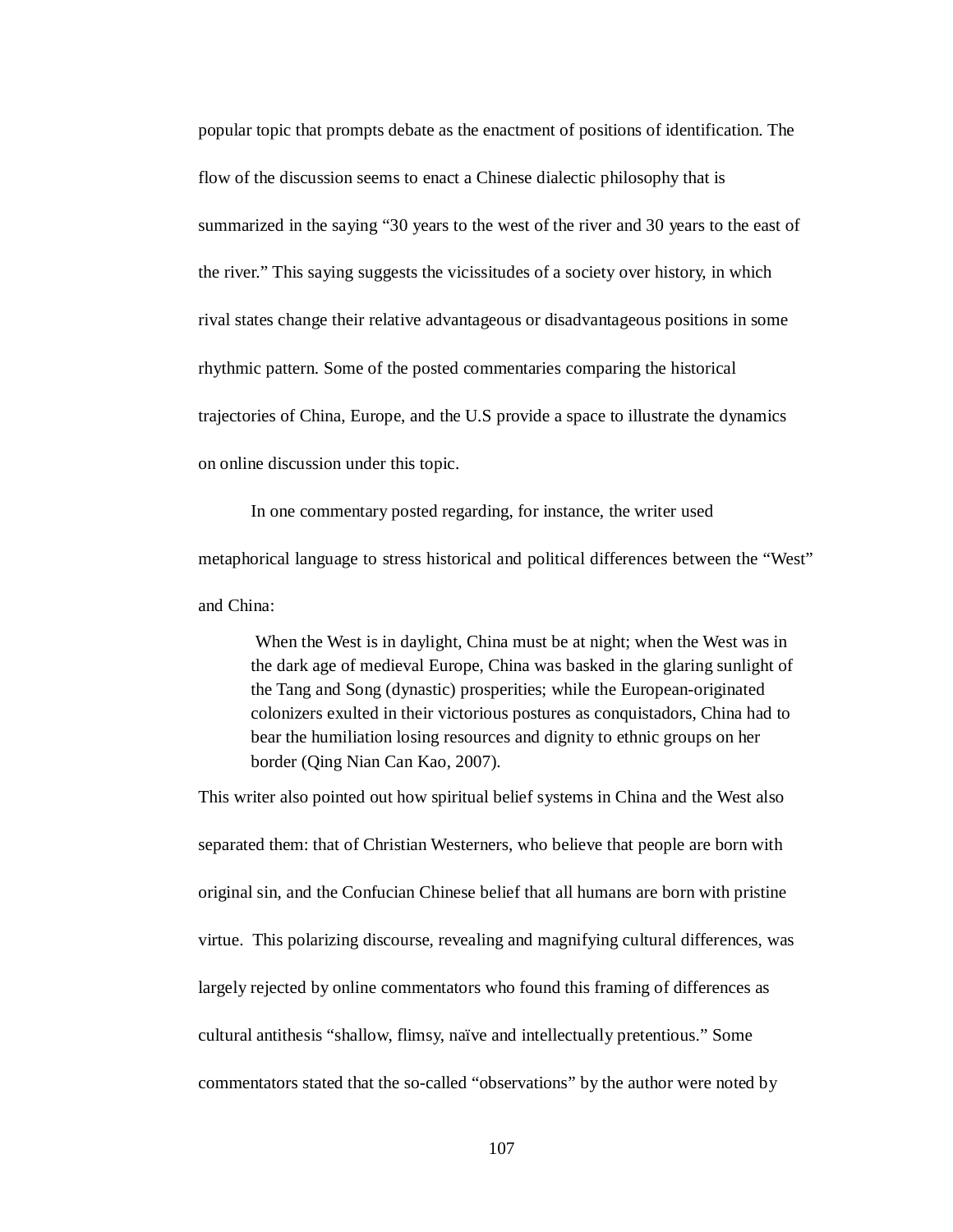popular topic that prompts debate as the enactment of positions of identification. The flow of the discussion seems to enact a Chinese dialectic philosophy that is summarized in the saying “30 years to the west of the river and 30 years to the east of the river.” This saying suggests the vicissitudes of a society over history, in which rival states change their relative advantageous or disadvantageous positions in some rhythmic pattern. Some of the posted commentaries comparing the historical trajectories of China, Europe, and the U.S provide a space to illustrate the dynamics on online discussion under this topic.

In one commentary posted regarding, for instance, the writer used metaphorical language to stress historical and political differences between the “West” and China:

> When the West is in daylight, China must be at night; when the West was in the dark age of medieval Europe, China was basked in the glaring sunlight of the Tang and Song (dynastic) prosperities; while the European-originated colonizers exulted in their victorious postures as conquistadors, China had to bear the humiliation losing resources and dignity to ethnic groups on her border (Qing Nian Can Kao, 2007).

This writer also pointed out how spiritual belief systems in China and the West also separated them: that of Christian Westerners, who believe that people are born with original sin, and the Confucian Chinese belief that all humans are born with pristine virtue. This polarizing discourse, revealing and magnifying cultural differences, was largely rejected by online commentators who found this framing of differences as cultural antithesis “shallow, flimsy, naïve and intellectually pretentious.” Some commentators stated that the so-called “observations” by the author were noted by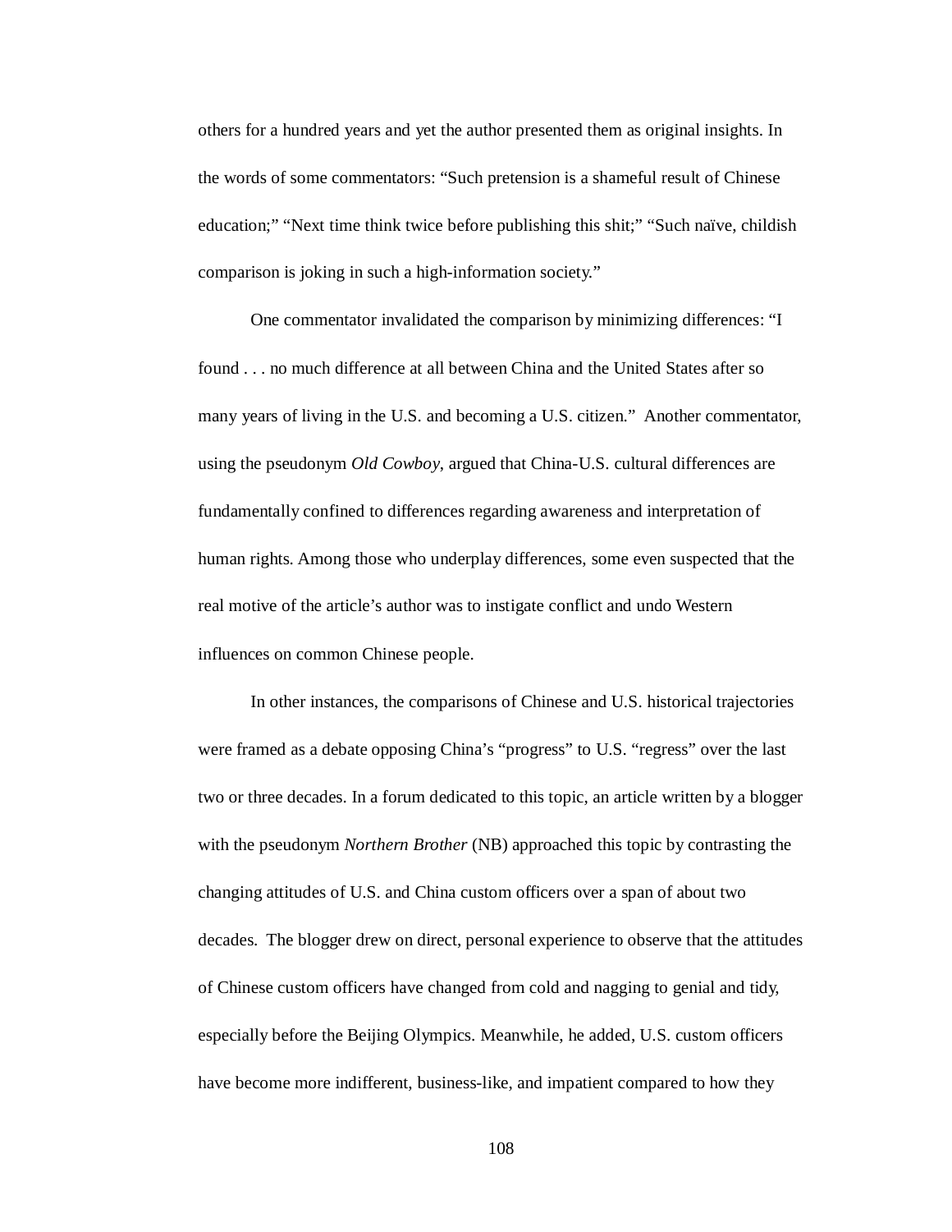others for a hundred years and yet the author presented them as original insights. In the words of some commentators: "Such pretension is a shameful result of Chinese education;" "Next time think twice before publishing this shit;" "Such naïve, childish comparison is joking in such a high-information society."

One commentator invalidated the comparison by minimizing differences: "I found . . . no much difference at all between China and the United States after so many years of living in the U.S. and becoming a U.S. citizen." Another commentator, using the pseudonym *Old Cowboy*, argued that China-U.S. cultural differences are fundamentally confined to differences regarding awareness and interpretation of human rights. Among those who underplay differences, some even suspected that the real motive of the article's author was to instigate conflict and undo Western influences on common Chinese people.

In other instances, the comparisons of Chinese and U.S. historical trajectories were framed as a debate opposing China's "progress" to U.S. "regress" over the last two or three decades. In a forum dedicated to this topic, an article written by a blogger with the pseudonym *Northern Brother* (NB) approached this topic by contrasting the changing attitudes of U.S. and China custom officers over a span of about two decades. The blogger drew on direct, personal experience to observe that the attitudes of Chinese custom officers have changed from cold and nagging to genial and tidy, especially before the Beijing Olympics. Meanwhile, he added, U.S. custom officers have become more indifferent, business-like, and impatient compared to how they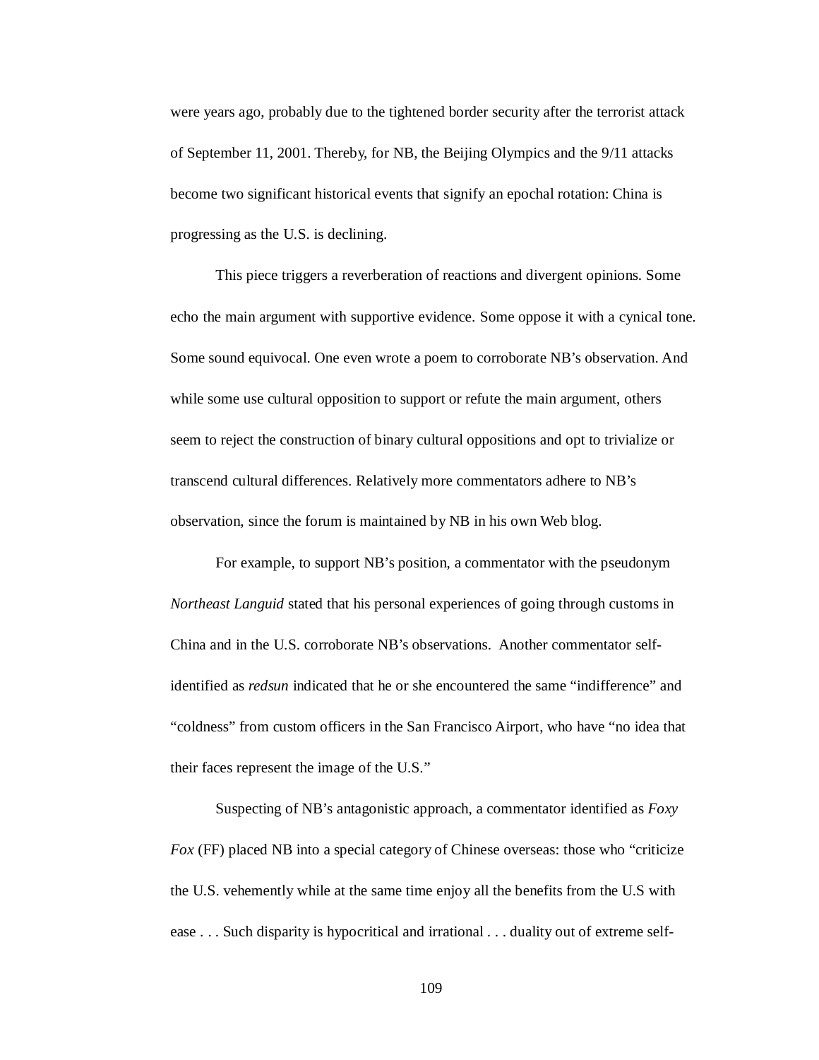were years ago, probably due to the tightened border security after the terrorist attack of September 11, 2001. Thereby, for NB, the Beijing Olympics and the 9/11 attacks become two significant historical events that signify an epochal rotation: China is progressing as the U.S. is declining.

This piece triggers a reverberation of reactions and divergent opinions. Some echo the main argument with supportive evidence. Some oppose it with a cynical tone. Some sound equivocal. One even wrote a poem to corroborate NB's observation. And while some use cultural opposition to support or refute the main argument, others seem to reject the construction of binary cultural oppositions and opt to trivialize or transcend cultural differences. Relatively more commentators adhere to NB's observation, since the forum is maintained by NB in his own Web blog.

For example, to support NB's position, a commentator with the pseudonym *Northeast Languid* stated that his personal experiences of going through customs in China and in the U.S. corroborate NB's observations. Another commentator self-identified as *redsun* indicated that he or she encountered the same "indifference" and "coldness" from custom officers in the San Francisco Airport, who have "no idea that their faces represent the image of the U.S."

Suspecting of NB's antagonistic approach, a commentator identified as *Foxy Fox* (FF) placed NB into a special category of Chinese overseas: those who "criticize the U.S. vehemently while at the same time enjoy all the benefits from the U.S with ease . . . Such disparity is hypocritical and irrational . . . duality out of extreme self-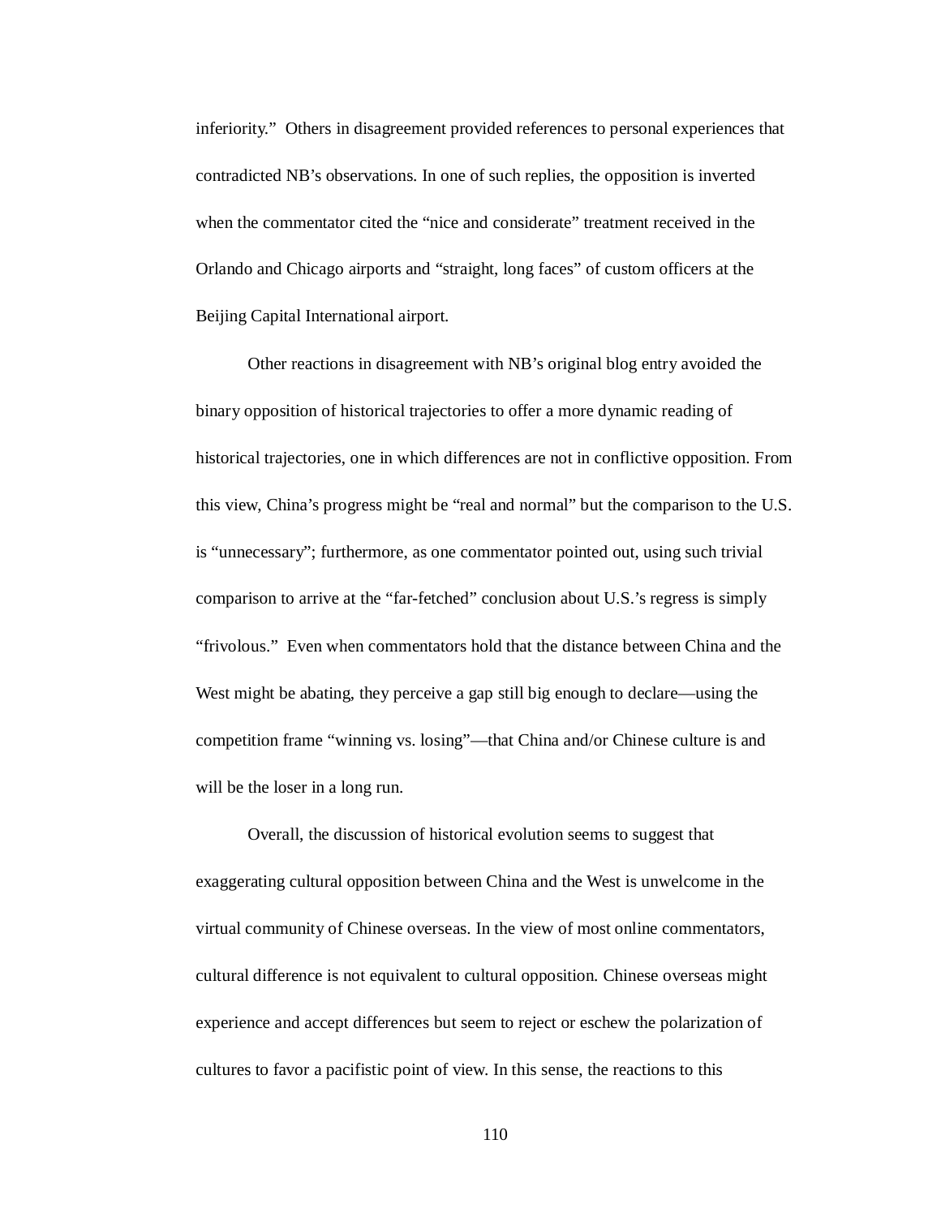inferiority." Others in disagreement provided references to personal experiences that contradicted NB's observations. In one of such replies, the opposition is inverted when the commentator cited the "nice and considerate" treatment received in the Orlando and Chicago airports and "straight, long faces" of custom officers at the Beijing Capital International airport.

Other reactions in disagreement with NB's original blog entry avoided the binary opposition of historical trajectories to offer a more dynamic reading of historical trajectories, one in which differences are not in conflictive opposition. From this view, China's progress might be "real and normal" but the comparison to the U.S. is "unnecessary"; furthermore, as one commentator pointed out, using such trivial comparison to arrive at the "far-fetched" conclusion about U.S.'s regress is simply "frivolous." Even when commentators hold that the distance between China and the West might be abating, they perceive a gap still big enough to declare—using the competition frame "winning vs. losing"—that China and/or Chinese culture is and will be the loser in a long run.

Overall, the discussion of historical evolution seems to suggest that exaggerating cultural opposition between China and the West is unwelcome in the virtual community of Chinese overseas. In the view of most online commentators, cultural difference is not equivalent to cultural opposition. Chinese overseas might experience and accept differences but seem to reject or eschew the polarization of cultures to favor a pacifistic point of view. In this sense, the reactions to this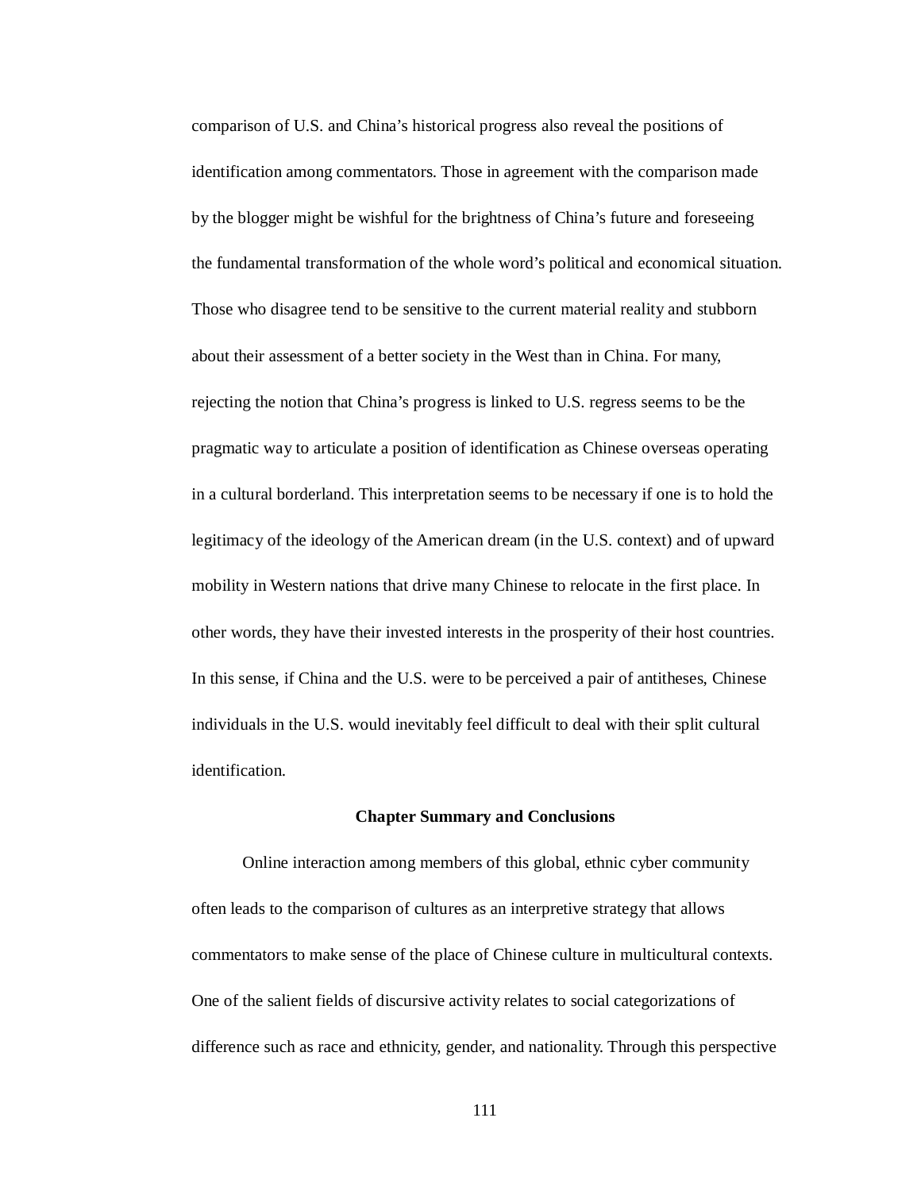comparison of U.S. and China's historical progress also reveal the positions of identification among commentators. Those in agreement with the comparison made by the blogger might be wishful for the brightness of China's future and foreseeing the fundamental transformation of the whole word's political and economical situation. Those who disagree tend to be sensitive to the current material reality and stubborn about their assessment of a better society in the West than in China. For many, rejecting the notion that China's progress is linked to U.S. regress seems to be the pragmatic way to articulate a position of identification as Chinese overseas operating in a cultural borderland. This interpretation seems to be necessary if one is to hold the legitimacy of the ideology of the American dream (in the U.S. context) and of upward mobility in Western nations that drive many Chinese to relocate in the first place. In other words, they have their invested interests in the prosperity of their host countries. In this sense, if China and the U.S. were to be perceived a pair of antitheses, Chinese individuals in the U.S. would inevitably feel difficult to deal with their split cultural identification.

## Chapter Summary and Conclusions

Online interaction among members of this global, ethnic cyber community often leads to the comparison of cultures as an interpretive strategy that allows commentators to make sense of the place of Chinese culture in multicultural contexts. One of the salient fields of discursive activity relates to social categorizations of difference such as race and ethnicity, gender, and nationality. Through this perspective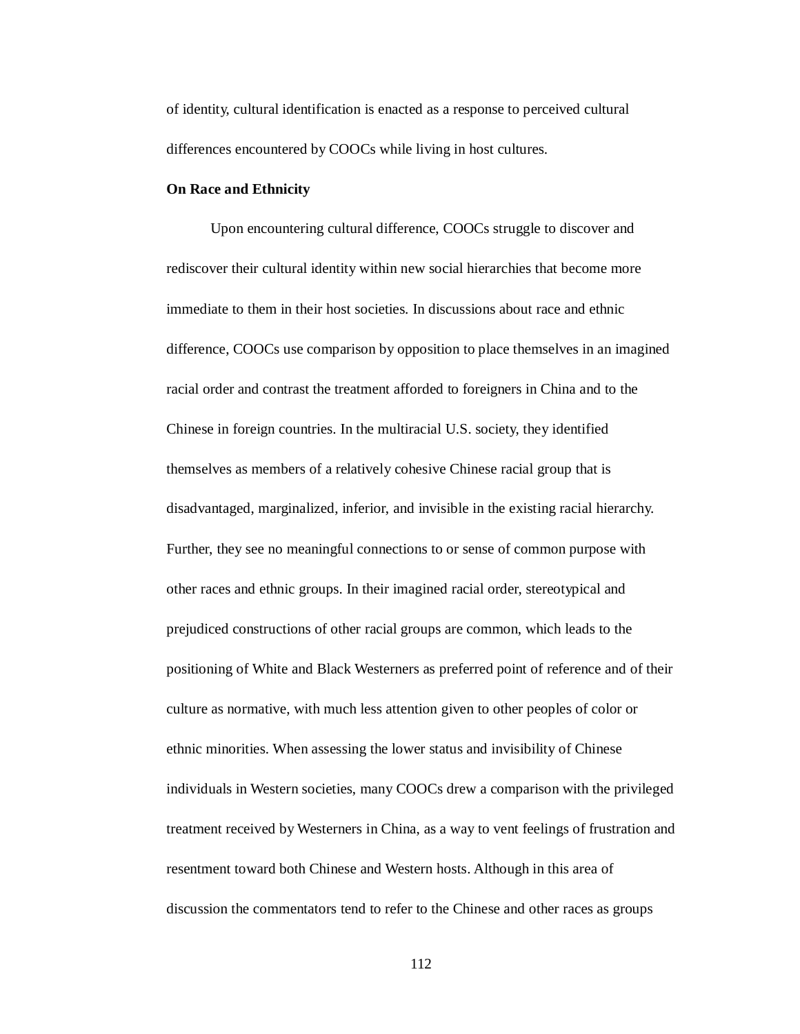of identity, cultural identification is enacted as a response to perceived cultural differences encountered by COOCs while living in host cultures.

**On Race and Ethnicity**

Upon encountering cultural difference, COOCs struggle to discover and rediscover their cultural identity within new social hierarchies that become more immediate to them in their host societies. In discussions about race and ethnic difference, COOCs use comparison by opposition to place themselves in an imagined racial order and contrast the treatment afforded to foreigners in China and to the Chinese in foreign countries. In the multiracial U.S. society, they identified themselves as members of a relatively cohesive Chinese racial group that is disadvantaged, marginalized, inferior, and invisible in the existing racial hierarchy. Further, they see no meaningful connections to or sense of common purpose with other races and ethnic groups. In their imagined racial order, stereotypical and prejudiced constructions of other racial groups are common, which leads to the positioning of White and Black Westerners as preferred point of reference and of their culture as normative, with much less attention given to other peoples of color or ethnic minorities. When assessing the lower status and invisibility of Chinese individuals in Western societies, many COOCs drew a comparison with the privileged treatment received by Westerners in China, as a way to vent feelings of frustration and resentment toward both Chinese and Western hosts. Although in this area of discussion the commentators tend to refer to the Chinese and other races as groups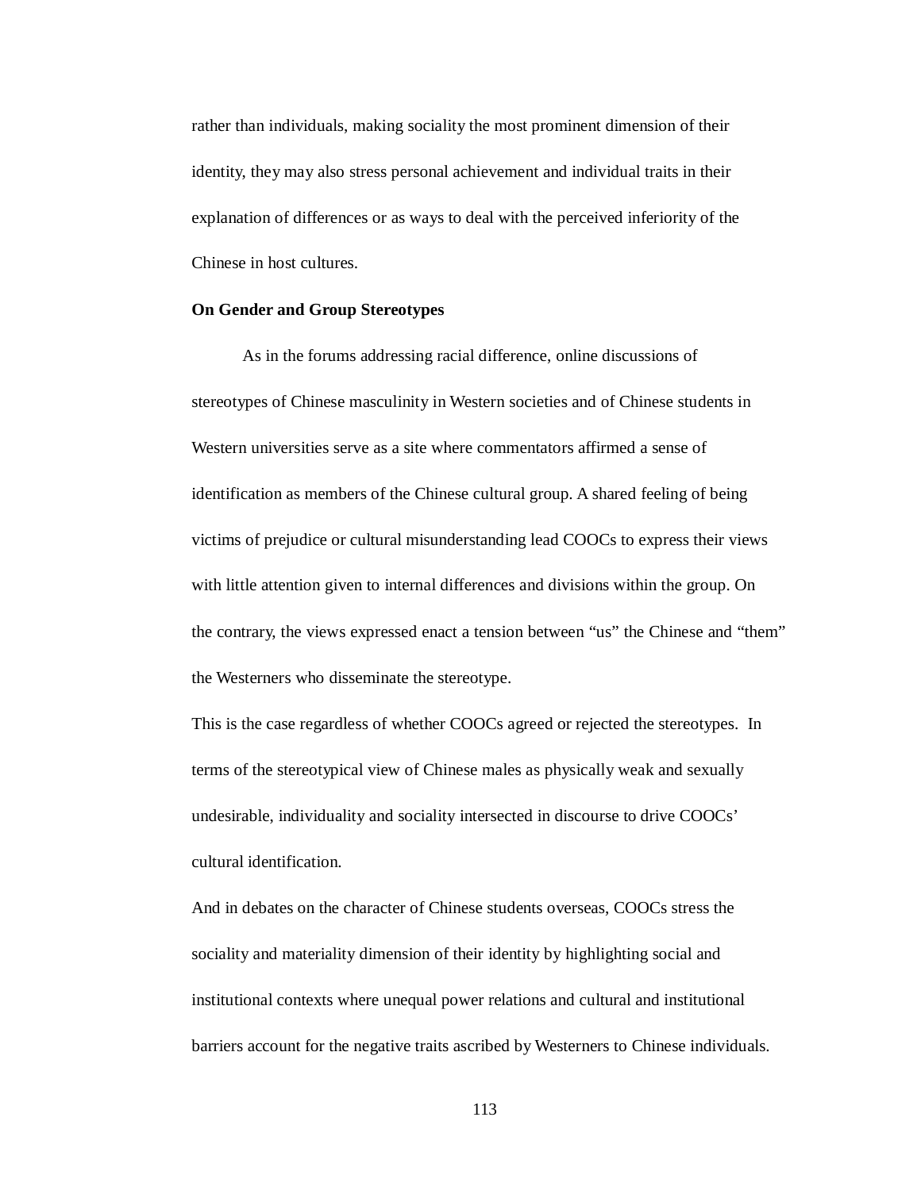rather than individuals, making sociality the most prominent dimension of their identity, they may also stress personal achievement and individual traits in their explanation of differences or as ways to deal with the perceived inferiority of the Chinese in host cultures.

**On Gender and Group Stereotypes**

As in the forums addressing racial difference, online discussions of stereotypes of Chinese masculinity in Western societies and of Chinese students in Western universities serve as a site where commentators affirmed a sense of identification as members of the Chinese cultural group. A shared feeling of being victims of prejudice or cultural misunderstanding lead COOCs to express their views with little attention given to internal differences and divisions within the group. On the contrary, the views expressed enact a tension between "us" the Chinese and "them" the Westerners who disseminate the stereotype.

This is the case regardless of whether COOCs agreed or rejected the stereotypes. In terms of the stereotypical view of Chinese males as physically weak and sexually undesirable, individuality and sociality intersected in discourse to drive COOCs' cultural identification.

And in debates on the character of Chinese students overseas, COOCs stress the sociality and materiality dimension of their identity by highlighting social and institutional contexts where unequal power relations and cultural and institutional barriers account for the negative traits ascribed by Westerners to Chinese individuals.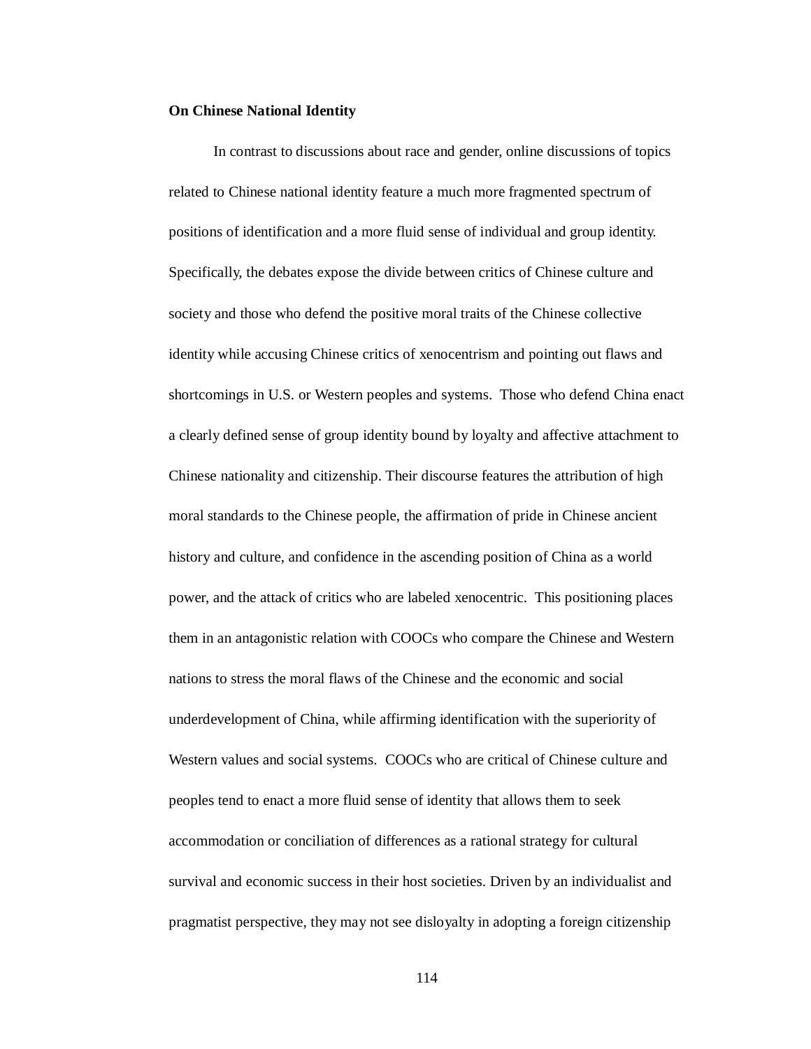**On Chinese National Identity**

In contrast to discussions about race and gender, online discussions of topics related to Chinese national identity feature a much more fragmented spectrum of positions of identification and a more fluid sense of individual and group identity. Specifically, the debates expose the divide between critics of Chinese culture and society and those who defend the positive moral traits of the Chinese collective identity while accusing Chinese critics of xenocentrism and pointing out flaws and shortcomings in U.S. or Western peoples and systems. Those who defend China enact a clearly defined sense of group identity bound by loyalty and affective attachment to Chinese nationality and citizenship. Their discourse features the attribution of high moral standards to the Chinese people, the affirmation of pride in Chinese ancient history and culture, and confidence in the ascending position of China as a world power, and the attack of critics who are labeled xenocentric. This positioning places them in an antagonistic relation with COOCs who compare the Chinese and Western nations to stress the moral flaws of the Chinese and the economic and social underdevelopment of China, while affirming identification with the superiority of Western values and social systems. COOCs who are critical of Chinese culture and peoples tend to enact a more fluid sense of identity that allows them to seek accommodation or conciliation of differences as a rational strategy for cultural survival and economic success in their host societies. Driven by an individualist and pragmatist perspective, they may not see disloyalty in adopting a foreign citizenship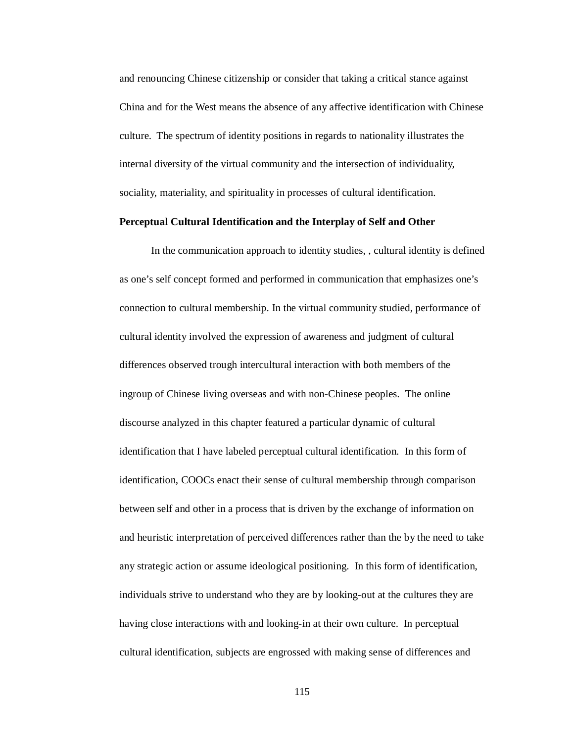and renouncing Chinese citizenship or consider that taking a critical stance against China and for the West means the absence of any affective identification with Chinese culture. The spectrum of identity positions in regards to nationality illustrates the internal diversity of the virtual community and the intersection of individuality, sociality, materiality, and spirituality in processes of cultural identification.

**Perceptual Cultural Identification and the Interplay of Self and Other**

In the communication approach to identity studies, , cultural identity is defined as one's self concept formed and performed in communication that emphasizes one's connection to cultural membership. In the virtual community studied, performance of cultural identity involved the expression of awareness and judgment of cultural differences observed trough intercultural interaction with both members of the ingroup of Chinese living overseas and with non-Chinese peoples. The online discourse analyzed in this chapter featured a particular dynamic of cultural identification that I have labeled perceptual cultural identification. In this form of identification, COOCs enact their sense of cultural membership through comparison between self and other in a process that is driven by the exchange of information on and heuristic interpretation of perceived differences rather than the by the need to take any strategic action or assume ideological positioning. In this form of identification, individuals strive to understand who they are by looking-out at the cultures they are having close interactions with and looking-in at their own culture. In perceptual cultural identification, subjects are engrossed with making sense of differences and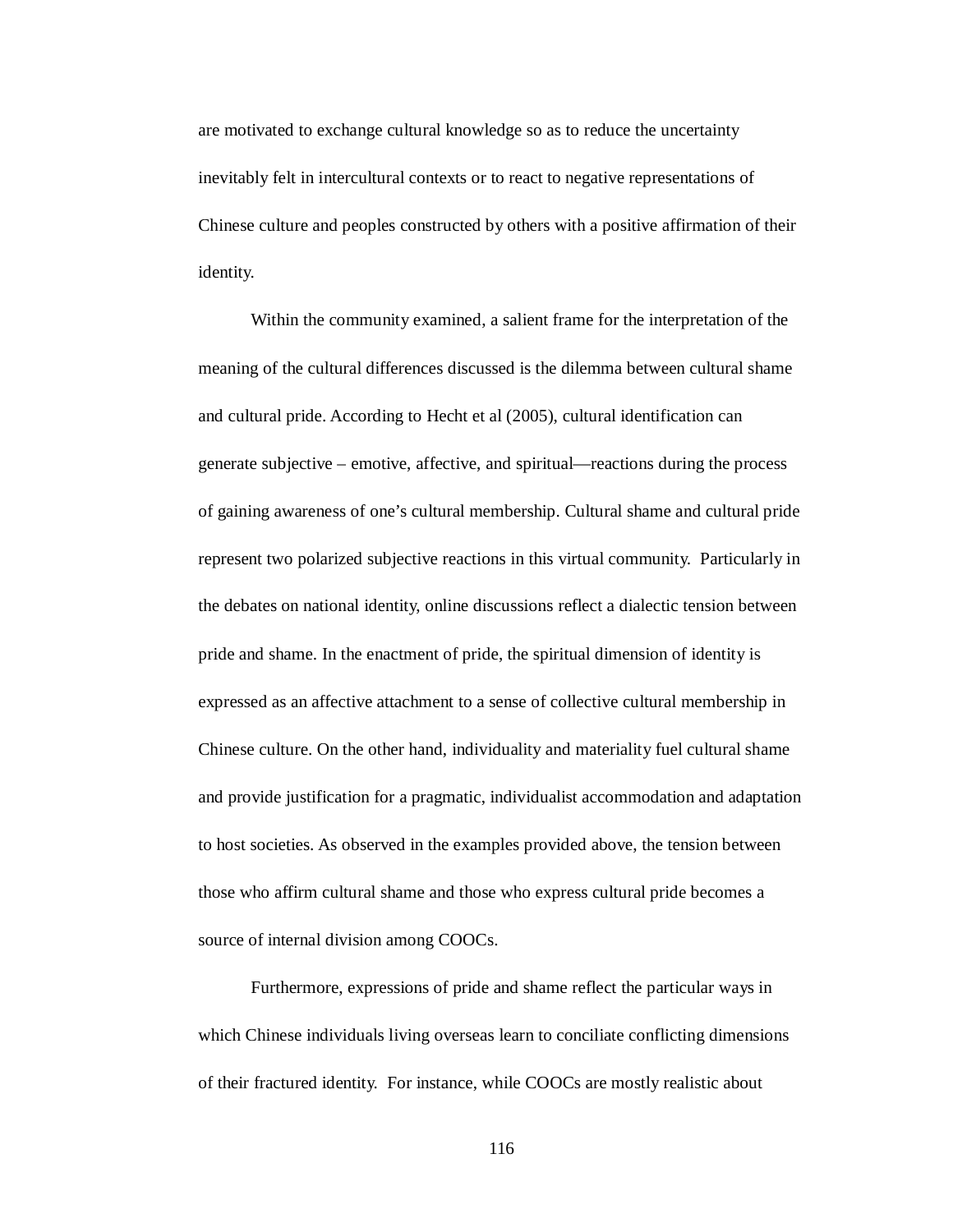are motivated to exchange cultural knowledge so as to reduce the uncertainty inevitably felt in intercultural contexts or to react to negative representations of Chinese culture and peoples constructed by others with a positive affirmation of their identity.

Within the community examined, a salient frame for the interpretation of the meaning of the cultural differences discussed is the dilemma between cultural shame and cultural pride. According to Hecht et al (2005), cultural identification can generate subjective – emotive, affective, and spiritual—reactions during the process of gaining awareness of one's cultural membership. Cultural shame and cultural pride represent two polarized subjective reactions in this virtual community. Particularly in the debates on national identity, online discussions reflect a dialectic tension between pride and shame. In the enactment of pride, the spiritual dimension of identity is expressed as an affective attachment to a sense of collective cultural membership in Chinese culture. On the other hand, individuality and materiality fuel cultural shame and provide justification for a pragmatic, individualist accommodation and adaptation to host societies. As observed in the examples provided above, the tension between those who affirm cultural shame and those who express cultural pride becomes a source of internal division among COOCs.

Furthermore, expressions of pride and shame reflect the particular ways in which Chinese individuals living overseas learn to conciliate conflicting dimensions of their fractured identity. For instance, while COOCs are mostly realistic about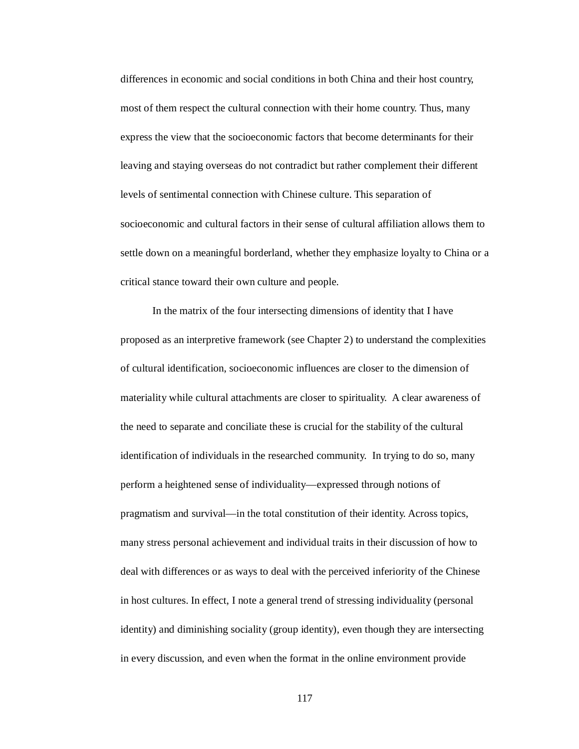differences in economic and social conditions in both China and their host country, most of them respect the cultural connection with their home country. Thus, many express the view that the socioeconomic factors that become determinants for their leaving and staying overseas do not contradict but rather complement their different levels of sentimental connection with Chinese culture. This separation of socioeconomic and cultural factors in their sense of cultural affiliation allows them to settle down on a meaningful borderland, whether they emphasize loyalty to China or a critical stance toward their own culture and people.

In the matrix of the four intersecting dimensions of identity that I have proposed as an interpretive framework (see Chapter 2) to understand the complexities of cultural identification, socioeconomic influences are closer to the dimension of materiality while cultural attachments are closer to spirituality. A clear awareness of the need to separate and conciliate these is crucial for the stability of the cultural identification of individuals in the researched community. In trying to do so, many perform a heightened sense of individuality—expressed through notions of pragmatism and survival—in the total constitution of their identity. Across topics, many stress personal achievement and individual traits in their discussion of how to deal with differences or as ways to deal with the perceived inferiority of the Chinese in host cultures. In effect, I note a general trend of stressing individuality (personal identity) and diminishing sociality (group identity), even though they are intersecting in every discussion, and even when the format in the online environment provide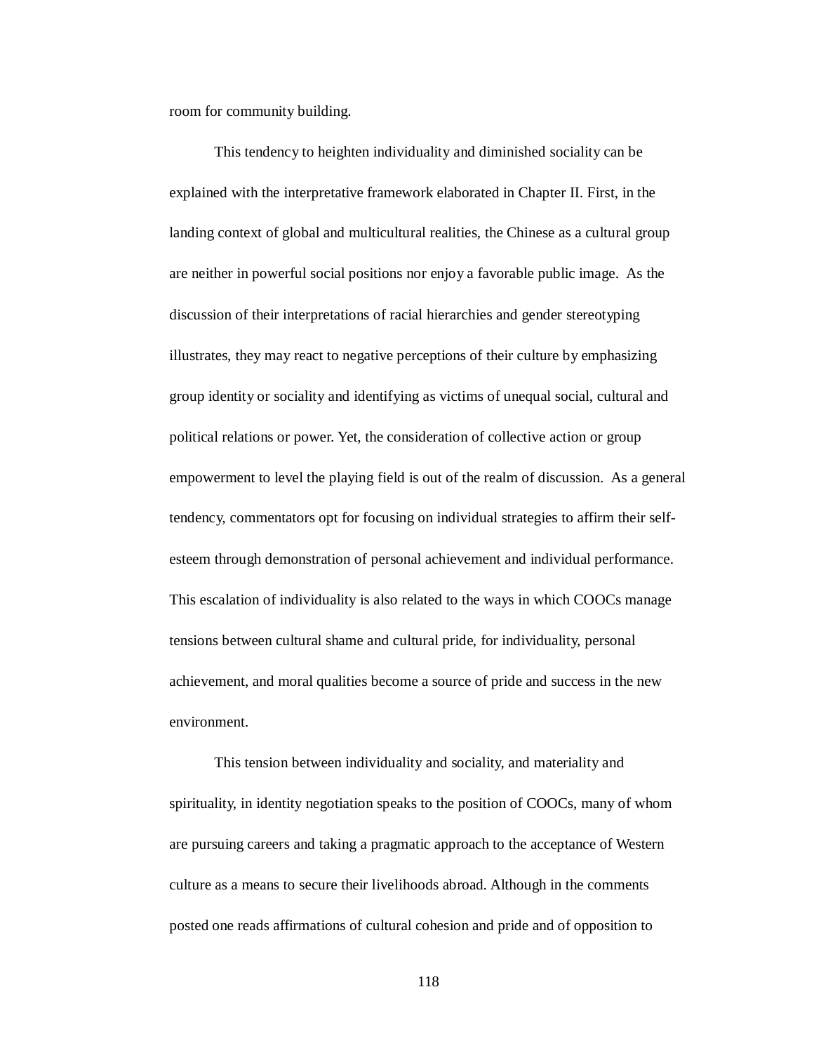room for community building.

This tendency to heighten individuality and diminished sociality can be explained with the interpretative framework elaborated in Chapter II. First, in the landing context of global and multicultural realities, the Chinese as a cultural group are neither in powerful social positions nor enjoy a favorable public image. As the discussion of their interpretations of racial hierarchies and gender stereotyping illustrates, they may react to negative perceptions of their culture by emphasizing group identity or sociality and identifying as victims of unequal social, cultural and political relations or power. Yet, the consideration of collective action or group empowerment to level the playing field is out of the realm of discussion. As a general tendency, commentators opt for focusing on individual strategies to affirm their self-esteem through demonstration of personal achievement and individual performance. This escalation of individuality is also related to the ways in which COOCs manage tensions between cultural shame and cultural pride, for individuality, personal achievement, and moral qualities become a source of pride and success in the new environment.

This tension between individuality and sociality, and materiality and spirituality, in identity negotiation speaks to the position of COOCs, many of whom are pursuing careers and taking a pragmatic approach to the acceptance of Western culture as a means to secure their livelihoods abroad. Although in the comments posted one reads affirmations of cultural cohesion and pride and of opposition to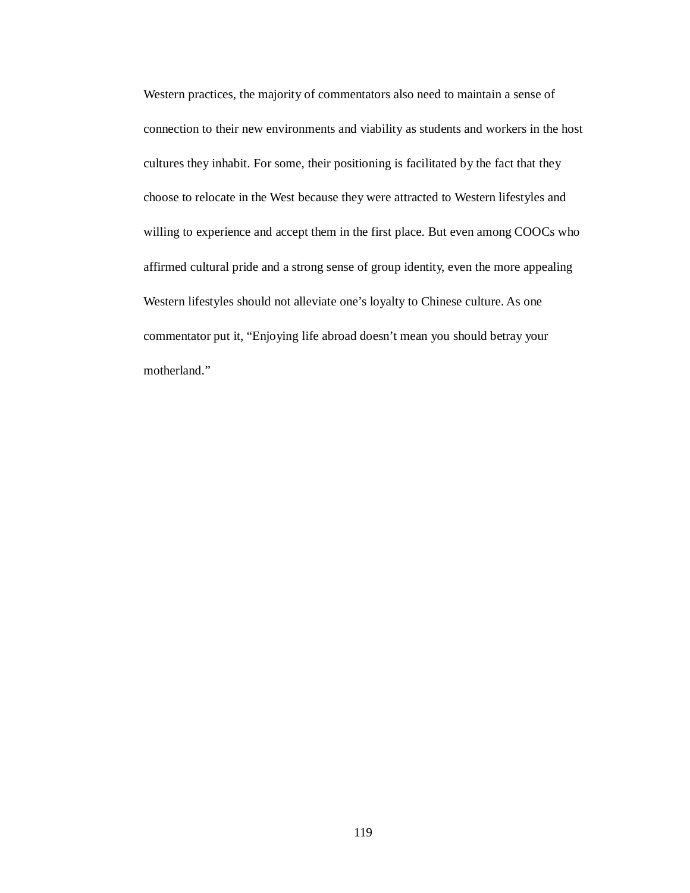Western practices, the majority of commentators also need to maintain a sense of connection to their new environments and viability as students and workers in the host cultures they inhabit. For some, their positioning is facilitated by the fact that they choose to relocate in the West because they were attracted to Western lifestyles and willing to experience and accept them in the first place. But even among COOCs who affirmed cultural pride and a strong sense of group identity, even the more appealing Western lifestyles should not alleviate one's loyalty to Chinese culture. As one commentator put it, "Enjoying life abroad doesn't mean you should betray your motherland."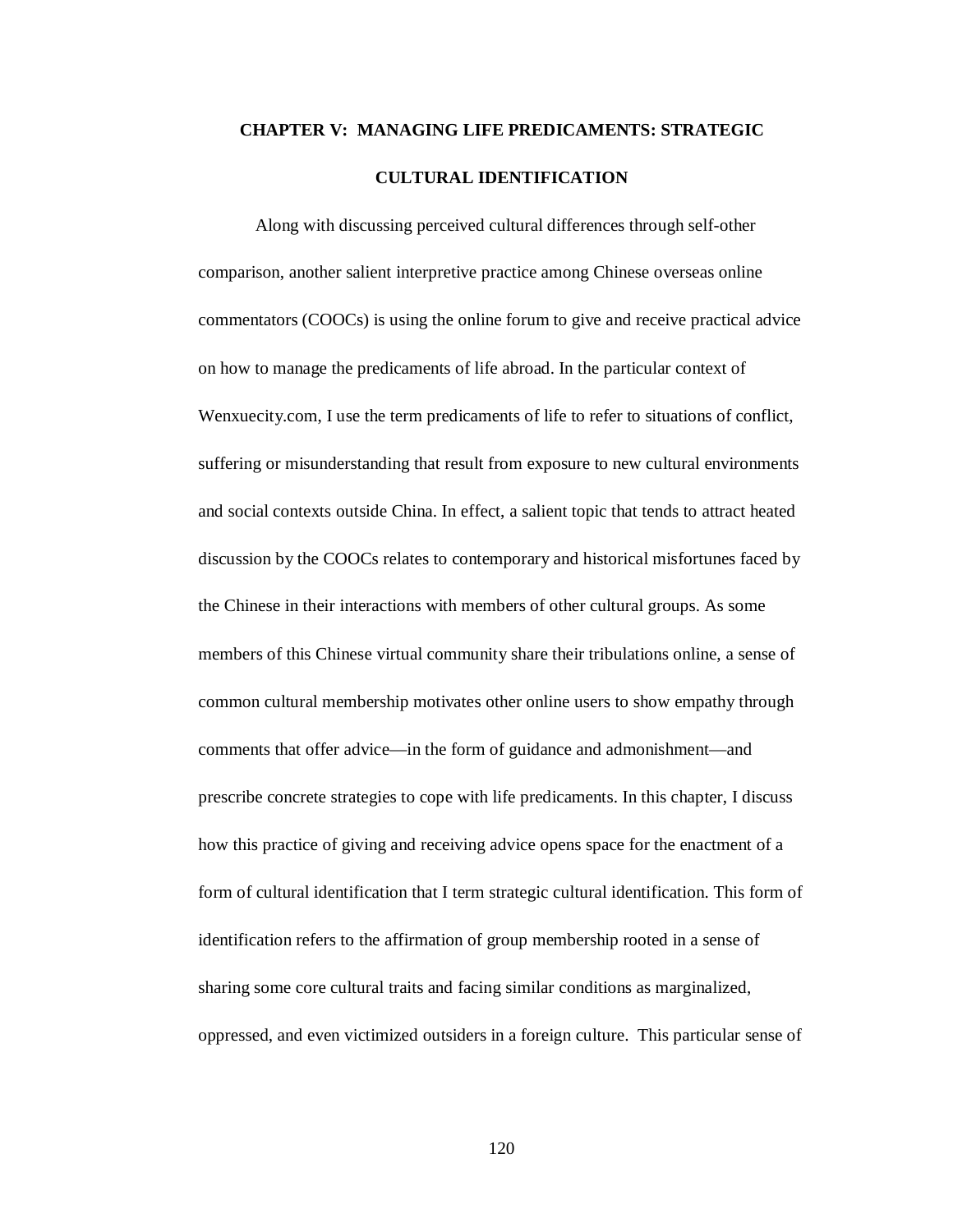# CHAPTER V: MANAGING LIFE PREDICAMENTS: STRATEGIC CULTURAL IDENTIFICATION

Along with discussing perceived cultural differences through self-other comparison, another salient interpretive practice among Chinese overseas online commentators (COOCs) is using the online forum to give and receive practical advice on how to manage the predicaments of life abroad. In the particular context of Wenxuecity.com, I use the term predicaments of life to refer to situations of conflict, suffering or misunderstanding that result from exposure to new cultural environments and social contexts outside China. In effect, a salient topic that tends to attract heated discussion by the COOCs relates to contemporary and historical misfortunes faced by the Chinese in their interactions with members of other cultural groups. As some members of this Chinese virtual community share their tribulations online, a sense of common cultural membership motivates other online users to show empathy through comments that offer advice—in the form of guidance and admonishment—and prescribe concrete strategies to cope with life predicaments. In this chapter, I discuss how this practice of giving and receiving advice opens space for the enactment of a form of cultural identification that I term strategic cultural identification. This form of identification refers to the affirmation of group membership rooted in a sense of sharing some core cultural traits and facing similar conditions as marginalized, oppressed, and even victimized outsiders in a foreign culture. This particular sense of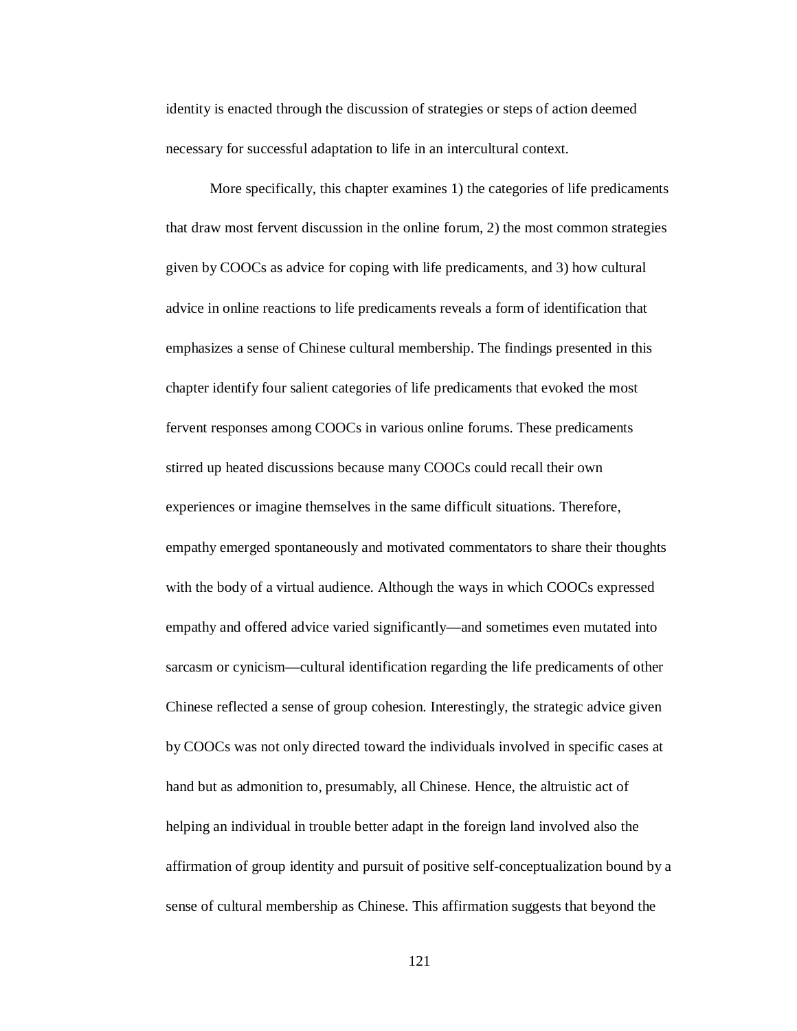identity is enacted through the discussion of strategies or steps of action deemed necessary for successful adaptation to life in an intercultural context.

More specifically, this chapter examines 1) the categories of life predicaments that draw most fervent discussion in the online forum, 2) the most common strategies given by COOCs as advice for coping with life predicaments, and 3) how cultural advice in online reactions to life predicaments reveals a form of identification that emphasizes a sense of Chinese cultural membership. The findings presented in this chapter identify four salient categories of life predicaments that evoked the most fervent responses among COOCs in various online forums. These predicaments stirred up heated discussions because many COOCs could recall their own experiences or imagine themselves in the same difficult situations. Therefore, empathy emerged spontaneously and motivated commentators to share their thoughts with the body of a virtual audience. Although the ways in which COOCs expressed empathy and offered advice varied significantly—and sometimes even mutated into sarcasm or cynicism—cultural identification regarding the life predicaments of other Chinese reflected a sense of group cohesion. Interestingly, the strategic advice given by COOCs was not only directed toward the individuals involved in specific cases at hand but as admonition to, presumably, all Chinese. Hence, the altruistic act of helping an individual in trouble better adapt in the foreign land involved also the affirmation of group identity and pursuit of positive self-conceptualization bound by a sense of cultural membership as Chinese. This affirmation suggests that beyond the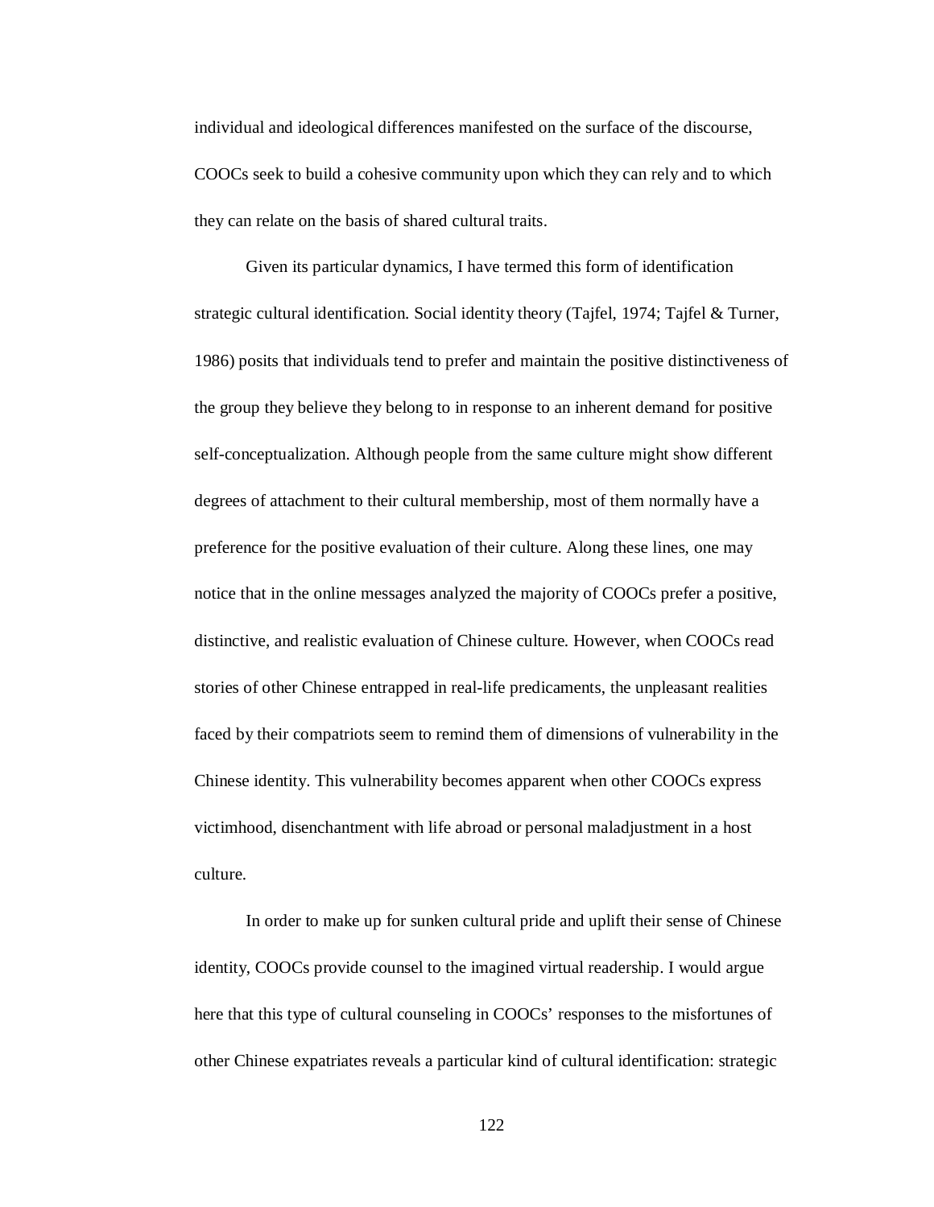individual and ideological differences manifested on the surface of the discourse, COOCs seek to build a cohesive community upon which they can rely and to which they can relate on the basis of shared cultural traits.

Given its particular dynamics, I have termed this form of identification strategic cultural identification. Social identity theory (Tajfel, 1974; Tajfel & Turner, 1986) posits that individuals tend to prefer and maintain the positive distinctiveness of the group they believe they belong to in response to an inherent demand for positive self-conceptualization. Although people from the same culture might show different degrees of attachment to their cultural membership, most of them normally have a preference for the positive evaluation of their culture. Along these lines, one may notice that in the online messages analyzed the majority of COOCs prefer a positive, distinctive, and realistic evaluation of Chinese culture. However, when COOCs read stories of other Chinese entrapped in real-life predicaments, the unpleasant realities faced by their compatriots seem to remind them of dimensions of vulnerability in the Chinese identity. This vulnerability becomes apparent when other COOCs express victimhood, disenchantment with life abroad or personal maladjustment in a host culture.

In order to make up for sunken cultural pride and uplift their sense of Chinese identity, COOCs provide counsel to the imagined virtual readership. I would argue here that this type of cultural counseling in COOCs' responses to the misfortunes of other Chinese expatriates reveals a particular kind of cultural identification: strategic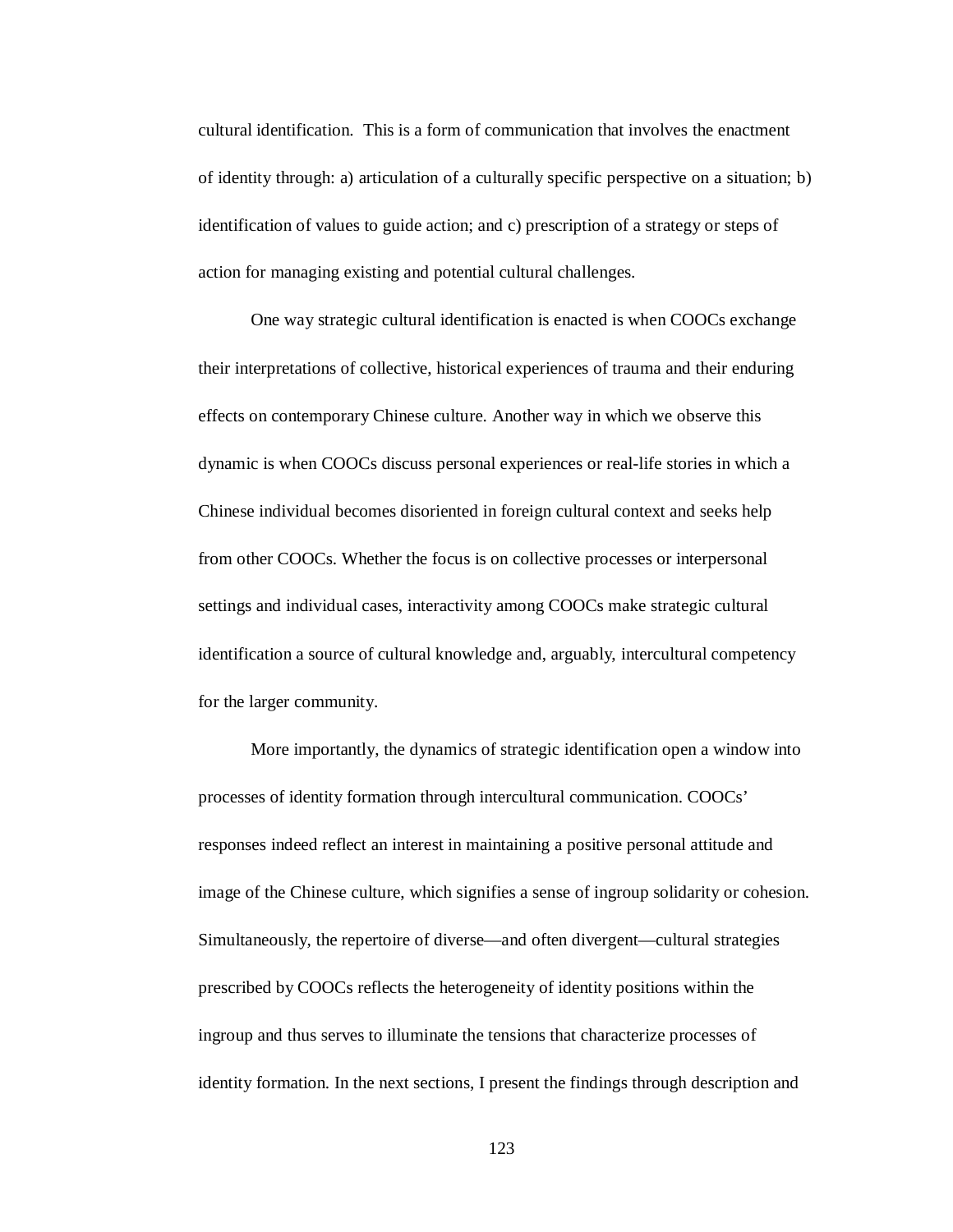cultural identification. This is a form of communication that involves the enactment of identity through: a) articulation of a culturally specific perspective on a situation; b) identification of values to guide action; and c) prescription of a strategy or steps of action for managing existing and potential cultural challenges.

One way strategic cultural identification is enacted is when COOCs exchange their interpretations of collective, historical experiences of trauma and their enduring effects on contemporary Chinese culture. Another way in which we observe this dynamic is when COOCs discuss personal experiences or real-life stories in which a Chinese individual becomes disoriented in foreign cultural context and seeks help from other COOCs. Whether the focus is on collective processes or interpersonal settings and individual cases, interactivity among COOCs make strategic cultural identification a source of cultural knowledge and, arguably, intercultural competency for the larger community.

More importantly, the dynamics of strategic identification open a window into processes of identity formation through intercultural communication. COOCs' responses indeed reflect an interest in maintaining a positive personal attitude and image of the Chinese culture, which signifies a sense of ingroup solidarity or cohesion. Simultaneously, the repertoire of diverse—and often divergent—cultural strategies prescribed by COOCs reflects the heterogeneity of identity positions within the ingroup and thus serves to illuminate the tensions that characterize processes of identity formation. In the next sections, I present the findings through description and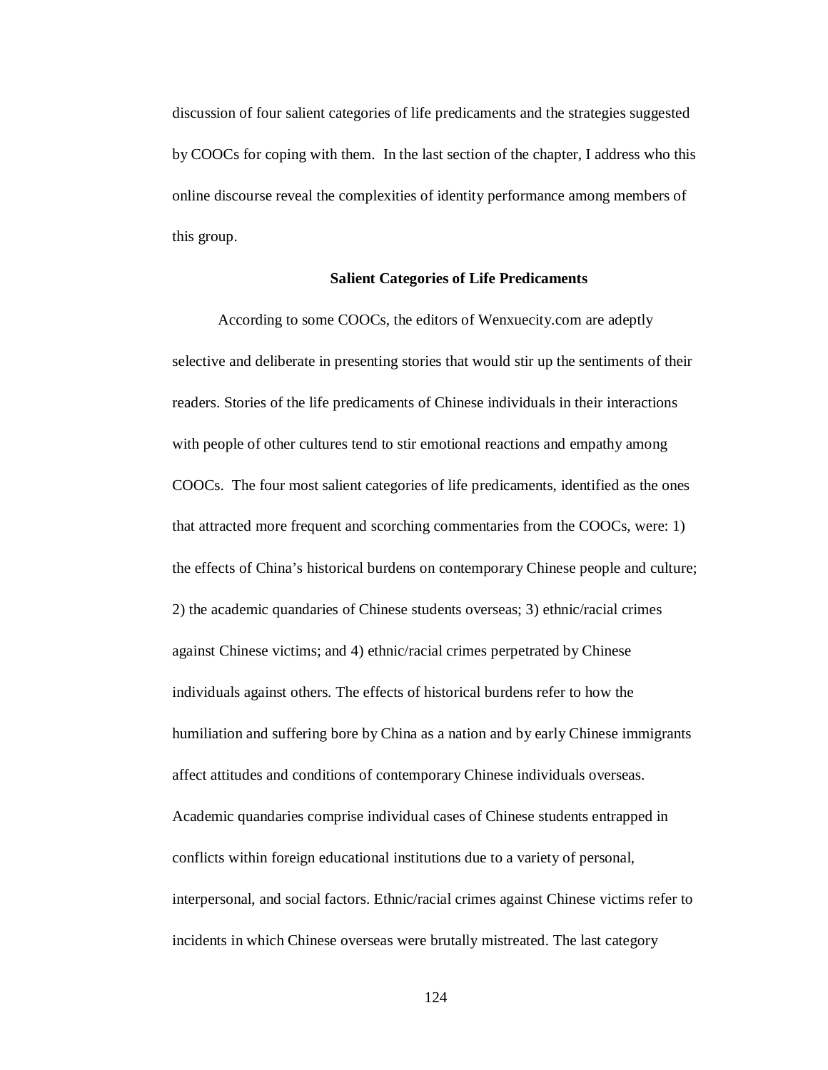discussion of four salient categories of life predicaments and the strategies suggested by COOCs for coping with them. In the last section of the chapter, I address who this online discourse reveal the complexities of identity performance among members of this group.

## Salient Categories of Life Predicaments

According to some COOCs, the editors of Wenxuecity.com are adeptly selective and deliberate in presenting stories that would stir up the sentiments of their readers. Stories of the life predicaments of Chinese individuals in their interactions with people of other cultures tend to stir emotional reactions and empathy among COOCs. The four most salient categories of life predicaments, identified as the ones that attracted more frequent and scorching commentaries from the COOCs, were: 1) the effects of China's historical burdens on contemporary Chinese people and culture; 2) the academic quandaries of Chinese students overseas; 3) ethnic/racial crimes against Chinese victims; and 4) ethnic/racial crimes perpetrated by Chinese individuals against others. The effects of historical burdens refer to how the humiliation and suffering bore by China as a nation and by early Chinese immigrants affect attitudes and conditions of contemporary Chinese individuals overseas. Academic quandaries comprise individual cases of Chinese students entrapped in conflicts within foreign educational institutions due to a variety of personal, interpersonal, and social factors. Ethnic/racial crimes against Chinese victims refer to incidents in which Chinese overseas were brutally mistreated. The last category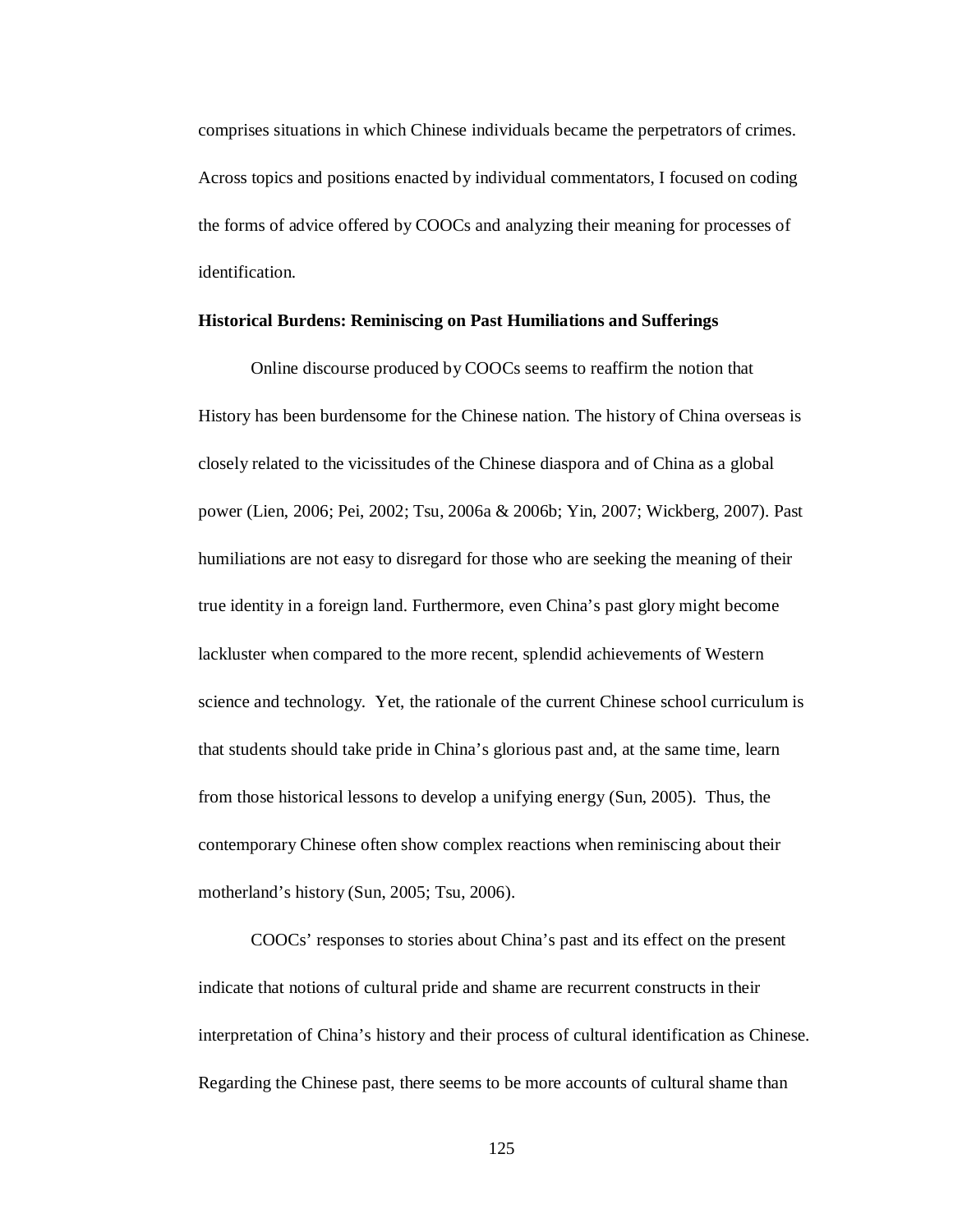comprises situations in which Chinese individuals became the perpetrators of crimes. Across topics and positions enacted by individual commentators, I focused on coding the forms of advice offered by COOCs and analyzing their meaning for processes of identification.

**Historical Burdens: Reminiscing on Past Humiliations and Sufferings**

Online discourse produced by COOCs seems to reaffirm the notion that History has been burdensome for the Chinese nation. The history of China overseas is closely related to the vicissitudes of the Chinese diaspora and of China as a global power (Lien, 2006; Pei, 2002; Tsu, 2006a & 2006b; Yin, 2007; Wickberg, 2007). Past humiliations are not easy to disregard for those who are seeking the meaning of their true identity in a foreign land. Furthermore, even China's past glory might become lackluster when compared to the more recent, splendid achievements of Western science and technology. Yet, the rationale of the current Chinese school curriculum is that students should take pride in China's glorious past and, at the same time, learn from those historical lessons to develop a unifying energy (Sun, 2005). Thus, the contemporary Chinese often show complex reactions when reminiscing about their motherland's history (Sun, 2005; Tsu, 2006).

COOCs' responses to stories about China's past and its effect on the present indicate that notions of cultural pride and shame are recurrent constructs in their interpretation of China's history and their process of cultural identification as Chinese. Regarding the Chinese past, there seems to be more accounts of cultural shame than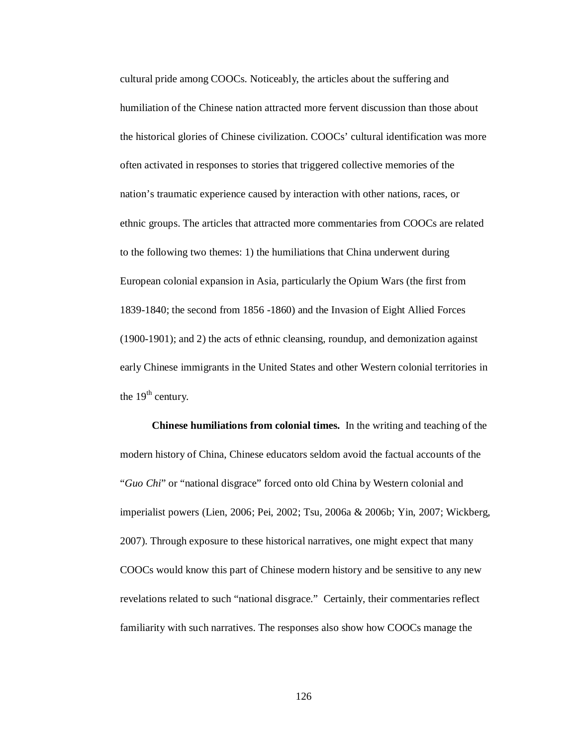cultural pride among COOCs. Noticeably, the articles about the suffering and humiliation of the Chinese nation attracted more fervent discussion than those about the historical glories of Chinese civilization. COOCs' cultural identification was more often activated in responses to stories that triggered collective memories of the nation's traumatic experience caused by interaction with other nations, races, or ethnic groups. The articles that attracted more commentaries from COOCs are related to the following two themes: 1) the humiliations that China underwent during European colonial expansion in Asia, particularly the Opium Wars (the first from 1839-1840; the second from 1856 -1860) and the Invasion of Eight Allied Forces (1900-1901); and 2) the acts of ethnic cleansing, roundup, and demonization against early Chinese immigrants in the United States and other Western colonial territories in the 19th century.

**Chinese humiliations from colonial times.** In the writing and teaching of the modern history of China, Chinese educators seldom avoid the factual accounts of the "*Guo Chi*" or "national disgrace" forced onto old China by Western colonial and imperialist powers (Lien, 2006; Pei, 2002; Tsu, 2006a & 2006b; Yin, 2007; Wickberg, 2007). Through exposure to these historical narratives, one might expect that many COOCs would know this part of Chinese modern history and be sensitive to any new revelations related to such "national disgrace." Certainly, their commentaries reflect familiarity with such narratives. The responses also show how COOCs manage the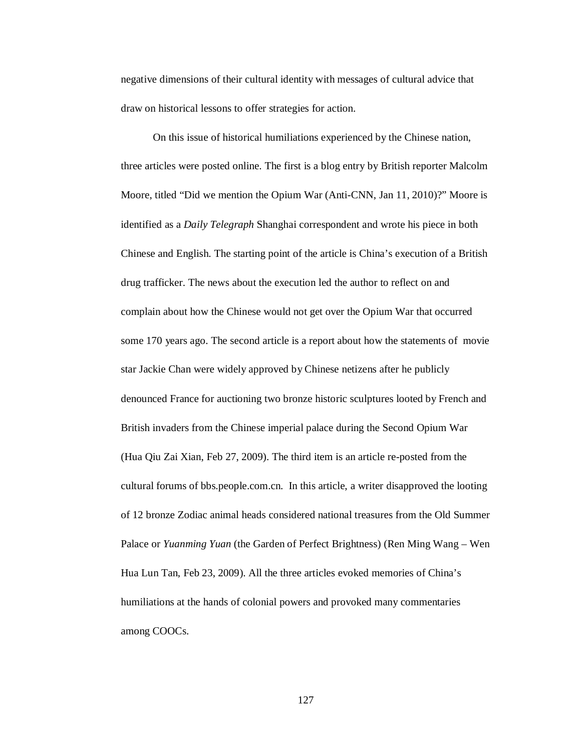negative dimensions of their cultural identity with messages of cultural advice that draw on historical lessons to offer strategies for action.

On this issue of historical humiliations experienced by the Chinese nation, three articles were posted online. The first is a blog entry by British reporter Malcolm Moore, titled "Did we mention the Opium War (Anti-CNN, Jan 11, 2010)?" Moore is identified as a *Daily Telegraph* Shanghai correspondent and wrote his piece in both Chinese and English. The starting point of the article is China's execution of a British drug trafficker. The news about the execution led the author to reflect on and complain about how the Chinese would not get over the Opium War that occurred some 170 years ago. The second article is a report about how the statements of movie star Jackie Chan were widely approved by Chinese netizens after he publicly denounced France for auctioning two bronze historic sculptures looted by French and British invaders from the Chinese imperial palace during the Second Opium War (Hua Qiu Zai Xian, Feb 27, 2009). The third item is an article re-posted from the cultural forums of bbs.people.com.cn. In this article, a writer disapproved the looting of 12 bronze Zodiac animal heads considered national treasures from the Old Summer Palace or *Yuanming Yuan* (the Garden of Perfect Brightness) (Ren Ming Wang – Wen Hua Lun Tan, Feb 23, 2009). All the three articles evoked memories of China's humiliations at the hands of colonial powers and provoked many commentaries among COOCs.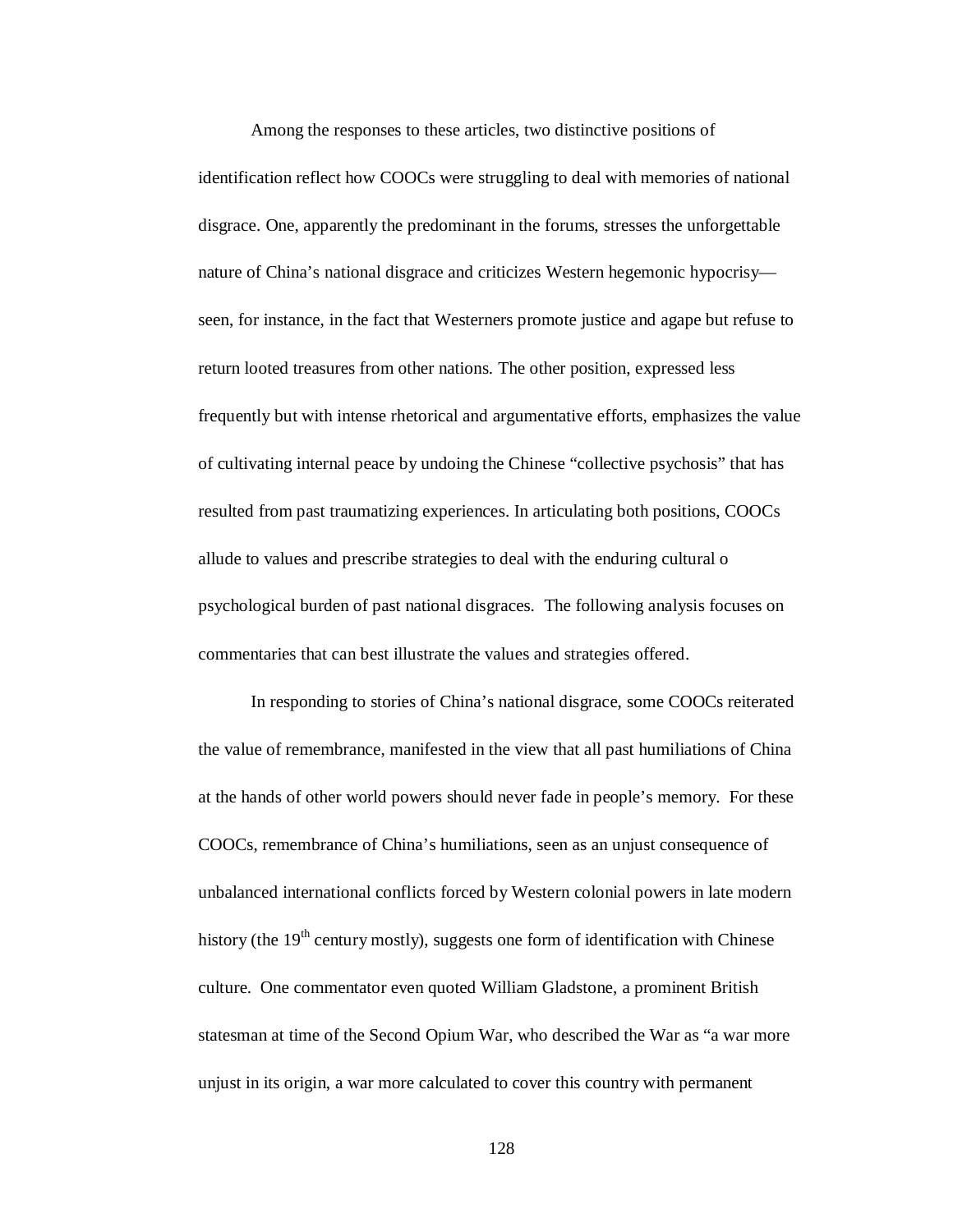Among the responses to these articles, two distinctive positions of identification reflect how COOCs were struggling to deal with memories of national disgrace. One, apparently the predominant in the forums, stresses the unforgettable nature of China's national disgrace and criticizes Western hegemonic hypocrisy—seen, for instance, in the fact that Westerners promote justice and agape but refuse to return looted treasures from other nations. The other position, expressed less frequently but with intense rhetorical and argumentative efforts, emphasizes the value of cultivating internal peace by undoing the Chinese "collective psychosis" that has resulted from past traumatizing experiences. In articulating both positions, COOCs allude to values and prescribe strategies to deal with the enduring cultural o psychological burden of past national disgraces. The following analysis focuses on commentaries that can best illustrate the values and strategies offered.

In responding to stories of China's national disgrace, some COOCs reiterated the value of remembrance, manifested in the view that all past humiliations of China at the hands of other world powers should never fade in people's memory. For these COOCs, remembrance of China's humiliations, seen as an unjust consequence of unbalanced international conflicts forced by Western colonial powers in late modern history (the 19th century mostly), suggests one form of identification with Chinese culture. One commentator even quoted William Gladstone, a prominent British statesman at time of the Second Opium War, who described the War as "a war more unjust in its origin, a war more calculated to cover this country with permanent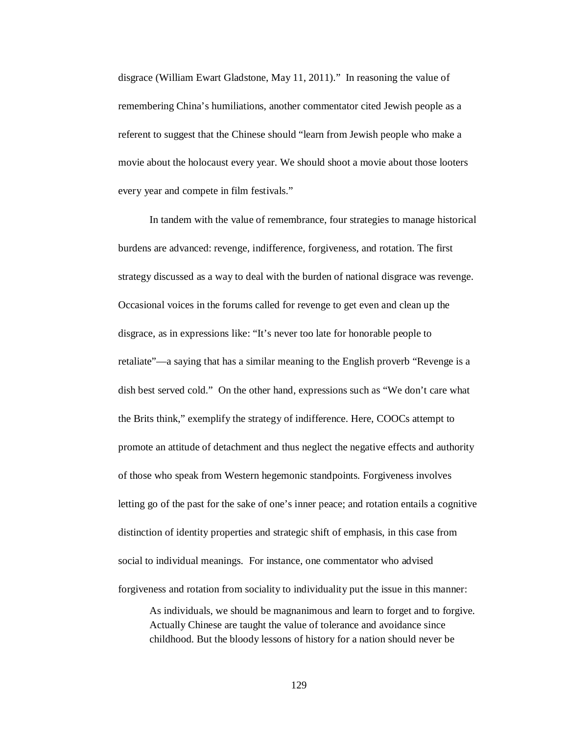disgrace (William Ewart Gladstone, May 11, 2011)." In reasoning the value of remembering China's humiliations, another commentator cited Jewish people as a referent to suggest that the Chinese should "learn from Jewish people who make a movie about the holocaust every year. We should shoot a movie about those looters every year and compete in film festivals."

In tandem with the value of remembrance, four strategies to manage historical burdens are advanced: revenge, indifference, forgiveness, and rotation. The first strategy discussed as a way to deal with the burden of national disgrace was revenge. Occasional voices in the forums called for revenge to get even and clean up the disgrace, as in expressions like: "It's never too late for honorable people to retaliate"—a saying that has a similar meaning to the English proverb "Revenge is a dish best served cold." On the other hand, expressions such as "We don't care what the Brits think," exemplify the strategy of indifference. Here, COOCs attempt to promote an attitude of detachment and thus neglect the negative effects and authority of those who speak from Western hegemonic standpoints. Forgiveness involves letting go of the past for the sake of one's inner peace; and rotation entails a cognitive distinction of identity properties and strategic shift of emphasis, in this case from social to individual meanings. For instance, one commentator who advised forgiveness and rotation from sociality to individuality put the issue in this manner:

> As individuals, we should be magnanimous and learn to forget and to forgive. Actually Chinese are taught the value of tolerance and avoidance since childhood. But the bloody lessons of history for a nation should never be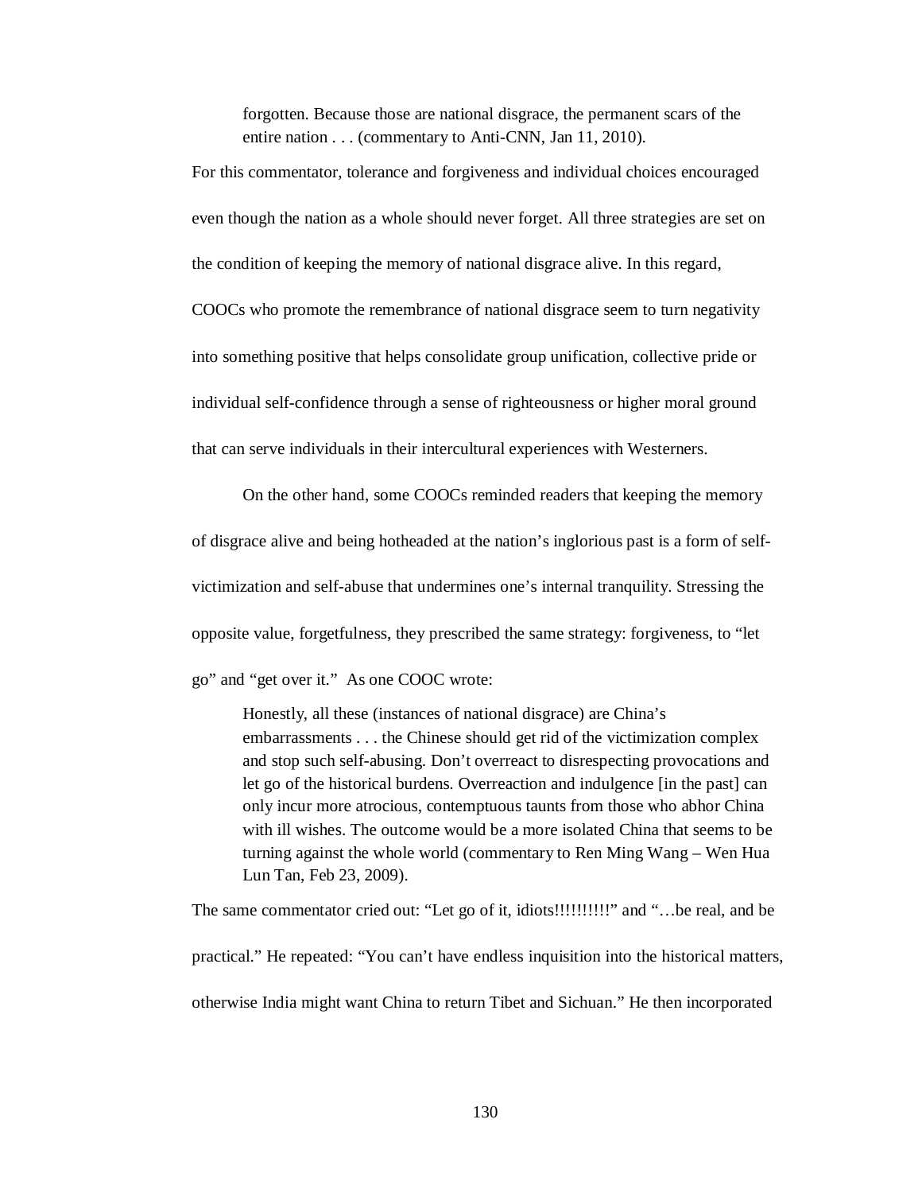> forgotten. Because those are national disgrace, the permanent scars of the entire nation . . . (commentary to Anti-CNN, Jan 11, 2010).

For this commentator, tolerance and forgiveness and individual choices encouraged even though the nation as a whole should never forget. All three strategies are set on the condition of keeping the memory of national disgrace alive. In this regard, COOCs who promote the remembrance of national disgrace seem to turn negativity into something positive that helps consolidate group unification, collective pride or individual self-confidence through a sense of righteousness or higher moral ground that can serve individuals in their intercultural experiences with Westerners.

On the other hand, some COOCs reminded readers that keeping the memory of disgrace alive and being hotheaded at the nation's inglorious past is a form of self-victimization and self-abuse that undermines one's internal tranquility. Stressing the opposite value, forgetfulness, they prescribed the same strategy: forgiveness, to "let go" and "get over it." As one COOC wrote:

> Honestly, all these (instances of national disgrace) are China's embarrassments . . . the Chinese should get rid of the victimization complex and stop such self-abusing. Don't overreact to disrespecting provocations and let go of the historical burdens. Overreaction and indulgence [in the past] can only incur more atrocious, contemptuous taunts from those who abhor China with ill wishes. The outcome would be a more isolated China that seems to be turning against the whole world (commentary to Ren Ming Wang – Wen Hua Lun Tan, Feb 23, 2009).

The same commentator cried out: "Let go of it, idiots!!!!!!!!!!" and "…be real, and be practical." He repeated: "You can't have endless inquisition into the historical matters, otherwise India might want China to return Tibet and Sichuan." He then incorporated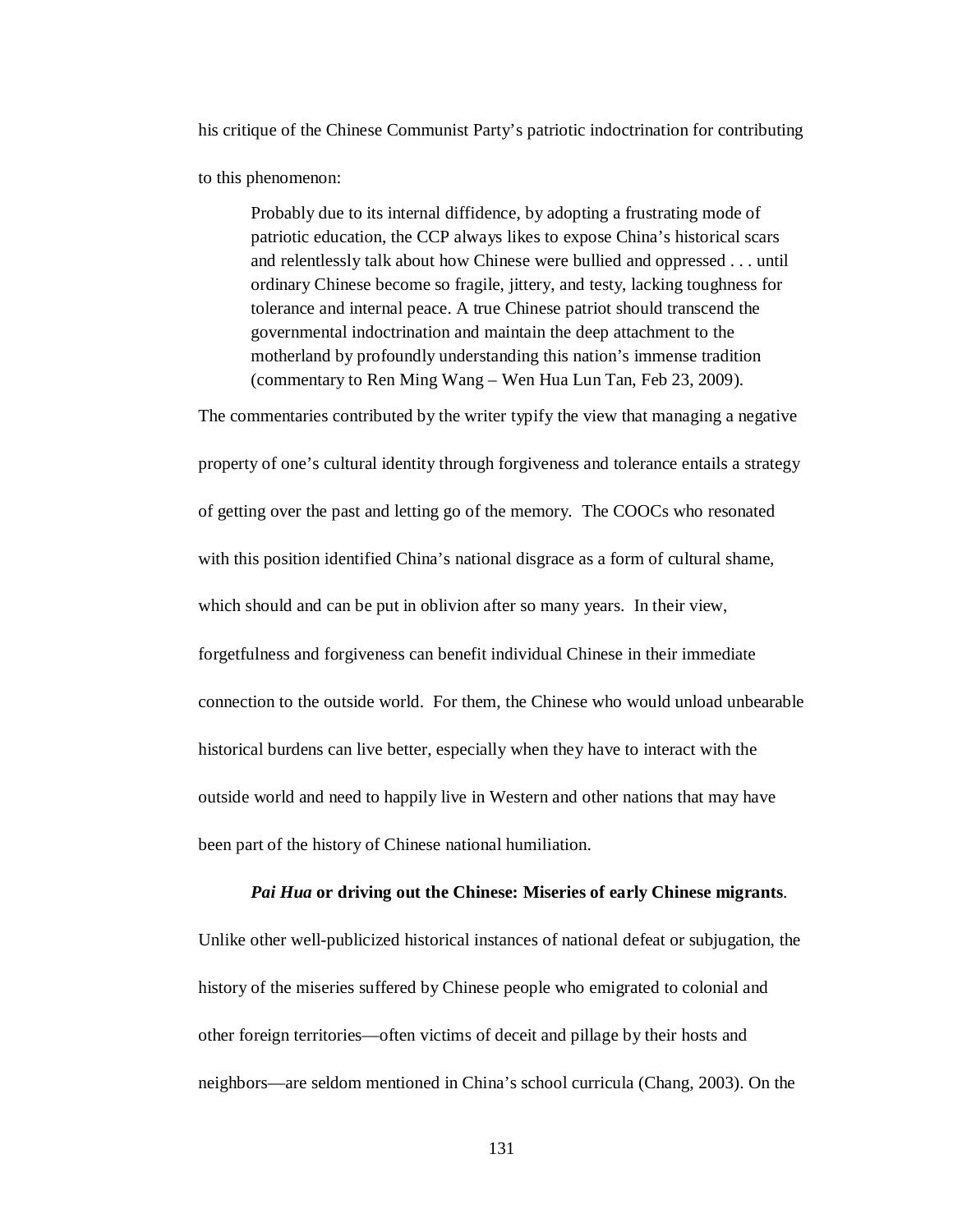his critique of the Chinese Communist Party's patriotic indoctrination for contributing to this phenomenon:

> Probably due to its internal diffidence, by adopting a frustrating mode of patriotic education, the CCP always likes to expose China's historical scars and relentlessly talk about how Chinese were bullied and oppressed . . . until ordinary Chinese become so fragile, jittery, and testy, lacking toughness for tolerance and internal peace. A true Chinese patriot should transcend the governmental indoctrination and maintain the deep attachment to the motherland by profoundly understanding this nation's immense tradition (commentary to Ren Ming Wang – Wen Hua Lun Tan, Feb 23, 2009).

The commentaries contributed by the writer typify the view that managing a negative property of one's cultural identity through forgiveness and tolerance entails a strategy of getting over the past and letting go of the memory. The COOCs who resonated with this position identified China's national disgrace as a form of cultural shame, which should and can be put in oblivion after so many years. In their view, forgetfulness and forgiveness can benefit individual Chinese in their immediate connection to the outside world. For them, the Chinese who would unload unbearable historical burdens can live better, especially when they have to interact with the outside world and need to happily live in Western and other nations that may have been part of the history of Chinese national humiliation.

***Pai Hua* or driving out the Chinese: Miseries of early Chinese migrants**. Unlike other well-publicized historical instances of national defeat or subjugation, the history of the miseries suffered by Chinese people who emigrated to colonial and other foreign territories—often victims of deceit and pillage by their hosts and neighbors—are seldom mentioned in China's school curricula (Chang, 2003). On the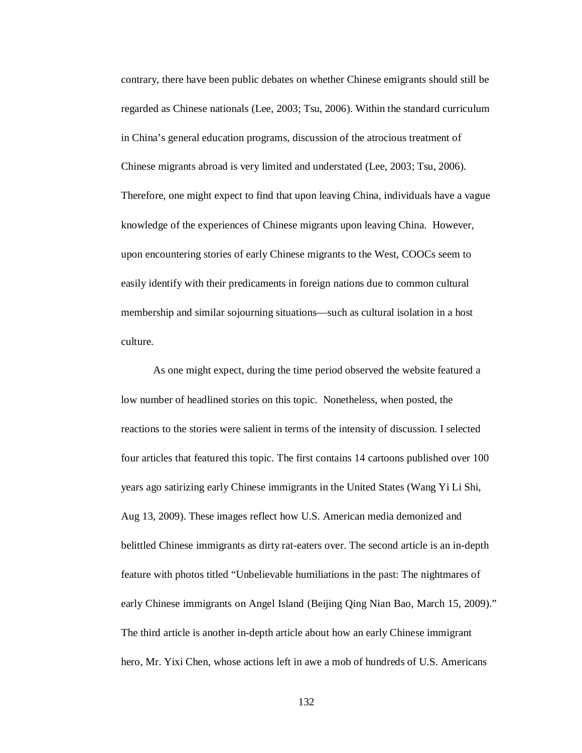contrary, there have been public debates on whether Chinese emigrants should still be regarded as Chinese nationals (Lee, 2003; Tsu, 2006). Within the standard curriculum in China's general education programs, discussion of the atrocious treatment of Chinese migrants abroad is very limited and understated (Lee, 2003; Tsu, 2006). Therefore, one might expect to find that upon leaving China, individuals have a vague knowledge of the experiences of Chinese migrants upon leaving China. However, upon encountering stories of early Chinese migrants to the West, COOCs seem to easily identify with their predicaments in foreign nations due to common cultural membership and similar sojourning situations—such as cultural isolation in a host culture.

As one might expect, during the time period observed the website featured a low number of headlined stories on this topic. Nonetheless, when posted, the reactions to the stories were salient in terms of the intensity of discussion. I selected four articles that featured this topic. The first contains 14 cartoons published over 100 years ago satirizing early Chinese immigrants in the United States (Wang Yi Li Shi, Aug 13, 2009). These images reflect how U.S. American media demonized and belittled Chinese immigrants as dirty rat-eaters over. The second article is an in-depth feature with photos titled "Unbelievable humiliations in the past: The nightmares of early Chinese immigrants on Angel Island (Beijing Qing Nian Bao, March 15, 2009)." The third article is another in-depth article about how an early Chinese immigrant hero, Mr. Yixi Chen, whose actions left in awe a mob of hundreds of U.S. Americans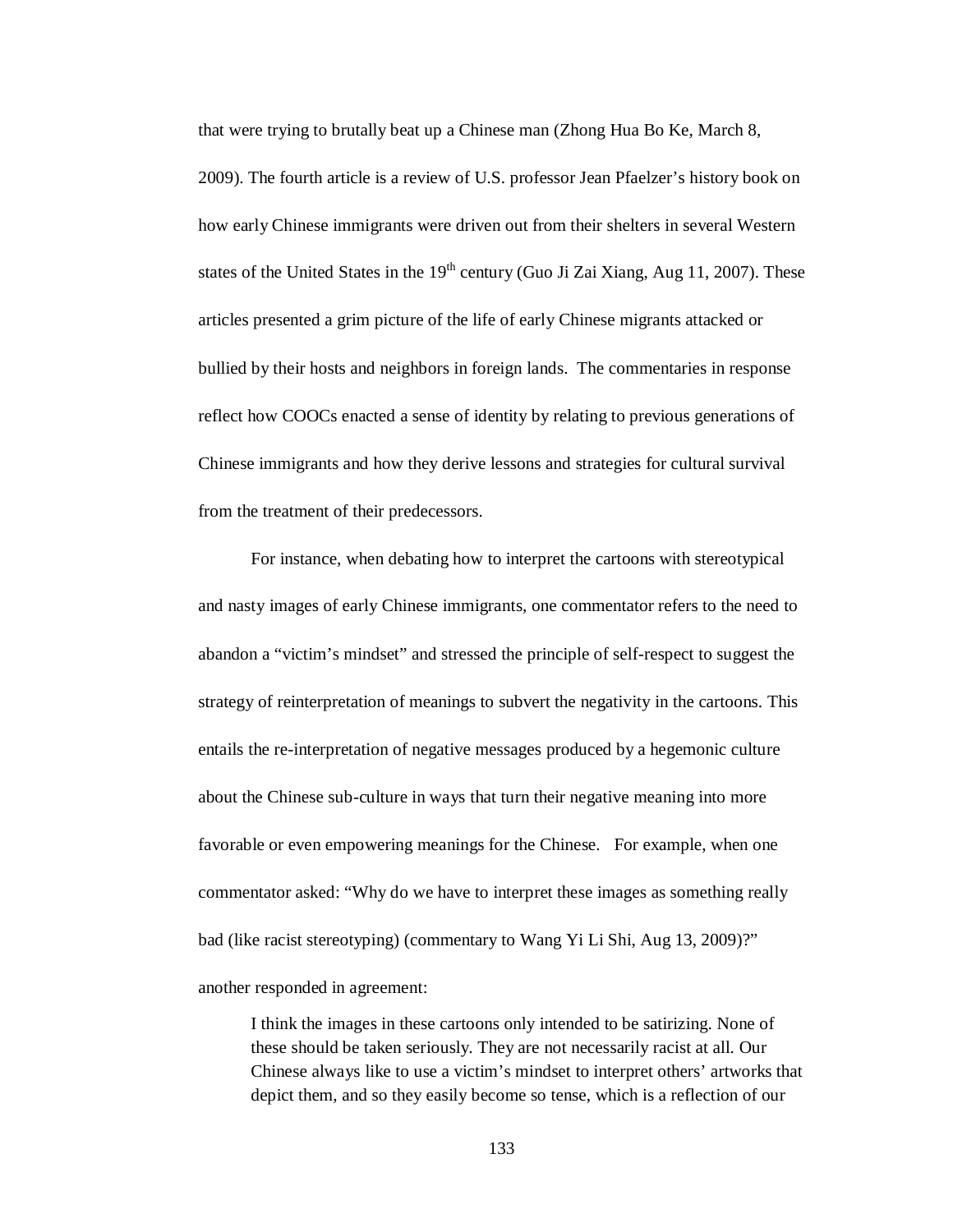that were trying to brutally beat up a Chinese man (Zhong Hua Bo Ke, March 8, 2009). The fourth article is a review of U.S. professor Jean Pfaelzer's history book on how early Chinese immigrants were driven out from their shelters in several Western states of the United States in the 19th century (Guo Ji Zai Xiang, Aug 11, 2007). These articles presented a grim picture of the life of early Chinese migrants attacked or bullied by their hosts and neighbors in foreign lands. The commentaries in response reflect how COOCs enacted a sense of identity by relating to previous generations of Chinese immigrants and how they derive lessons and strategies for cultural survival from the treatment of their predecessors.

For instance, when debating how to interpret the cartoons with stereotypical and nasty images of early Chinese immigrants, one commentator refers to the need to abandon a "victim's mindset" and stressed the principle of self-respect to suggest the strategy of reinterpretation of meanings to subvert the negativity in the cartoons. This entails the re-interpretation of negative messages produced by a hegemonic culture about the Chinese sub-culture in ways that turn their negative meaning into more favorable or even empowering meanings for the Chinese. For example, when one commentator asked: "Why do we have to interpret these images as something really bad (like racist stereotyping) (commentary to Wang Yi Li Shi, Aug 13, 2009)?" another responded in agreement:

> I think the images in these cartoons only intended to be satirizing. None of these should be taken seriously. They are not necessarily racist at all. Our Chinese always like to use a victim's mindset to interpret others' artworks that depict them, and so they easily become so tense, which is a reflection of our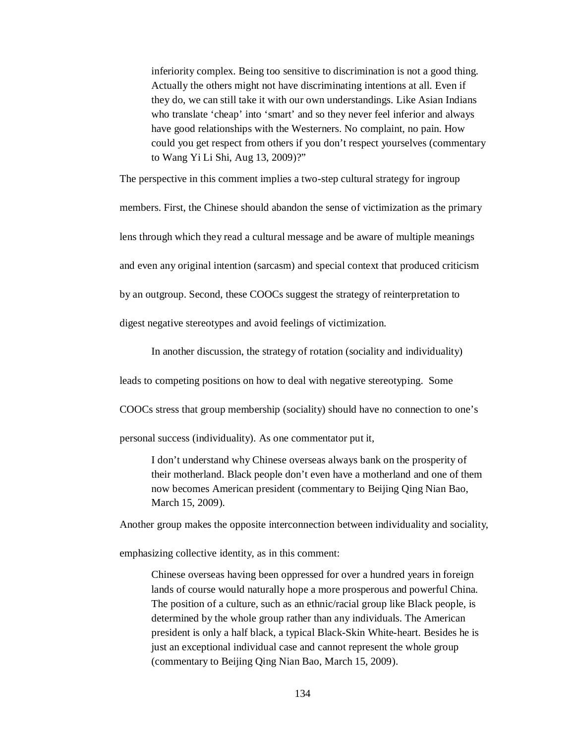inferiority complex. Being too sensitive to discrimination is not a good thing. Actually the others might not have discriminating intentions at all. Even if they do, we can still take it with our own understandings. Like Asian Indians who translate 'cheap' into 'smart' and so they never feel inferior and always have good relationships with the Westerners. No complaint, no pain. How could you get respect from others if you don't respect yourselves (commentary to Wang Yi Li Shi, Aug 13, 2009)?"

The perspective in this comment implies a two-step cultural strategy for ingroup members. First, the Chinese should abandon the sense of victimization as the primary lens through which they read a cultural message and be aware of multiple meanings and even any original intention (sarcasm) and special context that produced criticism by an outgroup. Second, these COOCs suggest the strategy of reinterpretation to digest negative stereotypes and avoid feelings of victimization.

In another discussion, the strategy of rotation (sociality and individuality) leads to competing positions on how to deal with negative stereotyping. Some COOCs stress that group membership (sociality) should have no connection to one's personal success (individuality). As one commentator put it,

> I don't understand why Chinese overseas always bank on the prosperity of their motherland. Black people don't even have a motherland and one of them now becomes American president (commentary to Beijing Qing Nian Bao, March 15, 2009).

Another group makes the opposite interconnection between individuality and sociality, emphasizing collective identity, as in this comment:

> Chinese overseas having been oppressed for over a hundred years in foreign lands of course would naturally hope a more prosperous and powerful China. The position of a culture, such as an ethnic/racial group like Black people, is determined by the whole group rather than any individuals. The American president is only a half black, a typical Black-Skin White-heart. Besides he is just an exceptional individual case and cannot represent the whole group (commentary to Beijing Qing Nian Bao, March 15, 2009).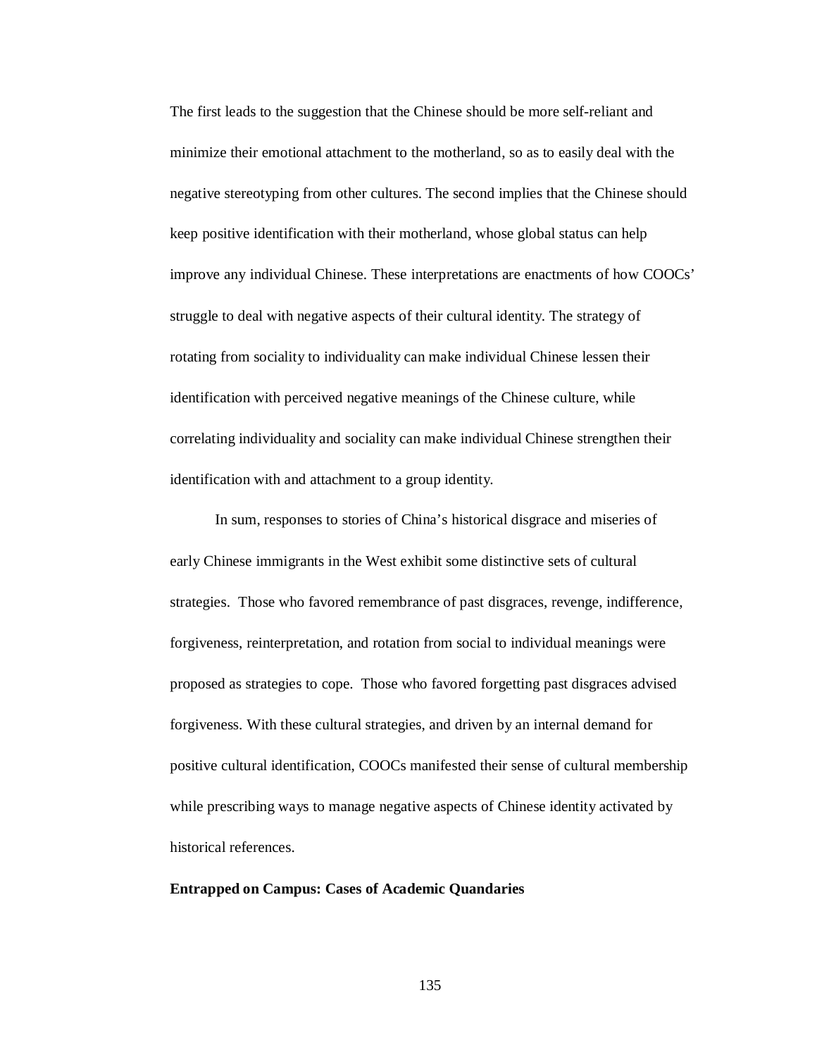The first leads to the suggestion that the Chinese should be more self-reliant and minimize their emotional attachment to the motherland, so as to easily deal with the negative stereotyping from other cultures. The second implies that the Chinese should keep positive identification with their motherland, whose global status can help improve any individual Chinese. These interpretations are enactments of how COOCs' struggle to deal with negative aspects of their cultural identity. The strategy of rotating from sociality to individuality can make individual Chinese lessen their identification with perceived negative meanings of the Chinese culture, while correlating individuality and sociality can make individual Chinese strengthen their identification with and attachment to a group identity.

In sum, responses to stories of China's historical disgrace and miseries of early Chinese immigrants in the West exhibit some distinctive sets of cultural strategies. Those who favored remembrance of past disgraces, revenge, indifference, forgiveness, reinterpretation, and rotation from social to individual meanings were proposed as strategies to cope. Those who favored forgetting past disgraces advised forgiveness. With these cultural strategies, and driven by an internal demand for positive cultural identification, COOCs manifested their sense of cultural membership while prescribing ways to manage negative aspects of Chinese identity activated by historical references.

**Entrapped on Campus: Cases of Academic Quandaries**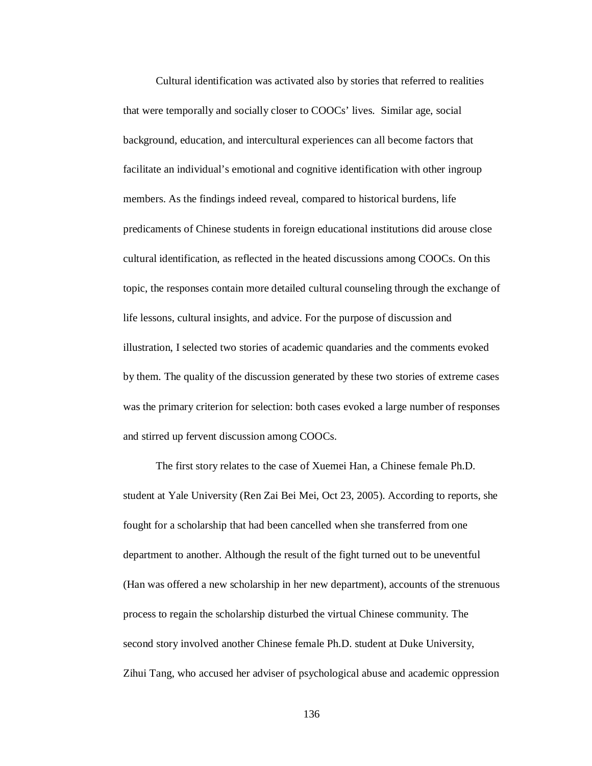Cultural identification was activated also by stories that referred to realities that were temporally and socially closer to COOCs' lives. Similar age, social background, education, and intercultural experiences can all become factors that facilitate an individual's emotional and cognitive identification with other ingroup members. As the findings indeed reveal, compared to historical burdens, life predicaments of Chinese students in foreign educational institutions did arouse close cultural identification, as reflected in the heated discussions among COOCs. On this topic, the responses contain more detailed cultural counseling through the exchange of life lessons, cultural insights, and advice. For the purpose of discussion and illustration, I selected two stories of academic quandaries and the comments evoked by them. The quality of the discussion generated by these two stories of extreme cases was the primary criterion for selection: both cases evoked a large number of responses and stirred up fervent discussion among COOCs.

The first story relates to the case of Xuemei Han, a Chinese female Ph.D. student at Yale University (Ren Zai Bei Mei, Oct 23, 2005). According to reports, she fought for a scholarship that had been cancelled when she transferred from one department to another. Although the result of the fight turned out to be uneventful (Han was offered a new scholarship in her new department), accounts of the strenuous process to regain the scholarship disturbed the virtual Chinese community. The second story involved another Chinese female Ph.D. student at Duke University, Zihui Tang, who accused her adviser of psychological abuse and academic oppression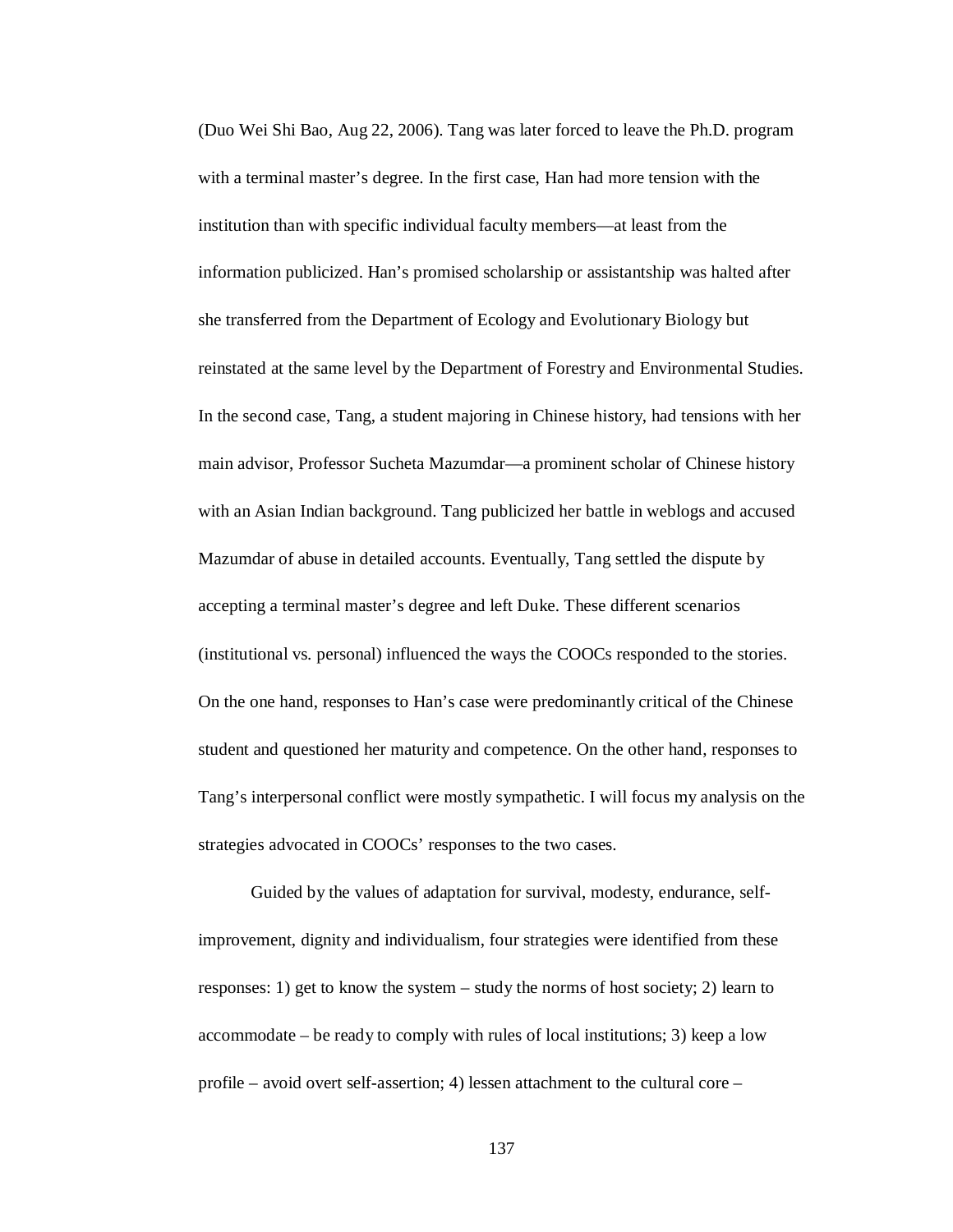(Duo Wei Shi Bao, Aug 22, 2006). Tang was later forced to leave the Ph.D. program with a terminal master's degree. In the first case, Han had more tension with the institution than with specific individual faculty members—at least from the information publicized. Han's promised scholarship or assistantship was halted after she transferred from the Department of Ecology and Evolutionary Biology but reinstated at the same level by the Department of Forestry and Environmental Studies. In the second case, Tang, a student majoring in Chinese history, had tensions with her main advisor, Professor Sucheta Mazumdar—a prominent scholar of Chinese history with an Asian Indian background. Tang publicized her battle in weblogs and accused Mazumdar of abuse in detailed accounts. Eventually, Tang settled the dispute by accepting a terminal master's degree and left Duke. These different scenarios (institutional vs. personal) influenced the ways the COOCs responded to the stories. On the one hand, responses to Han's case were predominantly critical of the Chinese student and questioned her maturity and competence. On the other hand, responses to Tang's interpersonal conflict were mostly sympathetic. I will focus my analysis on the strategies advocated in COOCs' responses to the two cases.

Guided by the values of adaptation for survival, modesty, endurance, self-improvement, dignity and individualism, four strategies were identified from these responses: 1) get to know the system – study the norms of host society; 2) learn to accommodate – be ready to comply with rules of local institutions; 3) keep a low profile – avoid overt self-assertion; 4) lessen attachment to the cultural core –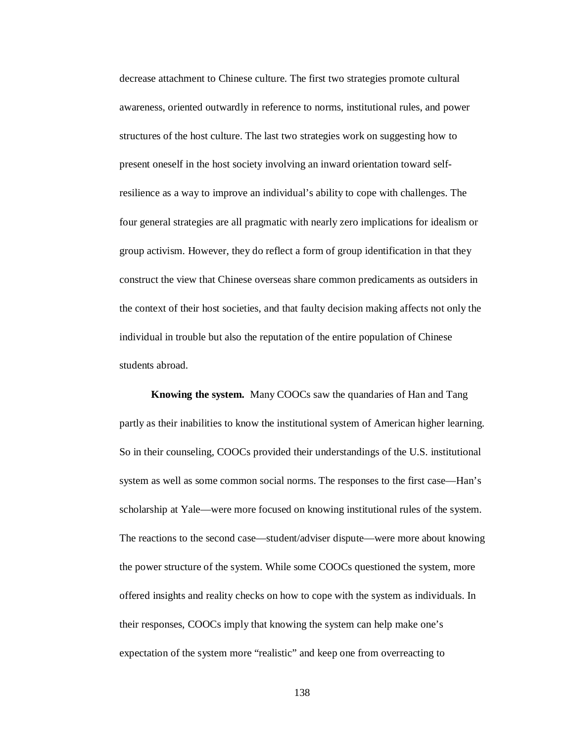decrease attachment to Chinese culture. The first two strategies promote cultural awareness, oriented outwardly in reference to norms, institutional rules, and power structures of the host culture. The last two strategies work on suggesting how to present oneself in the host society involving an inward orientation toward self-resilience as a way to improve an individual's ability to cope with challenges. The four general strategies are all pragmatic with nearly zero implications for idealism or group activism. However, they do reflect a form of group identification in that they construct the view that Chinese overseas share common predicaments as outsiders in the context of their host societies, and that faulty decision making affects not only the individual in trouble but also the reputation of the entire population of Chinese students abroad.

**Knowing the system.** Many COOCs saw the quandaries of Han and Tang partly as their inabilities to know the institutional system of American higher learning. So in their counseling, COOCs provided their understandings of the U.S. institutional system as well as some common social norms. The responses to the first case—Han's scholarship at Yale—were more focused on knowing institutional rules of the system. The reactions to the second case—student/adviser dispute—were more about knowing the power structure of the system. While some COOCs questioned the system, more offered insights and reality checks on how to cope with the system as individuals. In their responses, COOCs imply that knowing the system can help make one's expectation of the system more "realistic" and keep one from overreacting to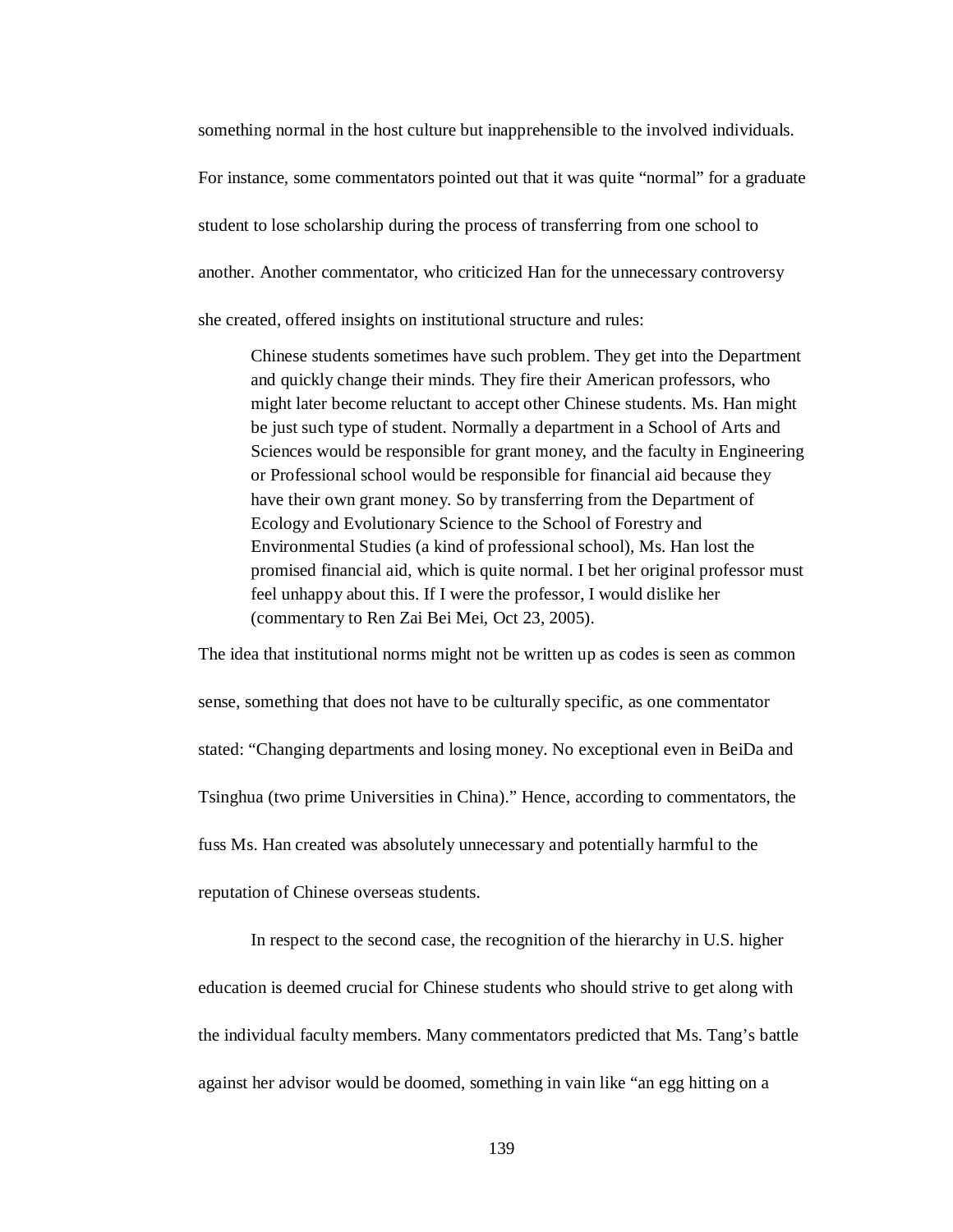something normal in the host culture but inapprehensible to the involved individuals. For instance, some commentators pointed out that it was quite "normal" for a graduate student to lose scholarship during the process of transferring from one school to another. Another commentator, who criticized Han for the unnecessary controversy she created, offered insights on institutional structure and rules:

> Chinese students sometimes have such problem. They get into the Department and quickly change their minds. They fire their American professors, who might later become reluctant to accept other Chinese students. Ms. Han might be just such type of student. Normally a department in a School of Arts and Sciences would be responsible for grant money, and the faculty in Engineering or Professional school would be responsible for financial aid because they have their own grant money. So by transferring from the Department of Ecology and Evolutionary Science to the School of Forestry and Environmental Studies (a kind of professional school), Ms. Han lost the promised financial aid, which is quite normal. I bet her original professor must feel unhappy about this. If I were the professor, I would dislike her (commentary to Ren Zai Bei Mei, Oct 23, 2005).

The idea that institutional norms might not be written up as codes is seen as common sense, something that does not have to be culturally specific, as one commentator stated: "Changing departments and losing money. No exceptional even in BeiDa and Tsinghua (two prime Universities in China)." Hence, according to commentators, the fuss Ms. Han created was absolutely unnecessary and potentially harmful to the reputation of Chinese overseas students.

In respect to the second case, the recognition of the hierarchy in U.S. higher education is deemed crucial for Chinese students who should strive to get along with the individual faculty members. Many commentators predicted that Ms. Tang's battle against her advisor would be doomed, something in vain like "an egg hitting on a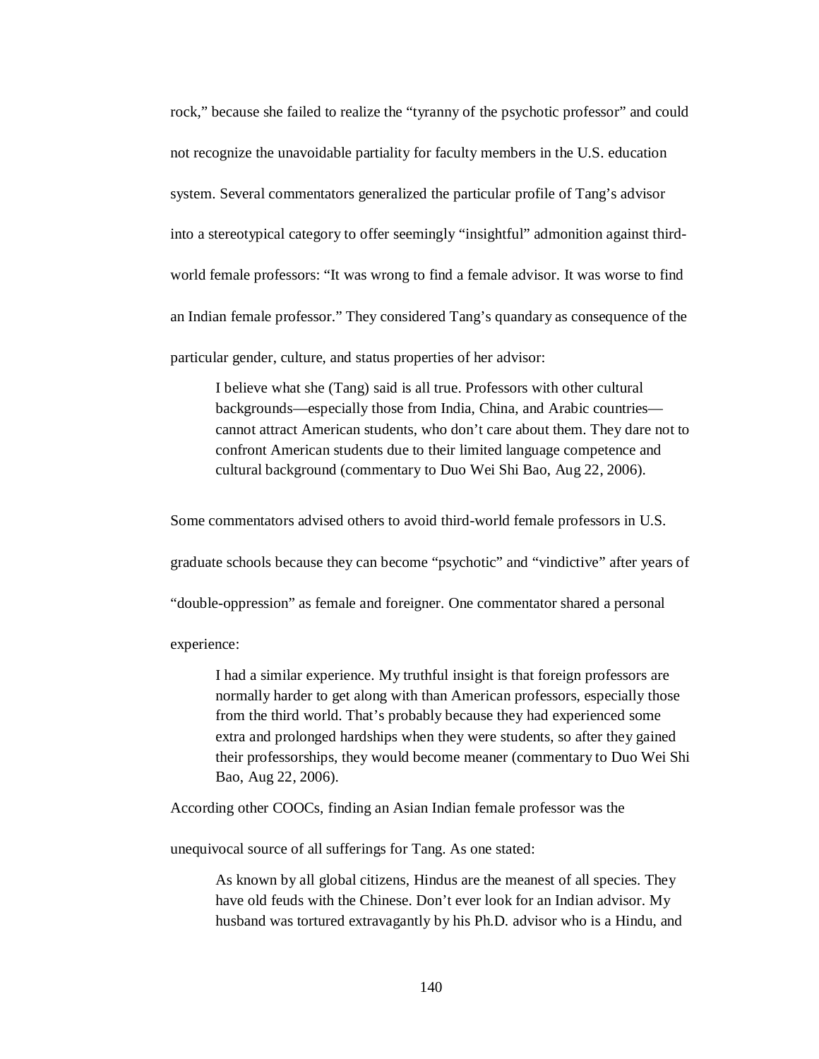rock," because she failed to realize the "tyranny of the psychotic professor" and could not recognize the unavoidable partiality for faculty members in the U.S. education system. Several commentators generalized the particular profile of Tang's advisor into a stereotypical category to offer seemingly "insightful" admonition against third-world female professors: "It was wrong to find a female advisor. It was worse to find an Indian female professor." They considered Tang's quandary as consequence of the particular gender, culture, and status properties of her advisor:

> I believe what she (Tang) said is all true. Professors with other cultural backgrounds—especially those from India, China, and Arabic countries—cannot attract American students, who don't care about them. They dare not to confront American students due to their limited language competence and cultural background (commentary to Duo Wei Shi Bao, Aug 22, 2006).

Some commentators advised others to avoid third-world female professors in U.S. graduate schools because they can become "psychotic" and "vindictive" after years of "double-oppression" as female and foreigner. One commentator shared a personal experience:

> I had a similar experience. My truthful insight is that foreign professors are normally harder to get along with than American professors, especially those from the third world. That's probably because they had experienced some extra and prolonged hardships when they were students, so after they gained their professorships, they would become meaner (commentary to Duo Wei Shi Bao, Aug 22, 2006).

According other COOCs, finding an Asian Indian female professor was the unequivocal source of all sufferings for Tang. As one stated:

> As known by all global citizens, Hindus are the meanest of all species. They have old feuds with the Chinese. Don't ever look for an Indian advisor. My husband was tortured extravagantly by his Ph.D. advisor who is a Hindu, and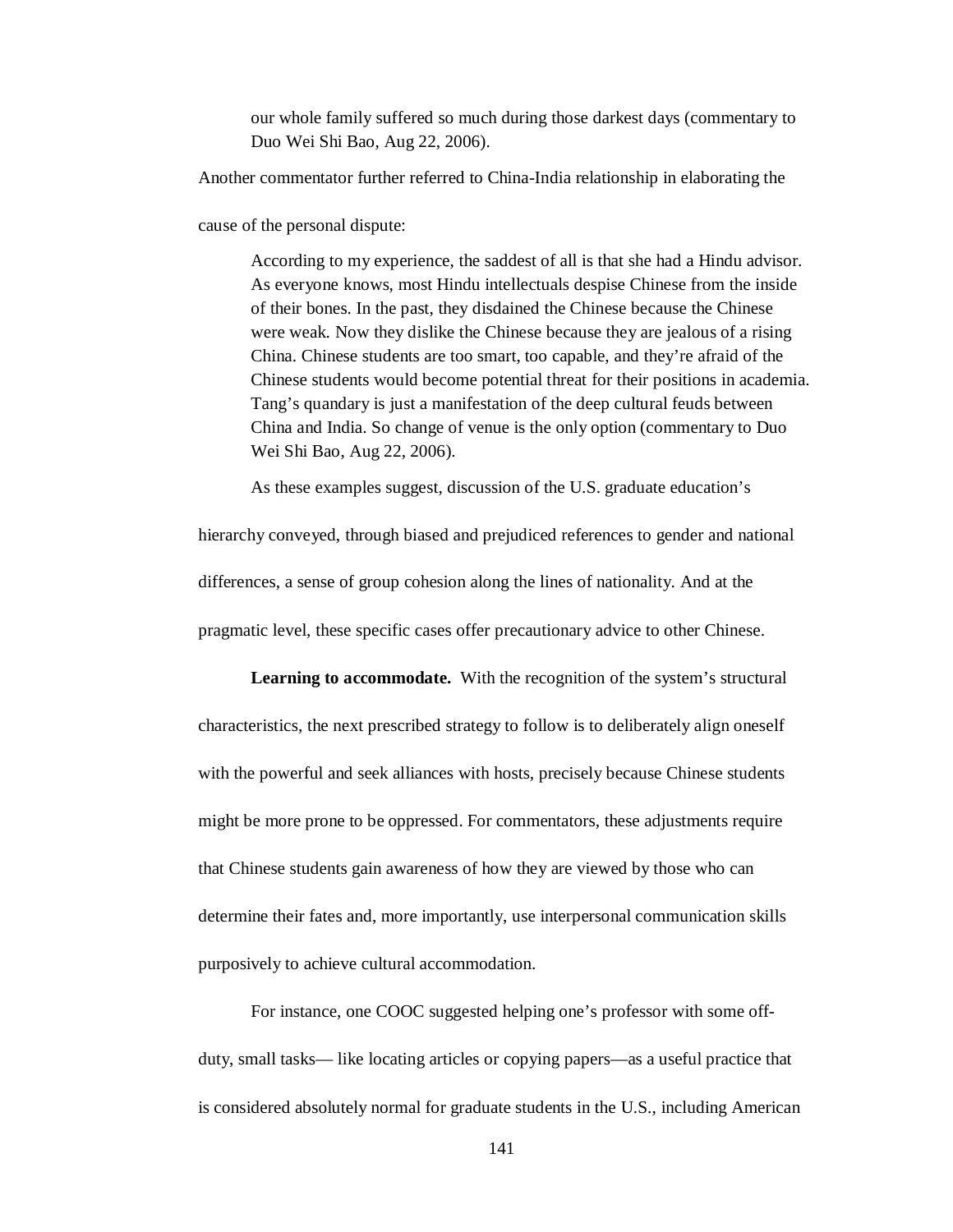> our whole family suffered so much during those darkest days (commentary to Duo Wei Shi Bao, Aug 22, 2006).

Another commentator further referred to China-India relationship in elaborating the cause of the personal dispute:

> According to my experience, the saddest of all is that she had a Hindu advisor. As everyone knows, most Hindu intellectuals despise Chinese from the inside of their bones. In the past, they disdained the Chinese because the Chinese were weak. Now they dislike the Chinese because they are jealous of a rising China. Chinese students are too smart, too capable, and they're afraid of the Chinese students would become potential threat for their positions in academia. Tang's quandary is just a manifestation of the deep cultural feuds between China and India. So change of venue is the only option (commentary to Duo Wei Shi Bao, Aug 22, 2006).

As these examples suggest, discussion of the U.S. graduate education's hierarchy conveyed, through biased and prejudiced references to gender and national differences, a sense of group cohesion along the lines of nationality. And at the pragmatic level, these specific cases offer precautionary advice to other Chinese.

**Learning to accommodate.** With the recognition of the system's structural characteristics, the next prescribed strategy to follow is to deliberately align oneself with the powerful and seek alliances with hosts, precisely because Chinese students might be more prone to be oppressed. For commentators, these adjustments require that Chinese students gain awareness of how they are viewed by those who can determine their fates and, more importantly, use interpersonal communication skills purposively to achieve cultural accommodation.

For instance, one COOC suggested helping one's professor with some off-duty, small tasks— like locating articles or copying papers—as a useful practice that is considered absolutely normal for graduate students in the U.S., including American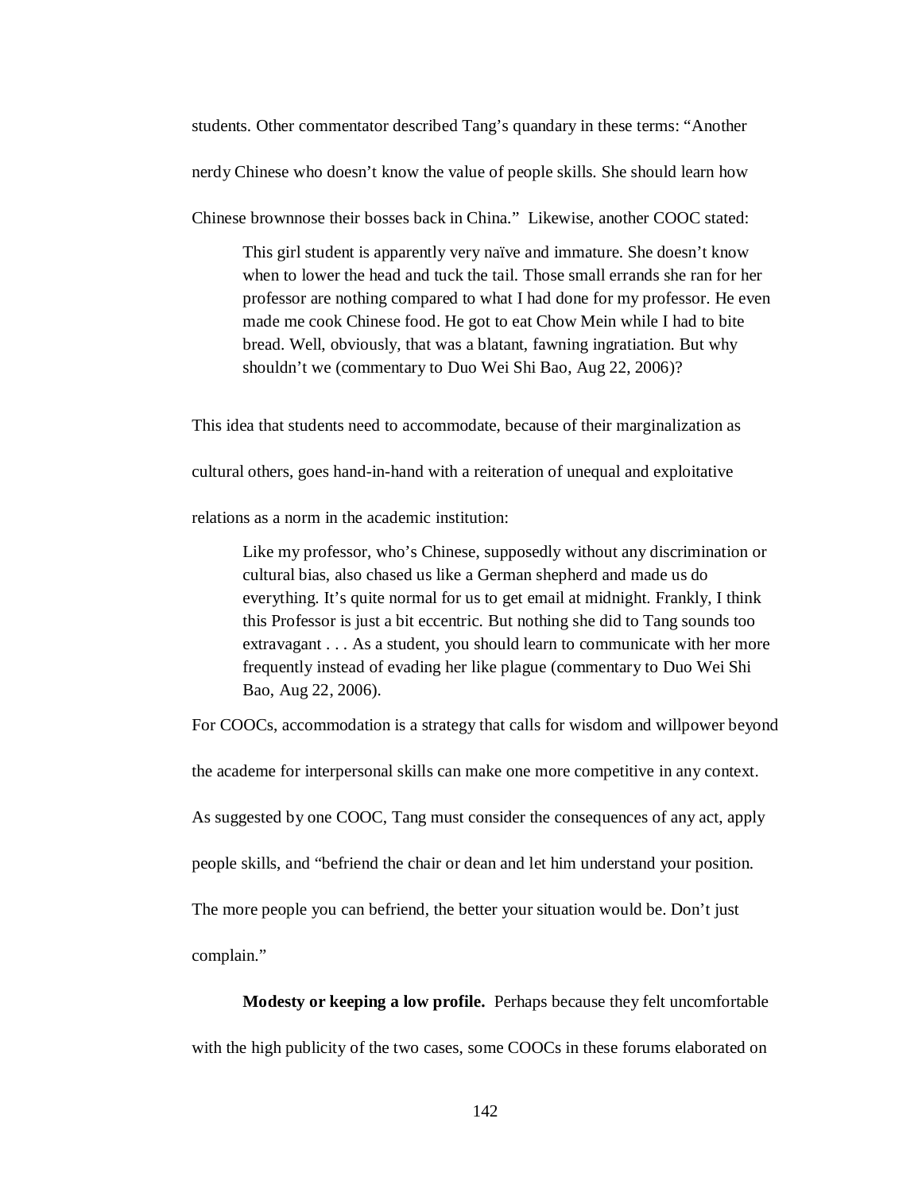students. Other commentator described Tang's quandary in these terms: "Another nerdy Chinese who doesn't know the value of people skills. She should learn how Chinese brownnose their bosses back in China." Likewise, another COOC stated:

> This girl student is apparently very naïve and immature. She doesn't know when to lower the head and tuck the tail. Those small errands she ran for her professor are nothing compared to what I had done for my professor. He even made me cook Chinese food. He got to eat Chow Mein while I had to bite bread. Well, obviously, that was a blatant, fawning ingratiation. But why shouldn't we (commentary to Duo Wei Shi Bao, Aug 22, 2006)?

This idea that students need to accommodate, because of their marginalization as cultural others, goes hand-in-hand with a reiteration of unequal and exploitative relations as a norm in the academic institution:

> Like my professor, who's Chinese, supposedly without any discrimination or cultural bias, also chased us like a German shepherd and made us do everything. It's quite normal for us to get email at midnight. Frankly, I think this Professor is just a bit eccentric. But nothing she did to Tang sounds too extravagant . . . As a student, you should learn to communicate with her more frequently instead of evading her like plague (commentary to Duo Wei Shi Bao, Aug 22, 2006).

For COOCs, accommodation is a strategy that calls for wisdom and willpower beyond the academe for interpersonal skills can make one more competitive in any context. As suggested by one COOC, Tang must consider the consequences of any act, apply people skills, and "befriend the chair or dean and let him understand your position. The more people you can befriend, the better your situation would be. Don't just complain."

**Modesty or keeping a low profile.** Perhaps because they felt uncomfortable with the high publicity of the two cases, some COOCs in these forums elaborated on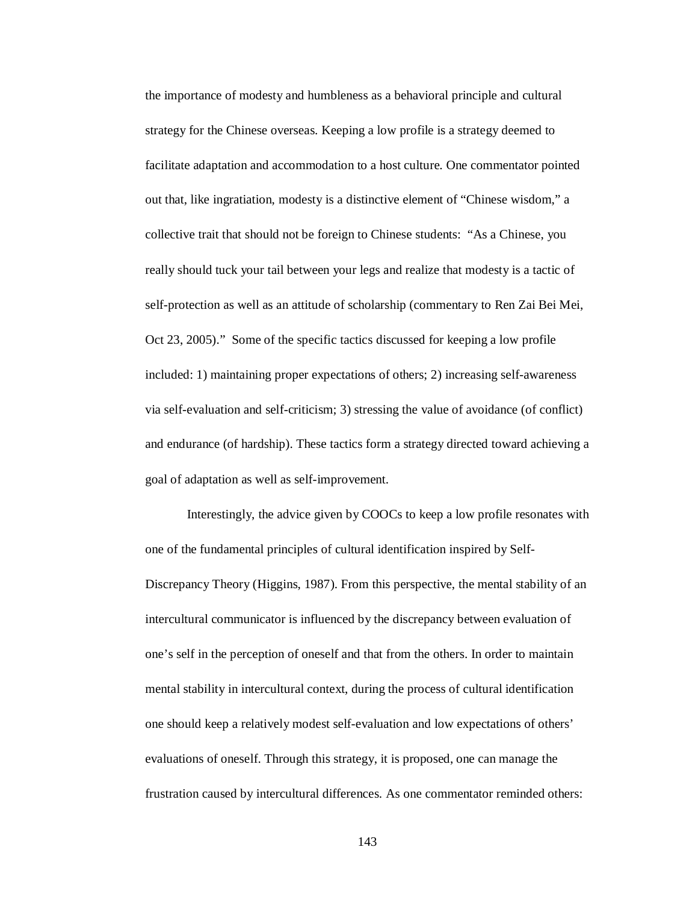the importance of modesty and humbleness as a behavioral principle and cultural strategy for the Chinese overseas. Keeping a low profile is a strategy deemed to facilitate adaptation and accommodation to a host culture. One commentator pointed out that, like ingratiation, modesty is a distinctive element of "Chinese wisdom," a collective trait that should not be foreign to Chinese students: "As a Chinese, you really should tuck your tail between your legs and realize that modesty is a tactic of self-protection as well as an attitude of scholarship (commentary to Ren Zai Bei Mei, Oct 23, 2005)." Some of the specific tactics discussed for keeping a low profile included: 1) maintaining proper expectations of others; 2) increasing self-awareness via self-evaluation and self-criticism; 3) stressing the value of avoidance (of conflict) and endurance (of hardship). These tactics form a strategy directed toward achieving a goal of adaptation as well as self-improvement.

Interestingly, the advice given by COOCs to keep a low profile resonates with one of the fundamental principles of cultural identification inspired by Self-Discrepancy Theory (Higgins, 1987). From this perspective, the mental stability of an intercultural communicator is influenced by the discrepancy between evaluation of one's self in the perception of oneself and that from the others. In order to maintain mental stability in intercultural context, during the process of cultural identification one should keep a relatively modest self-evaluation and low expectations of others' evaluations of oneself. Through this strategy, it is proposed, one can manage the frustration caused by intercultural differences. As one commentator reminded others: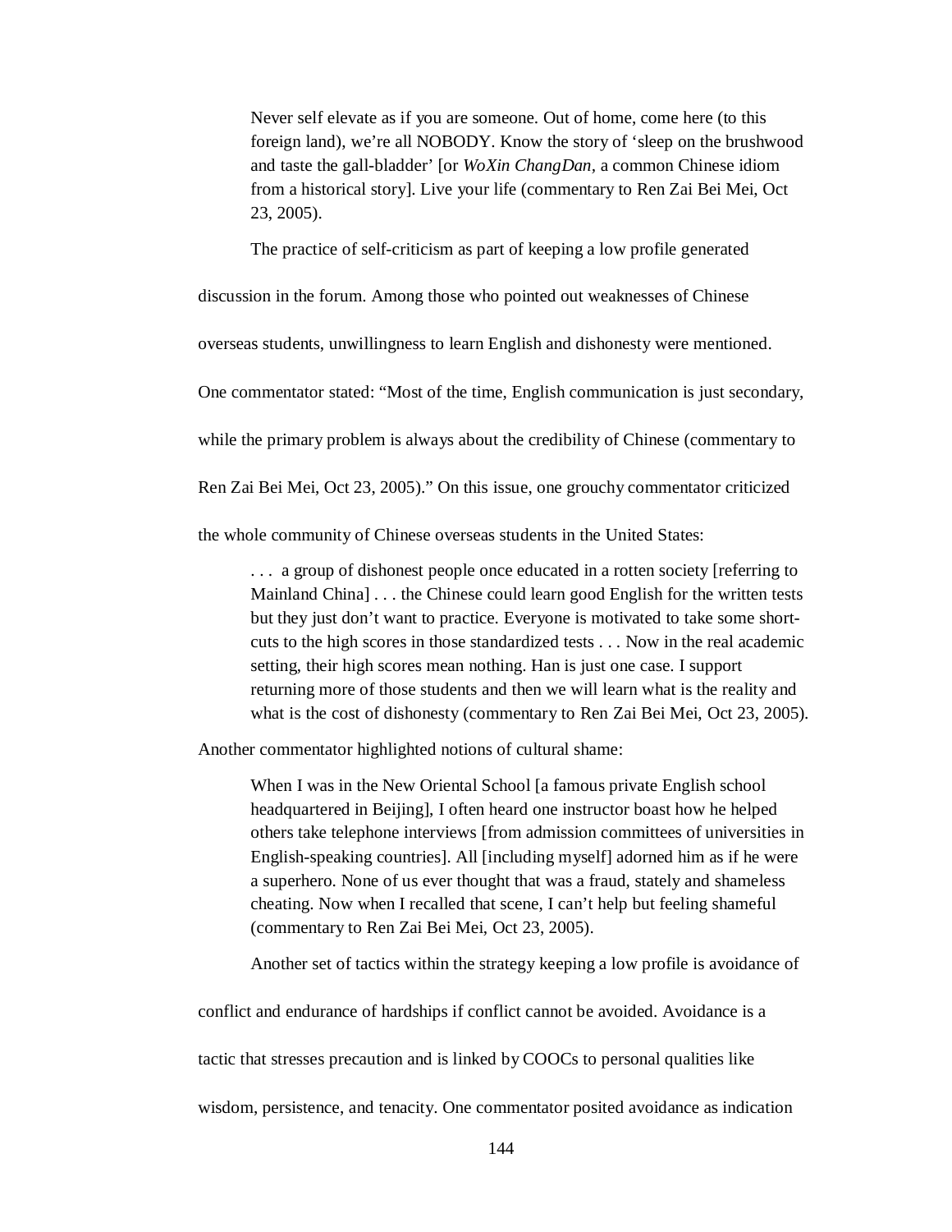> Never self elevate as if you are someone. Out of home, come here (to this foreign land), we're all NOBODY. Know the story of 'sleep on the brushwood and taste the gall-bladder' [or *WoXin ChangDan*, a common Chinese idiom from a historical story]. Live your life (commentary to Ren Zai Bei Mei, Oct 23, 2005).

The practice of self-criticism as part of keeping a low profile generated discussion in the forum. Among those who pointed out weaknesses of Chinese overseas students, unwillingness to learn English and dishonesty were mentioned. One commentator stated: "Most of the time, English communication is just secondary, while the primary problem is always about the credibility of Chinese (commentary to Ren Zai Bei Mei, Oct 23, 2005)." On this issue, one grouchy commentator criticized the whole community of Chinese overseas students in the United States:

> . . . a group of dishonest people once educated in a rotten society [referring to Mainland China] . . . the Chinese could learn good English for the written tests but they just don't want to practice. Everyone is motivated to take some short-cuts to the high scores in those standardized tests . . . Now in the real academic setting, their high scores mean nothing. Han is just one case. I support returning more of those students and then we will learn what is the reality and what is the cost of dishonesty (commentary to Ren Zai Bei Mei, Oct 23, 2005).

Another commentator highlighted notions of cultural shame:

> When I was in the New Oriental School [a famous private English school headquartered in Beijing], I often heard one instructor boast how he helped others take telephone interviews [from admission committees of universities in English-speaking countries]. All [including myself] adorned him as if he were a superhero. None of us ever thought that was a fraud, stately and shameless cheating. Now when I recalled that scene, I can't help but feeling shameful (commentary to Ren Zai Bei Mei, Oct 23, 2005).

Another set of tactics within the strategy keeping a low profile is avoidance of conflict and endurance of hardships if conflict cannot be avoided. Avoidance is a tactic that stresses precaution and is linked by COOCs to personal qualities like wisdom, persistence, and tenacity. One commentator posited avoidance as indication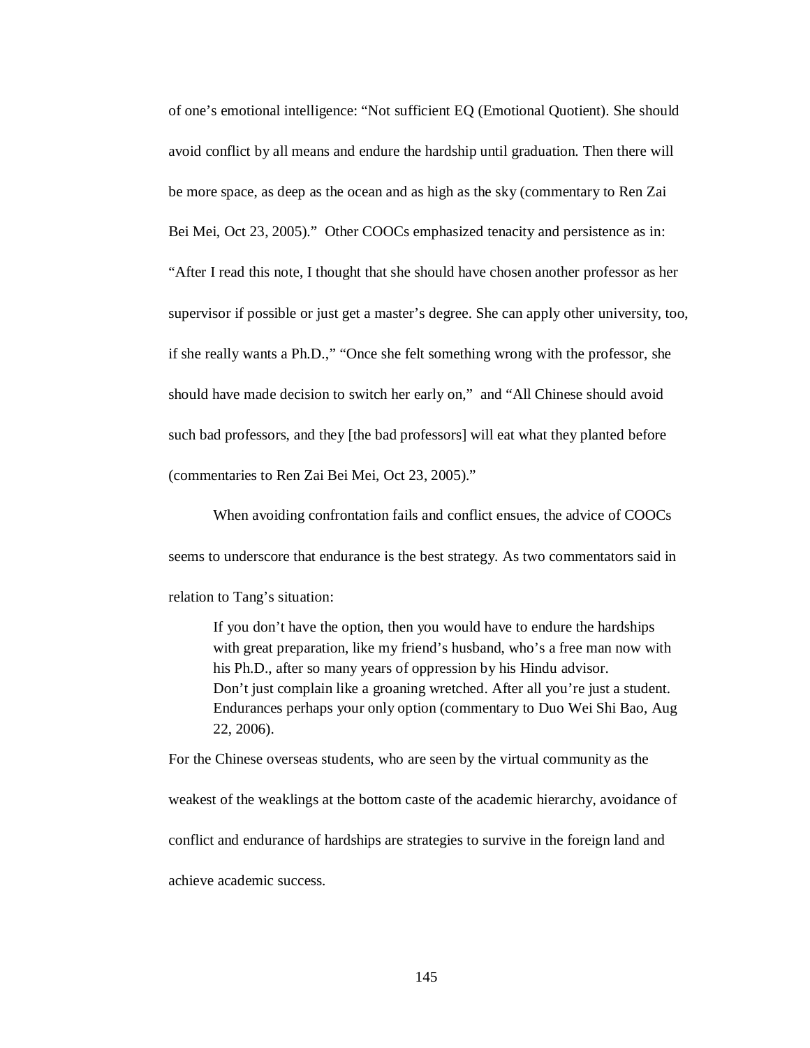of one's emotional intelligence: "Not sufficient EQ (Emotional Quotient). She should avoid conflict by all means and endure the hardship until graduation. Then there will be more space, as deep as the ocean and as high as the sky (commentary to Ren Zai Bei Mei, Oct 23, 2005)." Other COOCs emphasized tenacity and persistence as in: "After I read this note, I thought that she should have chosen another professor as her supervisor if possible or just get a master's degree. She can apply other university, too, if she really wants a Ph.D.," "Once she felt something wrong with the professor, she should have made decision to switch her early on," and "All Chinese should avoid such bad professors, and they [the bad professors] will eat what they planted before (commentaries to Ren Zai Bei Mei, Oct 23, 2005)."

When avoiding confrontation fails and conflict ensues, the advice of COOCs seems to underscore that endurance is the best strategy. As two commentators said in relation to Tang's situation:

> If you don't have the option, then you would have to endure the hardships with great preparation, like my friend's husband, who's a free man now with his Ph.D., after so many years of oppression by his Hindu advisor.
> Don't just complain like a groaning wretched. After all you're just a student. Endurances perhaps your only option (commentary to Duo Wei Shi Bao, Aug 22, 2006).

For the Chinese overseas students, who are seen by the virtual community as the weakest of the weaklings at the bottom caste of the academic hierarchy, avoidance of conflict and endurance of hardships are strategies to survive in the foreign land and achieve academic success.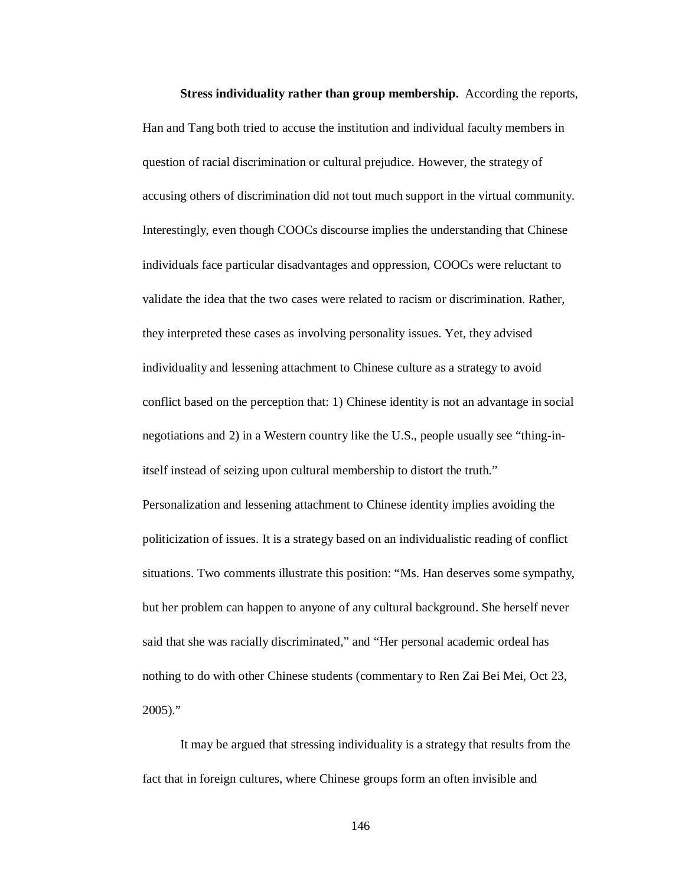**Stress individuality rather than group membership.** According the reports, Han and Tang both tried to accuse the institution and individual faculty members in question of racial discrimination or cultural prejudice. However, the strategy of accusing others of discrimination did not tout much support in the virtual community. Interestingly, even though COOCs discourse implies the understanding that Chinese individuals face particular disadvantages and oppression, COOCs were reluctant to validate the idea that the two cases were related to racism or discrimination. Rather, they interpreted these cases as involving personality issues. Yet, they advised individuality and lessening attachment to Chinese culture as a strategy to avoid conflict based on the perception that: 1) Chinese identity is not an advantage in social negotiations and 2) in a Western country like the U.S., people usually see "thing-in-itself instead of seizing upon cultural membership to distort the truth." Personalization and lessening attachment to Chinese identity implies avoiding the politicization of issues. It is a strategy based on an individualistic reading of conflict situations. Two comments illustrate this position: "Ms. Han deserves some sympathy, but her problem can happen to anyone of any cultural background. She herself never said that she was racially discriminated," and "Her personal academic ordeal has nothing to do with other Chinese students (commentary to Ren Zai Bei Mei, Oct 23, 2005)."

It may be argued that stressing individuality is a strategy that results from the fact that in foreign cultures, where Chinese groups form an often invisible and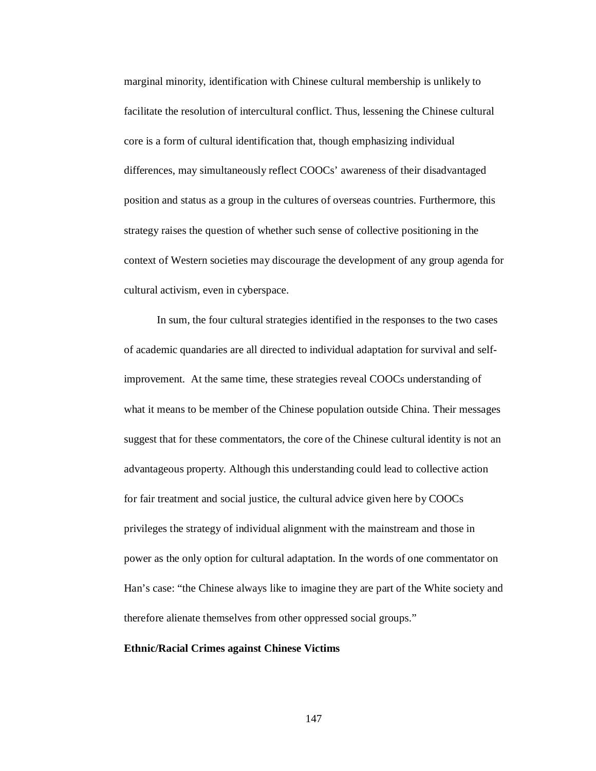marginal minority, identification with Chinese cultural membership is unlikely to facilitate the resolution of intercultural conflict. Thus, lessening the Chinese cultural core is a form of cultural identification that, though emphasizing individual differences, may simultaneously reflect COOCs' awareness of their disadvantaged position and status as a group in the cultures of overseas countries. Furthermore, this strategy raises the question of whether such sense of collective positioning in the context of Western societies may discourage the development of any group agenda for cultural activism, even in cyberspace.

In sum, the four cultural strategies identified in the responses to the two cases of academic quandaries are all directed to individual adaptation for survival and self-improvement. At the same time, these strategies reveal COOCs understanding of what it means to be member of the Chinese population outside China. Their messages suggest that for these commentators, the core of the Chinese cultural identity is not an advantageous property. Although this understanding could lead to collective action for fair treatment and social justice, the cultural advice given here by COOCs privileges the strategy of individual alignment with the mainstream and those in power as the only option for cultural adaptation. In the words of one commentator on Han's case: "the Chinese always like to imagine they are part of the White society and therefore alienate themselves from other oppressed social groups."

**Ethnic/Racial Crimes against Chinese Victims**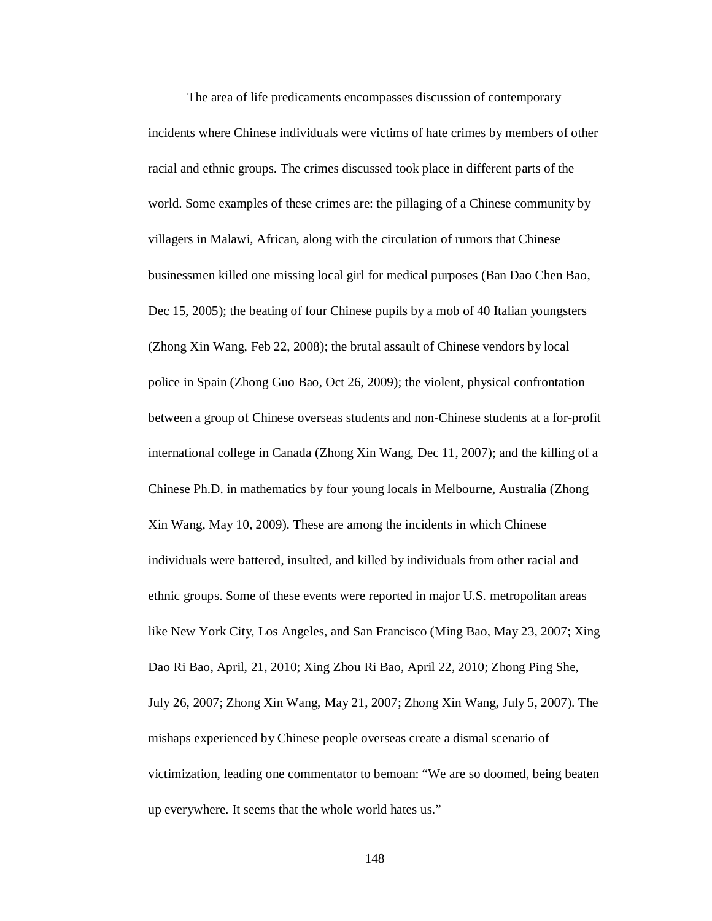The area of life predicaments encompasses discussion of contemporary incidents where Chinese individuals were victims of hate crimes by members of other racial and ethnic groups. The crimes discussed took place in different parts of the world. Some examples of these crimes are: the pillaging of a Chinese community by villagers in Malawi, African, along with the circulation of rumors that Chinese businessmen killed one missing local girl for medical purposes (Ban Dao Chen Bao, Dec 15, 2005); the beating of four Chinese pupils by a mob of 40 Italian youngsters (Zhong Xin Wang, Feb 22, 2008); the brutal assault of Chinese vendors by local police in Spain (Zhong Guo Bao, Oct 26, 2009); the violent, physical confrontation between a group of Chinese overseas students and non-Chinese students at a for-profit international college in Canada (Zhong Xin Wang, Dec 11, 2007); and the killing of a Chinese Ph.D. in mathematics by four young locals in Melbourne, Australia (Zhong Xin Wang, May 10, 2009). These are among the incidents in which Chinese individuals were battered, insulted, and killed by individuals from other racial and ethnic groups. Some of these events were reported in major U.S. metropolitan areas like New York City, Los Angeles, and San Francisco (Ming Bao, May 23, 2007; Xing Dao Ri Bao, April, 21, 2010; Xing Zhou Ri Bao, April 22, 2010; Zhong Ping She, July 26, 2007; Zhong Xin Wang, May 21, 2007; Zhong Xin Wang, July 5, 2007). The mishaps experienced by Chinese people overseas create a dismal scenario of victimization, leading one commentator to bemoan: "We are so doomed, being beaten up everywhere. It seems that the whole world hates us."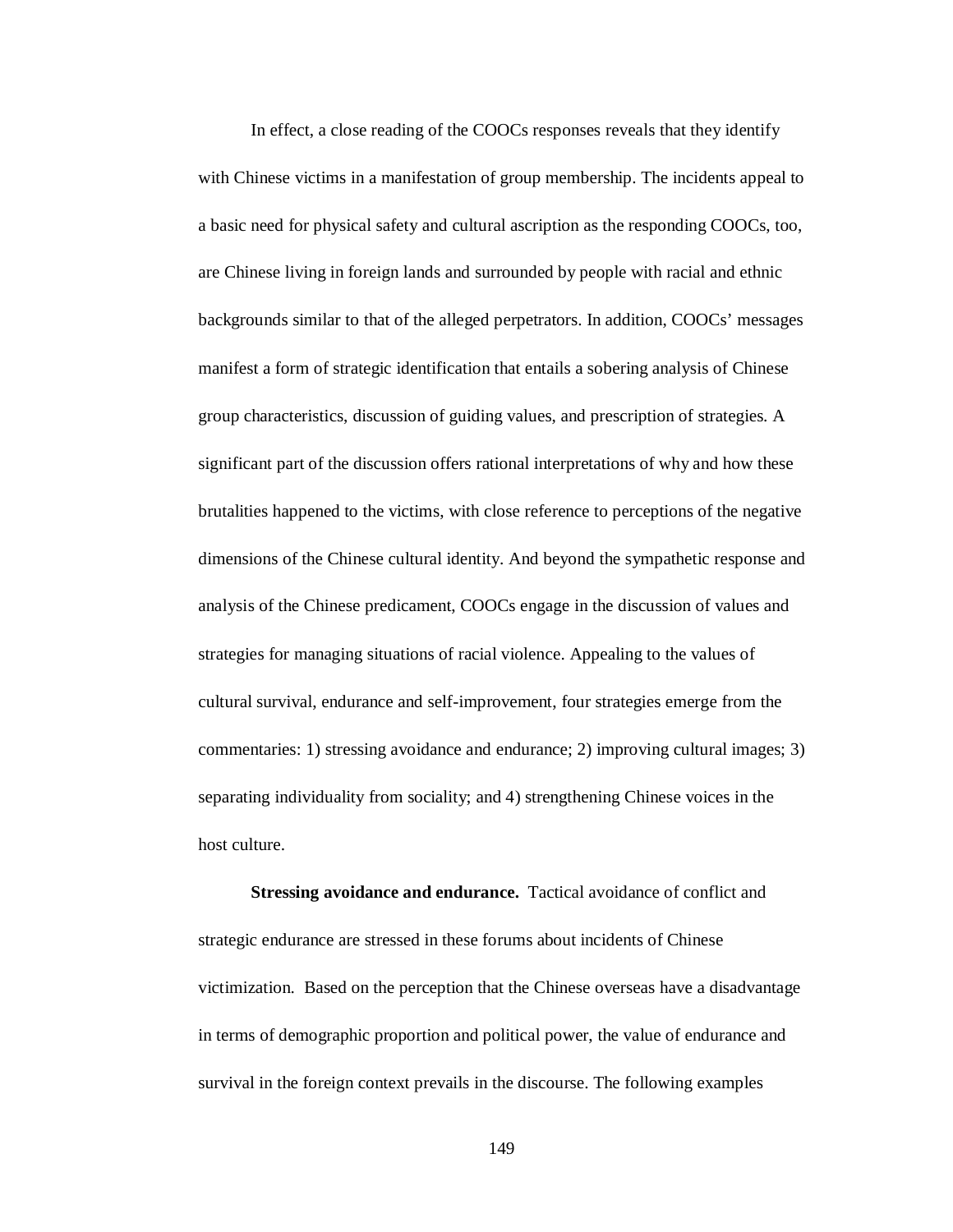In effect, a close reading of the COOCs responses reveals that they identify with Chinese victims in a manifestation of group membership. The incidents appeal to a basic need for physical safety and cultural ascription as the responding COOCs, too, are Chinese living in foreign lands and surrounded by people with racial and ethnic backgrounds similar to that of the alleged perpetrators. In addition, COOCs' messages manifest a form of strategic identification that entails a sobering analysis of Chinese group characteristics, discussion of guiding values, and prescription of strategies. A significant part of the discussion offers rational interpretations of why and how these brutalities happened to the victims, with close reference to perceptions of the negative dimensions of the Chinese cultural identity. And beyond the sympathetic response and analysis of the Chinese predicament, COOCs engage in the discussion of values and strategies for managing situations of racial violence. Appealing to the values of cultural survival, endurance and self-improvement, four strategies emerge from the commentaries: 1) stressing avoidance and endurance; 2) improving cultural images; 3) separating individuality from sociality; and 4) strengthening Chinese voices in the host culture.

**Stressing avoidance and endurance.** Tactical avoidance of conflict and strategic endurance are stressed in these forums about incidents of Chinese victimization. Based on the perception that the Chinese overseas have a disadvantage in terms of demographic proportion and political power, the value of endurance and survival in the foreign context prevails in the discourse. The following examples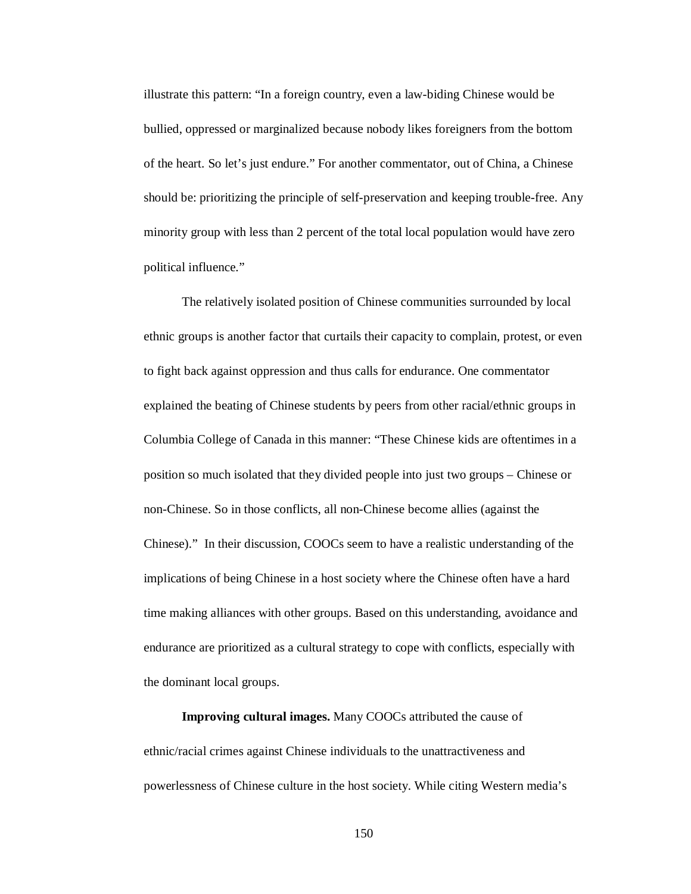illustrate this pattern: "In a foreign country, even a law-biding Chinese would be bullied, oppressed or marginalized because nobody likes foreigners from the bottom of the heart. So let's just endure." For another commentator, out of China, a Chinese should be: prioritizing the principle of self-preservation and keeping trouble-free. Any minority group with less than 2 percent of the total local population would have zero political influence."

The relatively isolated position of Chinese communities surrounded by local ethnic groups is another factor that curtails their capacity to complain, protest, or even to fight back against oppression and thus calls for endurance. One commentator explained the beating of Chinese students by peers from other racial/ethnic groups in Columbia College of Canada in this manner: "These Chinese kids are oftentimes in a position so much isolated that they divided people into just two groups – Chinese or non-Chinese. So in those conflicts, all non-Chinese become allies (against the Chinese)." In their discussion, COOCs seem to have a realistic understanding of the implications of being Chinese in a host society where the Chinese often have a hard time making alliances with other groups. Based on this understanding, avoidance and endurance are prioritized as a cultural strategy to cope with conflicts, especially with the dominant local groups.

**Improving cultural images.** Many COOCs attributed the cause of ethnic/racial crimes against Chinese individuals to the unattractiveness and powerlessness of Chinese culture in the host society. While citing Western media's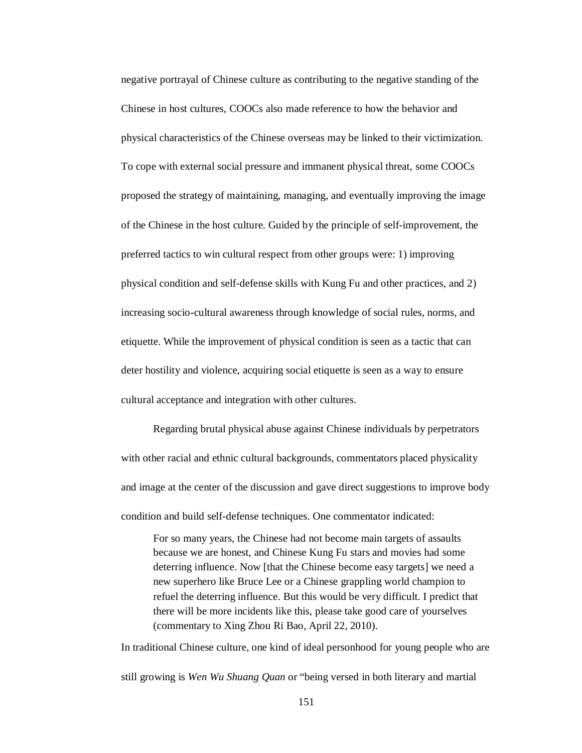negative portrayal of Chinese culture as contributing to the negative standing of the Chinese in host cultures, COOCs also made reference to how the behavior and physical characteristics of the Chinese overseas may be linked to their victimization. To cope with external social pressure and immanent physical threat, some COOCs proposed the strategy of maintaining, managing, and eventually improving the image of the Chinese in the host culture. Guided by the principle of self-improvement, the preferred tactics to win cultural respect from other groups were: 1) improving physical condition and self-defense skills with Kung Fu and other practices, and 2) increasing socio-cultural awareness through knowledge of social rules, norms, and etiquette. While the improvement of physical condition is seen as a tactic that can deter hostility and violence, acquiring social etiquette is seen as a way to ensure cultural acceptance and integration with other cultures.

Regarding brutal physical abuse against Chinese individuals by perpetrators with other racial and ethnic cultural backgrounds, commentators placed physicality and image at the center of the discussion and gave direct suggestions to improve body condition and build self-defense techniques. One commentator indicated:

> For so many years, the Chinese had not become main targets of assaults because we are honest, and Chinese Kung Fu stars and movies had some deterring influence. Now [that the Chinese become easy targets] we need a new superhero like Bruce Lee or a Chinese grappling world champion to refuel the deterring influence. But this would be very difficult. I predict that there will be more incidents like this, please take good care of yourselves (commentary to Xing Zhou Ri Bao, April 22, 2010).

In traditional Chinese culture, one kind of ideal personhood for young people who are still growing is *Wen Wu Shuang Quan* or "being versed in both literary and martial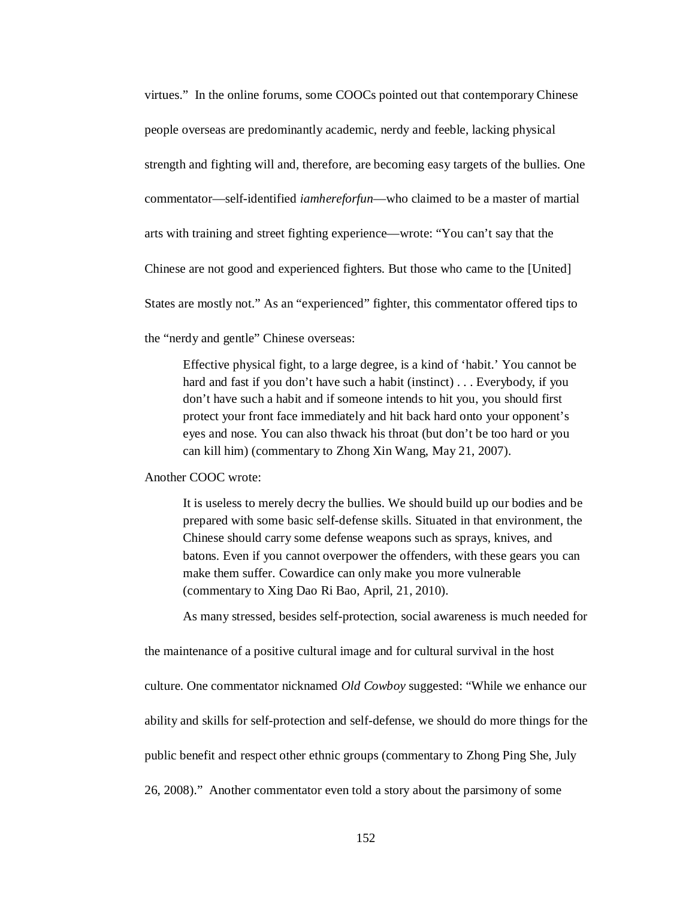virtues."  In the online forums, some COOCs pointed out that contemporary Chinese people overseas are predominantly academic, nerdy and feeble, lacking physical strength and fighting will and, therefore, are becoming easy targets of the bullies. One commentator—self-identified *iamhereforfun*—who claimed to be a master of martial arts with training and street fighting experience—wrote: "You can't say that the Chinese are not good and experienced fighters. But those who came to the [United] States are mostly not." As an "experienced" fighter, this commentator offered tips to the "nerdy and gentle" Chinese overseas:

> Effective physical fight, to a large degree, is a kind of 'habit.' You cannot be hard and fast if you don't have such a habit (instinct) . . . Everybody, if you don't have such a habit and if someone intends to hit you, you should first protect your front face immediately and hit back hard onto your opponent's eyes and nose. You can also thwack his throat (but don't be too hard or you can kill him) (commentary to Zhong Xin Wang, May 21, 2007).

Another COOC wrote:

> It is useless to merely decry the bullies. We should build up our bodies and be prepared with some basic self-defense skills. Situated in that environment, the Chinese should carry some defense weapons such as sprays, knives, and batons. Even if you cannot overpower the offenders, with these gears you can make them suffer. Cowardice can only make you more vulnerable (commentary to Xing Dao Ri Bao, April, 21, 2010).

As many stressed, besides self-protection, social awareness is much needed for the maintenance of a positive cultural image and for cultural survival in the host culture. One commentator nicknamed *Old Cowboy* suggested: "While we enhance our ability and skills for self-protection and self-defense, we should do more things for the public benefit and respect other ethnic groups (commentary to Zhong Ping She, July 26, 2008)."  Another commentator even told a story about the parsimony of some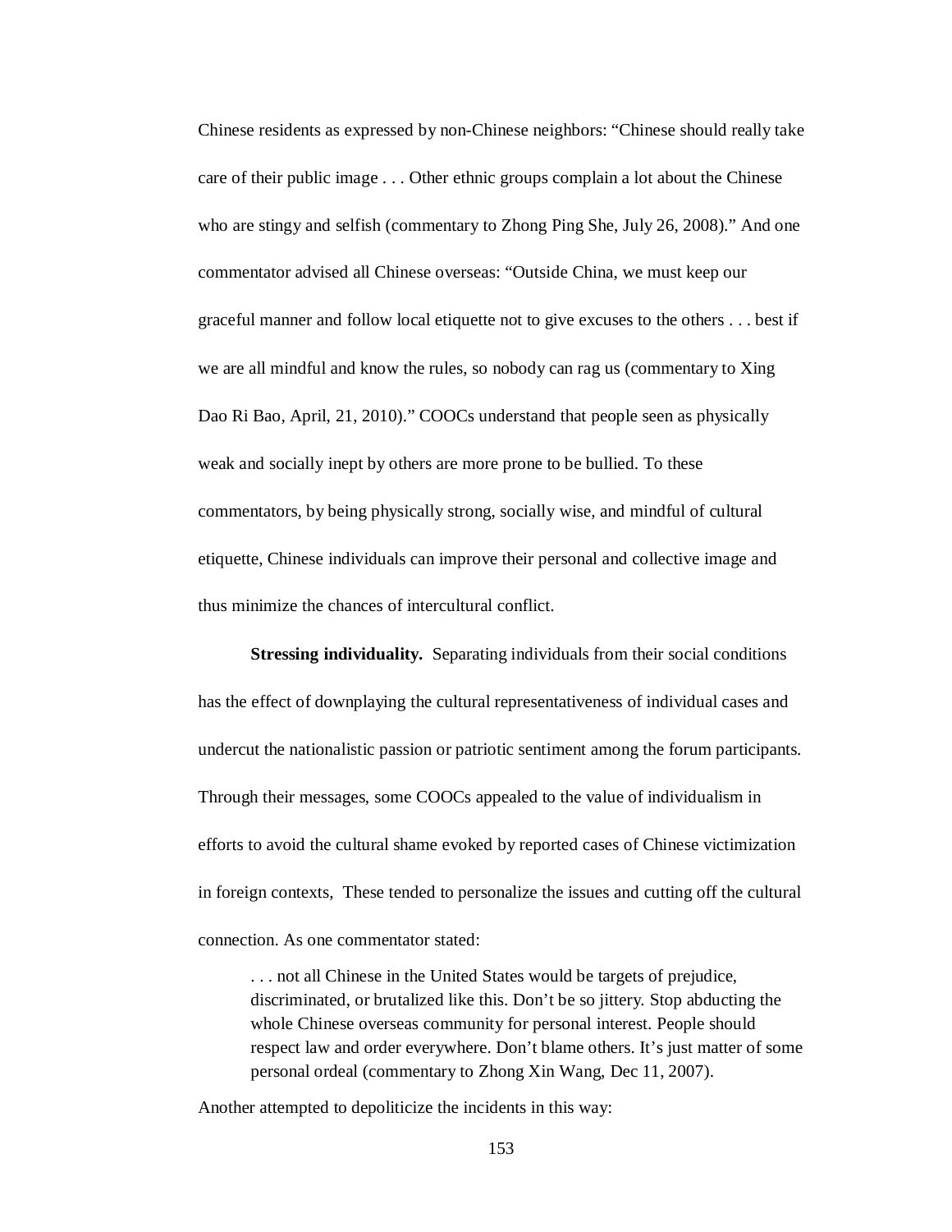Chinese residents as expressed by non-Chinese neighbors: "Chinese should really take care of their public image . . . Other ethnic groups complain a lot about the Chinese who are stingy and selfish (commentary to Zhong Ping She, July 26, 2008)." And one commentator advised all Chinese overseas: "Outside China, we must keep our graceful manner and follow local etiquette not to give excuses to the others . . . best if we are all mindful and know the rules, so nobody can rag us (commentary to Xing Dao Ri Bao, April, 21, 2010)." COOCs understand that people seen as physically weak and socially inept by others are more prone to be bullied. To these commentators, by being physically strong, socially wise, and mindful of cultural etiquette, Chinese individuals can improve their personal and collective image and thus minimize the chances of intercultural conflict.

**Stressing individuality.** Separating individuals from their social conditions has the effect of downplaying the cultural representativeness of individual cases and undercut the nationalistic passion or patriotic sentiment among the forum participants. Through their messages, some COOCs appealed to the value of individualism in efforts to avoid the cultural shame evoked by reported cases of Chinese victimization in foreign contexts, These tended to personalize the issues and cutting off the cultural connection. As one commentator stated:

> . . . not all Chinese in the United States would be targets of prejudice, discriminated, or brutalized like this. Don't be so jittery. Stop abducting the whole Chinese overseas community for personal interest. People should respect law and order everywhere. Don't blame others. It's just matter of some personal ordeal (commentary to Zhong Xin Wang, Dec 11, 2007).

Another attempted to depoliticize the incidents in this way: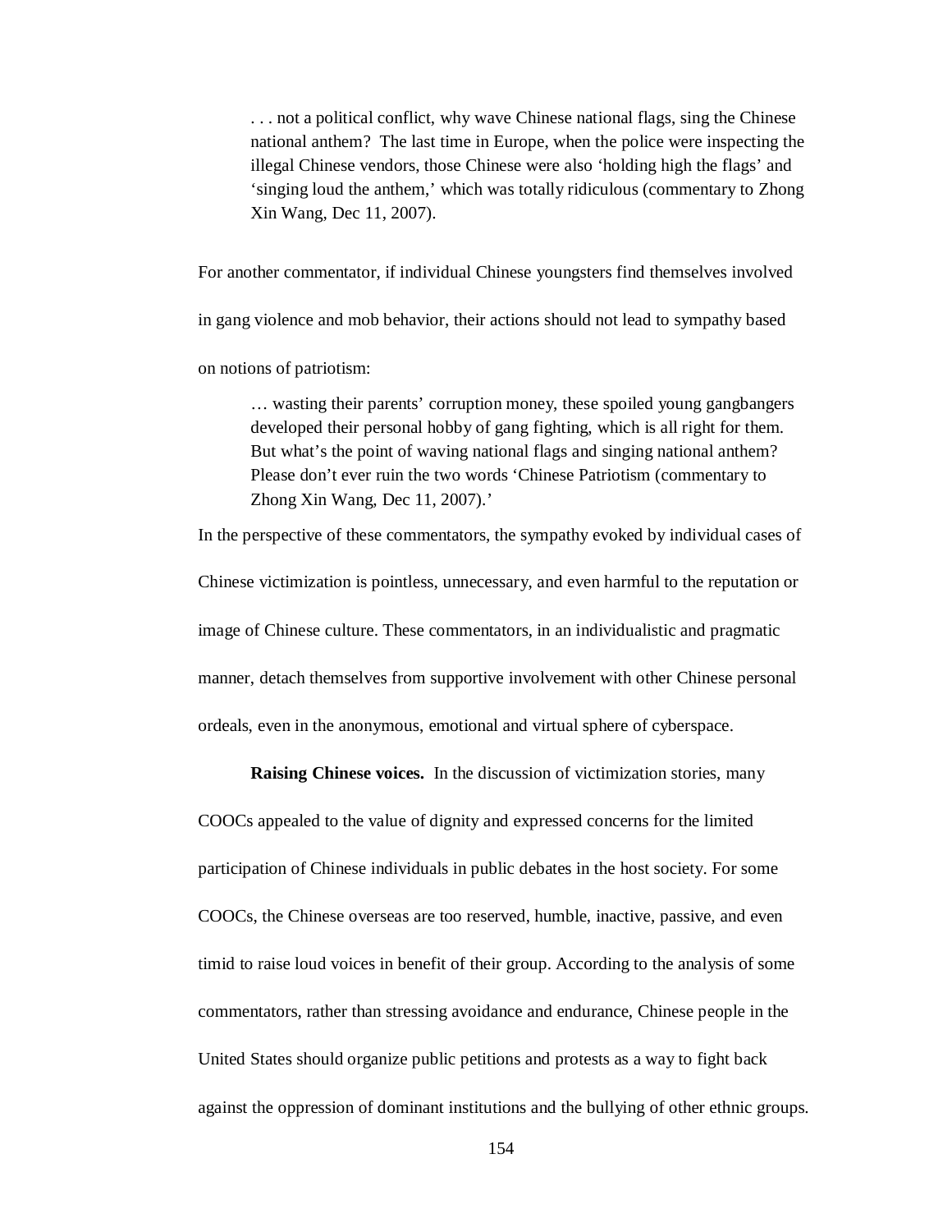> . . . not a political conflict, why wave Chinese national flags, sing the Chinese national anthem? The last time in Europe, when the police were inspecting the illegal Chinese vendors, those Chinese were also 'holding high the flags' and 'singing loud the anthem,' which was totally ridiculous (commentary to Zhong Xin Wang, Dec 11, 2007).

For another commentator, if individual Chinese youngsters find themselves involved in gang violence and mob behavior, their actions should not lead to sympathy based on notions of patriotism:

> … wasting their parents' corruption money, these spoiled young gangbangers developed their personal hobby of gang fighting, which is all right for them. But what's the point of waving national flags and singing national anthem? Please don't ever ruin the two words 'Chinese Patriotism (commentary to Zhong Xin Wang, Dec 11, 2007).'

In the perspective of these commentators, the sympathy evoked by individual cases of Chinese victimization is pointless, unnecessary, and even harmful to the reputation or image of Chinese culture. These commentators, in an individualistic and pragmatic manner, detach themselves from supportive involvement with other Chinese personal ordeals, even in the anonymous, emotional and virtual sphere of cyberspace.

**Raising Chinese voices.** In the discussion of victimization stories, many COOCs appealed to the value of dignity and expressed concerns for the limited participation of Chinese individuals in public debates in the host society. For some COOCs, the Chinese overseas are too reserved, humble, inactive, passive, and even timid to raise loud voices in benefit of their group. According to the analysis of some commentators, rather than stressing avoidance and endurance, Chinese people in the United States should organize public petitions and protests as a way to fight back against the oppression of dominant institutions and the bullying of other ethnic groups.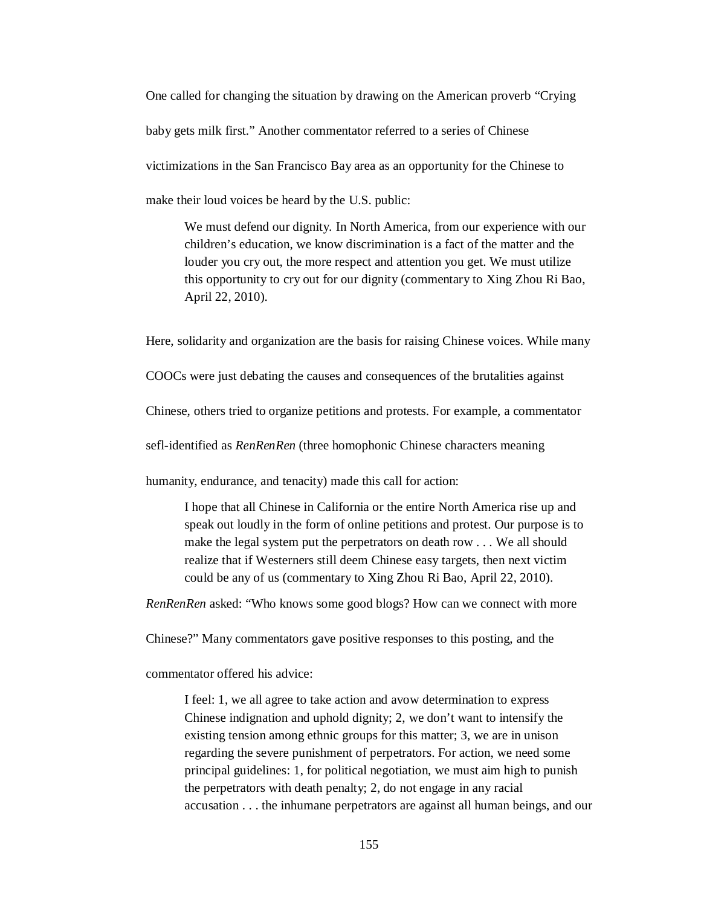One called for changing the situation by drawing on the American proverb "Crying baby gets milk first." Another commentator referred to a series of Chinese victimizations in the San Francisco Bay area as an opportunity for the Chinese to make their loud voices be heard by the U.S. public:

> We must defend our dignity. In North America, from our experience with our children's education, we know discrimination is a fact of the matter and the louder you cry out, the more respect and attention you get. We must utilize this opportunity to cry out for our dignity (commentary to Xing Zhou Ri Bao, April 22, 2010).

Here, solidarity and organization are the basis for raising Chinese voices. While many COOCs were just debating the causes and consequences of the brutalities against Chinese, others tried to organize petitions and protests. For example, a commentator sefl-identified as *RenRenRen* (three homophonic Chinese characters meaning humanity, endurance, and tenacity) made this call for action:

> I hope that all Chinese in California or the entire North America rise up and speak out loudly in the form of online petitions and protest. Our purpose is to make the legal system put the perpetrators on death row . . . We all should realize that if Westerners still deem Chinese easy targets, then next victim could be any of us (commentary to Xing Zhou Ri Bao, April 22, 2010).

*RenRenRen* asked: "Who knows some good blogs? How can we connect with more Chinese?" Many commentators gave positive responses to this posting, and the commentator offered his advice:

> I feel: 1, we all agree to take action and avow determination to express Chinese indignation and uphold dignity; 2, we don't want to intensify the existing tension among ethnic groups for this matter; 3, we are in unison regarding the severe punishment of perpetrators. For action, we need some principal guidelines: 1, for political negotiation, we must aim high to punish the perpetrators with death penalty; 2, do not engage in any racial accusation . . . the inhumane perpetrators are against all human beings, and our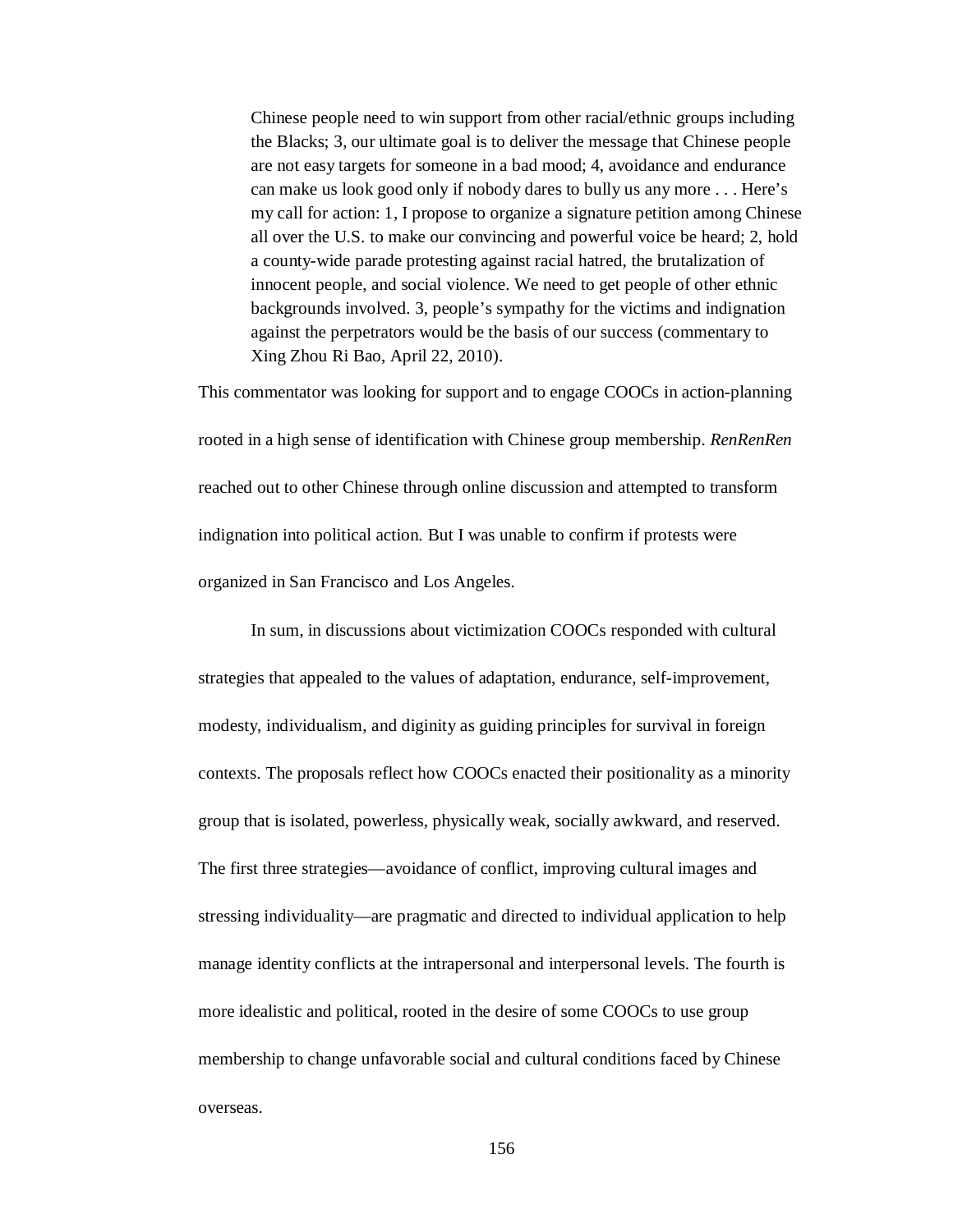> Chinese people need to win support from other racial/ethnic groups including the Blacks; 3, our ultimate goal is to deliver the message that Chinese people are not easy targets for someone in a bad mood; 4, avoidance and endurance can make us look good only if nobody dares to bully us any more . . . Here's my call for action: 1, I propose to organize a signature petition among Chinese all over the U.S. to make our convincing and powerful voice be heard; 2, hold a county-wide parade protesting against racial hatred, the brutalization of innocent people, and social violence. We need to get people of other ethnic backgrounds involved. 3, people's sympathy for the victims and indignation against the perpetrators would be the basis of our success (commentary to Xing Zhou Ri Bao, April 22, 2010).

This commentator was looking for support and to engage COOCs in action-planning rooted in a high sense of identification with Chinese group membership. *RenRenRen* reached out to other Chinese through online discussion and attempted to transform indignation into political action. But I was unable to confirm if protests were organized in San Francisco and Los Angeles.

In sum, in discussions about victimization COOCs responded with cultural strategies that appealed to the values of adaptation, endurance, self-improvement, modesty, individualism, and diginity as guiding principles for survival in foreign contexts. The proposals reflect how COOCs enacted their positionality as a minority group that is isolated, powerless, physically weak, socially awkward, and reserved. The first three strategies—avoidance of conflict, improving cultural images and stressing individuality—are pragmatic and directed to individual application to help manage identity conflicts at the intrapersonal and interpersonal levels. The fourth is more idealistic and political, rooted in the desire of some COOCs to use group membership to change unfavorable social and cultural conditions faced by Chinese overseas.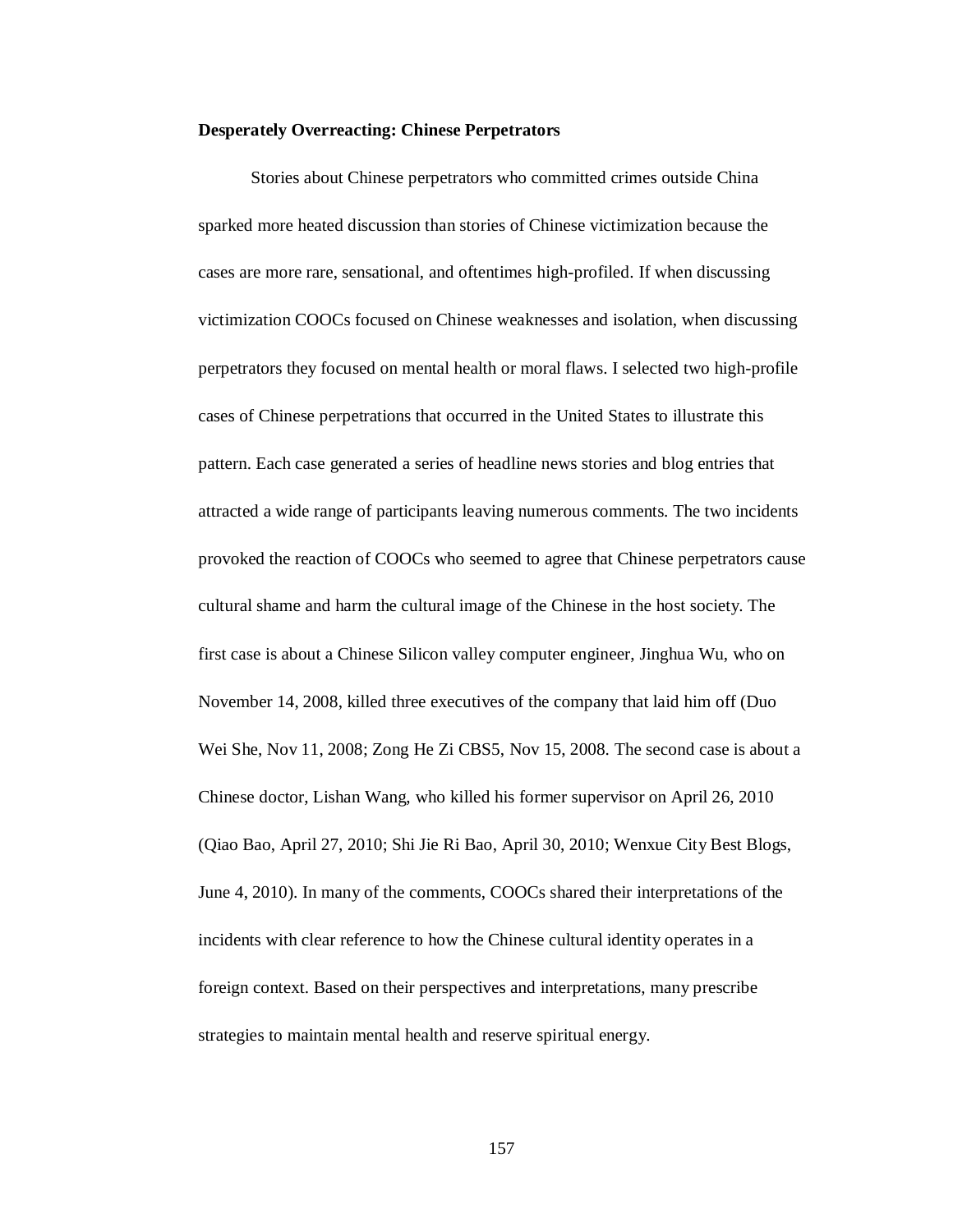**Desperately Overreacting: Chinese Perpetrators**

Stories about Chinese perpetrators who committed crimes outside China sparked more heated discussion than stories of Chinese victimization because the cases are more rare, sensational, and oftentimes high-profiled. If when discussing victimization COOCs focused on Chinese weaknesses and isolation, when discussing perpetrators they focused on mental health or moral flaws. I selected two high-profile cases of Chinese perpetrations that occurred in the United States to illustrate this pattern. Each case generated a series of headline news stories and blog entries that attracted a wide range of participants leaving numerous comments. The two incidents provoked the reaction of COOCs who seemed to agree that Chinese perpetrators cause cultural shame and harm the cultural image of the Chinese in the host society. The first case is about a Chinese Silicon valley computer engineer, Jinghua Wu, who on November 14, 2008, killed three executives of the company that laid him off (Duo Wei She, Nov 11, 2008; Zong He Zi CBS5, Nov 15, 2008. The second case is about a Chinese doctor, Lishan Wang, who killed his former supervisor on April 26, 2010 (Qiao Bao, April 27, 2010; Shi Jie Ri Bao, April 30, 2010; Wenxue City Best Blogs, June 4, 2010). In many of the comments, COOCs shared their interpretations of the incidents with clear reference to how the Chinese cultural identity operates in a foreign context. Based on their perspectives and interpretations, many prescribe strategies to maintain mental health and reserve spiritual energy.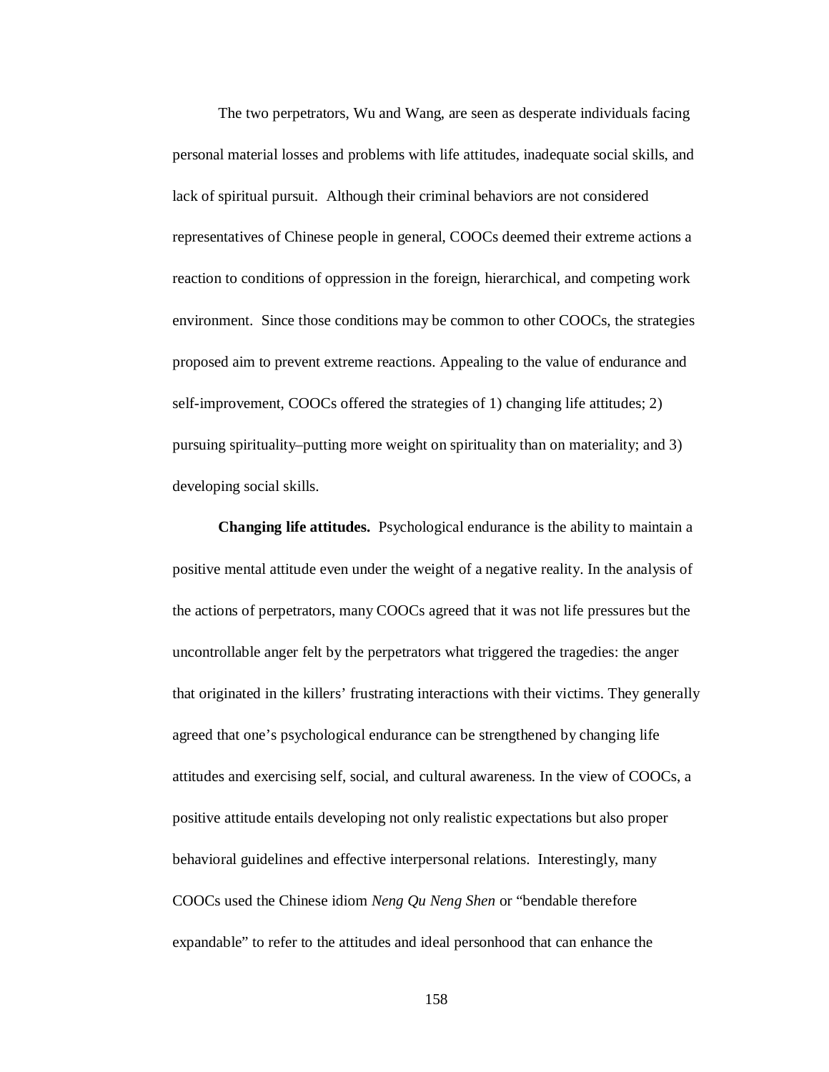The two perpetrators, Wu and Wang, are seen as desperate individuals facing personal material losses and problems with life attitudes, inadequate social skills, and lack of spiritual pursuit. Although their criminal behaviors are not considered representatives of Chinese people in general, COOCs deemed their extreme actions a reaction to conditions of oppression in the foreign, hierarchical, and competing work environment. Since those conditions may be common to other COOCs, the strategies proposed aim to prevent extreme reactions. Appealing to the value of endurance and self-improvement, COOCs offered the strategies of 1) changing life attitudes; 2) pursuing spirituality–putting more weight on spirituality than on materiality; and 3) developing social skills.

**Changing life attitudes.** Psychological endurance is the ability to maintain a positive mental attitude even under the weight of a negative reality. In the analysis of the actions of perpetrators, many COOCs agreed that it was not life pressures but the uncontrollable anger felt by the perpetrators what triggered the tragedies: the anger that originated in the killers' frustrating interactions with their victims. They generally agreed that one's psychological endurance can be strengthened by changing life attitudes and exercising self, social, and cultural awareness. In the view of COOCs, a positive attitude entails developing not only realistic expectations but also proper behavioral guidelines and effective interpersonal relations. Interestingly, many COOCs used the Chinese idiom *Neng Qu Neng Shen* or "bendable therefore expandable" to refer to the attitudes and ideal personhood that can enhance the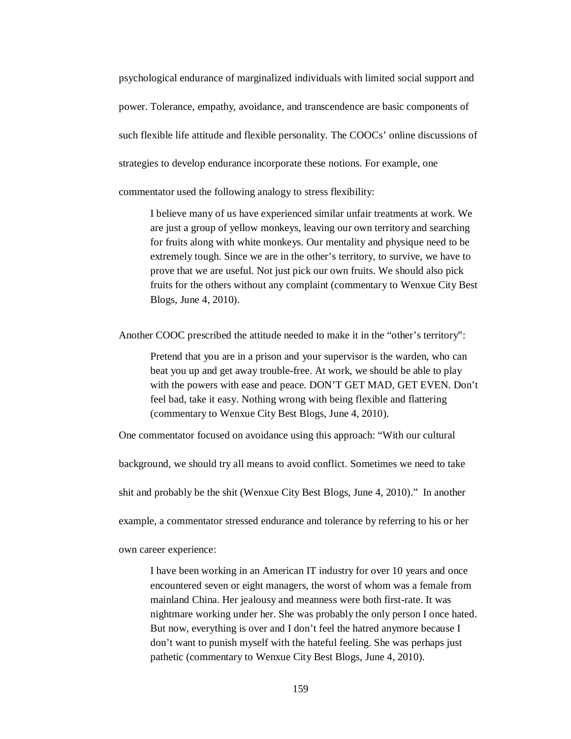psychological endurance of marginalized individuals with limited social support and power. Tolerance, empathy, avoidance, and transcendence are basic components of such flexible life attitude and flexible personality. The COOCs' online discussions of strategies to develop endurance incorporate these notions. For example, one commentator used the following analogy to stress flexibility:

> I believe many of us have experienced similar unfair treatments at work. We are just a group of yellow monkeys, leaving our own territory and searching for fruits along with white monkeys. Our mentality and physique need to be extremely tough. Since we are in the other's territory, to survive, we have to prove that we are useful. Not just pick our own fruits. We should also pick fruits for the others without any complaint (commentary to Wenxue City Best Blogs, June 4, 2010).

Another COOC prescribed the attitude needed to make it in the "other's territory":

> Pretend that you are in a prison and your supervisor is the warden, who can beat you up and get away trouble-free. At work, we should be able to play with the powers with ease and peace. DON'T GET MAD, GET EVEN. Don't feel bad, take it easy. Nothing wrong with being flexible and flattering (commentary to Wenxue City Best Blogs, June 4, 2010).

One commentator focused on avoidance using this approach: "With our cultural background, we should try all means to avoid conflict. Sometimes we need to take shit and probably be the shit (Wenxue City Best Blogs, June 4, 2010)." In another example, a commentator stressed endurance and tolerance by referring to his or her own career experience:

> I have been working in an American IT industry for over 10 years and once encountered seven or eight managers, the worst of whom was a female from mainland China. Her jealousy and meanness were both first-rate. It was nightmare working under her. She was probably the only person I once hated. But now, everything is over and I don't feel the hatred anymore because I don't want to punish myself with the hateful feeling. She was perhaps just pathetic (commentary to Wenxue City Best Blogs, June 4, 2010).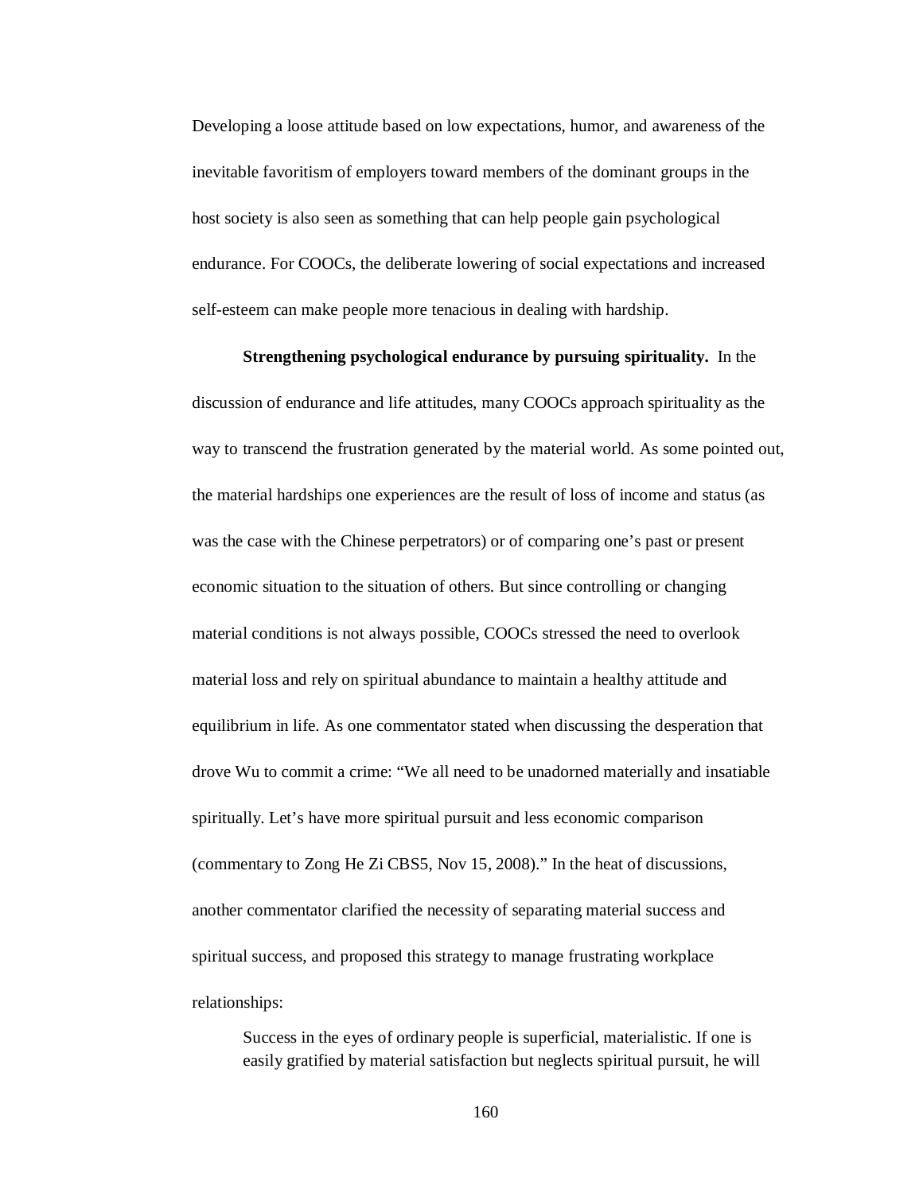Developing a loose attitude based on low expectations, humor, and awareness of the inevitable favoritism of employers toward members of the dominant groups in the host society is also seen as something that can help people gain psychological endurance. For COOCs, the deliberate lowering of social expectations and increased self-esteem can make people more tenacious in dealing with hardship.

**Strengthening psychological endurance by pursuing spirituality.** In the discussion of endurance and life attitudes, many COOCs approach spirituality as the way to transcend the frustration generated by the material world. As some pointed out, the material hardships one experiences are the result of loss of income and status (as was the case with the Chinese perpetrators) or of comparing one's past or present economic situation to the situation of others. But since controlling or changing material conditions is not always possible, COOCs stressed the need to overlook material loss and rely on spiritual abundance to maintain a healthy attitude and equilibrium in life. As one commentator stated when discussing the desperation that drove Wu to commit a crime: "We all need to be unadorned materially and insatiable spiritually. Let's have more spiritual pursuit and less economic comparison (commentary to Zong He Zi CBS5, Nov 15, 2008)." In the heat of discussions, another commentator clarified the necessity of separating material success and spiritual success, and proposed this strategy to manage frustrating workplace relationships:

> Success in the eyes of ordinary people is superficial, materialistic. If one is easily gratified by material satisfaction but neglects spiritual pursuit, he will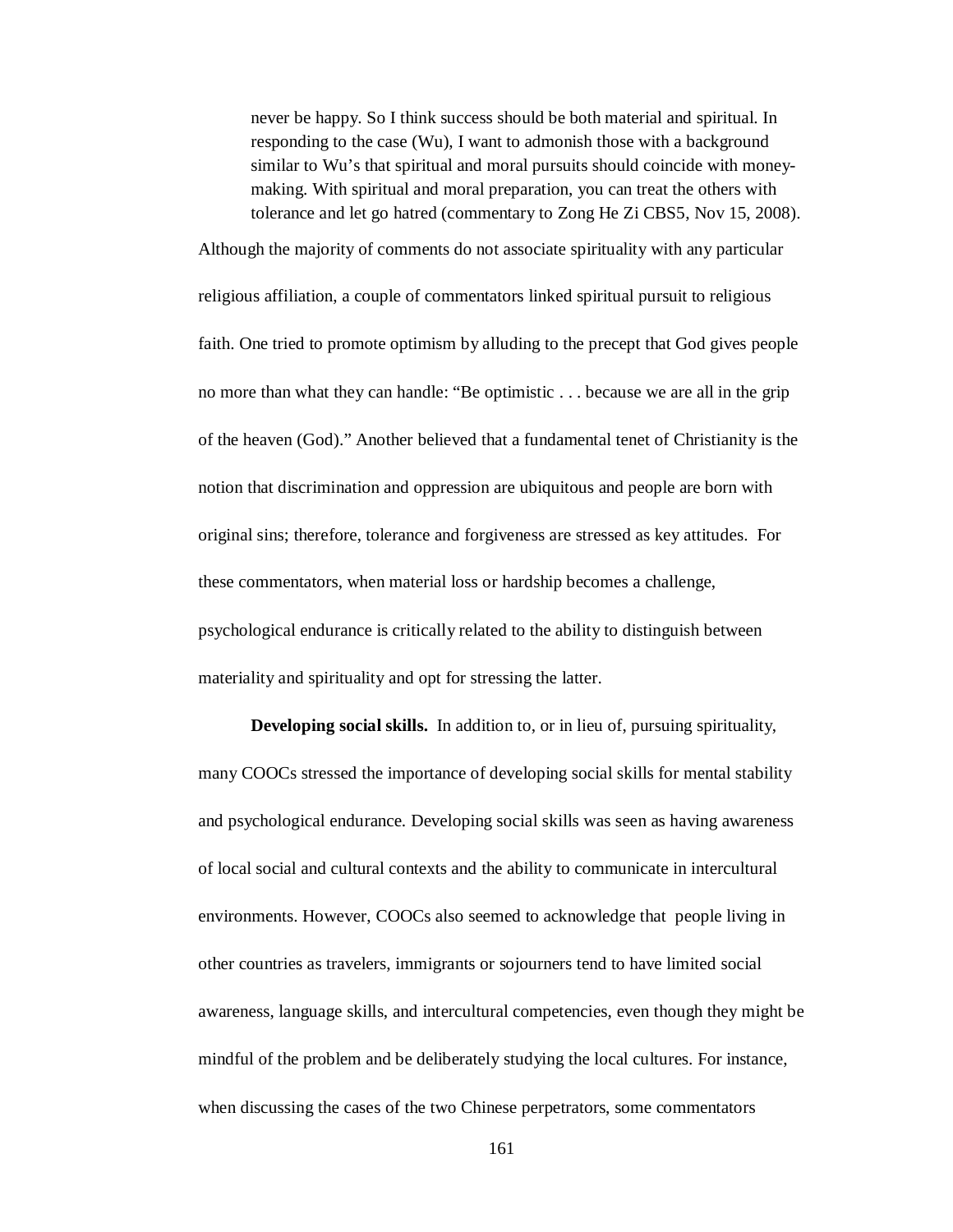> never be happy. So I think success should be both material and spiritual. In responding to the case (Wu), I want to admonish those with a background similar to Wu's that spiritual and moral pursuits should coincide with money-making. With spiritual and moral preparation, you can treat the others with tolerance and let go hatred (commentary to Zong He Zi CBS5, Nov 15, 2008).

Although the majority of comments do not associate spirituality with any particular religious affiliation, a couple of commentators linked spiritual pursuit to religious faith. One tried to promote optimism by alluding to the precept that God gives people no more than what they can handle: "Be optimistic . . . because we are all in the grip of the heaven (God)." Another believed that a fundamental tenet of Christianity is the notion that discrimination and oppression are ubiquitous and people are born with original sins; therefore, tolerance and forgiveness are stressed as key attitudes. For these commentators, when material loss or hardship becomes a challenge, psychological endurance is critically related to the ability to distinguish between materiality and spirituality and opt for stressing the latter.

**Developing social skills.** In addition to, or in lieu of, pursuing spirituality, many COOCs stressed the importance of developing social skills for mental stability and psychological endurance. Developing social skills was seen as having awareness of local social and cultural contexts and the ability to communicate in intercultural environments. However, COOCs also seemed to acknowledge that people living in other countries as travelers, immigrants or sojourners tend to have limited social awareness, language skills, and intercultural competencies, even though they might be mindful of the problem and be deliberately studying the local cultures. For instance, when discussing the cases of the two Chinese perpetrators, some commentators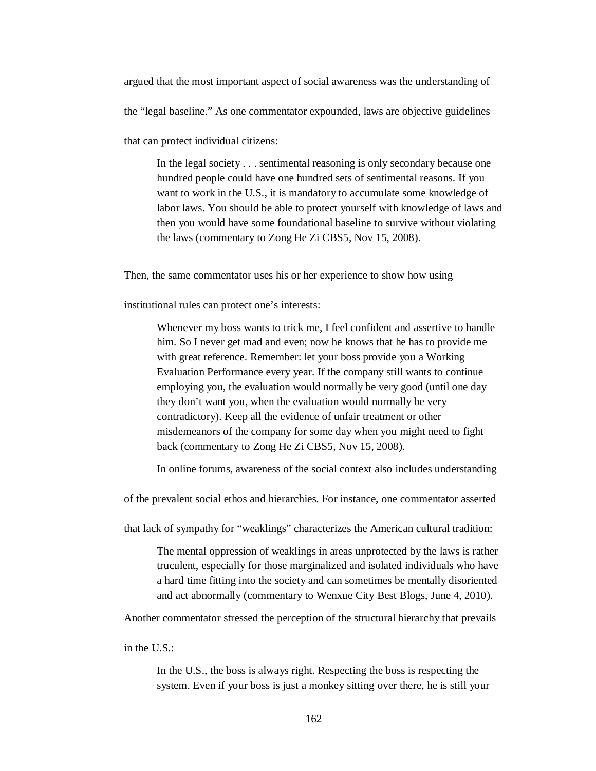argued that the most important aspect of social awareness was the understanding of the "legal baseline." As one commentator expounded, laws are objective guidelines that can protect individual citizens:

> In the legal society . . . sentimental reasoning is only secondary because one hundred people could have one hundred sets of sentimental reasons. If you want to work in the U.S., it is mandatory to accumulate some knowledge of labor laws. You should be able to protect yourself with knowledge of laws and then you would have some foundational baseline to survive without violating the laws (commentary to Zong He Zi CBS5, Nov 15, 2008).

Then, the same commentator uses his or her experience to show how using institutional rules can protect one's interests:

> Whenever my boss wants to trick me, I feel confident and assertive to handle him. So I never get mad and even; now he knows that he has to provide me with great reference. Remember: let your boss provide you a Working Evaluation Performance every year. If the company still wants to continue employing you, the evaluation would normally be very good (until one day they don't want you, when the evaluation would normally be very contradictory). Keep all the evidence of unfair treatment or other misdemeanors of the company for some day when you might need to fight back (commentary to Zong He Zi CBS5, Nov 15, 2008).

In online forums, awareness of the social context also includes understanding of the prevalent social ethos and hierarchies. For instance, one commentator asserted that lack of sympathy for "weaklings" characterizes the American cultural tradition:

> The mental oppression of weaklings in areas unprotected by the laws is rather truculent, especially for those marginalized and isolated individuals who have a hard time fitting into the society and can sometimes be mentally disoriented and act abnormally (commentary to Wenxue City Best Blogs, June 4, 2010).

Another commentator stressed the perception of the structural hierarchy that prevails in the U.S.:

> In the U.S., the boss is always right. Respecting the boss is respecting the system. Even if your boss is just a monkey sitting over there, he is still your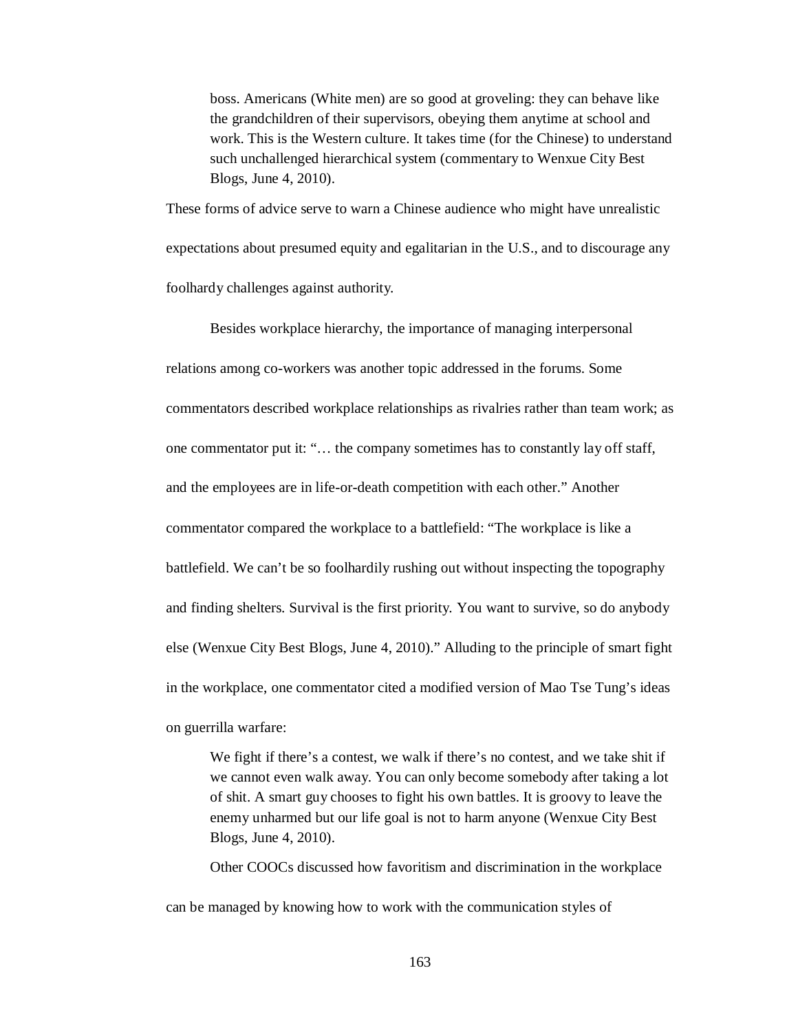> boss. Americans (White men) are so good at groveling: they can behave like the grandchildren of their supervisors, obeying them anytime at school and work. This is the Western culture. It takes time (for the Chinese) to understand such unchallenged hierarchical system (commentary to Wenxue City Best Blogs, June 4, 2010).

These forms of advice serve to warn a Chinese audience who might have unrealistic expectations about presumed equity and egalitarian in the U.S., and to discourage any foolhardy challenges against authority.

Besides workplace hierarchy, the importance of managing interpersonal relations among co-workers was another topic addressed in the forums. Some commentators described workplace relationships as rivalries rather than team work; as one commentator put it: "… the company sometimes has to constantly lay off staff, and the employees are in life-or-death competition with each other." Another commentator compared the workplace to a battlefield: "The workplace is like a battlefield. We can't be so foolhardily rushing out without inspecting the topography and finding shelters. Survival is the first priority. You want to survive, so do anybody else (Wenxue City Best Blogs, June 4, 2010)." Alluding to the principle of smart fight in the workplace, one commentator cited a modified version of Mao Tse Tung's ideas on guerrilla warfare:

> We fight if there's a contest, we walk if there's no contest, and we take shit if we cannot even walk away. You can only become somebody after taking a lot of shit. A smart guy chooses to fight his own battles. It is groovy to leave the enemy unharmed but our life goal is not to harm anyone (Wenxue City Best Blogs, June 4, 2010).

Other COOCs discussed how favoritism and discrimination in the workplace can be managed by knowing how to work with the communication styles of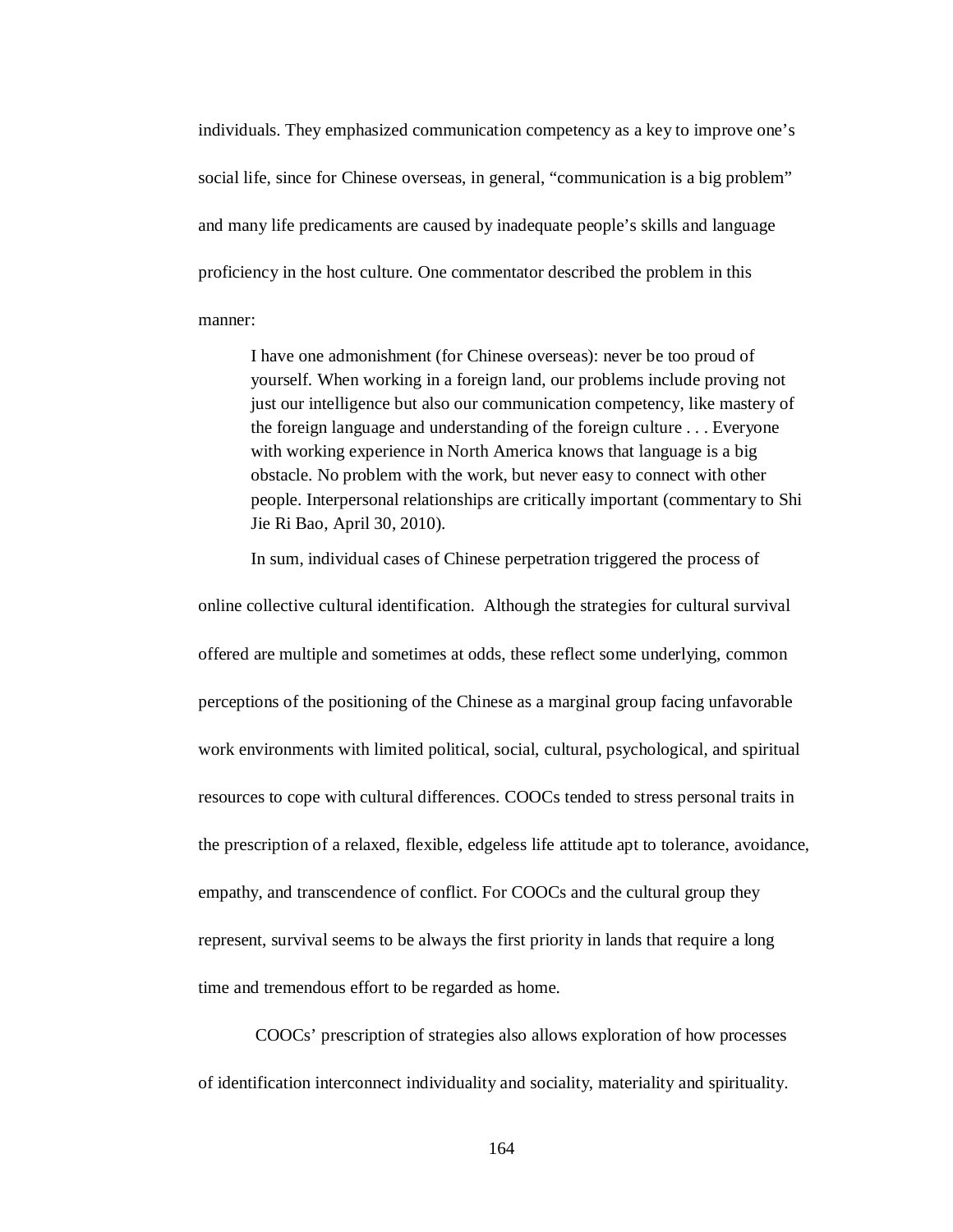individuals. They emphasized communication competency as a key to improve one's social life, since for Chinese overseas, in general, "communication is a big problem" and many life predicaments are caused by inadequate people's skills and language proficiency in the host culture. One commentator described the problem in this manner:

> I have one admonishment (for Chinese overseas): never be too proud of yourself. When working in a foreign land, our problems include proving not just our intelligence but also our communication competency, like mastery of the foreign language and understanding of the foreign culture . . . Everyone with working experience in North America knows that language is a big obstacle. No problem with the work, but never easy to connect with other people. Interpersonal relationships are critically important (commentary to Shi Jie Ri Bao, April 30, 2010).

In sum, individual cases of Chinese perpetration triggered the process of online collective cultural identification. Although the strategies for cultural survival offered are multiple and sometimes at odds, these reflect some underlying, common perceptions of the positioning of the Chinese as a marginal group facing unfavorable work environments with limited political, social, cultural, psychological, and spiritual resources to cope with cultural differences. COOCs tended to stress personal traits in the prescription of a relaxed, flexible, edgeless life attitude apt to tolerance, avoidance, empathy, and transcendence of conflict. For COOCs and the cultural group they represent, survival seems to be always the first priority in lands that require a long time and tremendous effort to be regarded as home.

COOCs' prescription of strategies also allows exploration of how processes of identification interconnect individuality and sociality, materiality and spirituality.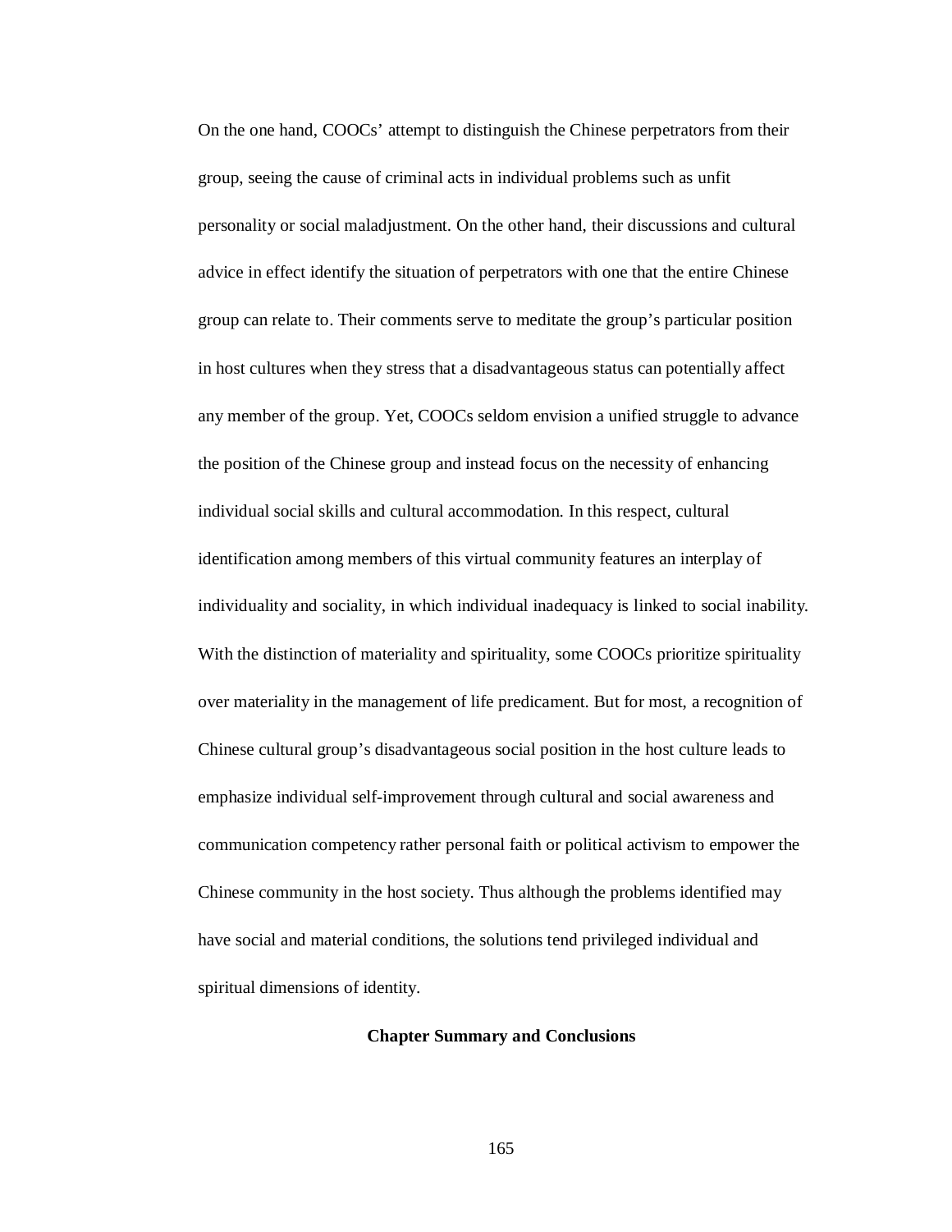On the one hand, COOCs' attempt to distinguish the Chinese perpetrators from their group, seeing the cause of criminal acts in individual problems such as unfit personality or social maladjustment. On the other hand, their discussions and cultural advice in effect identify the situation of perpetrators with one that the entire Chinese group can relate to. Their comments serve to meditate the group's particular position in host cultures when they stress that a disadvantageous status can potentially affect any member of the group. Yet, COOCs seldom envision a unified struggle to advance the position of the Chinese group and instead focus on the necessity of enhancing individual social skills and cultural accommodation. In this respect, cultural identification among members of this virtual community features an interplay of individuality and sociality, in which individual inadequacy is linked to social inability. With the distinction of materiality and spirituality, some COOCs prioritize spirituality over materiality in the management of life predicament. But for most, a recognition of Chinese cultural group's disadvantageous social position in the host culture leads to emphasize individual self-improvement through cultural and social awareness and communication competency rather personal faith or political activism to empower the Chinese community in the host society. Thus although the problems identified may have social and material conditions, the solutions tend privileged individual and spiritual dimensions of identity.

## Chapter Summary and Conclusions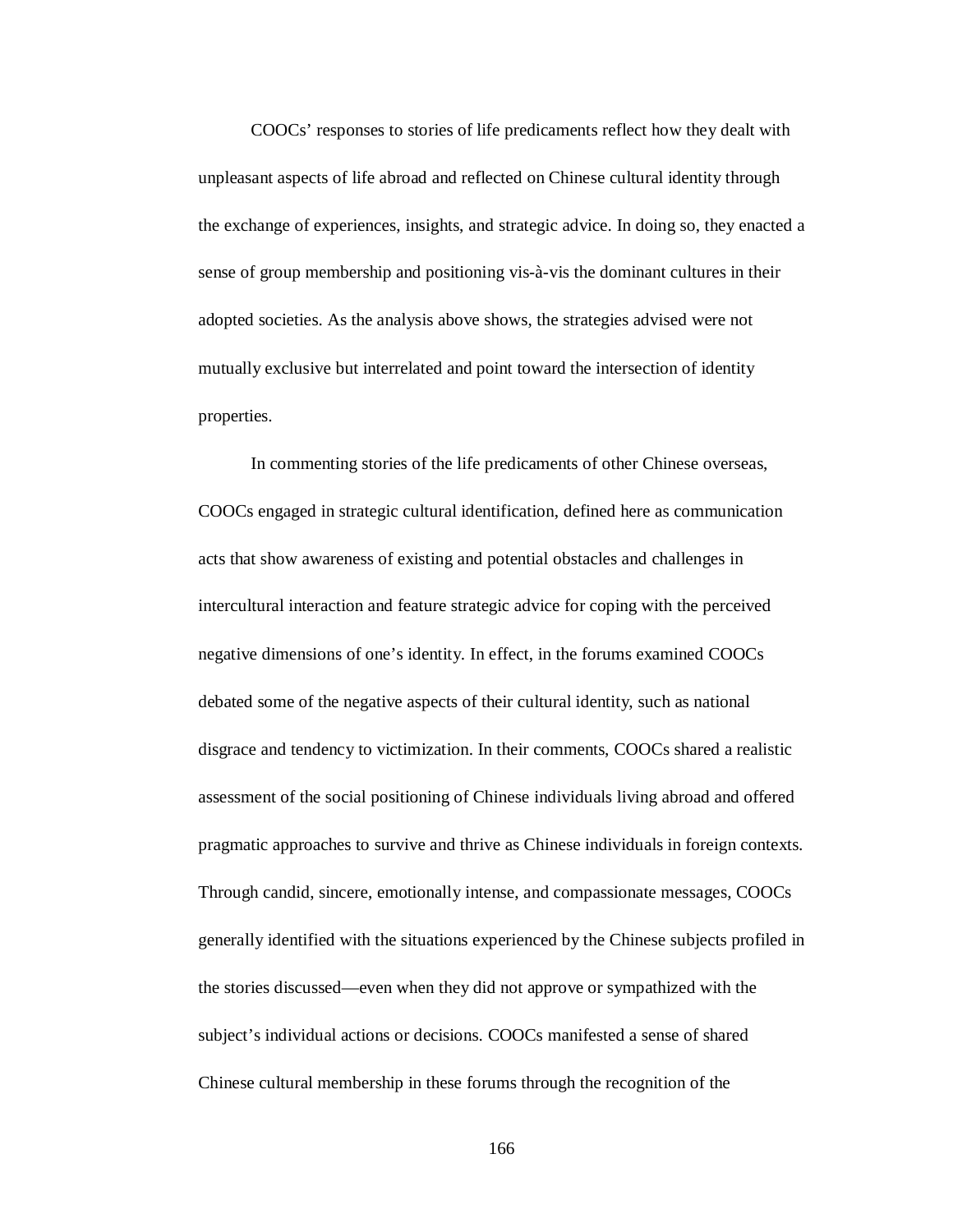COOCs' responses to stories of life predicaments reflect how they dealt with unpleasant aspects of life abroad and reflected on Chinese cultural identity through the exchange of experiences, insights, and strategic advice. In doing so, they enacted a sense of group membership and positioning vis-à-vis the dominant cultures in their adopted societies. As the analysis above shows, the strategies advised were not mutually exclusive but interrelated and point toward the intersection of identity properties.

In commenting stories of the life predicaments of other Chinese overseas, COOCs engaged in strategic cultural identification, defined here as communication acts that show awareness of existing and potential obstacles and challenges in intercultural interaction and feature strategic advice for coping with the perceived negative dimensions of one's identity. In effect, in the forums examined COOCs debated some of the negative aspects of their cultural identity, such as national disgrace and tendency to victimization. In their comments, COOCs shared a realistic assessment of the social positioning of Chinese individuals living abroad and offered pragmatic approaches to survive and thrive as Chinese individuals in foreign contexts. Through candid, sincere, emotionally intense, and compassionate messages, COOCs generally identified with the situations experienced by the Chinese subjects profiled in the stories discussed—even when they did not approve or sympathized with the subject's individual actions or decisions. COOCs manifested a sense of shared Chinese cultural membership in these forums through the recognition of the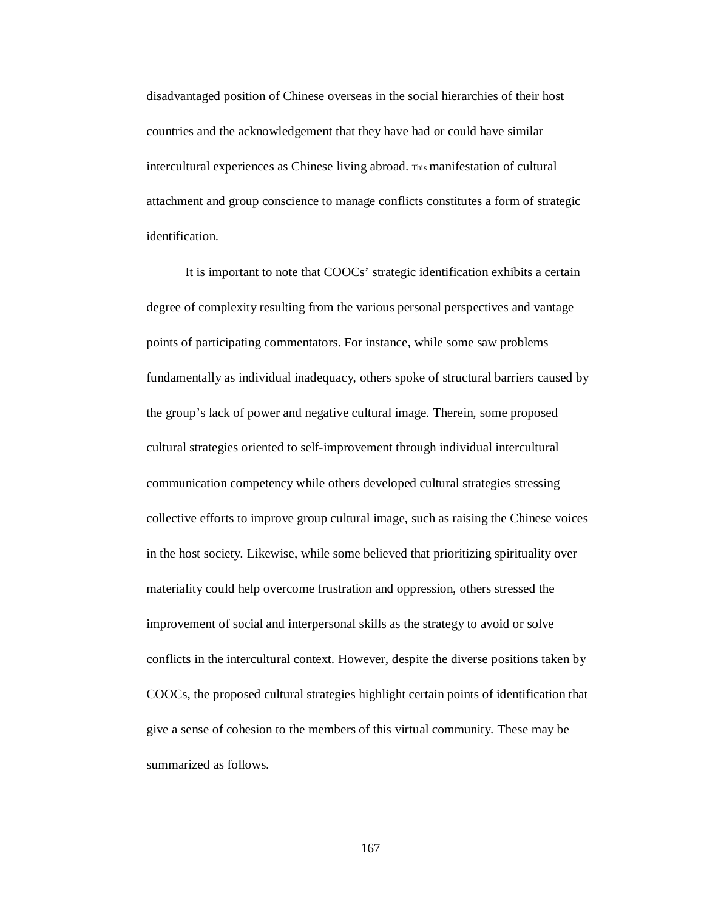disadvantaged position of Chinese overseas in the social hierarchies of their host countries and the acknowledgement that they have had or could have similar intercultural experiences as Chinese living abroad. This manifestation of cultural attachment and group conscience to manage conflicts constitutes a form of strategic identification.

It is important to note that COOCs' strategic identification exhibits a certain degree of complexity resulting from the various personal perspectives and vantage points of participating commentators. For instance, while some saw problems fundamentally as individual inadequacy, others spoke of structural barriers caused by the group's lack of power and negative cultural image. Therein, some proposed cultural strategies oriented to self-improvement through individual intercultural communication competency while others developed cultural strategies stressing collective efforts to improve group cultural image, such as raising the Chinese voices in the host society. Likewise, while some believed that prioritizing spirituality over materiality could help overcome frustration and oppression, others stressed the improvement of social and interpersonal skills as the strategy to avoid or solve conflicts in the intercultural context. However, despite the diverse positions taken by COOCs, the proposed cultural strategies highlight certain points of identification that give a sense of cohesion to the members of this virtual community. These may be summarized as follows.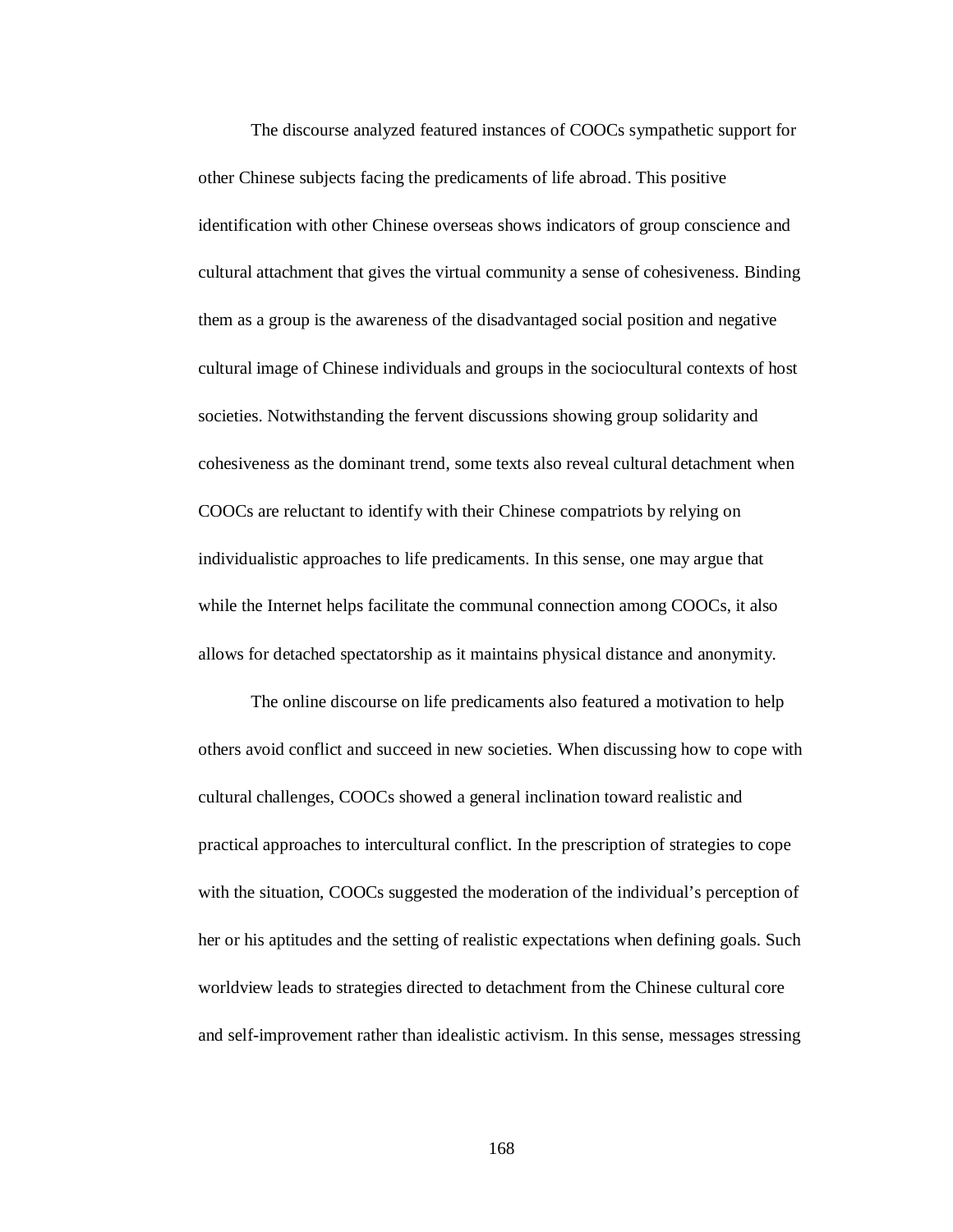The discourse analyzed featured instances of COOCs sympathetic support for other Chinese subjects facing the predicaments of life abroad. This positive identification with other Chinese overseas shows indicators of group conscience and cultural attachment that gives the virtual community a sense of cohesiveness. Binding them as a group is the awareness of the disadvantaged social position and negative cultural image of Chinese individuals and groups in the sociocultural contexts of host societies. Notwithstanding the fervent discussions showing group solidarity and cohesiveness as the dominant trend, some texts also reveal cultural detachment when COOCs are reluctant to identify with their Chinese compatriots by relying on individualistic approaches to life predicaments. In this sense, one may argue that while the Internet helps facilitate the communal connection among COOCs, it also allows for detached spectatorship as it maintains physical distance and anonymity.

The online discourse on life predicaments also featured a motivation to help others avoid conflict and succeed in new societies. When discussing how to cope with cultural challenges, COOCs showed a general inclination toward realistic and practical approaches to intercultural conflict. In the prescription of strategies to cope with the situation, COOCs suggested the moderation of the individual's perception of her or his aptitudes and the setting of realistic expectations when defining goals. Such worldview leads to strategies directed to detachment from the Chinese cultural core and self-improvement rather than idealistic activism. In this sense, messages stressing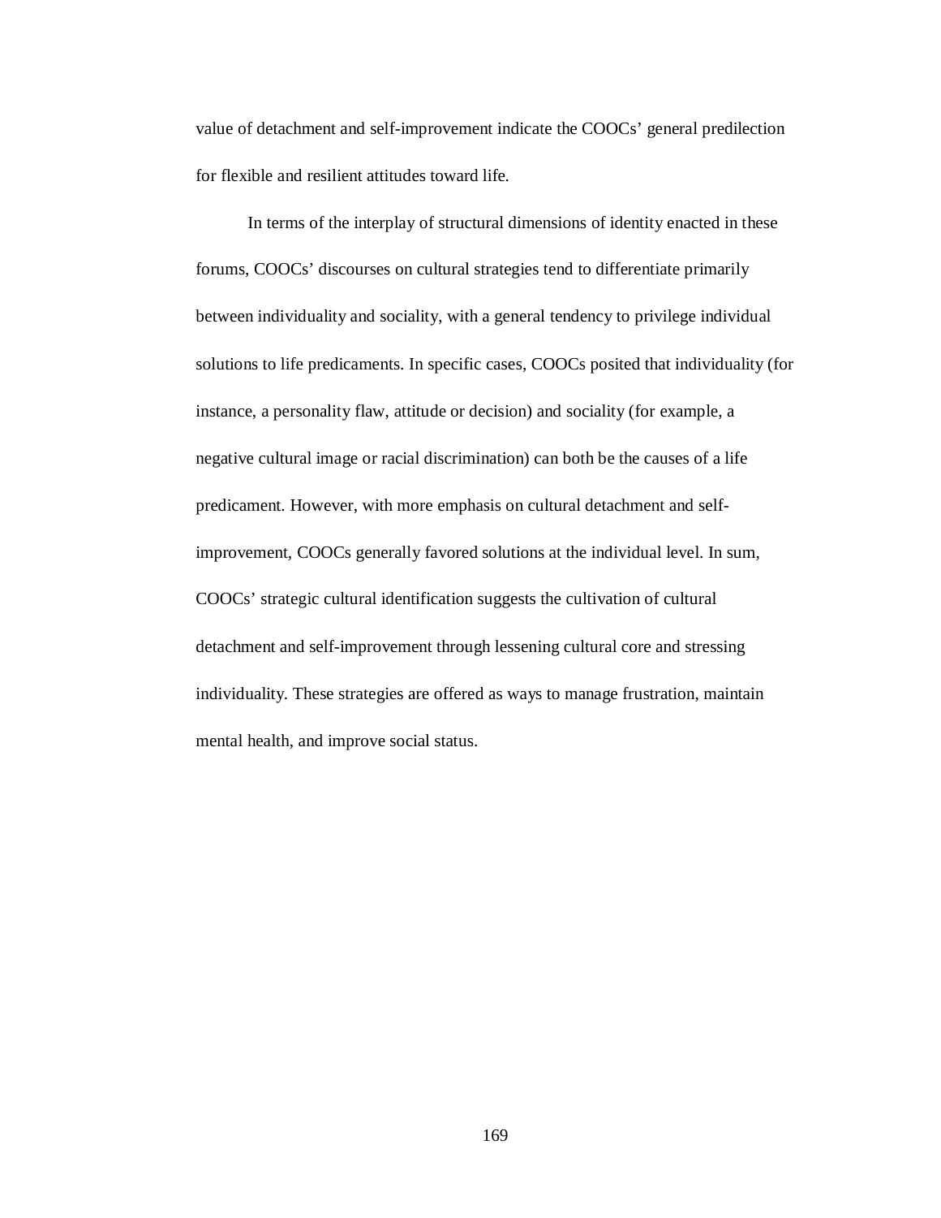value of detachment and self-improvement indicate the COOCs' general predilection for flexible and resilient attitudes toward life.

In terms of the interplay of structural dimensions of identity enacted in these forums, COOCs' discourses on cultural strategies tend to differentiate primarily between individuality and sociality, with a general tendency to privilege individual solutions to life predicaments. In specific cases, COOCs posited that individuality (for instance, a personality flaw, attitude or decision) and sociality (for example, a negative cultural image or racial discrimination) can both be the causes of a life predicament. However, with more emphasis on cultural detachment and self-improvement, COOCs generally favored solutions at the individual level. In sum, COOCs' strategic cultural identification suggests the cultivation of cultural detachment and self-improvement through lessening cultural core and stressing individuality. These strategies are offered as ways to manage frustration, maintain mental health, and improve social status.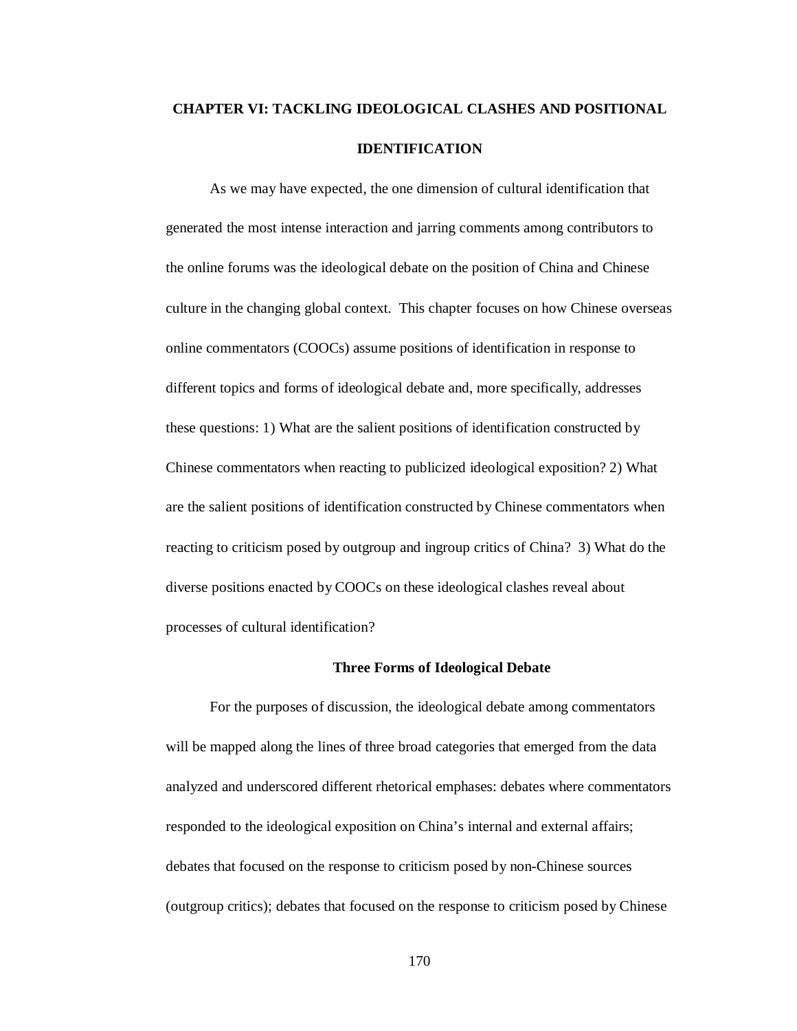# CHAPTER VI: TACKLING IDEOLOGICAL CLASHES AND POSITIONAL IDENTIFICATION

As we may have expected, the one dimension of cultural identification that generated the most intense interaction and jarring comments among contributors to the online forums was the ideological debate on the position of China and Chinese culture in the changing global context. This chapter focuses on how Chinese overseas online commentators (COOCs) assume positions of identification in response to different topics and forms of ideological debate and, more specifically, addresses these questions: 1) What are the salient positions of identification constructed by Chinese commentators when reacting to publicized ideological exposition? 2) What are the salient positions of identification constructed by Chinese commentators when reacting to criticism posed by outgroup and ingroup critics of China? 3) What do the diverse positions enacted by COOCs on these ideological clashes reveal about processes of cultural identification?

## Three Forms of Ideological Debate

For the purposes of discussion, the ideological debate among commentators will be mapped along the lines of three broad categories that emerged from the data analyzed and underscored different rhetorical emphases: debates where commentators responded to the ideological exposition on China's internal and external affairs; debates that focused on the response to criticism posed by non-Chinese sources (outgroup critics); debates that focused on the response to criticism posed by Chinese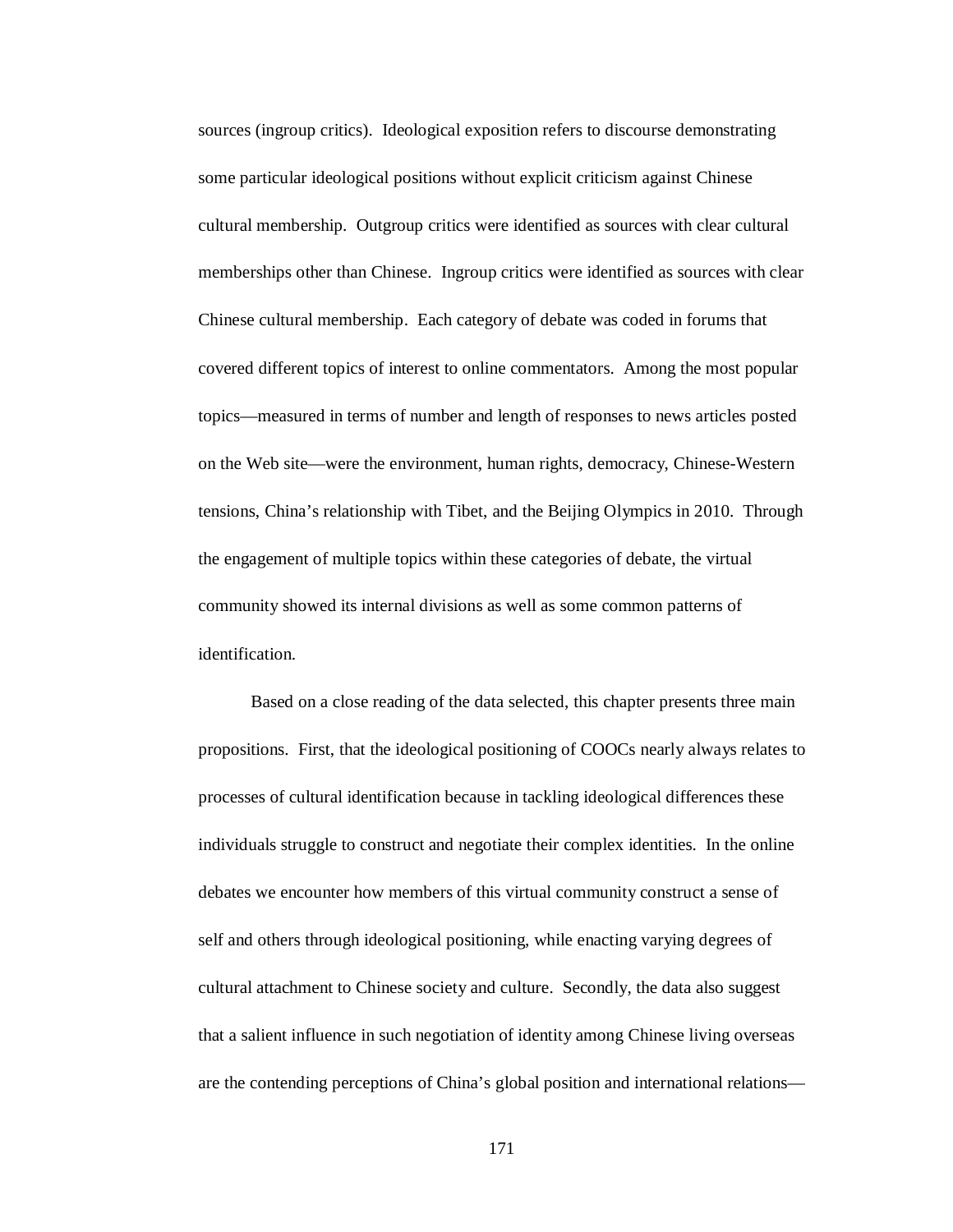sources (ingroup critics). Ideological exposition refers to discourse demonstrating some particular ideological positions without explicit criticism against Chinese cultural membership. Outgroup critics were identified as sources with clear cultural memberships other than Chinese. Ingroup critics were identified as sources with clear Chinese cultural membership. Each category of debate was coded in forums that covered different topics of interest to online commentators. Among the most popular topics—measured in terms of number and length of responses to news articles posted on the Web site—were the environment, human rights, democracy, Chinese-Western tensions, China's relationship with Tibet, and the Beijing Olympics in 2010. Through the engagement of multiple topics within these categories of debate, the virtual community showed its internal divisions as well as some common patterns of identification.

Based on a close reading of the data selected, this chapter presents three main propositions. First, that the ideological positioning of COOCs nearly always relates to processes of cultural identification because in tackling ideological differences these individuals struggle to construct and negotiate their complex identities. In the online debates we encounter how members of this virtual community construct a sense of self and others through ideological positioning, while enacting varying degrees of cultural attachment to Chinese society and culture. Secondly, the data also suggest that a salient influence in such negotiation of identity among Chinese living overseas are the contending perceptions of China's global position and international relations—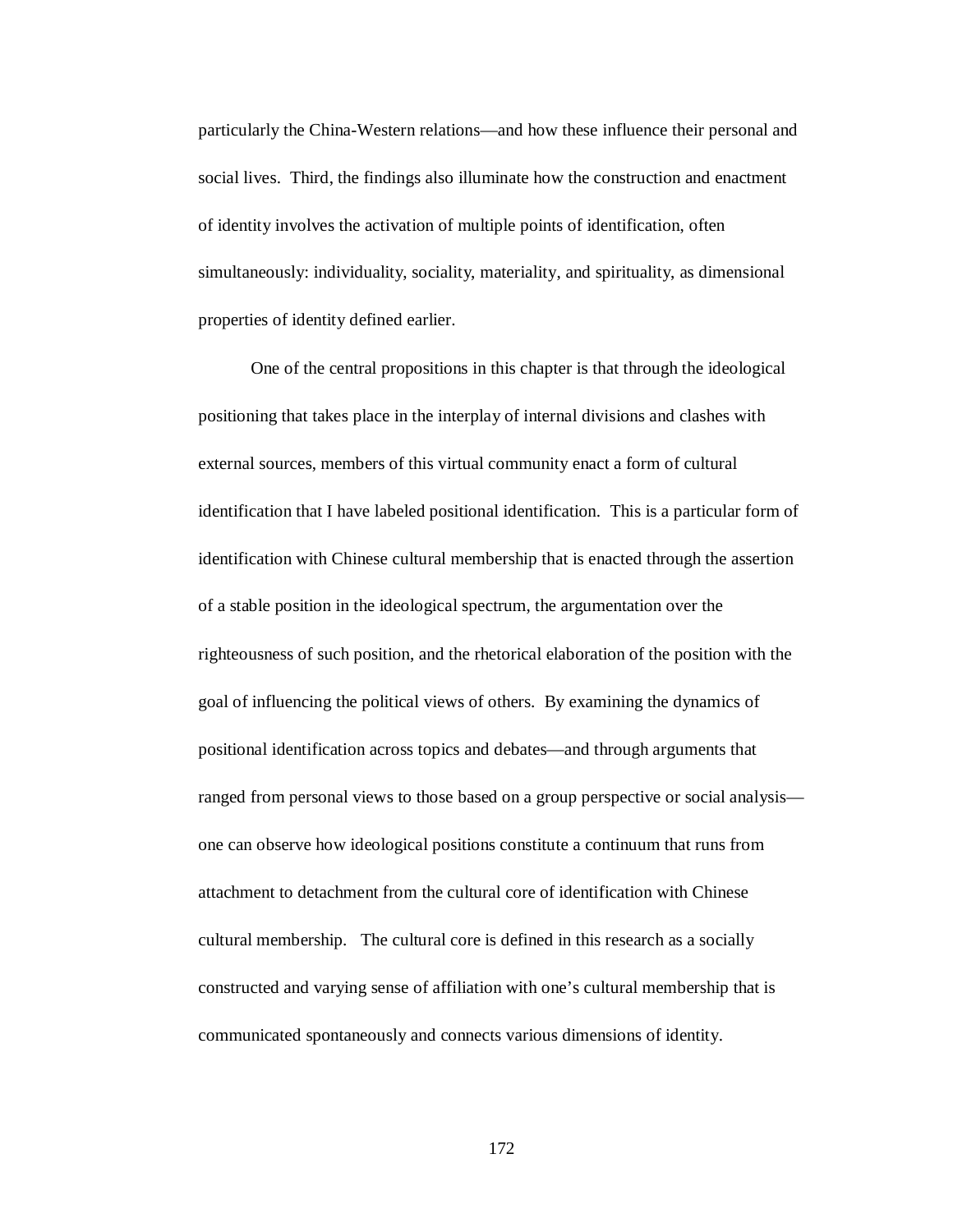particularly the China-Western relations—and how these influence their personal and social lives. Third, the findings also illuminate how the construction and enactment of identity involves the activation of multiple points of identification, often simultaneously: individuality, sociality, materiality, and spirituality, as dimensional properties of identity defined earlier.

One of the central propositions in this chapter is that through the ideological positioning that takes place in the interplay of internal divisions and clashes with external sources, members of this virtual community enact a form of cultural identification that I have labeled positional identification. This is a particular form of identification with Chinese cultural membership that is enacted through the assertion of a stable position in the ideological spectrum, the argumentation over the righteousness of such position, and the rhetorical elaboration of the position with the goal of influencing the political views of others. By examining the dynamics of positional identification across topics and debates—and through arguments that ranged from personal views to those based on a group perspective or social analysis—one can observe how ideological positions constitute a continuum that runs from attachment to detachment from the cultural core of identification with Chinese cultural membership. The cultural core is defined in this research as a socially constructed and varying sense of affiliation with one's cultural membership that is communicated spontaneously and connects various dimensions of identity.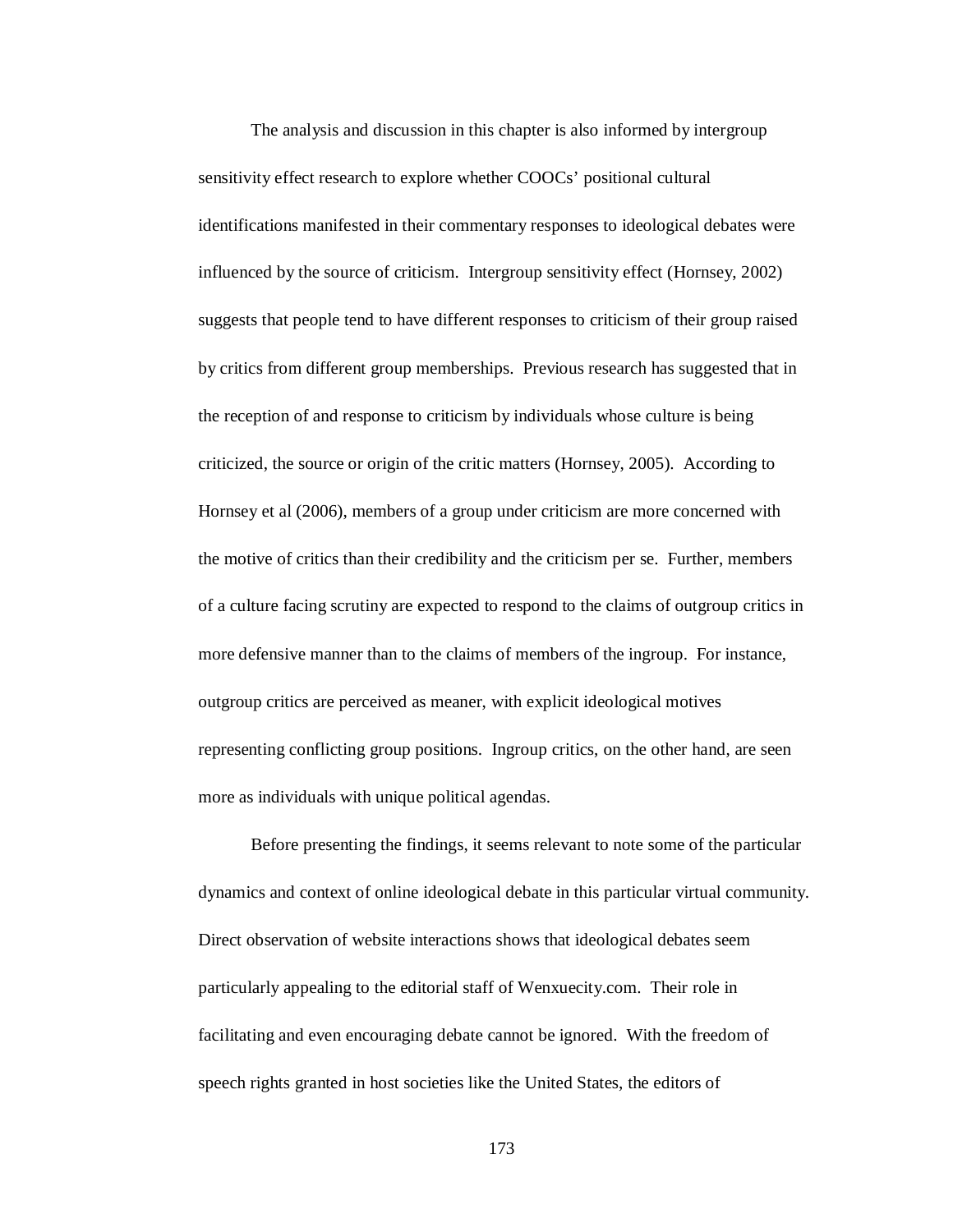The analysis and discussion in this chapter is also informed by intergroup sensitivity effect research to explore whether COOCs' positional cultural identifications manifested in their commentary responses to ideological debates were influenced by the source of criticism. Intergroup sensitivity effect (Hornsey, 2002) suggests that people tend to have different responses to criticism of their group raised by critics from different group memberships. Previous research has suggested that in the reception of and response to criticism by individuals whose culture is being criticized, the source or origin of the critic matters (Hornsey, 2005). According to Hornsey et al (2006), members of a group under criticism are more concerned with the motive of critics than their credibility and the criticism per se. Further, members of a culture facing scrutiny are expected to respond to the claims of outgroup critics in more defensive manner than to the claims of members of the ingroup. For instance, outgroup critics are perceived as meaner, with explicit ideological motives representing conflicting group positions. Ingroup critics, on the other hand, are seen more as individuals with unique political agendas.

Before presenting the findings, it seems relevant to note some of the particular dynamics and context of online ideological debate in this particular virtual community. Direct observation of website interactions shows that ideological debates seem particularly appealing to the editorial staff of Wenxuecity.com. Their role in facilitating and even encouraging debate cannot be ignored. With the freedom of speech rights granted in host societies like the United States, the editors of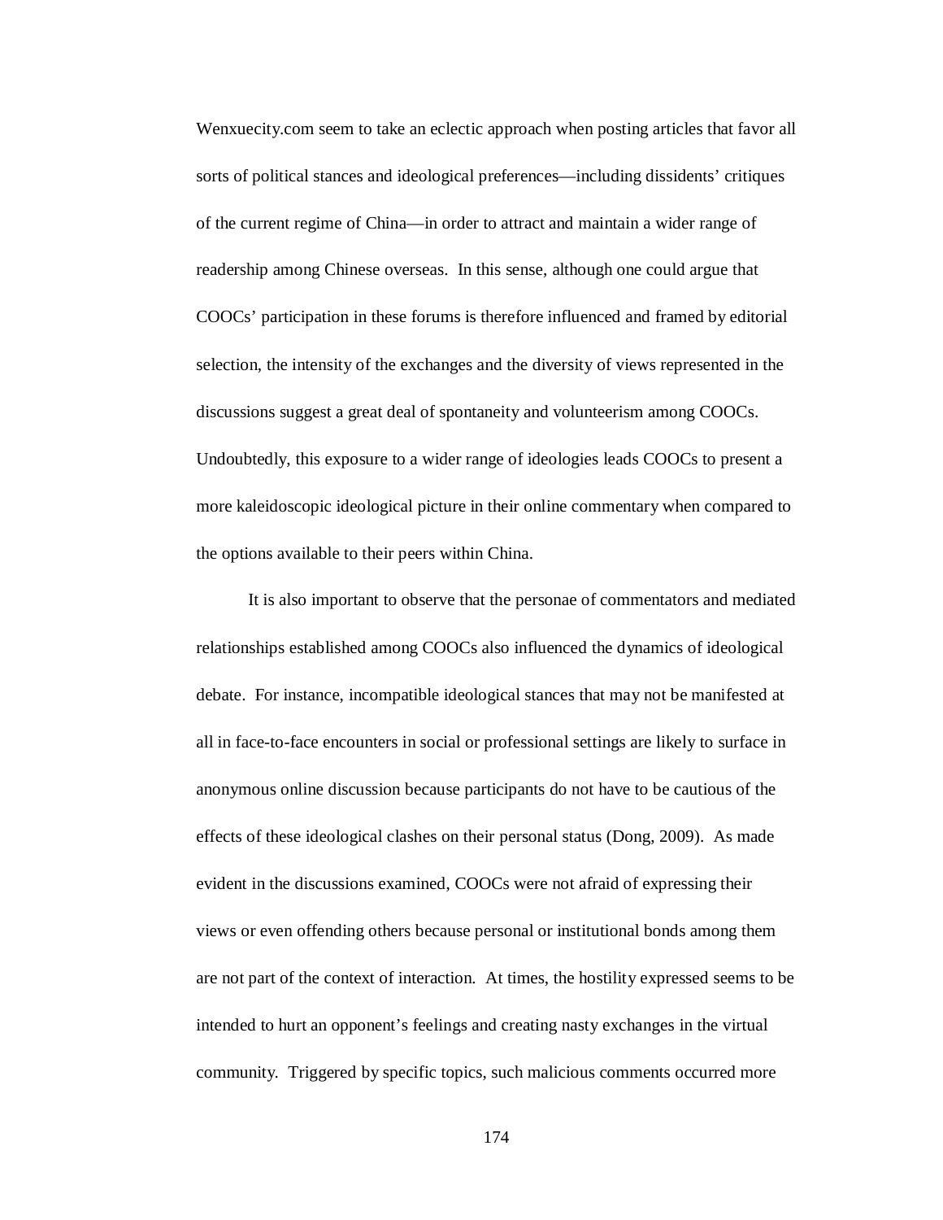Wenxuecity.com seem to take an eclectic approach when posting articles that favor all sorts of political stances and ideological preferences—including dissidents' critiques of the current regime of China—in order to attract and maintain a wider range of readership among Chinese overseas. In this sense, although one could argue that COOCs' participation in these forums is therefore influenced and framed by editorial selection, the intensity of the exchanges and the diversity of views represented in the discussions suggest a great deal of spontaneity and volunteerism among COOCs. Undoubtedly, this exposure to a wider range of ideologies leads COOCs to present a more kaleidoscopic ideological picture in their online commentary when compared to the options available to their peers within China.

It is also important to observe that the personae of commentators and mediated relationships established among COOCs also influenced the dynamics of ideological debate. For instance, incompatible ideological stances that may not be manifested at all in face-to-face encounters in social or professional settings are likely to surface in anonymous online discussion because participants do not have to be cautious of the effects of these ideological clashes on their personal status (Dong, 2009). As made evident in the discussions examined, COOCs were not afraid of expressing their views or even offending others because personal or institutional bonds among them are not part of the context of interaction. At times, the hostility expressed seems to be intended to hurt an opponent's feelings and creating nasty exchanges in the virtual community. Triggered by specific topics, such malicious comments occurred more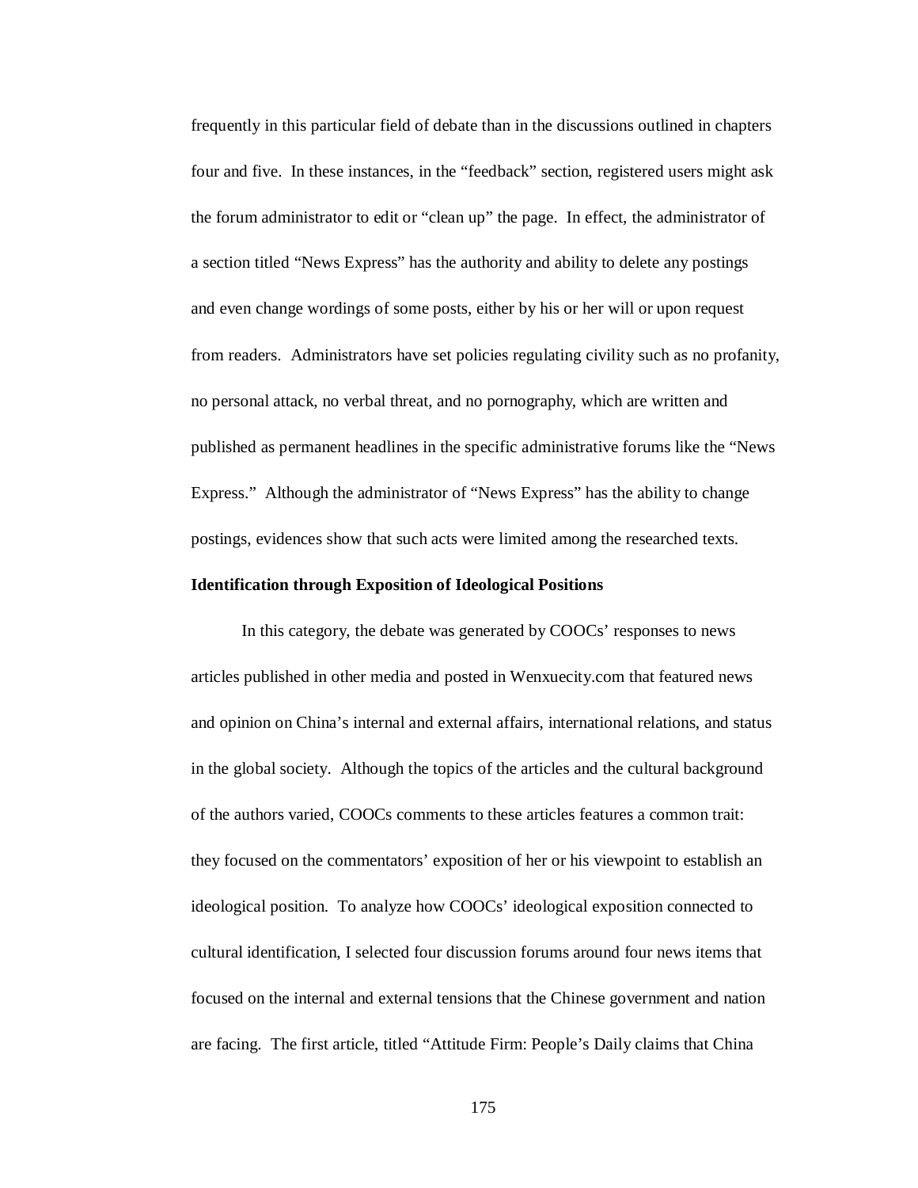frequently in this particular field of debate than in the discussions outlined in chapters four and five. In these instances, in the "feedback" section, registered users might ask the forum administrator to edit or "clean up" the page. In effect, the administrator of a section titled "News Express" has the authority and ability to delete any postings and even change wordings of some posts, either by his or her will or upon request from readers. Administrators have set policies regulating civility such as no profanity, no personal attack, no verbal threat, and no pornography, which are written and published as permanent headlines in the specific administrative forums like the "News Express." Although the administrator of "News Express" has the ability to change postings, evidences show that such acts were limited among the researched texts.

**Identification through Exposition of Ideological Positions**

In this category, the debate was generated by COOCs' responses to news articles published in other media and posted in Wenxuecity.com that featured news and opinion on China's internal and external affairs, international relations, and status in the global society. Although the topics of the articles and the cultural background of the authors varied, COOCs comments to these articles features a common trait: they focused on the commentators' exposition of her or his viewpoint to establish an ideological position. To analyze how COOCs' ideological exposition connected to cultural identification, I selected four discussion forums around four news items that focused on the internal and external tensions that the Chinese government and nation are facing. The first article, titled "Attitude Firm: People's Daily claims that China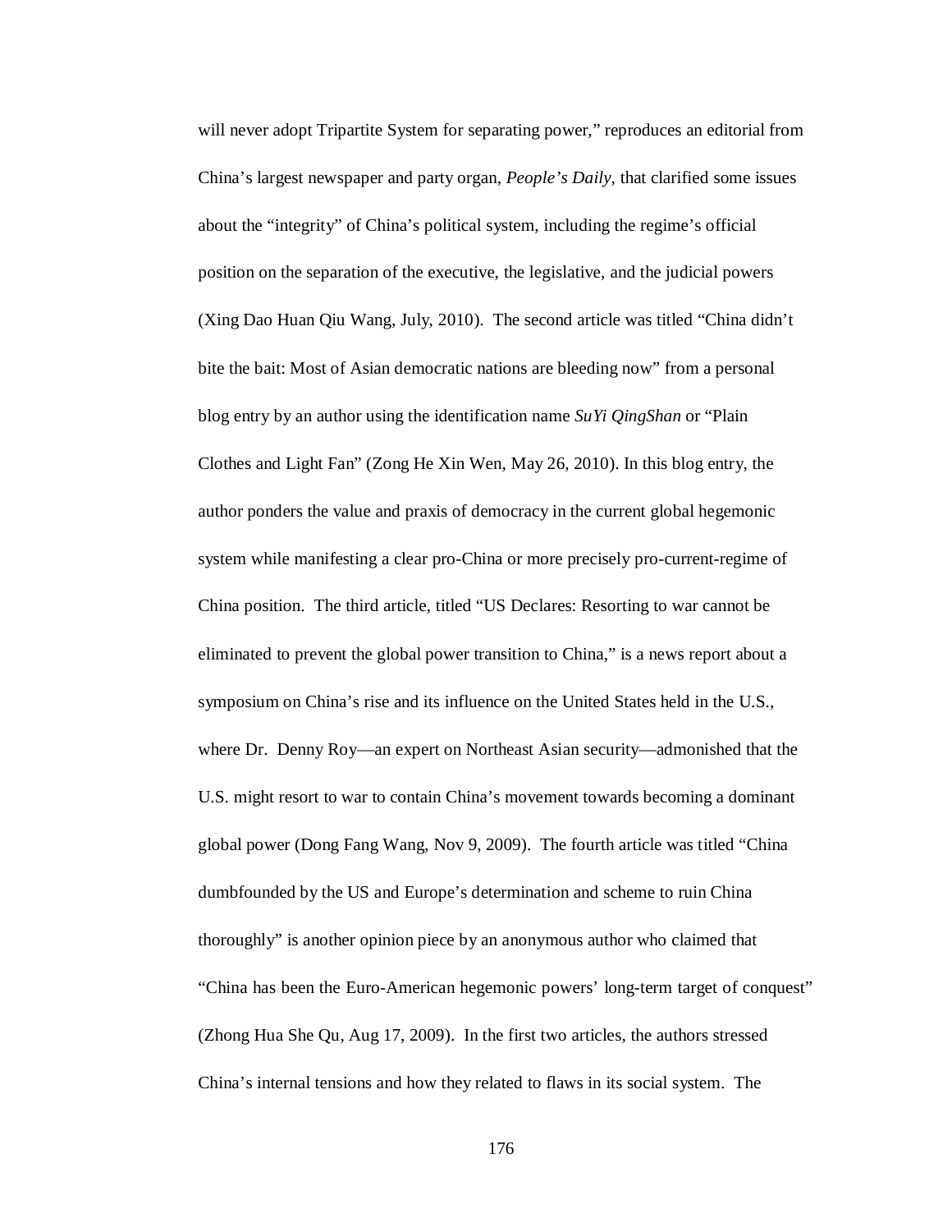will never adopt Tripartite System for separating power," reproduces an editorial from China's largest newspaper and party organ, *People's Daily*, that clarified some issues about the "integrity" of China's political system, including the regime's official position on the separation of the executive, the legislative, and the judicial powers (Xing Dao Huan Qiu Wang, July, 2010). The second article was titled "China didn't bite the bait: Most of Asian democratic nations are bleeding now" from a personal blog entry by an author using the identification name *SuYi QingShan* or "Plain Clothes and Light Fan" (Zong He Xin Wen, May 26, 2010). In this blog entry, the author ponders the value and praxis of democracy in the current global hegemonic system while manifesting a clear pro-China or more precisely pro-current-regime of China position. The third article, titled "US Declares: Resorting to war cannot be eliminated to prevent the global power transition to China," is a news report about a symposium on China's rise and its influence on the United States held in the U.S., where Dr. Denny Roy—an expert on Northeast Asian security—admonished that the U.S. might resort to war to contain China's movement towards becoming a dominant global power (Dong Fang Wang, Nov 9, 2009). The fourth article was titled "China dumbfounded by the US and Europe's determination and scheme to ruin China thoroughly" is another opinion piece by an anonymous author who claimed that "China has been the Euro-American hegemonic powers' long-term target of conquest" (Zhong Hua She Qu, Aug 17, 2009). In the first two articles, the authors stressed China's internal tensions and how they related to flaws in its social system. The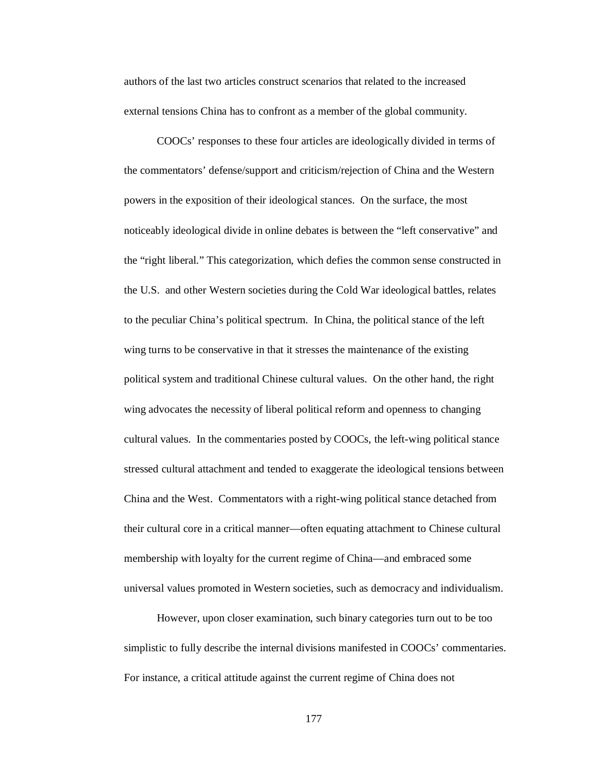authors of the last two articles construct scenarios that related to the increased external tensions China has to confront as a member of the global community.

COOCs' responses to these four articles are ideologically divided in terms of the commentators' defense/support and criticism/rejection of China and the Western powers in the exposition of their ideological stances. On the surface, the most noticeably ideological divide in online debates is between the "left conservative" and the "right liberal." This categorization, which defies the common sense constructed in the U.S. and other Western societies during the Cold War ideological battles, relates to the peculiar China's political spectrum. In China, the political stance of the left wing turns to be conservative in that it stresses the maintenance of the existing political system and traditional Chinese cultural values. On the other hand, the right wing advocates the necessity of liberal political reform and openness to changing cultural values. In the commentaries posted by COOCs, the left-wing political stance stressed cultural attachment and tended to exaggerate the ideological tensions between China and the West. Commentators with a right-wing political stance detached from their cultural core in a critical manner—often equating attachment to Chinese cultural membership with loyalty for the current regime of China—and embraced some universal values promoted in Western societies, such as democracy and individualism.

However, upon closer examination, such binary categories turn out to be too simplistic to fully describe the internal divisions manifested in COOCs' commentaries. For instance, a critical attitude against the current regime of China does not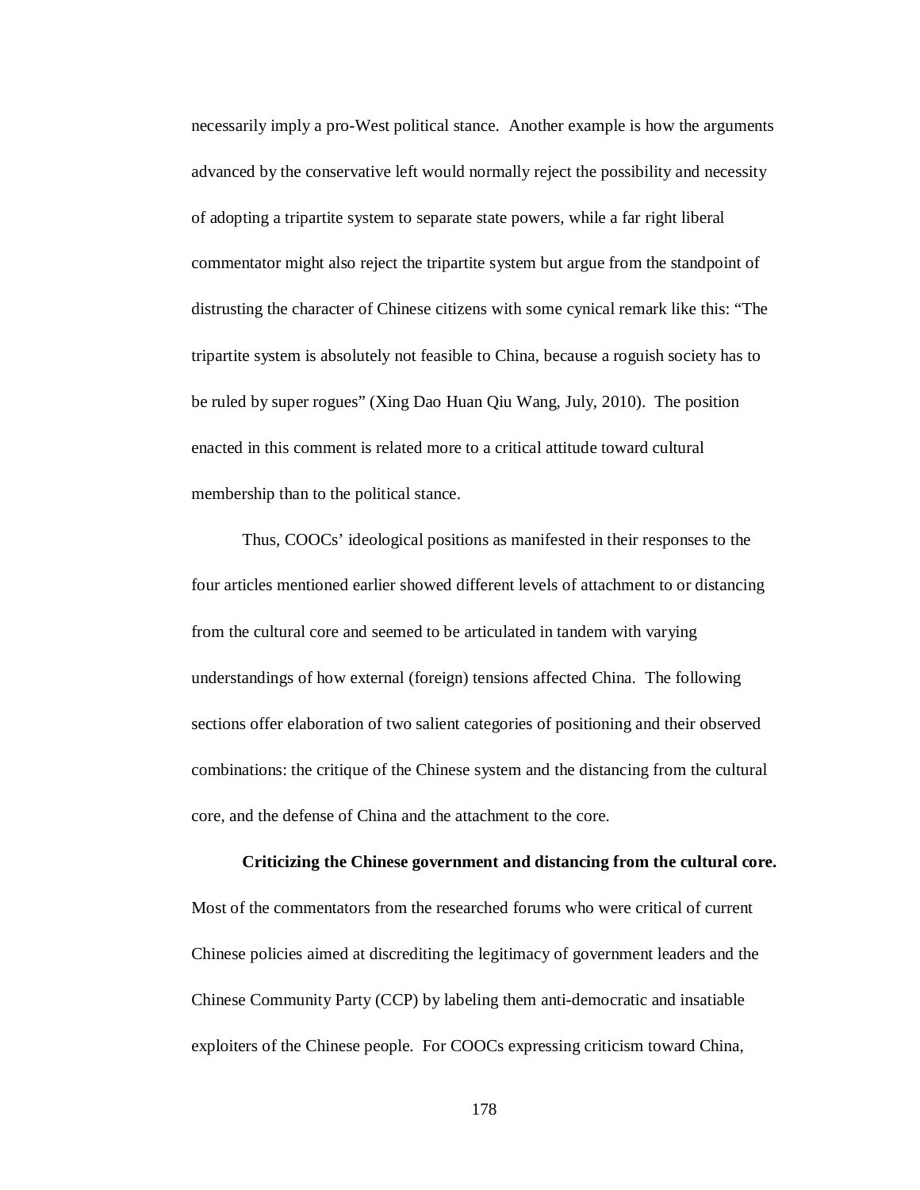necessarily imply a pro-West political stance. Another example is how the arguments advanced by the conservative left would normally reject the possibility and necessity of adopting a tripartite system to separate state powers, while a far right liberal commentator might also reject the tripartite system but argue from the standpoint of distrusting the character of Chinese citizens with some cynical remark like this: "The tripartite system is absolutely not feasible to China, because a roguish society has to be ruled by super rogues" (Xing Dao Huan Qiu Wang, July, 2010). The position enacted in this comment is related more to a critical attitude toward cultural membership than to the political stance.

Thus, COOCs' ideological positions as manifested in their responses to the four articles mentioned earlier showed different levels of attachment to or distancing from the cultural core and seemed to be articulated in tandem with varying understandings of how external (foreign) tensions affected China. The following sections offer elaboration of two salient categories of positioning and their observed combinations: the critique of the Chinese system and the distancing from the cultural core, and the defense of China and the attachment to the core.

**Criticizing the Chinese government and distancing from the cultural core.** Most of the commentators from the researched forums who were critical of current Chinese policies aimed at discrediting the legitimacy of government leaders and the Chinese Community Party (CCP) by labeling them anti-democratic and insatiable exploiters of the Chinese people. For COOCs expressing criticism toward China,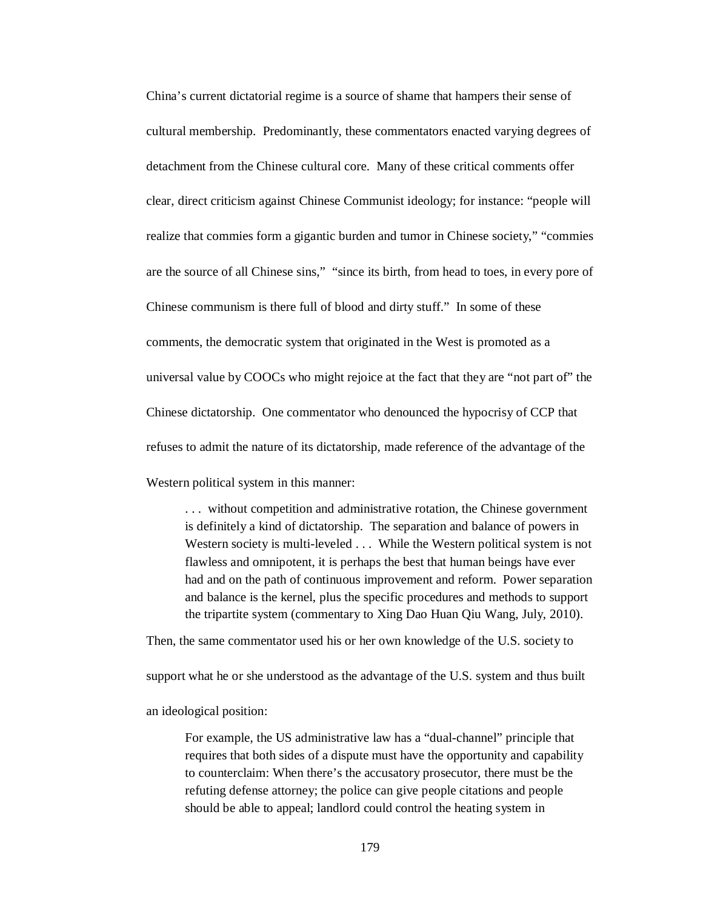China's current dictatorial regime is a source of shame that hampers their sense of cultural membership. Predominantly, these commentators enacted varying degrees of detachment from the Chinese cultural core. Many of these critical comments offer clear, direct criticism against Chinese Communist ideology; for instance: "people will realize that commies form a gigantic burden and tumor in Chinese society," "commies are the source of all Chinese sins," "since its birth, from head to toes, in every pore of Chinese communism is there full of blood and dirty stuff." In some of these comments, the democratic system that originated in the West is promoted as a universal value by COOCs who might rejoice at the fact that they are "not part of" the Chinese dictatorship. One commentator who denounced the hypocrisy of CCP that refuses to admit the nature of its dictatorship, made reference of the advantage of the Western political system in this manner:

> . . . without competition and administrative rotation, the Chinese government is definitely a kind of dictatorship. The separation and balance of powers in Western society is multi-leveled . . . While the Western political system is not flawless and omnipotent, it is perhaps the best that human beings have ever had and on the path of continuous improvement and reform. Power separation and balance is the kernel, plus the specific procedures and methods to support the tripartite system (commentary to Xing Dao Huan Qiu Wang, July, 2010).

Then, the same commentator used his or her own knowledge of the U.S. society to support what he or she understood as the advantage of the U.S. system and thus built an ideological position:

> For example, the US administrative law has a "dual-channel" principle that requires that both sides of a dispute must have the opportunity and capability to counterclaim: When there's the accusatory prosecutor, there must be the refuting defense attorney; the police can give people citations and people should be able to appeal; landlord could control the heating system in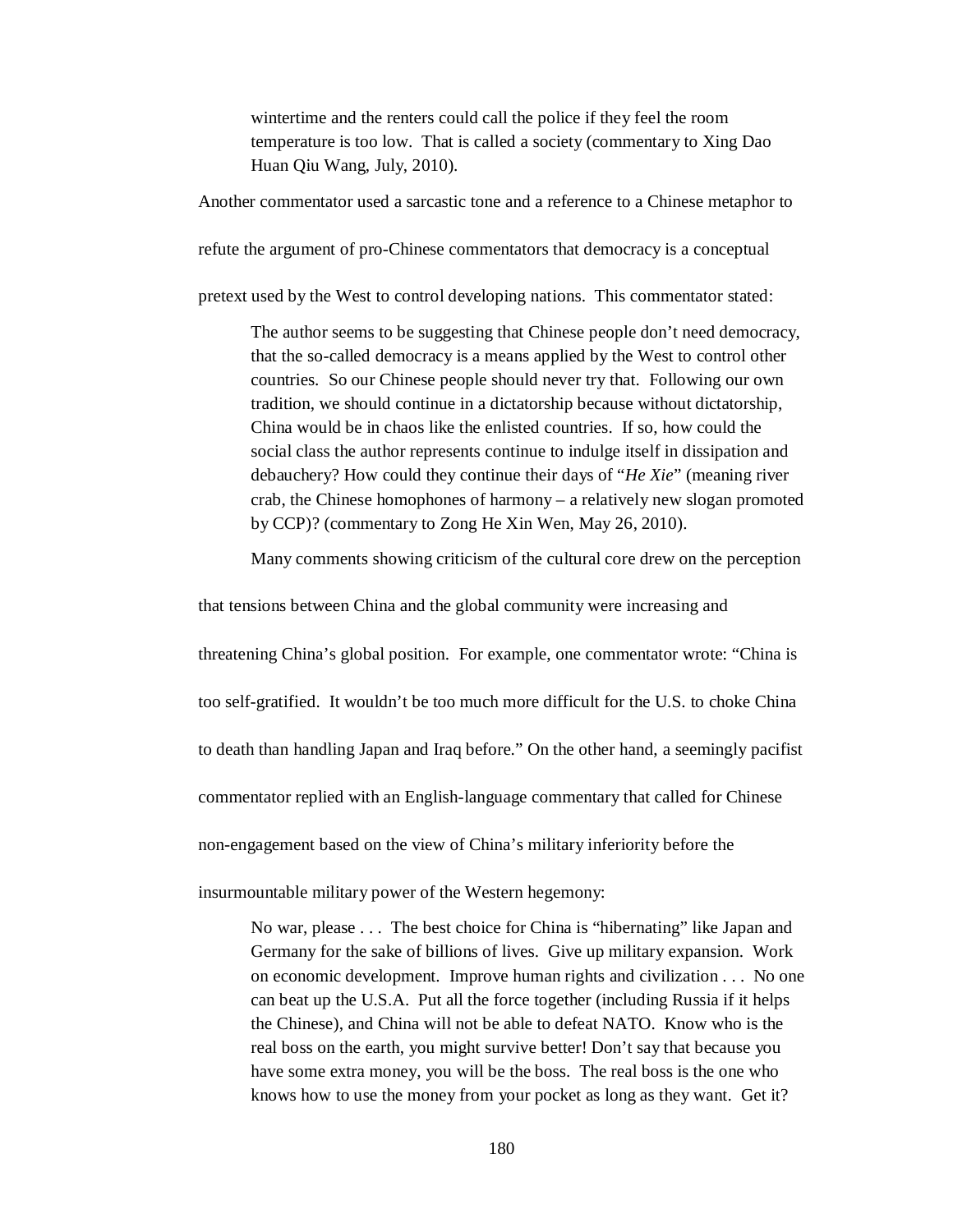> wintertime and the renters could call the police if they feel the room temperature is too low. That is called a society (commentary to Xing Dao Huan Qiu Wang, July, 2010).

Another commentator used a sarcastic tone and a reference to a Chinese metaphor to refute the argument of pro-Chinese commentators that democracy is a conceptual pretext used by the West to control developing nations. This commentator stated:

> The author seems to be suggesting that Chinese people don't need democracy, that the so-called democracy is a means applied by the West to control other countries. So our Chinese people should never try that. Following our own tradition, we should continue in a dictatorship because without dictatorship, China would be in chaos like the enlisted countries. If so, how could the social class the author represents continue to indulge itself in dissipation and debauchery? How could they continue their days of "*He Xie*" (meaning river crab, the Chinese homophones of harmony – a relatively new slogan promoted by CCP)? (commentary to Zong He Xin Wen, May 26, 2010).

Many comments showing criticism of the cultural core drew on the perception that tensions between China and the global community were increasing and threatening China's global position. For example, one commentator wrote: "China is too self-gratified. It wouldn't be too much more difficult for the U.S. to choke China to death than handling Japan and Iraq before." On the other hand, a seemingly pacifist commentator replied with an English-language commentary that called for Chinese non-engagement based on the view of China's military inferiority before the insurmountable military power of the Western hegemony:

> No war, please . . . The best choice for China is "hibernating" like Japan and Germany for the sake of billions of lives. Give up military expansion. Work on economic development. Improve human rights and civilization . . . No one can beat up the U.S.A. Put all the force together (including Russia if it helps the Chinese), and China will not be able to defeat NATO. Know who is the real boss on the earth, you might survive better! Don't say that because you have some extra money, you will be the boss. The real boss is the one who knows how to use the money from your pocket as long as they want. Get it?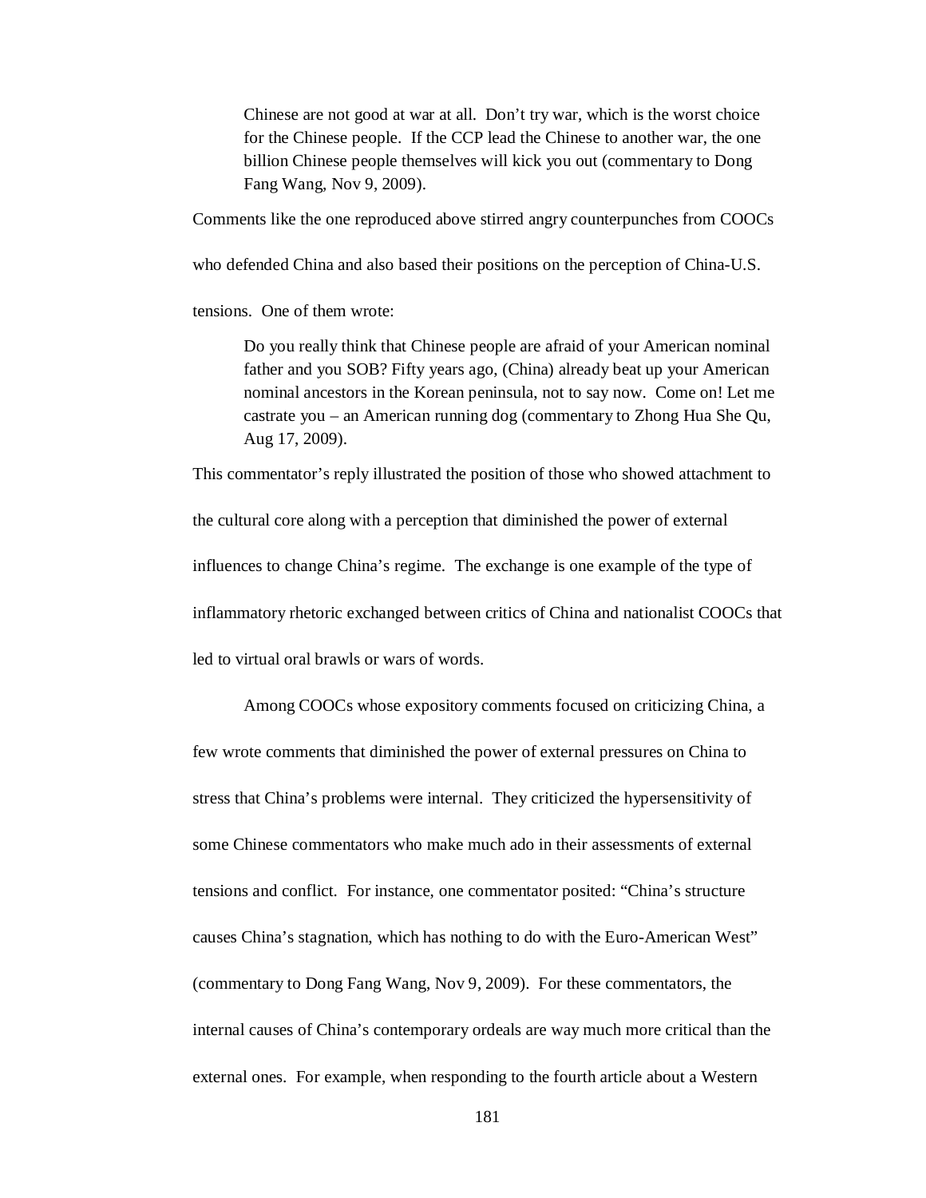> Chinese are not good at war at all. Don't try war, which is the worst choice for the Chinese people. If the CCP lead the Chinese to another war, the one billion Chinese people themselves will kick you out (commentary to Dong Fang Wang, Nov 9, 2009).

Comments like the one reproduced above stirred angry counterpunches from COOCs who defended China and also based their positions on the perception of China-U.S. tensions. One of them wrote:

> Do you really think that Chinese people are afraid of your American nominal father and you SOB? Fifty years ago, (China) already beat up your American nominal ancestors in the Korean peninsula, not to say now. Come on! Let me castrate you – an American running dog (commentary to Zhong Hua She Qu, Aug 17, 2009).

This commentator's reply illustrated the position of those who showed attachment to the cultural core along with a perception that diminished the power of external influences to change China's regime. The exchange is one example of the type of inflammatory rhetoric exchanged between critics of China and nationalist COOCs that led to virtual oral brawls or wars of words.

Among COOCs whose expository comments focused on criticizing China, a few wrote comments that diminished the power of external pressures on China to stress that China's problems were internal. They criticized the hypersensitivity of some Chinese commentators who make much ado in their assessments of external tensions and conflict. For instance, one commentator posited: "China's structure causes China's stagnation, which has nothing to do with the Euro-American West" (commentary to Dong Fang Wang, Nov 9, 2009). For these commentators, the internal causes of China's contemporary ordeals are way much more critical than the external ones. For example, when responding to the fourth article about a Western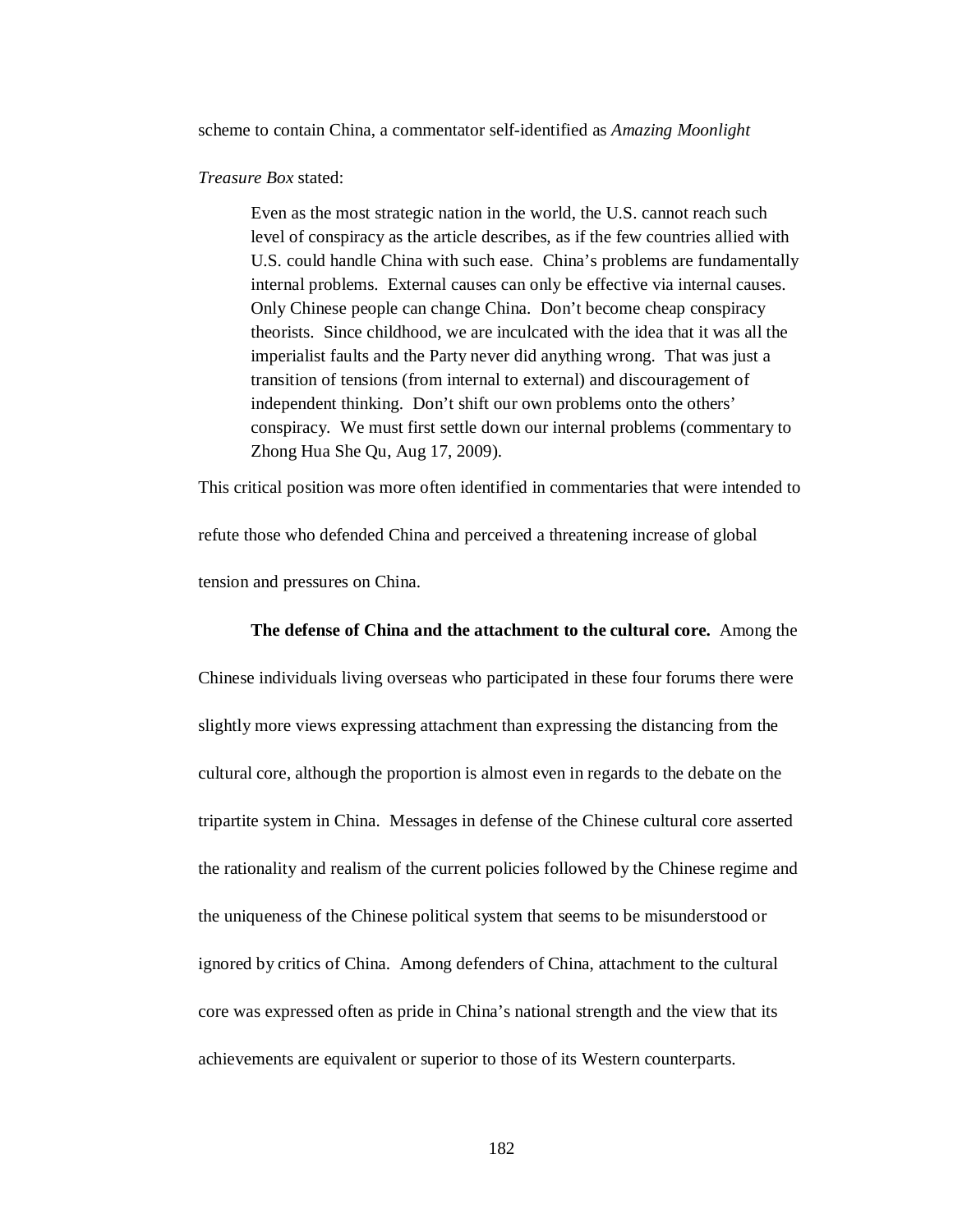scheme to contain China, a commentator self-identified as *Amazing Moonlight Treasure Box* stated:

> Even as the most strategic nation in the world, the U.S. cannot reach such level of conspiracy as the article describes, as if the few countries allied with U.S. could handle China with such ease. China's problems are fundamentally internal problems. External causes can only be effective via internal causes. Only Chinese people can change China. Don't become cheap conspiracy theorists. Since childhood, we are inculcated with the idea that it was all the imperialist faults and the Party never did anything wrong. That was just a transition of tensions (from internal to external) and discouragement of independent thinking. Don't shift our own problems onto the others' conspiracy. We must first settle down our internal problems (commentary to Zhong Hua She Qu, Aug 17, 2009).

This critical position was more often identified in commentaries that were intended to refute those who defended China and perceived a threatening increase of global tension and pressures on China.

**The defense of China and the attachment to the cultural core.** Among the Chinese individuals living overseas who participated in these four forums there were slightly more views expressing attachment than expressing the distancing from the cultural core, although the proportion is almost even in regards to the debate on the tripartite system in China. Messages in defense of the Chinese cultural core asserted the rationality and realism of the current policies followed by the Chinese regime and the uniqueness of the Chinese political system that seems to be misunderstood or ignored by critics of China. Among defenders of China, attachment to the cultural core was expressed often as pride in China's national strength and the view that its achievements are equivalent or superior to those of its Western counterparts.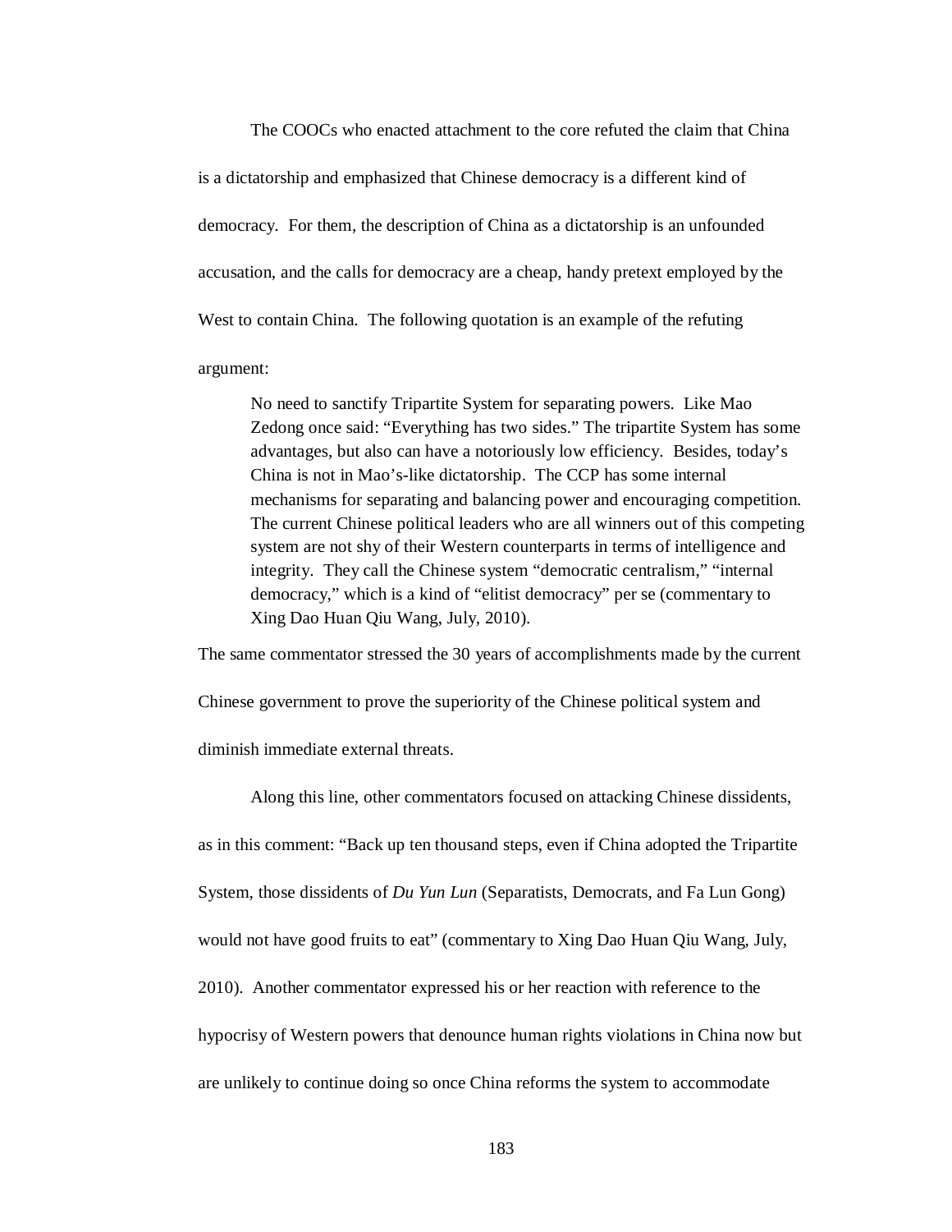The COOCs who enacted attachment to the core refuted the claim that China is a dictatorship and emphasized that Chinese democracy is a different kind of democracy. For them, the description of China as a dictatorship is an unfounded accusation, and the calls for democracy are a cheap, handy pretext employed by the West to contain China. The following quotation is an example of the refuting argument:

> No need to sanctify Tripartite System for separating powers. Like Mao Zedong once said: "Everything has two sides." The tripartite System has some advantages, but also can have a notoriously low efficiency. Besides, today's China is not in Mao's-like dictatorship. The CCP has some internal mechanisms for separating and balancing power and encouraging competition. The current Chinese political leaders who are all winners out of this competing system are not shy of their Western counterparts in terms of intelligence and integrity. They call the Chinese system "democratic centralism," "internal democracy," which is a kind of "elitist democracy" per se (commentary to Xing Dao Huan Qiu Wang, July, 2010).

The same commentator stressed the 30 years of accomplishments made by the current Chinese government to prove the superiority of the Chinese political system and diminish immediate external threats.

Along this line, other commentators focused on attacking Chinese dissidents, as in this comment: "Back up ten thousand steps, even if China adopted the Tripartite System, those dissidents of *Du Yun Lun* (Separatists, Democrats, and Fa Lun Gong) would not have good fruits to eat" (commentary to Xing Dao Huan Qiu Wang, July, 2010). Another commentator expressed his or her reaction with reference to the hypocrisy of Western powers that denounce human rights violations in China now but are unlikely to continue doing so once China reforms the system to accommodate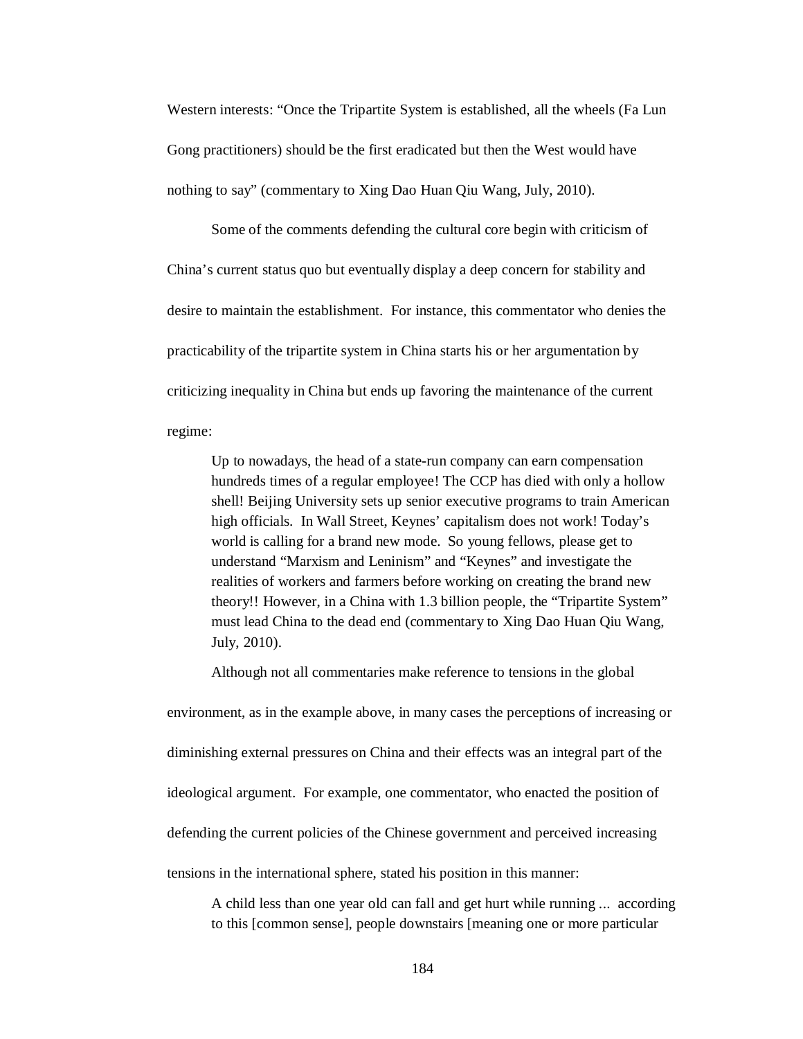Western interests: “Once the Tripartite System is established, all the wheels (Fa Lun Gong practitioners) should be the first eradicated but then the West would have nothing to say” (commentary to Xing Dao Huan Qiu Wang, July, 2010).

Some of the comments defending the cultural core begin with criticism of China’s current status quo but eventually display a deep concern for stability and desire to maintain the establishment. For instance, this commentator who denies the practicability of the tripartite system in China starts his or her argumentation by criticizing inequality in China but ends up favoring the maintenance of the current regime:

> Up to nowadays, the head of a state-run company can earn compensation hundreds times of a regular employee! The CCP has died with only a hollow shell! Beijing University sets up senior executive programs to train American high officials. In Wall Street, Keynes’ capitalism does not work! Today’s world is calling for a brand new mode. So young fellows, please get to understand “Marxism and Leninism” and “Keynes” and investigate the realities of workers and farmers before working on creating the brand new theory!! However, in a China with 1.3 billion people, the “Tripartite System” must lead China to the dead end (commentary to Xing Dao Huan Qiu Wang, July, 2010).

Although not all commentaries make reference to tensions in the global environment, as in the example above, in many cases the perceptions of increasing or diminishing external pressures on China and their effects was an integral part of the ideological argument. For example, one commentator, who enacted the position of defending the current policies of the Chinese government and perceived increasing tensions in the international sphere, stated his position in this manner:

> A child less than one year old can fall and get hurt while running ... according to this [common sense], people downstairs [meaning one or more particular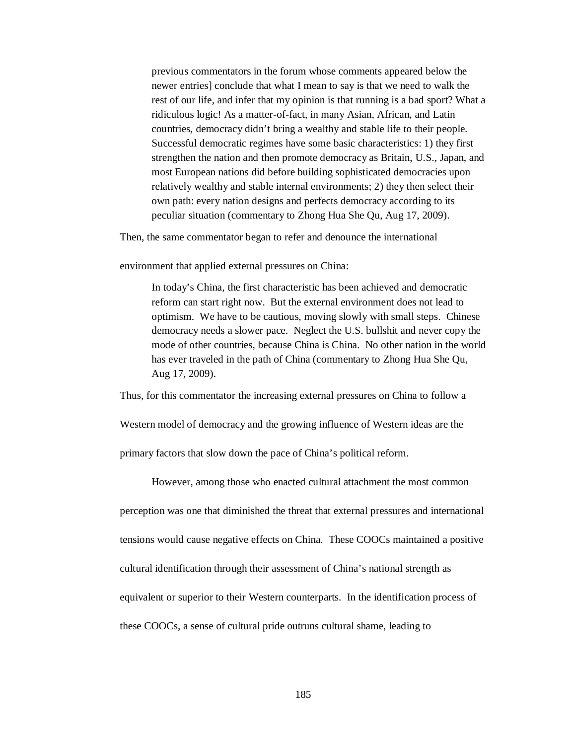> previous commentators in the forum whose comments appeared below the newer entries] conclude that what I mean to say is that we need to walk the rest of our life, and infer that my opinion is that running is a bad sport? What a ridiculous logic! As a matter-of-fact, in many Asian, African, and Latin countries, democracy didn't bring a wealthy and stable life to their people. Successful democratic regimes have some basic characteristics: 1) they first strengthen the nation and then promote democracy as Britain, U.S., Japan, and most European nations did before building sophisticated democracies upon relatively wealthy and stable internal environments; 2) they then select their own path: every nation designs and perfects democracy according to its peculiar situation (commentary to Zhong Hua She Qu, Aug 17, 2009).

Then, the same commentator began to refer and denounce the international environment that applied external pressures on China:

> In today's China, the first characteristic has been achieved and democratic reform can start right now. But the external environment does not lead to optimism. We have to be cautious, moving slowly with small steps. Chinese democracy needs a slower pace. Neglect the U.S. bullshit and never copy the mode of other countries, because China is China. No other nation in the world has ever traveled in the path of China (commentary to Zhong Hua She Qu, Aug 17, 2009).

Thus, for this commentator the increasing external pressures on China to follow a Western model of democracy and the growing influence of Western ideas are the primary factors that slow down the pace of China's political reform.

However, among those who enacted cultural attachment the most common perception was one that diminished the threat that external pressures and international tensions would cause negative effects on China. These COOCs maintained a positive cultural identification through their assessment of China's national strength as equivalent or superior to their Western counterparts. In the identification process of these COOCs, a sense of cultural pride outruns cultural shame, leading to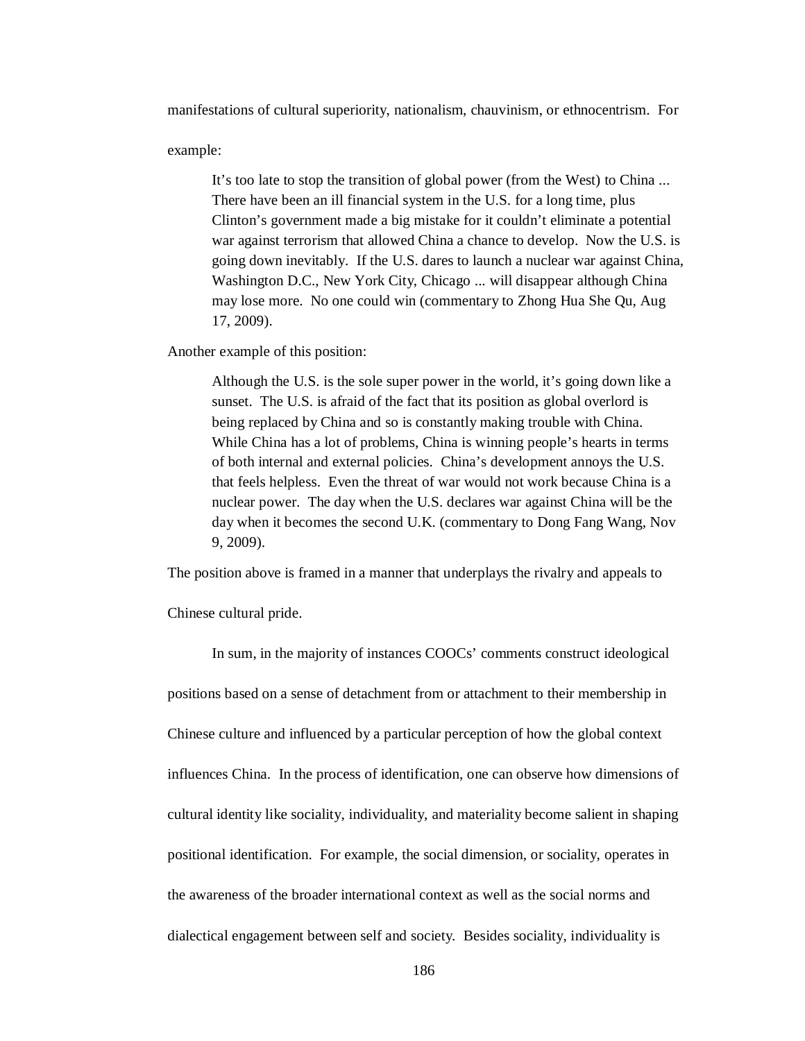manifestations of cultural superiority, nationalism, chauvinism, or ethnocentrism. For example:

> It's too late to stop the transition of global power (from the West) to China ... There have been an ill financial system in the U.S. for a long time, plus Clinton's government made a big mistake for it couldn't eliminate a potential war against terrorism that allowed China a chance to develop. Now the U.S. is going down inevitably. If the U.S. dares to launch a nuclear war against China, Washington D.C., New York City, Chicago ... will disappear although China may lose more. No one could win (commentary to Zhong Hua She Qu, Aug 17, 2009).

Another example of this position:

> Although the U.S. is the sole super power in the world, it's going down like a sunset. The U.S. is afraid of the fact that its position as global overlord is being replaced by China and so is constantly making trouble with China. While China has a lot of problems, China is winning people's hearts in terms of both internal and external policies. China's development annoys the U.S. that feels helpless. Even the threat of war would not work because China is a nuclear power. The day when the U.S. declares war against China will be the day when it becomes the second U.K. (commentary to Dong Fang Wang, Nov 9, 2009).

The position above is framed in a manner that underplays the rivalry and appeals to Chinese cultural pride.

In sum, in the majority of instances COOCs' comments construct ideological positions based on a sense of detachment from or attachment to their membership in Chinese culture and influenced by a particular perception of how the global context influences China. In the process of identification, one can observe how dimensions of cultural identity like sociality, individuality, and materiality become salient in shaping positional identification. For example, the social dimension, or sociality, operates in the awareness of the broader international context as well as the social norms and dialectical engagement between self and society. Besides sociality, individuality is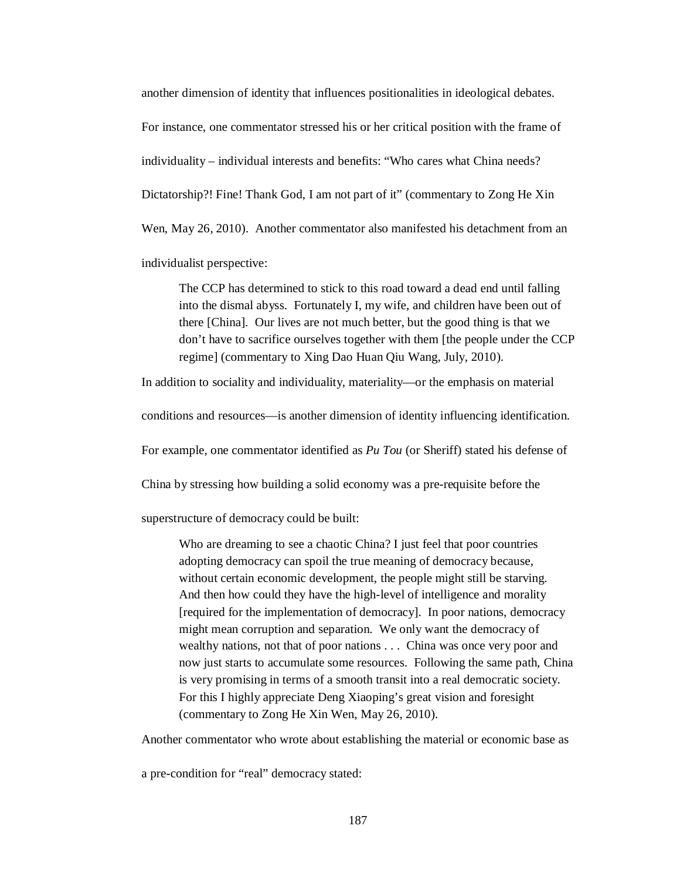another dimension of identity that influences positionalities in ideological debates. For instance, one commentator stressed his or her critical position with the frame of individuality – individual interests and benefits: "Who cares what China needs? Dictatorship?! Fine! Thank God, I am not part of it" (commentary to Zong He Xin Wen, May 26, 2010). Another commentator also manifested his detachment from an individualist perspective:

> The CCP has determined to stick to this road toward a dead end until falling into the dismal abyss. Fortunately I, my wife, and children have been out of there [China]. Our lives are not much better, but the good thing is that we don't have to sacrifice ourselves together with them [the people under the CCP regime] (commentary to Xing Dao Huan Qiu Wang, July, 2010).

In addition to sociality and individuality, materiality—or the emphasis on material conditions and resources—is another dimension of identity influencing identification. For example, one commentator identified as *Pu Tou* (or Sheriff) stated his defense of China by stressing how building a solid economy was a pre-requisite before the superstructure of democracy could be built:

> Who are dreaming to see a chaotic China? I just feel that poor countries adopting democracy can spoil the true meaning of democracy because, without certain economic development, the people might still be starving. And then how could they have the high-level of intelligence and morality [required for the implementation of democracy]. In poor nations, democracy might mean corruption and separation. We only want the democracy of wealthy nations, not that of poor nations . . . China was once very poor and now just starts to accumulate some resources. Following the same path, China is very promising in terms of a smooth transit into a real democratic society. For this I highly appreciate Deng Xiaoping's great vision and foresight (commentary to Zong He Xin Wen, May 26, 2010).

Another commentator who wrote about establishing the material or economic base as a pre-condition for "real" democracy stated: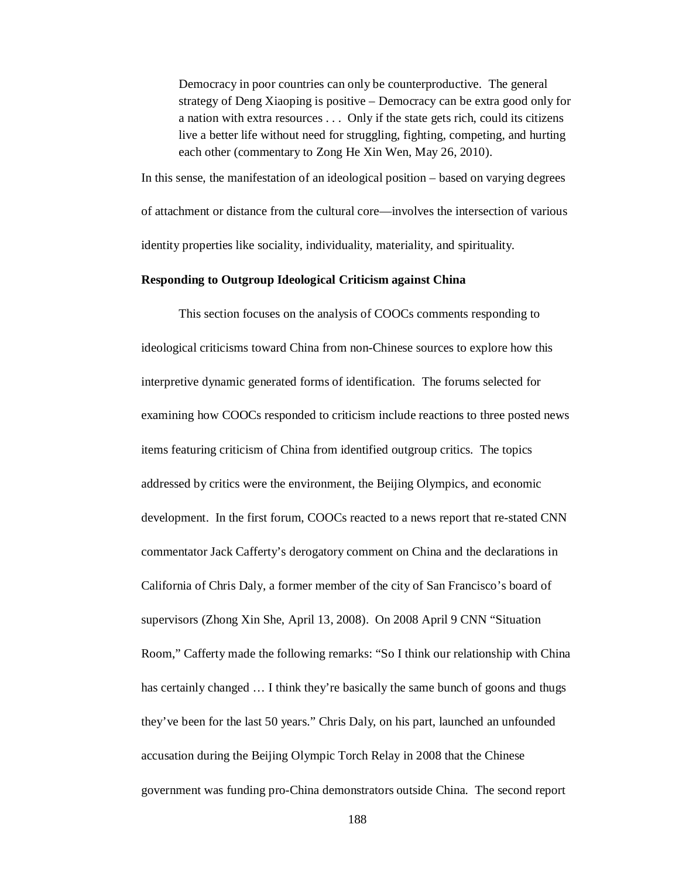> Democracy in poor countries can only be counterproductive. The general strategy of Deng Xiaoping is positive – Democracy can be extra good only for a nation with extra resources . . . Only if the state gets rich, could its citizens live a better life without need for struggling, fighting, competing, and hurting each other (commentary to Zong He Xin Wen, May 26, 2010).

In this sense, the manifestation of an ideological position – based on varying degrees of attachment or distance from the cultural core—involves the intersection of various identity properties like sociality, individuality, materiality, and spirituality.

**Responding to Outgroup Ideological Criticism against China**

This section focuses on the analysis of COOCs comments responding to ideological criticisms toward China from non-Chinese sources to explore how this interpretive dynamic generated forms of identification. The forums selected for examining how COOCs responded to criticism include reactions to three posted news items featuring criticism of China from identified outgroup critics. The topics addressed by critics were the environment, the Beijing Olympics, and economic development. In the first forum, COOCs reacted to a news report that re-stated CNN commentator Jack Cafferty's derogatory comment on China and the declarations in California of Chris Daly, a former member of the city of San Francisco's board of supervisors (Zhong Xin She, April 13, 2008). On 2008 April 9 CNN "Situation Room," Cafferty made the following remarks: "So I think our relationship with China has certainly changed … I think they're basically the same bunch of goons and thugs they've been for the last 50 years." Chris Daly, on his part, launched an unfounded accusation during the Beijing Olympic Torch Relay in 2008 that the Chinese government was funding pro-China demonstrators outside China. The second report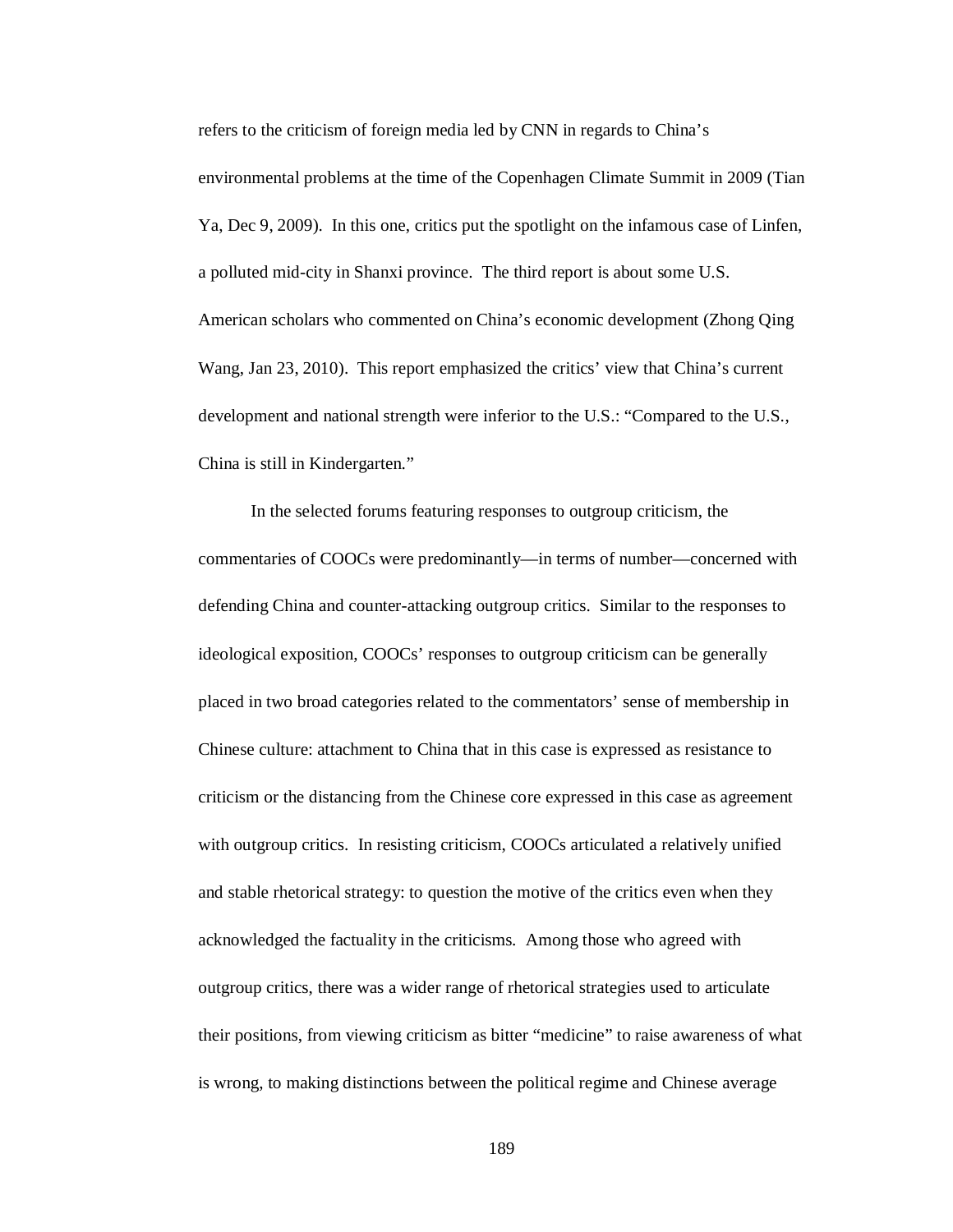refers to the criticism of foreign media led by CNN in regards to China's environmental problems at the time of the Copenhagen Climate Summit in 2009 (Tian Ya, Dec 9, 2009). In this one, critics put the spotlight on the infamous case of Linfen, a polluted mid-city in Shanxi province. The third report is about some U.S. American scholars who commented on China's economic development (Zhong Qing Wang, Jan 23, 2010). This report emphasized the critics' view that China's current development and national strength were inferior to the U.S.: "Compared to the U.S., China is still in Kindergarten."

In the selected forums featuring responses to outgroup criticism, the commentaries of COOCs were predominantly—in terms of number—concerned with defending China and counter-attacking outgroup critics. Similar to the responses to ideological exposition, COOCs' responses to outgroup criticism can be generally placed in two broad categories related to the commentators' sense of membership in Chinese culture: attachment to China that in this case is expressed as resistance to criticism or the distancing from the Chinese core expressed in this case as agreement with outgroup critics. In resisting criticism, COOCs articulated a relatively unified and stable rhetorical strategy: to question the motive of the critics even when they acknowledged the factuality in the criticisms. Among those who agreed with outgroup critics, there was a wider range of rhetorical strategies used to articulate their positions, from viewing criticism as bitter "medicine" to raise awareness of what is wrong, to making distinctions between the political regime and Chinese average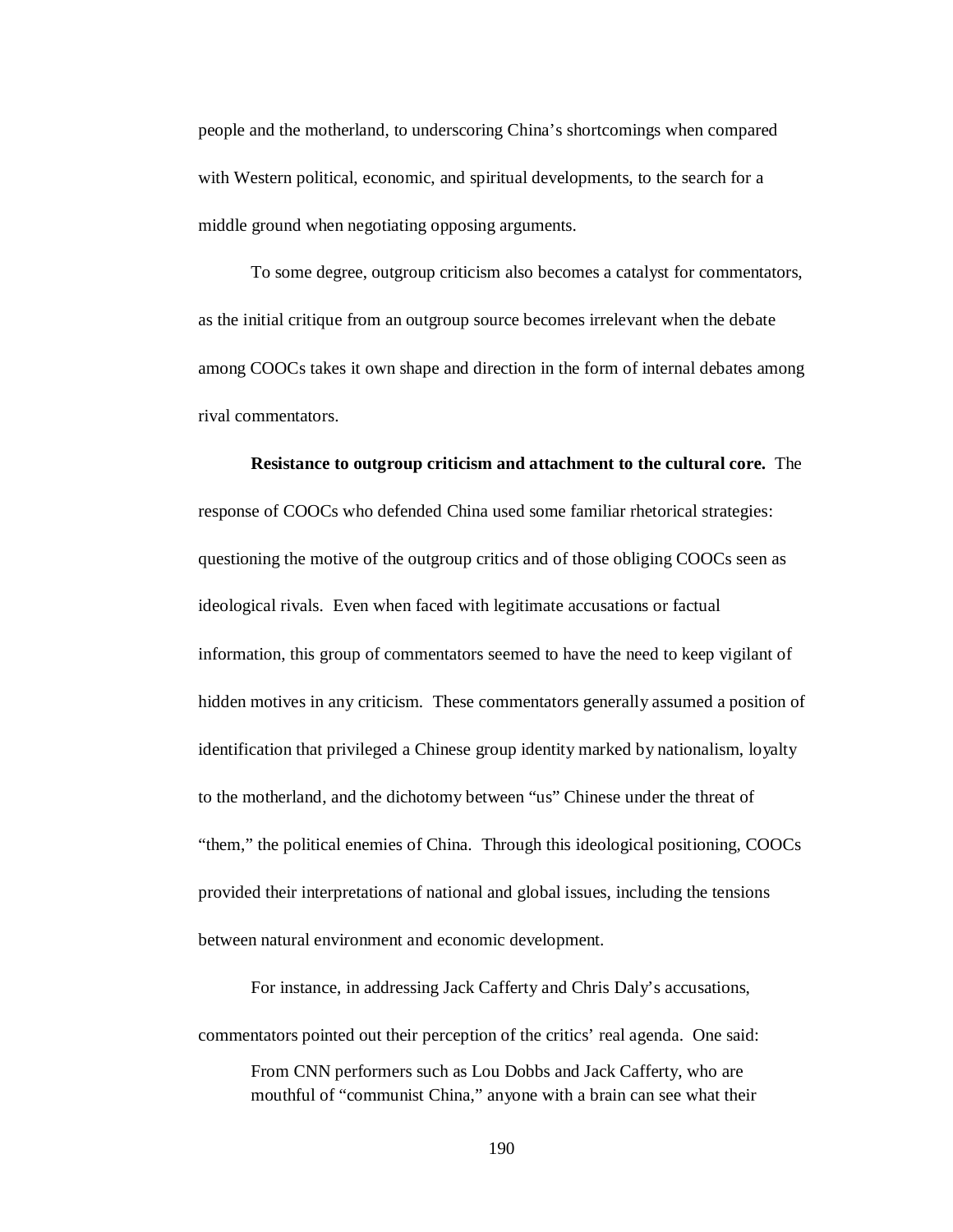people and the motherland, to underscoring China's shortcomings when compared with Western political, economic, and spiritual developments, to the search for a middle ground when negotiating opposing arguments.

To some degree, outgroup criticism also becomes a catalyst for commentators, as the initial critique from an outgroup source becomes irrelevant when the debate among COOCs takes it own shape and direction in the form of internal debates among rival commentators.

**Resistance to outgroup criticism and attachment to the cultural core.** The response of COOCs who defended China used some familiar rhetorical strategies: questioning the motive of the outgroup critics and of those obliging COOCs seen as ideological rivals. Even when faced with legitimate accusations or factual information, this group of commentators seemed to have the need to keep vigilant of hidden motives in any criticism. These commentators generally assumed a position of identification that privileged a Chinese group identity marked by nationalism, loyalty to the motherland, and the dichotomy between "us" Chinese under the threat of "them," the political enemies of China. Through this ideological positioning, COOCs provided their interpretations of national and global issues, including the tensions between natural environment and economic development.

For instance, in addressing Jack Cafferty and Chris Daly's accusations, commentators pointed out their perception of the critics' real agenda. One said:

> From CNN performers such as Lou Dobbs and Jack Cafferty, who are mouthful of "communist China," anyone with a brain can see what their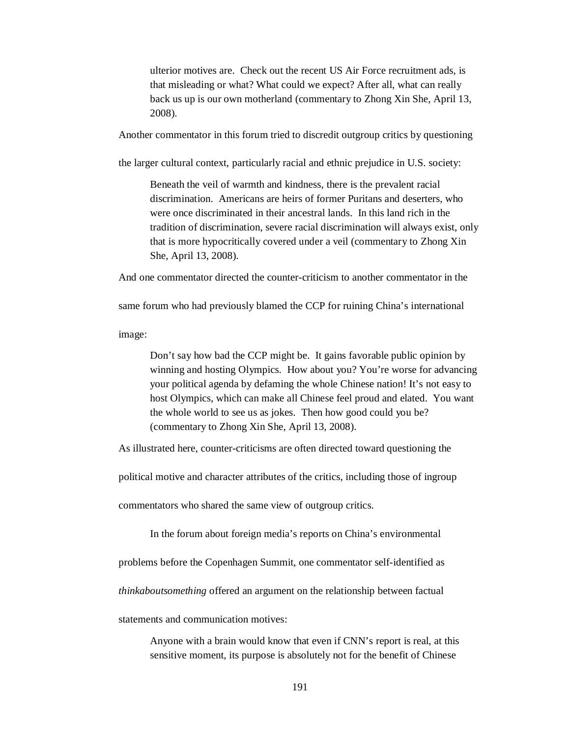> ulterior motives are. Check out the recent US Air Force recruitment ads, is that misleading or what? What could we expect? After all, what can really back us up is our own motherland (commentary to Zhong Xin She, April 13, 2008).

Another commentator in this forum tried to discredit outgroup critics by questioning the larger cultural context, particularly racial and ethnic prejudice in U.S. society:

> Beneath the veil of warmth and kindness, there is the prevalent racial discrimination. Americans are heirs of former Puritans and deserters, who were once discriminated in their ancestral lands. In this land rich in the tradition of discrimination, severe racial discrimination will always exist, only that is more hypocritically covered under a veil (commentary to Zhong Xin She, April 13, 2008).

And one commentator directed the counter-criticism to another commentator in the same forum who had previously blamed the CCP for ruining China's international image:

> Don't say how bad the CCP might be. It gains favorable public opinion by winning and hosting Olympics. How about you? You're worse for advancing your political agenda by defaming the whole Chinese nation! It's not easy to host Olympics, which can make all Chinese feel proud and elated. You want the whole world to see us as jokes. Then how good could you be? (commentary to Zhong Xin She, April 13, 2008).

As illustrated here, counter-criticisms are often directed toward questioning the political motive and character attributes of the critics, including those of ingroup commentators who shared the same view of outgroup critics.

In the forum about foreign media's reports on China's environmental problems before the Copenhagen Summit, one commentator self-identified as *thinkaboutsomething* offered an argument on the relationship between factual statements and communication motives:

> Anyone with a brain would know that even if CNN's report is real, at this sensitive moment, its purpose is absolutely not for the benefit of Chinese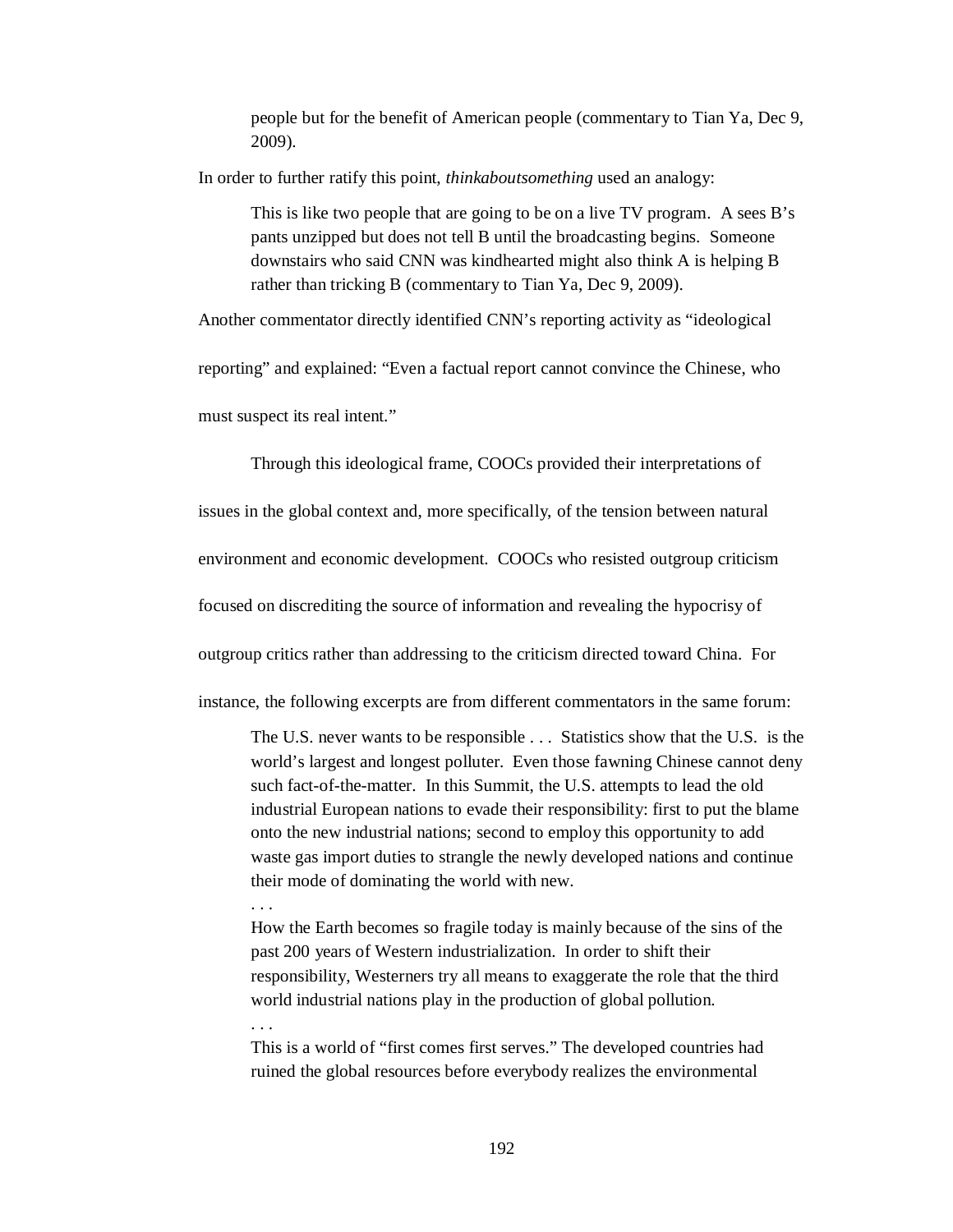> people but for the benefit of American people (commentary to Tian Ya, Dec 9, 2009).

In order to further ratify this point, *thinkaboutsomething* used an analogy:

> This is like two people that are going to be on a live TV program. A sees B's pants unzipped but does not tell B until the broadcasting begins. Someone downstairs who said CNN was kindhearted might also think A is helping B rather than tricking B (commentary to Tian Ya, Dec 9, 2009).

Another commentator directly identified CNN's reporting activity as "ideological reporting" and explained: "Even a factual report cannot convince the Chinese, who must suspect its real intent."

Through this ideological frame, COOCs provided their interpretations of issues in the global context and, more specifically, of the tension between natural environment and economic development. COOCs who resisted outgroup criticism focused on discrediting the source of information and revealing the hypocrisy of outgroup critics rather than addressing to the criticism directed toward China. For instance, the following excerpts are from different commentators in the same forum:

> The U.S. never wants to be responsible . . . Statistics show that the U.S. is the world's largest and longest polluter. Even those fawning Chinese cannot deny such fact-of-the-matter. In this Summit, the U.S. attempts to lead the old industrial European nations to evade their responsibility: first to put the blame onto the new industrial nations; second to employ this opportunity to add waste gas import duties to strangle the newly developed nations and continue their mode of dominating the world with new.
>
> . . .
>
> How the Earth becomes so fragile today is mainly because of the sins of the past 200 years of Western industrialization. In order to shift their responsibility, Westerners try all means to exaggerate the role that the third world industrial nations play in the production of global pollution.
>
> . . .
>
> This is a world of "first comes first serves." The developed countries had ruined the global resources before everybody realizes the environmental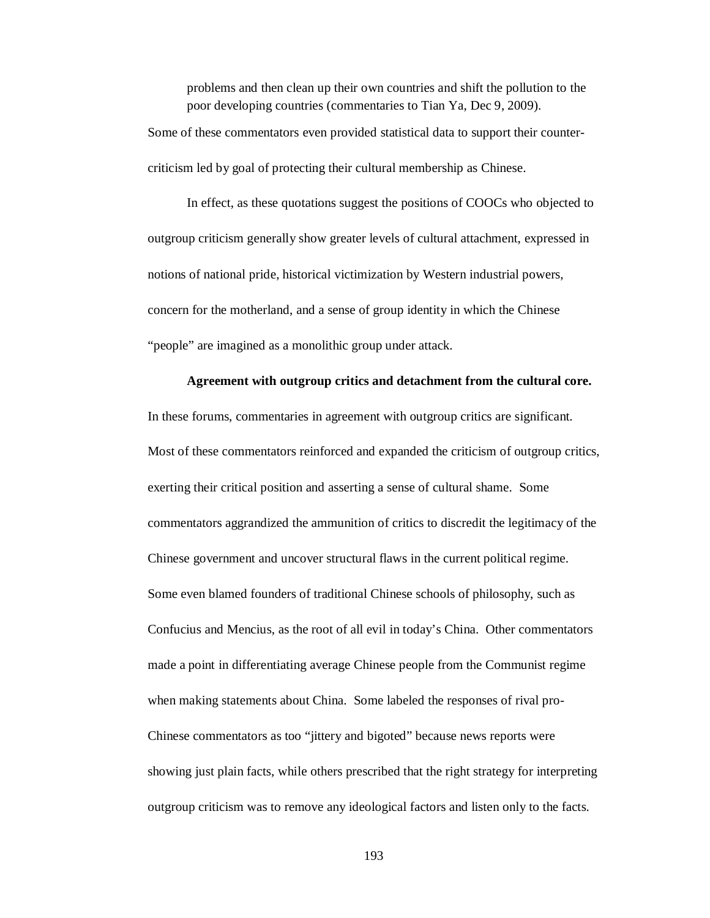> problems and then clean up their own countries and shift the pollution to the poor developing countries (commentaries to Tian Ya, Dec 9, 2009).

Some of these commentators even provided statistical data to support their counter-criticism led by goal of protecting their cultural membership as Chinese.

In effect, as these quotations suggest the positions of COOCs who objected to outgroup criticism generally show greater levels of cultural attachment, expressed in notions of national pride, historical victimization by Western industrial powers, concern for the motherland, and a sense of group identity in which the Chinese "people" are imagined as a monolithic group under attack.

**Agreement with outgroup critics and detachment from the cultural core.** In these forums, commentaries in agreement with outgroup critics are significant. Most of these commentators reinforced and expanded the criticism of outgroup critics, exerting their critical position and asserting a sense of cultural shame. Some commentators aggrandized the ammunition of critics to discredit the legitimacy of the Chinese government and uncover structural flaws in the current political regime. Some even blamed founders of traditional Chinese schools of philosophy, such as Confucius and Mencius, as the root of all evil in today's China. Other commentators made a point in differentiating average Chinese people from the Communist regime when making statements about China. Some labeled the responses of rival pro-Chinese commentators as too "jittery and bigoted" because news reports were showing just plain facts, while others prescribed that the right strategy for interpreting outgroup criticism was to remove any ideological factors and listen only to the facts.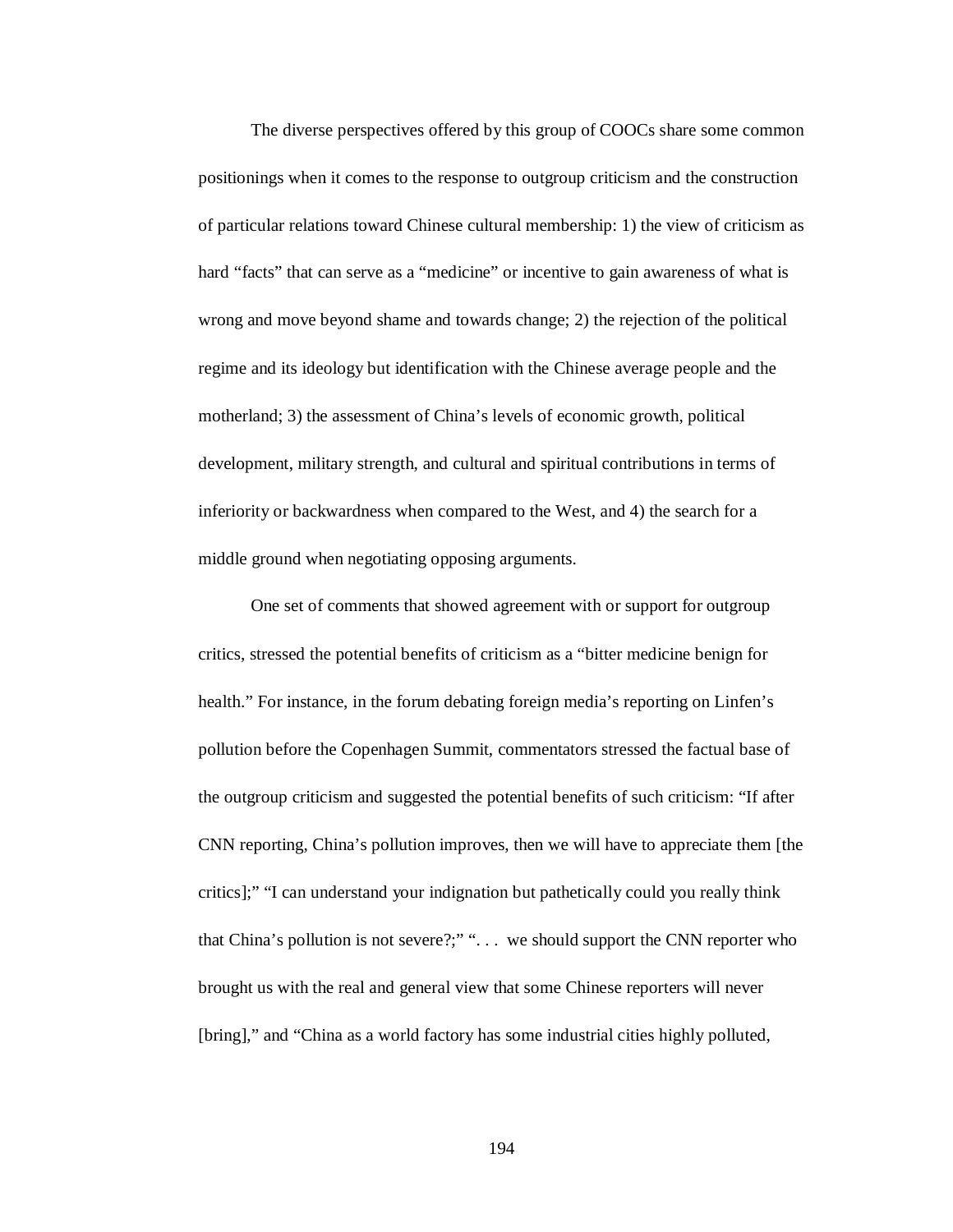The diverse perspectives offered by this group of COOCs share some common positionings when it comes to the response to outgroup criticism and the construction of particular relations toward Chinese cultural membership: 1) the view of criticism as hard "facts" that can serve as a "medicine" or incentive to gain awareness of what is wrong and move beyond shame and towards change; 2) the rejection of the political regime and its ideology but identification with the Chinese average people and the motherland; 3) the assessment of China's levels of economic growth, political development, military strength, and cultural and spiritual contributions in terms of inferiority or backwardness when compared to the West, and 4) the search for a middle ground when negotiating opposing arguments.

One set of comments that showed agreement with or support for outgroup critics, stressed the potential benefits of criticism as a "bitter medicine benign for health." For instance, in the forum debating foreign media's reporting on Linfen's pollution before the Copenhagen Summit, commentators stressed the factual base of the outgroup criticism and suggested the potential benefits of such criticism: "If after CNN reporting, China's pollution improves, then we will have to appreciate them [the critics];" "I can understand your indignation but pathetically could you really think that China's pollution is not severe?;" ". . .  we should support the CNN reporter who brought us with the real and general view that some Chinese reporters will never [bring]," and "China as a world factory has some industrial cities highly polluted,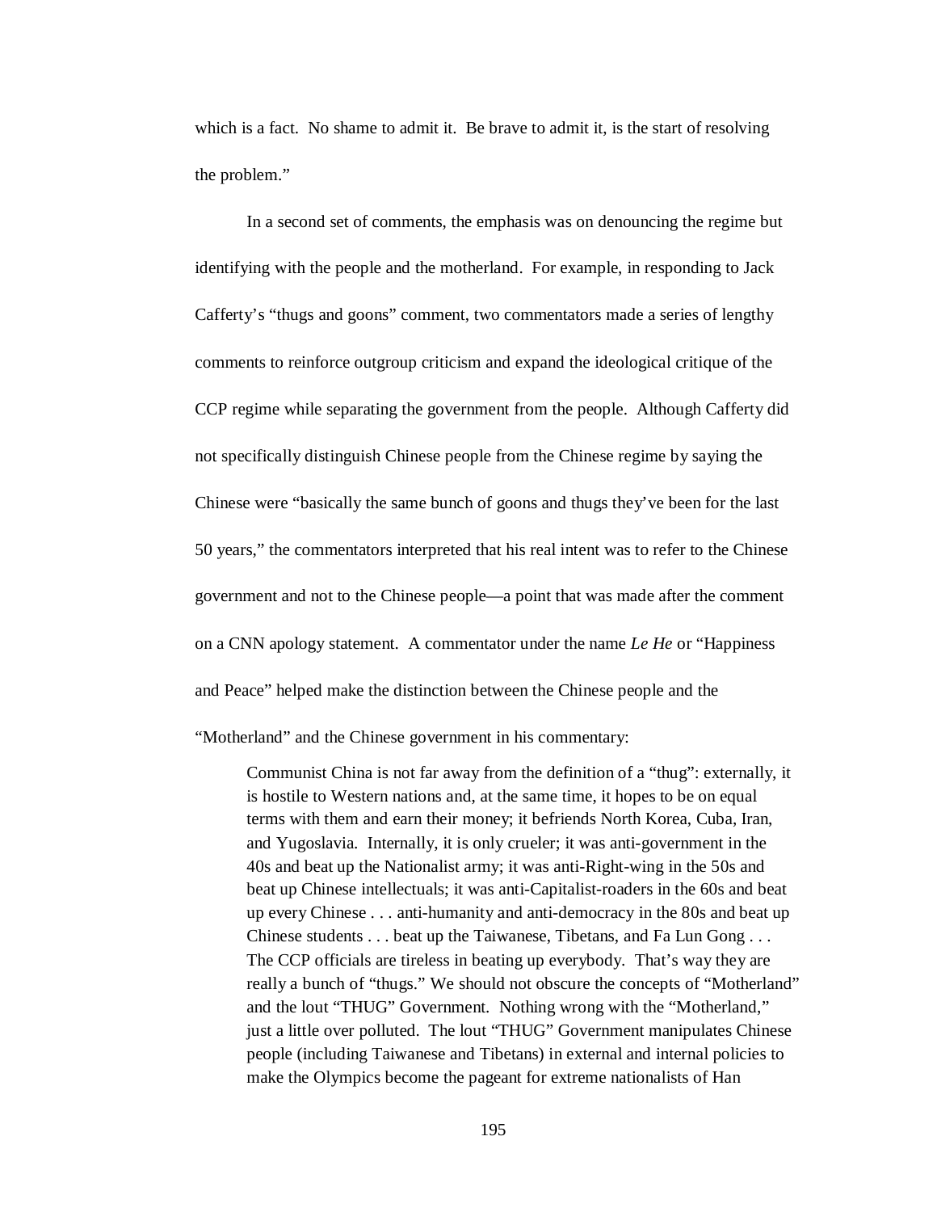which is a fact.  No shame to admit it.  Be brave to admit it, is the start of resolving the problem."

In a second set of comments, the emphasis was on denouncing the regime but identifying with the people and the motherland.  For example, in responding to Jack Cafferty's "thugs and goons" comment, two commentators made a series of lengthy comments to reinforce outgroup criticism and expand the ideological critique of the CCP regime while separating the government from the people.  Although Cafferty did not specifically distinguish Chinese people from the Chinese regime by saying the Chinese were "basically the same bunch of goons and thugs they've been for the last 50 years," the commentators interpreted that his real intent was to refer to the Chinese government and not to the Chinese people—a point that was made after the comment on a CNN apology statement.  A commentator under the name *Le He* or "Happiness and Peace" helped make the distinction between the Chinese people and the "Motherland" and the Chinese government in his commentary:

> Communist China is not far away from the definition of a "thug": externally, it is hostile to Western nations and, at the same time, it hopes to be on equal terms with them and earn their money; it befriends North Korea, Cuba, Iran, and Yugoslavia.  Internally, it is only crueler; it was anti-government in the 40s and beat up the Nationalist army; it was anti-Right-wing in the 50s and beat up Chinese intellectuals; it was anti-Capitalist-roaders in the 60s and beat up every Chinese . . . anti-humanity and anti-democracy in the 80s and beat up Chinese students . . . beat up the Taiwanese, Tibetans, and Fa Lun Gong . . . The CCP officials are tireless in beating up everybody.  That's way they are really a bunch of "thugs." We should not obscure the concepts of "Motherland" and the lout "THUG" Government.  Nothing wrong with the "Motherland," just a little over polluted.  The lout "THUG" Government manipulates Chinese people (including Taiwanese and Tibetans) in external and internal policies to make the Olympics become the pageant for extreme nationalists of Han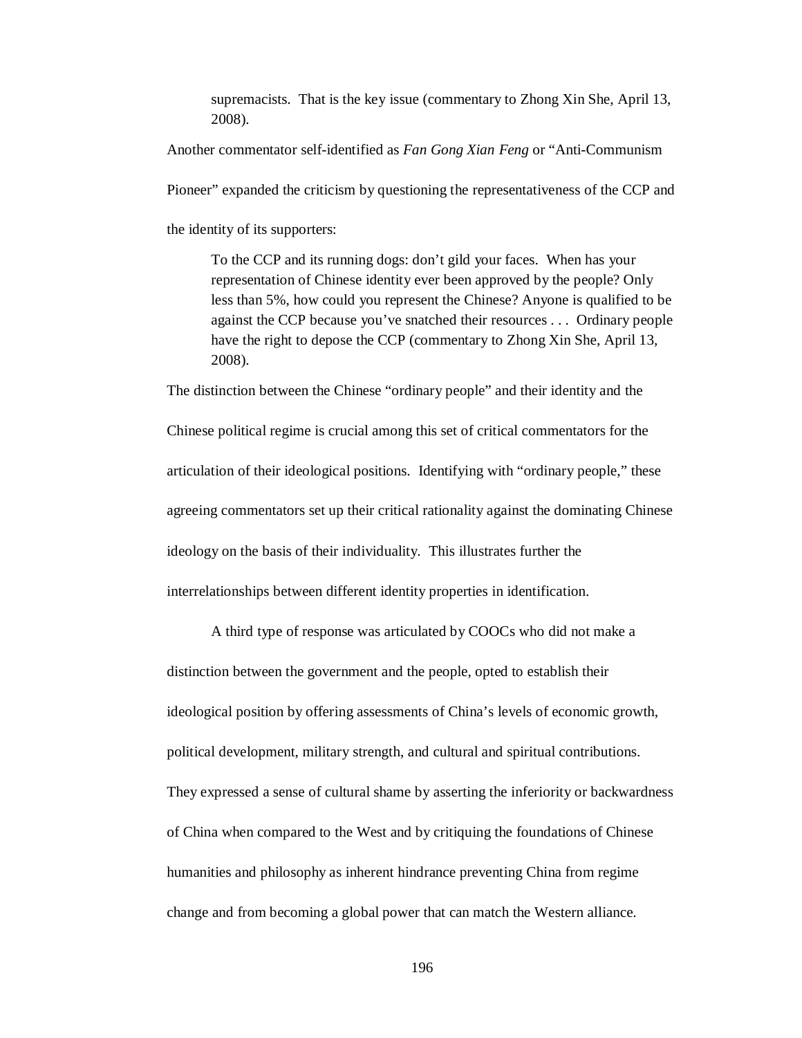> supremacists. That is the key issue (commentary to Zhong Xin She, April 13, 2008).

Another commentator self-identified as *Fan Gong Xian Feng* or "Anti-Communism Pioneer" expanded the criticism by questioning the representativeness of the CCP and the identity of its supporters:

> To the CCP and its running dogs: don't gild your faces. When has your representation of Chinese identity ever been approved by the people? Only less than 5%, how could you represent the Chinese? Anyone is qualified to be against the CCP because you've snatched their resources . . . Ordinary people have the right to depose the CCP (commentary to Zhong Xin She, April 13, 2008).

The distinction between the Chinese "ordinary people" and their identity and the Chinese political regime is crucial among this set of critical commentators for the articulation of their ideological positions. Identifying with "ordinary people," these agreeing commentators set up their critical rationality against the dominating Chinese ideology on the basis of their individuality. This illustrates further the interrelationships between different identity properties in identification.

A third type of response was articulated by COOCs who did not make a distinction between the government and the people, opted to establish their ideological position by offering assessments of China's levels of economic growth, political development, military strength, and cultural and spiritual contributions. They expressed a sense of cultural shame by asserting the inferiority or backwardness of China when compared to the West and by critiquing the foundations of Chinese humanities and philosophy as inherent hindrance preventing China from regime change and from becoming a global power that can match the Western alliance.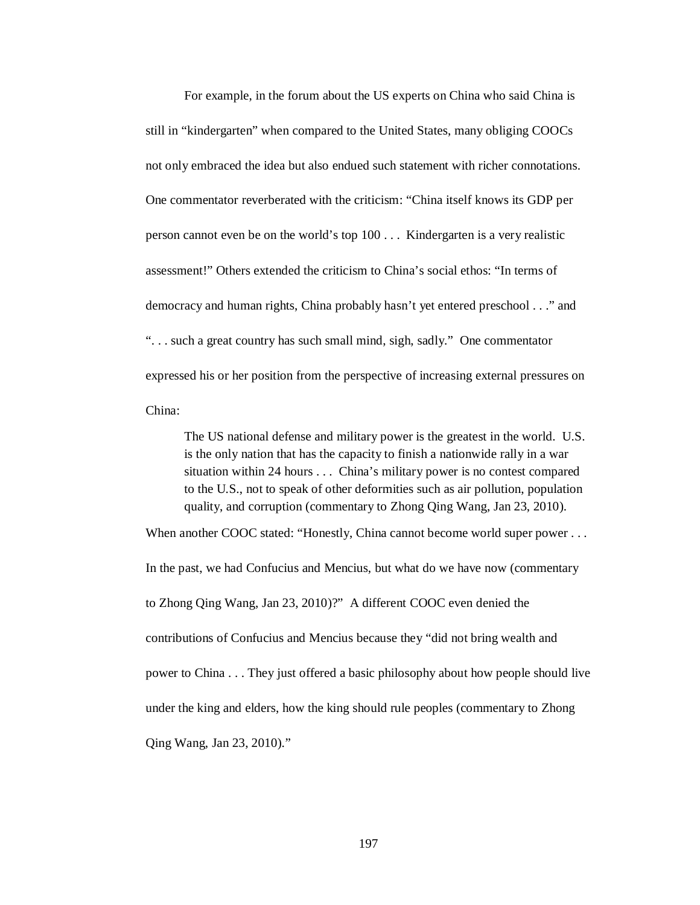For example, in the forum about the US experts on China who said China is still in “kindergarten” when compared to the United States, many obliging COOCs not only embraced the idea but also endued such statement with richer connotations. One commentator reverberated with the criticism: “China itself knows its GDP per person cannot even be on the world’s top 100 . . . Kindergarten is a very realistic assessment!” Others extended the criticism to China’s social ethos: “In terms of democracy and human rights, China probably hasn’t yet entered preschool . . .” and “. . . such a great country has such small mind, sigh, sadly.” One commentator expressed his or her position from the perspective of increasing external pressures on China:

> The US national defense and military power is the greatest in the world. U.S. is the only nation that has the capacity to finish a nationwide rally in a war situation within 24 hours . . . China’s military power is no contest compared to the U.S., not to speak of other deformities such as air pollution, population quality, and corruption (commentary to Zhong Qing Wang, Jan 23, 2010).

When another COOC stated: “Honestly, China cannot become world super power . . . In the past, we had Confucius and Mencius, but what do we have now (commentary to Zhong Qing Wang, Jan 23, 2010)?” A different COOC even denied the contributions of Confucius and Mencius because they “did not bring wealth and power to China . . . They just offered a basic philosophy about how people should live under the king and elders, how the king should rule peoples (commentary to Zhong Qing Wang, Jan 23, 2010).”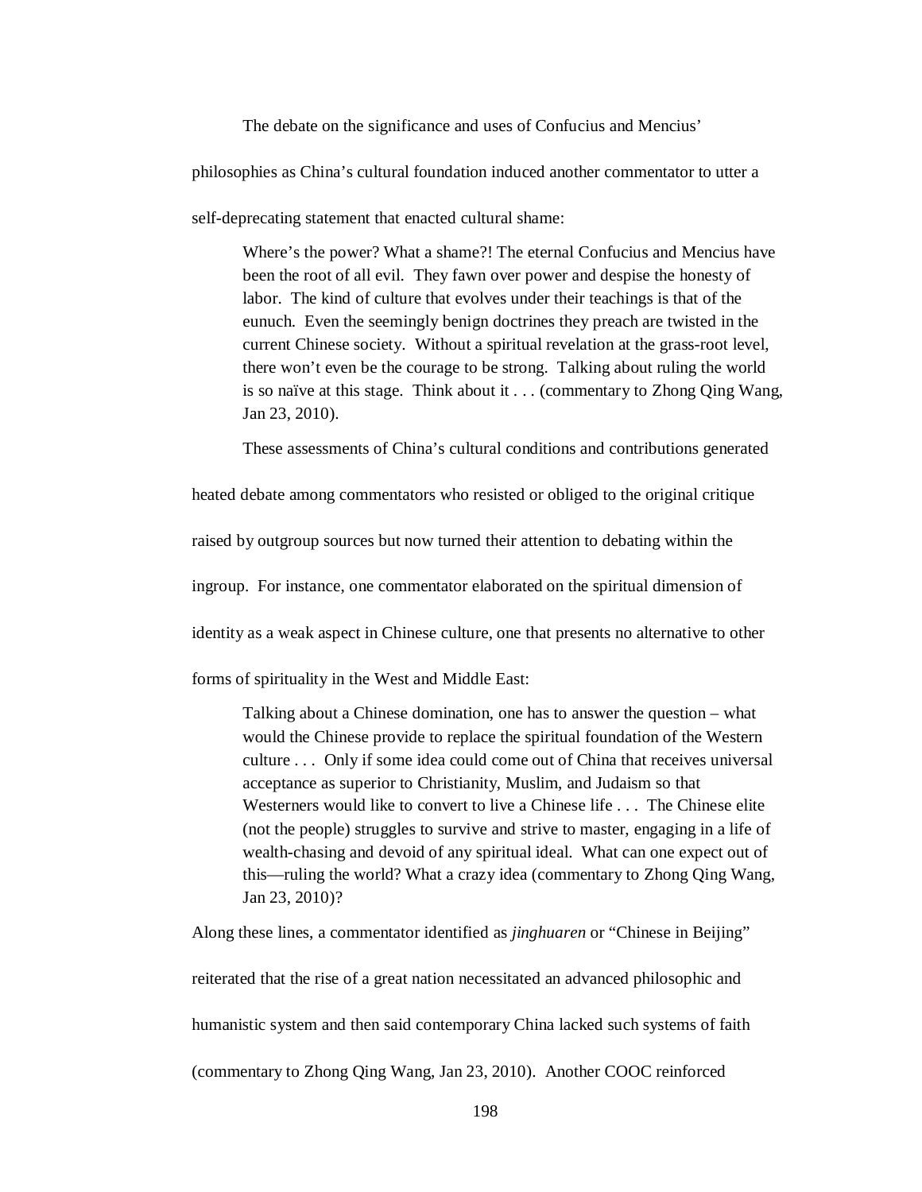The debate on the significance and uses of Confucius and Mencius' philosophies as China's cultural foundation induced another commentator to utter a self-deprecating statement that enacted cultural shame:

> Where's the power? What a shame?! The eternal Confucius and Mencius have been the root of all evil. They fawn over power and despise the honesty of labor. The kind of culture that evolves under their teachings is that of the eunuch. Even the seemingly benign doctrines they preach are twisted in the current Chinese society. Without a spiritual revelation at the grass-root level, there won't even be the courage to be strong. Talking about ruling the world is so naïve at this stage. Think about it . . . (commentary to Zhong Qing Wang, Jan 23, 2010).

These assessments of China's cultural conditions and contributions generated heated debate among commentators who resisted or obliged to the original critique raised by outgroup sources but now turned their attention to debating within the ingroup. For instance, one commentator elaborated on the spiritual dimension of identity as a weak aspect in Chinese culture, one that presents no alternative to other forms of spirituality in the West and Middle East:

> Talking about a Chinese domination, one has to answer the question – what would the Chinese provide to replace the spiritual foundation of the Western culture . . . Only if some idea could come out of China that receives universal acceptance as superior to Christianity, Muslim, and Judaism so that Westerners would like to convert to live a Chinese life . . . The Chinese elite (not the people) struggles to survive and strive to master, engaging in a life of wealth-chasing and devoid of any spiritual ideal. What can one expect out of this—ruling the world? What a crazy idea (commentary to Zhong Qing Wang, Jan 23, 2010)?

Along these lines, a commentator identified as *jinghuaren* or "Chinese in Beijing" reiterated that the rise of a great nation necessitated an advanced philosophic and humanistic system and then said contemporary China lacked such systems of faith (commentary to Zhong Qing Wang, Jan 23, 2010). Another COOC reinforced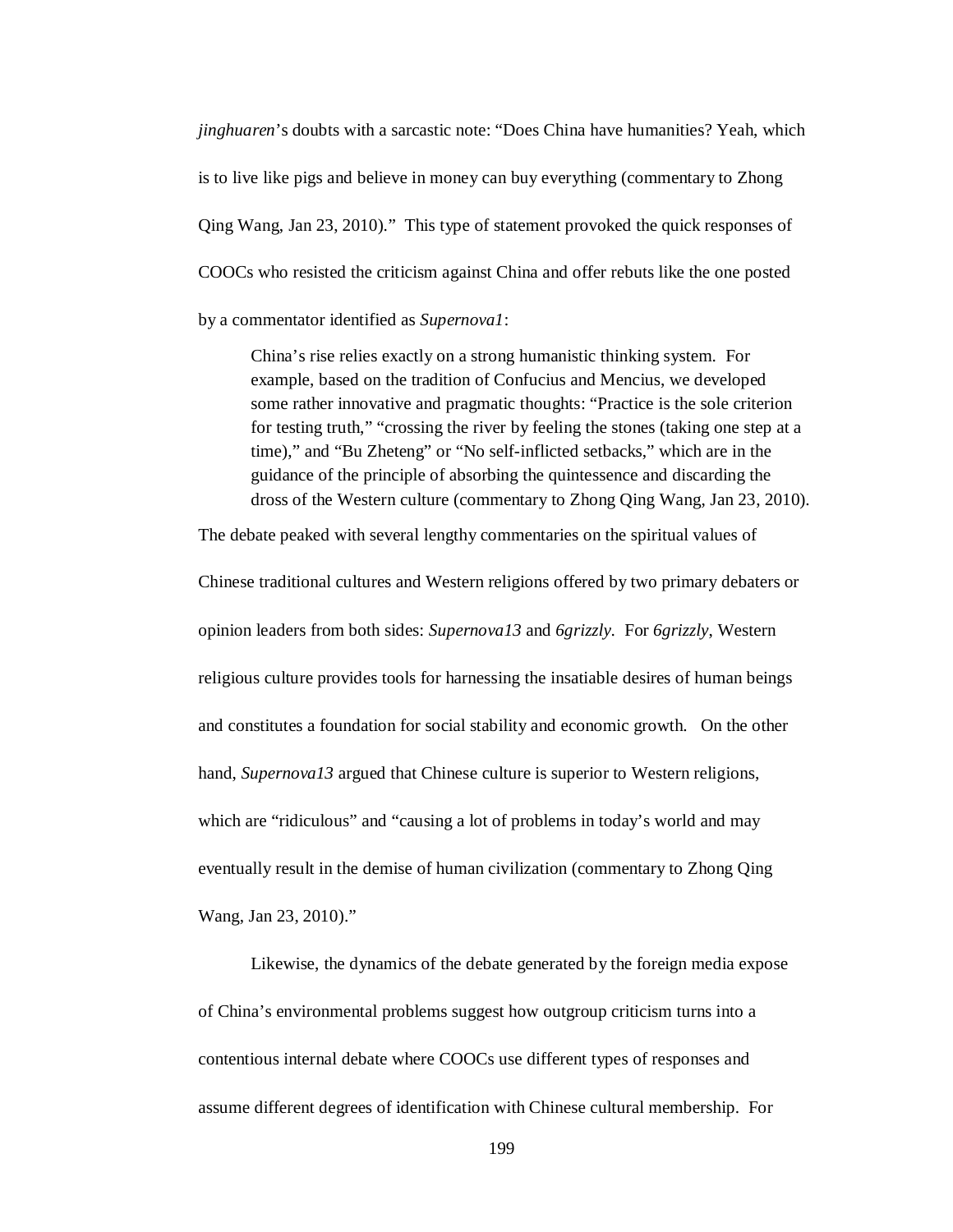*jinghuaren*'s doubts with a sarcastic note: "Does China have humanities? Yeah, which is to live like pigs and believe in money can buy everything (commentary to Zhong Qing Wang, Jan 23, 2010)." This type of statement provoked the quick responses of COOCs who resisted the criticism against China and offer rebuts like the one posted by a commentator identified as *Supernova1*:

> China's rise relies exactly on a strong humanistic thinking system. For example, based on the tradition of Confucius and Mencius, we developed some rather innovative and pragmatic thoughts: "Practice is the sole criterion for testing truth," "crossing the river by feeling the stones (taking one step at a time)," and "Bu Zheteng" or "No self-inflicted setbacks," which are in the guidance of the principle of absorbing the quintessence and discarding the dross of the Western culture (commentary to Zhong Qing Wang, Jan 23, 2010).

The debate peaked with several lengthy commentaries on the spiritual values of Chinese traditional cultures and Western religions offered by two primary debaters or opinion leaders from both sides: *Supernova13* and *6grizzly*. For *6grizzly*, Western religious culture provides tools for harnessing the insatiable desires of human beings and constitutes a foundation for social stability and economic growth. On the other hand, *Supernova13* argued that Chinese culture is superior to Western religions, which are "ridiculous" and "causing a lot of problems in today's world and may eventually result in the demise of human civilization (commentary to Zhong Qing Wang, Jan 23, 2010)."

Likewise, the dynamics of the debate generated by the foreign media expose of China's environmental problems suggest how outgroup criticism turns into a contentious internal debate where COOCs use different types of responses and assume different degrees of identification with Chinese cultural membership. For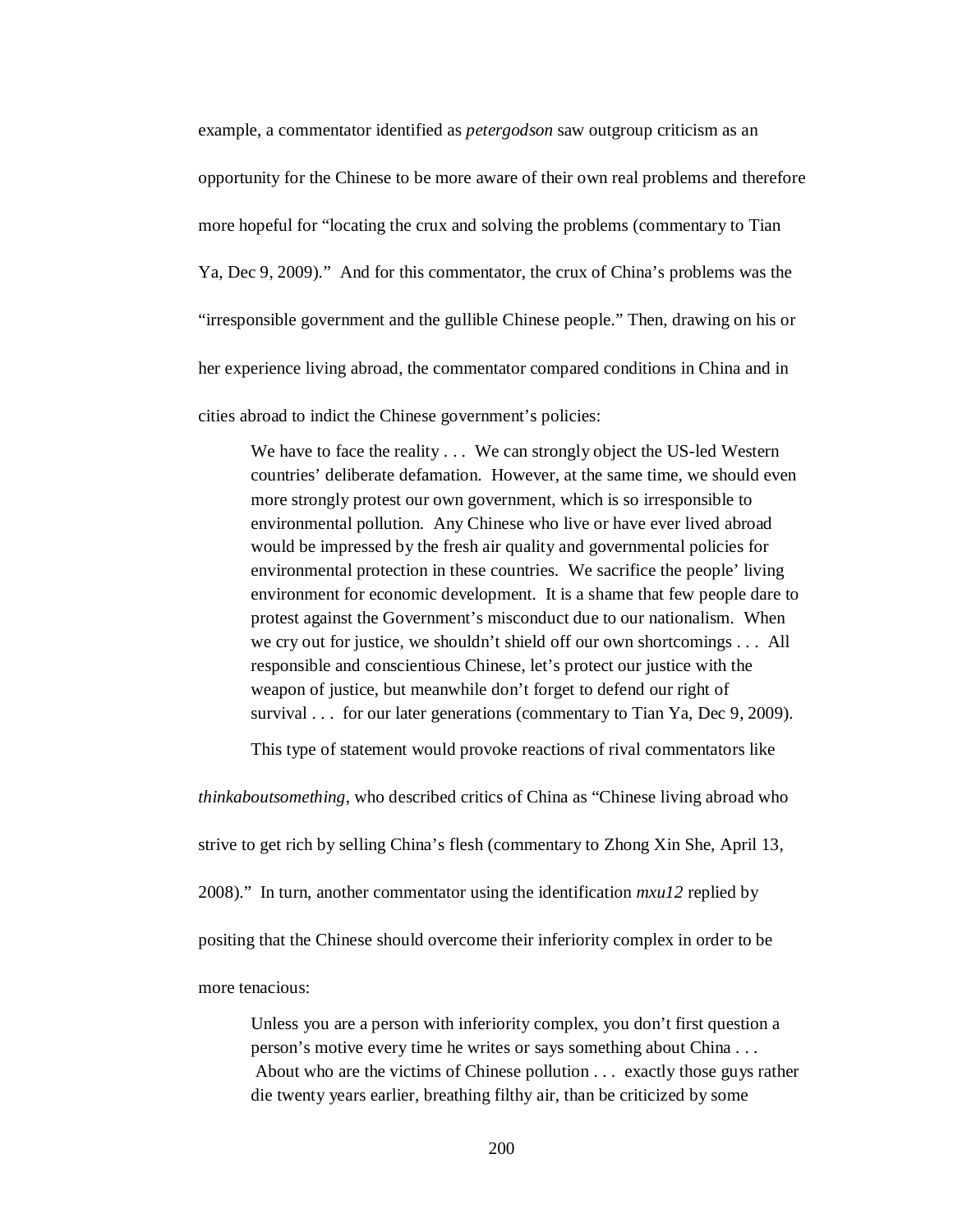example, a commentator identified as *petergodson* saw outgroup criticism as an opportunity for the Chinese to be more aware of their own real problems and therefore more hopeful for "locating the crux and solving the problems (commentary to Tian Ya, Dec 9, 2009)." And for this commentator, the crux of China's problems was the "irresponsible government and the gullible Chinese people." Then, drawing on his or her experience living abroad, the commentator compared conditions in China and in cities abroad to indict the Chinese government's policies:

> We have to face the reality . . . We can strongly object the US-led Western countries' deliberate defamation. However, at the same time, we should even more strongly protest our own government, which is so irresponsible to environmental pollution. Any Chinese who live or have ever lived abroad would be impressed by the fresh air quality and governmental policies for environmental protection in these countries. We sacrifice the people' living environment for economic development. It is a shame that few people dare to protest against the Government's misconduct due to our nationalism. When we cry out for justice, we shouldn't shield off our own shortcomings . . . All responsible and conscientious Chinese, let's protect our justice with the weapon of justice, but meanwhile don't forget to defend our right of survival . . . for our later generations (commentary to Tian Ya, Dec 9, 2009).

This type of statement would provoke reactions of rival commentators like *thinkaboutsomething*, who described critics of China as "Chinese living abroad who strive to get rich by selling China's flesh (commentary to Zhong Xin She, April 13, 2008)." In turn, another commentator using the identification *mxu12* replied by positing that the Chinese should overcome their inferiority complex in order to be more tenacious:

> Unless you are a person with inferiority complex, you don't first question a person's motive every time he writes or says something about China . . . About who are the victims of Chinese pollution . . . exactly those guys rather die twenty years earlier, breathing filthy air, than be criticized by some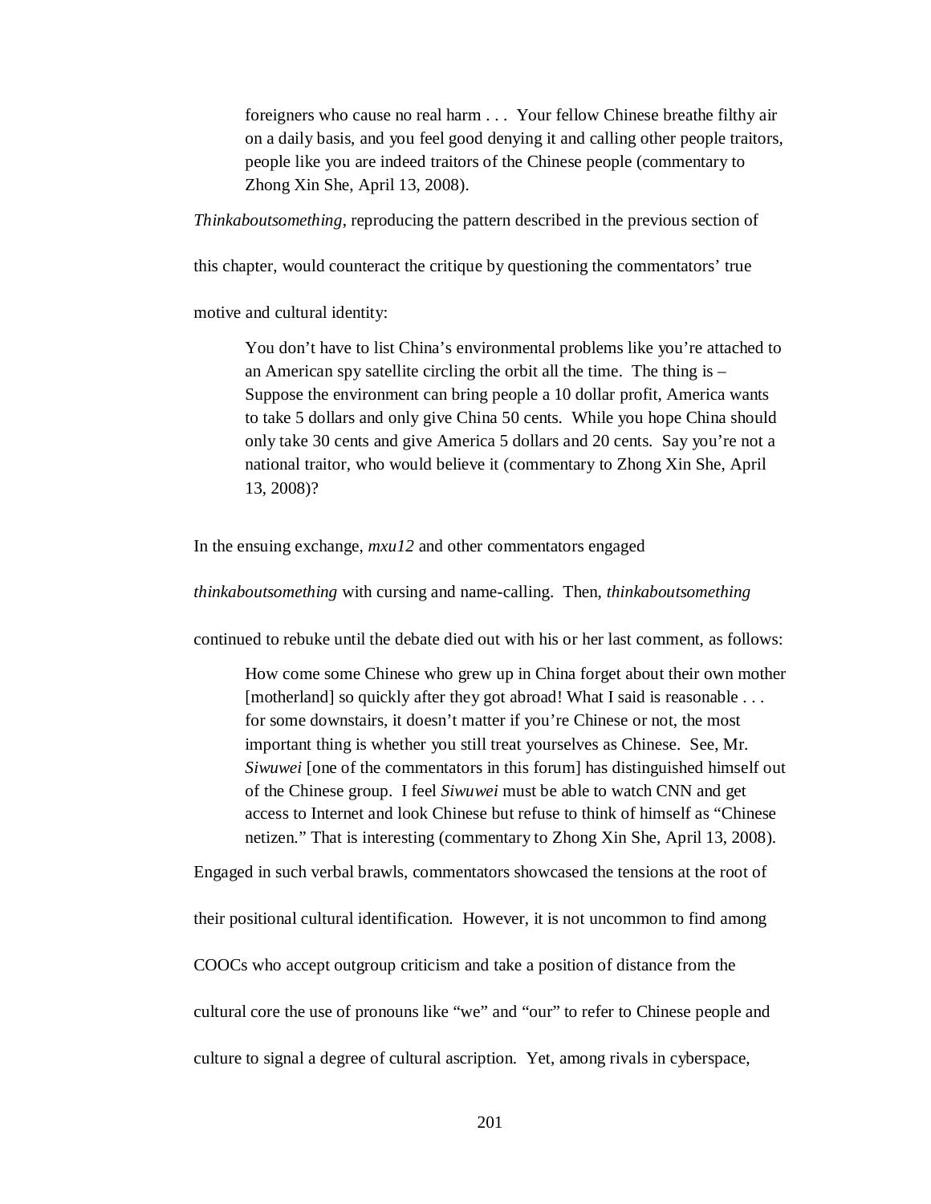> foreigners who cause no real harm . . . Your fellow Chinese breathe filthy air on a daily basis, and you feel good denying it and calling other people traitors, people like you are indeed traitors of the Chinese people (commentary to Zhong Xin She, April 13, 2008).

*Thinkaboutsomething*, reproducing the pattern described in the previous section of this chapter, would counteract the critique by questioning the commentators' true motive and cultural identity:

> You don't have to list China's environmental problems like you're attached to an American spy satellite circling the orbit all the time. The thing is – Suppose the environment can bring people a 10 dollar profit, America wants to take 5 dollars and only give China 50 cents. While you hope China should only take 30 cents and give America 5 dollars and 20 cents. Say you're not a national traitor, who would believe it (commentary to Zhong Xin She, April 13, 2008)?

In the ensuing exchange, *mxu12* and other commentators engaged *thinkaboutsomething* with cursing and name-calling. Then, *thinkaboutsomething* continued to rebuke until the debate died out with his or her last comment, as follows:

> How come some Chinese who grew up in China forget about their own mother [motherland] so quickly after they got abroad! What I said is reasonable . . . for some downstairs, it doesn't matter if you're Chinese or not, the most important thing is whether you still treat yourselves as Chinese. See, Mr. *Siwuwei* [one of the commentators in this forum] has distinguished himself out of the Chinese group. I feel *Siwuwei* must be able to watch CNN and get access to Internet and look Chinese but refuse to think of himself as "Chinese netizen." That is interesting (commentary to Zhong Xin She, April 13, 2008).

Engaged in such verbal brawls, commentators showcased the tensions at the root of their positional cultural identification. However, it is not uncommon to find among COOCs who accept outgroup criticism and take a position of distance from the cultural core the use of pronouns like "we" and "our" to refer to Chinese people and culture to signal a degree of cultural ascription. Yet, among rivals in cyberspace,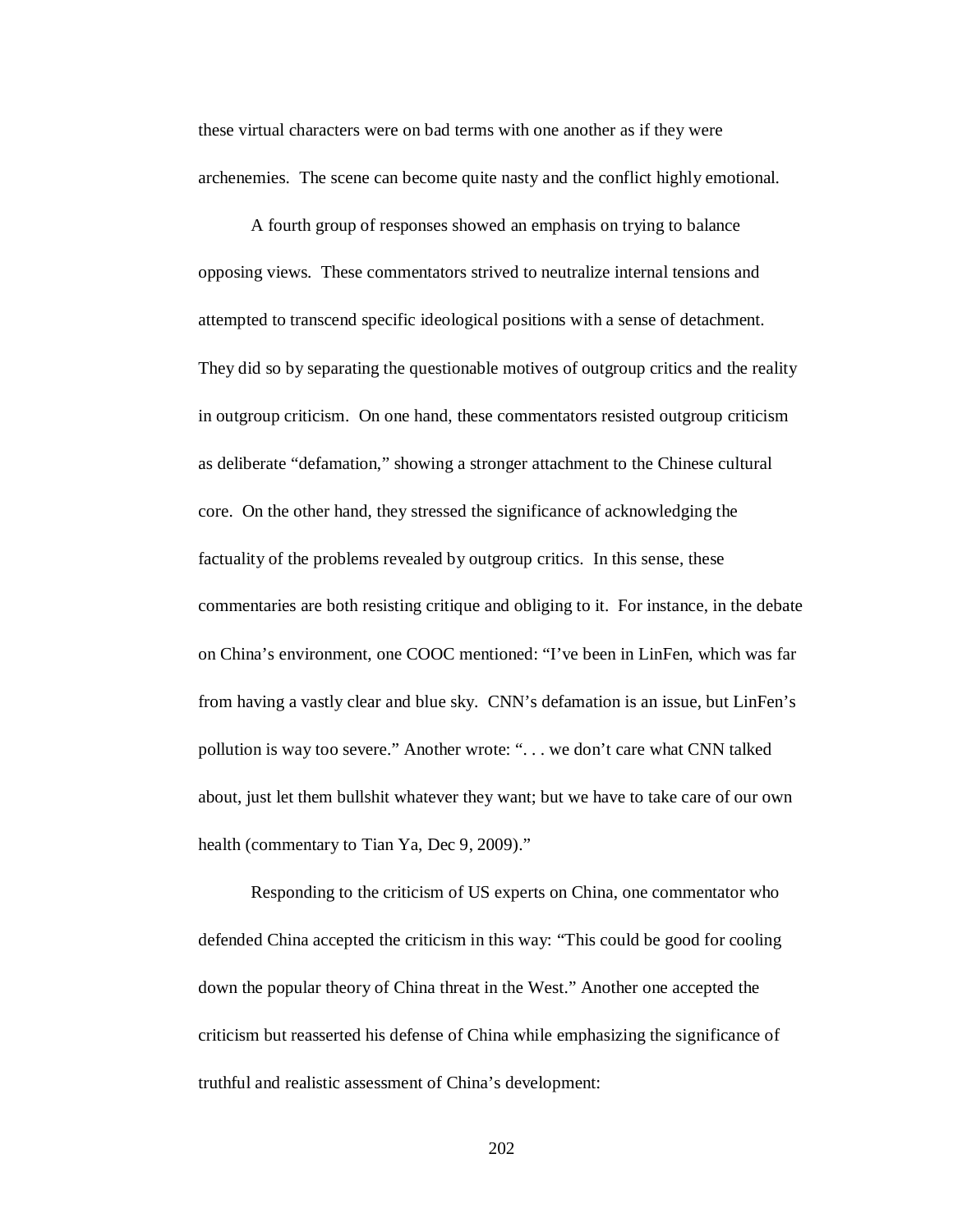these virtual characters were on bad terms with one another as if they were archenemies. The scene can become quite nasty and the conflict highly emotional.

A fourth group of responses showed an emphasis on trying to balance opposing views. These commentators strived to neutralize internal tensions and attempted to transcend specific ideological positions with a sense of detachment. They did so by separating the questionable motives of outgroup critics and the reality in outgroup criticism. On one hand, these commentators resisted outgroup criticism as deliberate "defamation," showing a stronger attachment to the Chinese cultural core. On the other hand, they stressed the significance of acknowledging the factuality of the problems revealed by outgroup critics. In this sense, these commentaries are both resisting critique and obliging to it. For instance, in the debate on China's environment, one COOC mentioned: "I've been in LinFen, which was far from having a vastly clear and blue sky. CNN's defamation is an issue, but LinFen's pollution is way too severe." Another wrote: ". . . we don't care what CNN talked about, just let them bullshit whatever they want; but we have to take care of our own health (commentary to Tian Ya, Dec 9, 2009)."

Responding to the criticism of US experts on China, one commentator who defended China accepted the criticism in this way: "This could be good for cooling down the popular theory of China threat in the West." Another one accepted the criticism but reasserted his defense of China while emphasizing the significance of truthful and realistic assessment of China's development: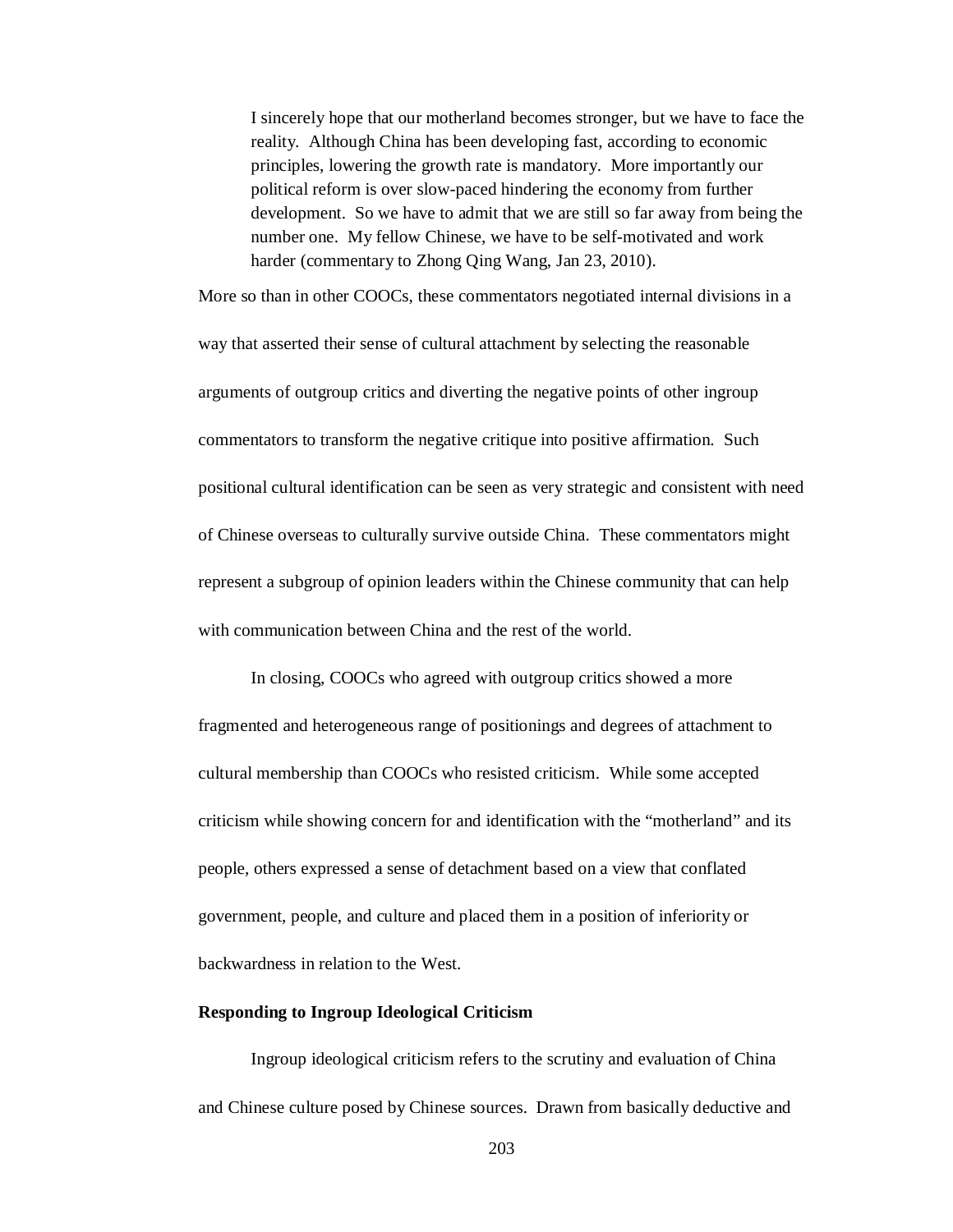> I sincerely hope that our motherland becomes stronger, but we have to face the reality. Although China has been developing fast, according to economic principles, lowering the growth rate is mandatory. More importantly our political reform is over slow-paced hindering the economy from further development. So we have to admit that we are still so far away from being the number one. My fellow Chinese, we have to be self-motivated and work harder (commentary to Zhong Qing Wang, Jan 23, 2010).

More so than in other COOCs, these commentators negotiated internal divisions in a way that asserted their sense of cultural attachment by selecting the reasonable arguments of outgroup critics and diverting the negative points of other ingroup commentators to transform the negative critique into positive affirmation. Such positional cultural identification can be seen as very strategic and consistent with need of Chinese overseas to culturally survive outside China. These commentators might represent a subgroup of opinion leaders within the Chinese community that can help with communication between China and the rest of the world.

In closing, COOCs who agreed with outgroup critics showed a more fragmented and heterogeneous range of positionings and degrees of attachment to cultural membership than COOCs who resisted criticism. While some accepted criticism while showing concern for and identification with the "motherland" and its people, others expressed a sense of detachment based on a view that conflated government, people, and culture and placed them in a position of inferiority or backwardness in relation to the West.

**Responding to Ingroup Ideological Criticism**

Ingroup ideological criticism refers to the scrutiny and evaluation of China and Chinese culture posed by Chinese sources. Drawn from basically deductive and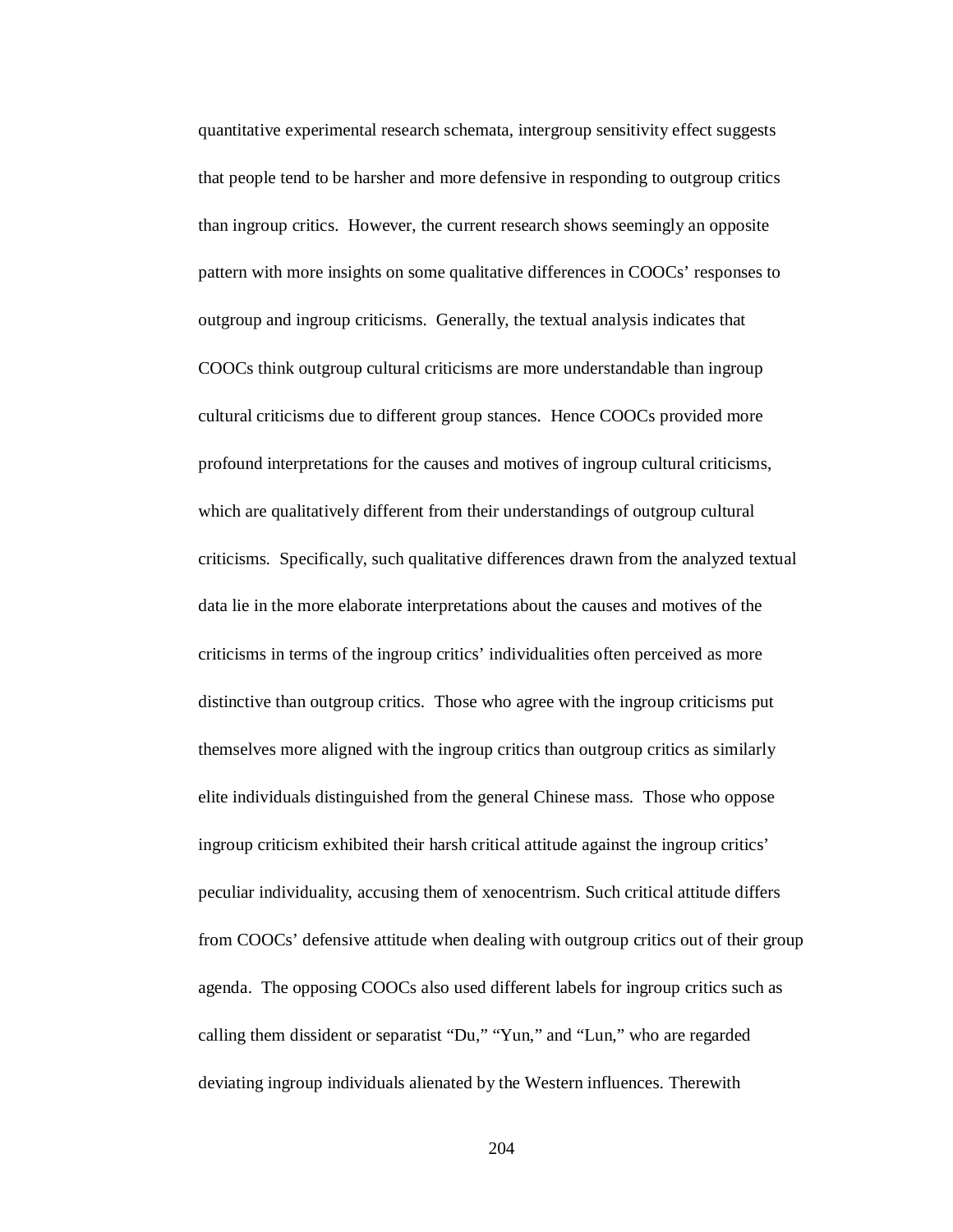quantitative experimental research schemata, intergroup sensitivity effect suggests that people tend to be harsher and more defensive in responding to outgroup critics than ingroup critics. However, the current research shows seemingly an opposite pattern with more insights on some qualitative differences in COOCs' responses to outgroup and ingroup criticisms. Generally, the textual analysis indicates that COOCs think outgroup cultural criticisms are more understandable than ingroup cultural criticisms due to different group stances. Hence COOCs provided more profound interpretations for the causes and motives of ingroup cultural criticisms, which are qualitatively different from their understandings of outgroup cultural criticisms. Specifically, such qualitative differences drawn from the analyzed textual data lie in the more elaborate interpretations about the causes and motives of the criticisms in terms of the ingroup critics' individualities often perceived as more distinctive than outgroup critics. Those who agree with the ingroup criticisms put themselves more aligned with the ingroup critics than outgroup critics as similarly elite individuals distinguished from the general Chinese mass. Those who oppose ingroup criticism exhibited their harsh critical attitude against the ingroup critics' peculiar individuality, accusing them of xenocentrism. Such critical attitude differs from COOCs' defensive attitude when dealing with outgroup critics out of their group agenda. The opposing COOCs also used different labels for ingroup critics such as calling them dissident or separatist "Du," "Yun," and "Lun," who are regarded deviating ingroup individuals alienated by the Western influences. Therewith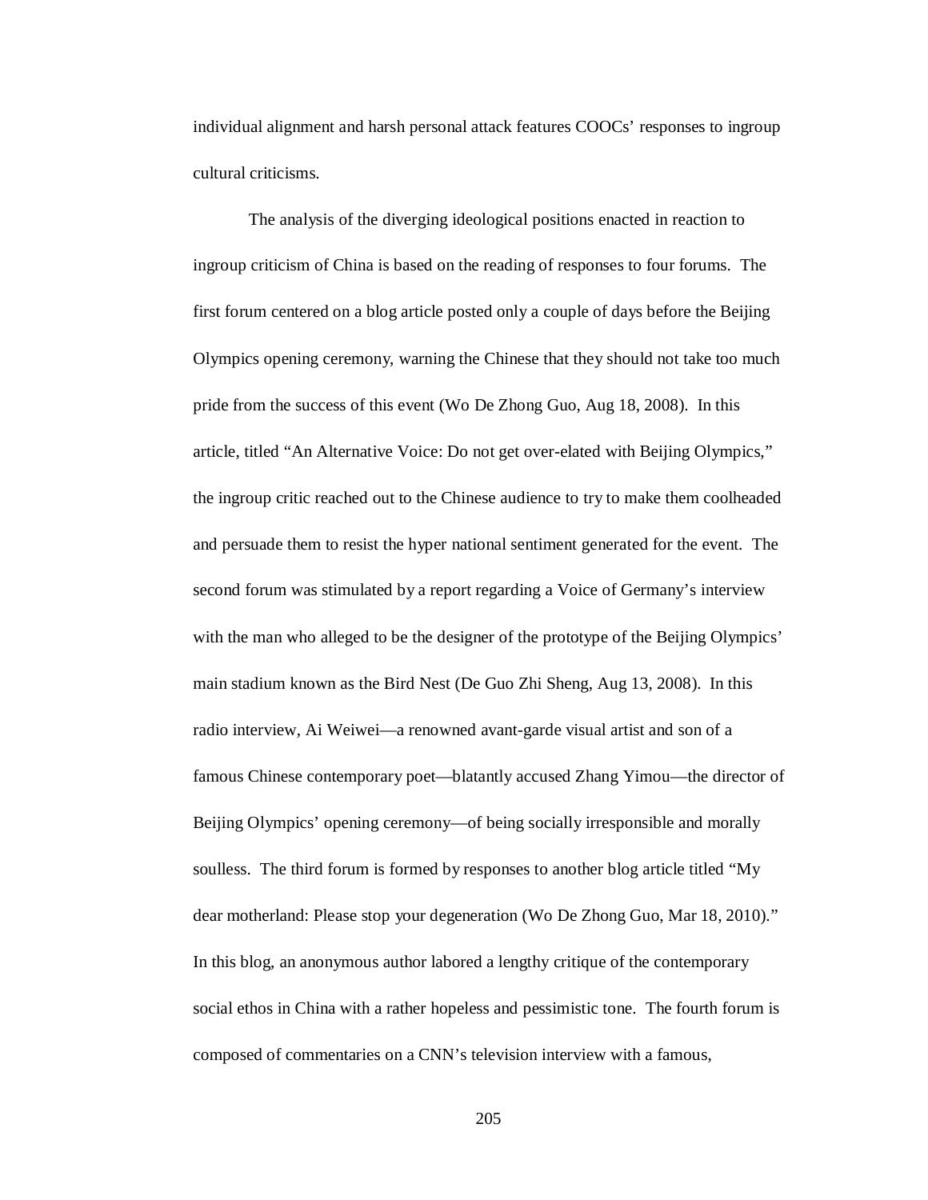individual alignment and harsh personal attack features COOCs' responses to ingroup cultural criticisms.

The analysis of the diverging ideological positions enacted in reaction to ingroup criticism of China is based on the reading of responses to four forums. The first forum centered on a blog article posted only a couple of days before the Beijing Olympics opening ceremony, warning the Chinese that they should not take too much pride from the success of this event (Wo De Zhong Guo, Aug 18, 2008). In this article, titled "An Alternative Voice: Do not get over-elated with Beijing Olympics," the ingroup critic reached out to the Chinese audience to try to make them coolheaded and persuade them to resist the hyper national sentiment generated for the event. The second forum was stimulated by a report regarding a Voice of Germany's interview with the man who alleged to be the designer of the prototype of the Beijing Olympics' main stadium known as the Bird Nest (De Guo Zhi Sheng, Aug 13, 2008). In this radio interview, Ai Weiwei—a renowned avant-garde visual artist and son of a famous Chinese contemporary poet—blatantly accused Zhang Yimou—the director of Beijing Olympics' opening ceremony—of being socially irresponsible and morally soulless. The third forum is formed by responses to another blog article titled "My dear motherland: Please stop your degeneration (Wo De Zhong Guo, Mar 18, 2010)." In this blog, an anonymous author labored a lengthy critique of the contemporary social ethos in China with a rather hopeless and pessimistic tone. The fourth forum is composed of commentaries on a CNN's television interview with a famous,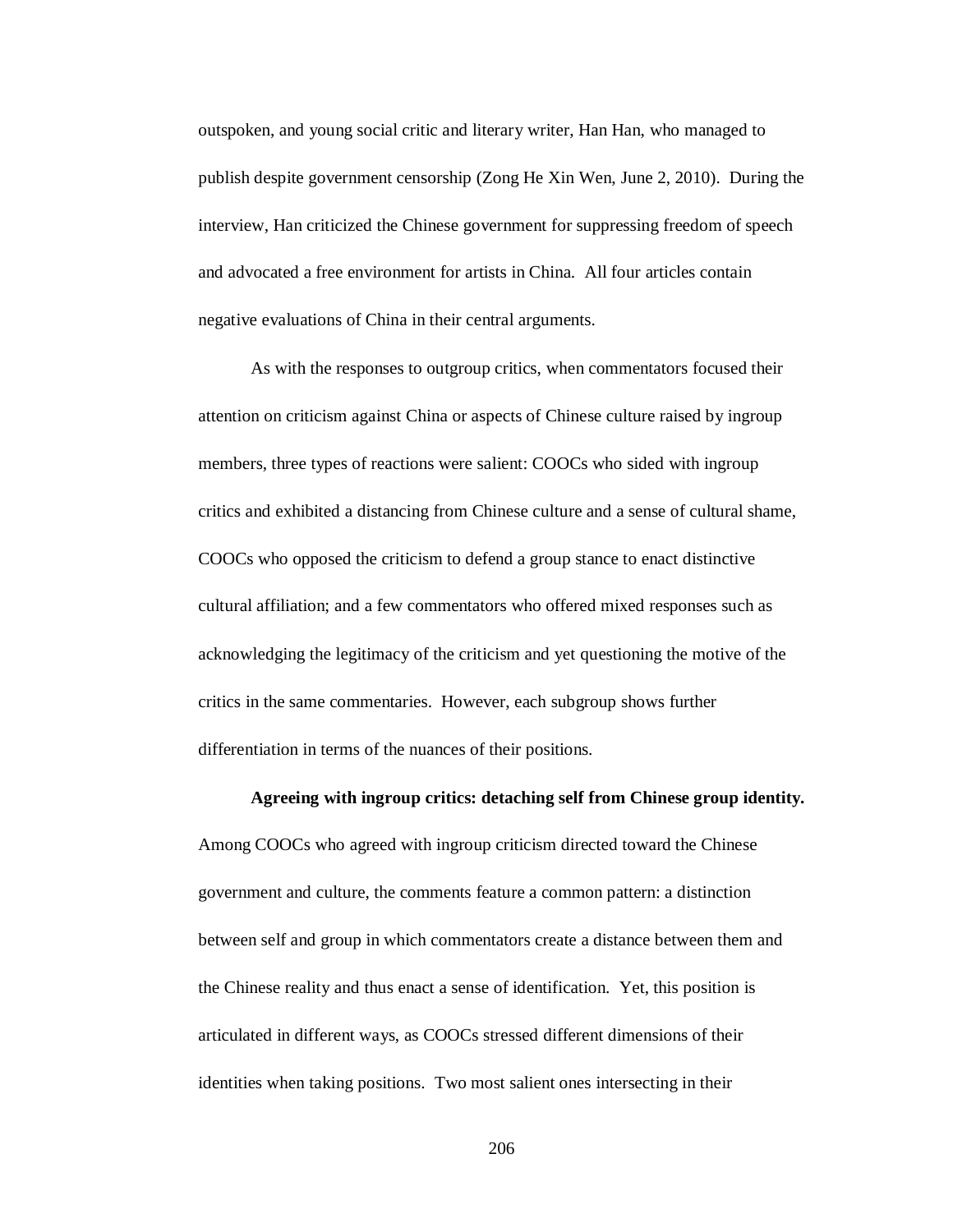outspoken, and young social critic and literary writer, Han Han, who managed to publish despite government censorship (Zong He Xin Wen, June 2, 2010). During the interview, Han criticized the Chinese government for suppressing freedom of speech and advocated a free environment for artists in China. All four articles contain negative evaluations of China in their central arguments.

As with the responses to outgroup critics, when commentators focused their attention on criticism against China or aspects of Chinese culture raised by ingroup members, three types of reactions were salient: COOCs who sided with ingroup critics and exhibited a distancing from Chinese culture and a sense of cultural shame, COOCs who opposed the criticism to defend a group stance to enact distinctive cultural affiliation; and a few commentators who offered mixed responses such as acknowledging the legitimacy of the criticism and yet questioning the motive of the critics in the same commentaries. However, each subgroup shows further differentiation in terms of the nuances of their positions.

**Agreeing with ingroup critics: detaching self from Chinese group identity.** Among COOCs who agreed with ingroup criticism directed toward the Chinese government and culture, the comments feature a common pattern: a distinction between self and group in which commentators create a distance between them and the Chinese reality and thus enact a sense of identification. Yet, this position is articulated in different ways, as COOCs stressed different dimensions of their identities when taking positions. Two most salient ones intersecting in their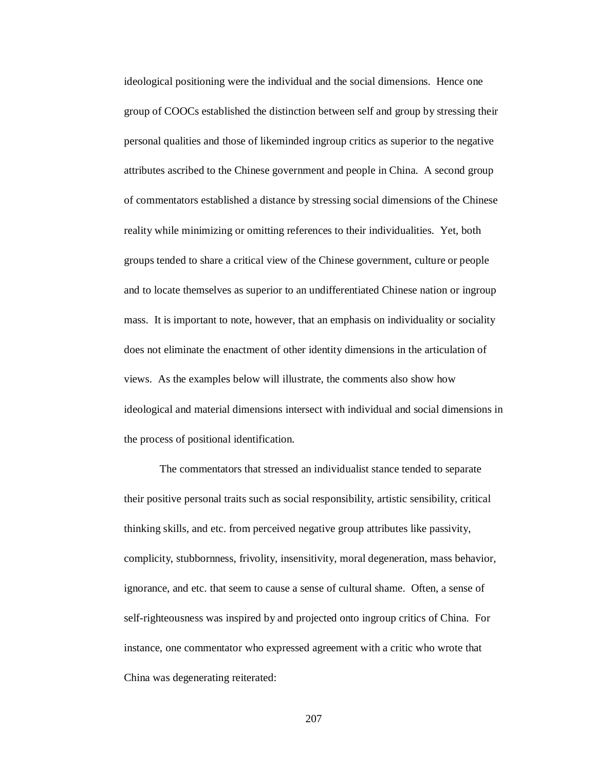ideological positioning were the individual and the social dimensions. Hence one group of COOCs established the distinction between self and group by stressing their personal qualities and those of likeminded ingroup critics as superior to the negative attributes ascribed to the Chinese government and people in China. A second group of commentators established a distance by stressing social dimensions of the Chinese reality while minimizing or omitting references to their individualities. Yet, both groups tended to share a critical view of the Chinese government, culture or people and to locate themselves as superior to an undifferentiated Chinese nation or ingroup mass. It is important to note, however, that an emphasis on individuality or sociality does not eliminate the enactment of other identity dimensions in the articulation of views. As the examples below will illustrate, the comments also show how ideological and material dimensions intersect with individual and social dimensions in the process of positional identification.

The commentators that stressed an individualist stance tended to separate their positive personal traits such as social responsibility, artistic sensibility, critical thinking skills, and etc. from perceived negative group attributes like passivity, complicity, stubbornness, frivolity, insensitivity, moral degeneration, mass behavior, ignorance, and etc. that seem to cause a sense of cultural shame. Often, a sense of self-righteousness was inspired by and projected onto ingroup critics of China. For instance, one commentator who expressed agreement with a critic who wrote that China was degenerating reiterated: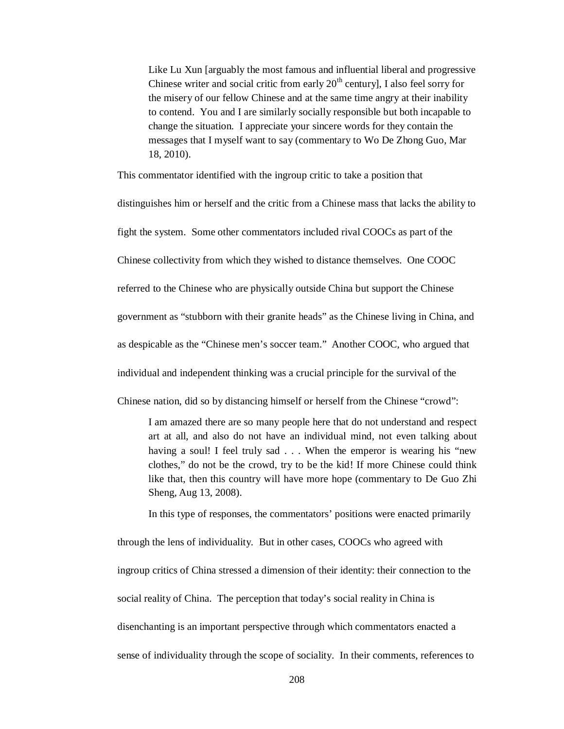> Like Lu Xun [arguably the most famous and influential liberal and progressive Chinese writer and social critic from early 20th century], I also feel sorry for the misery of our fellow Chinese and at the same time angry at their inability to contend. You and I are similarly socially responsible but both incapable to change the situation. I appreciate your sincere words for they contain the messages that I myself want to say (commentary to Wo De Zhong Guo, Mar 18, 2010).

This commentator identified with the ingroup critic to take a position that distinguishes him or herself and the critic from a Chinese mass that lacks the ability to fight the system. Some other commentators included rival COOCs as part of the Chinese collectivity from which they wished to distance themselves. One COOC referred to the Chinese who are physically outside China but support the Chinese government as "stubborn with their granite heads" as the Chinese living in China, and as despicable as the "Chinese men's soccer team." Another COOC, who argued that individual and independent thinking was a crucial principle for the survival of the Chinese nation, did so by distancing himself or herself from the Chinese "crowd":

> I am amazed there are so many people here that do not understand and respect art at all, and also do not have an individual mind, not even talking about having a soul! I feel truly sad . . . When the emperor is wearing his "new clothes," do not be the crowd, try to be the kid! If more Chinese could think like that, then this country will have more hope (commentary to De Guo Zhi Sheng, Aug 13, 2008).

In this type of responses, the commentators' positions were enacted primarily through the lens of individuality. But in other cases, COOCs who agreed with ingroup critics of China stressed a dimension of their identity: their connection to the social reality of China. The perception that today's social reality in China is disenchanting is an important perspective through which commentators enacted a sense of individuality through the scope of sociality. In their comments, references to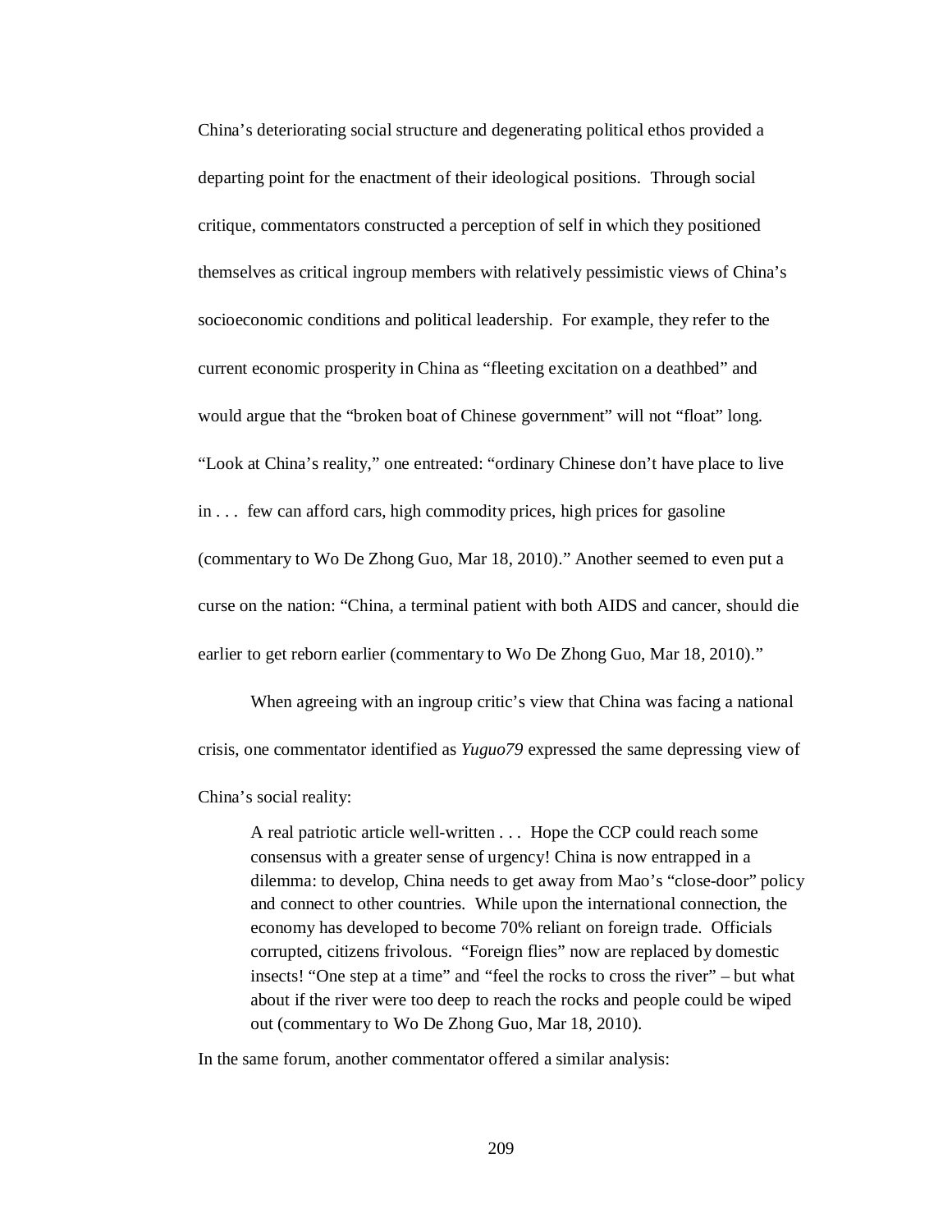China's deteriorating social structure and degenerating political ethos provided a departing point for the enactment of their ideological positions. Through social critique, commentators constructed a perception of self in which they positioned themselves as critical ingroup members with relatively pessimistic views of China's socioeconomic conditions and political leadership. For example, they refer to the current economic prosperity in China as "fleeting excitation on a deathbed" and would argue that the "broken boat of Chinese government" will not "float" long. "Look at China's reality," one entreated: "ordinary Chinese don't have place to live in . . . few can afford cars, high commodity prices, high prices for gasoline (commentary to Wo De Zhong Guo, Mar 18, 2010)." Another seemed to even put a curse on the nation: "China, a terminal patient with both AIDS and cancer, should die earlier to get reborn earlier (commentary to Wo De Zhong Guo, Mar 18, 2010)."

When agreeing with an ingroup critic's view that China was facing a national crisis, one commentator identified as *Yuguo79* expressed the same depressing view of China's social reality:

> A real patriotic article well-written . . . Hope the CCP could reach some consensus with a greater sense of urgency! China is now entrapped in a dilemma: to develop, China needs to get away from Mao's "close-door" policy and connect to other countries. While upon the international connection, the economy has developed to become 70% reliant on foreign trade. Officials corrupted, citizens frivolous. "Foreign flies" now are replaced by domestic insects! "One step at a time" and "feel the rocks to cross the river" – but what about if the river were too deep to reach the rocks and people could be wiped out (commentary to Wo De Zhong Guo, Mar 18, 2010).

In the same forum, another commentator offered a similar analysis: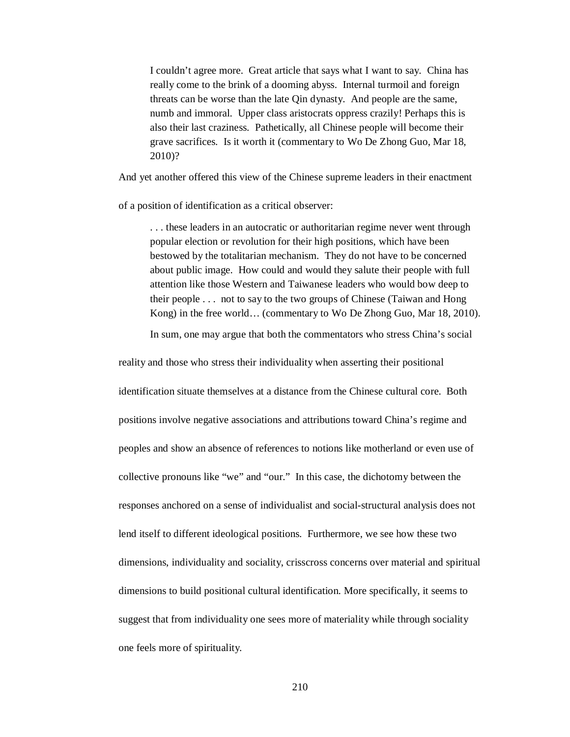> I couldn't agree more. Great article that says what I want to say. China has really come to the brink of a dooming abyss. Internal turmoil and foreign threats can be worse than the late Qin dynasty. And people are the same, numb and immoral. Upper class aristocrats oppress crazily! Perhaps this is also their last craziness. Pathetically, all Chinese people will become their grave sacrifices. Is it worth it (commentary to Wo De Zhong Guo, Mar 18, 2010)?

And yet another offered this view of the Chinese supreme leaders in their enactment of a position of identification as a critical observer:

> . . . these leaders in an autocratic or authoritarian regime never went through popular election or revolution for their high positions, which have been bestowed by the totalitarian mechanism. They do not have to be concerned about public image. How could and would they salute their people with full attention like those Western and Taiwanese leaders who would bow deep to their people . . . not to say to the two groups of Chinese (Taiwan and Hong Kong) in the free world… (commentary to Wo De Zhong Guo, Mar 18, 2010).

In sum, one may argue that both the commentators who stress China's social reality and those who stress their individuality when asserting their positional identification situate themselves at a distance from the Chinese cultural core. Both positions involve negative associations and attributions toward China's regime and peoples and show an absence of references to notions like motherland or even use of collective pronouns like "we" and "our." In this case, the dichotomy between the responses anchored on a sense of individualist and social-structural analysis does not lend itself to different ideological positions. Furthermore, we see how these two dimensions, individuality and sociality, crisscross concerns over material and spiritual dimensions to build positional cultural identification. More specifically, it seems to suggest that from individuality one sees more of materiality while through sociality one feels more of spirituality.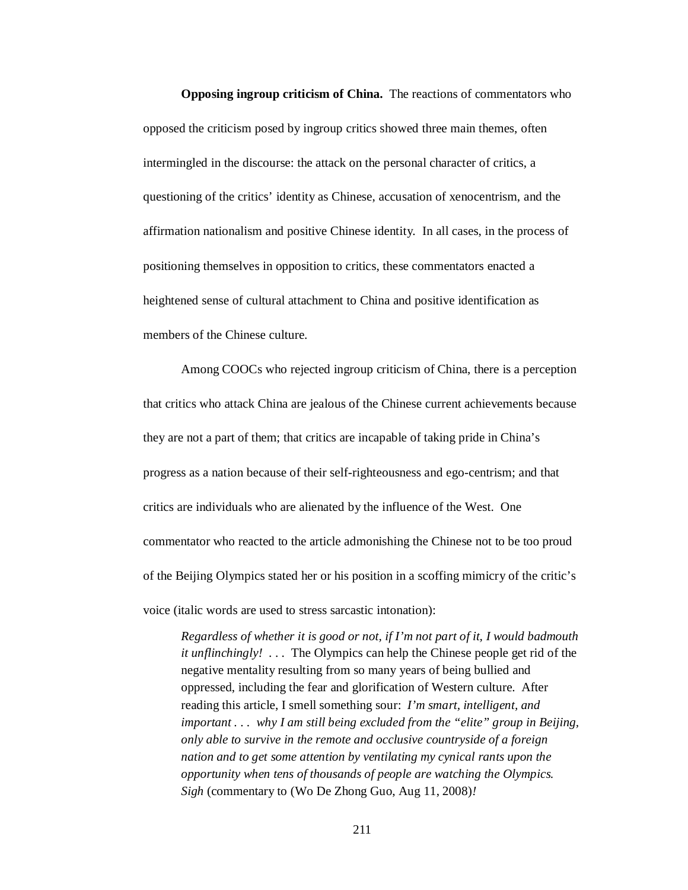**Opposing ingroup criticism of China.** The reactions of commentators who opposed the criticism posed by ingroup critics showed three main themes, often intermingled in the discourse: the attack on the personal character of critics, a questioning of the critics' identity as Chinese, accusation of xenocentrism, and the affirmation nationalism and positive Chinese identity. In all cases, in the process of positioning themselves in opposition to critics, these commentators enacted a heightened sense of cultural attachment to China and positive identification as members of the Chinese culture.

Among COOCs who rejected ingroup criticism of China, there is a perception that critics who attack China are jealous of the Chinese current achievements because they are not a part of them; that critics are incapable of taking pride in China's progress as a nation because of their self-righteousness and ego-centrism; and that critics are individuals who are alienated by the influence of the West. One commentator who reacted to the article admonishing the Chinese not to be too proud of the Beijing Olympics stated her or his position in a scoffing mimicry of the critic's voice (italic words are used to stress sarcastic intonation):

> *Regardless of whether it is good or not, if I'm not part of it, I would badmouth it unflinchingly!* . . . The Olympics can help the Chinese people get rid of the negative mentality resulting from so many years of being bullied and oppressed, including the fear and glorification of Western culture. After reading this article, I smell something sour: *I'm smart, intelligent, and important . . . why I am still being excluded from the "elite" group in Beijing, only able to survive in the remote and occlusive countryside of a foreign nation and to get some attention by ventilating my cynical rants upon the opportunity when tens of thousands of people are watching the Olympics. Sigh* (commentary to (Wo De Zhong Guo, Aug 11, 2008)*!*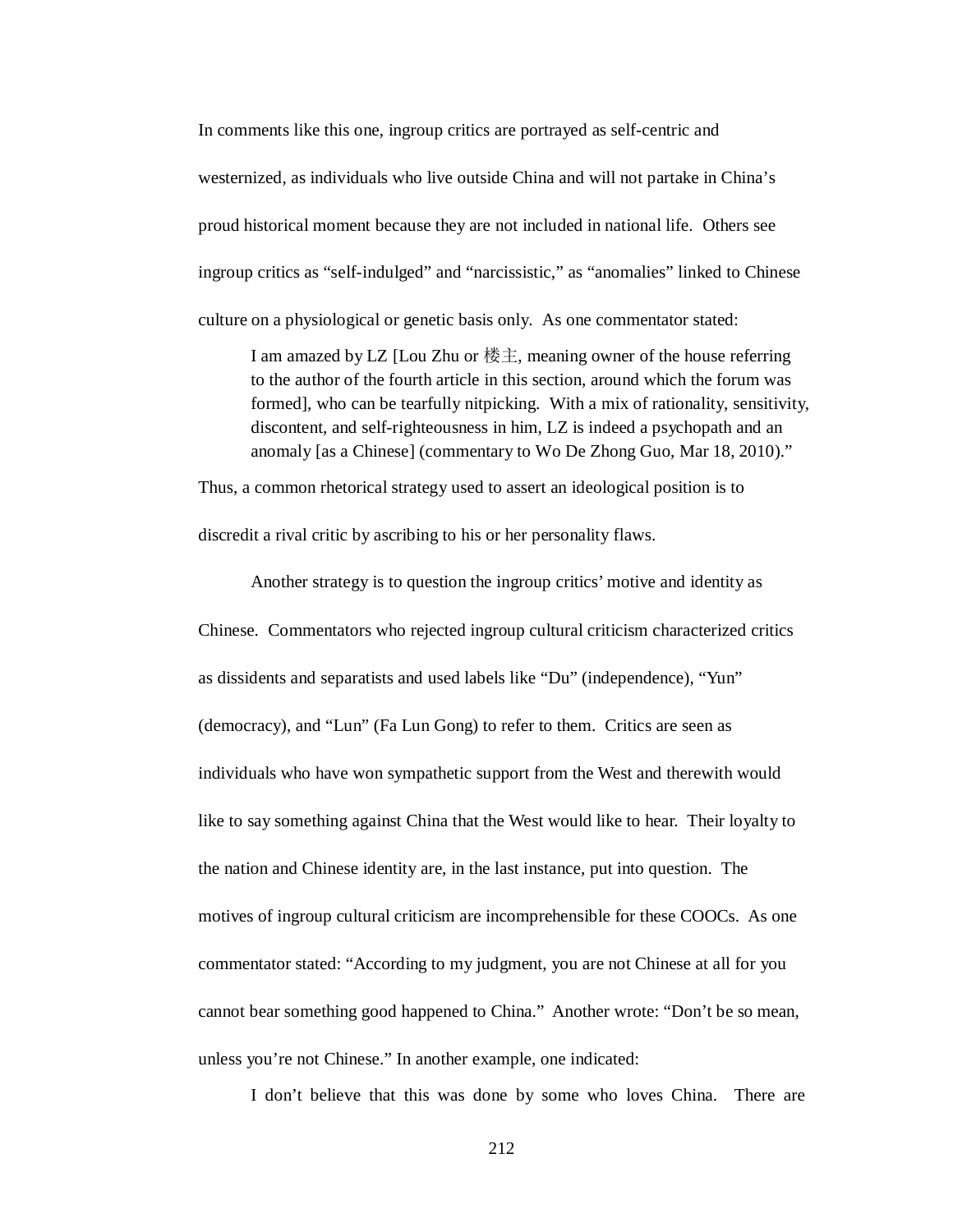In comments like this one, ingroup critics are portrayed as self-centric and westernized, as individuals who live outside China and will not partake in China's proud historical moment because they are not included in national life. Others see ingroup critics as "self-indulged" and "narcissistic," as "anomalies" linked to Chinese culture on a physiological or genetic basis only. As one commentator stated:

> I am amazed by LZ [Lou Zhu or 楼主, meaning owner of the house referring to the author of the fourth article in this section, around which the forum was formed], who can be tearfully nitpicking. With a mix of rationality, sensitivity, discontent, and self-righteousness in him, LZ is indeed a psychopath and an anomaly [as a Chinese] (commentary to Wo De Zhong Guo, Mar 18, 2010)."

Thus, a common rhetorical strategy used to assert an ideological position is to discredit a rival critic by ascribing to his or her personality flaws.

Another strategy is to question the ingroup critics' motive and identity as Chinese. Commentators who rejected ingroup cultural criticism characterized critics as dissidents and separatists and used labels like "Du" (independence), "Yun" (democracy), and "Lun" (Fa Lun Gong) to refer to them. Critics are seen as individuals who have won sympathetic support from the West and therewith would like to say something against China that the West would like to hear. Their loyalty to the nation and Chinese identity are, in the last instance, put into question. The motives of ingroup cultural criticism are incomprehensible for these COOCs. As one commentator stated: "According to my judgment, you are not Chinese at all for you cannot bear something good happened to China." Another wrote: "Don't be so mean, unless you're not Chinese." In another example, one indicated:

> I don't believe that this was done by some who loves China. There are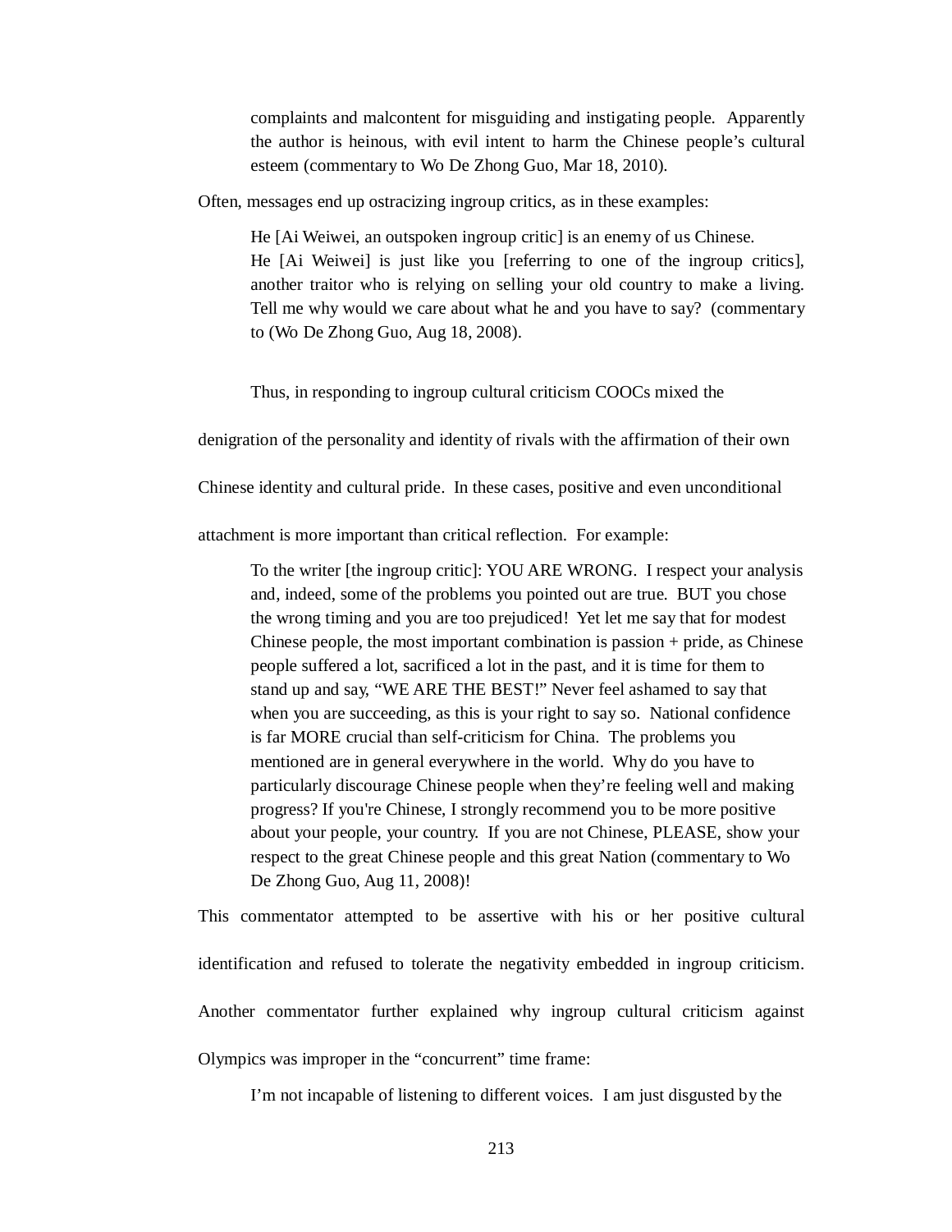> complaints and malcontent for misguiding and instigating people. Apparently the author is heinous, with evil intent to harm the Chinese people's cultural esteem (commentary to Wo De Zhong Guo, Mar 18, 2010).

Often, messages end up ostracizing ingroup critics, as in these examples:

> He [Ai Weiwei, an outspoken ingroup critic] is an enemy of us Chinese.
> He [Ai Weiwei] is just like you [referring to one of the ingroup critics], another traitor who is relying on selling your old country to make a living. Tell me why would we care about what he and you have to say? (commentary to (Wo De Zhong Guo, Aug 18, 2008).

Thus, in responding to ingroup cultural criticism COOCs mixed the denigration of the personality and identity of rivals with the affirmation of their own Chinese identity and cultural pride. In these cases, positive and even unconditional attachment is more important than critical reflection. For example:

> To the writer [the ingroup critic]: YOU ARE WRONG. I respect your analysis and, indeed, some of the problems you pointed out are true. BUT you chose the wrong timing and you are too prejudiced! Yet let me say that for modest Chinese people, the most important combination is passion + pride, as Chinese people suffered a lot, sacrificed a lot in the past, and it is time for them to stand up and say, "WE ARE THE BEST!" Never feel ashamed to say that when you are succeeding, as this is your right to say so. National confidence is far MORE crucial than self-criticism for China. The problems you mentioned are in general everywhere in the world. Why do you have to particularly discourage Chinese people when they're feeling well and making progress? If you're Chinese, I strongly recommend you to be more positive about your people, your country. If you are not Chinese, PLEASE, show your respect to the great Chinese people and this great Nation (commentary to Wo De Zhong Guo, Aug 11, 2008)!

This commentator attempted to be assertive with his or her positive cultural identification and refused to tolerate the negativity embedded in ingroup criticism. Another commentator further explained why ingroup cultural criticism against Olympics was improper in the "concurrent" time frame:

> I'm not incapable of listening to different voices. I am just disgusted by the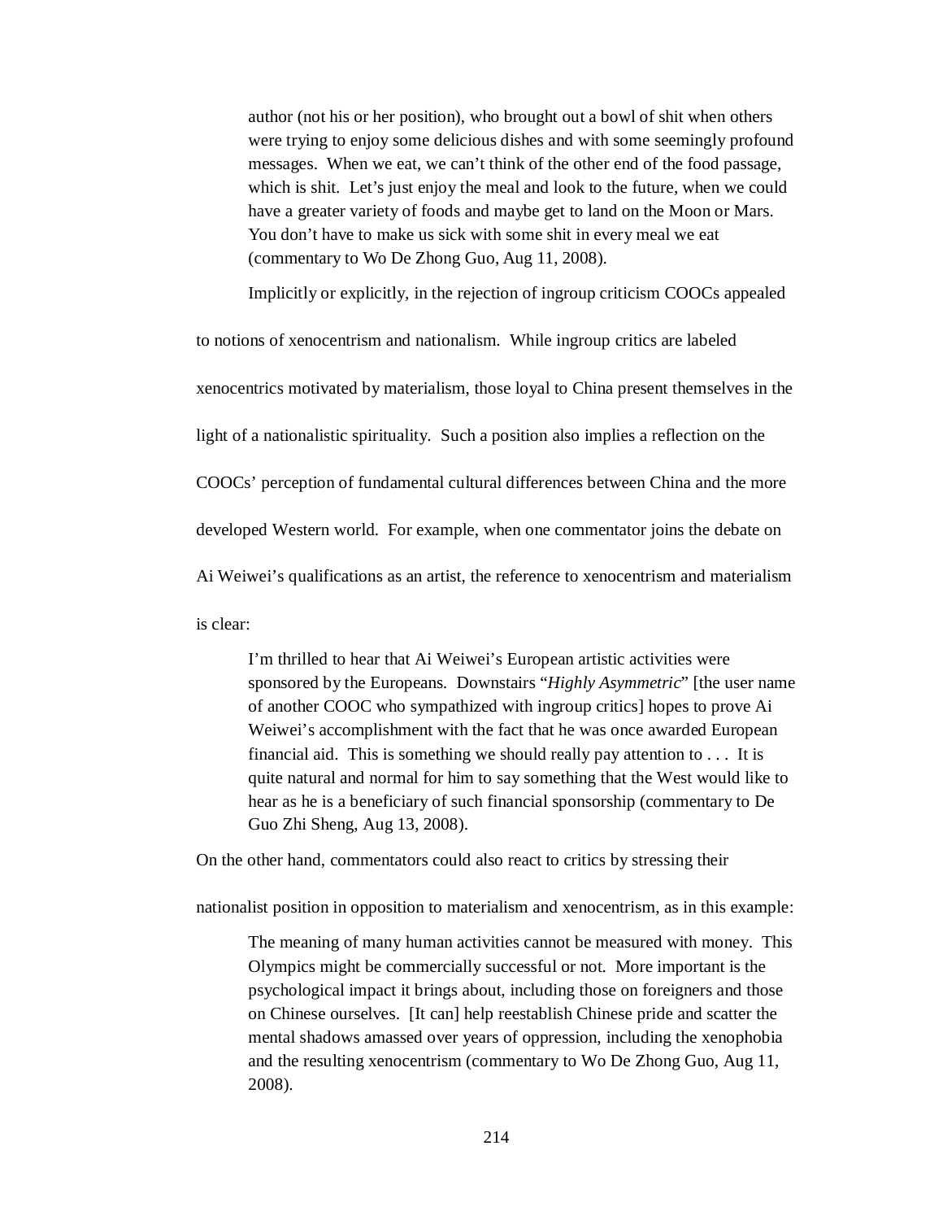> author (not his or her position), who brought out a bowl of shit when others were trying to enjoy some delicious dishes and with some seemingly profound messages. When we eat, we can't think of the other end of the food passage, which is shit. Let's just enjoy the meal and look to the future, when we could have a greater variety of foods and maybe get to land on the Moon or Mars. You don't have to make us sick with some shit in every meal we eat (commentary to Wo De Zhong Guo, Aug 11, 2008).

Implicitly or explicitly, in the rejection of ingroup criticism COOCs appealed to notions of xenocentrism and nationalism. While ingroup critics are labeled xenocentrics motivated by materialism, those loyal to China present themselves in the light of a nationalistic spirituality. Such a position also implies a reflection on the COOCs' perception of fundamental cultural differences between China and the more developed Western world. For example, when one commentator joins the debate on Ai Weiwei's qualifications as an artist, the reference to xenocentrism and materialism is clear:

> I'm thrilled to hear that Ai Weiwei's European artistic activities were sponsored by the Europeans. Downstairs "*Highly Asymmetric*" [the user name of another COOC who sympathized with ingroup critics] hopes to prove Ai Weiwei's accomplishment with the fact that he was once awarded European financial aid. This is something we should really pay attention to . . . It is quite natural and normal for him to say something that the West would like to hear as he is a beneficiary of such financial sponsorship (commentary to De Guo Zhi Sheng, Aug 13, 2008).

On the other hand, commentators could also react to critics by stressing their nationalist position in opposition to materialism and xenocentrism, as in this example:

> The meaning of many human activities cannot be measured with money. This Olympics might be commercially successful or not. More important is the psychological impact it brings about, including those on foreigners and those on Chinese ourselves. [It can] help reestablish Chinese pride and scatter the mental shadows amassed over years of oppression, including the xenophobia and the resulting xenocentrism (commentary to Wo De Zhong Guo, Aug 11, 2008).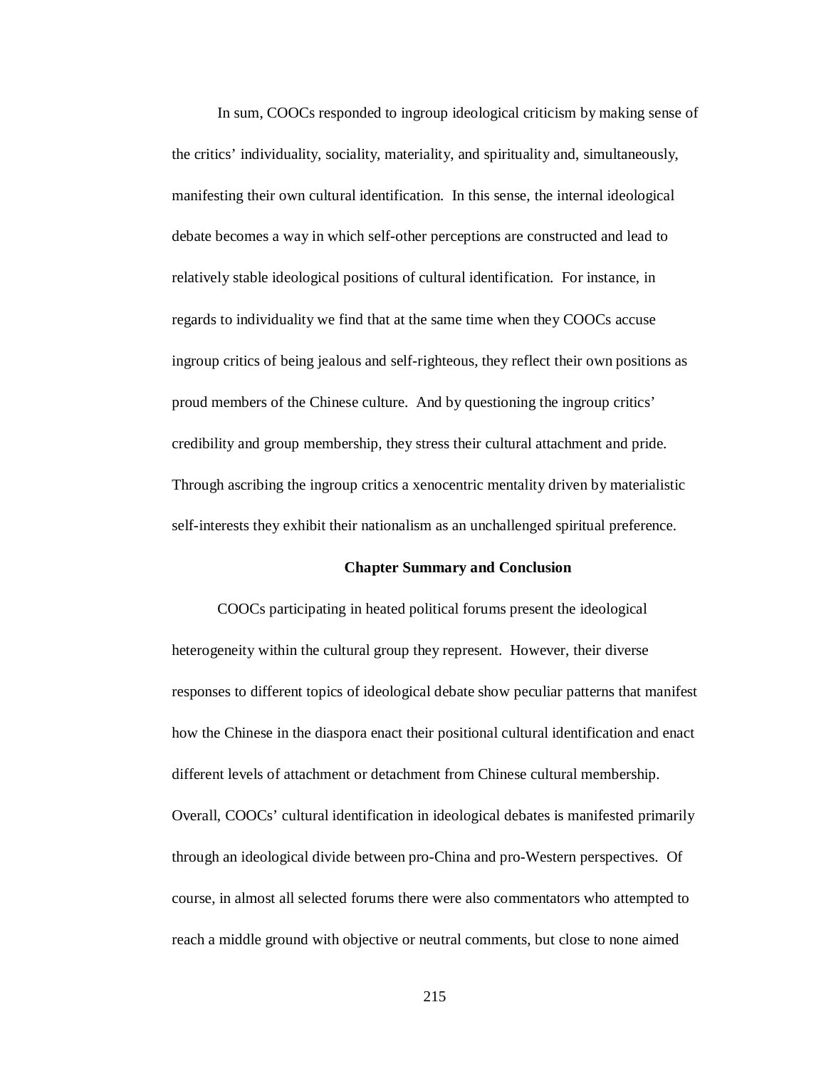In sum, COOCs responded to ingroup ideological criticism by making sense of the critics' individuality, sociality, materiality, and spirituality and, simultaneously, manifesting their own cultural identification. In this sense, the internal ideological debate becomes a way in which self-other perceptions are constructed and lead to relatively stable ideological positions of cultural identification. For instance, in regards to individuality we find that at the same time when they COOCs accuse ingroup critics of being jealous and self-righteous, they reflect their own positions as proud members of the Chinese culture. And by questioning the ingroup critics' credibility and group membership, they stress their cultural attachment and pride. Through ascribing the ingroup critics a xenocentric mentality driven by materialistic self-interests they exhibit their nationalism as an unchallenged spiritual preference.

## Chapter Summary and Conclusion

COOCs participating in heated political forums present the ideological heterogeneity within the cultural group they represent. However, their diverse responses to different topics of ideological debate show peculiar patterns that manifest how the Chinese in the diaspora enact their positional cultural identification and enact different levels of attachment or detachment from Chinese cultural membership. Overall, COOCs' cultural identification in ideological debates is manifested primarily through an ideological divide between pro-China and pro-Western perspectives. Of course, in almost all selected forums there were also commentators who attempted to reach a middle ground with objective or neutral comments, but close to none aimed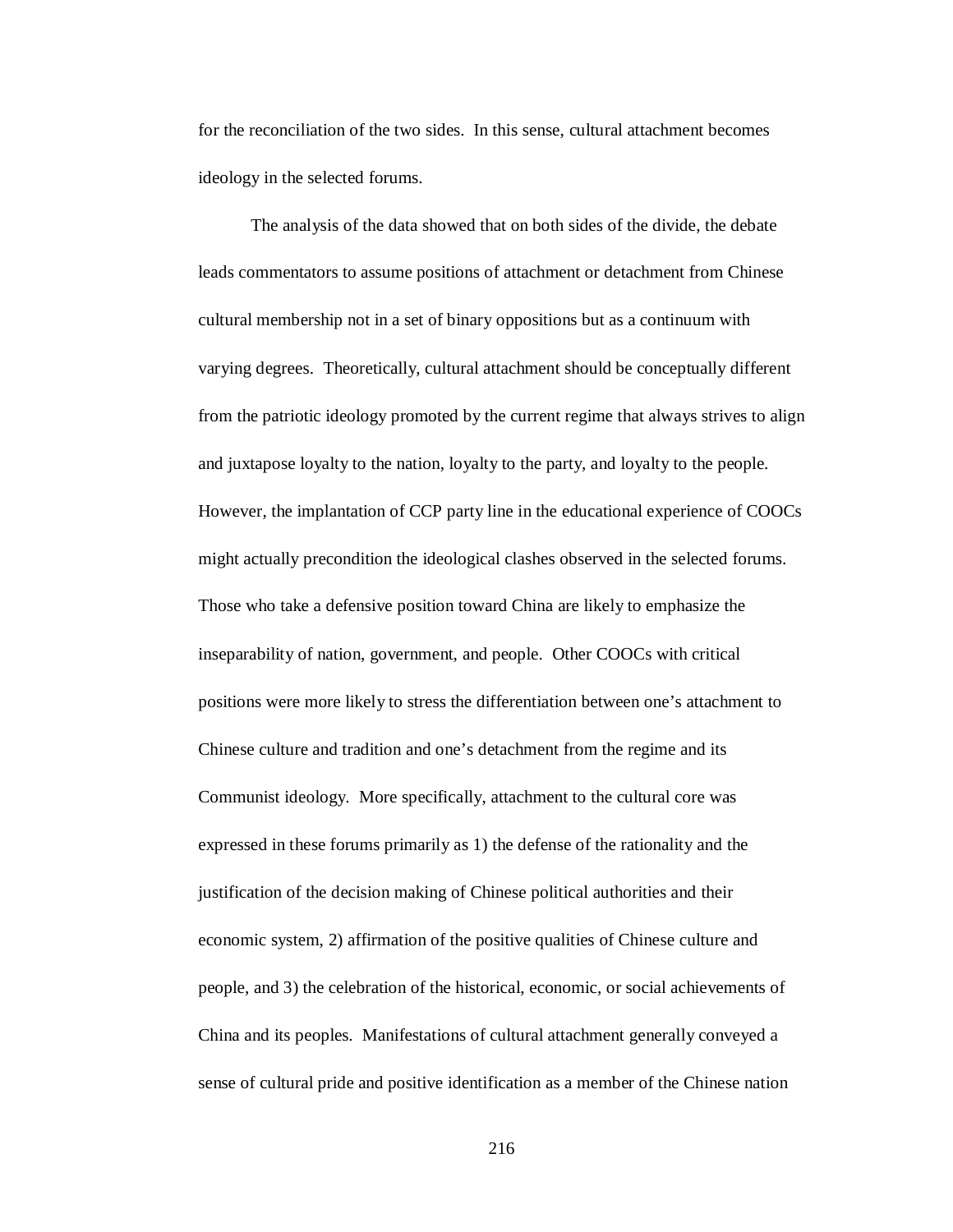for the reconciliation of the two sides. In this sense, cultural attachment becomes ideology in the selected forums.

The analysis of the data showed that on both sides of the divide, the debate leads commentators to assume positions of attachment or detachment from Chinese cultural membership not in a set of binary oppositions but as a continuum with varying degrees. Theoretically, cultural attachment should be conceptually different from the patriotic ideology promoted by the current regime that always strives to align and juxtapose loyalty to the nation, loyalty to the party, and loyalty to the people. However, the implantation of CCP party line in the educational experience of COOCs might actually precondition the ideological clashes observed in the selected forums. Those who take a defensive position toward China are likely to emphasize the inseparability of nation, government, and people. Other COOCs with critical positions were more likely to stress the differentiation between one's attachment to Chinese culture and tradition and one's detachment from the regime and its Communist ideology. More specifically, attachment to the cultural core was expressed in these forums primarily as 1) the defense of the rationality and the justification of the decision making of Chinese political authorities and their economic system, 2) affirmation of the positive qualities of Chinese culture and people, and 3) the celebration of the historical, economic, or social achievements of China and its peoples. Manifestations of cultural attachment generally conveyed a sense of cultural pride and positive identification as a member of the Chinese nation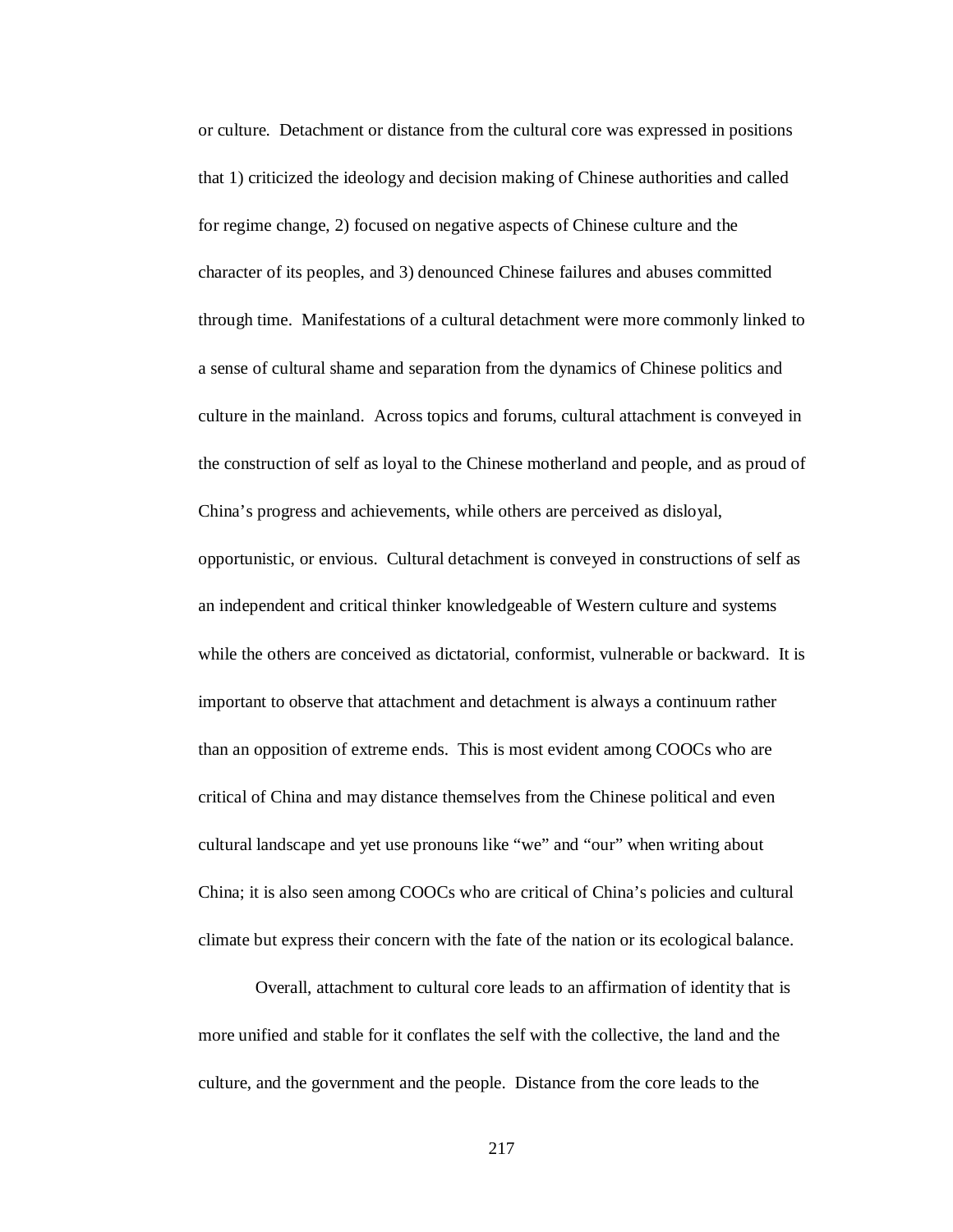or culture. Detachment or distance from the cultural core was expressed in positions that 1) criticized the ideology and decision making of Chinese authorities and called for regime change, 2) focused on negative aspects of Chinese culture and the character of its peoples, and 3) denounced Chinese failures and abuses committed through time. Manifestations of a cultural detachment were more commonly linked to a sense of cultural shame and separation from the dynamics of Chinese politics and culture in the mainland. Across topics and forums, cultural attachment is conveyed in the construction of self as loyal to the Chinese motherland and people, and as proud of China's progress and achievements, while others are perceived as disloyal, opportunistic, or envious. Cultural detachment is conveyed in constructions of self as an independent and critical thinker knowledgeable of Western culture and systems while the others are conceived as dictatorial, conformist, vulnerable or backward. It is important to observe that attachment and detachment is always a continuum rather than an opposition of extreme ends. This is most evident among COOCs who are critical of China and may distance themselves from the Chinese political and even cultural landscape and yet use pronouns like "we" and "our" when writing about China; it is also seen among COOCs who are critical of China's policies and cultural climate but express their concern with the fate of the nation or its ecological balance.

Overall, attachment to cultural core leads to an affirmation of identity that is more unified and stable for it conflates the self with the collective, the land and the culture, and the government and the people. Distance from the core leads to the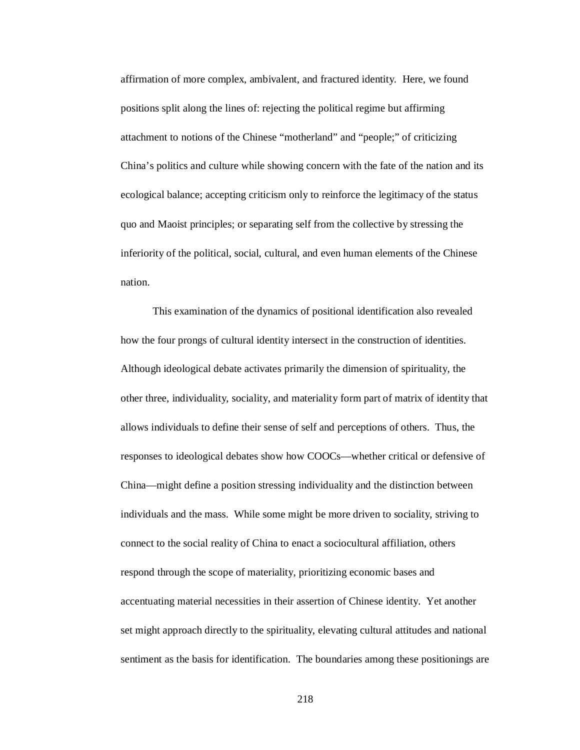affirmation of more complex, ambivalent, and fractured identity. Here, we found positions split along the lines of: rejecting the political regime but affirming attachment to notions of the Chinese "motherland" and "people;" of criticizing China's politics and culture while showing concern with the fate of the nation and its ecological balance; accepting criticism only to reinforce the legitimacy of the status quo and Maoist principles; or separating self from the collective by stressing the inferiority of the political, social, cultural, and even human elements of the Chinese nation.

This examination of the dynamics of positional identification also revealed how the four prongs of cultural identity intersect in the construction of identities. Although ideological debate activates primarily the dimension of spirituality, the other three, individuality, sociality, and materiality form part of matrix of identity that allows individuals to define their sense of self and perceptions of others. Thus, the responses to ideological debates show how COOCs—whether critical or defensive of China—might define a position stressing individuality and the distinction between individuals and the mass. While some might be more driven to sociality, striving to connect to the social reality of China to enact a sociocultural affiliation, others respond through the scope of materiality, prioritizing economic bases and accentuating material necessities in their assertion of Chinese identity. Yet another set might approach directly to the spirituality, elevating cultural attitudes and national sentiment as the basis for identification. The boundaries among these positionings are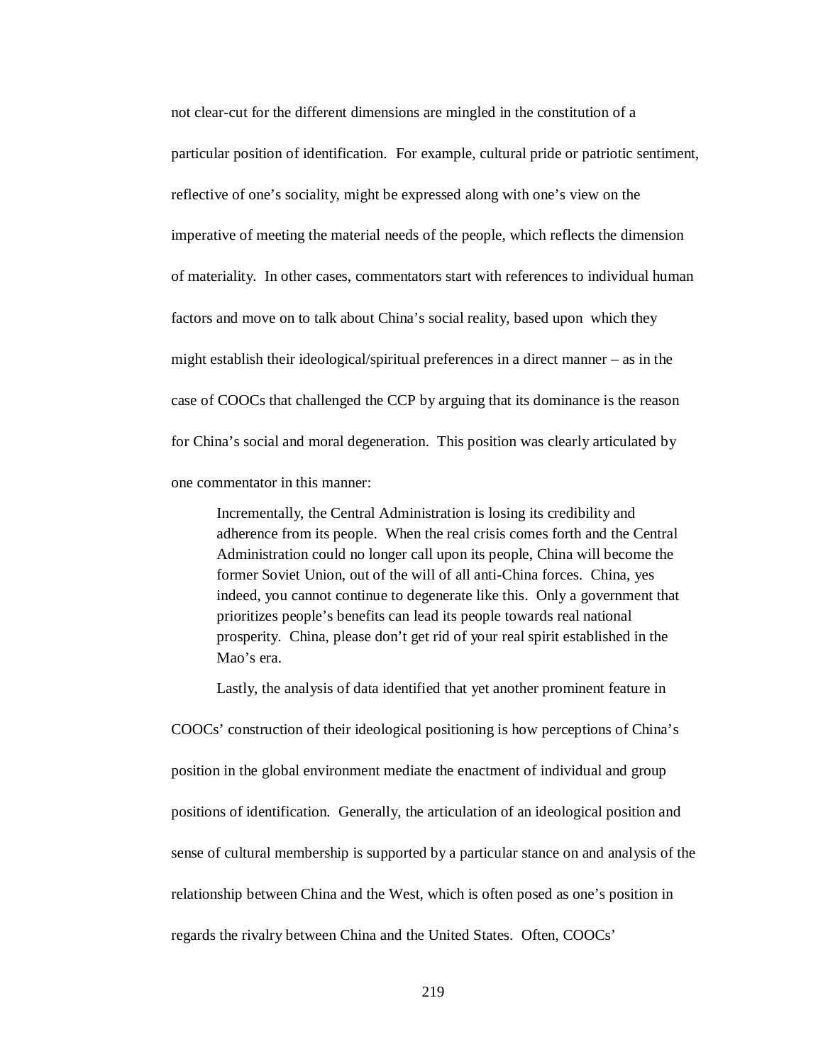not clear-cut for the different dimensions are mingled in the constitution of a particular position of identification. For example, cultural pride or patriotic sentiment, reflective of one's sociality, might be expressed along with one's view on the imperative of meeting the material needs of the people, which reflects the dimension of materiality. In other cases, commentators start with references to individual human factors and move on to talk about China's social reality, based upon which they might establish their ideological/spiritual preferences in a direct manner – as in the case of COOCs that challenged the CCP by arguing that its dominance is the reason for China's social and moral degeneration. This position was clearly articulated by one commentator in this manner:

> Incrementally, the Central Administration is losing its credibility and adherence from its people. When the real crisis comes forth and the Central Administration could no longer call upon its people, China will become the former Soviet Union, out of the will of all anti-China forces. China, yes indeed, you cannot continue to degenerate like this. Only a government that prioritizes people's benefits can lead its people towards real national prosperity. China, please don't get rid of your real spirit established in the Mao's era.

Lastly, the analysis of data identified that yet another prominent feature in COOCs' construction of their ideological positioning is how perceptions of China's position in the global environment mediate the enactment of individual and group positions of identification. Generally, the articulation of an ideological position and sense of cultural membership is supported by a particular stance on and analysis of the relationship between China and the West, which is often posed as one's position in regards the rivalry between China and the United States. Often, COOCs'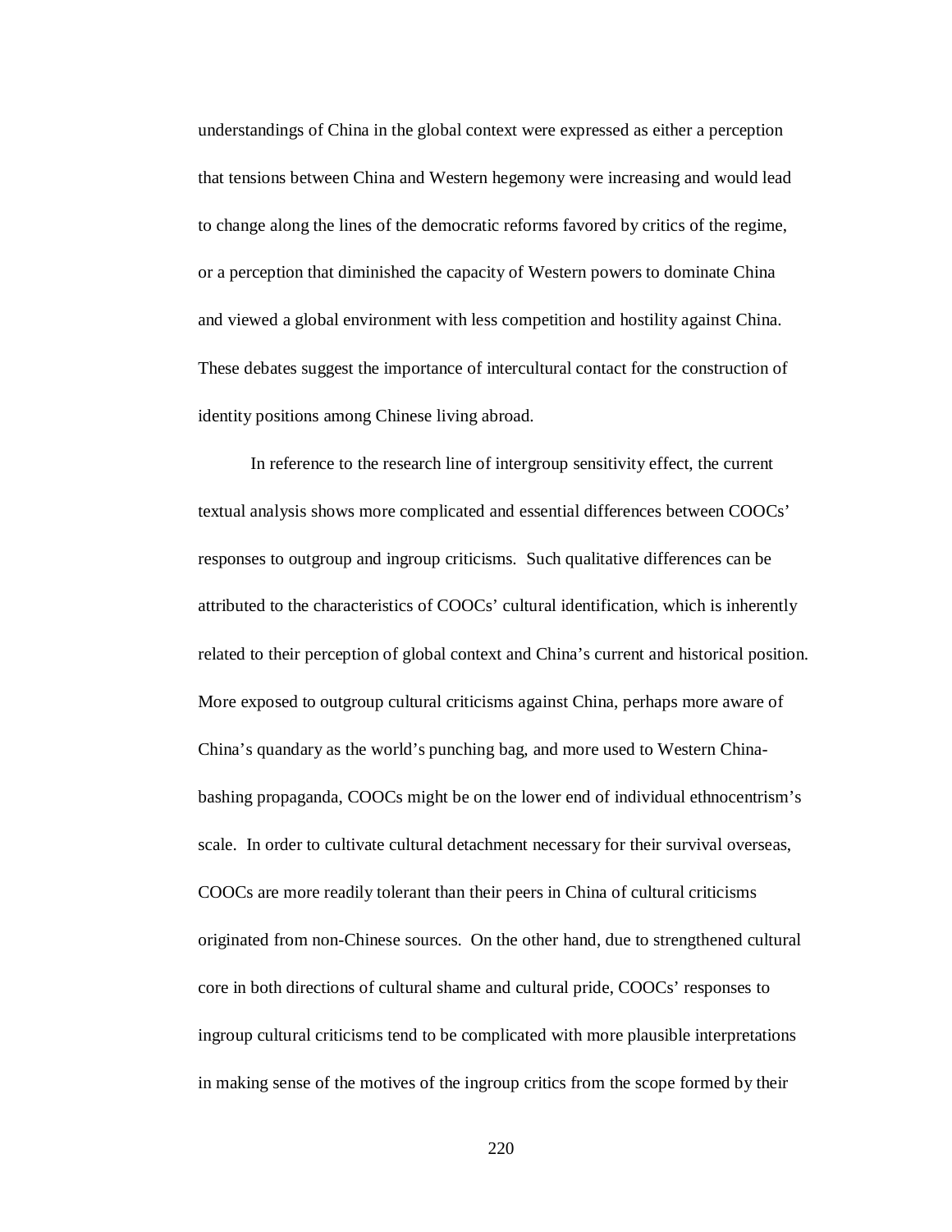understandings of China in the global context were expressed as either a perception that tensions between China and Western hegemony were increasing and would lead to change along the lines of the democratic reforms favored by critics of the regime, or a perception that diminished the capacity of Western powers to dominate China and viewed a global environment with less competition and hostility against China. These debates suggest the importance of intercultural contact for the construction of identity positions among Chinese living abroad.

In reference to the research line of intergroup sensitivity effect, the current textual analysis shows more complicated and essential differences between COOCs' responses to outgroup and ingroup criticisms. Such qualitative differences can be attributed to the characteristics of COOCs' cultural identification, which is inherently related to their perception of global context and China's current and historical position. More exposed to outgroup cultural criticisms against China, perhaps more aware of China's quandary as the world's punching bag, and more used to Western China-bashing propaganda, COOCs might be on the lower end of individual ethnocentrism's scale. In order to cultivate cultural detachment necessary for their survival overseas, COOCs are more readily tolerant than their peers in China of cultural criticisms originated from non-Chinese sources. On the other hand, due to strengthened cultural core in both directions of cultural shame and cultural pride, COOCs' responses to ingroup cultural criticisms tend to be complicated with more plausible interpretations in making sense of the motives of the ingroup critics from the scope formed by their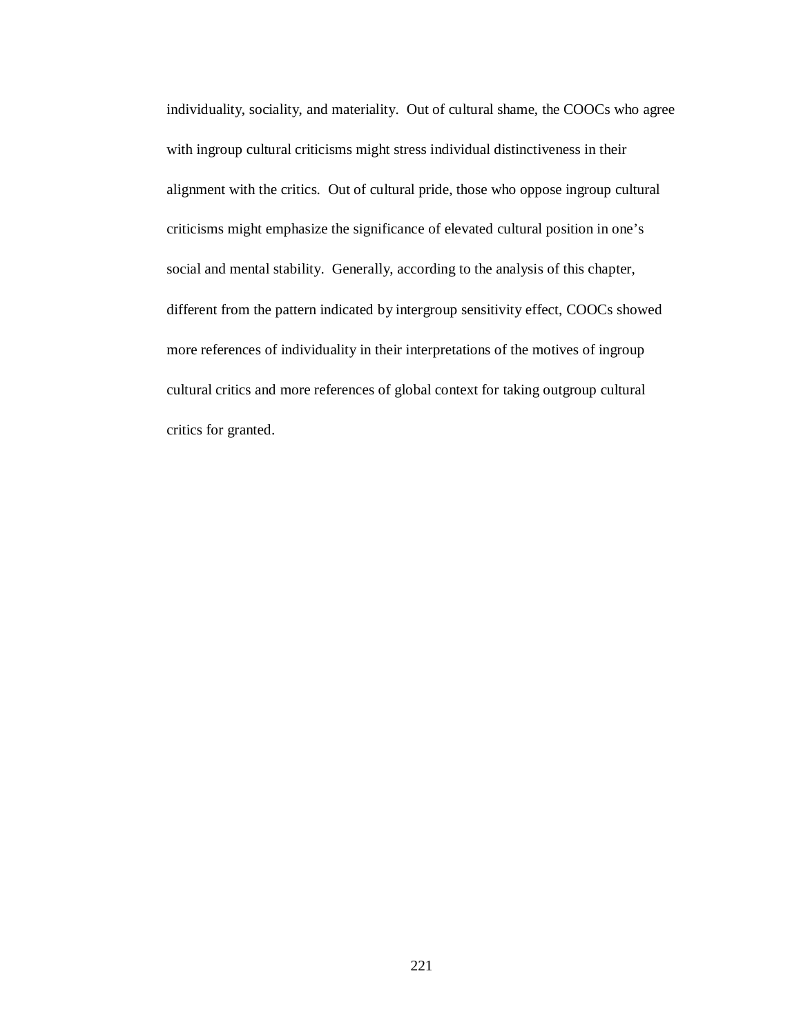individuality, sociality, and materiality.  Out of cultural shame, the COOCs who agree with ingroup cultural criticisms might stress individual distinctiveness in their alignment with the critics.  Out of cultural pride, those who oppose ingroup cultural criticisms might emphasize the significance of elevated cultural position in one's social and mental stability.  Generally, according to the analysis of this chapter, different from the pattern indicated by intergroup sensitivity effect, COOCs showed more references of individuality in their interpretations of the motives of ingroup cultural critics and more references of global context for taking outgroup cultural critics for granted.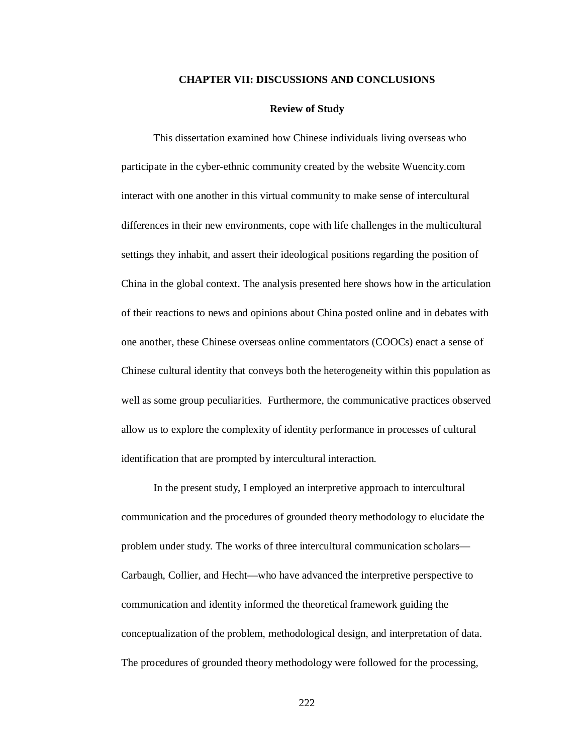# CHAPTER VII: DISCUSSIONS AND CONCLUSIONS

## Review of Study

This dissertation examined how Chinese individuals living overseas who participate in the cyber-ethnic community created by the website Wuencity.com interact with one another in this virtual community to make sense of intercultural differences in their new environments, cope with life challenges in the multicultural settings they inhabit, and assert their ideological positions regarding the position of China in the global context. The analysis presented here shows how in the articulation of their reactions to news and opinions about China posted online and in debates with one another, these Chinese overseas online commentators (COOCs) enact a sense of Chinese cultural identity that conveys both the heterogeneity within this population as well as some group peculiarities. Furthermore, the communicative practices observed allow us to explore the complexity of identity performance in processes of cultural identification that are prompted by intercultural interaction.

In the present study, I employed an interpretive approach to intercultural communication and the procedures of grounded theory methodology to elucidate the problem under study. The works of three intercultural communication scholars—Carbaugh, Collier, and Hecht—who have advanced the interpretive perspective to communication and identity informed the theoretical framework guiding the conceptualization of the problem, methodological design, and interpretation of data. The procedures of grounded theory methodology were followed for the processing,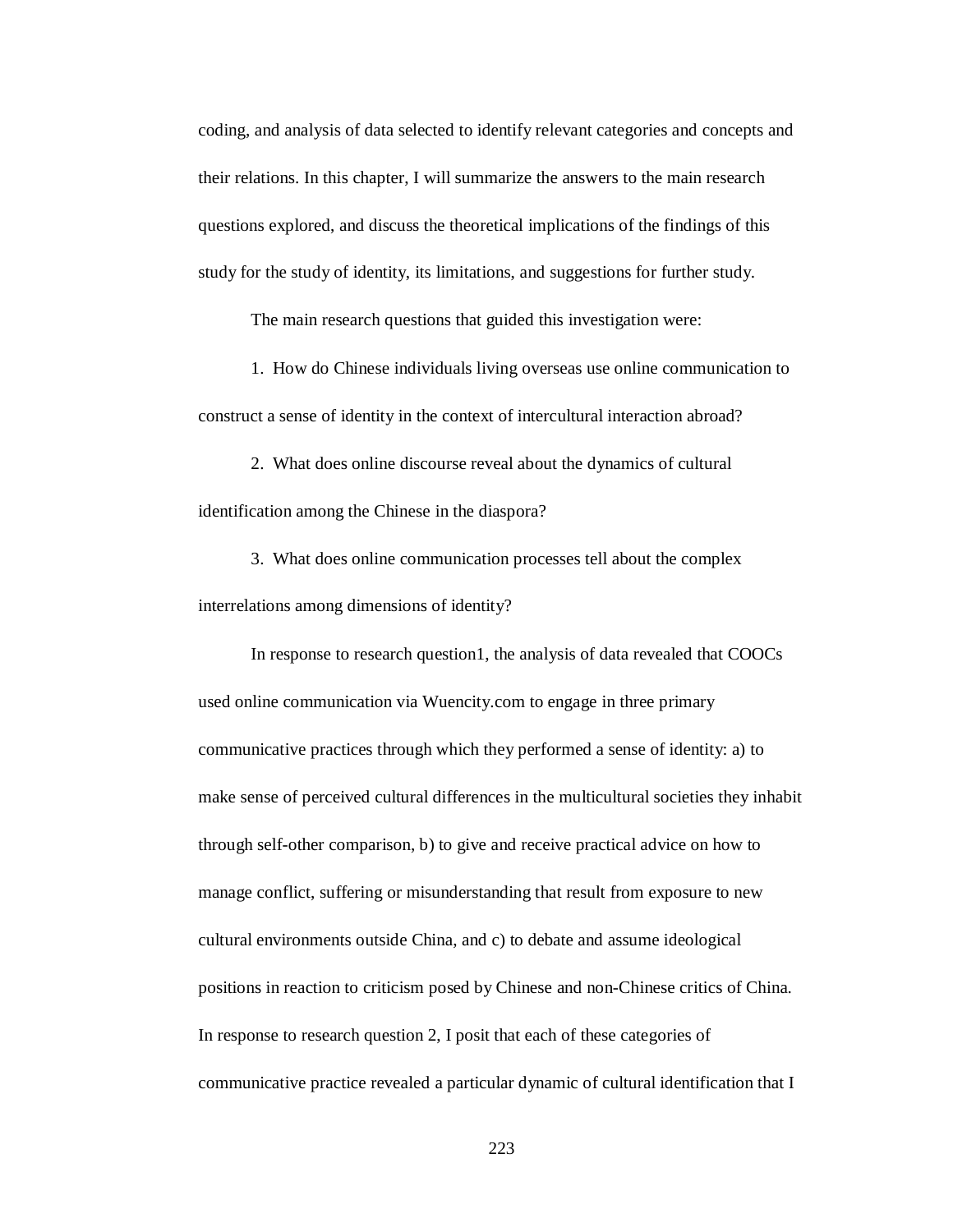coding, and analysis of data selected to identify relevant categories and concepts and their relations. In this chapter, I will summarize the answers to the main research questions explored, and discuss the theoretical implications of the findings of this study for the study of identity, its limitations, and suggestions for further study.

The main research questions that guided this investigation were:

1. How do Chinese individuals living overseas use online communication to construct a sense of identity in the context of intercultural interaction abroad?

2. What does online discourse reveal about the dynamics of cultural identification among the Chinese in the diaspora?

3. What does online communication processes tell about the complex interrelations among dimensions of identity?

In response to research question1, the analysis of data revealed that COOCs used online communication via Wuencity.com to engage in three primary communicative practices through which they performed a sense of identity: a) to make sense of perceived cultural differences in the multicultural societies they inhabit through self-other comparison, b) to give and receive practical advice on how to manage conflict, suffering or misunderstanding that result from exposure to new cultural environments outside China, and c) to debate and assume ideological positions in reaction to criticism posed by Chinese and non-Chinese critics of China. In response to research question 2, I posit that each of these categories of communicative practice revealed a particular dynamic of cultural identification that I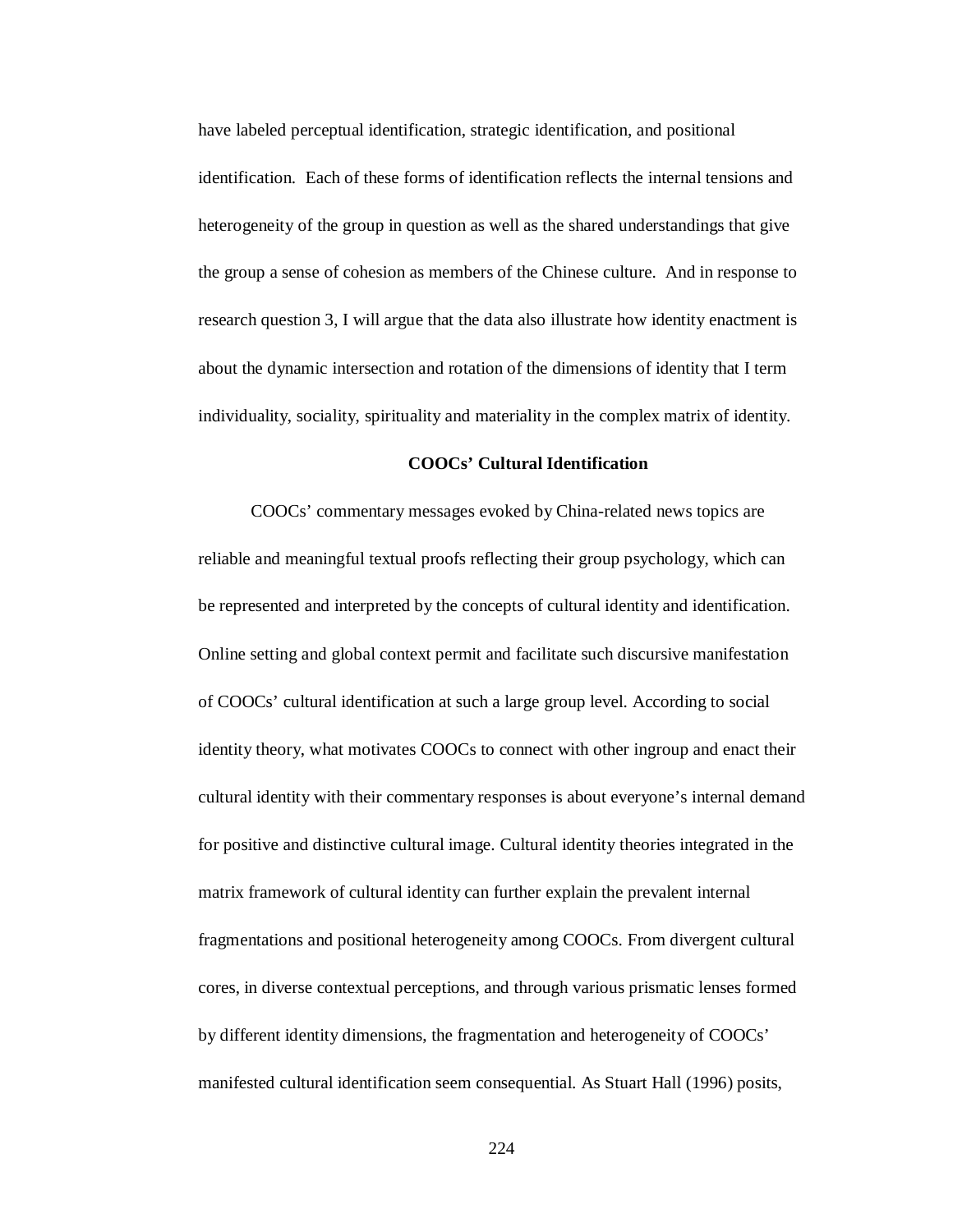have labeled perceptual identification, strategic identification, and positional identification. Each of these forms of identification reflects the internal tensions and heterogeneity of the group in question as well as the shared understandings that give the group a sense of cohesion as members of the Chinese culture. And in response to research question 3, I will argue that the data also illustrate how identity enactment is about the dynamic intersection and rotation of the dimensions of identity that I term individuality, sociality, spirituality and materiality in the complex matrix of identity.

### COOCs' Cultural Identification

COOCs' commentary messages evoked by China-related news topics are reliable and meaningful textual proofs reflecting their group psychology, which can be represented and interpreted by the concepts of cultural identity and identification. Online setting and global context permit and facilitate such discursive manifestation of COOCs' cultural identification at such a large group level. According to social identity theory, what motivates COOCs to connect with other ingroup and enact their cultural identity with their commentary responses is about everyone's internal demand for positive and distinctive cultural image. Cultural identity theories integrated in the matrix framework of cultural identity can further explain the prevalent internal fragmentations and positional heterogeneity among COOCs. From divergent cultural cores, in diverse contextual perceptions, and through various prismatic lenses formed by different identity dimensions, the fragmentation and heterogeneity of COOCs' manifested cultural identification seem consequential. As Stuart Hall (1996) posits,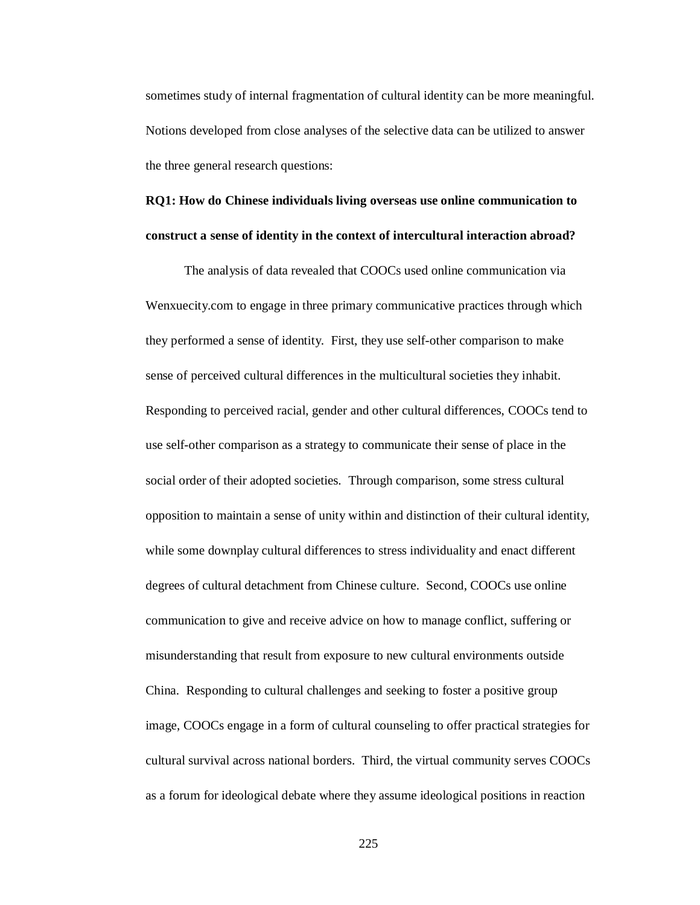sometimes study of internal fragmentation of cultural identity can be more meaningful. Notions developed from close analyses of the selective data can be utilized to answer the three general research questions:

**RQ1: How do Chinese individuals living overseas use online communication to construct a sense of identity in the context of intercultural interaction abroad?**

The analysis of data revealed that COOCs used online communication via Wenxuecity.com to engage in three primary communicative practices through which they performed a sense of identity. First, they use self-other comparison to make sense of perceived cultural differences in the multicultural societies they inhabit. Responding to perceived racial, gender and other cultural differences, COOCs tend to use self-other comparison as a strategy to communicate their sense of place in the social order of their adopted societies. Through comparison, some stress cultural opposition to maintain a sense of unity within and distinction of their cultural identity, while some downplay cultural differences to stress individuality and enact different degrees of cultural detachment from Chinese culture. Second, COOCs use online communication to give and receive advice on how to manage conflict, suffering or misunderstanding that result from exposure to new cultural environments outside China. Responding to cultural challenges and seeking to foster a positive group image, COOCs engage in a form of cultural counseling to offer practical strategies for cultural survival across national borders. Third, the virtual community serves COOCs as a forum for ideological debate where they assume ideological positions in reaction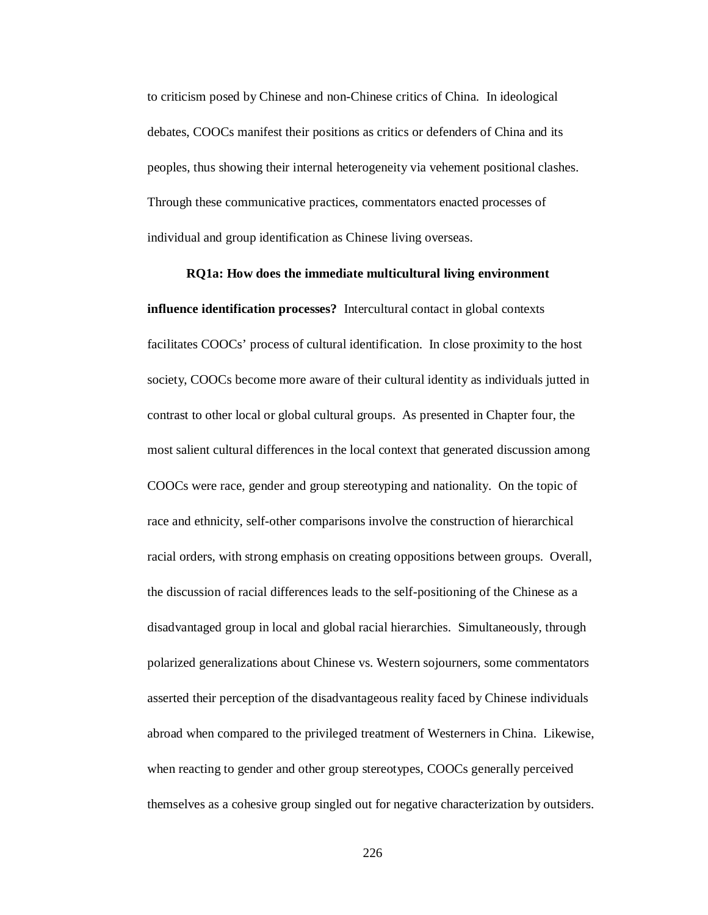to criticism posed by Chinese and non-Chinese critics of China. In ideological debates, COOCs manifest their positions as critics or defenders of China and its peoples, thus showing their internal heterogeneity via vehement positional clashes. Through these communicative practices, commentators enacted processes of individual and group identification as Chinese living overseas.

**RQ1a: How does the immediate multicultural living environment influence identification processes?** Intercultural contact in global contexts facilitates COOCs' process of cultural identification. In close proximity to the host society, COOCs become more aware of their cultural identity as individuals jutted in contrast to other local or global cultural groups. As presented in Chapter four, the most salient cultural differences in the local context that generated discussion among COOCs were race, gender and group stereotyping and nationality. On the topic of race and ethnicity, self-other comparisons involve the construction of hierarchical racial orders, with strong emphasis on creating oppositions between groups. Overall, the discussion of racial differences leads to the self-positioning of the Chinese as a disadvantaged group in local and global racial hierarchies. Simultaneously, through polarized generalizations about Chinese vs. Western sojourners, some commentators asserted their perception of the disadvantageous reality faced by Chinese individuals abroad when compared to the privileged treatment of Westerners in China. Likewise, when reacting to gender and other group stereotypes, COOCs generally perceived themselves as a cohesive group singled out for negative characterization by outsiders.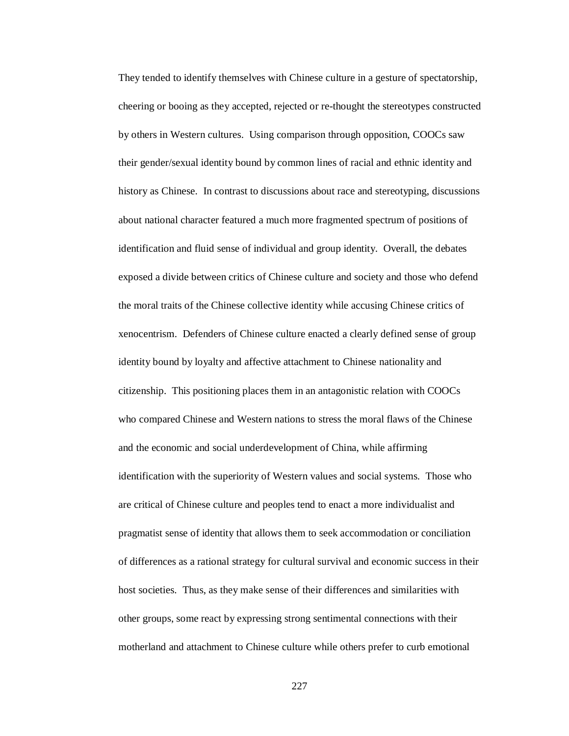They tended to identify themselves with Chinese culture in a gesture of spectatorship, cheering or booing as they accepted, rejected or re-thought the stereotypes constructed by others in Western cultures. Using comparison through opposition, COOCs saw their gender/sexual identity bound by common lines of racial and ethnic identity and history as Chinese. In contrast to discussions about race and stereotyping, discussions about national character featured a much more fragmented spectrum of positions of identification and fluid sense of individual and group identity. Overall, the debates exposed a divide between critics of Chinese culture and society and those who defend the moral traits of the Chinese collective identity while accusing Chinese critics of xenocentrism. Defenders of Chinese culture enacted a clearly defined sense of group identity bound by loyalty and affective attachment to Chinese nationality and citizenship. This positioning places them in an antagonistic relation with COOCs who compared Chinese and Western nations to stress the moral flaws of the Chinese and the economic and social underdevelopment of China, while affirming identification with the superiority of Western values and social systems. Those who are critical of Chinese culture and peoples tend to enact a more individualist and pragmatist sense of identity that allows them to seek accommodation or conciliation of differences as a rational strategy for cultural survival and economic success in their host societies. Thus, as they make sense of their differences and similarities with other groups, some react by expressing strong sentimental connections with their motherland and attachment to Chinese culture while others prefer to curb emotional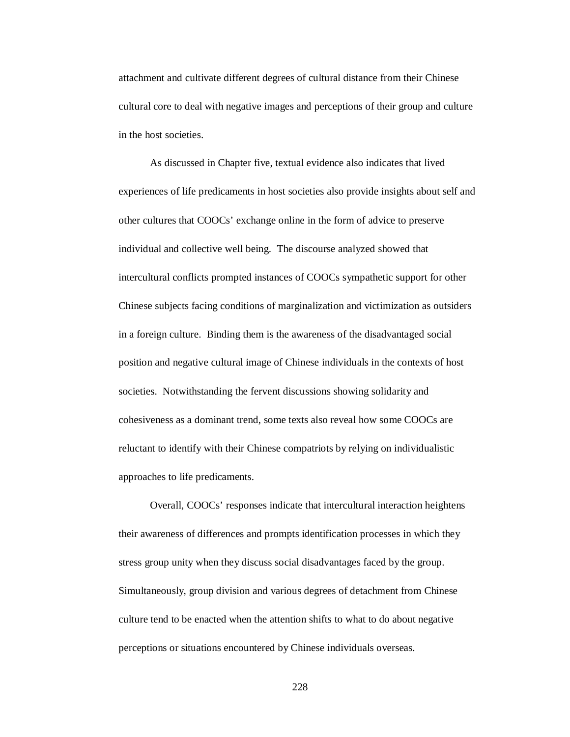attachment and cultivate different degrees of cultural distance from their Chinese cultural core to deal with negative images and perceptions of their group and culture in the host societies.

As discussed in Chapter five, textual evidence also indicates that lived experiences of life predicaments in host societies also provide insights about self and other cultures that COOCs' exchange online in the form of advice to preserve individual and collective well being. The discourse analyzed showed that intercultural conflicts prompted instances of COOCs sympathetic support for other Chinese subjects facing conditions of marginalization and victimization as outsiders in a foreign culture. Binding them is the awareness of the disadvantaged social position and negative cultural image of Chinese individuals in the contexts of host societies. Notwithstanding the fervent discussions showing solidarity and cohesiveness as a dominant trend, some texts also reveal how some COOCs are reluctant to identify with their Chinese compatriots by relying on individualistic approaches to life predicaments.

Overall, COOCs' responses indicate that intercultural interaction heightens their awareness of differences and prompts identification processes in which they stress group unity when they discuss social disadvantages faced by the group. Simultaneously, group division and various degrees of detachment from Chinese culture tend to be enacted when the attention shifts to what to do about negative perceptions or situations encountered by Chinese individuals overseas.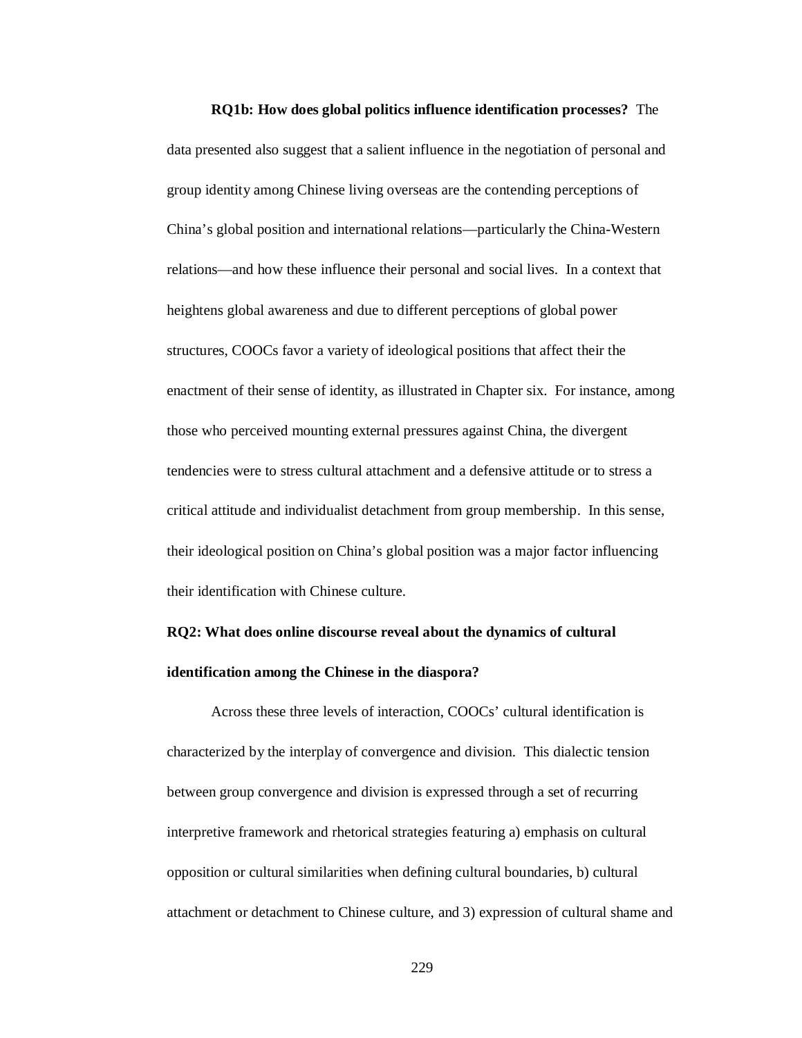**RQ1b: How does global politics influence identification processes?** The data presented also suggest that a salient influence in the negotiation of personal and group identity among Chinese living overseas are the contending perceptions of China's global position and international relations—particularly the China-Western relations—and how these influence their personal and social lives. In a context that heightens global awareness and due to different perceptions of global power structures, COOCs favor a variety of ideological positions that affect their the enactment of their sense of identity, as illustrated in Chapter six. For instance, among those who perceived mounting external pressures against China, the divergent tendencies were to stress cultural attachment and a defensive attitude or to stress a critical attitude and individualist detachment from group membership. In this sense, their ideological position on China's global position was a major factor influencing their identification with Chinese culture.

**RQ2: What does online discourse reveal about the dynamics of cultural identification among the Chinese in the diaspora?**

Across these three levels of interaction, COOCs' cultural identification is characterized by the interplay of convergence and division. This dialectic tension between group convergence and division is expressed through a set of recurring interpretive framework and rhetorical strategies featuring a) emphasis on cultural opposition or cultural similarities when defining cultural boundaries, b) cultural attachment or detachment to Chinese culture, and 3) expression of cultural shame and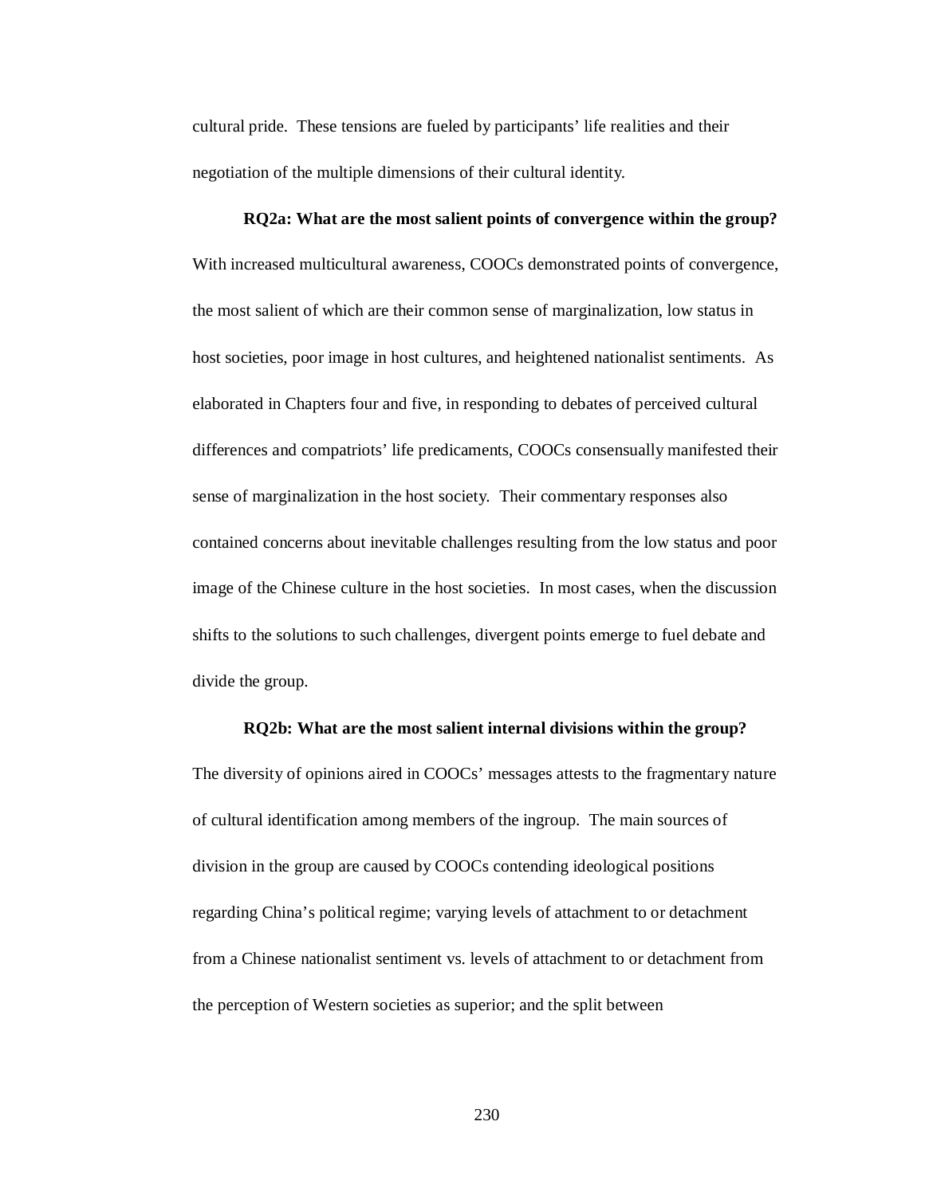cultural pride. These tensions are fueled by participants' life realities and their negotiation of the multiple dimensions of their cultural identity.

**RQ2a: What are the most salient points of convergence within the group?** With increased multicultural awareness, COOCs demonstrated points of convergence, the most salient of which are their common sense of marginalization, low status in host societies, poor image in host cultures, and heightened nationalist sentiments. As elaborated in Chapters four and five, in responding to debates of perceived cultural differences and compatriots' life predicaments, COOCs consensually manifested their sense of marginalization in the host society. Their commentary responses also contained concerns about inevitable challenges resulting from the low status and poor image of the Chinese culture in the host societies. In most cases, when the discussion shifts to the solutions to such challenges, divergent points emerge to fuel debate and divide the group.

**RQ2b: What are the most salient internal divisions within the group?** The diversity of opinions aired in COOCs' messages attests to the fragmentary nature of cultural identification among members of the ingroup. The main sources of division in the group are caused by COOCs contending ideological positions regarding China's political regime; varying levels of attachment to or detachment from a Chinese nationalist sentiment vs. levels of attachment to or detachment from the perception of Western societies as superior; and the split between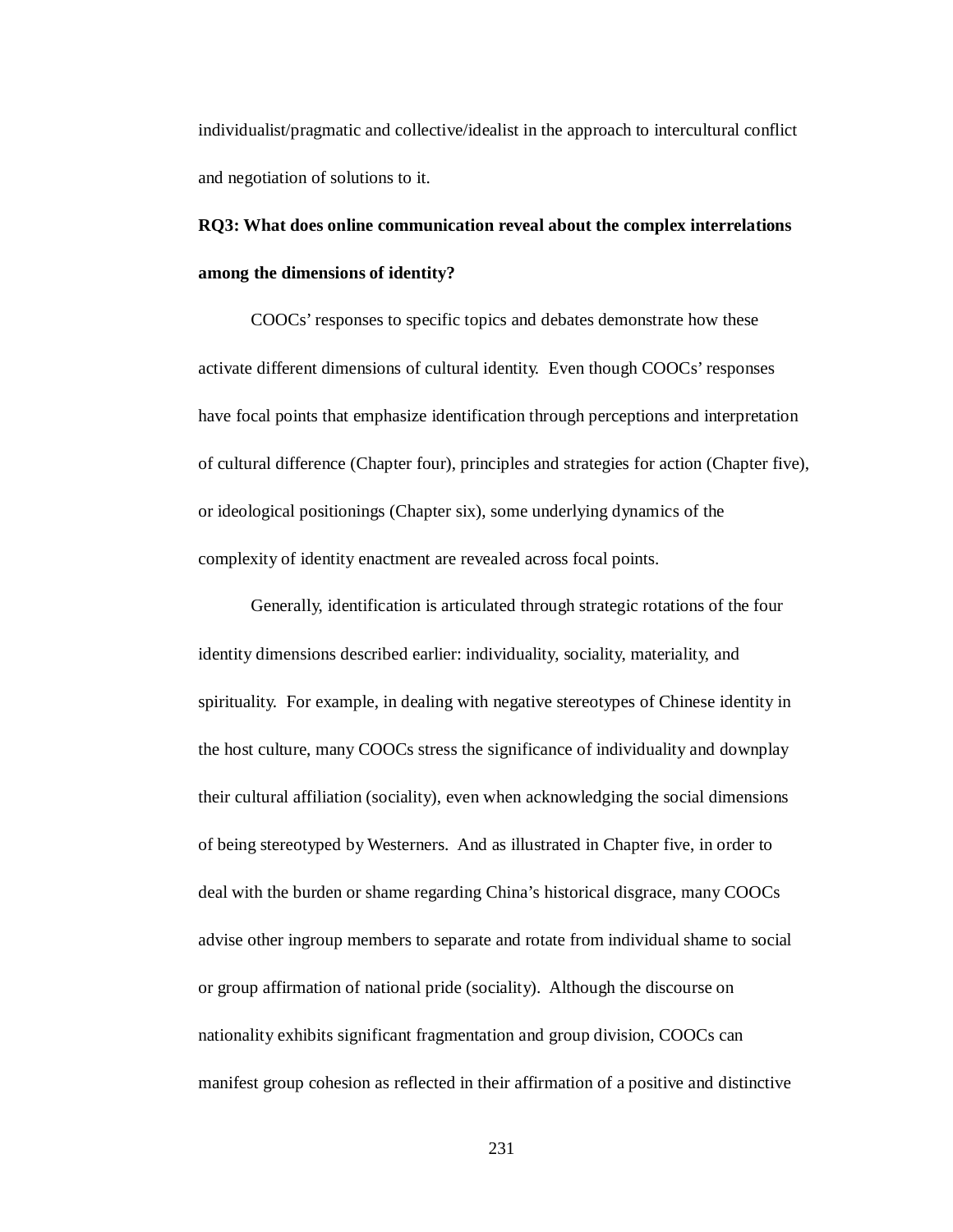individualist/pragmatic and collective/idealist in the approach to intercultural conflict and negotiation of solutions to it.

**RQ3: What does online communication reveal about the complex interrelations among the dimensions of identity?**

COOCs' responses to specific topics and debates demonstrate how these activate different dimensions of cultural identity. Even though COOCs' responses have focal points that emphasize identification through perceptions and interpretation of cultural difference (Chapter four), principles and strategies for action (Chapter five), or ideological positionings (Chapter six), some underlying dynamics of the complexity of identity enactment are revealed across focal points.

Generally, identification is articulated through strategic rotations of the four identity dimensions described earlier: individuality, sociality, materiality, and spirituality. For example, in dealing with negative stereotypes of Chinese identity in the host culture, many COOCs stress the significance of individuality and downplay their cultural affiliation (sociality), even when acknowledging the social dimensions of being stereotyped by Westerners. And as illustrated in Chapter five, in order to deal with the burden or shame regarding China's historical disgrace, many COOCs advise other ingroup members to separate and rotate from individual shame to social or group affirmation of national pride (sociality). Although the discourse on nationality exhibits significant fragmentation and group division, COOCs can manifest group cohesion as reflected in their affirmation of a positive and distinctive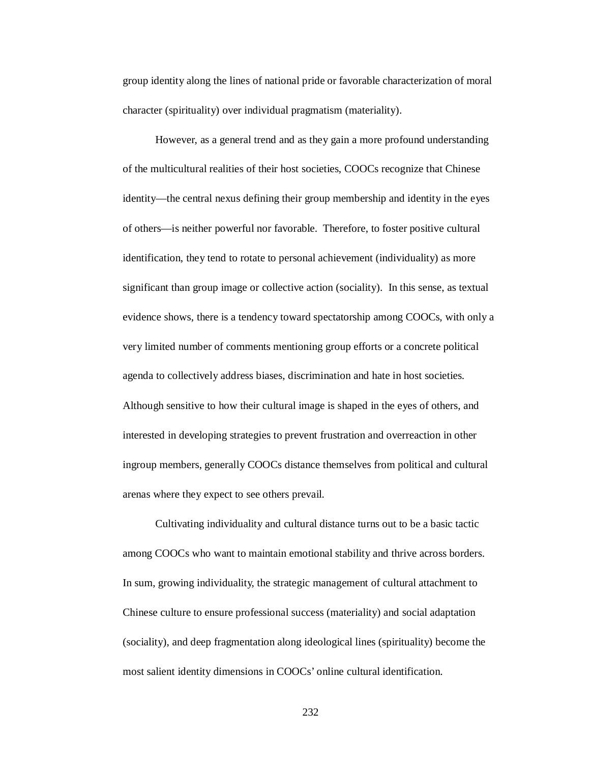group identity along the lines of national pride or favorable characterization of moral character (spirituality) over individual pragmatism (materiality).

However, as a general trend and as they gain a more profound understanding of the multicultural realities of their host societies, COOCs recognize that Chinese identity—the central nexus defining their group membership and identity in the eyes of others—is neither powerful nor favorable. Therefore, to foster positive cultural identification, they tend to rotate to personal achievement (individuality) as more significant than group image or collective action (sociality). In this sense, as textual evidence shows, there is a tendency toward spectatorship among COOCs, with only a very limited number of comments mentioning group efforts or a concrete political agenda to collectively address biases, discrimination and hate in host societies. Although sensitive to how their cultural image is shaped in the eyes of others, and interested in developing strategies to prevent frustration and overreaction in other ingroup members, generally COOCs distance themselves from political and cultural arenas where they expect to see others prevail.

Cultivating individuality and cultural distance turns out to be a basic tactic among COOCs who want to maintain emotional stability and thrive across borders. In sum, growing individuality, the strategic management of cultural attachment to Chinese culture to ensure professional success (materiality) and social adaptation (sociality), and deep fragmentation along ideological lines (spirituality) become the most salient identity dimensions in COOCs' online cultural identification.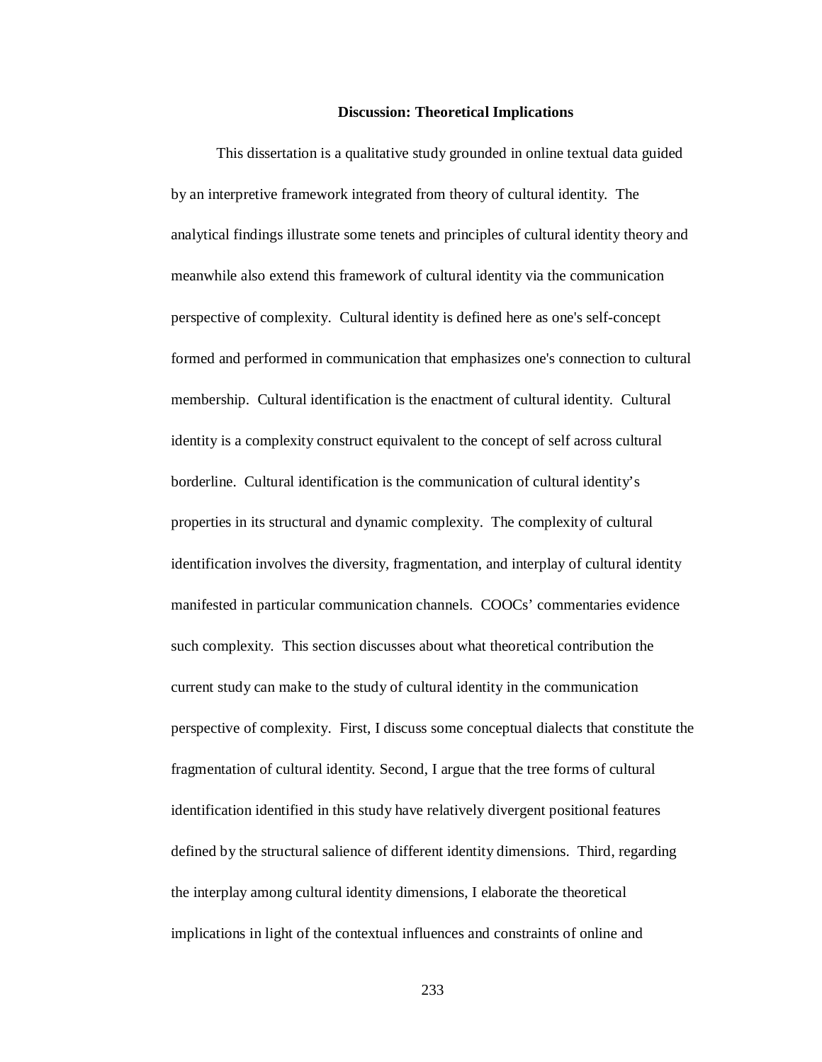## Discussion: Theoretical Implications

This dissertation is a qualitative study grounded in online textual data guided by an interpretive framework integrated from theory of cultural identity. The analytical findings illustrate some tenets and principles of cultural identity theory and meanwhile also extend this framework of cultural identity via the communication perspective of complexity. Cultural identity is defined here as one's self-concept formed and performed in communication that emphasizes one's connection to cultural membership. Cultural identification is the enactment of cultural identity. Cultural identity is a complexity construct equivalent to the concept of self across cultural borderline. Cultural identification is the communication of cultural identity's properties in its structural and dynamic complexity. The complexity of cultural identification involves the diversity, fragmentation, and interplay of cultural identity manifested in particular communication channels. COOCs' commentaries evidence such complexity. This section discusses about what theoretical contribution the current study can make to the study of cultural identity in the communication perspective of complexity. First, I discuss some conceptual dialects that constitute the fragmentation of cultural identity. Second, I argue that the tree forms of cultural identification identified in this study have relatively divergent positional features defined by the structural salience of different identity dimensions. Third, regarding the interplay among cultural identity dimensions, I elaborate the theoretical implications in light of the contextual influences and constraints of online and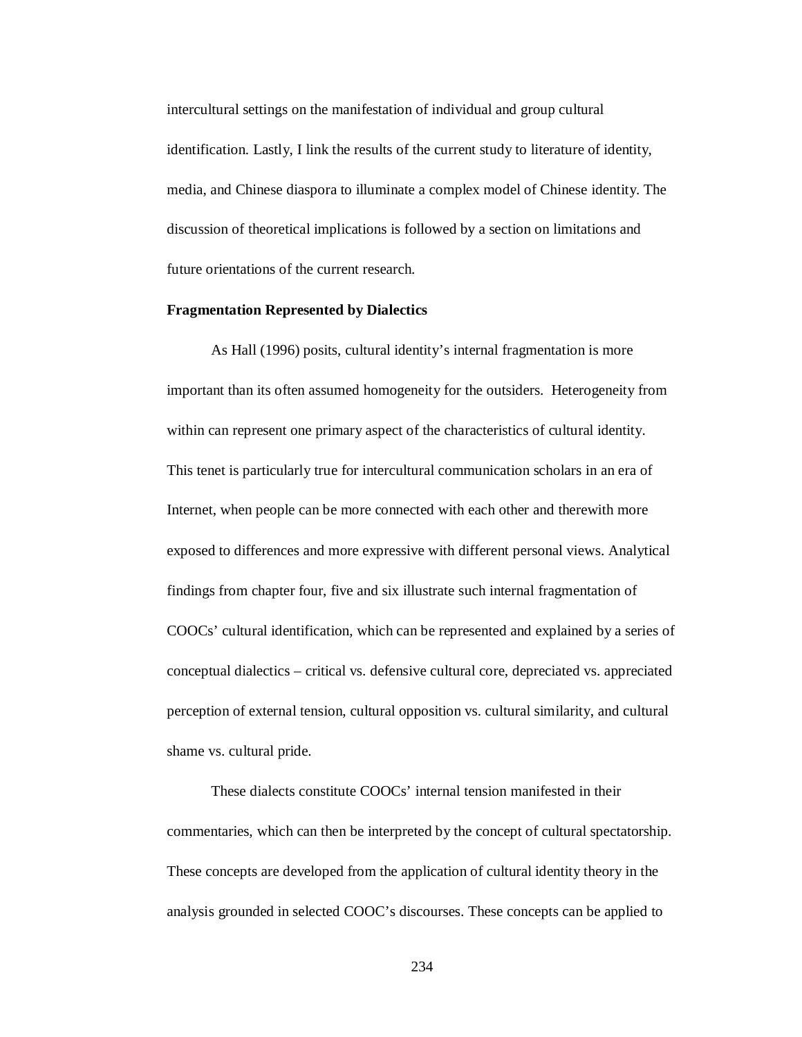intercultural settings on the manifestation of individual and group cultural identification. Lastly, I link the results of the current study to literature of identity, media, and Chinese diaspora to illuminate a complex model of Chinese identity. The discussion of theoretical implications is followed by a section on limitations and future orientations of the current research.

**Fragmentation Represented by Dialectics**

As Hall (1996) posits, cultural identity's internal fragmentation is more important than its often assumed homogeneity for the outsiders. Heterogeneity from within can represent one primary aspect of the characteristics of cultural identity. This tenet is particularly true for intercultural communication scholars in an era of Internet, when people can be more connected with each other and therewith more exposed to differences and more expressive with different personal views. Analytical findings from chapter four, five and six illustrate such internal fragmentation of COOCs' cultural identification, which can be represented and explained by a series of conceptual dialectics – critical vs. defensive cultural core, depreciated vs. appreciated perception of external tension, cultural opposition vs. cultural similarity, and cultural shame vs. cultural pride.

These dialects constitute COOCs' internal tension manifested in their commentaries, which can then be interpreted by the concept of cultural spectatorship. These concepts are developed from the application of cultural identity theory in the analysis grounded in selected COOC's discourses. These concepts can be applied to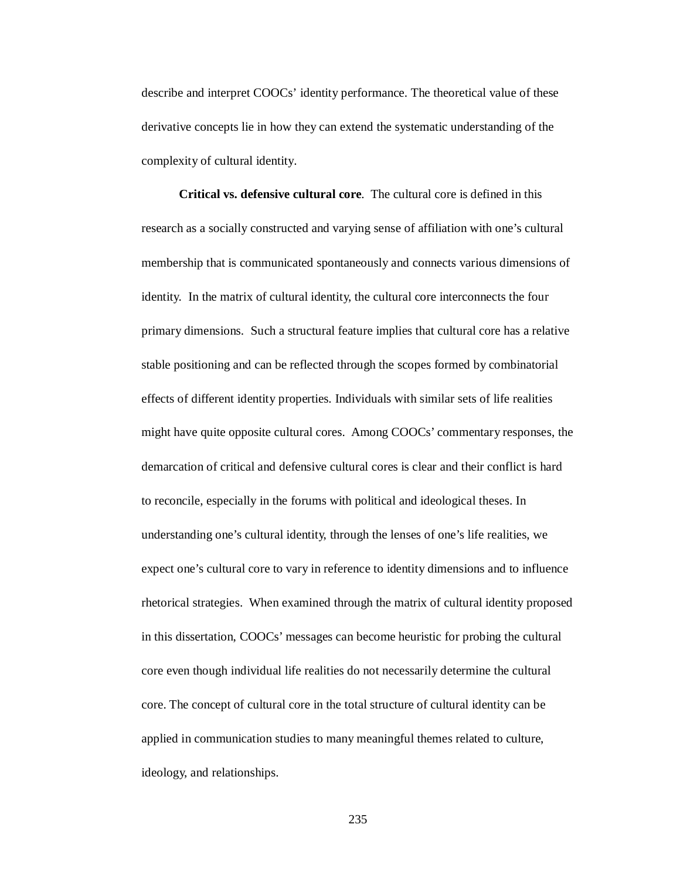describe and interpret COOCs' identity performance. The theoretical value of these derivative concepts lie in how they can extend the systematic understanding of the complexity of cultural identity.

**Critical vs. defensive cultural core**. The cultural core is defined in this research as a socially constructed and varying sense of affiliation with one's cultural membership that is communicated spontaneously and connects various dimensions of identity. In the matrix of cultural identity, the cultural core interconnects the four primary dimensions. Such a structural feature implies that cultural core has a relative stable positioning and can be reflected through the scopes formed by combinatorial effects of different identity properties. Individuals with similar sets of life realities might have quite opposite cultural cores. Among COOCs' commentary responses, the demarcation of critical and defensive cultural cores is clear and their conflict is hard to reconcile, especially in the forums with political and ideological theses. In understanding one's cultural identity, through the lenses of one's life realities, we expect one's cultural core to vary in reference to identity dimensions and to influence rhetorical strategies. When examined through the matrix of cultural identity proposed in this dissertation, COOCs' messages can become heuristic for probing the cultural core even though individual life realities do not necessarily determine the cultural core. The concept of cultural core in the total structure of cultural identity can be applied in communication studies to many meaningful themes related to culture, ideology, and relationships.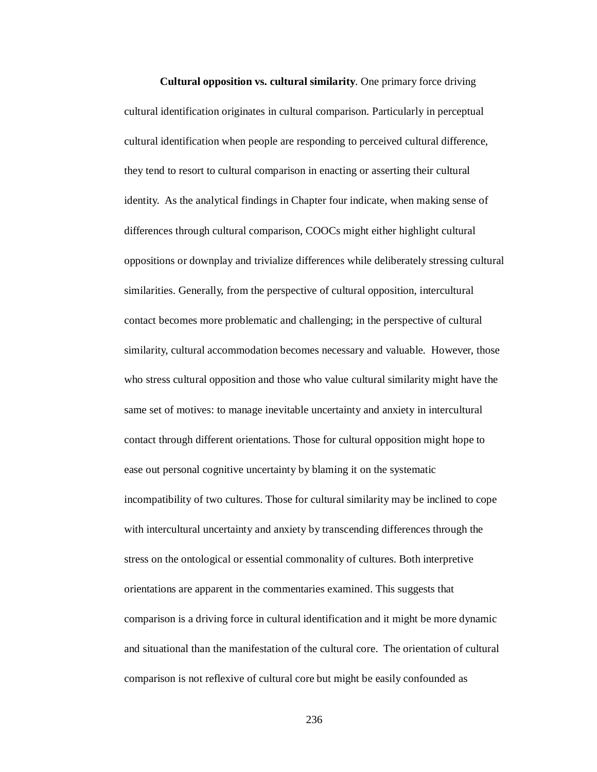**Cultural opposition vs. cultural similarity**. One primary force driving cultural identification originates in cultural comparison. Particularly in perceptual cultural identification when people are responding to perceived cultural difference, they tend to resort to cultural comparison in enacting or asserting their cultural identity. As the analytical findings in Chapter four indicate, when making sense of differences through cultural comparison, COOCs might either highlight cultural oppositions or downplay and trivialize differences while deliberately stressing cultural similarities. Generally, from the perspective of cultural opposition, intercultural contact becomes more problematic and challenging; in the perspective of cultural similarity, cultural accommodation becomes necessary and valuable. However, those who stress cultural opposition and those who value cultural similarity might have the same set of motives: to manage inevitable uncertainty and anxiety in intercultural contact through different orientations. Those for cultural opposition might hope to ease out personal cognitive uncertainty by blaming it on the systematic incompatibility of two cultures. Those for cultural similarity may be inclined to cope with intercultural uncertainty and anxiety by transcending differences through the stress on the ontological or essential commonality of cultures. Both interpretive orientations are apparent in the commentaries examined. This suggests that comparison is a driving force in cultural identification and it might be more dynamic and situational than the manifestation of the cultural core. The orientation of cultural comparison is not reflexive of cultural core but might be easily confounded as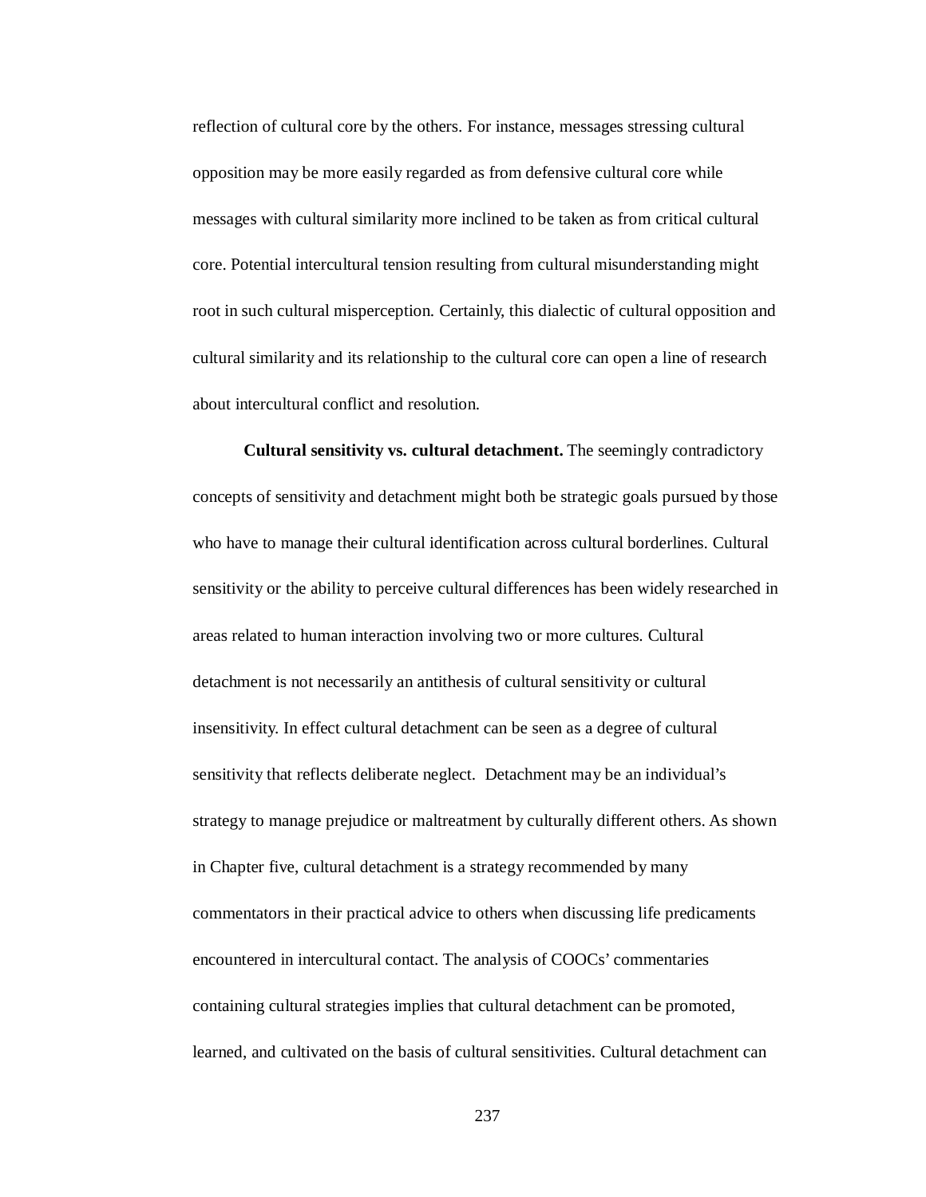reflection of cultural core by the others. For instance, messages stressing cultural opposition may be more easily regarded as from defensive cultural core while messages with cultural similarity more inclined to be taken as from critical cultural core. Potential intercultural tension resulting from cultural misunderstanding might root in such cultural misperception. Certainly, this dialectic of cultural opposition and cultural similarity and its relationship to the cultural core can open a line of research about intercultural conflict and resolution.

**Cultural sensitivity vs. cultural detachment.** The seemingly contradictory concepts of sensitivity and detachment might both be strategic goals pursued by those who have to manage their cultural identification across cultural borderlines. Cultural sensitivity or the ability to perceive cultural differences has been widely researched in areas related to human interaction involving two or more cultures. Cultural detachment is not necessarily an antithesis of cultural sensitivity or cultural insensitivity. In effect cultural detachment can be seen as a degree of cultural sensitivity that reflects deliberate neglect. Detachment may be an individual's strategy to manage prejudice or maltreatment by culturally different others. As shown in Chapter five, cultural detachment is a strategy recommended by many commentators in their practical advice to others when discussing life predicaments encountered in intercultural contact. The analysis of COOCs' commentaries containing cultural strategies implies that cultural detachment can be promoted, learned, and cultivated on the basis of cultural sensitivities. Cultural detachment can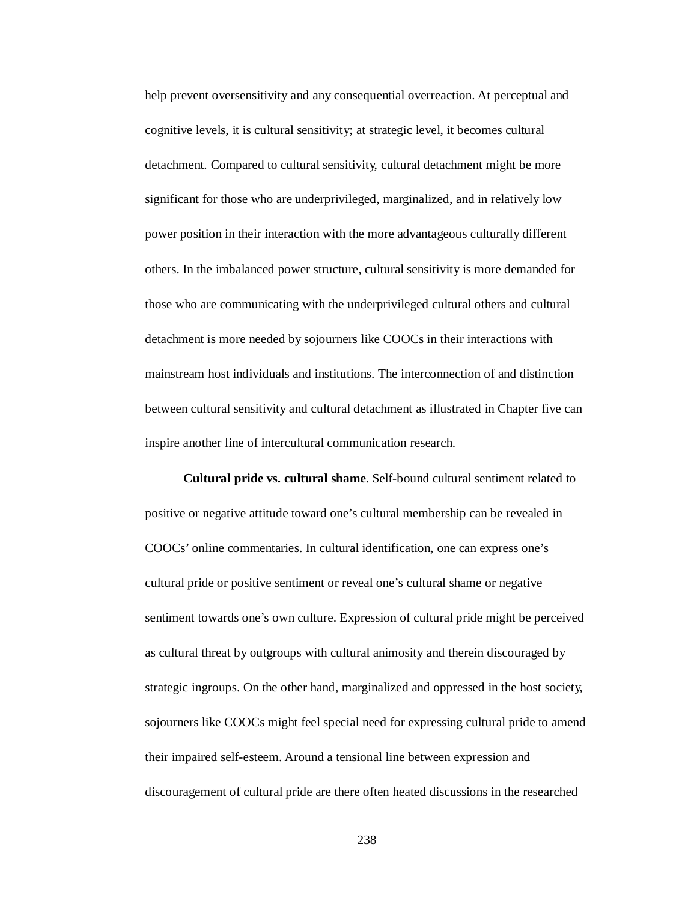help prevent oversensitivity and any consequential overreaction. At perceptual and cognitive levels, it is cultural sensitivity; at strategic level, it becomes cultural detachment. Compared to cultural sensitivity, cultural detachment might be more significant for those who are underprivileged, marginalized, and in relatively low power position in their interaction with the more advantageous culturally different others. In the imbalanced power structure, cultural sensitivity is more demanded for those who are communicating with the underprivileged cultural others and cultural detachment is more needed by sojourners like COOCs in their interactions with mainstream host individuals and institutions. The interconnection of and distinction between cultural sensitivity and cultural detachment as illustrated in Chapter five can inspire another line of intercultural communication research.

**Cultural pride vs. cultural shame**. Self-bound cultural sentiment related to positive or negative attitude toward one's cultural membership can be revealed in COOCs' online commentaries. In cultural identification, one can express one's cultural pride or positive sentiment or reveal one's cultural shame or negative sentiment towards one's own culture. Expression of cultural pride might be perceived as cultural threat by outgroups with cultural animosity and therein discouraged by strategic ingroups. On the other hand, marginalized and oppressed in the host society, sojourners like COOCs might feel special need for expressing cultural pride to amend their impaired self-esteem. Around a tensional line between expression and discouragement of cultural pride are there often heated discussions in the researched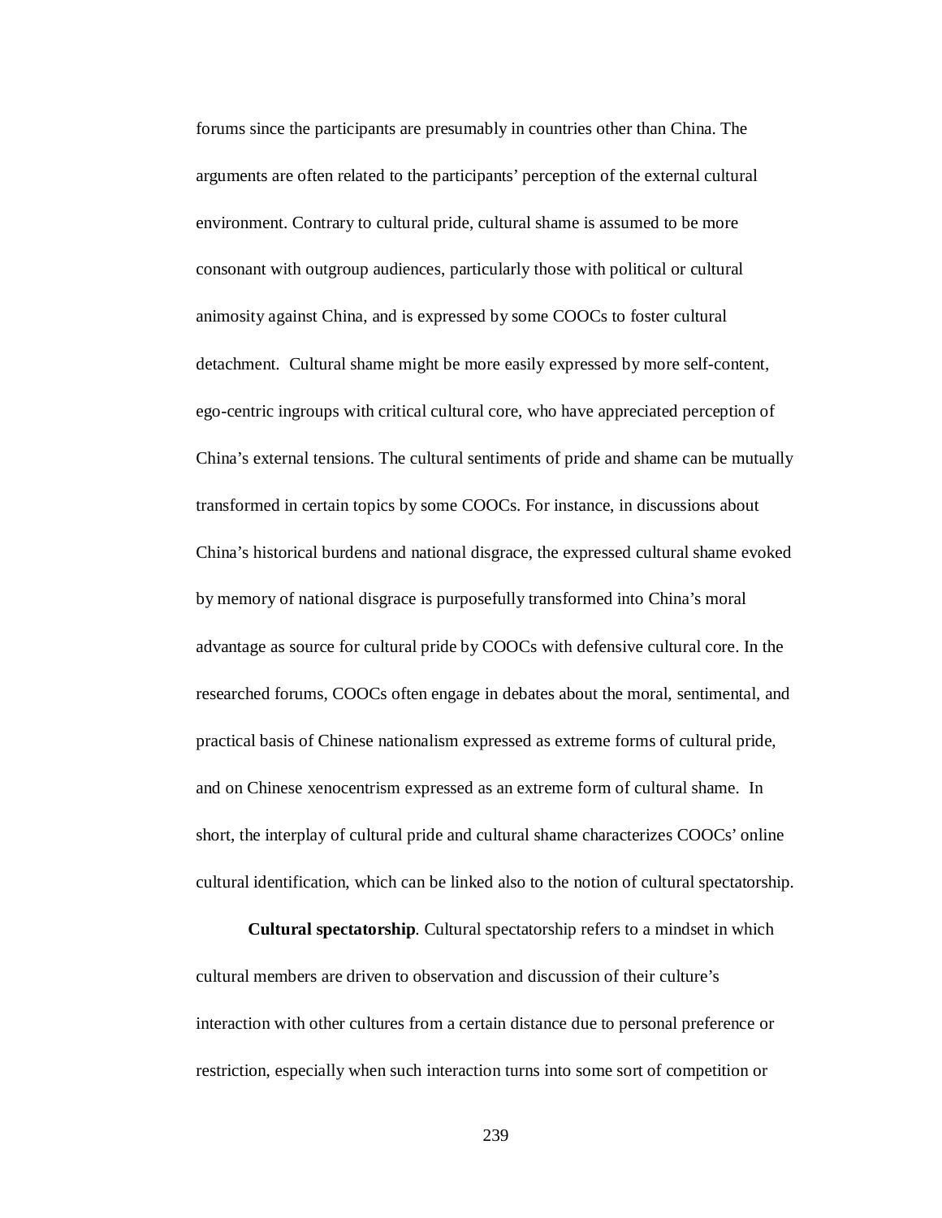forums since the participants are presumably in countries other than China. The arguments are often related to the participants' perception of the external cultural environment. Contrary to cultural pride, cultural shame is assumed to be more consonant with outgroup audiences, particularly those with political or cultural animosity against China, and is expressed by some COOCs to foster cultural detachment.  Cultural shame might be more easily expressed by more self-content, ego-centric ingroups with critical cultural core, who have appreciated perception of China's external tensions. The cultural sentiments of pride and shame can be mutually transformed in certain topics by some COOCs. For instance, in discussions about China's historical burdens and national disgrace, the expressed cultural shame evoked by memory of national disgrace is purposefully transformed into China's moral advantage as source for cultural pride by COOCs with defensive cultural core. In the researched forums, COOCs often engage in debates about the moral, sentimental, and practical basis of Chinese nationalism expressed as extreme forms of cultural pride, and on Chinese xenocentrism expressed as an extreme form of cultural shame.  In short, the interplay of cultural pride and cultural shame characterizes COOCs' online cultural identification, which can be linked also to the notion of cultural spectatorship.

**Cultural spectatorship**. Cultural spectatorship refers to a mindset in which cultural members are driven to observation and discussion of their culture's interaction with other cultures from a certain distance due to personal preference or restriction, especially when such interaction turns into some sort of competition or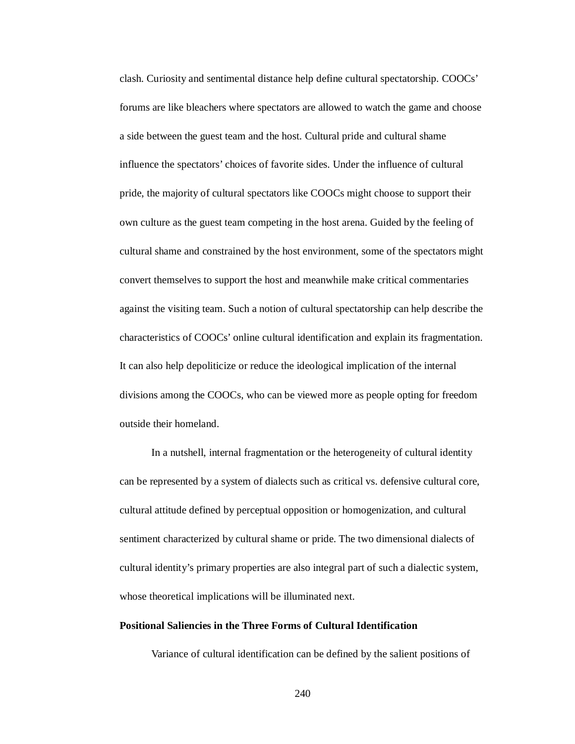clash. Curiosity and sentimental distance help define cultural spectatorship. COOCs' forums are like bleachers where spectators are allowed to watch the game and choose a side between the guest team and the host. Cultural pride and cultural shame influence the spectators' choices of favorite sides. Under the influence of cultural pride, the majority of cultural spectators like COOCs might choose to support their own culture as the guest team competing in the host arena. Guided by the feeling of cultural shame and constrained by the host environment, some of the spectators might convert themselves to support the host and meanwhile make critical commentaries against the visiting team. Such a notion of cultural spectatorship can help describe the characteristics of COOCs' online cultural identification and explain its fragmentation. It can also help depoliticize or reduce the ideological implication of the internal divisions among the COOCs, who can be viewed more as people opting for freedom outside their homeland.

In a nutshell, internal fragmentation or the heterogeneity of cultural identity can be represented by a system of dialects such as critical vs. defensive cultural core, cultural attitude defined by perceptual opposition or homogenization, and cultural sentiment characterized by cultural shame or pride. The two dimensional dialects of cultural identity's primary properties are also integral part of such a dialectic system, whose theoretical implications will be illuminated next.

**Positional Saliencies in the Three Forms of Cultural Identification**

Variance of cultural identification can be defined by the salient positions of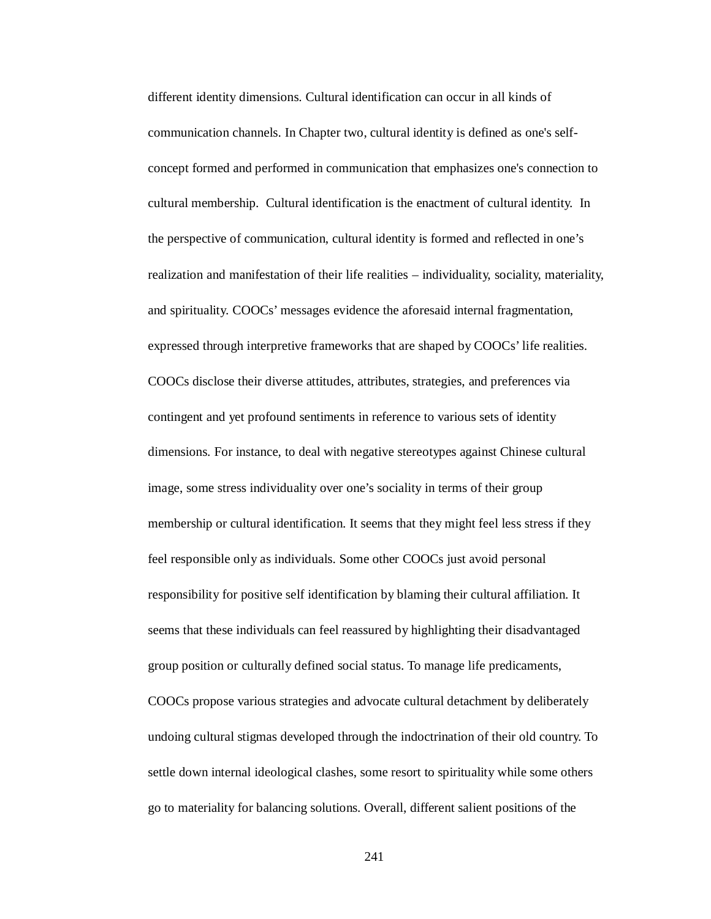different identity dimensions. Cultural identification can occur in all kinds of communication channels. In Chapter two, cultural identity is defined as one's self-concept formed and performed in communication that emphasizes one's connection to cultural membership. Cultural identification is the enactment of cultural identity. In the perspective of communication, cultural identity is formed and reflected in one's realization and manifestation of their life realities – individuality, sociality, materiality, and spirituality. COOCs' messages evidence the aforesaid internal fragmentation, expressed through interpretive frameworks that are shaped by COOCs' life realities. COOCs disclose their diverse attitudes, attributes, strategies, and preferences via contingent and yet profound sentiments in reference to various sets of identity dimensions. For instance, to deal with negative stereotypes against Chinese cultural image, some stress individuality over one's sociality in terms of their group membership or cultural identification. It seems that they might feel less stress if they feel responsible only as individuals. Some other COOCs just avoid personal responsibility for positive self identification by blaming their cultural affiliation. It seems that these individuals can feel reassured by highlighting their disadvantaged group position or culturally defined social status. To manage life predicaments, COOCs propose various strategies and advocate cultural detachment by deliberately undoing cultural stigmas developed through the indoctrination of their old country. To settle down internal ideological clashes, some resort to spirituality while some others go to materiality for balancing solutions. Overall, different salient positions of the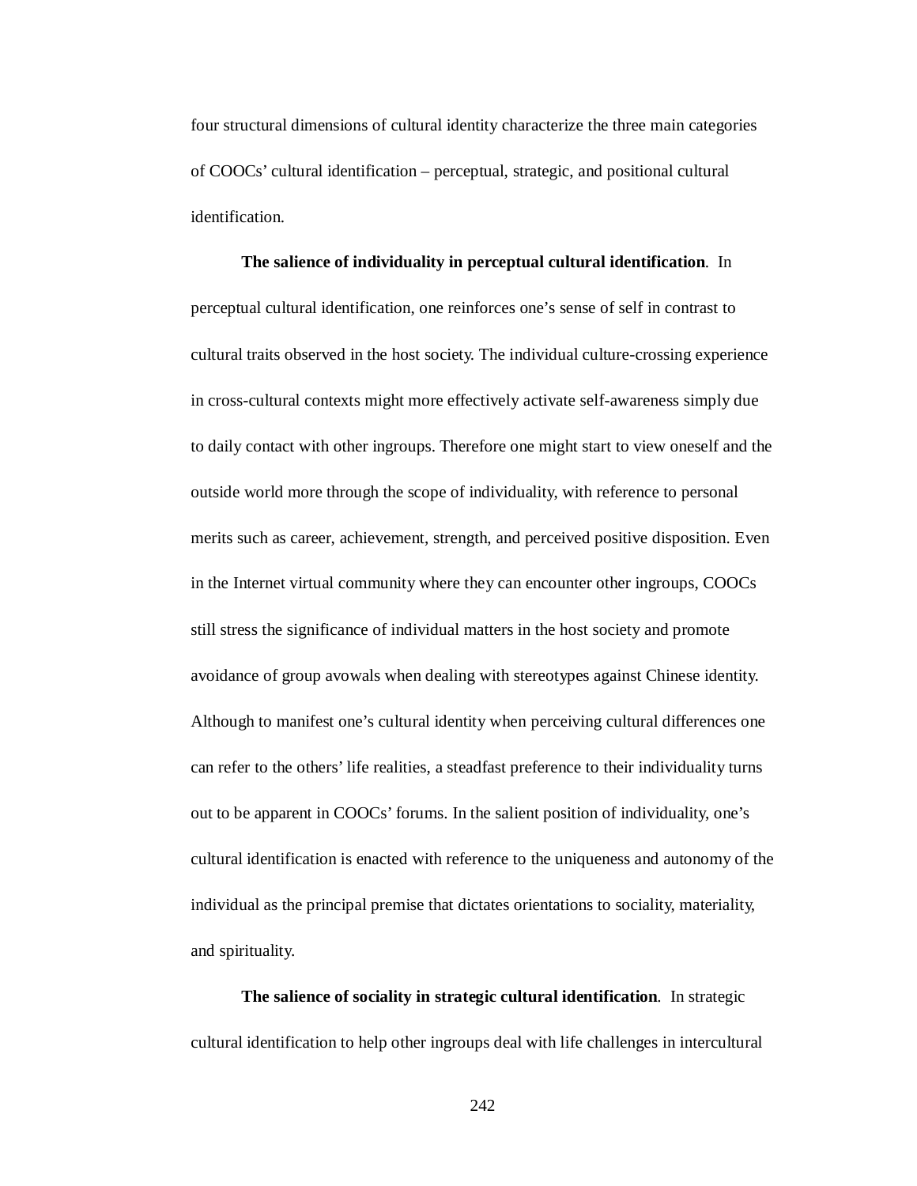four structural dimensions of cultural identity characterize the three main categories of COOCs' cultural identification – perceptual, strategic, and positional cultural identification.

**The salience of individuality in perceptual cultural identification**. In perceptual cultural identification, one reinforces one's sense of self in contrast to cultural traits observed in the host society. The individual culture-crossing experience in cross-cultural contexts might more effectively activate self-awareness simply due to daily contact with other ingroups. Therefore one might start to view oneself and the outside world more through the scope of individuality, with reference to personal merits such as career, achievement, strength, and perceived positive disposition. Even in the Internet virtual community where they can encounter other ingroups, COOCs still stress the significance of individual matters in the host society and promote avoidance of group avowals when dealing with stereotypes against Chinese identity. Although to manifest one's cultural identity when perceiving cultural differences one can refer to the others' life realities, a steadfast preference to their individuality turns out to be apparent in COOCs' forums. In the salient position of individuality, one's cultural identification is enacted with reference to the uniqueness and autonomy of the individual as the principal premise that dictates orientations to sociality, materiality, and spirituality.

**The salience of sociality in strategic cultural identification**. In strategic cultural identification to help other ingroups deal with life challenges in intercultural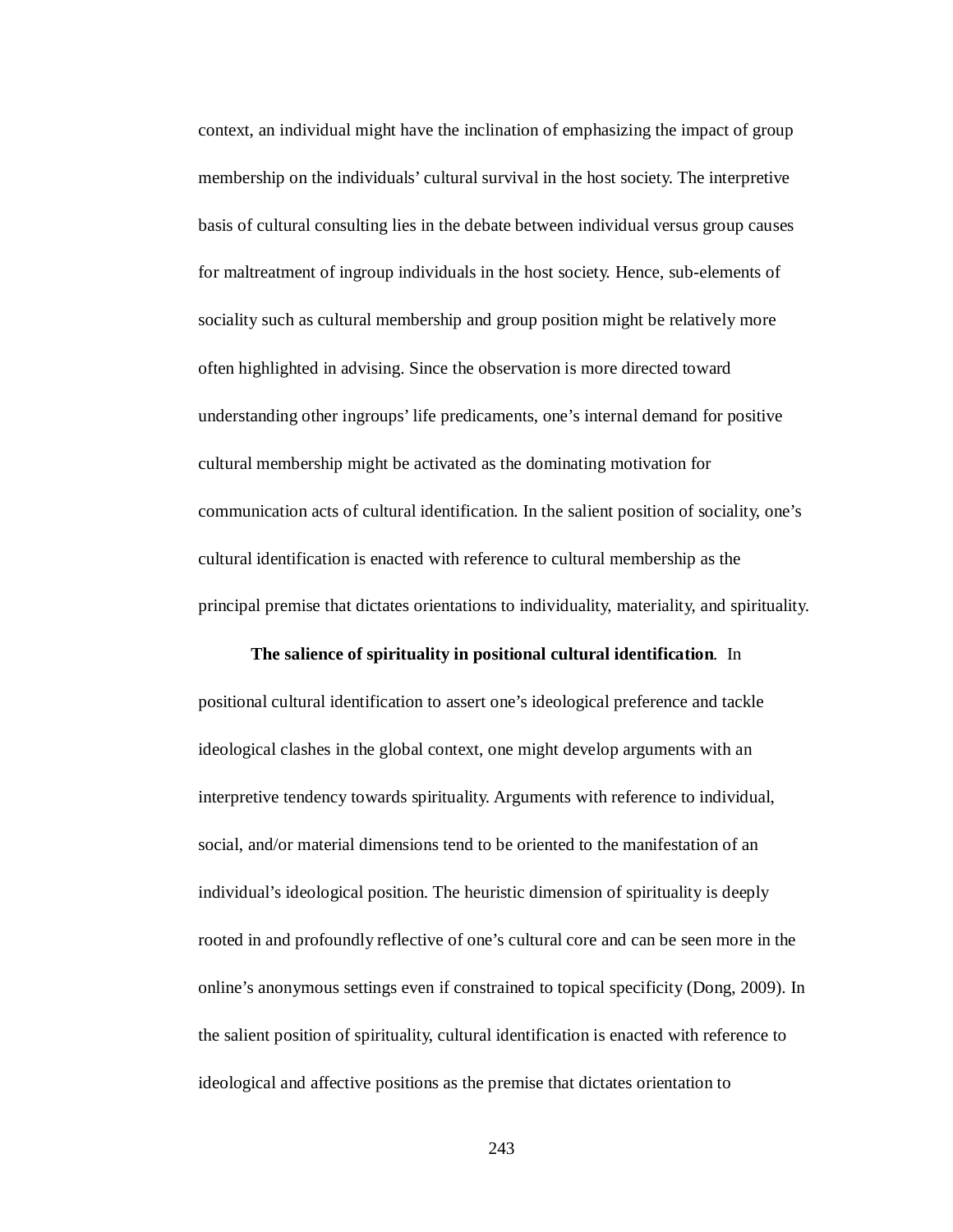context, an individual might have the inclination of emphasizing the impact of group membership on the individuals' cultural survival in the host society. The interpretive basis of cultural consulting lies in the debate between individual versus group causes for maltreatment of ingroup individuals in the host society. Hence, sub-elements of sociality such as cultural membership and group position might be relatively more often highlighted in advising. Since the observation is more directed toward understanding other ingroups' life predicaments, one's internal demand for positive cultural membership might be activated as the dominating motivation for communication acts of cultural identification. In the salient position of sociality, one's cultural identification is enacted with reference to cultural membership as the principal premise that dictates orientations to individuality, materiality, and spirituality.

**The salience of spirituality in positional cultural identification**. In positional cultural identification to assert one's ideological preference and tackle ideological clashes in the global context, one might develop arguments with an interpretive tendency towards spirituality. Arguments with reference to individual, social, and/or material dimensions tend to be oriented to the manifestation of an individual's ideological position. The heuristic dimension of spirituality is deeply rooted in and profoundly reflective of one's cultural core and can be seen more in the online's anonymous settings even if constrained to topical specificity (Dong, 2009). In the salient position of spirituality, cultural identification is enacted with reference to ideological and affective positions as the premise that dictates orientation to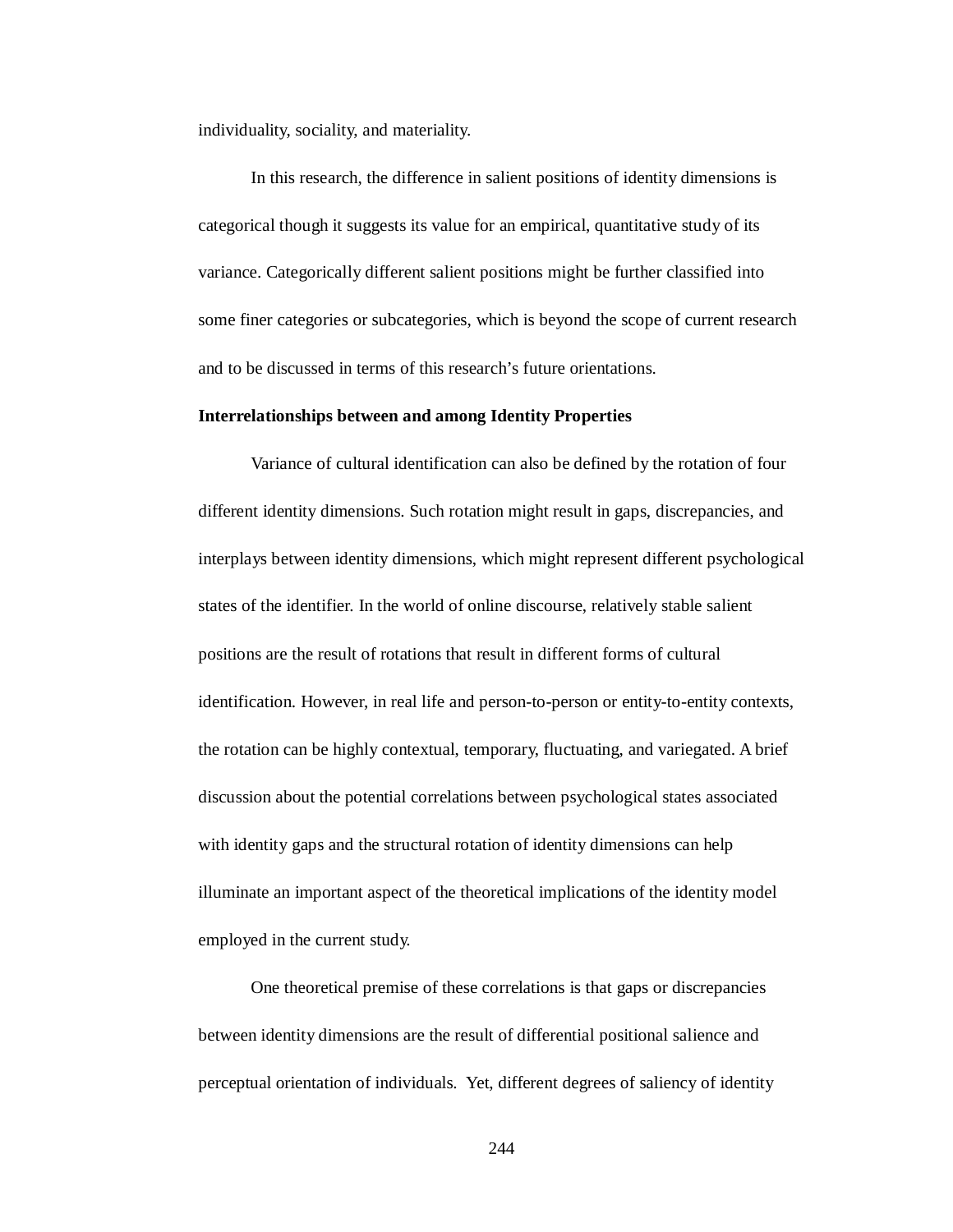individuality, sociality, and materiality.

In this research, the difference in salient positions of identity dimensions is categorical though it suggests its value for an empirical, quantitative study of its variance. Categorically different salient positions might be further classified into some finer categories or subcategories, which is beyond the scope of current research and to be discussed in terms of this research's future orientations.

**Interrelationships between and among Identity Properties**

Variance of cultural identification can also be defined by the rotation of four different identity dimensions. Such rotation might result in gaps, discrepancies, and interplays between identity dimensions, which might represent different psychological states of the identifier. In the world of online discourse, relatively stable salient positions are the result of rotations that result in different forms of cultural identification. However, in real life and person-to-person or entity-to-entity contexts, the rotation can be highly contextual, temporary, fluctuating, and variegated. A brief discussion about the potential correlations between psychological states associated with identity gaps and the structural rotation of identity dimensions can help illuminate an important aspect of the theoretical implications of the identity model employed in the current study.

One theoretical premise of these correlations is that gaps or discrepancies between identity dimensions are the result of differential positional salience and perceptual orientation of individuals. Yet, different degrees of saliency of identity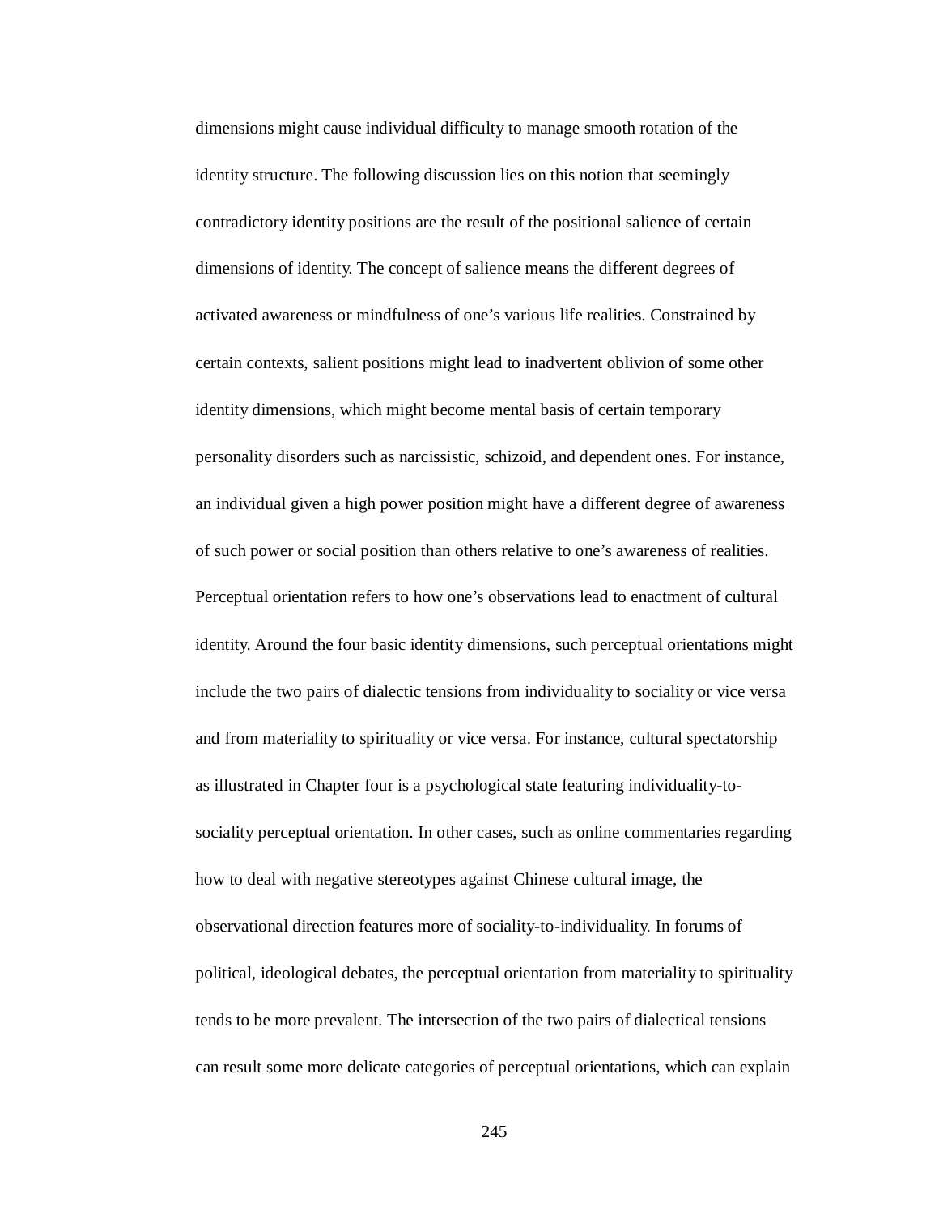dimensions might cause individual difficulty to manage smooth rotation of the identity structure. The following discussion lies on this notion that seemingly contradictory identity positions are the result of the positional salience of certain dimensions of identity. The concept of salience means the different degrees of activated awareness or mindfulness of one's various life realities. Constrained by certain contexts, salient positions might lead to inadvertent oblivion of some other identity dimensions, which might become mental basis of certain temporary personality disorders such as narcissistic, schizoid, and dependent ones. For instance, an individual given a high power position might have a different degree of awareness of such power or social position than others relative to one's awareness of realities. Perceptual orientation refers to how one's observations lead to enactment of cultural identity. Around the four basic identity dimensions, such perceptual orientations might include the two pairs of dialectic tensions from individuality to sociality or vice versa and from materiality to spirituality or vice versa. For instance, cultural spectatorship as illustrated in Chapter four is a psychological state featuring individuality-to-sociality perceptual orientation. In other cases, such as online commentaries regarding how to deal with negative stereotypes against Chinese cultural image, the observational direction features more of sociality-to-individuality. In forums of political, ideological debates, the perceptual orientation from materiality to spirituality tends to be more prevalent. The intersection of the two pairs of dialectical tensions can result some more delicate categories of perceptual orientations, which can explain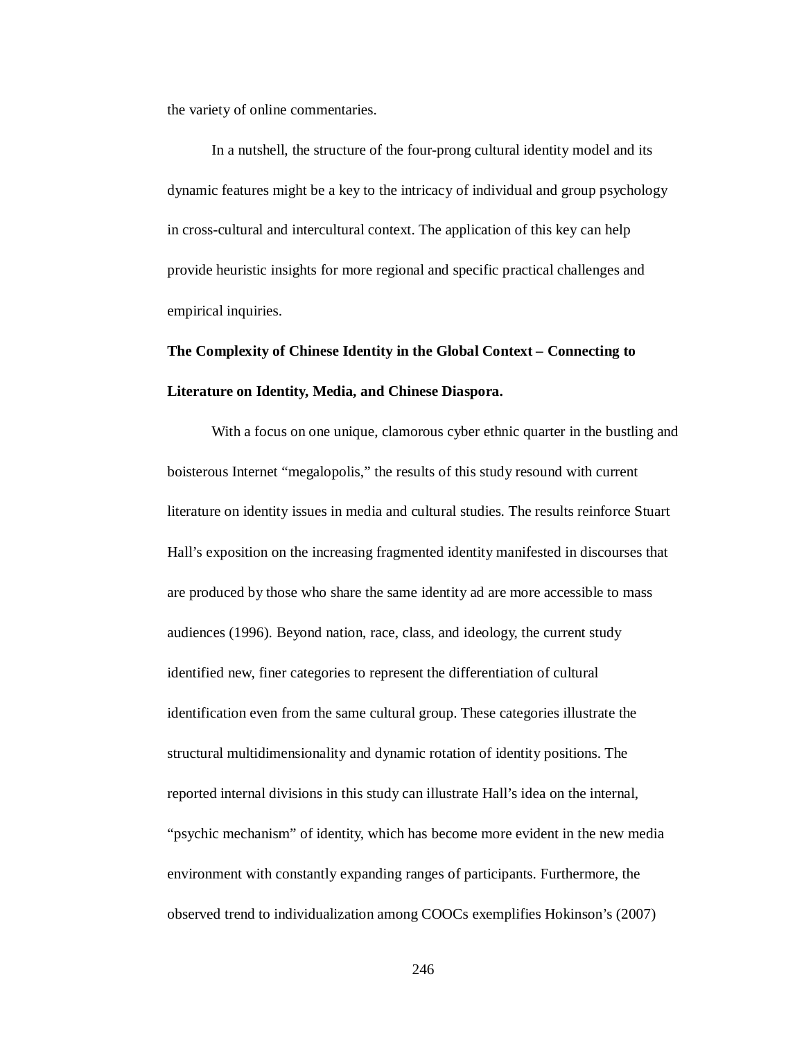the variety of online commentaries.

In a nutshell, the structure of the four-prong cultural identity model and its dynamic features might be a key to the intricacy of individual and group psychology in cross-cultural and intercultural context. The application of this key can help provide heuristic insights for more regional and specific practical challenges and empirical inquiries.

**The Complexity of Chinese Identity in the Global Context – Connecting to Literature on Identity, Media, and Chinese Diaspora.**

With a focus on one unique, clamorous cyber ethnic quarter in the bustling and boisterous Internet "megalopolis," the results of this study resound with current literature on identity issues in media and cultural studies. The results reinforce Stuart Hall's exposition on the increasing fragmented identity manifested in discourses that are produced by those who share the same identity ad are more accessible to mass audiences (1996). Beyond nation, race, class, and ideology, the current study identified new, finer categories to represent the differentiation of cultural identification even from the same cultural group. These categories illustrate the structural multidimensionality and dynamic rotation of identity positions. The reported internal divisions in this study can illustrate Hall's idea on the internal, "psychic mechanism" of identity, which has become more evident in the new media environment with constantly expanding ranges of participants. Furthermore, the observed trend to individualization among COOCs exemplifies Hokinson's (2007)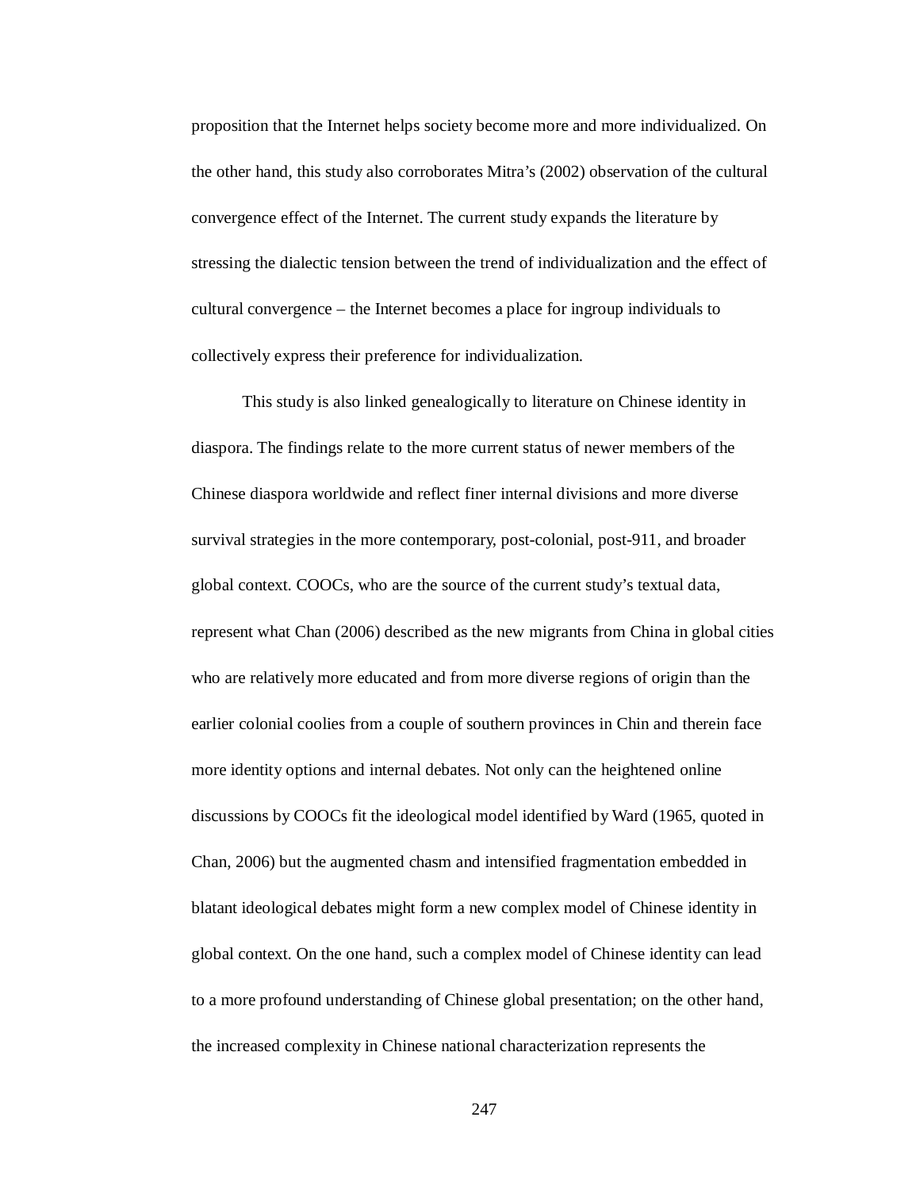proposition that the Internet helps society become more and more individualized. On the other hand, this study also corroborates Mitra's (2002) observation of the cultural convergence effect of the Internet. The current study expands the literature by stressing the dialectic tension between the trend of individualization and the effect of cultural convergence – the Internet becomes a place for ingroup individuals to collectively express their preference for individualization.

This study is also linked genealogically to literature on Chinese identity in diaspora. The findings relate to the more current status of newer members of the Chinese diaspora worldwide and reflect finer internal divisions and more diverse survival strategies in the more contemporary, post-colonial, post-911, and broader global context. COOCs, who are the source of the current study's textual data, represent what Chan (2006) described as the new migrants from China in global cities who are relatively more educated and from more diverse regions of origin than the earlier colonial coolies from a couple of southern provinces in Chin and therein face more identity options and internal debates. Not only can the heightened online discussions by COOCs fit the ideological model identified by Ward (1965, quoted in Chan, 2006) but the augmented chasm and intensified fragmentation embedded in blatant ideological debates might form a new complex model of Chinese identity in global context. On the one hand, such a complex model of Chinese identity can lead to a more profound understanding of Chinese global presentation; on the other hand, the increased complexity in Chinese national characterization represents the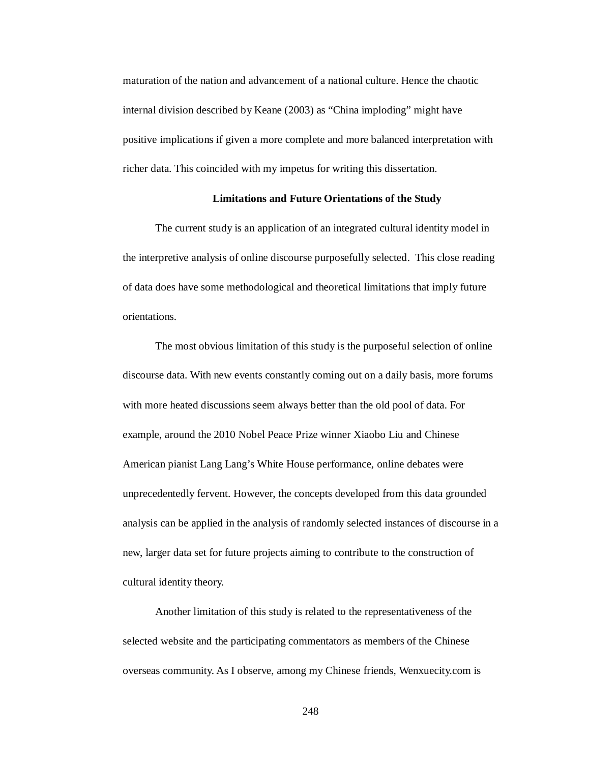maturation of the nation and advancement of a national culture. Hence the chaotic internal division described by Keane (2003) as "China imploding" might have positive implications if given a more complete and more balanced interpretation with richer data. This coincided with my impetus for writing this dissertation.

## Limitations and Future Orientations of the Study

The current study is an application of an integrated cultural identity model in the interpretive analysis of online discourse purposefully selected. This close reading of data does have some methodological and theoretical limitations that imply future orientations.

The most obvious limitation of this study is the purposeful selection of online discourse data. With new events constantly coming out on a daily basis, more forums with more heated discussions seem always better than the old pool of data. For example, around the 2010 Nobel Peace Prize winner Xiaobo Liu and Chinese American pianist Lang Lang's White House performance, online debates were unprecedentedly fervent. However, the concepts developed from this data grounded analysis can be applied in the analysis of randomly selected instances of discourse in a new, larger data set for future projects aiming to contribute to the construction of cultural identity theory.

Another limitation of this study is related to the representativeness of the selected website and the participating commentators as members of the Chinese overseas community. As I observe, among my Chinese friends, Wenxuecity.com is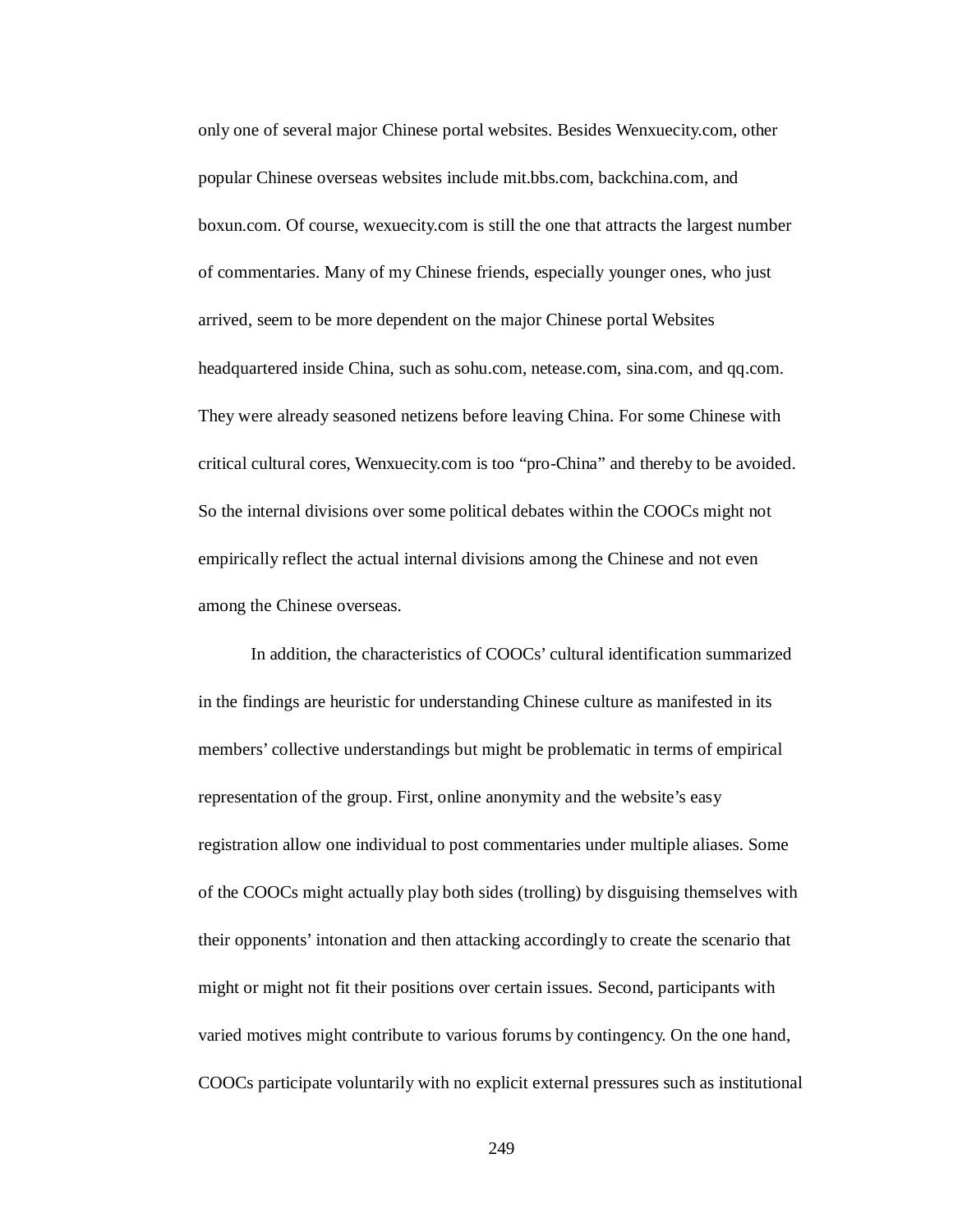only one of several major Chinese portal websites. Besides Wenxuecity.com, other popular Chinese overseas websites include mit.bbs.com, backchina.com, and boxun.com. Of course, wexuecity.com is still the one that attracts the largest number of commentaries. Many of my Chinese friends, especially younger ones, who just arrived, seem to be more dependent on the major Chinese portal Websites headquartered inside China, such as sohu.com, netease.com, sina.com, and qq.com. They were already seasoned netizens before leaving China. For some Chinese with critical cultural cores, Wenxuecity.com is too "pro-China" and thereby to be avoided. So the internal divisions over some political debates within the COOCs might not empirically reflect the actual internal divisions among the Chinese and not even among the Chinese overseas.

In addition, the characteristics of COOCs' cultural identification summarized in the findings are heuristic for understanding Chinese culture as manifested in its members' collective understandings but might be problematic in terms of empirical representation of the group. First, online anonymity and the website's easy registration allow one individual to post commentaries under multiple aliases. Some of the COOCs might actually play both sides (trolling) by disguising themselves with their opponents' intonation and then attacking accordingly to create the scenario that might or might not fit their positions over certain issues. Second, participants with varied motives might contribute to various forums by contingency. On the one hand, COOCs participate voluntarily with no explicit external pressures such as institutional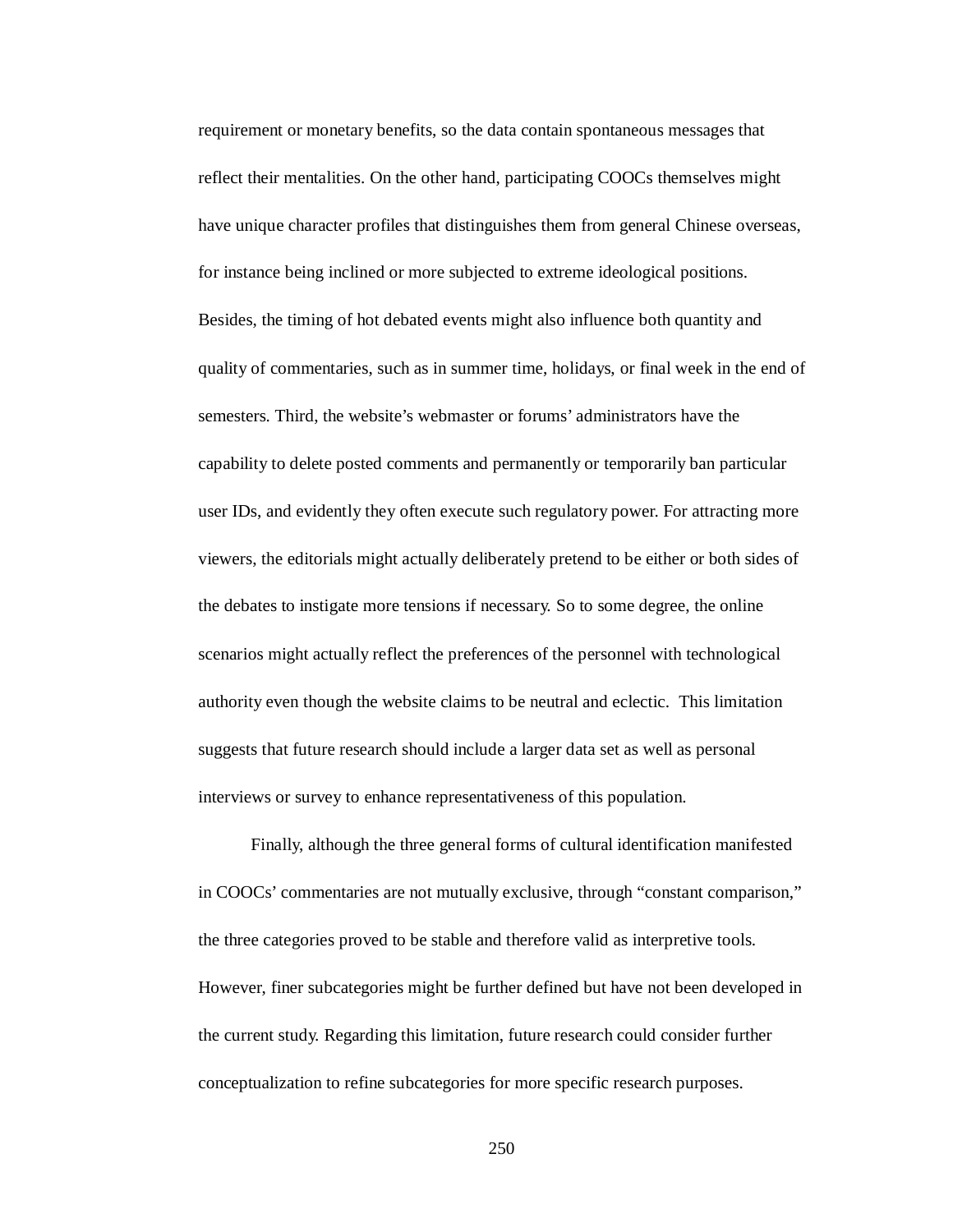requirement or monetary benefits, so the data contain spontaneous messages that reflect their mentalities. On the other hand, participating COOCs themselves might have unique character profiles that distinguishes them from general Chinese overseas, for instance being inclined or more subjected to extreme ideological positions. Besides, the timing of hot debated events might also influence both quantity and quality of commentaries, such as in summer time, holidays, or final week in the end of semesters. Third, the website's webmaster or forums' administrators have the capability to delete posted comments and permanently or temporarily ban particular user IDs, and evidently they often execute such regulatory power. For attracting more viewers, the editorials might actually deliberately pretend to be either or both sides of the debates to instigate more tensions if necessary. So to some degree, the online scenarios might actually reflect the preferences of the personnel with technological authority even though the website claims to be neutral and eclectic. This limitation suggests that future research should include a larger data set as well as personal interviews or survey to enhance representativeness of this population.

Finally, although the three general forms of cultural identification manifested in COOCs' commentaries are not mutually exclusive, through "constant comparison," the three categories proved to be stable and therefore valid as interpretive tools. However, finer subcategories might be further defined but have not been developed in the current study. Regarding this limitation, future research could consider further conceptualization to refine subcategories for more specific research purposes.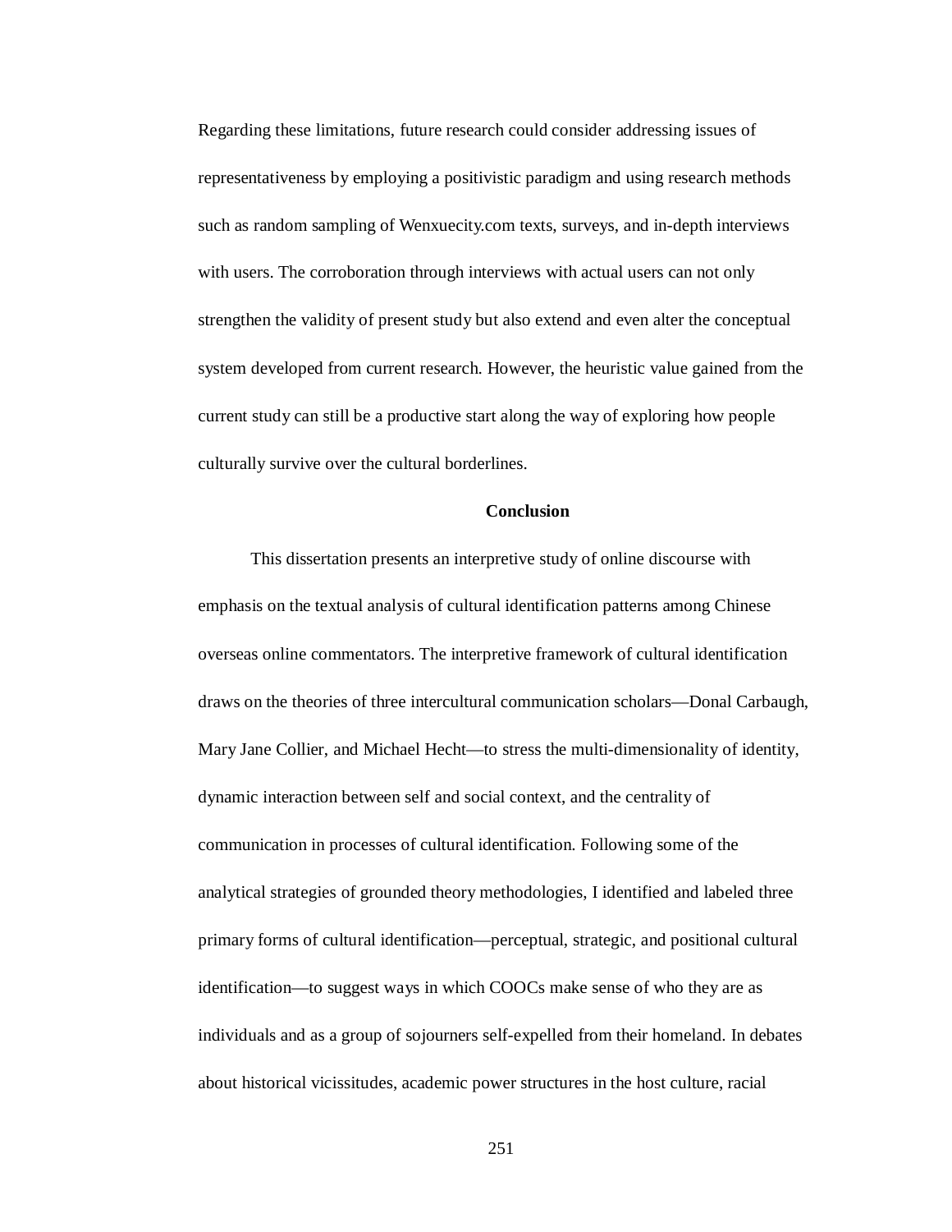Regarding these limitations, future research could consider addressing issues of representativeness by employing a positivistic paradigm and using research methods such as random sampling of Wenxuecity.com texts, surveys, and in-depth interviews with users. The corroboration through interviews with actual users can not only strengthen the validity of present study but also extend and even alter the conceptual system developed from current research. However, the heuristic value gained from the current study can still be a productive start along the way of exploring how people culturally survive over the cultural borderlines.

## Conclusion

This dissertation presents an interpretive study of online discourse with emphasis on the textual analysis of cultural identification patterns among Chinese overseas online commentators. The interpretive framework of cultural identification draws on the theories of three intercultural communication scholars—Donal Carbaugh, Mary Jane Collier, and Michael Hecht—to stress the multi-dimensionality of identity, dynamic interaction between self and social context, and the centrality of communication in processes of cultural identification. Following some of the analytical strategies of grounded theory methodologies, I identified and labeled three primary forms of cultural identification—perceptual, strategic, and positional cultural identification—to suggest ways in which COOCs make sense of who they are as individuals and as a group of sojourners self-expelled from their homeland. In debates about historical vicissitudes, academic power structures in the host culture, racial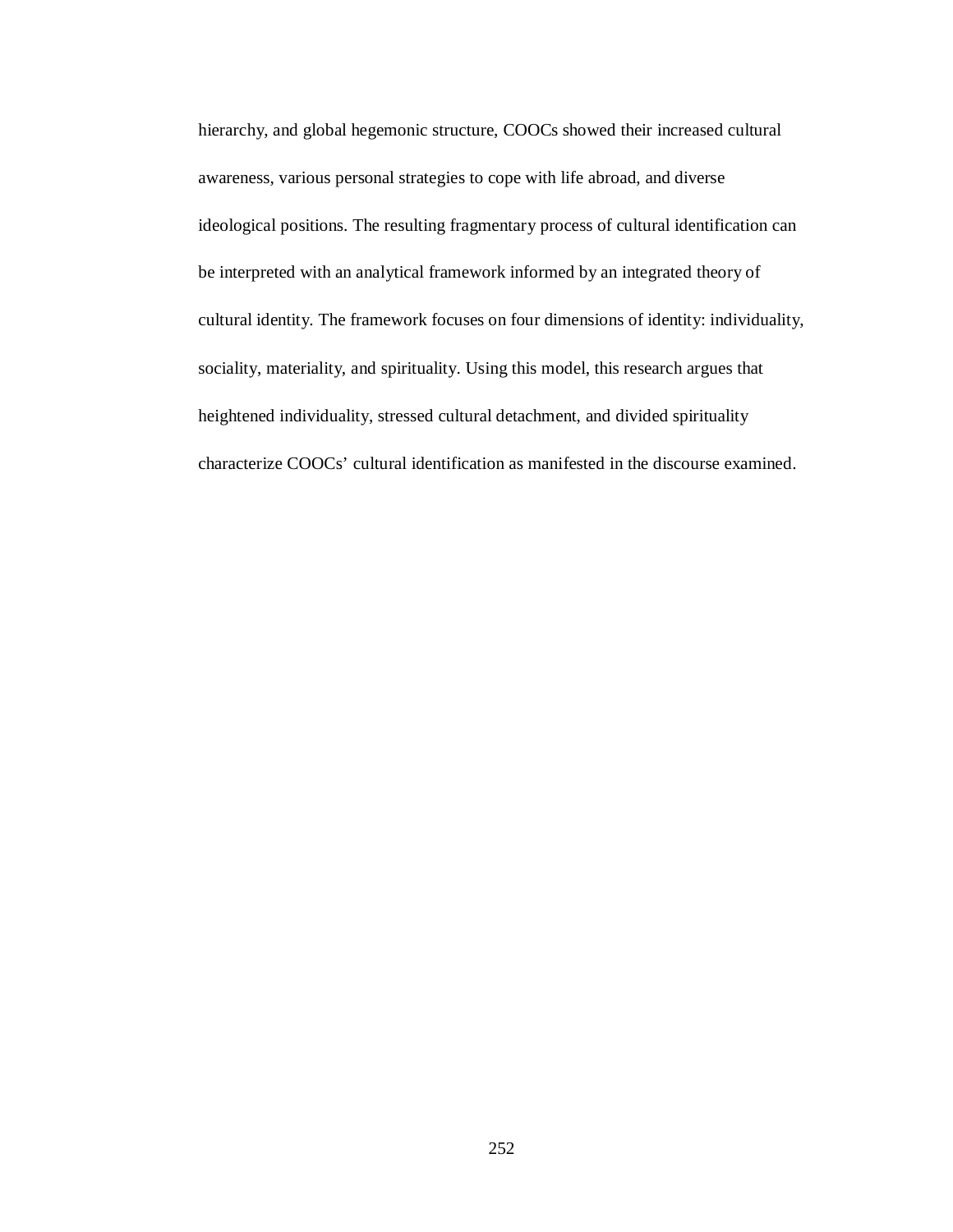hierarchy, and global hegemonic structure, COOCs showed their increased cultural awareness, various personal strategies to cope with life abroad, and diverse ideological positions. The resulting fragmentary process of cultural identification can be interpreted with an analytical framework informed by an integrated theory of cultural identity. The framework focuses on four dimensions of identity: individuality, sociality, materiality, and spirituality. Using this model, this research argues that heightened individuality, stressed cultural detachment, and divided spirituality characterize COOCs' cultural identification as manifested in the discourse examined.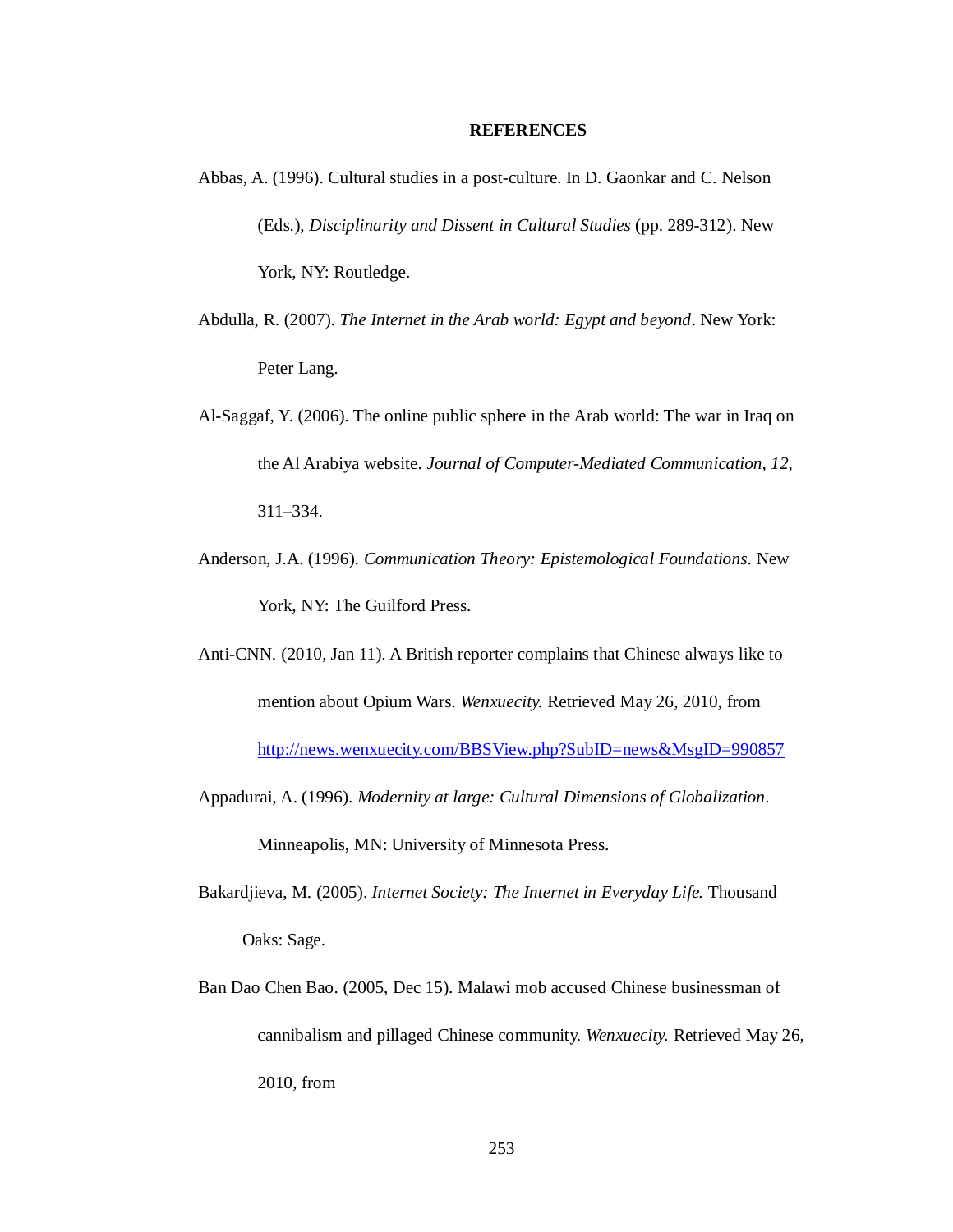# REFERENCES

Abbas, A. (1996). Cultural studies in a post-culture. In D. Gaonkar and C. Nelson (Eds.), *Disciplinarity and Dissent in Cultural Studies* (pp. 289-312). New York, NY: Routledge.

Abdulla, R. (2007). *The Internet in the Arab world: Egypt and beyond*. New York: Peter Lang.

Al-Saggaf, Y. (2006). The online public sphere in the Arab world: The war in Iraq on the Al Arabiya website. *Journal of Computer-Mediated Communication*, *12*, 311–334.

Anderson, J.A. (1996). *Communication Theory: Epistemological Foundations*. New York, NY: The Guilford Press.

Anti-CNN. (2010, Jan 11). A British reporter complains that Chinese always like to mention about Opium Wars. *Wenxuecity.* Retrieved May 26, 2010, from http://news.wenxuecity.com/BBSView.php?SubID=news&MsgID=990857

Appadurai, A. (1996). *Modernity at large: Cultural Dimensions of Globalization*. Minneapolis, MN: University of Minnesota Press.

Bakardjieva, M. (2005). *Internet Society: The Internet in Everyday Life.* Thousand Oaks: Sage.

Ban Dao Chen Bao. (2005, Dec 15). Malawi mob accused Chinese businessman of cannibalism and pillaged Chinese community. *Wenxuecity.* Retrieved May 26, 2010, from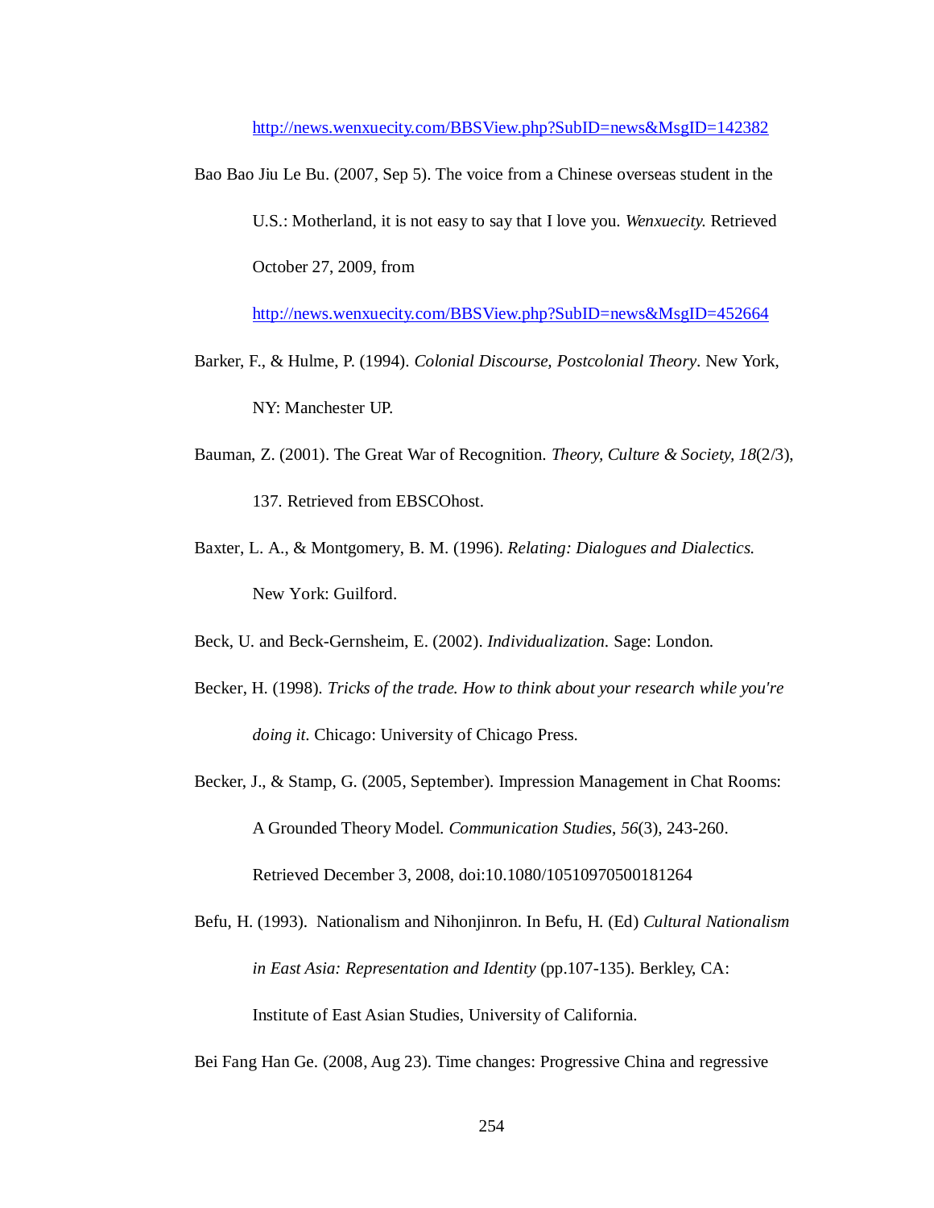http://news.wenxuecity.com/BBSView.php?SubID=news&MsgID=142382

Bao Bao Jiu Le Bu. (2007, Sep 5). The voice from a Chinese overseas student in the U.S.: Motherland, it is not easy to say that I love you. *Wenxuecity.* Retrieved October 27, 2009, from http://news.wenxuecity.com/BBSView.php?SubID=news&MsgID=452664

Barker, F., & Hulme, P. (1994). *Colonial Discourse, Postcolonial Theory*. New York, NY: Manchester UP.

Bauman, Z. (2001). The Great War of Recognition. *Theory, Culture & Society, 18*(2/3), 137. Retrieved from EBSCOhost.

Baxter, L. A., & Montgomery, B. M. (1996). *Relating: Dialogues and Dialectics.* New York: Guilford.

Beck, U. and Beck-Gernsheim, E. (2002). *Individualization*. Sage: London.

Becker, H. (1998). *Tricks of the trade. How to think about your research while you're doing it.* Chicago: University of Chicago Press.

Becker, J., & Stamp, G. (2005, September). Impression Management in Chat Rooms: A Grounded Theory Model. *Communication Studies, 56*(3), 243-260. Retrieved December 3, 2008, doi:10.1080/10510970500181264

Befu, H. (1993). Nationalism and Nihonjinron. In Befu, H. (Ed) *Cultural Nationalism in East Asia: Representation and Identity* (pp.107-135). Berkley, CA: Institute of East Asian Studies, University of California.

Bei Fang Han Ge. (2008, Aug 23). Time changes: Progressive China and regressive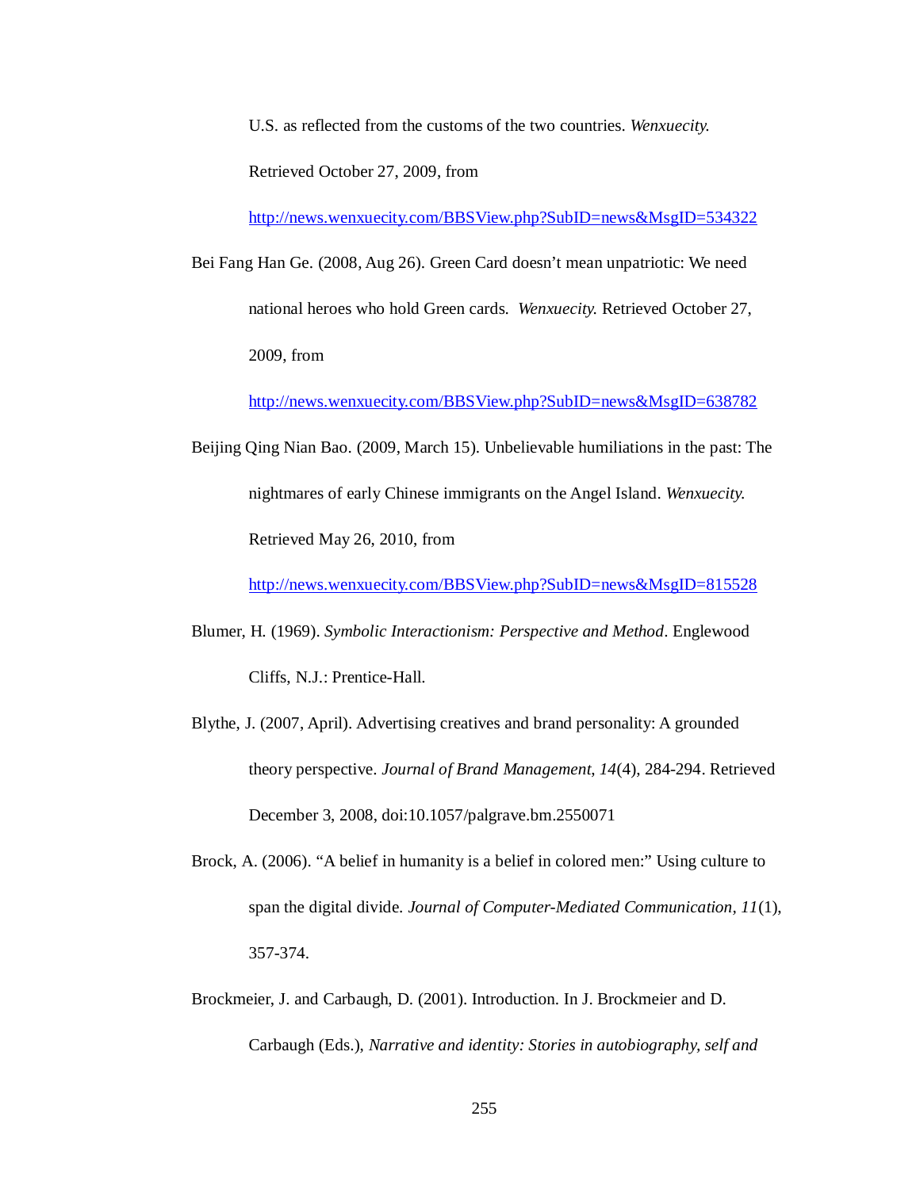U.S. as reflected from the customs of the two countries. *Wenxuecity.* Retrieved October 27, 2009, from http://news.wenxuecity.com/BBSView.php?SubID=news&MsgID=534322

Bei Fang Han Ge. (2008, Aug 26). Green Card doesn't mean unpatriotic: We need national heroes who hold Green cards. *Wenxuecity.* Retrieved October 27, 2009, from http://news.wenxuecity.com/BBSView.php?SubID=news&MsgID=638782

Beijing Qing Nian Bao. (2009, March 15). Unbelievable humiliations in the past: The nightmares of early Chinese immigrants on the Angel Island. *Wenxuecity.* Retrieved May 26, 2010, from http://news.wenxuecity.com/BBSView.php?SubID=news&MsgID=815528

Blumer, H. (1969). *Symbolic Interactionism: Perspective and Method*. Englewood Cliffs, N.J.: Prentice-Hall.

Blythe, J. (2007, April). Advertising creatives and brand personality: A grounded theory perspective. *Journal of Brand Management*, *14*(4), 284-294. Retrieved December 3, 2008, doi:10.1057/palgrave.bm.2550071

Brock, A. (2006). "A belief in humanity is a belief in colored men:" Using culture to span the digital divide. *Journal of Computer-Mediated Communication*, *11*(1), 357-374.

Brockmeier, J. and Carbaugh, D. (2001). Introduction. In J. Brockmeier and D. Carbaugh (Eds.), *Narrative and identity: Stories in autobiography, self and*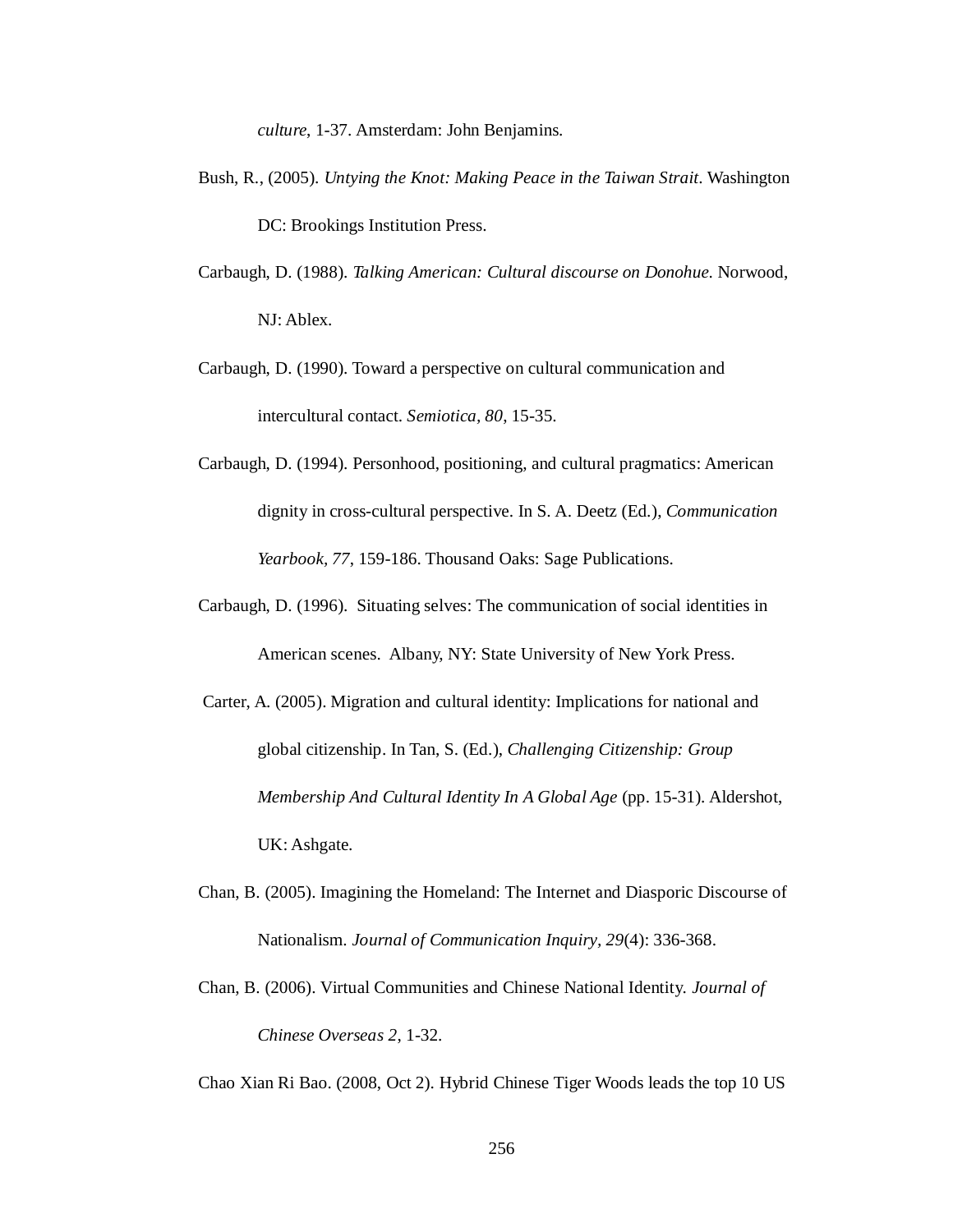*culture*, 1-37. Amsterdam: John Benjamins.

Bush, R., (2005). *Untying the Knot: Making Peace in the Taiwan Strait*. Washington DC: Brookings Institution Press.

Carbaugh, D. (1988). *Talking American: Cultural discourse on Donohue*. Norwood, NJ: Ablex.

Carbaugh, D. (1990). Toward a perspective on cultural communication and intercultural contact. *Semiotica, 80*, 15-35.

Carbaugh, D. (1994). Personhood, positioning, and cultural pragmatics: American dignity in cross-cultural perspective. In S. A. Deetz (Ed.), *Communication Yearbook, 77*, 159-186. Thousand Oaks: Sage Publications.

Carbaugh, D. (1996). Situating selves: The communication of social identities in American scenes. Albany, NY: State University of New York Press.

Carter, A. (2005). Migration and cultural identity: Implications for national and global citizenship. In Tan, S. (Ed.), *Challenging Citizenship: Group Membership And Cultural Identity In A Global Age* (pp. 15-31). Aldershot, UK: Ashgate.

Chan, B. (2005). Imagining the Homeland: The Internet and Diasporic Discourse of Nationalism. *Journal of Communication Inquiry, 29*(4): 336-368.

Chan, B. (2006). Virtual Communities and Chinese National Identity. *Journal of Chinese Overseas 2*, 1-32.

Chao Xian Ri Bao. (2008, Oct 2). Hybrid Chinese Tiger Woods leads the top 10 US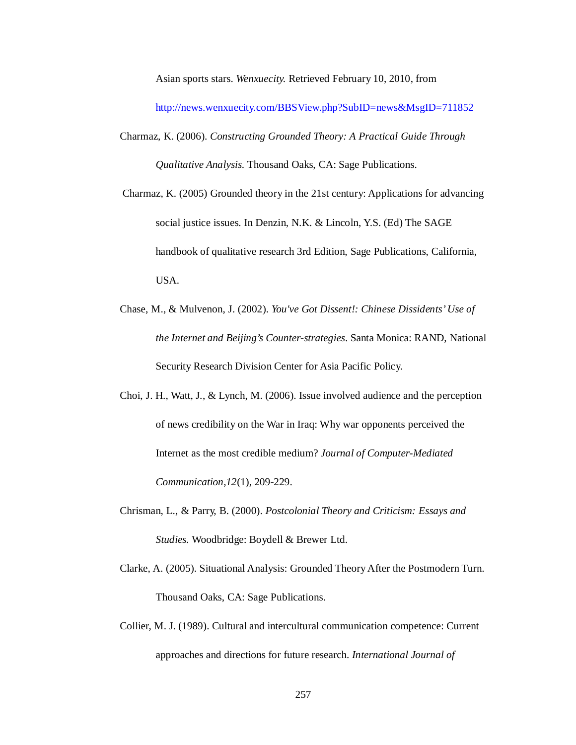Asian sports stars. *Wenxuecity.* Retrieved February 10, 2010, from http://news.wenxuecity.com/BBSView.php?SubID=news&MsgID=711852

Charmaz, K. (2006). *Constructing Grounded Theory: A Practical Guide Through Qualitative Analysis.* Thousand Oaks, CA: Sage Publications.

Charmaz, K. (2005) Grounded theory in the 21st century: Applications for advancing social justice issues. In Denzin, N.K. & Lincoln, Y.S. (Ed) The SAGE handbook of qualitative research 3rd Edition, Sage Publications, California, USA.

Chase, M., & Mulvenon, J. (2002). *You've Got Dissent!: Chinese Dissidents' Use of the Internet and Beijing's Counter-strategies*. Santa Monica: RAND, National Security Research Division Center for Asia Pacific Policy.

Choi, J. H., Watt, J., & Lynch, M. (2006). Issue involved audience and the perception of news credibility on the War in Iraq: Why war opponents perceived the Internet as the most credible medium? *Journal of Computer-Mediated Communication,12*(1), 209-229.

Chrisman, L., & Parry, B. (2000). *Postcolonial Theory and Criticism: Essays and Studies.* Woodbridge: Boydell & Brewer Ltd.

Clarke, A. (2005). Situational Analysis: Grounded Theory After the Postmodern Turn. Thousand Oaks, CA: Sage Publications.

Collier, M. J. (1989). Cultural and intercultural communication competence: Current approaches and directions for future research. *International Journal of*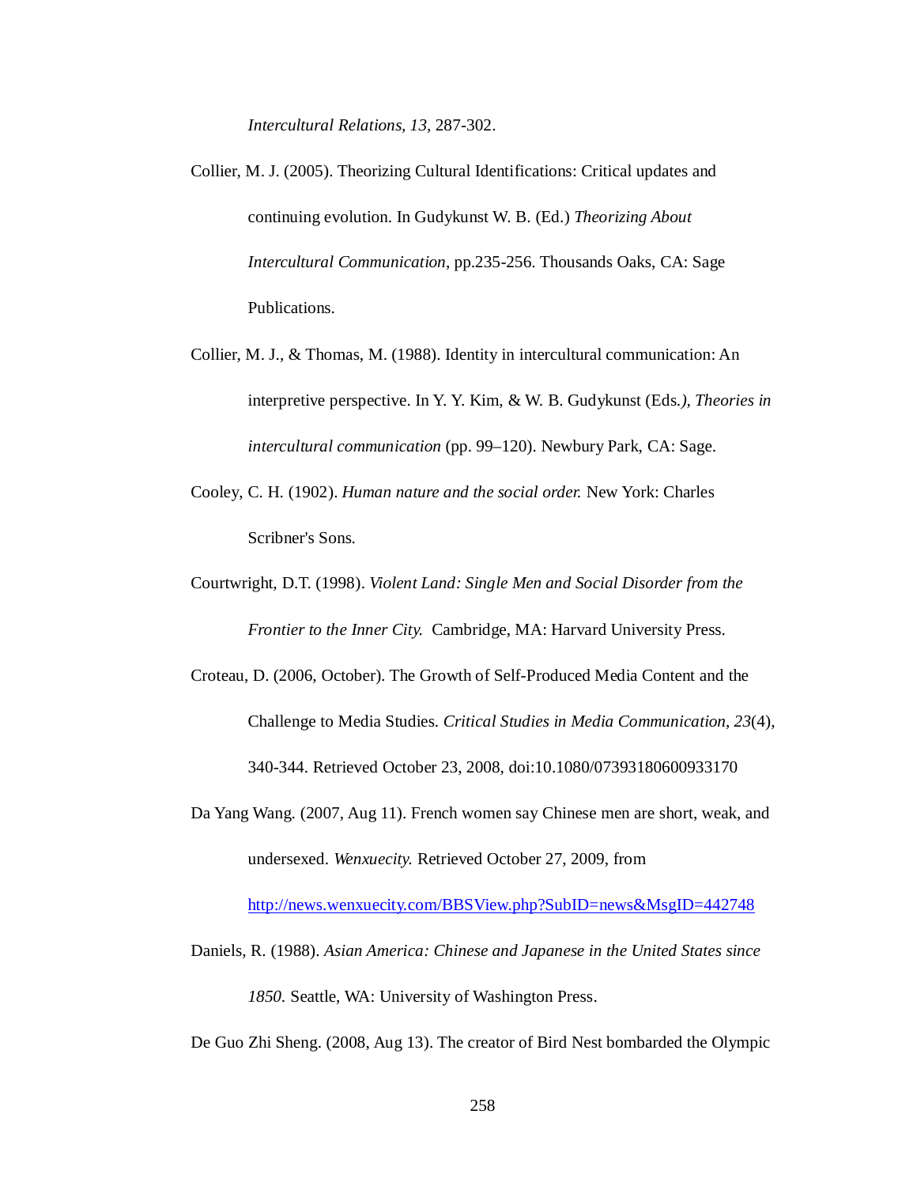*Intercultural Relations, 13,* 287-302.

Collier, M. J. (2005). Theorizing Cultural Identifications: Critical updates and continuing evolution. In Gudykunst W. B. (Ed.) *Theorizing About Intercultural Communication*, pp.235-256. Thousands Oaks, CA: Sage Publications.

Collier, M. J., & Thomas, M. (1988). Identity in intercultural communication: An interpretive perspective. In Y. Y. Kim, & W. B. Gudykunst (Eds*.), Theories in intercultural communication* (pp. 99–120). Newbury Park, CA: Sage.

Cooley, C. H. (1902). *Human nature and the social order.* New York: Charles Scribner's Sons.

Courtwright, D.T. (1998). *Violent Land: Single Men and Social Disorder from the Frontier to the Inner City.* Cambridge, MA: Harvard University Press.

Croteau, D. (2006, October). The Growth of Self-Produced Media Content and the Challenge to Media Studies. *Critical Studies in Media Communication*, *23*(4), 340-344. Retrieved October 23, 2008, doi:10.1080/07393180600933170

Da Yang Wang. (2007, Aug 11). French women say Chinese men are short, weak, and undersexed. *Wenxuecity.* Retrieved October 27, 2009, from http://news.wenxuecity.com/BBSView.php?SubID=news&MsgID=442748

Daniels, R. (1988). *Asian America: Chinese and Japanese in the United States since 1850.* Seattle, WA: University of Washington Press.

De Guo Zhi Sheng. (2008, Aug 13). The creator of Bird Nest bombarded the Olympic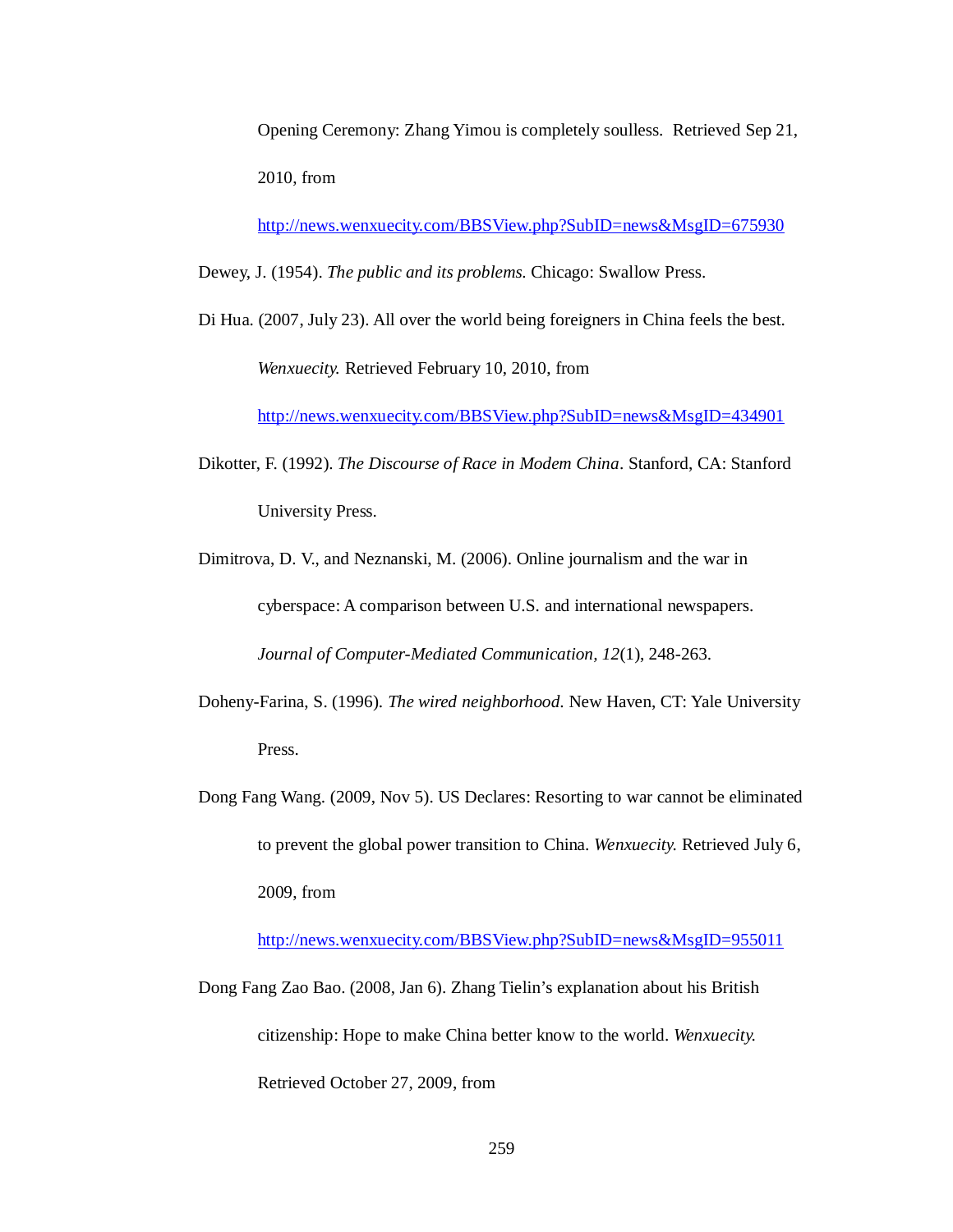Opening Ceremony: Zhang Yimou is completely soulless. Retrieved Sep 21, 2010, from http://news.wenxuecity.com/BBSView.php?SubID=news&MsgID=675930

Dewey, J. (1954). *The public and its problems.* Chicago: Swallow Press.

Di Hua. (2007, July 23). All over the world being foreigners in China feels the best. *Wenxuecity.* Retrieved February 10, 2010, from http://news.wenxuecity.com/BBSView.php?SubID=news&MsgID=434901

Dikotter, F. (1992). *The Discourse of Race in Modem China*. Stanford, CA: Stanford University Press.

Dimitrova, D. V., and Neznanski, M. (2006). Online journalism and the war in cyberspace: A comparison between U.S. and international newspapers. *Journal of Computer-Mediated Communication, 12*(1), 248-263.

Doheny-Farina, S. (1996). *The wired neighborhood*. New Haven, CT: Yale University Press.

Dong Fang Wang. (2009, Nov 5). US Declares: Resorting to war cannot be eliminated to prevent the global power transition to China. *Wenxuecity.* Retrieved July 6, 2009, from http://news.wenxuecity.com/BBSView.php?SubID=news&MsgID=955011

Dong Fang Zao Bao. (2008, Jan 6). Zhang Tielin's explanation about his British citizenship: Hope to make China better know to the world. *Wenxuecity.* Retrieved October 27, 2009, from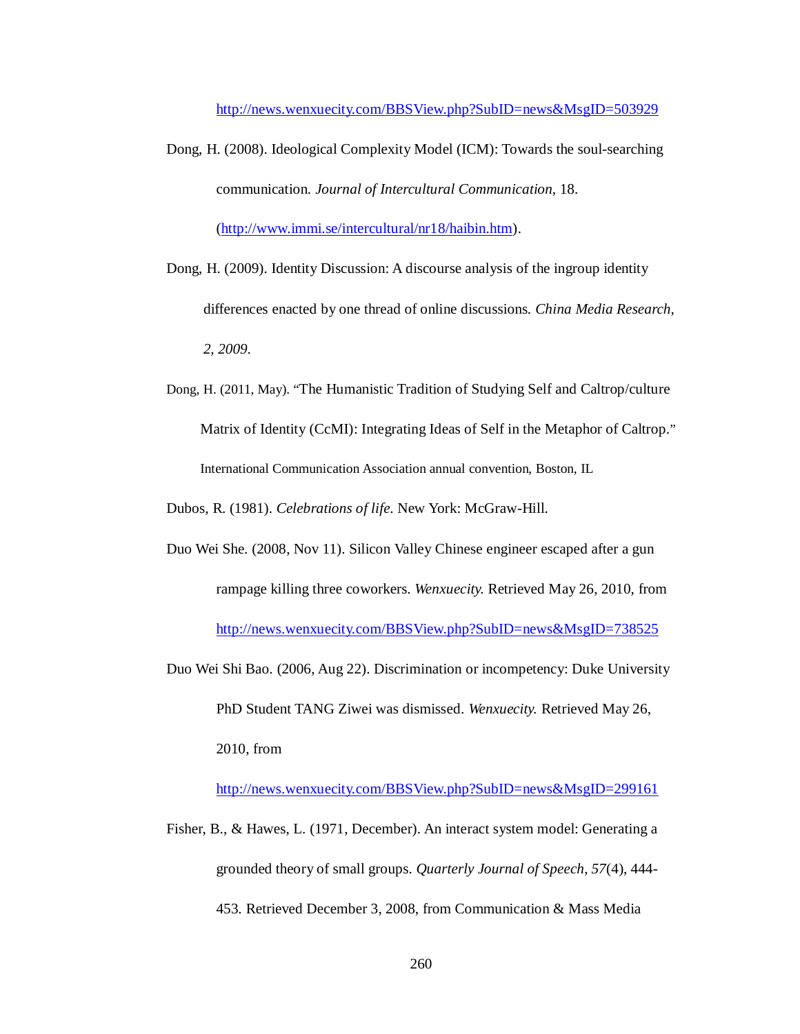http://news.wenxuecity.com/BBSView.php?SubID=news&MsgID=503929

Dong, H. (2008). Ideological Complexity Model (ICM): Towards the soul-searching communication. *Journal of Intercultural Communication*, 18. (http://www.immi.se/intercultural/nr18/haibin.htm).

Dong, H. (2009). Identity Discussion: A discourse analysis of the ingroup identity differences enacted by one thread of online discussions. *China Media Research*, *2, 2009*.

Dong, H. (2011, May). "The Humanistic Tradition of Studying Self and Caltrop/culture Matrix of Identity (CcMI): Integrating Ideas of Self in the Metaphor of Caltrop." International Communication Association annual convention, Boston, IL

Dubos, R. (1981). *Celebrations of life*. New York: McGraw-Hill.

Duo Wei She. (2008, Nov 11). Silicon Valley Chinese engineer escaped after a gun rampage killing three coworkers. *Wenxuecity.* Retrieved May 26, 2010, from http://news.wenxuecity.com/BBSView.php?SubID=news&MsgID=738525

Duo Wei Shi Bao. (2006, Aug 22). Discrimination or incompetency: Duke University PhD Student TANG Ziwei was dismissed. *Wenxuecity.* Retrieved May 26, 2010, from http://news.wenxuecity.com/BBSView.php?SubID=news&MsgID=299161

Fisher, B., & Hawes, L. (1971, December). An interact system model: Generating a grounded theory of small groups. *Quarterly Journal of Speech*, *57*(4), 444-453. Retrieved December 3, 2008, from Communication & Mass Media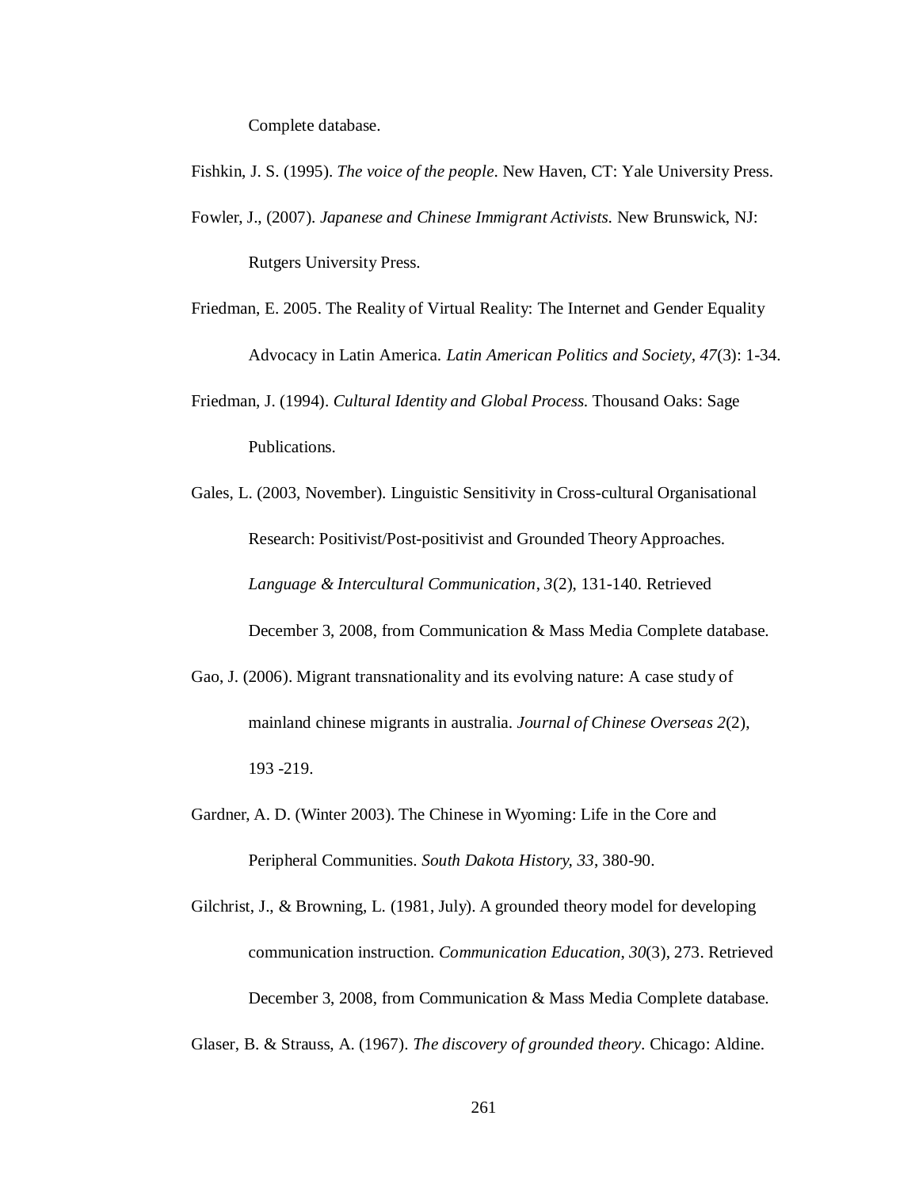Complete database.

Fishkin, J. S. (1995). *The voice of the people*. New Haven, CT: Yale University Press.

Fowler, J., (2007). *Japanese and Chinese Immigrant Activists.* New Brunswick, NJ: Rutgers University Press.

Friedman, E. 2005. The Reality of Virtual Reality: The Internet and Gender Equality Advocacy in Latin America. *Latin American Politics and Society, 47*(3): 1-34.

Friedman, J. (1994). *Cultural Identity and Global Process.* Thousand Oaks: Sage Publications.

Gales, L. (2003, November). Linguistic Sensitivity in Cross-cultural Organisational Research: Positivist/Post-positivist and Grounded Theory Approaches. *Language & Intercultural Communication*, *3*(2), 131-140. Retrieved December 3, 2008, from Communication & Mass Media Complete database.

Gao, J. (2006). Migrant transnationality and its evolving nature: A case study of mainland chinese migrants in australia. *Journal of Chinese Overseas 2*(2), 193 -219.

Gardner, A. D. (Winter 2003). The Chinese in Wyoming: Life in the Core and Peripheral Communities. *South Dakota History, 33*, 380-90.

Gilchrist, J., & Browning, L. (1981, July). A grounded theory model for developing communication instruction. *Communication Education, 30*(3), 273. Retrieved December 3, 2008, from Communication & Mass Media Complete database.

Glaser, B. & Strauss, A. (1967). *The discovery of grounded theory*. Chicago: Aldine.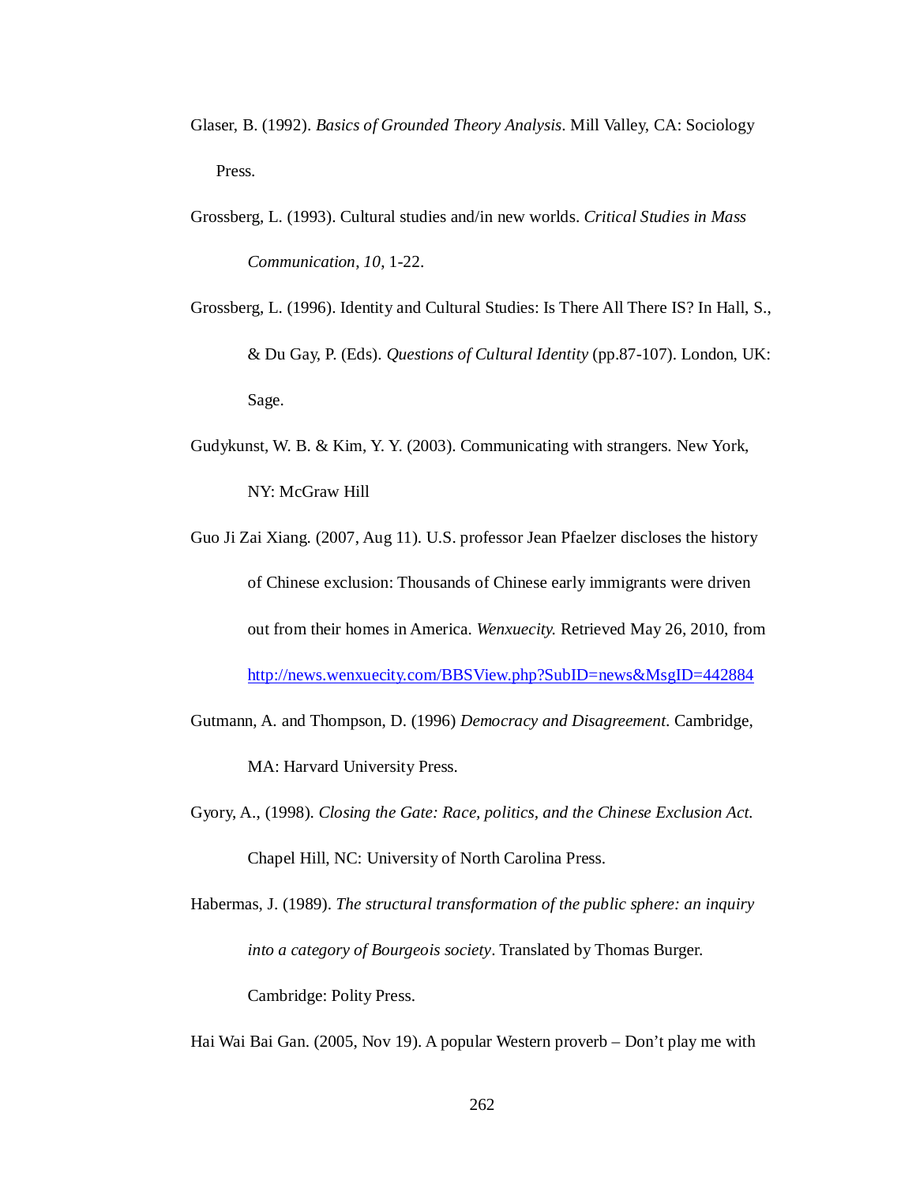Glaser, B. (1992). *Basics of Grounded Theory Analysis*. Mill Valley, CA: Sociology Press.

Grossberg, L. (1993). Cultural studies and/in new worlds. *Critical Studies in Mass Communication*, *10*, 1-22.

Grossberg, L. (1996). Identity and Cultural Studies: Is There All There IS? In Hall, S., & Du Gay, P. (Eds). *Questions of Cultural Identity* (pp.87-107). London, UK: Sage.

Gudykunst, W. B. & Kim, Y. Y. (2003). Communicating with strangers. New York, NY: McGraw Hill

Guo Ji Zai Xiang. (2007, Aug 11). U.S. professor Jean Pfaelzer discloses the history of Chinese exclusion: Thousands of Chinese early immigrants were driven out from their homes in America. *Wenxuecity.* Retrieved May 26, 2010, from http://news.wenxuecity.com/BBSView.php?SubID=news&MsgID=442884

Gutmann, A. and Thompson, D. (1996) *Democracy and Disagreement*. Cambridge, MA: Harvard University Press.

Gyory, A., (1998). *Closing the Gate: Race, politics, and the Chinese Exclusion Act.* Chapel Hill, NC: University of North Carolina Press.

Habermas, J. (1989). *The structural transformation of the public sphere: an inquiry into a category of Bourgeois society*. Translated by Thomas Burger. Cambridge: Polity Press.

Hai Wai Bai Gan. (2005, Nov 19). A popular Western proverb – Don't play me with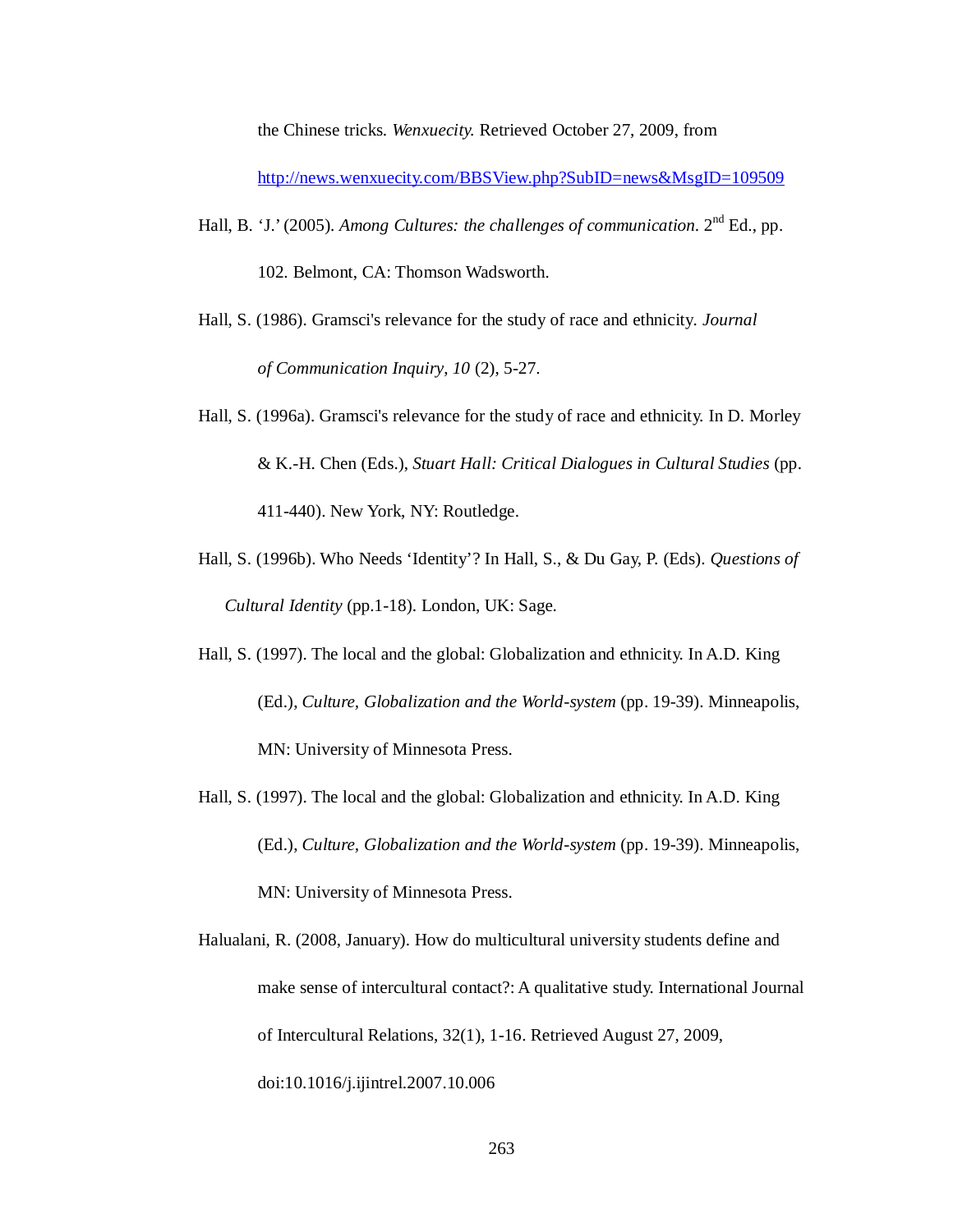the Chinese tricks. *Wenxuecity.* Retrieved October 27, 2009, from http://news.wenxuecity.com/BBSView.php?SubID=news&MsgID=109509

Hall, B. 'J.' (2005). *Among Cultures: the challenges of communication*. 2nd Ed., pp. 102. Belmont, CA: Thomson Wadsworth.

Hall, S. (1986). Gramsci's relevance for the study of race and ethnicity. *Journal of Communication Inquiry*, *10* (2), 5-27.

Hall, S. (1996a). Gramsci's relevance for the study of race and ethnicity. In D. Morley & K.-H. Chen (Eds.), *Stuart Hall: Critical Dialogues in Cultural Studies* (pp. 411-440). New York, NY: Routledge.

Hall, S. (1996b). Who Needs 'Identity'? In Hall, S., & Du Gay, P. (Eds). *Questions of Cultural Identity* (pp.1-18). London, UK: Sage.

Hall, S. (1997). The local and the global: Globalization and ethnicity. In A.D. King (Ed.), *Culture, Globalization and the World-system* (pp. 19-39). Minneapolis, MN: University of Minnesota Press.

Hall, S. (1997). The local and the global: Globalization and ethnicity. In A.D. King (Ed.), *Culture, Globalization and the World-system* (pp. 19-39). Minneapolis, MN: University of Minnesota Press.

Halualani, R. (2008, January). How do multicultural university students define and make sense of intercultural contact?: A qualitative study. International Journal of Intercultural Relations, 32(1), 1-16. Retrieved August 27, 2009, doi:10.1016/j.ijintrel.2007.10.006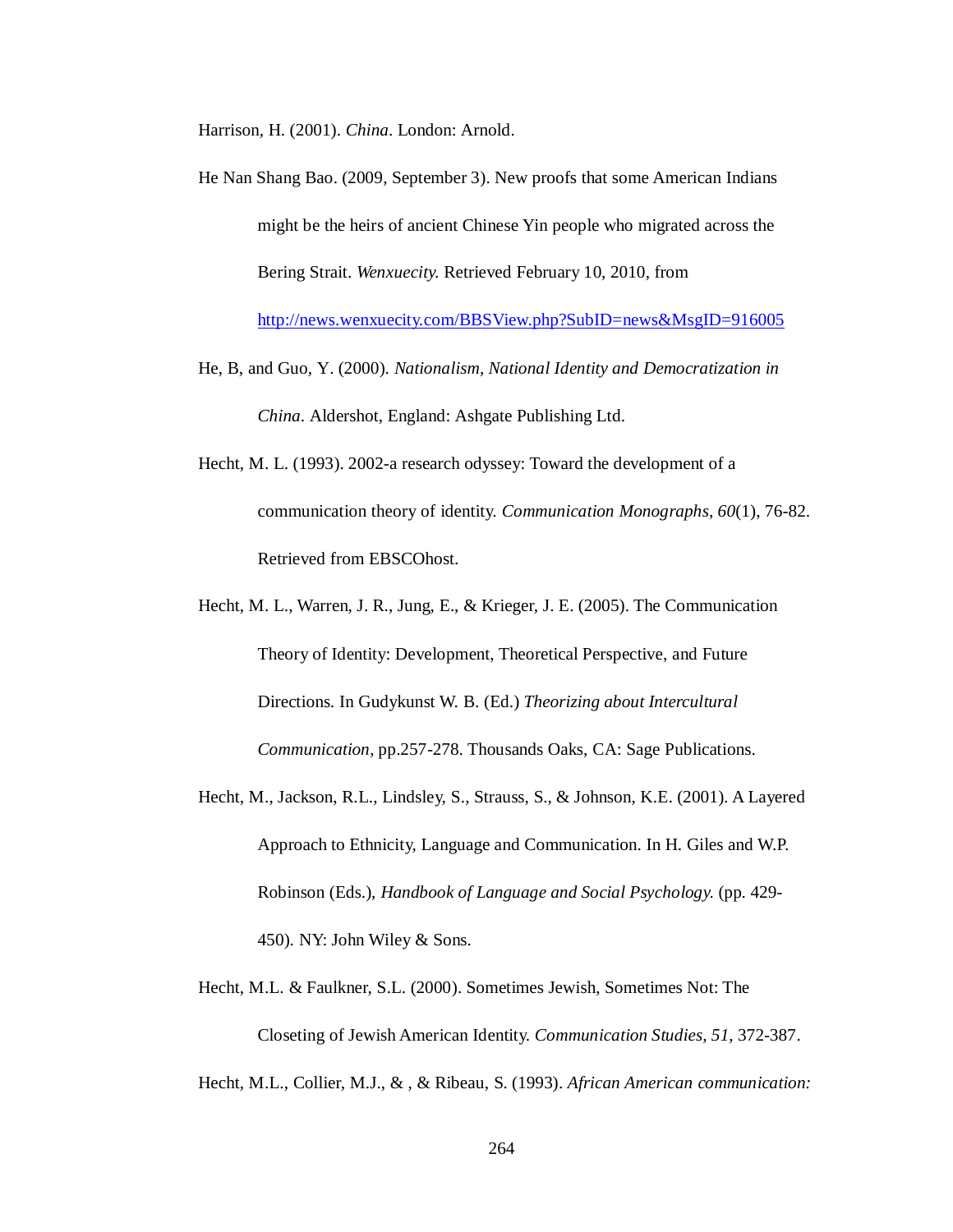Harrison, H. (2001). *China*. London: Arnold.

He Nan Shang Bao. (2009, September 3). New proofs that some American Indians might be the heirs of ancient Chinese Yin people who migrated across the Bering Strait. *Wenxuecity.* Retrieved February 10, 2010, from http://news.wenxuecity.com/BBSView.php?SubID=news&MsgID=916005

He, B, and Guo, Y. (2000). *Nationalism, National Identity and Democratization in China*. Aldershot, England: Ashgate Publishing Ltd.

Hecht, M. L. (1993). 2002-a research odyssey: Toward the development of a communication theory of identity. *Communication Monographs, 60*(1), 76-82. Retrieved from EBSCOhost.

Hecht, M. L., Warren, J. R., Jung, E., & Krieger, J. E. (2005). The Communication Theory of Identity: Development, Theoretical Perspective, and Future Directions. In Gudykunst W. B. (Ed.) *Theorizing about Intercultural Communication*, pp.257-278. Thousands Oaks, CA: Sage Publications.

Hecht, M., Jackson, R.L., Lindsley, S., Strauss, S., & Johnson, K.E. (2001). A Layered Approach to Ethnicity, Language and Communication. In H. Giles and W.P. Robinson (Eds.), *Handbook of Language and Social Psychology.* (pp. 429-450). NY: John Wiley & Sons.

Hecht, M.L. & Faulkner, S.L. (2000). Sometimes Jewish, Sometimes Not: The Closeting of Jewish American Identity. *Communication Studies, 51*, 372-387.

Hecht, M.L., Collier, M.J., & , & Ribeau, S. (1993). *African American communication:*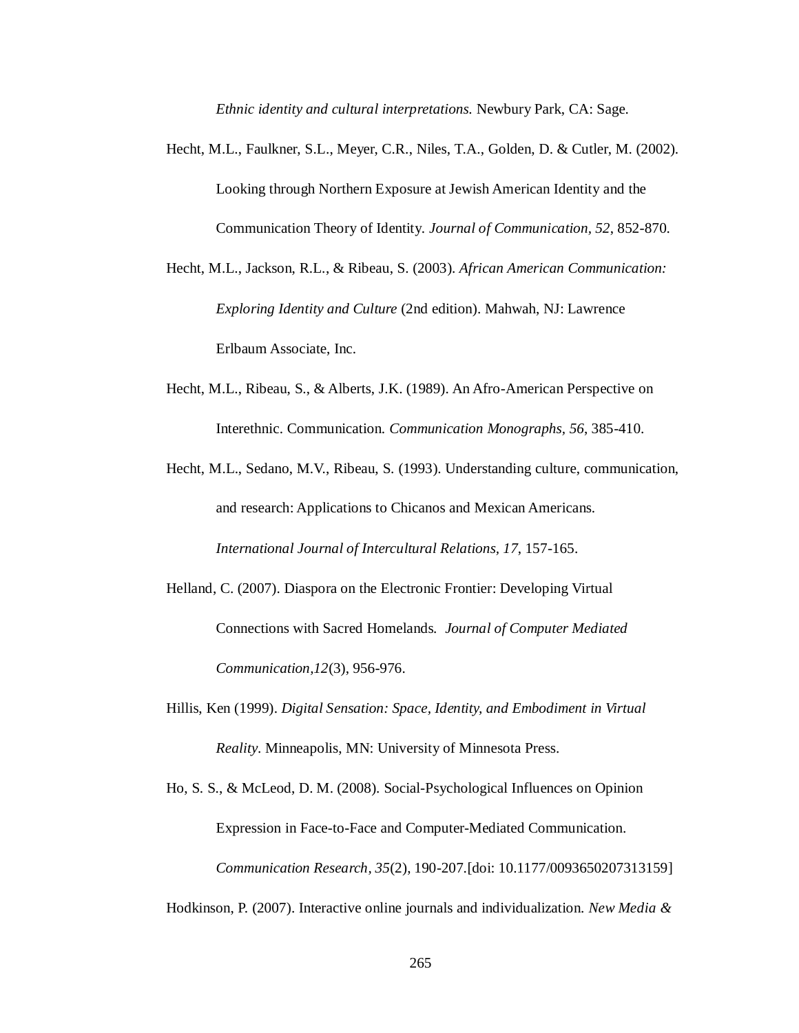*Ethnic identity and cultural interpretations.* Newbury Park, CA: Sage.

Hecht, M.L., Faulkner, S.L., Meyer, C.R., Niles, T.A., Golden, D. & Cutler, M. (2002). Looking through Northern Exposure at Jewish American Identity and the Communication Theory of Identity. *Journal of Communication*, *52*, 852-870.

Hecht, M.L., Jackson, R.L., & Ribeau, S. (2003). *African American Communication: Exploring Identity and Culture* (2nd edition). Mahwah, NJ: Lawrence Erlbaum Associate, Inc.

Hecht, M.L., Ribeau, S., & Alberts, J.K. (1989). An Afro-American Perspective on Interethnic. Communication. *Communication Monographs, 56*, 385-410.

Hecht, M.L., Sedano, M.V., Ribeau, S. (1993). Understanding culture, communication, and research: Applications to Chicanos and Mexican Americans. *International Journal of Intercultural Relations, 17*, 157-165.

Helland, C. (2007). Diaspora on the Electronic Frontier: Developing Virtual Connections with Sacred Homelands. *Journal of Computer Mediated Communication,12*(3), 956-976.

Hillis, Ken (1999). *Digital Sensation: Space, Identity, and Embodiment in Virtual Reality*. Minneapolis, MN: University of Minnesota Press.

Ho, S. S., & McLeod, D. M. (2008). Social-Psychological Influences on Opinion Expression in Face-to-Face and Computer-Mediated Communication. *Communication Research, 35*(2), 190-207.[doi: 10.1177/0093650207313159]

Hodkinson, P. (2007). Interactive online journals and individualization. *New Media &*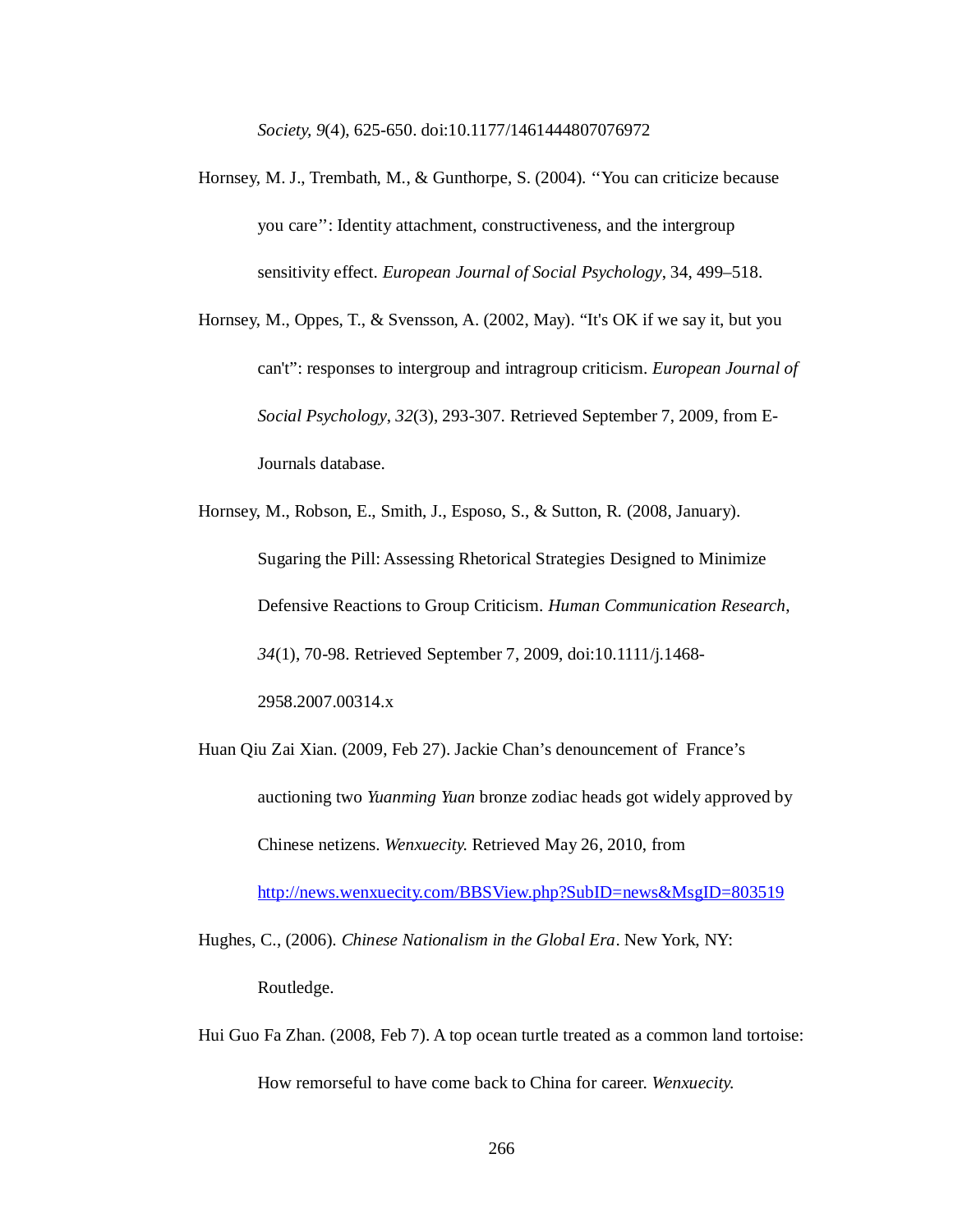*Society, 9*(4), 625-650. doi:10.1177/1461444807076972

Hornsey, M. J., Trembath, M., & Gunthorpe, S. (2004). ''You can criticize because you care'': Identity attachment, constructiveness, and the intergroup sensitivity effect. *European Journal of Social Psychology*, 34, 499–518.

Hornsey, M., Oppes, T., & Svensson, A. (2002, May). "It's OK if we say it, but you can't": responses to intergroup and intragroup criticism. *European Journal of Social Psychology*, *32*(3), 293-307. Retrieved September 7, 2009, from E-Journals database.

Hornsey, M., Robson, E., Smith, J., Esposo, S., & Sutton, R. (2008, January). Sugaring the Pill: Assessing Rhetorical Strategies Designed to Minimize Defensive Reactions to Group Criticism. *Human Communication Research*, *34*(1), 70-98. Retrieved September 7, 2009, doi:10.1111/j.1468-2958.2007.00314.x

Huan Qiu Zai Xian. (2009, Feb 27). Jackie Chan's denouncement of France's auctioning two *Yuanming Yuan* bronze zodiac heads got widely approved by Chinese netizens. *Wenxuecity.* Retrieved May 26, 2010, from http://news.wenxuecity.com/BBSView.php?SubID=news&MsgID=803519

Hughes, C., (2006). *Chinese Nationalism in the Global Era*. New York, NY: Routledge.

Hui Guo Fa Zhan. (2008, Feb 7). A top ocean turtle treated as a common land tortoise: How remorseful to have come back to China for career. *Wenxuecity.*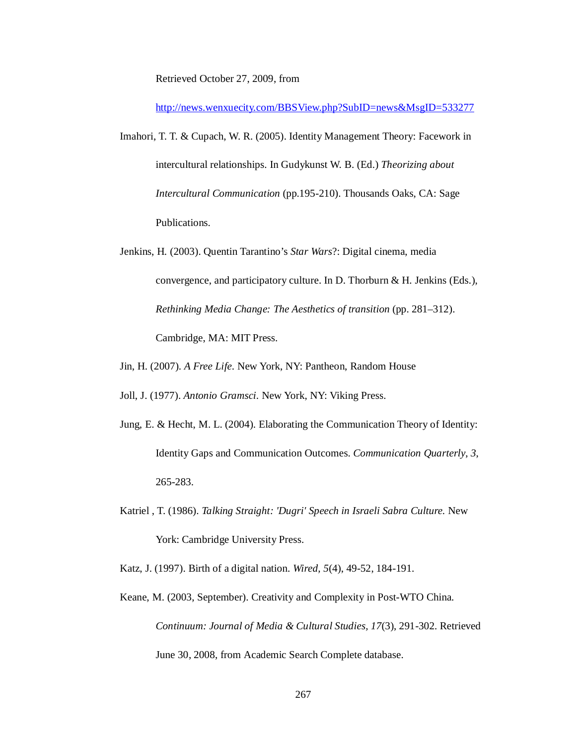Retrieved October 27, 2009, from

http://news.wenxuecity.com/BBSView.php?SubID=news&MsgID=533277

Imahori, T. T. & Cupach, W. R. (2005). Identity Management Theory: Facework in intercultural relationships. In Gudykunst W. B. (Ed.) *Theorizing about Intercultural Communication* (pp.195-210). Thousands Oaks, CA: Sage Publications.

Jenkins, H. (2003). Quentin Tarantino's *Star Wars*?: Digital cinema, media convergence, and participatory culture. In D. Thorburn & H. Jenkins (Eds.), *Rethinking Media Change: The Aesthetics of transition* (pp. 281–312). Cambridge, MA: MIT Press.

Jin, H. (2007). *A Free Life*. New York, NY: Pantheon, Random House

Joll, J. (1977). *Antonio Gramsci*. New York, NY: Viking Press.

Jung, E. & Hecht, M. L. (2004). Elaborating the Communication Theory of Identity: Identity Gaps and Communication Outcomes. *Communication Quarterly, 3*, 265-283.

Katriel , T. (1986). *Talking Straight: 'Dugri' Speech in Israeli Sabra Culture.* New York: Cambridge University Press.

Katz, J. (1997). Birth of a digital nation. *Wired, 5*(4), 49-52, 184-191.

Keane, M. (2003, September). Creativity and Complexity in Post-WTO China. *Continuum: Journal of Media & Cultural Studies, 17*(3), 291-302. Retrieved June 30, 2008, from Academic Search Complete database.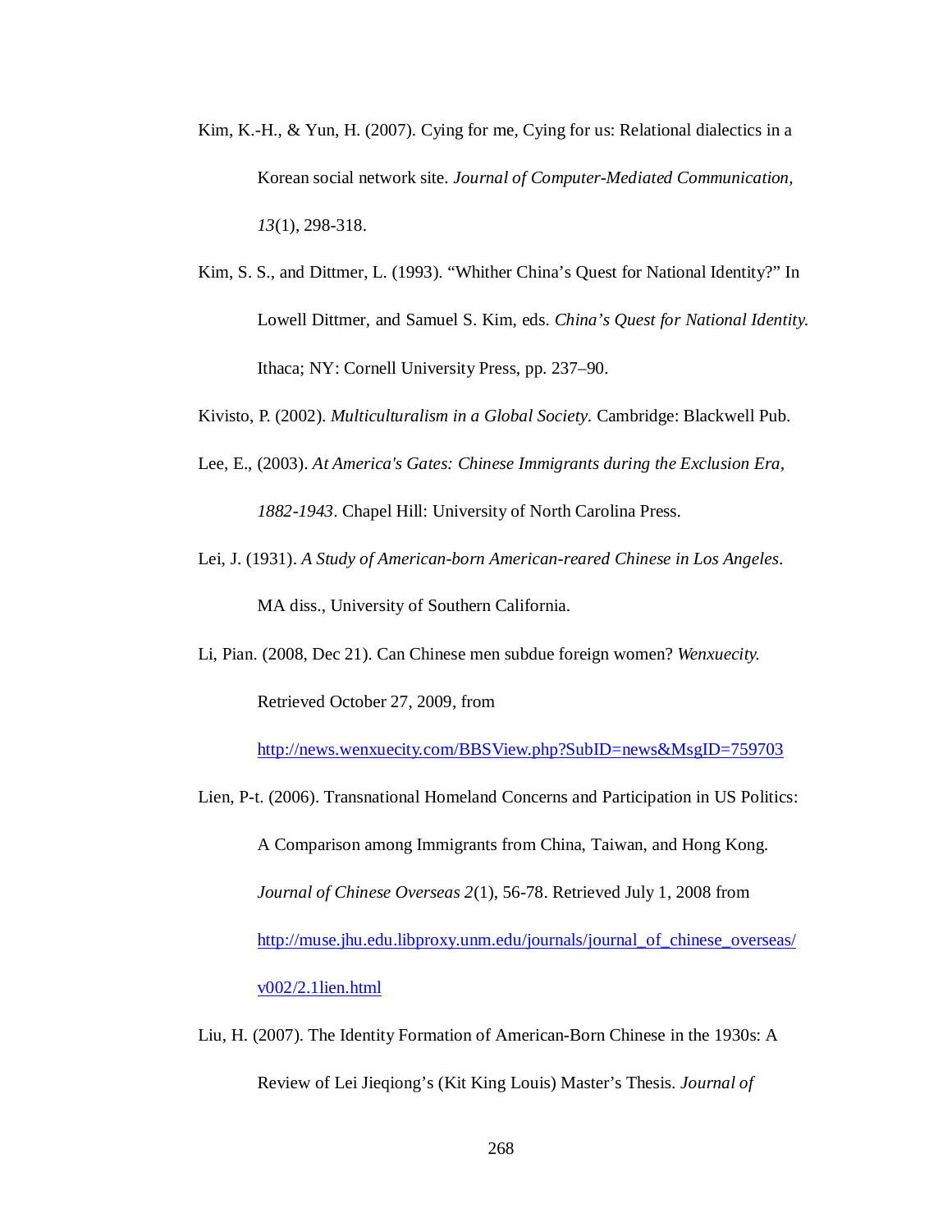Kim, K.-H., & Yun, H. (2007). Cying for me, Cying for us: Relational dialectics in a Korean social network site. *Journal of Computer-Mediated Communication, 13*(1), 298-318.

Kim, S. S., and Dittmer, L. (1993). “Whither China’s Quest for National Identity?” In Lowell Dittmer, and Samuel S. Kim, eds. *China’s Quest for National Identity.* Ithaca; NY: Cornell University Press, pp. 237–90.

Kivisto, P. (2002). *Multiculturalism in a Global Society.* Cambridge: Blackwell Pub.

Lee, E., (2003). *At America's Gates: Chinese Immigrants during the Exclusion Era, 1882-1943*. Chapel Hill: University of North Carolina Press.

Lei, J. (1931). *A Study of American-born American-reared Chinese in Los Angeles*. MA diss., University of Southern California.

Li, Pian. (2008, Dec 21). Can Chinese men subdue foreign women? *Wenxuecity.* Retrieved October 27, 2009, from http://news.wenxuecity.com/BBSView.php?SubID=news&MsgID=759703

Lien, P-t. (2006). Transnational Homeland Concerns and Participation in US Politics: A Comparison among Immigrants from China, Taiwan, and Hong Kong. *Journal of Chinese Overseas 2*(1), 56-78. Retrieved July 1, 2008 from http://muse.jhu.edu.libproxy.unm.edu/journals/journal_of_chinese_overseas/v002/2.1lien.html

Liu, H. (2007). The Identity Formation of American-Born Chinese in the 1930s: A Review of Lei Jieqiong’s (Kit King Louis) Master’s Thesis. *Journal of*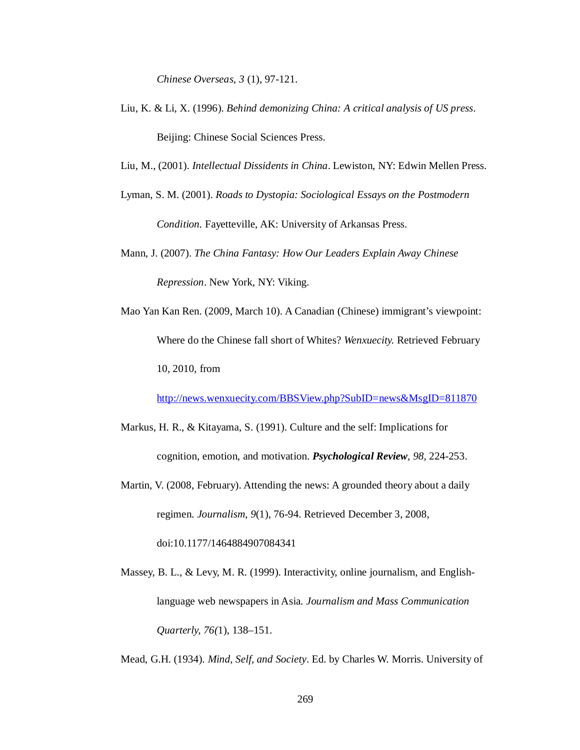*Chinese Overseas, 3* (1), 97-121.

Liu, K. & Li, X. (1996). *Behind demonizing China: A critical analysis of US press*. Beijing: Chinese Social Sciences Press.

Liu, M., (2001). *Intellectual Dissidents in China*. Lewiston, NY: Edwin Mellen Press.

Lyman, S. M. (2001). *Roads to Dystopia: Sociological Essays on the Postmodern Condition.* Fayetteville, AK: University of Arkansas Press.

Mann, J. (2007). *The China Fantasy: How Our Leaders Explain Away Chinese Repression*. New York, NY: Viking.

Mao Yan Kan Ren. (2009, March 10). A Canadian (Chinese) immigrant's viewpoint: Where do the Chinese fall short of Whites? *Wenxuecity.* Retrieved February 10, 2010, from http://news.wenxuecity.com/BBSView.php?SubID=news&MsgID=811870

Markus, H. R., & Kitayama, S. (1991). Culture and the self: Implications for cognition, emotion, and motivation. ***Psychological Review**, 98*, 224-253.

Martin, V. (2008, February). Attending the news: A grounded theory about a daily regimen. *Journalism*, *9*(1), 76-94. Retrieved December 3, 2008, doi:10.1177/1464884907084341

Massey, B. L., & Levy, M. R. (1999). Interactivity, online journalism, and English-language web newspapers in Asia. *Journalism and Mass Communication Quarterly, 76(*1), 138–151.

Mead, G.H. (1934). *Mind, Self, and Society*. Ed. by Charles W. Morris. University of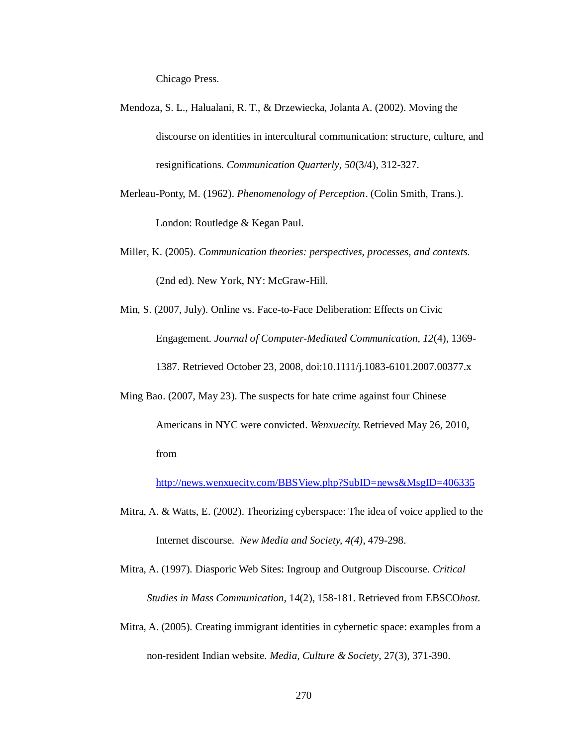Chicago Press.

Mendoza, S. L., Halualani, R. T., & Drzewiecka, Jolanta A. (2002). Moving the discourse on identities in intercultural communication: structure, culture, and resignifications. *Communication Quarterly*, *50*(3/4), 312-327.

Merleau-Ponty, M. (1962). *Phenomenology of Perception*. (Colin Smith, Trans.). London: Routledge & Kegan Paul.

Miller, K. (2005). *Communication theories: perspectives, processes, and contexts.* (2nd ed). New York, NY: McGraw-Hill.

Min, S. (2007, July). Online vs. Face-to-Face Deliberation: Effects on Civic Engagement. *Journal of Computer-Mediated Communication*, *12*(4), 1369-1387. Retrieved October 23, 2008, doi:10.1111/j.1083-6101.2007.00377.x

Ming Bao. (2007, May 23). The suspects for hate crime against four Chinese Americans in NYC were convicted. *Wenxuecity.* Retrieved May 26, 2010, from http://news.wenxuecity.com/BBSView.php?SubID=news&MsgID=406335

Mitra, A. & Watts, E. (2002). Theorizing cyberspace: The idea of voice applied to the Internet discourse. *New Media and Society, 4(4)*, 479-298.

Mitra, A. (1997). Diasporic Web Sites: Ingroup and Outgroup Discourse. *Critical Studies in Mass Communication*, 14(2), 158-181. Retrieved from EBSCO*host.*

Mitra, A. (2005). Creating immigrant identities in cybernetic space: examples from a non-resident Indian website. *Media, Culture & Society*, 27(3), 371-390.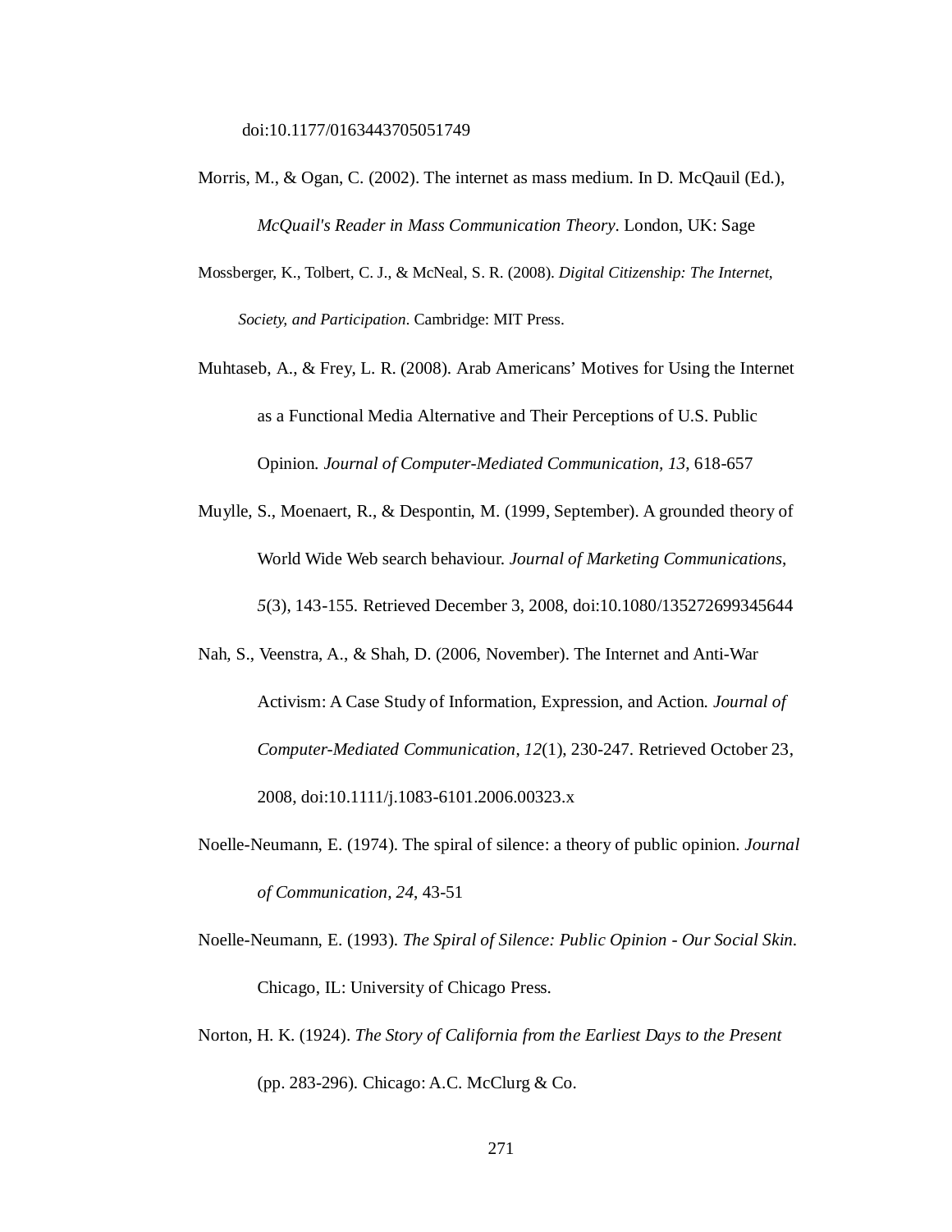doi:10.1177/0163443705051749

Morris, M., & Ogan, C. (2002). The internet as mass medium. In D. McQauil (Ed.), *McQuail's Reader in Mass Communication Theory*. London, UK: Sage

Mossberger, K., Tolbert, C. J., & McNeal, S. R. (2008). *Digital Citizenship: The Internet, Society, and Participation*. Cambridge: MIT Press.

Muhtaseb, A., & Frey, L. R. (2008). Arab Americans' Motives for Using the Internet as a Functional Media Alternative and Their Perceptions of U.S. Public Opinion. *Journal of Computer-Mediated Communication, 13*, 618-657

Muylle, S., Moenaert, R., & Despontin, M. (1999, September). A grounded theory of World Wide Web search behaviour. *Journal of Marketing Communications*, *5*(3), 143-155. Retrieved December 3, 2008, doi:10.1080/135272699345644

Nah, S., Veenstra, A., & Shah, D. (2006, November). The Internet and Anti-War Activism: A Case Study of Information, Expression, and Action. *Journal of Computer-Mediated Communication*, *12*(1), 230-247. Retrieved October 23, 2008, doi:10.1111/j.1083-6101.2006.00323.x

Noelle-Neumann, E. (1974). The spiral of silence: a theory of public opinion. *Journal of Communication*, *24*, 43-51

Noelle-Neumann, E. (1993). *The Spiral of Silence: Public Opinion - Our Social Skin.* Chicago, IL: University of Chicago Press.

Norton, H. K. (1924). *The Story of California from the Earliest Days to the Present* (pp. 283-296). Chicago: A.C. McClurg & Co.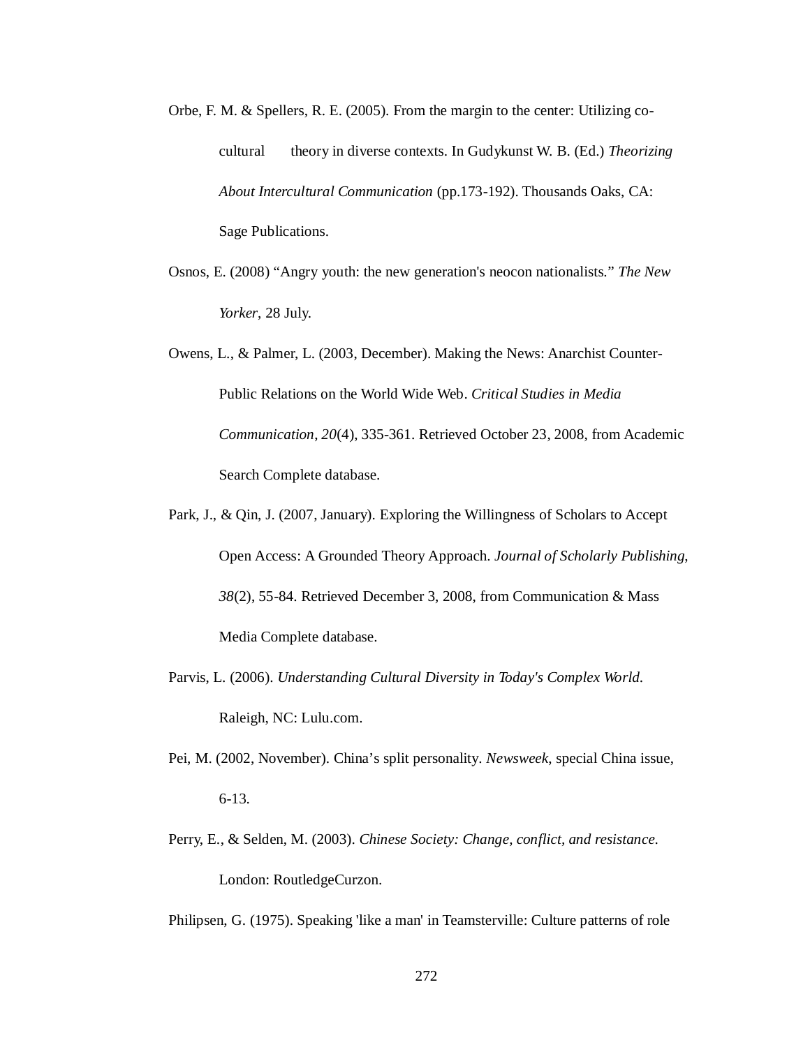Orbe, F. M. & Spellers, R. E. (2005). From the margin to the center: Utilizing co-cultural theory in diverse contexts. In Gudykunst W. B. (Ed.) *Theorizing About Intercultural Communication* (pp.173-192). Thousands Oaks, CA: Sage Publications.

Osnos, E. (2008) "Angry youth: the new generation's neocon nationalists." *The New Yorker*, 28 July.

Owens, L., & Palmer, L. (2003, December). Making the News: Anarchist Counter-Public Relations on the World Wide Web. *Critical Studies in Media Communication*, *20*(4), 335-361. Retrieved October 23, 2008, from Academic Search Complete database.

Park, J., & Qin, J. (2007, January). Exploring the Willingness of Scholars to Accept Open Access: A Grounded Theory Approach. *Journal of Scholarly Publishing*, *38*(2), 55-84. Retrieved December 3, 2008, from Communication & Mass Media Complete database.

Parvis, L. (2006). *Understanding Cultural Diversity in Today's Complex World.* Raleigh, NC: Lulu.com.

Pei, M. (2002, November). China's split personality. *Newsweek*, special China issue, 6-13.

Perry, E., & Selden, M. (2003). *Chinese Society: Change, conflict, and resistance.* London: RoutledgeCurzon.

Philipsen, G. (1975). Speaking 'like a man' in Teamsterville: Culture patterns of role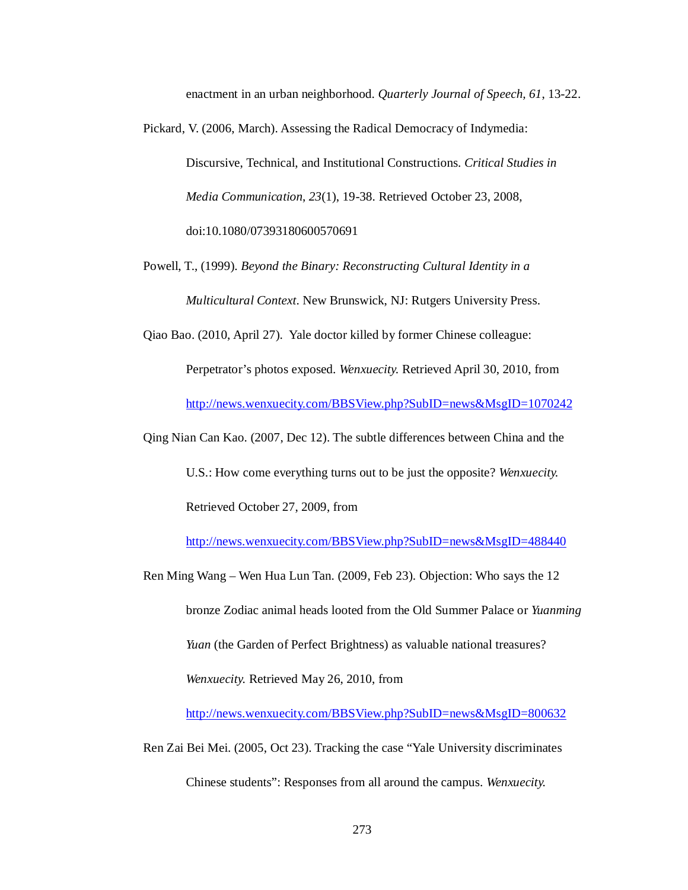enactment in an urban neighborhood. *Quarterly Journal of Speech, 61*, 13-22.

Pickard, V. (2006, March). Assessing the Radical Democracy of Indymedia: Discursive, Technical, and Institutional Constructions. *Critical Studies in Media Communication*, *23*(1), 19-38. Retrieved October 23, 2008, doi:10.1080/07393180600570691

Powell, T., (1999). *Beyond the Binary: Reconstructing Cultural Identity in a Multicultural Context*. New Brunswick, NJ: Rutgers University Press.

Qiao Bao. (2010, April 27). Yale doctor killed by former Chinese colleague: Perpetrator's photos exposed. *Wenxuecity.* Retrieved April 30, 2010, from http://news.wenxuecity.com/BBSView.php?SubID=news&MsgID=1070242

Qing Nian Can Kao. (2007, Dec 12). The subtle differences between China and the U.S.: How come everything turns out to be just the opposite? *Wenxuecity.* Retrieved October 27, 2009, from http://news.wenxuecity.com/BBSView.php?SubID=news&MsgID=488440

Ren Ming Wang – Wen Hua Lun Tan. (2009, Feb 23). Objection: Who says the 12 bronze Zodiac animal heads looted from the Old Summer Palace or *Yuanming Yuan* (the Garden of Perfect Brightness) as valuable national treasures? *Wenxuecity.* Retrieved May 26, 2010, from http://news.wenxuecity.com/BBSView.php?SubID=news&MsgID=800632

Ren Zai Bei Mei. (2005, Oct 23). Tracking the case "Yale University discriminates Chinese students": Responses from all around the campus. *Wenxuecity.*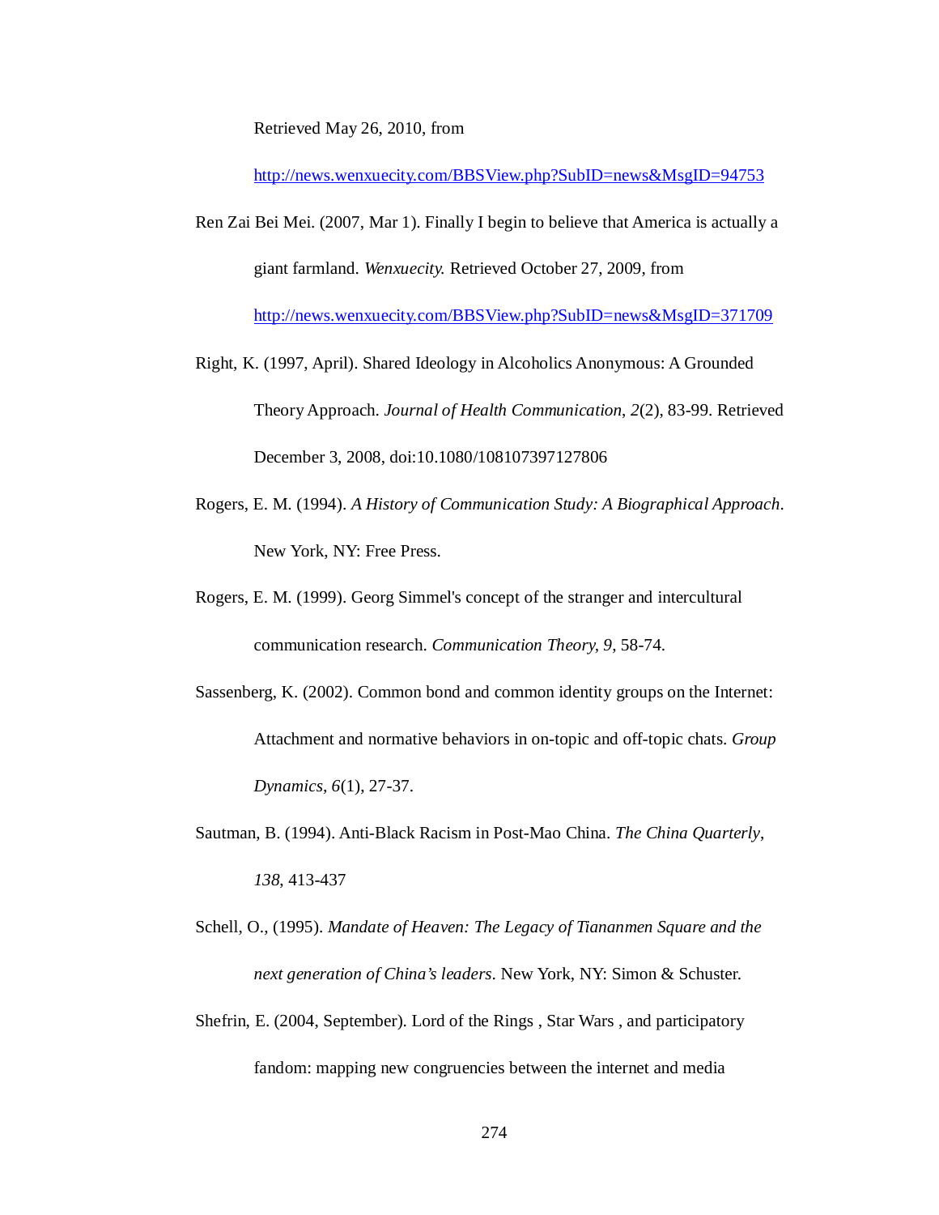Retrieved May 26, 2010, from

http://news.wenxuecity.com/BBSView.php?SubID=news&MsgID=94753

Ren Zai Bei Mei. (2007, Mar 1). Finally I begin to believe that America is actually a giant farmland. *Wenxuecity.* Retrieved October 27, 2009, from http://news.wenxuecity.com/BBSView.php?SubID=news&MsgID=371709

Right, K. (1997, April). Shared Ideology in Alcoholics Anonymous: A Grounded Theory Approach. *Journal of Health Communication*, *2*(2), 83-99. Retrieved December 3, 2008, doi:10.1080/108107397127806

Rogers, E. M. (1994). *A History of Communication Study: A Biographical Approach*. New York, NY: Free Press.

Rogers, E. M. (1999). Georg Simmel's concept of the stranger and intercultural communication research. *Communication Theory, 9*, 58-74.

Sassenberg, K. (2002). Common bond and common identity groups on the Internet: Attachment and normative behaviors in on-topic and off-topic chats. *Group Dynamics*, *6*(1), 27-37.

Sautman, B. (1994). Anti-Black Racism in Post-Mao China. *The China Quarterly*, *138*, 413-437

Schell, O., (1995). *Mandate of Heaven: The Legacy of Tiananmen Square and the next generation of China's leaders*. New York, NY: Simon & Schuster.

Shefrin, E. (2004, September). Lord of the Rings , Star Wars , and participatory fandom: mapping new congruencies between the internet and media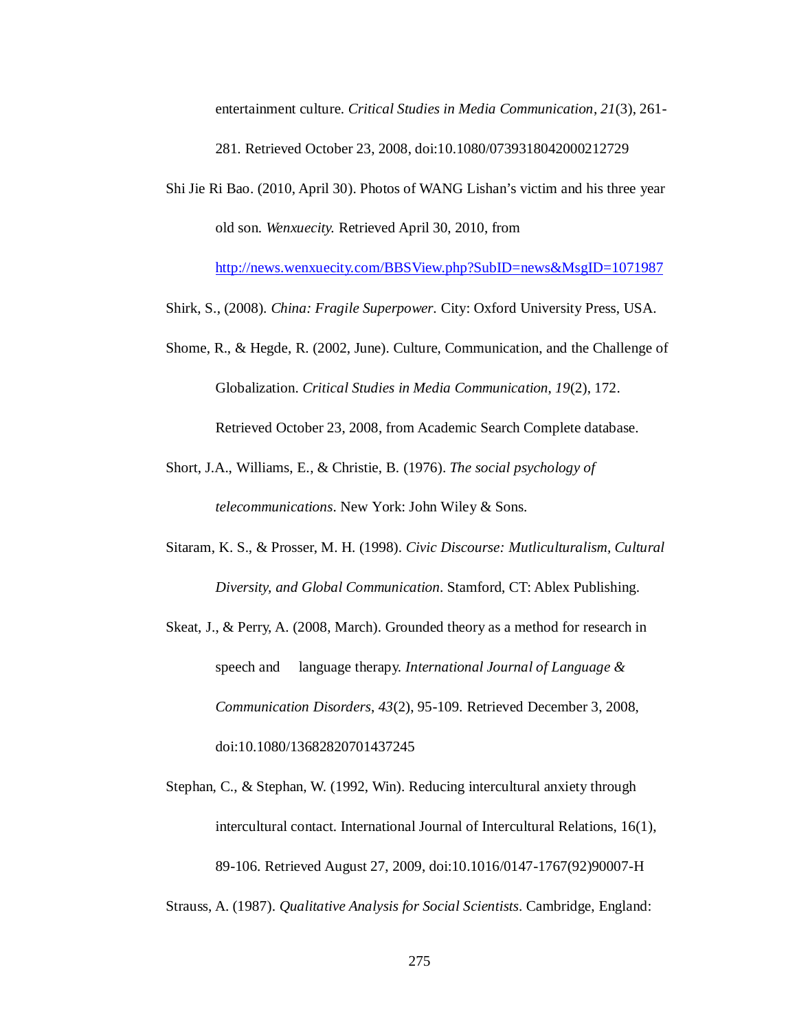entertainment culture. *Critical Studies in Media Communication*, *21*(3), 261-281. Retrieved October 23, 2008, doi:10.1080/0739318042000212729

Shi Jie Ri Bao. (2010, April 30). Photos of WANG Lishan's victim and his three year old son. *Wenxuecity.* Retrieved April 30, 2010, from http://news.wenxuecity.com/BBSView.php?SubID=news&MsgID=1071987

Shirk, S., (2008). *China: Fragile Superpower.* City: Oxford University Press, USA.

Shome, R., & Hegde, R. (2002, June). Culture, Communication, and the Challenge of Globalization. *Critical Studies in Media Communication*, *19*(2), 172. Retrieved October 23, 2008, from Academic Search Complete database.

Short, J.A., Williams, E., & Christie, B. (1976). *The social psychology of telecommunications*. New York: John Wiley & Sons.

Sitaram, K. S., & Prosser, M. H. (1998). *Civic Discourse: Mutliculturalism, Cultural Diversity, and Global Communication*. Stamford, CT: Ablex Publishing.

Skeat, J., & Perry, A. (2008, March). Grounded theory as a method for research in speech and language therapy. *International Journal of Language & Communication Disorders*, *43*(2), 95-109. Retrieved December 3, 2008, doi:10.1080/13682820701437245

Stephan, C., & Stephan, W. (1992, Win). Reducing intercultural anxiety through intercultural contact. International Journal of Intercultural Relations, 16(1), 89-106. Retrieved August 27, 2009, doi:10.1016/0147-1767(92)90007-H

Strauss, A. (1987). *Qualitative Analysis for Social Scientists*. Cambridge, England: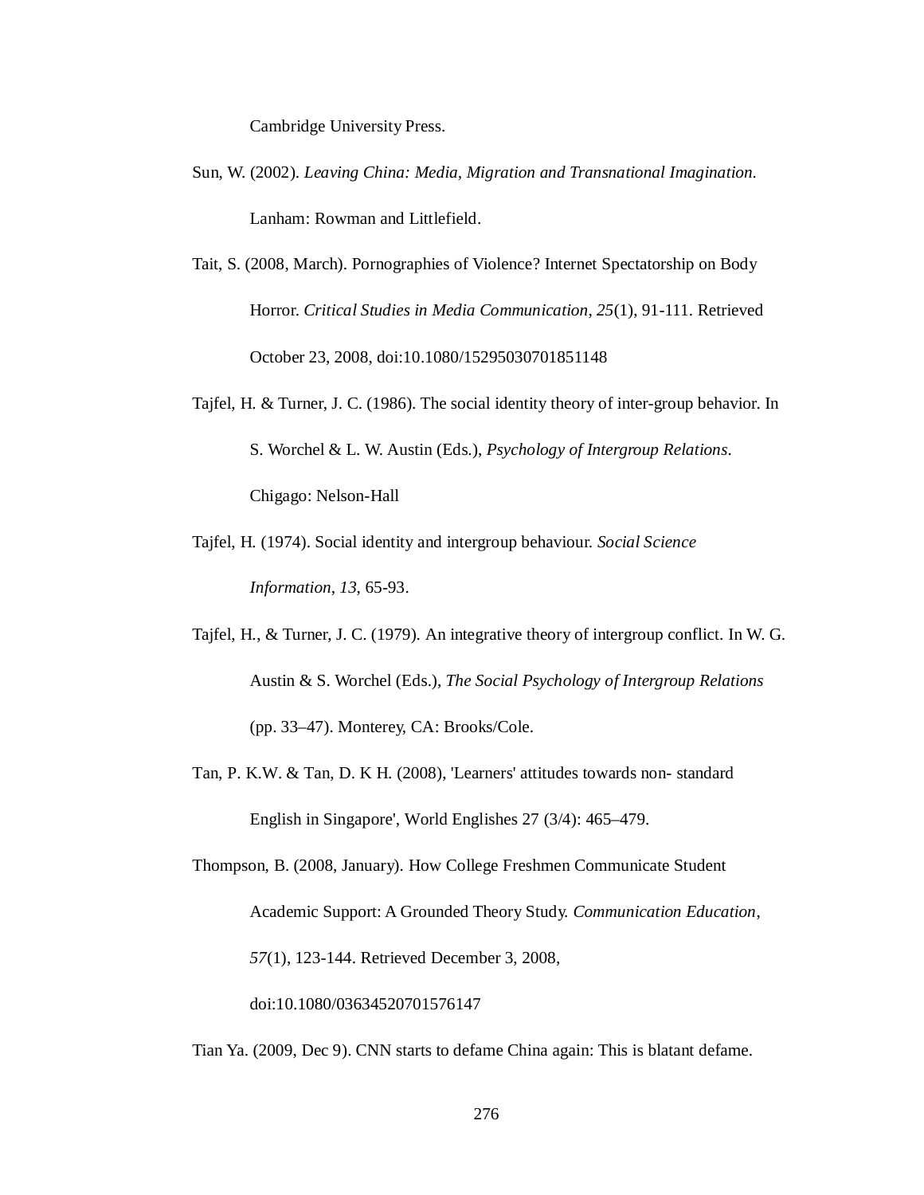Cambridge University Press.

Sun, W. (2002). *Leaving China: Media, Migration and Transnational Imagination*. Lanham: Rowman and Littlefield.

Tait, S. (2008, March). Pornographies of Violence? Internet Spectatorship on Body Horror. *Critical Studies in Media Communication*, *25*(1), 91-111. Retrieved October 23, 2008, doi:10.1080/15295030701851148

Tajfel, H. & Turner, J. C. (1986). The social identity theory of inter-group behavior. In S. Worchel & L. W. Austin (Eds.), *Psychology of Intergroup Relations*. Chigago: Nelson-Hall

Tajfel, H. (1974). Social identity and intergroup behaviour. *Social Science Information*, *13*, 65-93.

Tajfel, H., & Turner, J. C. (1979). An integrative theory of intergroup conflict. In W. G. Austin & S. Worchel (Eds.), *The Social Psychology of Intergroup Relations* (pp. 33–47). Monterey, CA: Brooks/Cole.

Tan, P. K.W. & Tan, D. K H. (2008), 'Learners' attitudes towards non- standard English in Singapore', World Englishes 27 (3/4): 465–479.

Thompson, B. (2008, January). How College Freshmen Communicate Student Academic Support: A Grounded Theory Study. *Communication Education*, *57*(1), 123-144. Retrieved December 3, 2008, doi:10.1080/03634520701576147

Tian Ya. (2009, Dec 9). CNN starts to defame China again: This is blatant defame.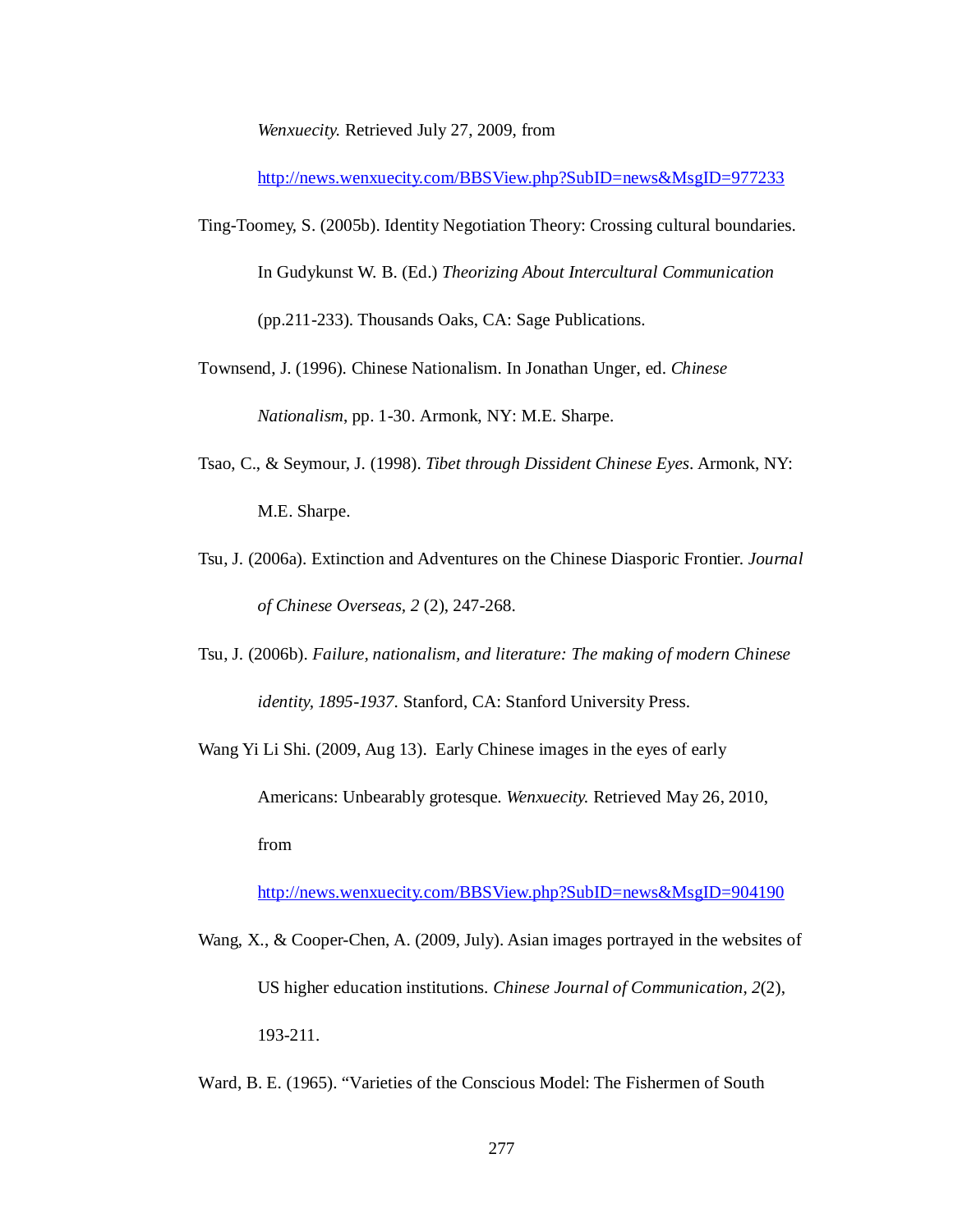*Wenxuecity.* Retrieved July 27, 2009, from http://news.wenxuecity.com/BBSView.php?SubID=news&MsgID=977233

Ting-Toomey, S. (2005b). Identity Negotiation Theory: Crossing cultural boundaries. In Gudykunst W. B. (Ed.) *Theorizing About Intercultural Communication* (pp.211-233). Thousands Oaks, CA: Sage Publications.

Townsend, J. (1996). Chinese Nationalism. In Jonathan Unger, ed. *Chinese Nationalism*, pp. 1-30. Armonk, NY: M.E. Sharpe.

Tsao, C., & Seymour, J. (1998). *Tibet through Dissident Chinese Eyes*. Armonk, NY: M.E. Sharpe.

Tsu, J. (2006a). Extinction and Adventures on the Chinese Diasporic Frontier. *Journal of Chinese Overseas, 2* (2), 247-268.

Tsu, J. (2006b). *Failure, nationalism, and literature: The making of modern Chinese identity, 1895-1937.* Stanford, CA: Stanford University Press.

Wang Yi Li Shi. (2009, Aug 13). Early Chinese images in the eyes of early Americans: Unbearably grotesque. *Wenxuecity.* Retrieved May 26, 2010, from http://news.wenxuecity.com/BBSView.php?SubID=news&MsgID=904190

Wang, X., & Cooper-Chen, A. (2009, July). Asian images portrayed in the websites of US higher education institutions. *Chinese Journal of Communication*, *2*(2), 193-211.

Ward, B. E. (1965). "Varieties of the Conscious Model: The Fishermen of South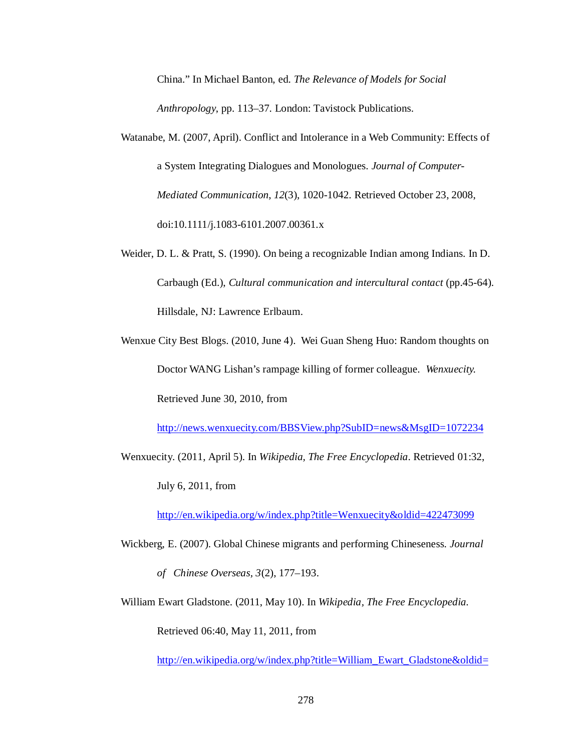China." In Michael Banton, ed. *The Relevance of Models for Social Anthropology*, pp. 113–37. London: Tavistock Publications.

Watanabe, M. (2007, April). Conflict and Intolerance in a Web Community: Effects of a System Integrating Dialogues and Monologues. *Journal of Computer-Mediated Communication*, *12*(3), 1020-1042. Retrieved October 23, 2008, doi:10.1111/j.1083-6101.2007.00361.x

Weider, D. L. & Pratt, S. (1990). On being a recognizable Indian among Indians. In D. Carbaugh (Ed.), *Cultural communication and intercultural contact* (pp.45-64). Hillsdale, NJ: Lawrence Erlbaum.

Wenxue City Best Blogs. (2010, June 4). Wei Guan Sheng Huo: Random thoughts on Doctor WANG Lishan's rampage killing of former colleague. *Wenxuecity.* Retrieved June 30, 2010, from http://news.wenxuecity.com/BBSView.php?SubID=news&MsgID=1072234

Wenxuecity. (2011, April 5). In *Wikipedia, The Free Encyclopedia*. Retrieved 01:32, July 6, 2011, from http://en.wikipedia.org/w/index.php?title=Wenxuecity&oldid=422473099

Wickberg, E. (2007). Global Chinese migrants and performing Chineseness. *Journal of Chinese Overseas*, *3*(2), 177–193.

William Ewart Gladstone. (2011, May 10). In *Wikipedia, The Free Encyclopedia*. Retrieved 06:40, May 11, 2011, from http://en.wikipedia.org/w/index.php?title=William_Ewart_Gladstone&oldid=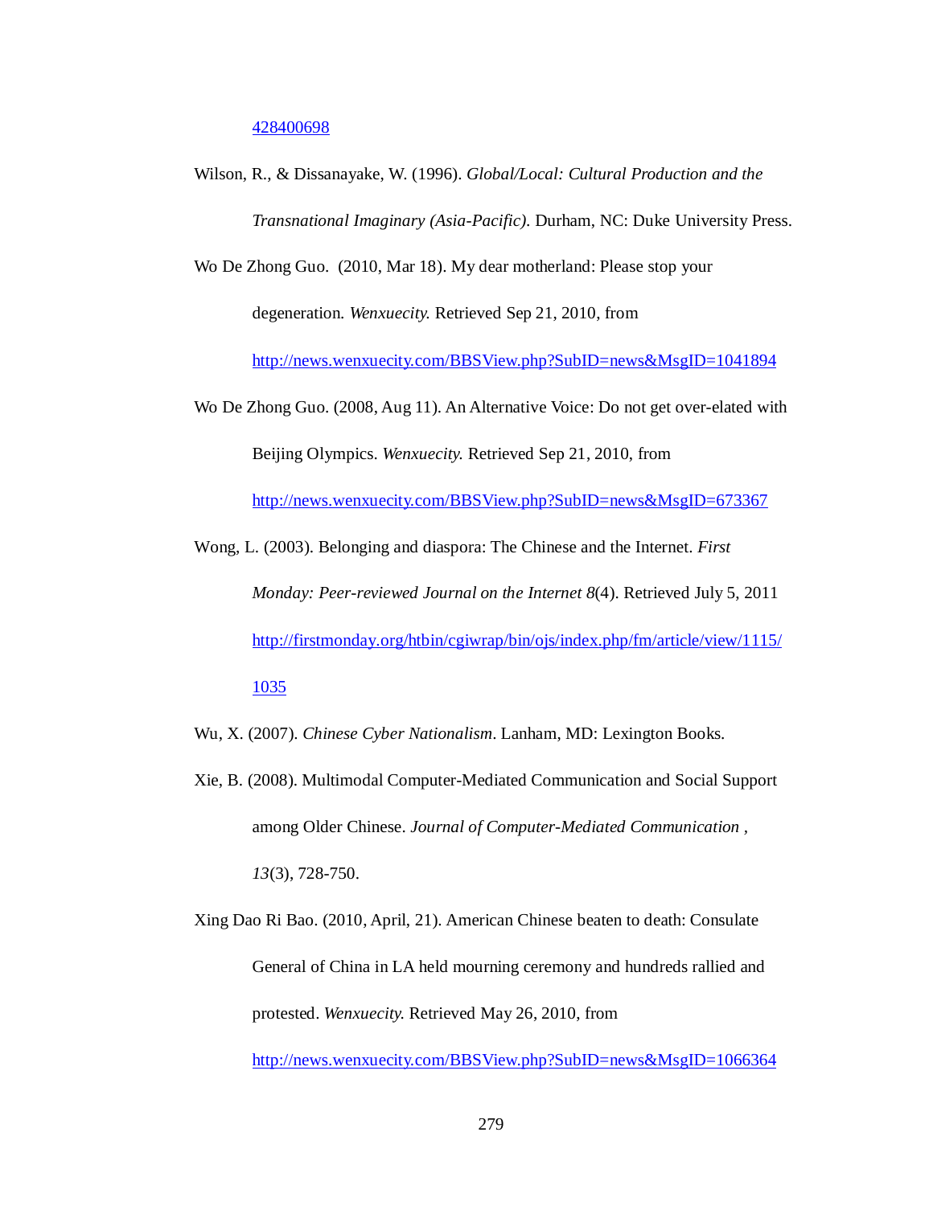428400698

Wilson, R., & Dissanayake, W. (1996). *Global/Local: Cultural Production and the Transnational Imaginary (Asia-Pacific)*. Durham, NC: Duke University Press.

Wo De Zhong Guo. (2010, Mar 18). My dear motherland: Please stop your degeneration. *Wenxuecity.* Retrieved Sep 21, 2010, from http://news.wenxuecity.com/BBSView.php?SubID=news&MsgID=1041894

Wo De Zhong Guo. (2008, Aug 11). An Alternative Voice: Do not get over-elated with Beijing Olympics. *Wenxuecity.* Retrieved Sep 21, 2010, from http://news.wenxuecity.com/BBSView.php?SubID=news&MsgID=673367

Wong, L. (2003). Belonging and diaspora: The Chinese and the Internet. *First Monday: Peer-reviewed Journal on the Internet 8*(4). Retrieved July 5, 2011 http://firstmonday.org/htbin/cgiwrap/bin/ojs/index.php/fm/article/view/1115/1035

Wu, X. (2007). *Chinese Cyber Nationalism*. Lanham, MD: Lexington Books.

Xie, B. (2008). Multimodal Computer-Mediated Communication and Social Support among Older Chinese. *Journal of Computer-Mediated Communication* , *13*(3), 728-750.

Xing Dao Ri Bao. (2010, April, 21). American Chinese beaten to death: Consulate General of China in LA held mourning ceremony and hundreds rallied and protested. *Wenxuecity.* Retrieved May 26, 2010, from http://news.wenxuecity.com/BBSView.php?SubID=news&MsgID=1066364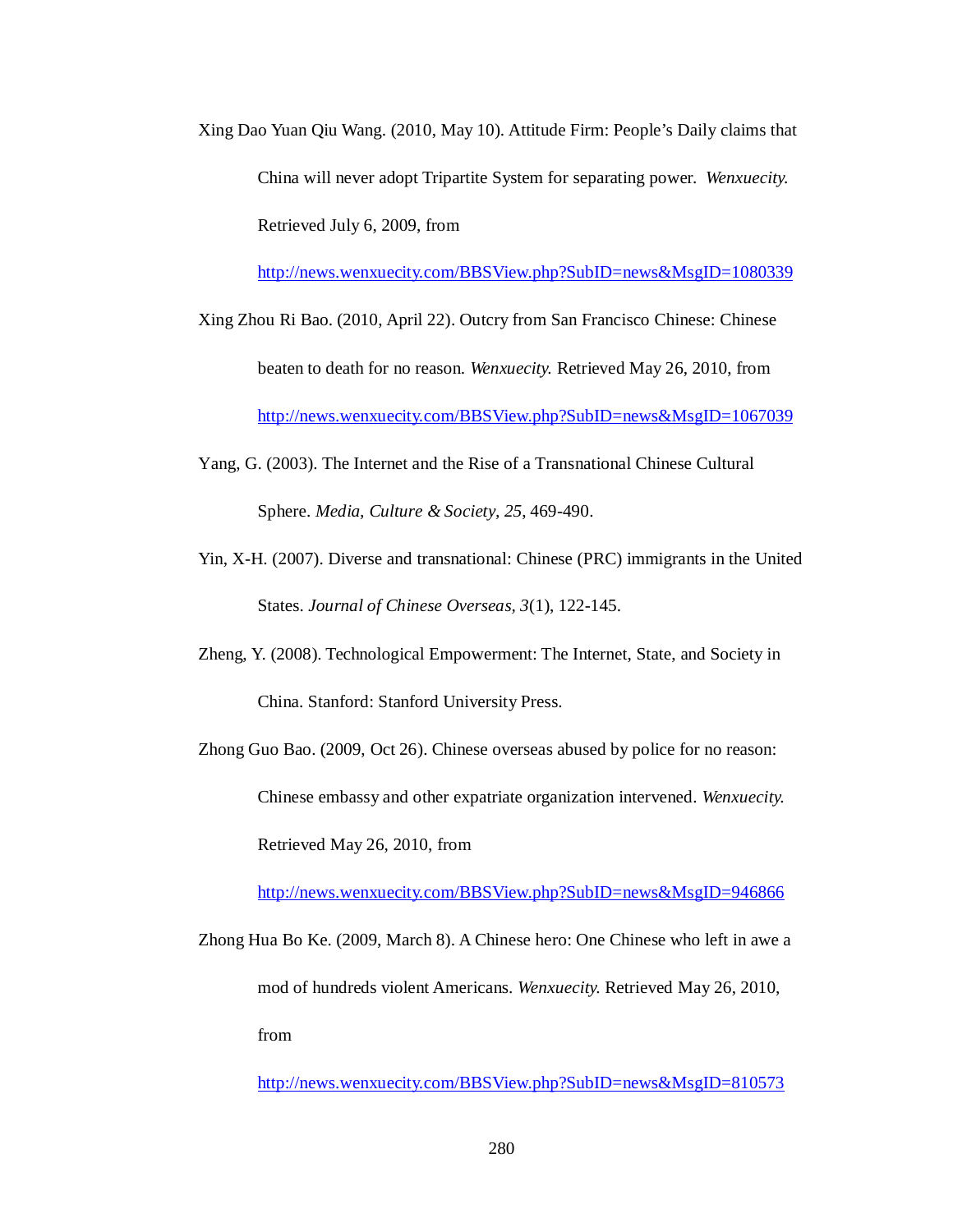Xing Dao Yuan Qiu Wang. (2010, May 10). Attitude Firm: People's Daily claims that China will never adopt Tripartite System for separating power. *Wenxuecity.* Retrieved July 6, 2009, from http://news.wenxuecity.com/BBSView.php?SubID=news&MsgID=1080339

Xing Zhou Ri Bao. (2010, April 22). Outcry from San Francisco Chinese: Chinese beaten to death for no reason. *Wenxuecity.* Retrieved May 26, 2010, from http://news.wenxuecity.com/BBSView.php?SubID=news&MsgID=1067039

Yang, G. (2003). The Internet and the Rise of a Transnational Chinese Cultural Sphere. *Media, Culture & Society, 25*, 469-490.

Yin, X-H. (2007). Diverse and transnational: Chinese (PRC) immigrants in the United States. *Journal of Chinese Overseas, 3*(1), 122-145.

Zheng, Y. (2008). Technological Empowerment: The Internet, State, and Society in China. Stanford: Stanford University Press.

Zhong Guo Bao. (2009, Oct 26). Chinese overseas abused by police for no reason: Chinese embassy and other expatriate organization intervened. *Wenxuecity.* Retrieved May 26, 2010, from http://news.wenxuecity.com/BBSView.php?SubID=news&MsgID=946866

Zhong Hua Bo Ke. (2009, March 8). A Chinese hero: One Chinese who left in awe a mod of hundreds violent Americans. *Wenxuecity.* Retrieved May 26, 2010, from http://news.wenxuecity.com/BBSView.php?SubID=news&MsgID=810573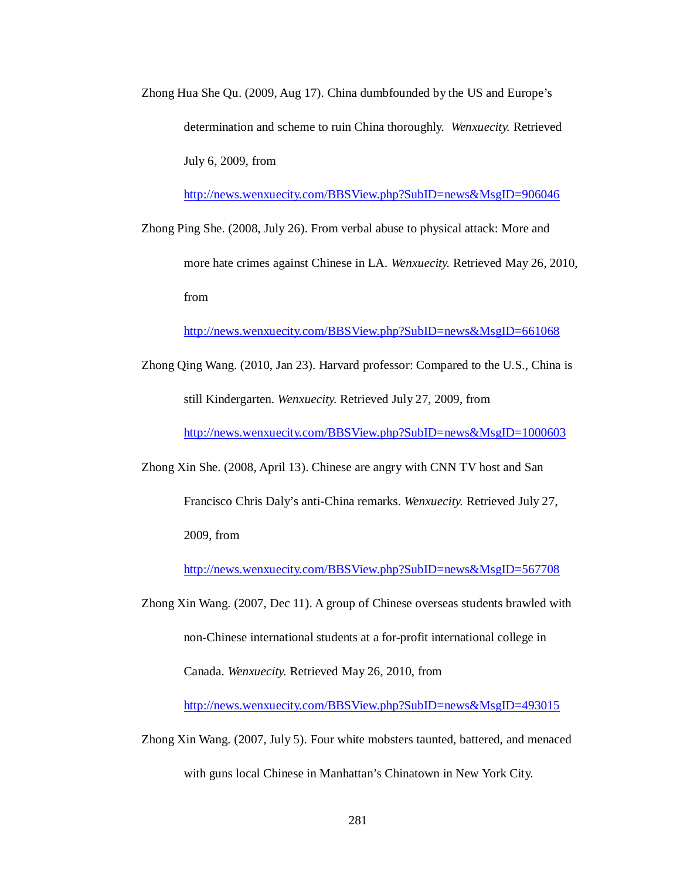Zhong Hua She Qu. (2009, Aug 17). China dumbfounded by the US and Europe's determination and scheme to ruin China thoroughly. *Wenxuecity.* Retrieved July 6, 2009, from http://news.wenxuecity.com/BBSView.php?SubID=news&MsgID=906046

Zhong Ping She. (2008, July 26). From verbal abuse to physical attack: More and more hate crimes against Chinese in LA. *Wenxuecity.* Retrieved May 26, 2010, from http://news.wenxuecity.com/BBSView.php?SubID=news&MsgID=661068

Zhong Qing Wang. (2010, Jan 23). Harvard professor: Compared to the U.S., China is still Kindergarten. *Wenxuecity.* Retrieved July 27, 2009, from http://news.wenxuecity.com/BBSView.php?SubID=news&MsgID=1000603

Zhong Xin She. (2008, April 13). Chinese are angry with CNN TV host and San Francisco Chris Daly's anti-China remarks. *Wenxuecity.* Retrieved July 27, 2009, from http://news.wenxuecity.com/BBSView.php?SubID=news&MsgID=567708

Zhong Xin Wang. (2007, Dec 11). A group of Chinese overseas students brawled with non-Chinese international students at a for-profit international college in Canada. *Wenxuecity.* Retrieved May 26, 2010, from http://news.wenxuecity.com/BBSView.php?SubID=news&MsgID=493015

Zhong Xin Wang. (2007, July 5). Four white mobsters taunted, battered, and menaced with guns local Chinese in Manhattan's Chinatown in New York City.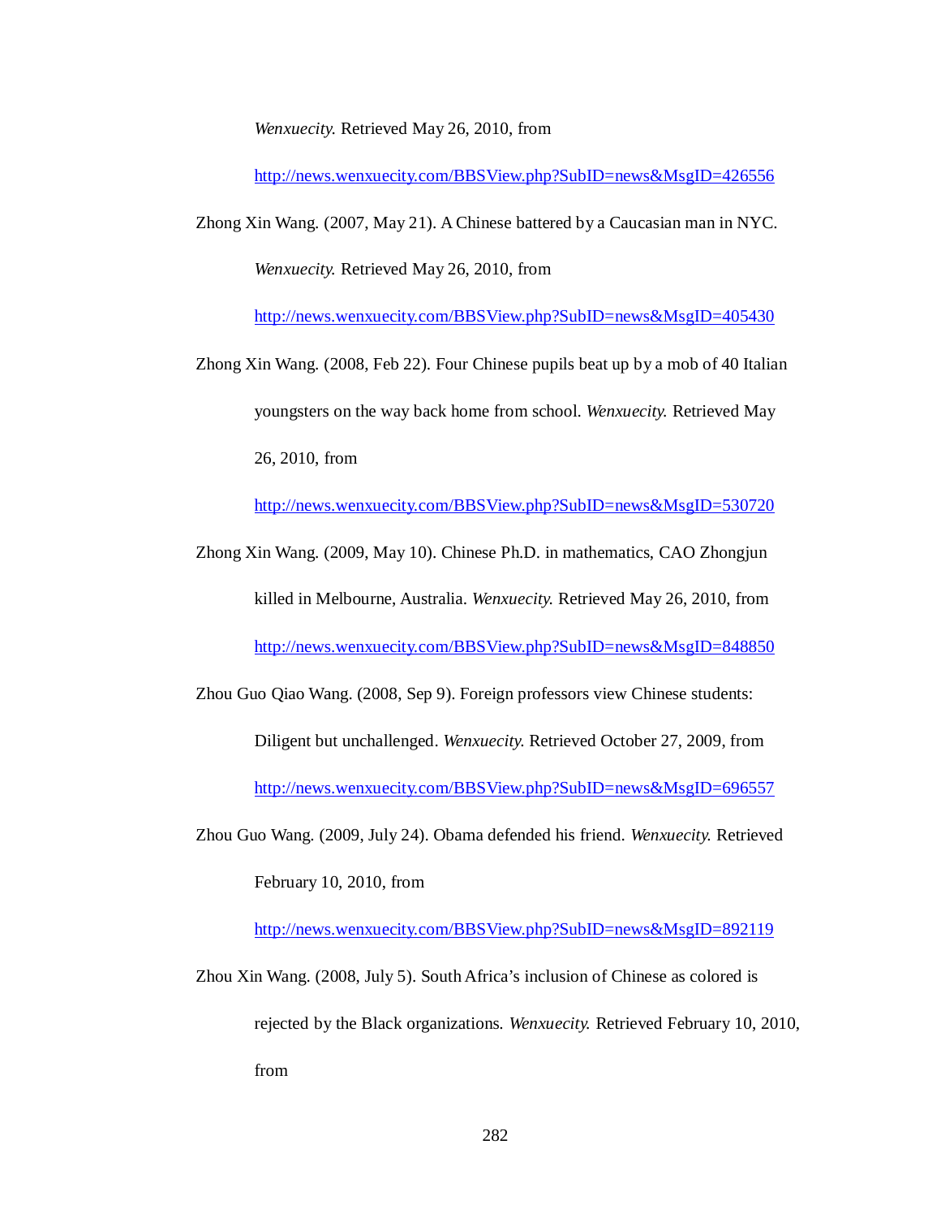*Wenxuecity.* Retrieved May 26, 2010, from http://news.wenxuecity.com/BBSView.php?SubID=news&MsgID=426556

Zhong Xin Wang. (2007, May 21). A Chinese battered by a Caucasian man in NYC. *Wenxuecity.* Retrieved May 26, 2010, from http://news.wenxuecity.com/BBSView.php?SubID=news&MsgID=405430

Zhong Xin Wang. (2008, Feb 22). Four Chinese pupils beat up by a mob of 40 Italian youngsters on the way back home from school. *Wenxuecity.* Retrieved May 26, 2010, from http://news.wenxuecity.com/BBSView.php?SubID=news&MsgID=530720

Zhong Xin Wang. (2009, May 10). Chinese Ph.D. in mathematics, CAO Zhongjun killed in Melbourne, Australia. *Wenxuecity.* Retrieved May 26, 2010, from http://news.wenxuecity.com/BBSView.php?SubID=news&MsgID=848850

Zhou Guo Qiao Wang. (2008, Sep 9). Foreign professors view Chinese students: Diligent but unchallenged. *Wenxuecity.* Retrieved October 27, 2009, from http://news.wenxuecity.com/BBSView.php?SubID=news&MsgID=696557

Zhou Guo Wang. (2009, July 24). Obama defended his friend. *Wenxuecity.* Retrieved February 10, 2010, from http://news.wenxuecity.com/BBSView.php?SubID=news&MsgID=892119

Zhou Xin Wang. (2008, July 5). South Africa's inclusion of Chinese as colored is rejected by the Black organizations. *Wenxuecity.* Retrieved February 10, 2010, from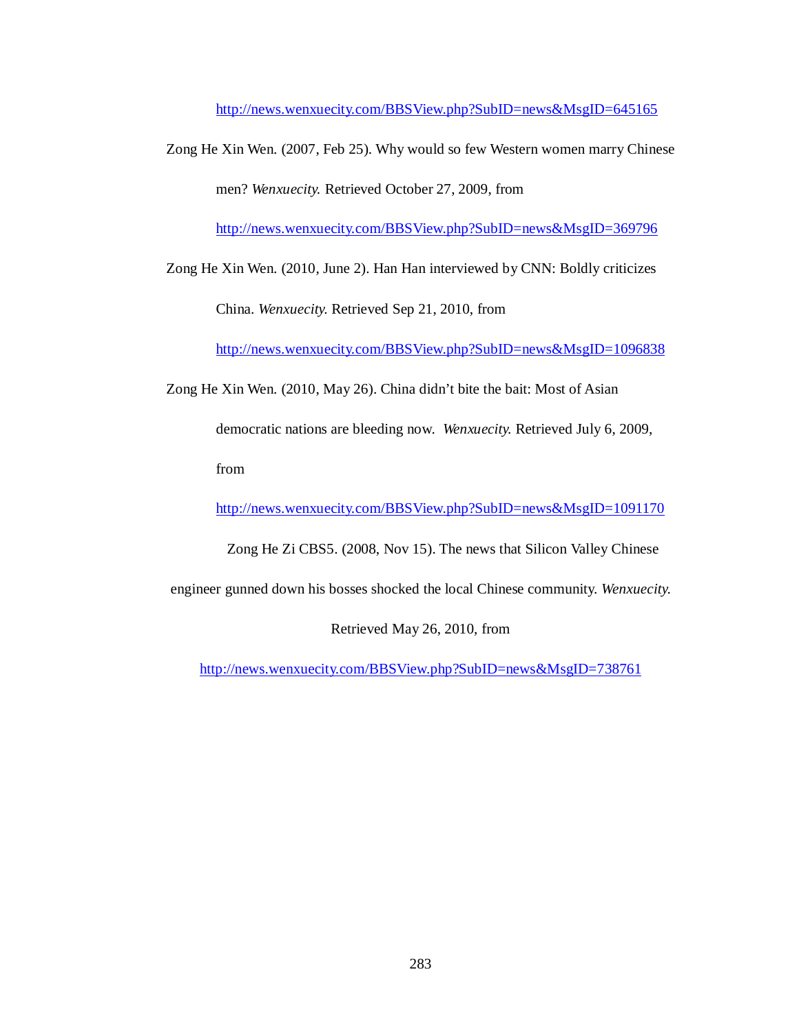http://news.wenxuecity.com/BBSView.php?SubID=news&MsgID=645165

Zong He Xin Wen. (2007, Feb 25). Why would so few Western women marry Chinese men? *Wenxuecity.* Retrieved October 27, 2009, from http://news.wenxuecity.com/BBSView.php?SubID=news&MsgID=369796

Zong He Xin Wen. (2010, June 2). Han Han interviewed by CNN: Boldly criticizes China. *Wenxuecity*. Retrieved Sep 21, 2010, from http://news.wenxuecity.com/BBSView.php?SubID=news&MsgID=1096838

Zong He Xin Wen. (2010, May 26). China didn't bite the bait: Most of Asian democratic nations are bleeding now. *Wenxuecity.* Retrieved July 6, 2009, from http://news.wenxuecity.com/BBSView.php?SubID=news&MsgID=1091170

Zong He Zi CBS5. (2008, Nov 15). The news that Silicon Valley Chinese engineer gunned down his bosses shocked the local Chinese community. *Wenxuecity.* Retrieved May 26, 2010, from http://news.wenxuecity.com/BBSView.php?SubID=news&MsgID=738761